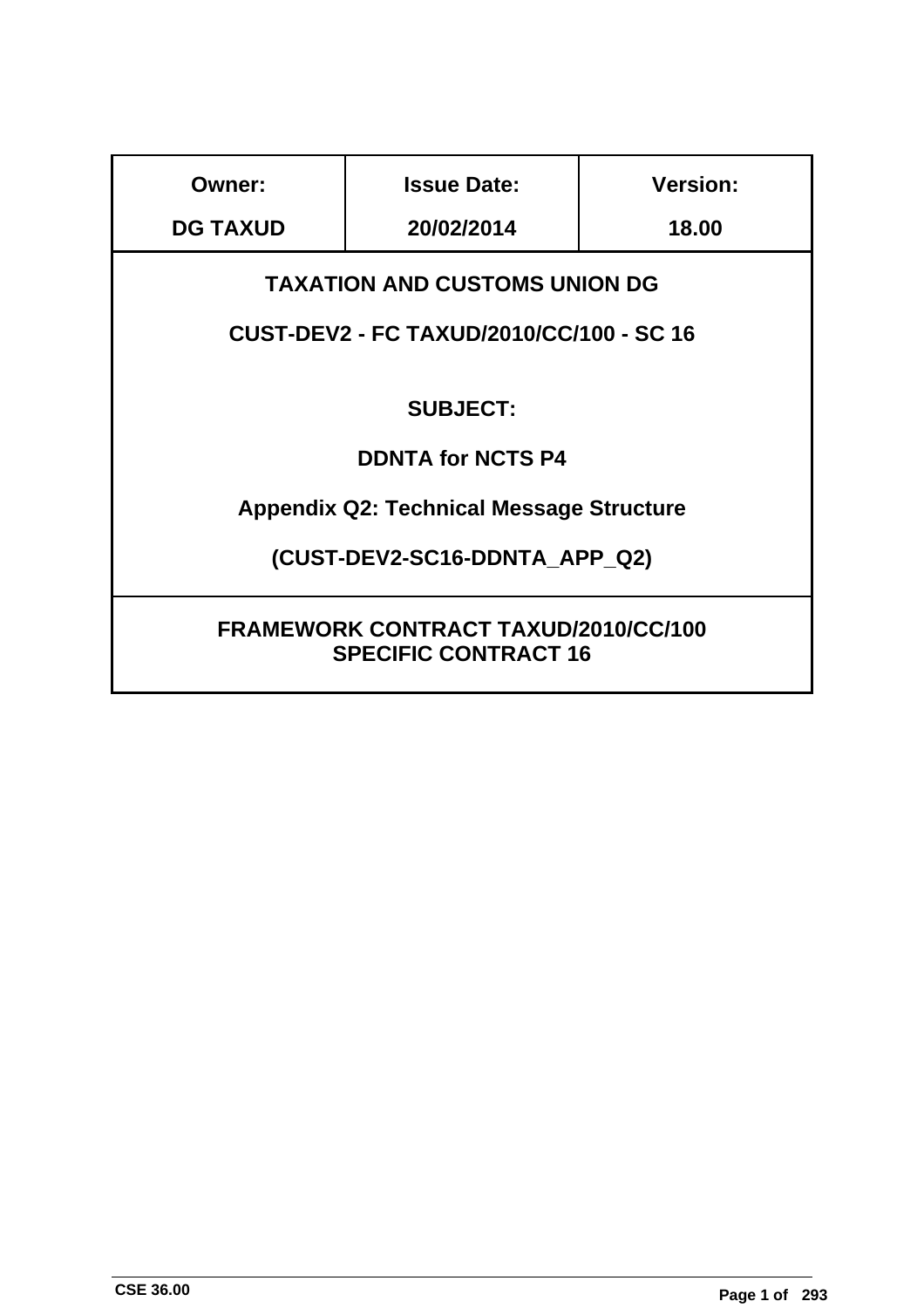| Owner: | Issue Date: | Version: |
|---|---|---|
| DG TAXUD | 20/02/2014 | 18.00 |

**TAXATION AND CUSTOMS UNION DG**

**CUST-DEV2 - FC TAXUD/2010/CC/100 - SC 16**

**SUBJECT:**

**DDNTA for NCTS P4**

**Appendix Q2: Technical Message Structure**

**(CUST-DEV2-SC16-DDNTA_APP_Q2)**

**FRAMEWORK CONTRACT TAXUD/2010/CC/100**
**SPECIFIC CONTRACT 16**

CSE 36.00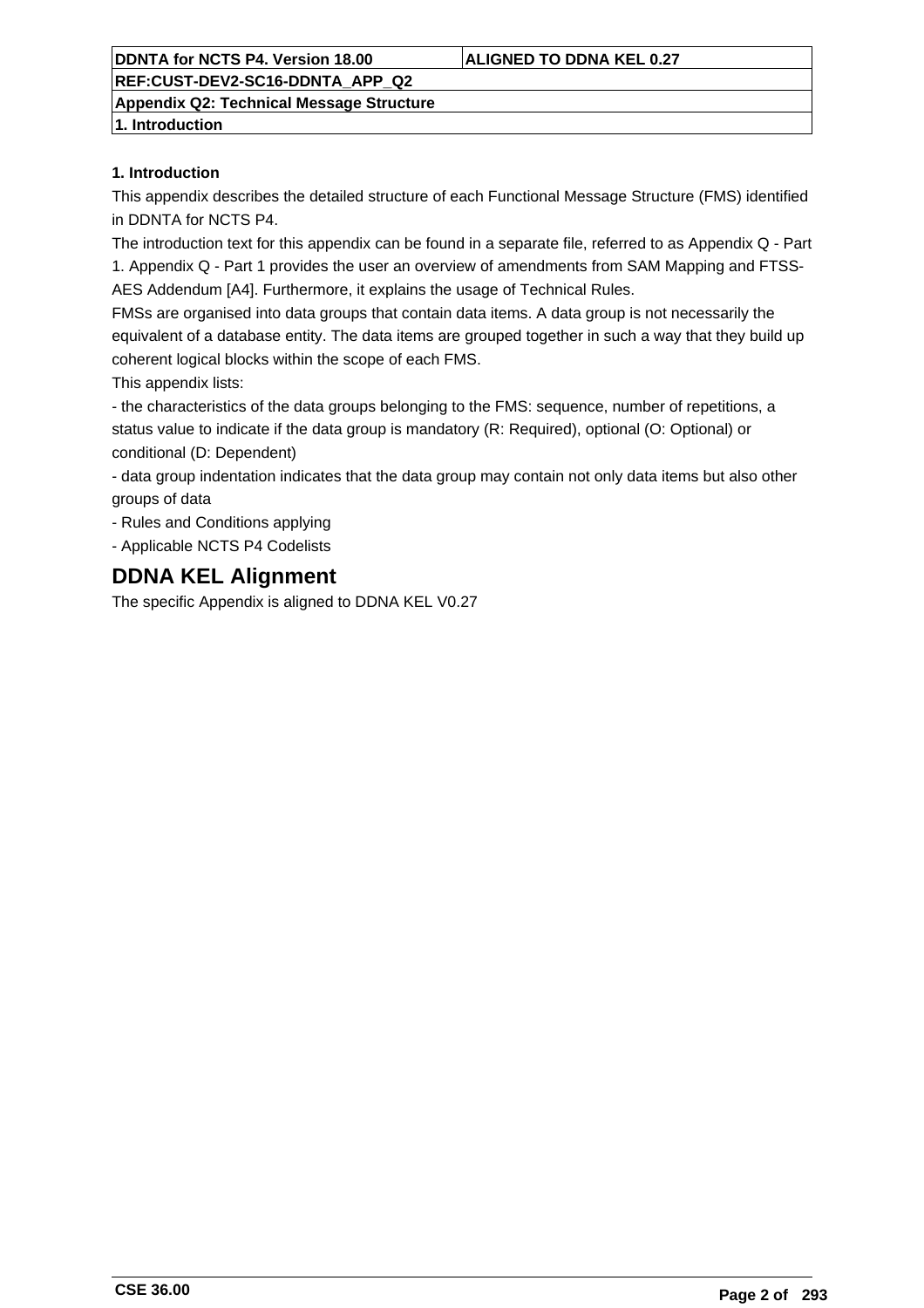## 1. Introduction

This appendix describes the detailed structure of each Functional Message Structure (FMS) identified in DDNTA for NCTS P4.

The introduction text for this appendix can be found in a separate file, referred to as Appendix Q - Part 1. Appendix Q - Part 1 provides the user an overview of amendments from SAM Mapping and FTSS-AES Addendum [A4]. Furthermore, it explains the usage of Technical Rules.

FMSs are organised into data groups that contain data items. A data group is not necessarily the equivalent of a database entity. The data items are grouped together in such a way that they build up coherent logical blocks within the scope of each FMS.

This appendix lists:

- the characteristics of the data groups belonging to the FMS: sequence, number of repetitions, a status value to indicate if the data group is mandatory (R: Required), optional (O: Optional) or conditional (D: Dependent)
- data group indentation indicates that the data group may contain not only data items but also other groups of data
- Rules and Conditions applying
- Applicable NCTS P4 Codelists

# DDNA KEL Alignment

The specific Appendix is aligned to DDNA KEL V0.27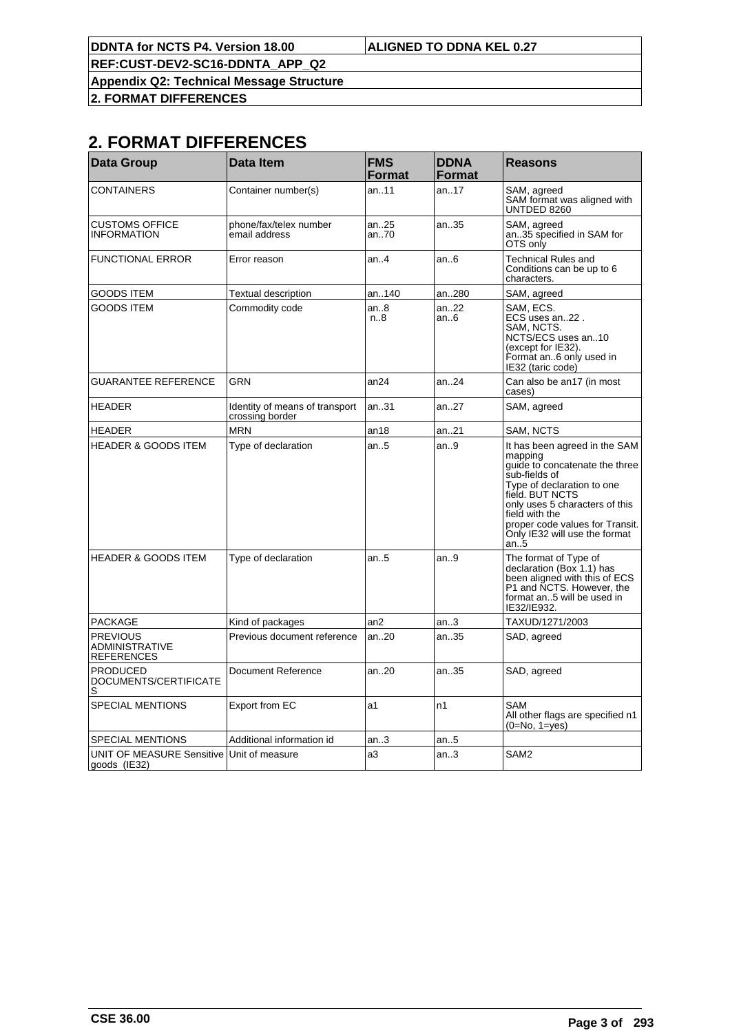## 2. FORMAT DIFFERENCES

| Data Group | Data Item | FMS Format | DDNA Format | Reasons |
|---|---|---|---|---|
| CONTAINERS | Container number(s) | an..11 | an..17 | SAM, agreed<br>SAM format was aligned with UNTDED 8260 |
| CUSTOMS OFFICE INFORMATION | phone/fax/telex number<br>email address | an..25<br>an..70 | an..35 | SAM, agreed<br>an..35 specified in SAM for OTS only |
| FUNCTIONAL ERROR | Error reason | an..4 | an..6 | Technical Rules and Conditions can be up to 6 characters. |
| GOODS ITEM | Textual description | an..140 | an..280 | SAM, agreed |
| GOODS ITEM | Commodity code | an..8<br>n..8 | an..22<br>an..6 | SAM, ECS.<br>ECS uses an..22 .<br>SAM, NCTS.<br>NCTS/ECS uses an..10 (except for IE32).<br>Format an..6 only used in IE32 (taric code) |
| GUARANTEE REFERENCE | GRN | an24 | an..24 | Can also be an17 (in most cases) |
| HEADER | Identity of means of transport crossing border | an..31 | an..27 | SAM, agreed |
| HEADER | MRN | an18 | an..21 | SAM, NCTS |
| HEADER & GOODS ITEM | Type of declaration | an..5 | an..9 | It has been agreed in the SAM mapping<br>guide to concatenate the three sub-fields of<br>Type of declaration to one field. BUT NCTS<br>only uses 5 characters of this field with the<br>proper code values for Transit. Only IE32 will use the format an..5 |
| HEADER & GOODS ITEM | Type of declaration | an..5 | an..9 | The format of Type of declaration (Box 1.1) has been aligned with this of ECS P1 and NCTS. However, the format an..5 will be used in IE32/IE932. |
| PACKAGE | Kind of packages | an2 | an..3 | TAXUD/1271/2003 |
| PREVIOUS ADMINISTRATIVE REFERENCES | Previous document reference | an..20 | an..35 | SAD, agreed |
| PRODUCED DOCUMENTS/CERTIFICATES | Document Reference | an..20 | an..35 | SAD, agreed |
| SPECIAL MENTIONS | Export from EC | a1 | n1 | SAM<br>All other flags are specified n1 (0=No, 1=yes) |
| SPECIAL MENTIONS | Additional information id | an..3 | an..5 | |
| UNIT OF MEASURE Sensitive goods (IE32) | Unit of measure | a3 | an..3 | SAM2 |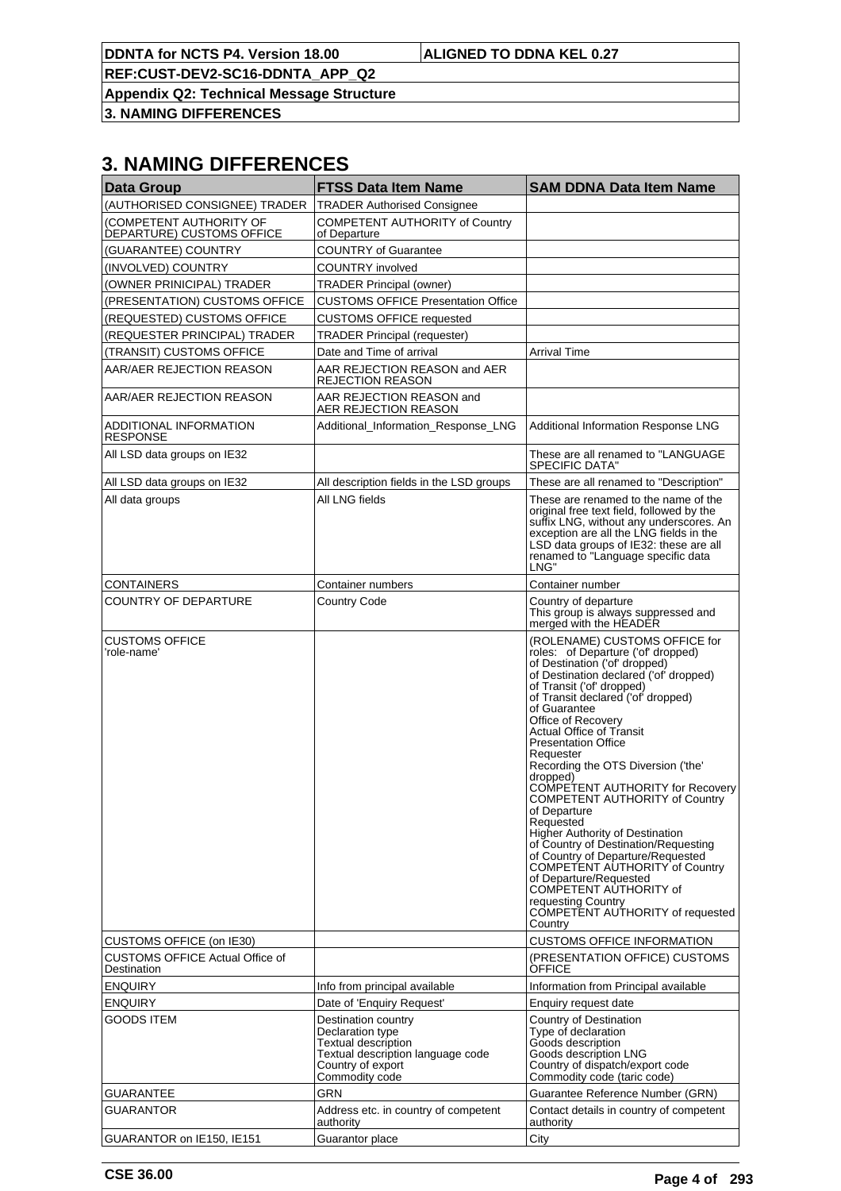# 3. NAMING DIFFERENCES

| Data Group | FTSS Data Item Name | SAM DDNA Data Item Name |
|---|---|---|
| (AUTHORISED CONSIGNEE) TRADER | TRADER Authorised Consignee | |
| (COMPETENT AUTHORITY OF DEPARTURE) CUSTOMS OFFICE | COMPETENT AUTHORITY of Country of Departure | |
| (GUARANTEE) COUNTRY | COUNTRY of Guarantee | |
| (INVOLVED) COUNTRY | COUNTRY involved | |
| (OWNER PRINCIPAL) TRADER | TRADER Principal (owner) | |
| (PRESENTATION) CUSTOMS OFFICE | CUSTOMS OFFICE Presentation Office | |
| (REQUESTED) CUSTOMS OFFICE | CUSTOMS OFFICE requested | |
| (REQUESTER PRINCIPAL) TRADER | TRADER Principal (requester) | |
| (TRANSIT) CUSTOMS OFFICE | Date and Time of arrival | Arrival Time |
| AAR/AER REJECTION REASON | AAR REJECTION REASON and AER REJECTION REASON | |
| AAR/AER REJECTION REASON | AAR REJECTION REASON and AER REJECTION REASON | |
| ADDITIONAL INFORMATION RESPONSE | Additional_Information_Response_LNG | Additional Information Response LNG |
| All LSD data groups on IE32 | | These are all renamed to "LANGUAGE SPECIFIC DATA" |
| All LSD data groups on IE32 | All description fields in the LSD groups | These are all renamed to "Description" |
| All data groups | All LNG fields | These are renamed to the name of the original free text field, followed by the suffix LNG, without any underscores. An exception are all the LNG fields in the LSD data groups of IE32: these are all renamed to "Language specific data LNG" |
| CONTAINERS | Container numbers | Container number |
| COUNTRY OF DEPARTURE | Country Code | Country of departure<br>This group is always suppressed and merged with the HEADER |
| CUSTOMS OFFICE<br>'role-name' | | (ROLENAME) CUSTOMS OFFICE for roles: of Departure ('of' dropped)<br>of Destination ('of' dropped)<br>of Destination declared ('of' dropped)<br>of Transit ('of' dropped)<br>of Transit declared ('of' dropped)<br>of Guarantee<br>Office of Recovery<br>Actual Office of Transit<br>Presentation Office<br>Requester<br>Recording the OTS Diversion ('the' dropped)<br>COMPETENT AUTHORITY for Recovery<br>COMPETENT AUTHORITY of Country of Departure<br>Requested<br>Higher Authority of Destination<br>of Country of Destination/Requesting<br>of Country of Departure/Requested<br>COMPETENT AUTHORITY of Country of Departure/Requested<br>COMPETENT AUTHORITY of requesting Country<br>COMPETENT AUTHORITY of requested Country |
| CUSTOMS OFFICE (on IE30) | | CUSTOMS OFFICE INFORMATION |
| CUSTOMS OFFICE Actual Office of Destination | | (PRESENTATION OFFICE) CUSTOMS OFFICE |
| ENQUIRY | Info from principal available | Information from Principal available |
| ENQUIRY | Date of 'Enquiry Request' | Enquiry request date |
| GOODS ITEM | Destination country<br>Declaration type<br>Textual description<br>Textual description language code<br>Country of export<br>Commodity code | Country of Destination<br>Type of declaration<br>Goods description<br>Goods description LNG<br>Country of dispatch/export code<br>Commodity code (taric code) |
| GUARANTEE | GRN | Guarantee Reference Number (GRN) |
| GUARANTOR | Address etc. in country of competent authority | Contact details in country of competent authority |
| GUARANTOR on IE150, IE151 | Guarantor place | City |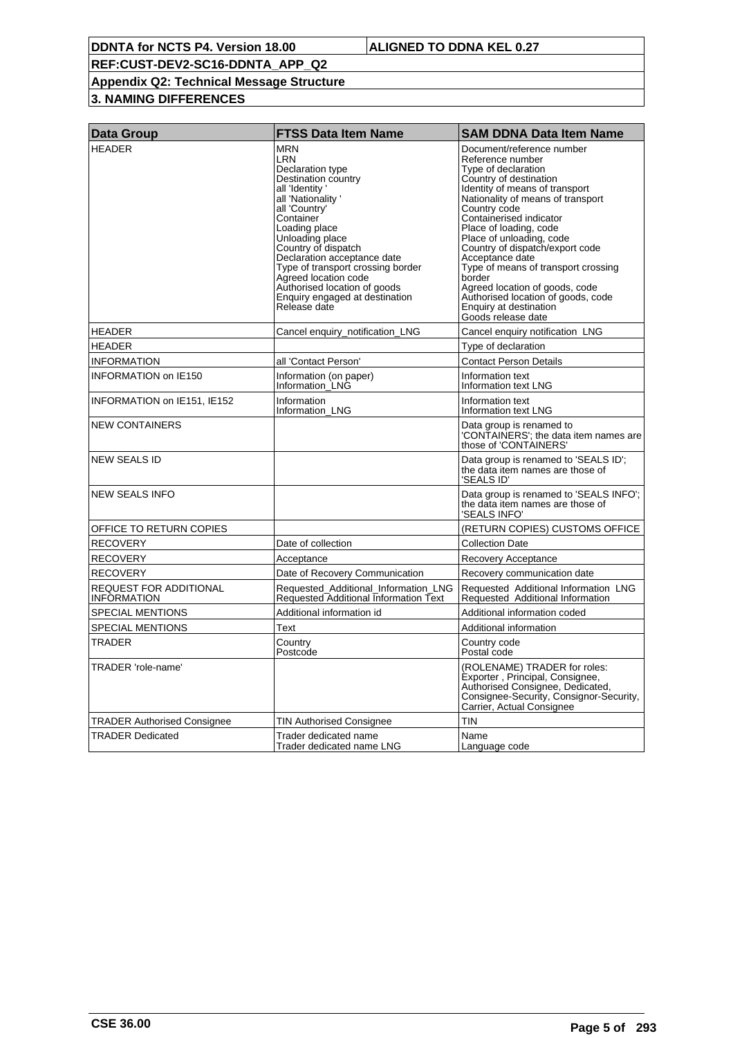**DDNTA for NCTS P4. Version 18.00** | **ALIGNED TO DDNA KEL 0.27**

**REF:CUST-DEV2-SC16-DDNTA_APP_Q2**

**Appendix Q2: Technical Message Structure**

**3. NAMING DIFFERENCES**

| Data Group | FTSS Data Item Name | SAM DDNA Data Item Name |
|---|---|---|
| HEADER | MRN<br>LRN<br>Declaration type<br>Destination country<br>all 'Identity '<br>all 'Nationality '<br>all 'Country'<br>Container<br>Loading place<br>Unloading place<br>Country of dispatch<br>Declaration acceptance date<br>Type of transport crossing border<br>Agreed location code<br>Authorised location of goods<br>Enquiry engaged at destination<br>Release date | Document/reference number<br>Reference number<br>Type of declaration<br>Country of destination<br>Identity of means of transport<br>Nationality of means of transport<br>Country code<br>Containerised indicator<br>Place of loading, code<br>Place of unloading, code<br>Country of dispatch/export code<br>Acceptance date<br>Type of means of transport crossing border<br>Agreed location of goods, code<br>Authorised location of goods, code<br>Enquiry at destination<br>Goods release date |
| HEADER | Cancel enquiry_notification_LNG | Cancel enquiry notification LNG |
| HEADER | | Type of declaration |
| INFORMATION | all 'Contact Person' | Contact Person Details |
| INFORMATION on IE150 | Information (on paper)<br>Information_LNG | Information text<br>Information text LNG |
| INFORMATION on IE151, IE152 | Information<br>Information_LNG | Information text<br>Information text LNG |
| NEW CONTAINERS | | Data group is renamed to 'CONTAINERS'; the data item names are those of 'CONTAINERS' |
| NEW SEALS ID | | Data group is renamed to 'SEALS ID'; the data item names are those of 'SEALS ID' |
| NEW SEALS INFO | | Data group is renamed to 'SEALS INFO'; the data item names are those of 'SEALS INFO' |
| OFFICE TO RETURN COPIES | | (RETURN COPIES) CUSTOMS OFFICE |
| RECOVERY | Date of collection | Collection Date |
| RECOVERY | Acceptance | Recovery Acceptance |
| RECOVERY | Date of Recovery Communication | Recovery communication date |
| REQUEST FOR ADDITIONAL INFORMATION | Requested_Additional_Information_LNG<br>Requested Additional Information Text | Requested Additional Information LNG<br>Requested Additional Information |
| SPECIAL MENTIONS | Additional information id | Additional information coded |
| SPECIAL MENTIONS | Text | Additional information |
| TRADER | Country<br>Postcode | Country code<br>Postal code |
| TRADER 'role-name' | | (ROLENAME) TRADER for roles: Exporter , Principal, Consignee, Authorised Consignee, Dedicated, Consignee-Security, Consignor-Security, Carrier, Actual Consignee |
| TRADER Authorised Consignee | TIN Authorised Consignee | TIN |
| TRADER Dedicated | Trader dedicated name<br>Trader dedicated name LNG | Name<br>Language code |

CSE 36.00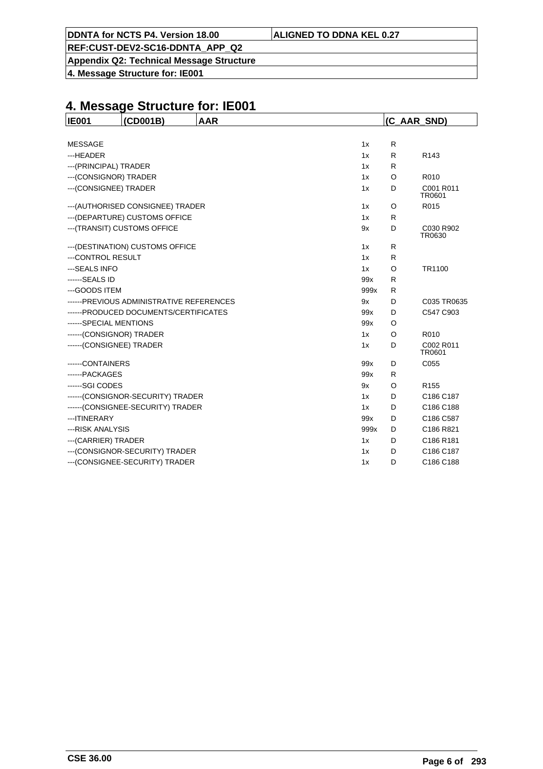# 4. Message Structure for: IE001

| IE001 | (CD001B) | AAR | (C_AAR_SND) |
|---|---|---|---|

| | | | |
|---|---|---|---|
| MESSAGE | 1x | R | |
| ---HEADER | 1x | R | R143 |
| ---(PRINCIPAL) TRADER | 1x | R | |
| ---(CONSIGNOR) TRADER | 1x | O | R010 |
| ---(CONSIGNEE) TRADER | 1x | D | C001 R011 TR0601 |
| ---(AUTHORISED CONSIGNEE) TRADER | 1x | O | R015 |
| ---(DEPARTURE) CUSTOMS OFFICE | 1x | R | |
| ---(TRANSIT) CUSTOMS OFFICE | 9x | D | C030 R902 TR0630 |
| ---(DESTINATION) CUSTOMS OFFICE | 1x | R | |
| ---CONTROL RESULT | 1x | R | |
| ---SEALS INFO | 1x | O | TR1100 |
| ------SEALS ID | 99x | R | |
| ---GOODS ITEM | 999x | R | |
| ------PREVIOUS ADMINISTRATIVE REFERENCES | 9x | D | C035 TR0635 |
| ------PRODUCED DOCUMENTS/CERTIFICATES | 99x | D | C547 C903 |
| ------SPECIAL MENTIONS | 99x | O | |
| ------(CONSIGNOR) TRADER | 1x | O | R010 |
| ------(CONSIGNEE) TRADER | 1x | D | C002 R011 TR0601 |
| ------CONTAINERS | 99x | D | C055 |
| ------PACKAGES | 99x | R | |
| ------SGI CODES | 9x | O | R155 |
| ------(CONSIGNOR-SECURITY) TRADER | 1x | D | C186 C187 |
| ------(CONSIGNEE-SECURITY) TRADER | 1x | D | C186 C188 |
| ---ITINERARY | 99x | D | C186 C587 |
| ---RISK ANALYSIS | 999x | D | C186 R821 |
| ---(CARRIER) TRADER | 1x | D | C186 R181 |
| ---(CONSIGNOR-SECURITY) TRADER | 1x | D | C186 C187 |
| ---(CONSIGNEE-SECURITY) TRADER | 1x | D | C186 C188 |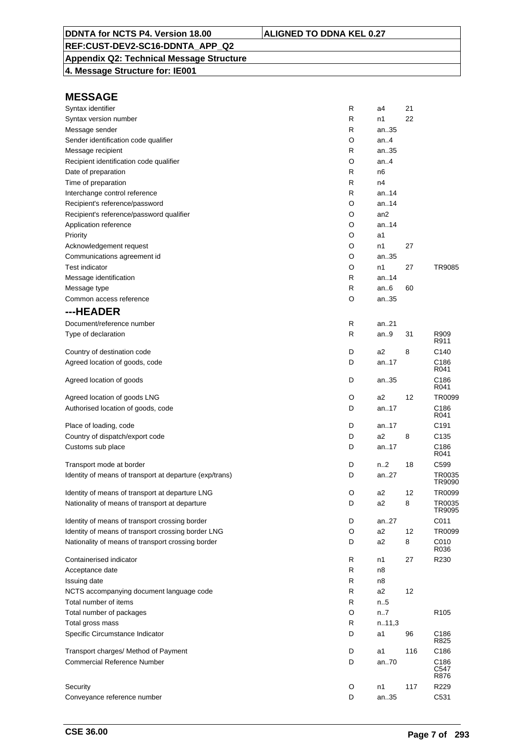| DDNTA for NCTS P4. Version 18.00 | ALIGNED TO DDNA KEL 0.27 |
|---|---|
| REF:CUST-DEV2-SC16-DDNTA_APP_Q2 | |
| Appendix Q2: Technical Message Structure | |
| 4. Message Structure for: IE001 | |

## MESSAGE

| Field | Status | Format | Code list | Rules/Conditions |
|---|---|---|---|---|
| Syntax identifier | R | a4 | 21 | |
| Syntax version number | R | n1 | 22 | |
| Message sender | R | an..35 | | |
| Sender identification code qualifier | O | an..4 | | |
| Message recipient | R | an..35 | | |
| Recipient identification code qualifier | O | an..4 | | |
| Date of preparation | R | n6 | | |
| Time of preparation | R | n4 | | |
| Interchange control reference | R | an..14 | | |
| Recipient's reference/password | O | an..14 | | |
| Recipient's reference/password qualifier | O | an2 | | |
| Application reference | O | an..14 | | |
| Priority | O | a1 | | |
| Acknowledgement request | O | n1 | 27 | |
| Communications agreement id | O | an..35 | | |
| Test indicator | O | n1 | 27 | TR9085 |
| Message identification | R | an..14 | | |
| Message type | R | an..6 | 60 | |
| Common access reference | O | an..35 | | |

## ---HEADER

| Field | Status | Format | Code list | Rules/Conditions |
|---|---|---|---|---|
| Document/reference number | R | an..21 | | |
| Type of declaration | R | an..9 | 31 | R909 R911 |
| Country of destination code | D | a2 | 8 | C140 |
| Agreed location of goods, code | D | an..17 | | C186 R041 |
| Agreed location of goods | D | an..35 | | C186 R041 |
| Agreed location of goods LNG | O | a2 | 12 | TR0099 |
| Authorised location of goods, code | D | an..17 | | C186 R041 |
| Place of loading, code | D | an..17 | | C191 |
| Country of dispatch/export code | D | a2 | 8 | C135 |
| Customs sub place | D | an..17 | | C186 R041 |
| Transport mode at border | D | n..2 | 18 | C599 |
| Identity of means of transport at departure (exp/trans) | D | an..27 | | TR0035 TR9090 |
| Identity of means of transport at departure LNG | O | a2 | 12 | TR0099 |
| Nationality of means of transport at departure | D | a2 | 8 | TR0035 TR9095 |
| Identity of means of transport crossing border | D | an..27 | | C011 |
| Identity of means of transport crossing border LNG | O | a2 | 12 | TR0099 |
| Nationality of means of transport crossing border | D | a2 | 8 | C010 R036 |
| Containerised indicator | R | n1 | 27 | R230 |
| Acceptance date | R | n8 | | |
| Issuing date | R | n8 | | |
| NCTS accompanying document language code | R | a2 | 12 | |
| Total number of items | R | n..5 | | |
| Total number of packages | O | n..7 | | R105 |
| Total gross mass | R | n..11,3 | | |
| Specific Circumstance Indicator | D | a1 | 96 | C186 R825 |
| Transport charges/ Method of Payment | D | a1 | 116 | C186 |
| Commercial Reference Number | D | an..70 | | C186 C547 R876 |
| Security | O | n1 | 117 | R229 |
| Conveyance reference number | D | an..35 | | C531 |

CSE 36.00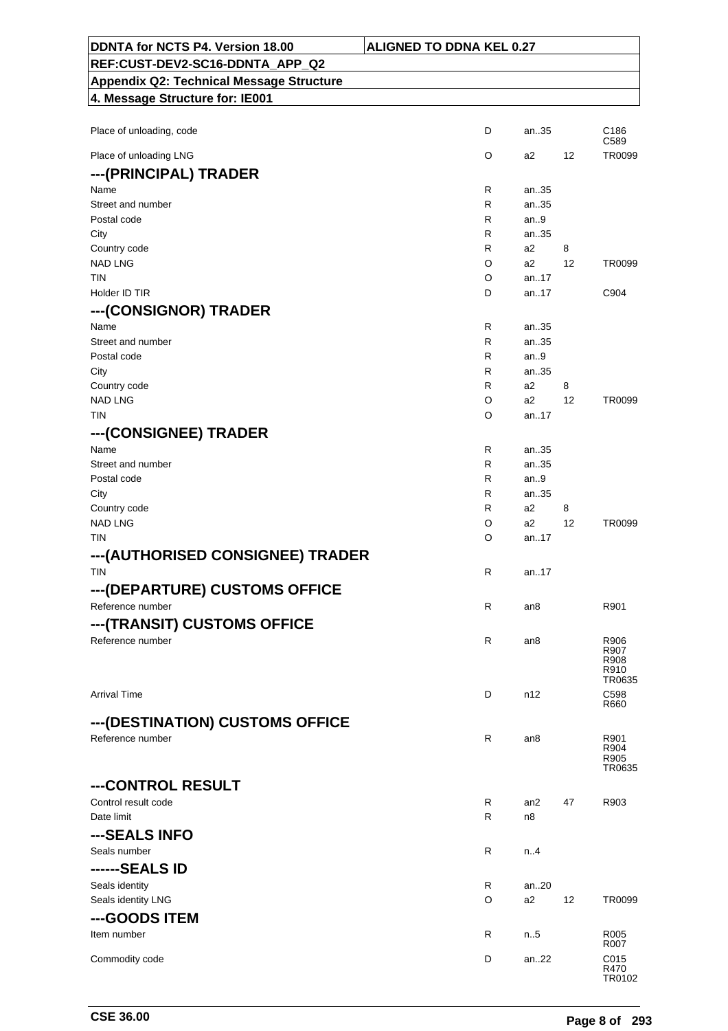| | | | | |
|---|---|---|---|---|
| Place of unloading, code | D | an..35 | | C186<br>C589 |
| Place of unloading LNG | O | a2 | 12 | TR0099 |

### ---(PRINCIPAL) TRADER

| | | | | |
|---|---|---|---|---|
| Name | R | an..35 | | |
| Street and number | R | an..35 | | |
| Postal code | R | an..9 | | |
| City | R | an..35 | | |
| Country code | R | a2 | 8 | |
| NAD LNG | O | a2 | 12 | TR0099 |
| TIN | O | an..17 | | |
| Holder ID TIR | D | an..17 | | C904 |

### ---(CONSIGNOR) TRADER

| | | | | |
|---|---|---|---|---|
| Name | R | an..35 | | |
| Street and number | R | an..35 | | |
| Postal code | R | an..9 | | |
| City | R | an..35 | | |
| Country code | R | a2 | 8 | |
| NAD LNG | O | a2 | 12 | TR0099 |
| TIN | O | an..17 | | |

### ---(CONSIGNEE) TRADER

| | | | | |
|---|---|---|---|---|
| Name | R | an..35 | | |
| Street and number | R | an..35 | | |
| Postal code | R | an..9 | | |
| City | R | an..35 | | |
| Country code | R | a2 | 8 | |
| NAD LNG | O | a2 | 12 | TR0099 |
| TIN | O | an..17 | | |

### ---(AUTHORISED CONSIGNEE) TRADER

| | | | | |
|---|---|---|---|---|
| TIN | R | an..17 | | |

### ---(DEPARTURE) CUSTOMS OFFICE

| | | | | |
|---|---|---|---|---|
| Reference number | R | an8 | | R901 |

### ---(TRANSIT) CUSTOMS OFFICE

| | | | | |
|---|---|---|---|---|
| Reference number | R | an8 | | R906<br>R907<br>R908<br>R910<br>TR0635 |
| Arrival Time | D | n12 | | C598<br>R660 |

### ---(DESTINATION) CUSTOMS OFFICE

| | | | | |
|---|---|---|---|---|
| Reference number | R | an8 | | R901<br>R904<br>R905<br>TR0635 |

### ---CONTROL RESULT

| | | | | |
|---|---|---|---|---|
| Control result code | R | an2 | 47 | R903 |
| Date limit | R | n8 | | |

### ---SEALS INFO

| | | | | |
|---|---|---|---|---|
| Seals number | R | n..4 | | |

### ------SEALS ID

| | | | | |
|---|---|---|---|---|
| Seals identity | R | an..20 | | |
| Seals identity LNG | O | a2 | 12 | TR0099 |

### ---GOODS ITEM

| | | | | |
|---|---|---|---|---|
| Item number | R | n..5 | | R005<br>R007 |
| Commodity code | D | an..22 | | C015<br>R470<br>TR0102 |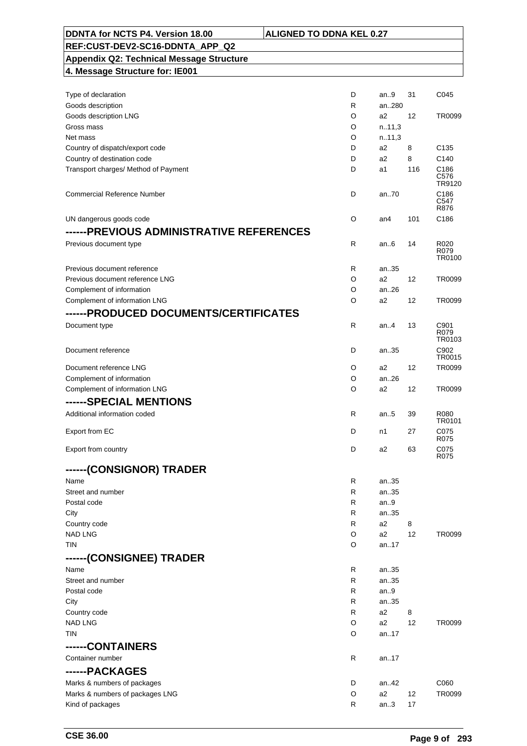| | | | | |
|---|---|---|---|---|
| Type of declaration | D | an..9 | 31 | C045 |
| Goods description | R | an..280 | | |
| Goods description LNG | O | a2 | 12 | TR0099 |
| Gross mass | O | n..11,3 | | |
| Net mass | O | n..11,3 | | |
| Country of dispatch/export code | D | a2 | 8 | C135 |
| Country of destination code | D | a2 | 8 | C140 |
| Transport charges/ Method of Payment | D | a1 | 116 | C186 C576 TR9120 |
| Commercial Reference Number | D | an..70 | | C186 C547 R876 |
| UN dangerous goods code | O | an4 | 101 | C186 |
| **------PREVIOUS ADMINISTRATIVE REFERENCES** | | | | |
| Previous document type | R | an..6 | 14 | R020 R079 TR0100 |
| Previous document reference | R | an..35 | | |
| Previous document reference LNG | O | a2 | 12 | TR0099 |
| Complement of information | O | an..26 | | |
| Complement of information LNG | O | a2 | 12 | TR0099 |
| **------PRODUCED DOCUMENTS/CERTIFICATES** | | | | |
| Document type | R | an..4 | 13 | C901 R079 TR0103 |
| Document reference | D | an..35 | | C902 TR0015 |
| Document reference LNG | O | a2 | 12 | TR0099 |
| Complement of information | O | an..26 | | |
| Complement of information LNG | O | a2 | 12 | TR0099 |
| **------SPECIAL MENTIONS** | | | | |
| Additional information coded | R | an..5 | 39 | R080 TR0101 |
| Export from EC | D | n1 | 27 | C075 R075 |
| Export from country | D | a2 | 63 | C075 R075 |
| **------(CONSIGNOR) TRADER** | | | | |
| Name | R | an..35 | | |
| Street and number | R | an..35 | | |
| Postal code | R | an..9 | | |
| City | R | an..35 | | |
| Country code | R | a2 | 8 | |
| NAD LNG | O | a2 | 12 | TR0099 |
| TIN | O | an..17 | | |
| **------(CONSIGNEE) TRADER** | | | | |
| Name | R | an..35 | | |
| Street and number | R | an..35 | | |
| Postal code | R | an..9 | | |
| City | R | an..35 | | |
| Country code | R | a2 | 8 | |
| NAD LNG | O | a2 | 12 | TR0099 |
| TIN | O | an..17 | | |
| **------CONTAINERS** | | | | |
| Container number | R | an..17 | | |
| **------PACKAGES** | | | | |
| Marks & numbers of packages | D | an..42 | | C060 |
| Marks & numbers of packages LNG | O | a2 | 12 | TR0099 |
| Kind of packages | R | an..3 | 17 | |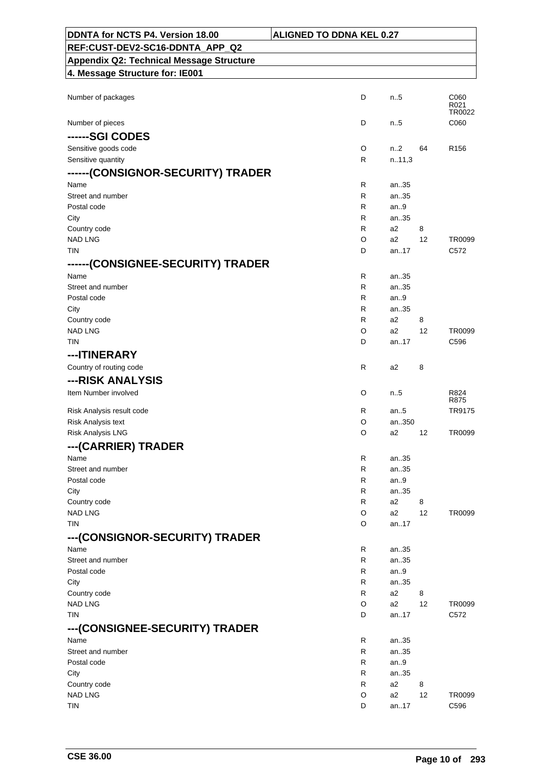| | | | | |
|---|---|---|---|---|
| Number of packages | D | n..5 | | C060<br>R021<br>TR0022 |
| Number of pieces | D | n..5 | | C060 |
| **------SGI CODES** | | | | |
| Sensitive goods code | O | n..2 | 64 | R156 |
| Sensitive quantity | R | n..11,3 | | |
| **------(CONSIGNOR-SECURITY) TRADER** | | | | |
| Name | R | an..35 | | |
| Street and number | R | an..35 | | |
| Postal code | R | an..9 | | |
| City | R | an..35 | | |
| Country code | R | a2 | 8 | |
| NAD LNG | O | a2 | 12 | TR0099 |
| TIN | D | an..17 | | C572 |
| **------(CONSIGNEE-SECURITY) TRADER** | | | | |
| Name | R | an..35 | | |
| Street and number | R | an..35 | | |
| Postal code | R | an..9 | | |
| City | R | an..35 | | |
| Country code | R | a2 | 8 | |
| NAD LNG | O | a2 | 12 | TR0099 |
| TIN | D | an..17 | | C596 |
| **---ITINERARY** | | | | |
| Country of routing code | R | a2 | 8 | |
| **---RISK ANALYSIS** | | | | |
| Item Number involved | O | n..5 | | R824<br>R875 |
| Risk Analysis result code | R | an..5 | | TR9175 |
| Risk Analysis text | O | an..350 | | |
| Risk Analysis LNG | O | a2 | 12 | TR0099 |
| **---(CARRIER) TRADER** | | | | |
| Name | R | an..35 | | |
| Street and number | R | an..35 | | |
| Postal code | R | an..9 | | |
| City | R | an..35 | | |
| Country code | R | a2 | 8 | |
| NAD LNG | O | a2 | 12 | TR0099 |
| TIN | O | an..17 | | |
| **---(CONSIGNOR-SECURITY) TRADER** | | | | |
| Name | R | an..35 | | |
| Street and number | R | an..35 | | |
| Postal code | R | an..9 | | |
| City | R | an..35 | | |
| Country code | R | a2 | 8 | |
| NAD LNG | O | a2 | 12 | TR0099 |
| TIN | D | an..17 | | C572 |
| **---(CONSIGNEE-SECURITY) TRADER** | | | | |
| Name | R | an..35 | | |
| Street and number | R | an..35 | | |
| Postal code | R | an..9 | | |
| City | R | an..35 | | |
| Country code | R | a2 | 8 | |
| NAD LNG | O | a2 | 12 | TR0099 |
| TIN | D | an..17 | | C596 |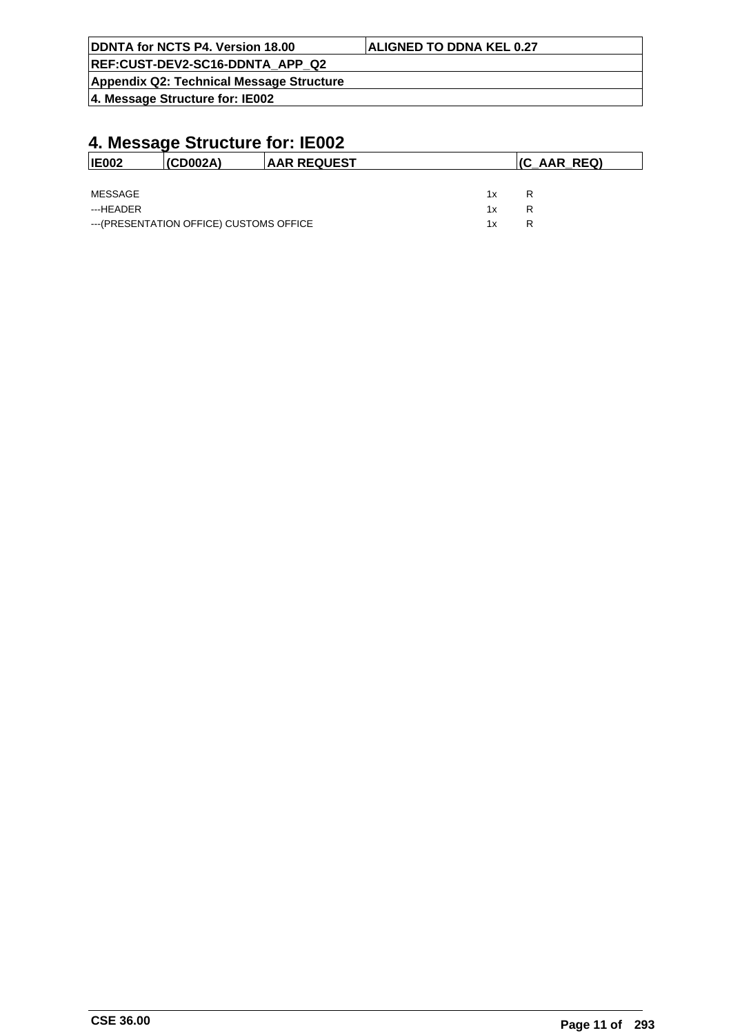# 4. Message Structure for: IE002

| IE002 | (CD002A) | AAR REQUEST | (C_AAR_REQ) |
|---|---|---|---|

| | | |
|---|---|---|
| MESSAGE | 1x | R |
| ---HEADER | 1x | R |
| ---(PRESENTATION OFFICE) CUSTOMS OFFICE | 1x | R |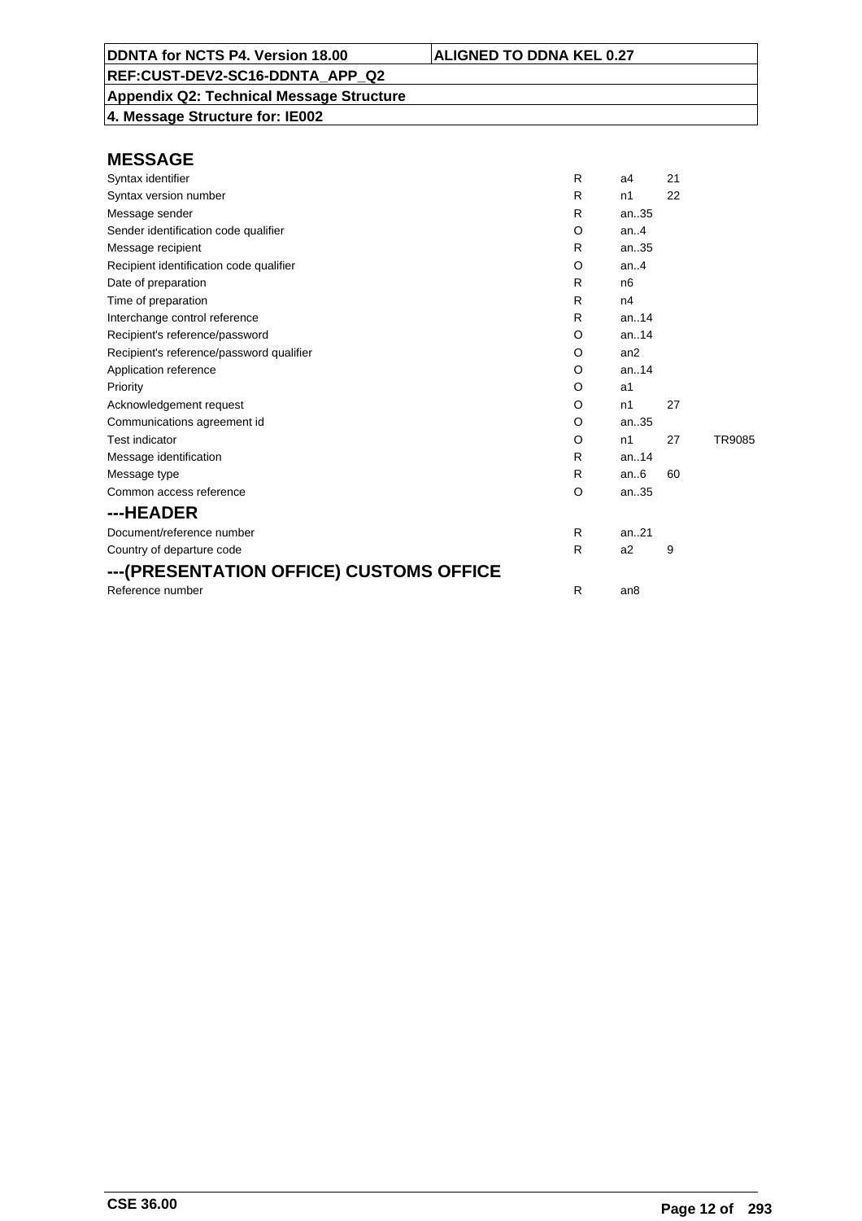# MESSAGE

| | | | | |
|---|---|---|---|---|
| Syntax identifier | R | a4 | 21 | |
| Syntax version number | R | n1 | 22 | |
| Message sender | R | an..35 | | |
| Sender identification code qualifier | O | an..4 | | |
| Message recipient | R | an..35 | | |
| Recipient identification code qualifier | O | an..4 | | |
| Date of preparation | R | n6 | | |
| Time of preparation | R | n4 | | |
| Interchange control reference | R | an..14 | | |
| Recipient's reference/password | O | an..14 | | |
| Recipient's reference/password qualifier | O | an2 | | |
| Application reference | O | an..14 | | |
| Priority | O | a1 | | |
| Acknowledgement request | O | n1 | 27 | |
| Communications agreement id | O | an..35 | | |
| Test indicator | O | n1 | 27 | TR9085 |
| Message identification | R | an..14 | | |
| Message type | R | an..6 | 60 | |
| Common access reference | O | an..35 | | |

# ---HEADER

| | | | | |
|---|---|---|---|---|
| Document/reference number | R | an..21 | | |
| Country of departure code | R | a2 | 9 | |

# ---(PRESENTATION OFFICE) CUSTOMS OFFICE

| | | | | |
|---|---|---|---|---|
| Reference number | R | an8 | | |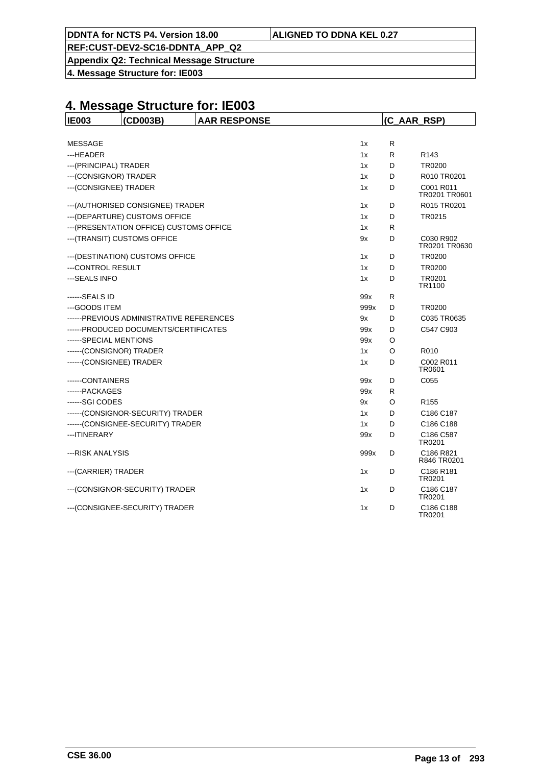# 4. Message Structure for: IE003

| IE003 | (CD003B) | AAR RESPONSE | (C_AAR_RSP) |
|---|---|---|---|

| Element | Occurrence | Status | Rules/Conditions |
|---|---|---|---|
| MESSAGE | 1x | R | |
| ---HEADER | 1x | R | R143 |
| ---(PRINCIPAL) TRADER | 1x | D | TR0200 |
| ---(CONSIGNOR) TRADER | 1x | D | R010 TR0201 |
| ---(CONSIGNEE) TRADER | 1x | D | C001 R011 TR0201 TR0601 |
| ---(AUTHORISED CONSIGNEE) TRADER | 1x | D | R015 TR0201 |
| ---(DEPARTURE) CUSTOMS OFFICE | 1x | D | TR0215 |
| ---(PRESENTATION OFFICE) CUSTOMS OFFICE | 1x | R | |
| ---(TRANSIT) CUSTOMS OFFICE | 9x | D | C030 R902 TR0201 TR0630 |
| ---(DESTINATION) CUSTOMS OFFICE | 1x | D | TR0200 |
| ---CONTROL RESULT | 1x | D | TR0200 |
| ---SEALS INFO | 1x | D | TR0201 TR1100 |
| ------SEALS ID | 99x | R | |
| ---GOODS ITEM | 999x | D | TR0200 |
| ------PREVIOUS ADMINISTRATIVE REFERENCES | 9x | D | C035 TR0635 |
| ------PRODUCED DOCUMENTS/CERTIFICATES | 99x | D | C547 C903 |
| ------SPECIAL MENTIONS | 99x | O | |
| ------(CONSIGNOR) TRADER | 1x | O | R010 |
| ------(CONSIGNEE) TRADER | 1x | D | C002 R011 TR0601 |
| ------CONTAINERS | 99x | D | C055 |
| ------PACKAGES | 99x | R | |
| ------SGI CODES | 9x | O | R155 |
| ------(CONSIGNOR-SECURITY) TRADER | 1x | D | C186 C187 |
| ------(CONSIGNEE-SECURITY) TRADER | 1x | D | C186 C188 |
| ---ITINERARY | 99x | D | C186 C587 TR0201 |
| ---RISK ANALYSIS | 999x | D | C186 R821 R846 TR0201 |
| ---(CARRIER) TRADER | 1x | D | C186 R181 TR0201 |
| ---(CONSIGNOR-SECURITY) TRADER | 1x | D | C186 C187 TR0201 |
| ---(CONSIGNEE-SECURITY) TRADER | 1x | D | C186 C188 TR0201 |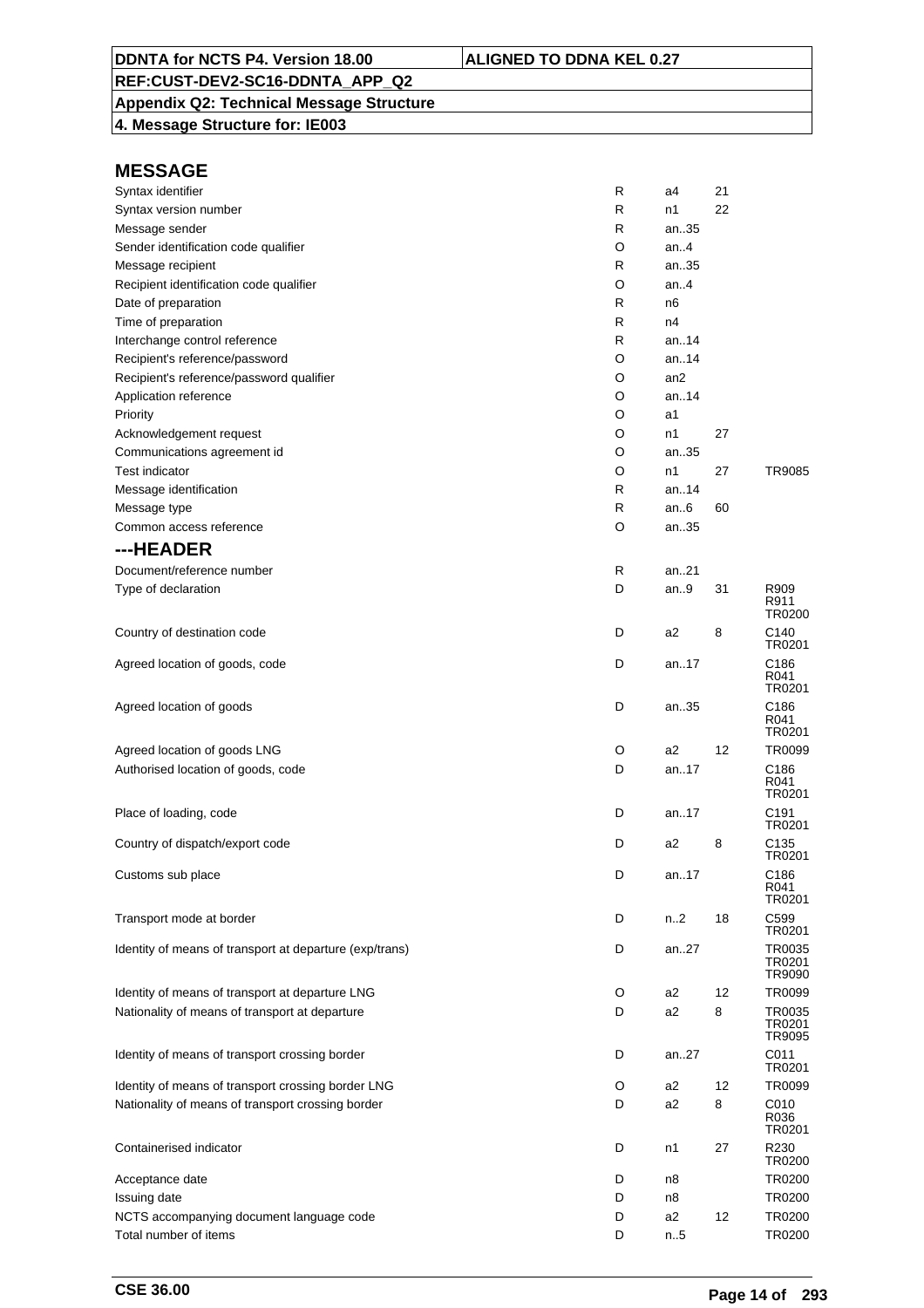**DDNTA for NCTS P4. Version 18.00** | **ALIGNED TO DDNA KEL 0.27**

**REF:CUST-DEV2-SC16-DDNTA_APP_Q2**

**Appendix Q2: Technical Message Structure**

**4. Message Structure for: IE003**

## MESSAGE

| | | | | |
|---|---|---|---|---|
| Syntax identifier | R | a4 | 21 | |
| Syntax version number | R | n1 | 22 | |
| Message sender | R | an..35 | | |
| Sender identification code qualifier | O | an..4 | | |
| Message recipient | R | an..35 | | |
| Recipient identification code qualifier | O | an..4 | | |
| Date of preparation | R | n6 | | |
| Time of preparation | R | n4 | | |
| Interchange control reference | R | an..14 | | |
| Recipient's reference/password | O | an..14 | | |
| Recipient's reference/password qualifier | O | an2 | | |
| Application reference | O | an..14 | | |
| Priority | O | a1 | | |
| Acknowledgement request | O | n1 | 27 | |
| Communications agreement id | O | an..35 | | |
| Test indicator | O | n1 | 27 | TR9085 |
| Message identification | R | an..14 | | |
| Message type | R | an..6 | 60 | |
| Common access reference | O | an..35 | | |

## ---HEADER

| | | | | |
|---|---|---|---|---|
| Document/reference number | R | an..21 | | |
| Type of declaration | D | an..9 | 31 | R909 R911 TR0200 |
| Country of destination code | D | a2 | 8 | C140 TR0201 |
| Agreed location of goods, code | D | an..17 | | C186 R041 TR0201 |
| Agreed location of goods | D | an..35 | | C186 R041 TR0201 |
| Agreed location of goods LNG | O | a2 | 12 | TR0099 |
| Authorised location of goods, code | D | an..17 | | C186 R041 TR0201 |
| Place of loading, code | D | an..17 | | C191 TR0201 |
| Country of dispatch/export code | D | a2 | 8 | C135 TR0201 |
| Customs sub place | D | an..17 | | C186 R041 TR0201 |
| Transport mode at border | D | n..2 | 18 | C599 TR0201 |
| Identity of means of transport at departure (exp/trans) | D | an..27 | | TR0035 TR0201 TR9090 |
| Identity of means of transport at departure LNG | O | a2 | 12 | TR0099 |
| Nationality of means of transport at departure | D | a2 | 8 | TR0035 TR0201 TR9095 |
| Identity of means of transport crossing border | D | an..27 | | C011 TR0201 |
| Identity of means of transport crossing border LNG | O | a2 | 12 | TR0099 |
| Nationality of means of transport crossing border | D | a2 | 8 | C010 R036 TR0201 |
| Containerised indicator | D | n1 | 27 | R230 TR0200 |
| Acceptance date | D | n8 | | TR0200 |
| Issuing date | D | n8 | | TR0200 |
| NCTS accompanying document language code | D | a2 | 12 | TR0200 |
| Total number of items | D | n..5 | | TR0200 |

**CSE 36.00**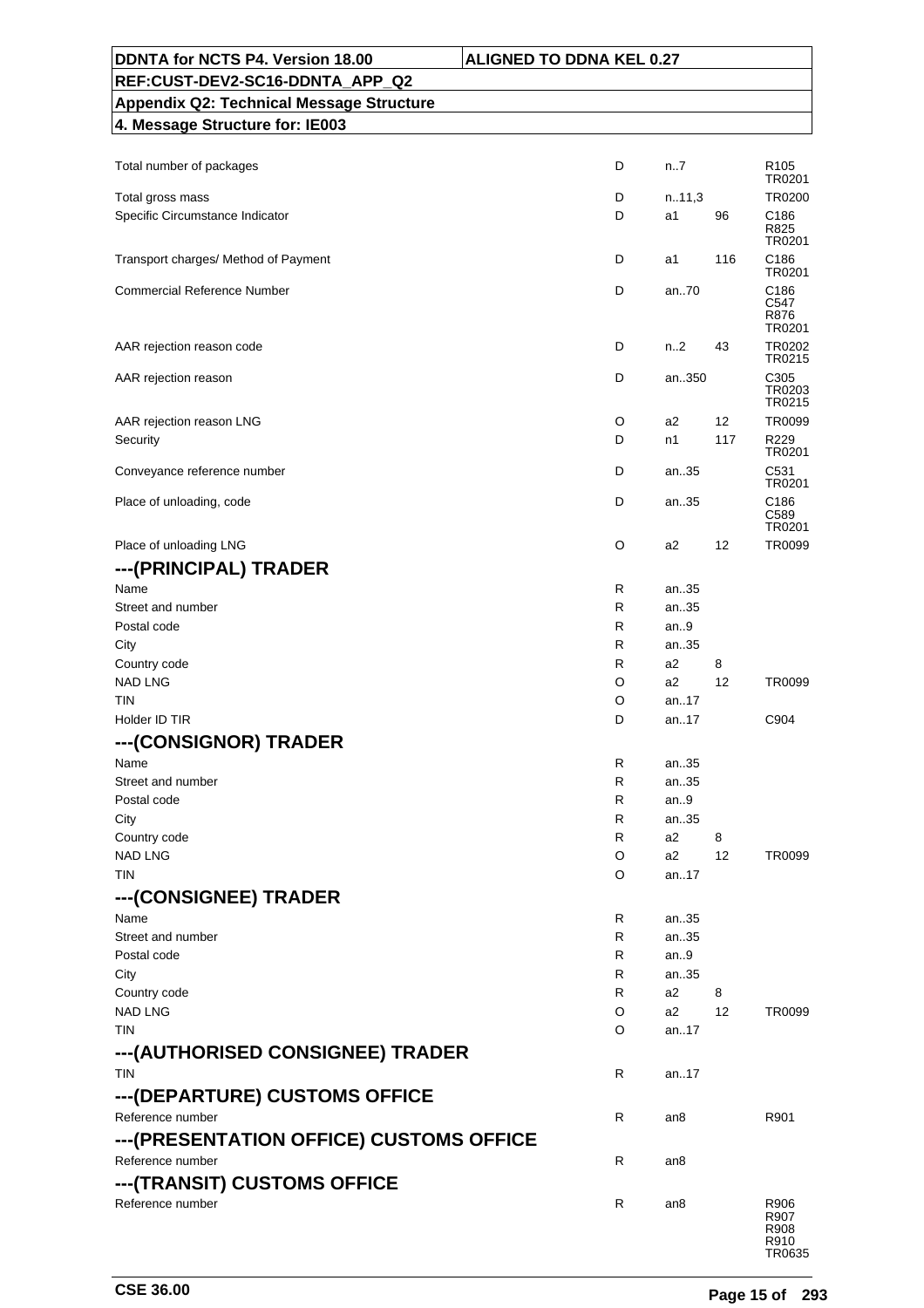| | | | | |
|---|---|---|---|---|
| Total number of packages | D | n..7 | | R105 TR0201 |
| Total gross mass | D | n..11,3 | | TR0200 |
| Specific Circumstance Indicator | D | a1 | 96 | C186 R825 TR0201 |
| Transport charges/ Method of Payment | D | a1 | 116 | C186 TR0201 |
| Commercial Reference Number | D | an..70 | | C186 C547 R876 TR0201 |
| AAR rejection reason code | D | n..2 | 43 | TR0202 TR0215 |
| AAR rejection reason | D | an..350 | | C305 TR0203 TR0215 |
| AAR rejection reason LNG | O | a2 | 12 | TR0099 |
| Security | D | n1 | 117 | R229 TR0201 |
| Conveyance reference number | D | an..35 | | C531 TR0201 |
| Place of unloading, code | D | an..35 | | C186 C589 TR0201 |
| Place of unloading LNG | O | a2 | 12 | TR0099 |

### ---(PRINCIPAL) TRADER

| | | | | |
|---|---|---|---|---|
| Name | R | an..35 | | |
| Street and number | R | an..35 | | |
| Postal code | R | an..9 | | |
| City | R | an..35 | | |
| Country code | R | a2 | 8 | |
| NAD LNG | O | a2 | 12 | TR0099 |
| TIN | O | an..17 | | |
| Holder ID TIR | D | an..17 | | C904 |

### ---(CONSIGNOR) TRADER

| | | | | |
|---|---|---|---|---|
| Name | R | an..35 | | |
| Street and number | R | an..35 | | |
| Postal code | R | an..9 | | |
| City | R | an..35 | | |
| Country code | R | a2 | 8 | |
| NAD LNG | O | a2 | 12 | TR0099 |
| TIN | O | an..17 | | |

### ---(CONSIGNEE) TRADER

| | | | | |
|---|---|---|---|---|
| Name | R | an..35 | | |
| Street and number | R | an..35 | | |
| Postal code | R | an..9 | | |
| City | R | an..35 | | |
| Country code | R | a2 | 8 | |
| NAD LNG | O | a2 | 12 | TR0099 |
| TIN | O | an..17 | | |

### ---(AUTHORISED CONSIGNEE) TRADER

| | | | | |
|---|---|---|---|---|
| TIN | R | an..17 | | |

### ---(DEPARTURE) CUSTOMS OFFICE

| | | | | |
|---|---|---|---|---|
| Reference number | R | an8 | | R901 |

### ---(PRESENTATION OFFICE) CUSTOMS OFFICE

| | | | | |
|---|---|---|---|---|
| Reference number | R | an8 | | |

### ---(TRANSIT) CUSTOMS OFFICE

| | | | | |
|---|---|---|---|---|
| Reference number | R | an8 | | R906 R907 R908 R910 TR0635 |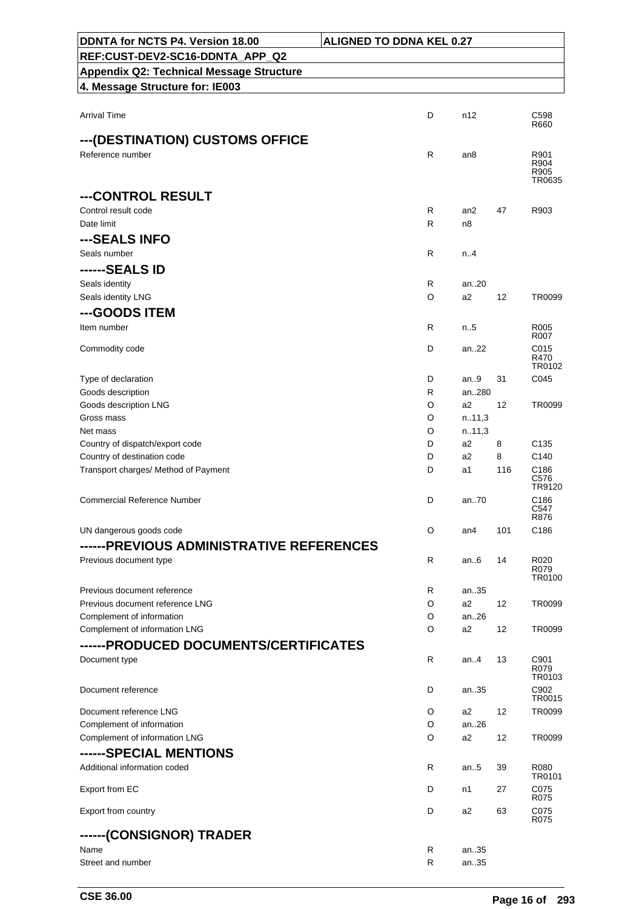| DDNTA for NCTS P4. Version 18.00 | ALIGNED TO DDNA KEL 0.27 |
|---|---|
| REF:CUST-DEV2-SC16-DDNTA_APP_Q2 | |
| Appendix Q2: Technical Message Structure | |
| 4. Message Structure for: IE003 | |

| | | | | |
|---|---|---|---|---|
| Arrival Time | D | n12 | | C598 R660 |
| **---(DESTINATION) CUSTOMS OFFICE** | | | | |
| Reference number | R | an8 | | R901 R904 R905 TR0635 |
| **---CONTROL RESULT** | | | | |
| Control result code | R | an2 | 47 | R903 |
| Date limit | R | n8 | | |
| **---SEALS INFO** | | | | |
| Seals number | R | n..4 | | |
| **------SEALS ID** | | | | |
| Seals identity | R | an..20 | | |
| Seals identity LNG | O | a2 | 12 | TR0099 |
| **---GOODS ITEM** | | | | |
| Item number | R | n..5 | | R005 R007 |
| Commodity code | D | an..22 | | C015 R470 TR0102 |
| Type of declaration | D | an..9 | 31 | C045 |
| Goods description | R | an..280 | | |
| Goods description LNG | O | a2 | 12 | TR0099 |
| Gross mass | O | n..11,3 | | |
| Net mass | O | n..11,3 | | |
| Country of dispatch/export code | D | a2 | 8 | C135 |
| Country of destination code | D | a2 | 8 | C140 |
| Transport charges/ Method of Payment | D | a1 | 116 | C186 C576 TR9120 |
| Commercial Reference Number | D | an..70 | | C186 C547 R876 |
| UN dangerous goods code | O | an4 | 101 | C186 |
| **------PREVIOUS ADMINISTRATIVE REFERENCES** | | | | |
| Previous document type | R | an..6 | 14 | R020 R079 TR0100 |
| Previous document reference | R | an..35 | | |
| Previous document reference LNG | O | a2 | 12 | TR0099 |
| Complement of information | O | an..26 | | |
| Complement of information LNG | O | a2 | 12 | TR0099 |
| **------PRODUCED DOCUMENTS/CERTIFICATES** | | | | |
| Document type | R | an..4 | 13 | C901 R079 TR0103 |
| Document reference | D | an..35 | | C902 TR0015 |
| Document reference LNG | O | a2 | 12 | TR0099 |
| Complement of information | O | an..26 | | |
| Complement of information LNG | O | a2 | 12 | TR0099 |
| **------SPECIAL MENTIONS** | | | | |
| Additional information coded | R | an..5 | 39 | R080 TR0101 |
| Export from EC | D | n1 | 27 | C075 R075 |
| Export from country | D | a2 | 63 | C075 R075 |
| **------(CONSIGNOR) TRADER** | | | | |
| Name | R | an..35 | | |
| Street and number | R | an..35 | | |

CSE 36.00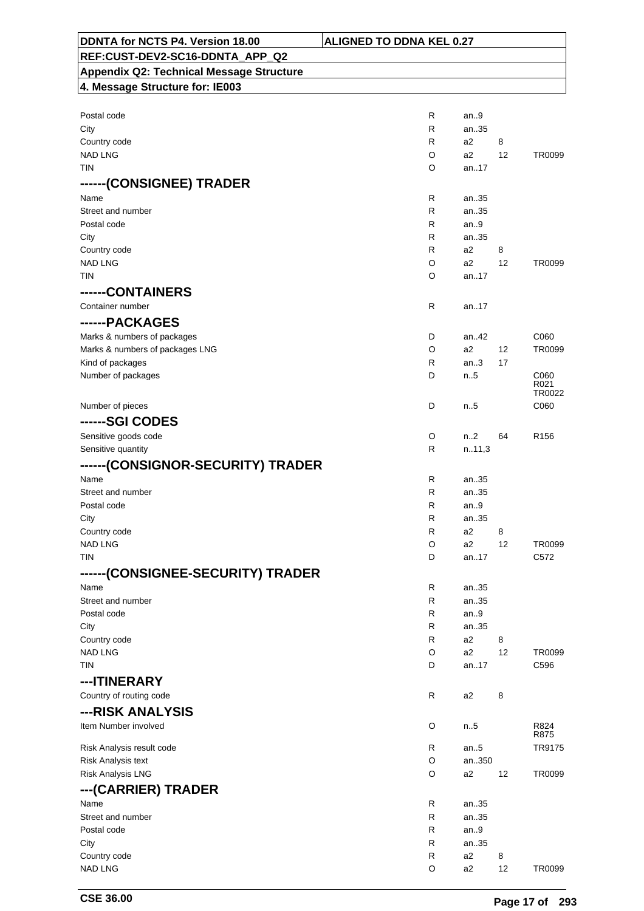| | | | | |
|---|---|---|---|---|
| Postal code | R | an..9 | | |
| City | R | an..35 | | |
| Country code | R | a2 | 8 | |
| NAD LNG | O | a2 | 12 | TR0099 |
| TIN | O | an..17 | | |
| **------(CONSIGNEE) TRADER** | | | | |
| Name | R | an..35 | | |
| Street and number | R | an..35 | | |
| Postal code | R | an..9 | | |
| City | R | an..35 | | |
| Country code | R | a2 | 8 | |
| NAD LNG | O | a2 | 12 | TR0099 |
| TIN | O | an..17 | | |
| **------CONTAINERS** | | | | |
| Container number | R | an..17 | | |
| **------PACKAGES** | | | | |
| Marks & numbers of packages | D | an..42 | | C060 |
| Marks & numbers of packages LNG | O | a2 | 12 | TR0099 |
| Kind of packages | R | an..3 | 17 | |
| Number of packages | D | n..5 | | C060 R021 TR0022 |
| Number of pieces | D | n..5 | | C060 |
| **------SGI CODES** | | | | |
| Sensitive goods code | O | n..2 | 64 | R156 |
| Sensitive quantity | R | n..11,3 | | |
| **------(CONSIGNOR-SECURITY) TRADER** | | | | |
| Name | R | an..35 | | |
| Street and number | R | an..35 | | |
| Postal code | R | an..9 | | |
| City | R | an..35 | | |
| Country code | R | a2 | 8 | |
| NAD LNG | O | a2 | 12 | TR0099 |
| TIN | D | an..17 | | C572 |
| **------(CONSIGNEE-SECURITY) TRADER** | | | | |
| Name | R | an..35 | | |
| Street and number | R | an..35 | | |
| Postal code | R | an..9 | | |
| City | R | an..35 | | |
| Country code | R | a2 | 8 | |
| NAD LNG | O | a2 | 12 | TR0099 |
| TIN | D | an..17 | | C596 |
| **---ITINERARY** | | | | |
| Country of routing code | R | a2 | 8 | |
| **---RISK ANALYSIS** | | | | |
| Item Number involved | O | n..5 | | R824 R875 |
| Risk Analysis result code | R | an..5 | | TR9175 |
| Risk Analysis text | O | an..350 | | |
| Risk Analysis LNG | O | a2 | 12 | TR0099 |
| **---(CARRIER) TRADER** | | | | |
| Name | R | an..35 | | |
| Street and number | R | an..35 | | |
| Postal code | R | an..9 | | |
| City | R | an..35 | | |
| Country code | R | a2 | 8 | |
| NAD LNG | O | a2 | 12 | TR0099 |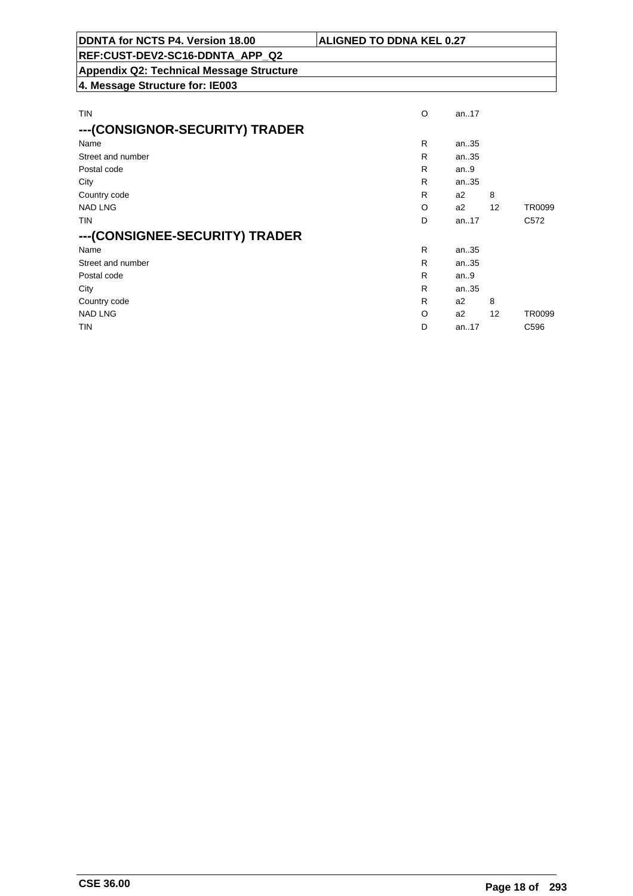| | | | | |
|---|---|---|---|---|
| TIN | O | an..17 | | |

## ---(CONSIGNOR-SECURITY) TRADER

| | | | | |
|---|---|---|---|---|
| Name | R | an..35 | | |
| Street and number | R | an..35 | | |
| Postal code | R | an..9 | | |
| City | R | an..35 | | |
| Country code | R | a2 | 8 | |
| NAD LNG | O | a2 | 12 | TR0099 |
| TIN | D | an..17 | | C572 |

## ---(CONSIGNEE-SECURITY) TRADER

| | | | | |
|---|---|---|---|---|
| Name | R | an..35 | | |
| Street and number | R | an..35 | | |
| Postal code | R | an..9 | | |
| City | R | an..35 | | |
| Country code | R | a2 | 8 | |
| NAD LNG | O | a2 | 12 | TR0099 |
| TIN | D | an..17 | | C596 |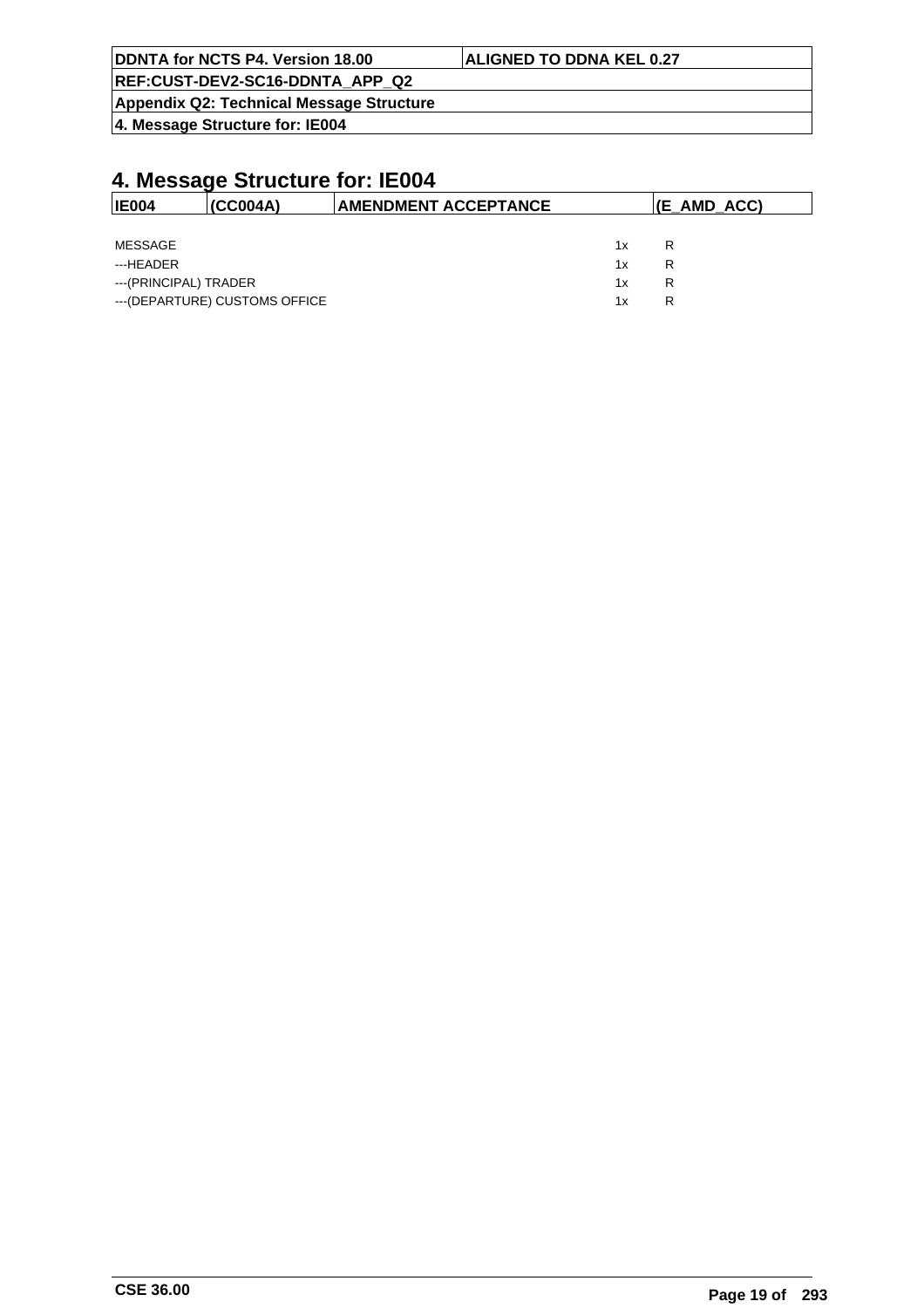# 4. Message Structure for: IE004

| IE004 | (CC004A) | AMENDMENT ACCEPTANCE | (E_AMD_ACC) |
|---|---|---|---|

| | | |
|---|---|---|
| MESSAGE | 1x | R |
| ---HEADER | 1x | R |
| ---(PRINCIPAL) TRADER | 1x | R |
| ---(DEPARTURE) CUSTOMS OFFICE | 1x | R |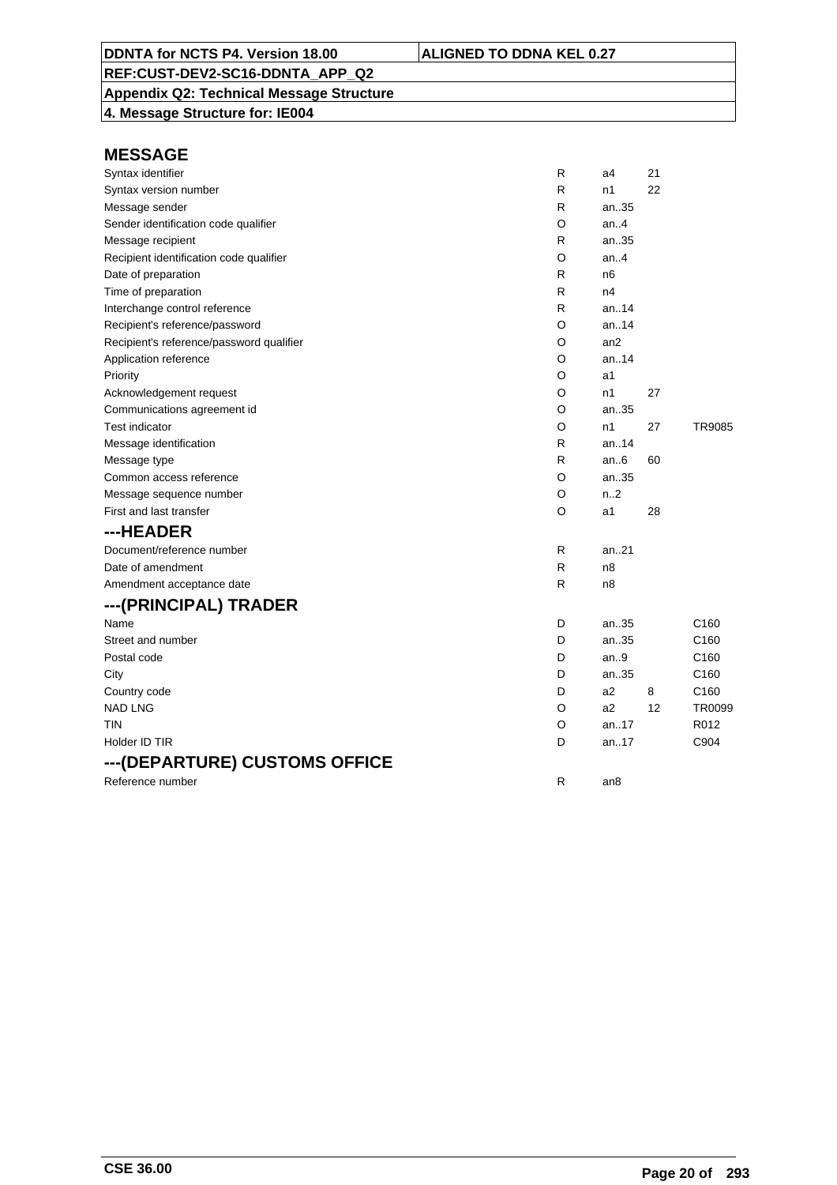**DDNTA for NCTS P4. Version 18.00** | **ALIGNED TO DDNA KEL 0.27**

**REF:CUST-DEV2-SC16-DDNTA_APP_Q2**

**Appendix Q2: Technical Message Structure**

**4. Message Structure for: IE004**

## MESSAGE

| | | | | |
|---|---|---|---|---|
| Syntax identifier | R | a4 | 21 | |
| Syntax version number | R | n1 | 22 | |
| Message sender | R | an..35 | | |
| Sender identification code qualifier | O | an..4 | | |
| Message recipient | R | an..35 | | |
| Recipient identification code qualifier | O | an..4 | | |
| Date of preparation | R | n6 | | |
| Time of preparation | R | n4 | | |
| Interchange control reference | R | an..14 | | |
| Recipient's reference/password | O | an..14 | | |
| Recipient's reference/password qualifier | O | an2 | | |
| Application reference | O | an..14 | | |
| Priority | O | a1 | | |
| Acknowledgement request | O | n1 | 27 | |
| Communications agreement id | O | an..35 | | |
| Test indicator | O | n1 | 27 | TR9085 |
| Message identification | R | an..14 | | |
| Message type | R | an..6 | 60 | |
| Common access reference | O | an..35 | | |
| Message sequence number | O | n..2 | | |
| First and last transfer | O | a1 | 28 | |

## ---HEADER

| | | | | |
|---|---|---|---|---|
| Document/reference number | R | an..21 | | |
| Date of amendment | R | n8 | | |
| Amendment acceptance date | R | n8 | | |

## ---(PRINCIPAL) TRADER

| | | | | |
|---|---|---|---|---|
| Name | D | an..35 | | C160 |
| Street and number | D | an..35 | | C160 |
| Postal code | D | an..9 | | C160 |
| City | D | an..35 | | C160 |
| Country code | D | a2 | 8 | C160 |
| NAD LNG | O | a2 | 12 | TR0099 |
| TIN | O | an..17 | | R012 |
| Holder ID TIR | D | an..17 | | C904 |

## ---(DEPARTURE) CUSTOMS OFFICE

| | | | | |
|---|---|---|---|---|
| Reference number | R | an8 | | |

CSE 36.00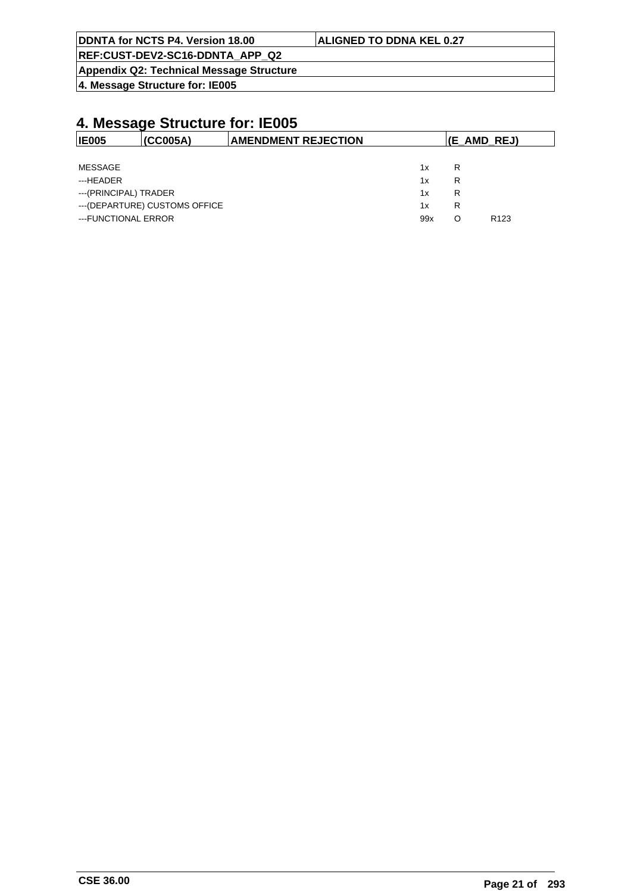# 4. Message Structure for: IE005

| IE005 | (CC005A) | AMENDMENT REJECTION | (E_AMD_REJ) |
|---|---|---|---|

| | | | |
|---|---|---|---|
| MESSAGE | 1x | R | |
| ---HEADER | 1x | R | |
| ---(PRINCIPAL) TRADER | 1x | R | |
| ---(DEPARTURE) CUSTOMS OFFICE | 1x | R | |
| ---FUNCTIONAL ERROR | 99x | O | R123 |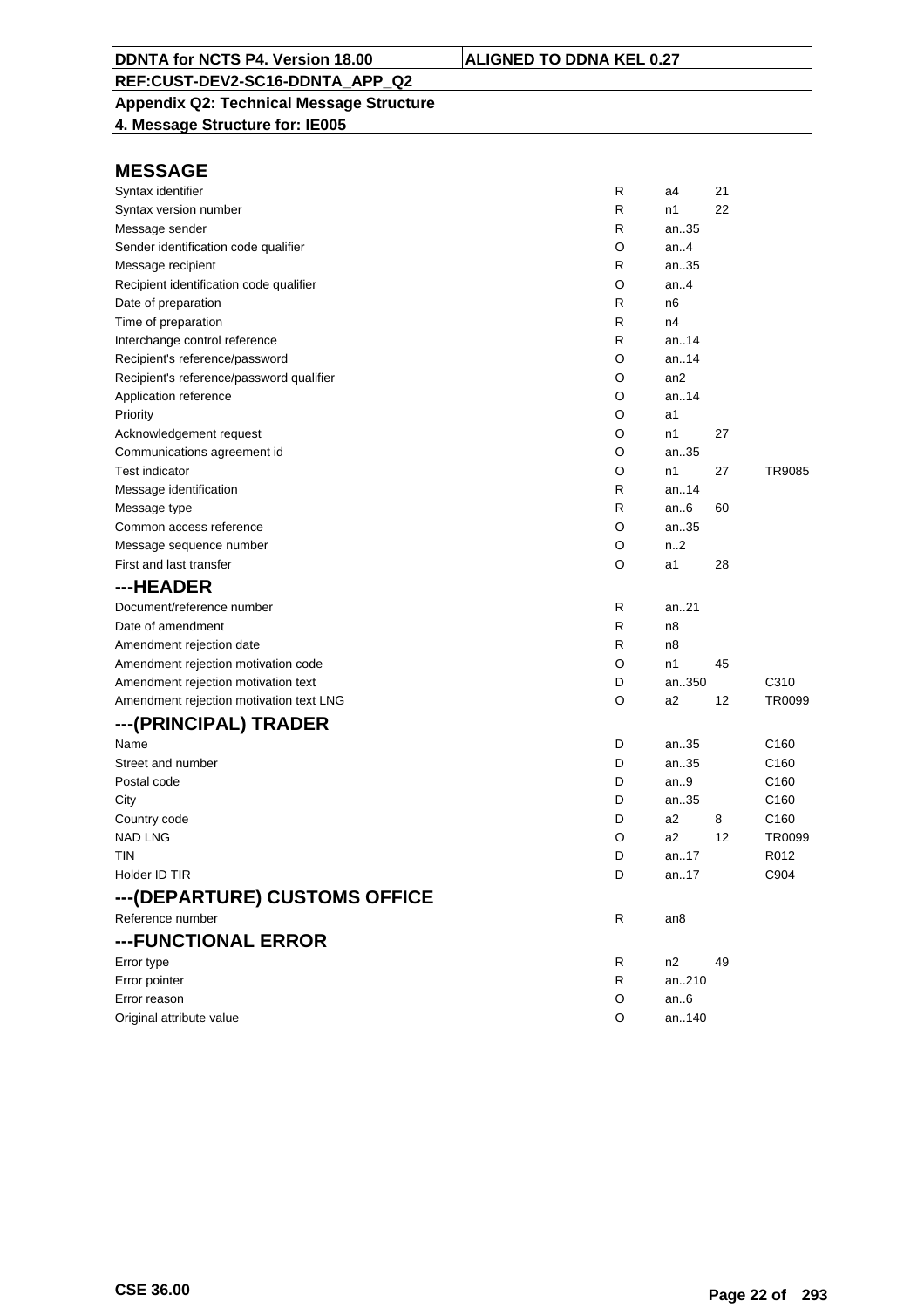# MESSAGE

| | | | | |
|---|---|---|---|---|
| Syntax identifier | R | a4 | 21 | |
| Syntax version number | R | n1 | 22 | |
| Message sender | R | an..35 | | |
| Sender identification code qualifier | O | an..4 | | |
| Message recipient | R | an..35 | | |
| Recipient identification code qualifier | O | an..4 | | |
| Date of preparation | R | n6 | | |
| Time of preparation | R | n4 | | |
| Interchange control reference | R | an..14 | | |
| Recipient's reference/password | O | an..14 | | |
| Recipient's reference/password qualifier | O | an2 | | |
| Application reference | O | an..14 | | |
| Priority | O | a1 | | |
| Acknowledgement request | O | n1 | 27 | |
| Communications agreement id | O | an..35 | | |
| Test indicator | O | n1 | 27 | TR9085 |
| Message identification | R | an..14 | | |
| Message type | R | an..6 | 60 | |
| Common access reference | O | an..35 | | |
| Message sequence number | O | n..2 | | |
| First and last transfer | O | a1 | 28 | |

## ---HEADER

| | | | | |
|---|---|---|---|---|
| Document/reference number | R | an..21 | | |
| Date of amendment | R | n8 | | |
| Amendment rejection date | R | n8 | | |
| Amendment rejection motivation code | O | n1 | 45 | |
| Amendment rejection motivation text | D | an..350 | | C310 |
| Amendment rejection motivation text LNG | O | a2 | 12 | TR0099 |

## ---(PRINCIPAL) TRADER

| | | | | |
|---|---|---|---|---|
| Name | D | an..35 | | C160 |
| Street and number | D | an..35 | | C160 |
| Postal code | D | an..9 | | C160 |
| City | D | an..35 | | C160 |
| Country code | D | a2 | 8 | C160 |
| NAD LNG | O | a2 | 12 | TR0099 |
| TIN | D | an..17 | | R012 |
| Holder ID TIR | D | an..17 | | C904 |

## ---(DEPARTURE) CUSTOMS OFFICE

| | | | | |
|---|---|---|---|---|
| Reference number | R | an8 | | |

## ---FUNCTIONAL ERROR

| | | | | |
|---|---|---|---|---|
| Error type | R | n2 | 49 | |
| Error pointer | R | an..210 | | |
| Error reason | O | an..6 | | |
| Original attribute value | O | an..140 | | |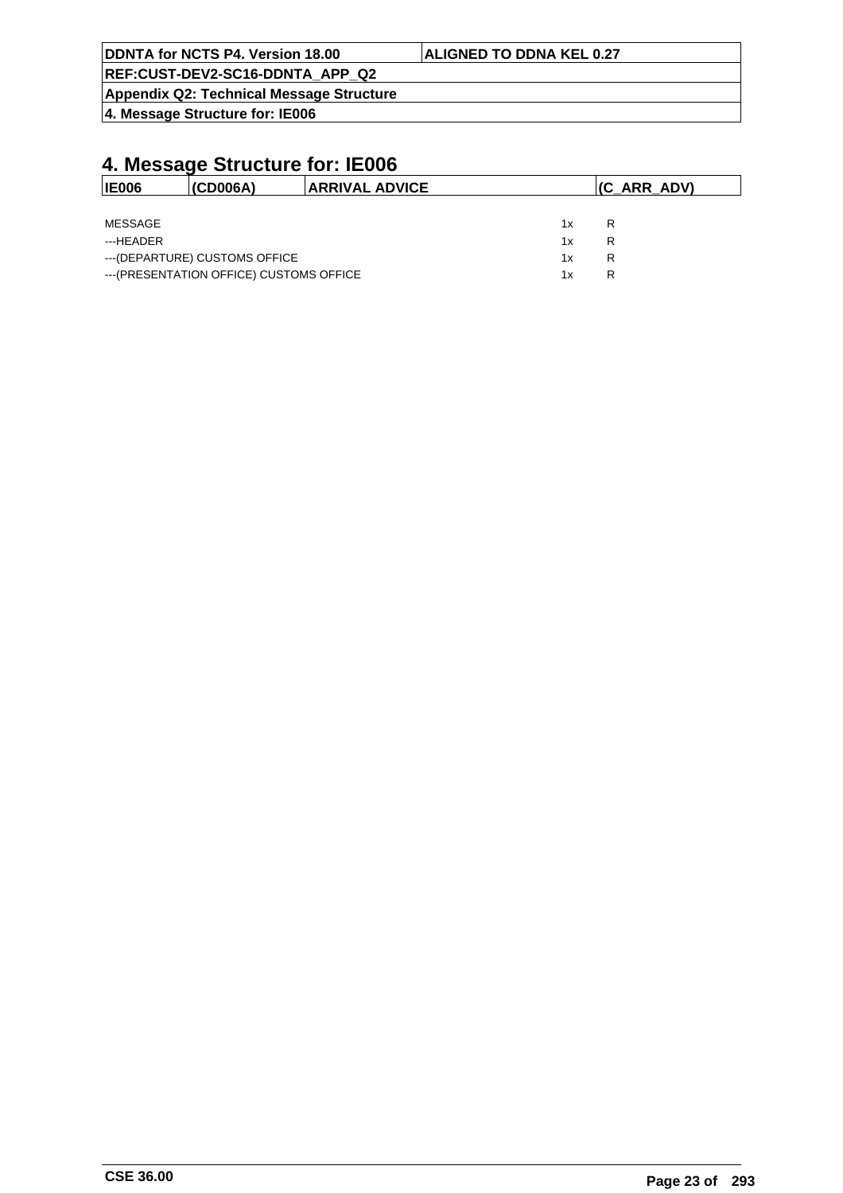# 4. Message Structure for: IE006

| IE006 | (CD006A) | ARRIVAL ADVICE | (C_ARR_ADV) |
|---|---|---|---|

| | | |
|---|---|---|
| MESSAGE | 1x | R |
| ---HEADER | 1x | R |
| ---(DEPARTURE) CUSTOMS OFFICE | 1x | R |
| ---(PRESENTATION OFFICE) CUSTOMS OFFICE | 1x | R |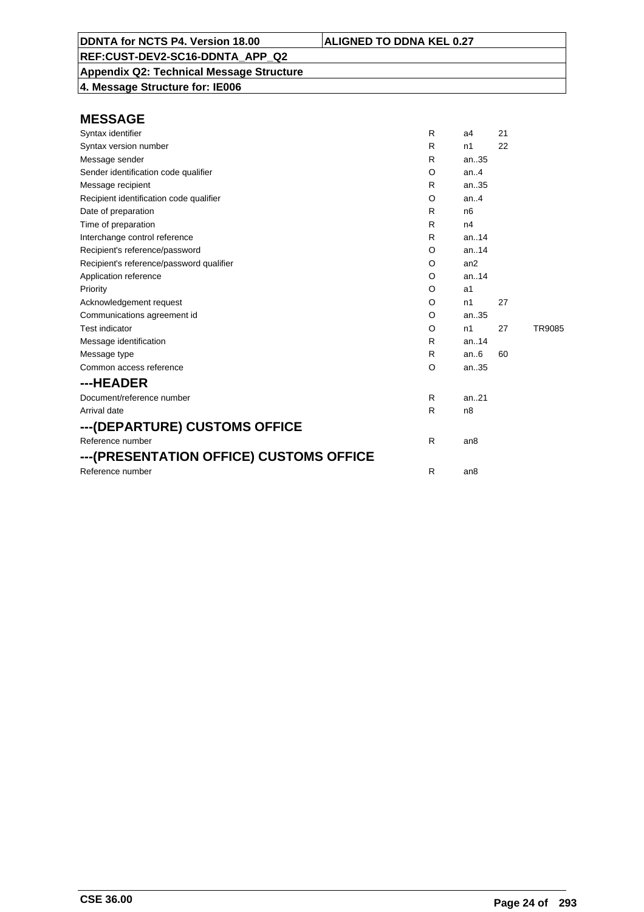# MESSAGE

| | | | | |
|---|---|---|---|---|
| Syntax identifier | R | a4 | 21 | |
| Syntax version number | R | n1 | 22 | |
| Message sender | R | an..35 | | |
| Sender identification code qualifier | O | an..4 | | |
| Message recipient | R | an..35 | | |
| Recipient identification code qualifier | O | an..4 | | |
| Date of preparation | R | n6 | | |
| Time of preparation | R | n4 | | |
| Interchange control reference | R | an..14 | | |
| Recipient's reference/password | O | an..14 | | |
| Recipient's reference/password qualifier | O | an2 | | |
| Application reference | O | an..14 | | |
| Priority | O | a1 | | |
| Acknowledgement request | O | n1 | 27 | |
| Communications agreement id | O | an..35 | | |
| Test indicator | O | n1 | 27 | TR9085 |
| Message identification | R | an..14 | | |
| Message type | R | an..6 | 60 | |
| Common access reference | O | an..35 | | |

## ---HEADER

| | | |
|---|---|---|
| Document/reference number | R | an..21 |
| Arrival date | R | n8 |

## ---(DEPARTURE) CUSTOMS OFFICE

| | | |
|---|---|---|
| Reference number | R | an8 |

## ---(PRESENTATION OFFICE) CUSTOMS OFFICE

| | | |
|---|---|---|
| Reference number | R | an8 |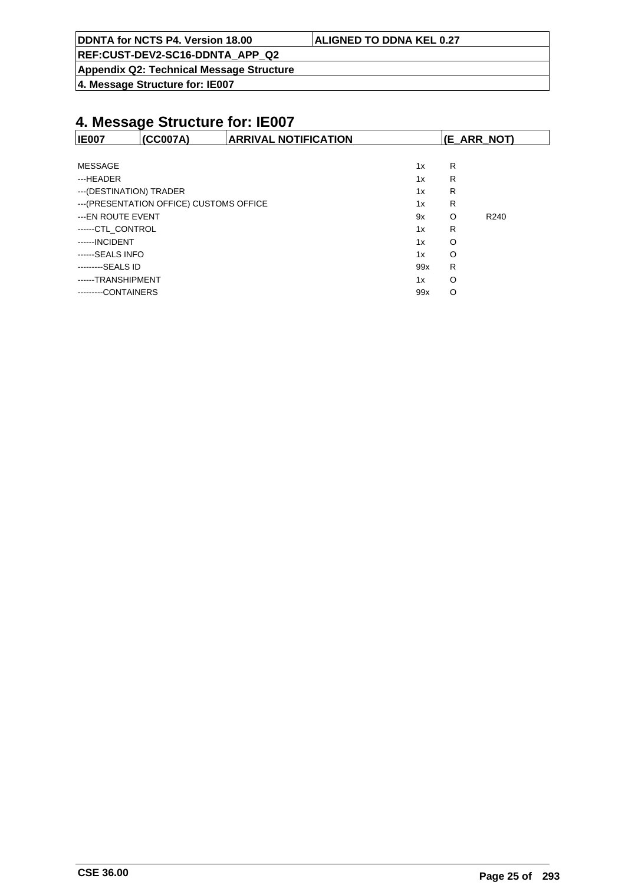# 4. Message Structure for: IE007

| IE007 | (CC007A) | ARRIVAL NOTIFICATION | (E_ARR_NOT) |
|---|---|---|---|

| | | | |
|---|---|---|---|
| MESSAGE | 1x | R | |
| ---HEADER | 1x | R | |
| ---(DESTINATION) TRADER | 1x | R | |
| ---(PRESENTATION OFFICE) CUSTOMS OFFICE | 1x | R | |
| ---EN ROUTE EVENT | 9x | O | R240 |
| ------CTL_CONTROL | 1x | R | |
| ------INCIDENT | 1x | O | |
| ------SEALS INFO | 1x | O | |
| ---------SEALS ID | 99x | R | |
| ------TRANSHIPMENT | 1x | O | |
| ---------CONTAINERS | 99x | O | |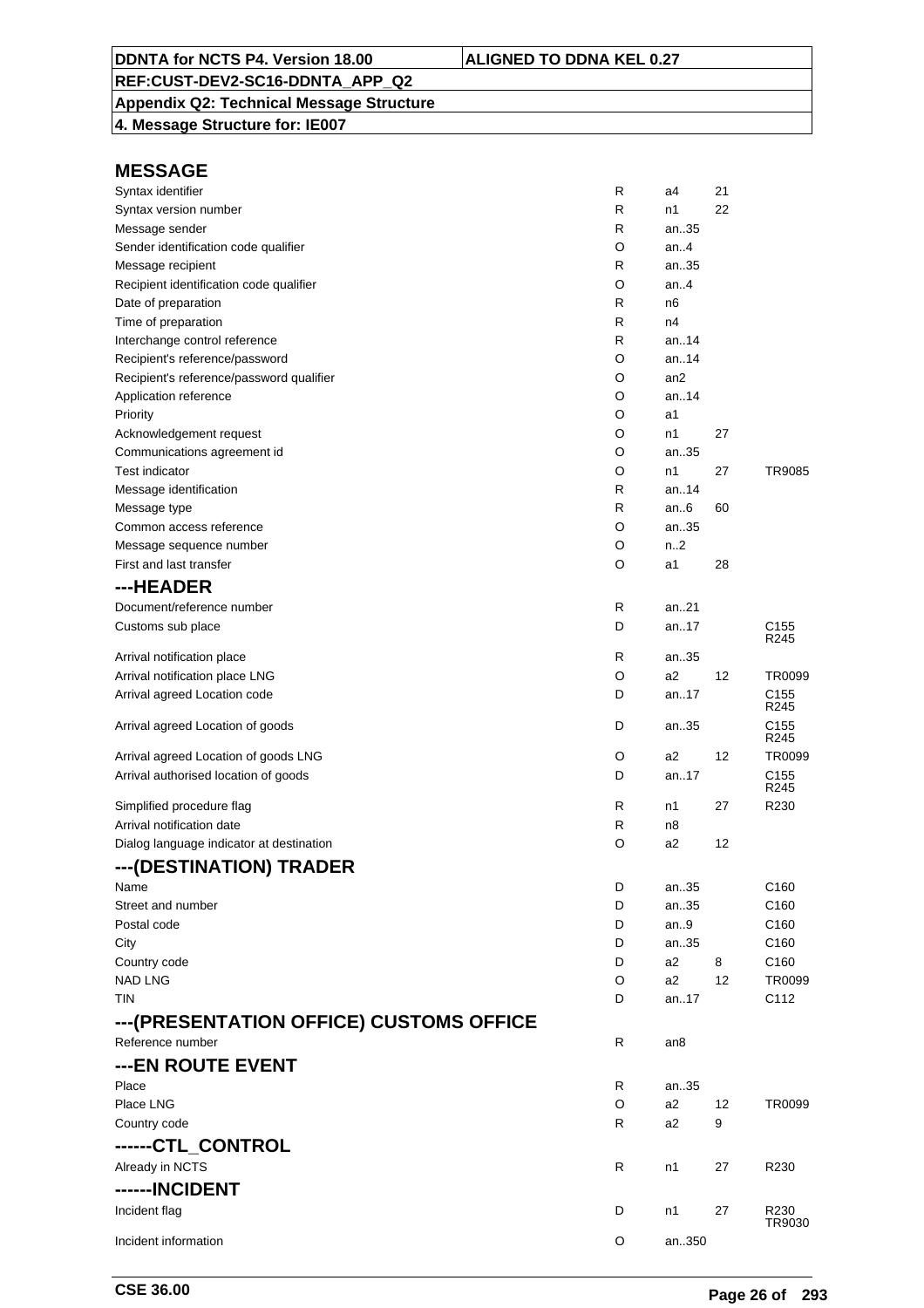## MESSAGE

| | | | | |
|---|---|---|---|---|
| Syntax identifier | R | a4 | 21 | |
| Syntax version number | R | n1 | 22 | |
| Message sender | R | an..35 | | |
| Sender identification code qualifier | O | an..4 | | |
| Message recipient | R | an..35 | | |
| Recipient identification code qualifier | O | an..4 | | |
| Date of preparation | R | n6 | | |
| Time of preparation | R | n4 | | |
| Interchange control reference | R | an..14 | | |
| Recipient's reference/password | O | an..14 | | |
| Recipient's reference/password qualifier | O | an2 | | |
| Application reference | O | an..14 | | |
| Priority | O | a1 | | |
| Acknowledgement request | O | n1 | 27 | |
| Communications agreement id | O | an..35 | | |
| Test indicator | O | n1 | 27 | TR9085 |
| Message identification | R | an..14 | | |
| Message type | R | an..6 | 60 | |
| Common access reference | O | an..35 | | |
| Message sequence number | O | n..2 | | |
| First and last transfer | O | a1 | 28 | |

## ---HEADER

| | | | | |
|---|---|---|---|---|
| Document/reference number | R | an..21 | | |
| Customs sub place | D | an..17 | | C155 R245 |
| Arrival notification place | R | an..35 | | |
| Arrival notification place LNG | O | a2 | 12 | TR0099 |
| Arrival agreed Location code | D | an..17 | | C155 R245 |
| Arrival agreed Location of goods | D | an..35 | | C155 R245 |
| Arrival agreed Location of goods LNG | O | a2 | 12 | TR0099 |
| Arrival authorised location of goods | D | an..17 | | C155 R245 |
| Simplified procedure flag | R | n1 | 27 | R230 |
| Arrival notification date | R | n8 | | |
| Dialog language indicator at destination | O | a2 | 12 | |

## ---(DESTINATION) TRADER

| | | | | |
|---|---|---|---|---|
| Name | D | an..35 | | C160 |
| Street and number | D | an..35 | | C160 |
| Postal code | D | an..9 | | C160 |
| City | D | an..35 | | C160 |
| Country code | D | a2 | 8 | C160 |
| NAD LNG | O | a2 | 12 | TR0099 |
| TIN | D | an..17 | | C112 |

## ---(PRESENTATION OFFICE) CUSTOMS OFFICE

| | | | | |
|---|---|---|---|---|
| Reference number | R | an8 | | |

## ---EN ROUTE EVENT

| | | | | |
|---|---|---|---|---|
| Place | R | an..35 | | |
| Place LNG | O | a2 | 12 | TR0099 |
| Country code | R | a2 | 9 | |

## ------CTL_CONTROL

| | | | | |
|---|---|---|---|---|
| Already in NCTS | R | n1 | 27 | R230 |

## ------INCIDENT

| | | | | |
|---|---|---|---|---|
| Incident flag | D | n1 | 27 | R230 TR9030 |
| Incident information | O | an..350 | | |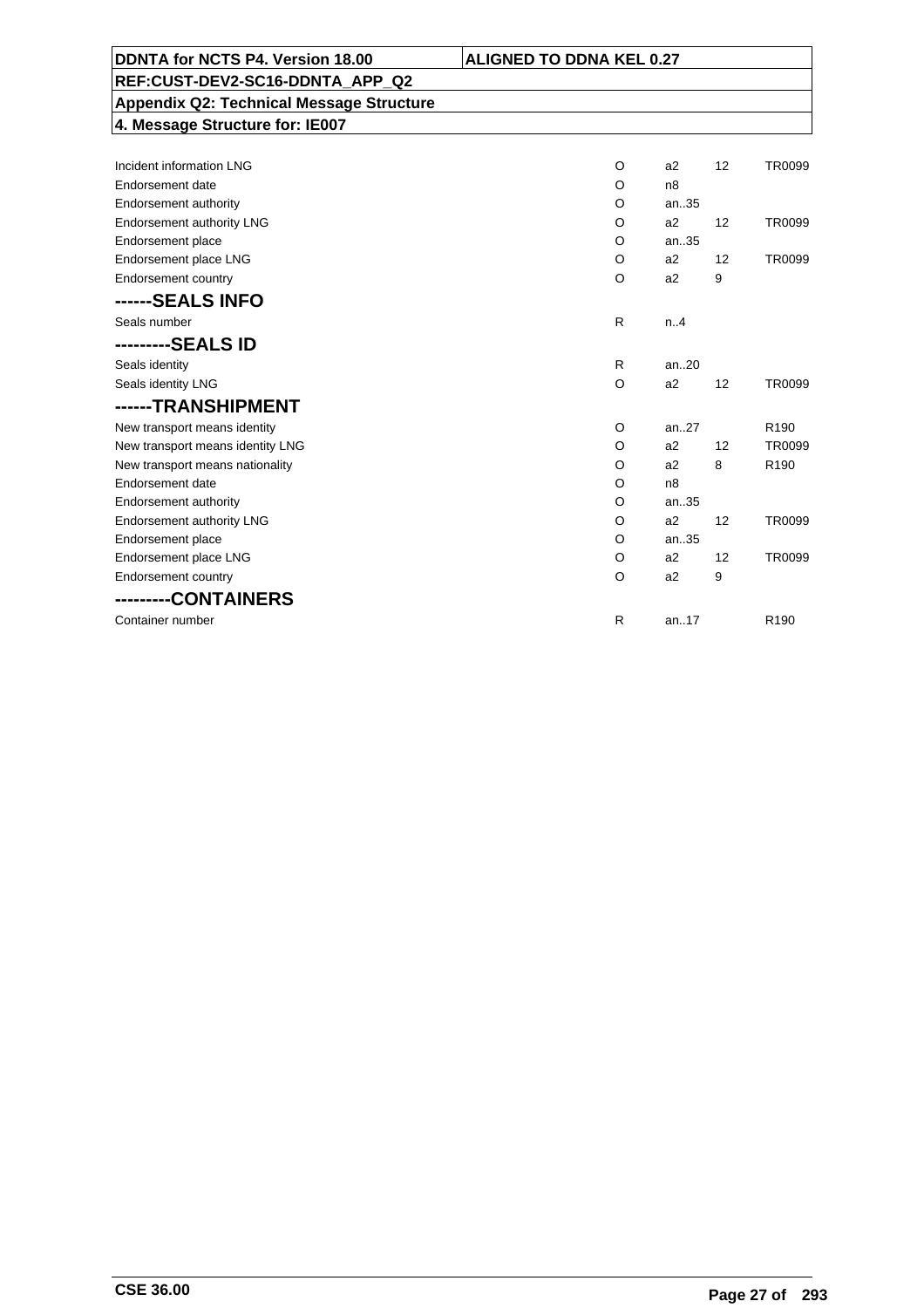| DDNTA for NCTS P4. Version 18.00 | ALIGNED TO DDNA KEL 0.27 |
|---|---|
| REF:CUST-DEV2-SC16-DDNTA_APP_Q2 | |
| Appendix Q2: Technical Message Structure | |
| 4. Message Structure for: IE007 | |

| Field | Status | Format | Code list | Rule |
|---|---|---|---|---|
| Incident information LNG | O | a2 | 12 | TR0099 |
| Endorsement date | O | n8 | | |
| Endorsement authority | O | an..35 | | |
| Endorsement authority LNG | O | a2 | 12 | TR0099 |
| Endorsement place | O | an..35 | | |
| Endorsement place LNG | O | a2 | 12 | TR0099 |
| Endorsement country | O | a2 | 9 | |
| **------SEALS INFO** | | | | |
| Seals number | R | n..4 | | |
| **---------SEALS ID** | | | | |
| Seals identity | R | an..20 | | |
| Seals identity LNG | O | a2 | 12 | TR0099 |
| **------TRANSHIPMENT** | | | | |
| New transport means identity | O | an..27 | | R190 |
| New transport means identity LNG | O | a2 | 12 | TR0099 |
| New transport means nationality | O | a2 | 8 | R190 |
| Endorsement date | O | n8 | | |
| Endorsement authority | O | an..35 | | |
| Endorsement authority LNG | O | a2 | 12 | TR0099 |
| Endorsement place | O | an..35 | | |
| Endorsement place LNG | O | a2 | 12 | TR0099 |
| Endorsement country | O | a2 | 9 | |
| **---------CONTAINERS** | | | | |
| Container number | R | an..17 | | R190 |

CSE 36.00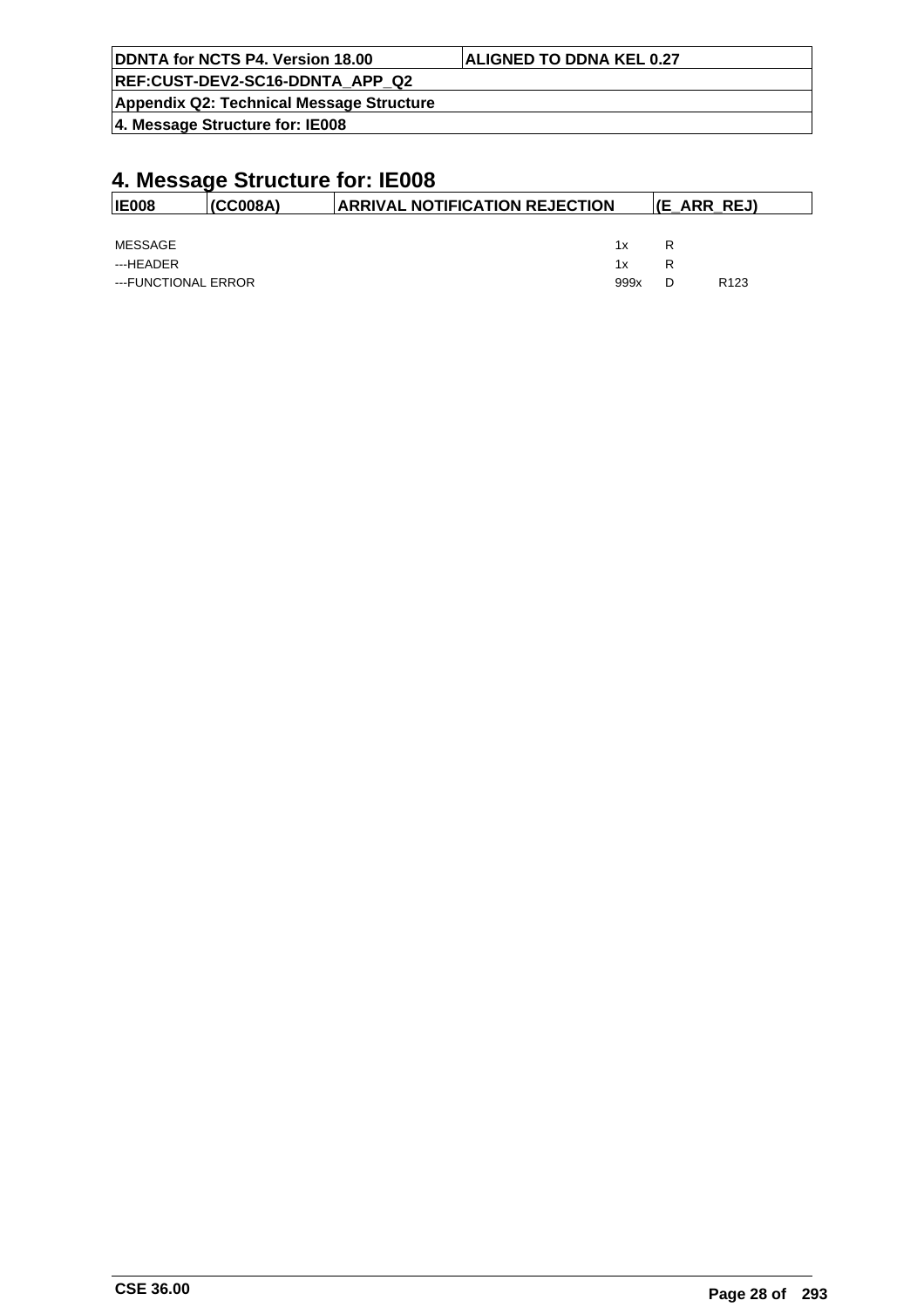# 4. Message Structure for: IE008

| IE008 | (CC008A) | ARRIVAL NOTIFICATION REJECTION | (E_ARR_REJ) |
|---|---|---|---|

| | | | |
|---|---|---|---|
| MESSAGE | 1x | R | |
| ---HEADER | 1x | R | |
| ---FUNCTIONAL ERROR | 999x | D | R123 |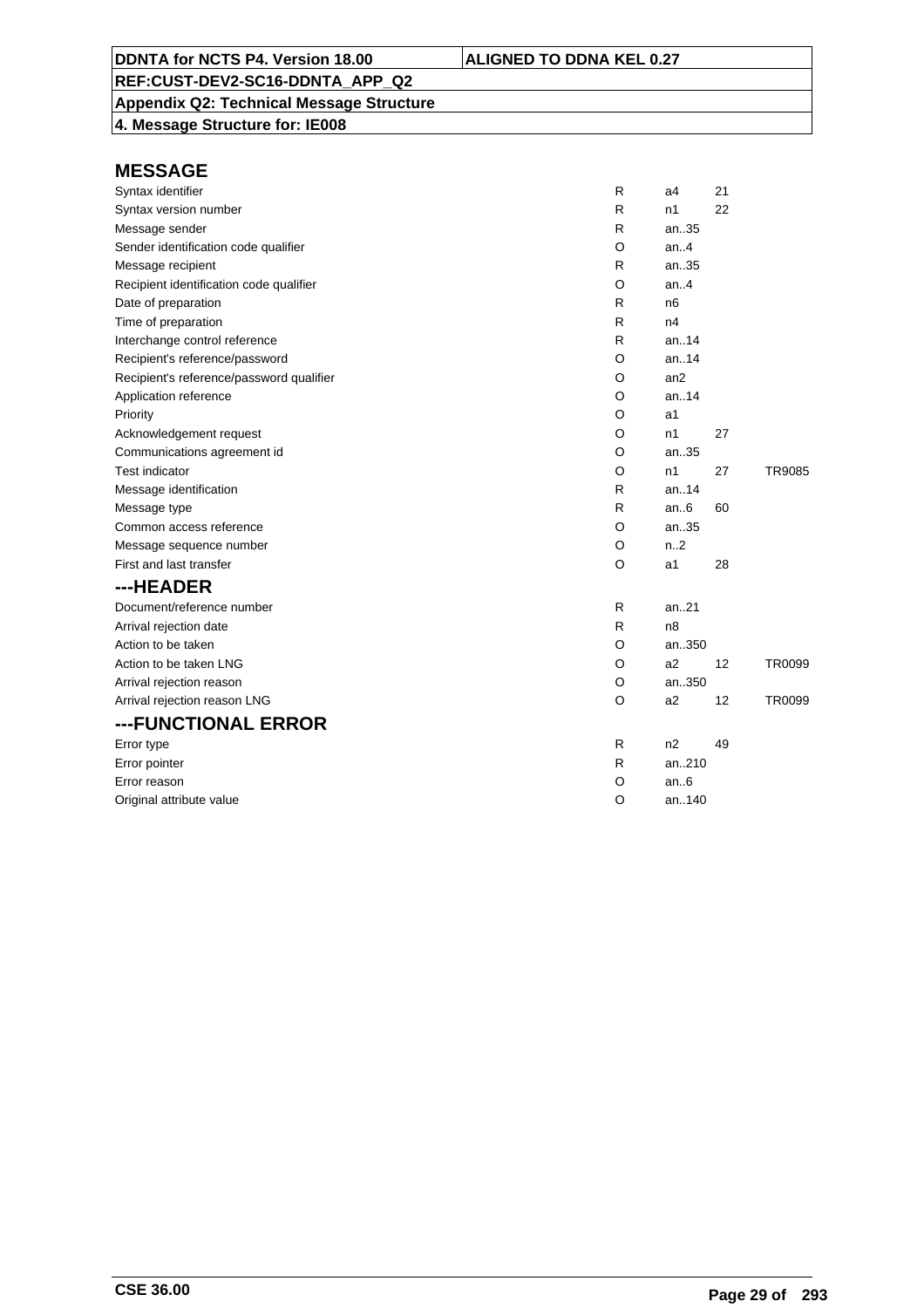DDNTA for NCTS P4. Version 18.00 | ALIGNED TO DDNA KEL 0.27

REF:CUST-DEV2-SC16-DDNTA_APP_Q2

Appendix Q2: Technical Message Structure

4. Message Structure for: IE008

## MESSAGE

| | | | | |
|---|---|---|---|---|
| Syntax identifier | R | a4 | 21 | |
| Syntax version number | R | n1 | 22 | |
| Message sender | R | an..35 | | |
| Sender identification code qualifier | O | an..4 | | |
| Message recipient | R | an..35 | | |
| Recipient identification code qualifier | O | an..4 | | |
| Date of preparation | R | n6 | | |
| Time of preparation | R | n4 | | |
| Interchange control reference | R | an..14 | | |
| Recipient's reference/password | O | an..14 | | |
| Recipient's reference/password qualifier | O | an2 | | |
| Application reference | O | an..14 | | |
| Priority | O | a1 | | |
| Acknowledgement request | O | n1 | 27 | |
| Communications agreement id | O | an..35 | | |
| Test indicator | O | n1 | 27 | TR9085 |
| Message identification | R | an..14 | | |
| Message type | R | an..6 | 60 | |
| Common access reference | O | an..35 | | |
| Message sequence number | O | n..2 | | |
| First and last transfer | O | a1 | 28 | |

## ---HEADER

| | | | | |
|---|---|---|---|---|
| Document/reference number | R | an..21 | | |
| Arrival rejection date | R | n8 | | |
| Action to be taken | O | an..350 | | |
| Action to be taken LNG | O | a2 | 12 | TR0099 |
| Arrival rejection reason | O | an..350 | | |
| Arrival rejection reason LNG | O | a2 | 12 | TR0099 |

## ---FUNCTIONAL ERROR

| | | | | |
|---|---|---|---|---|
| Error type | R | n2 | 49 | |
| Error pointer | R | an..210 | | |
| Error reason | O | an..6 | | |
| Original attribute value | O | an..140 | | |

CSE 36.00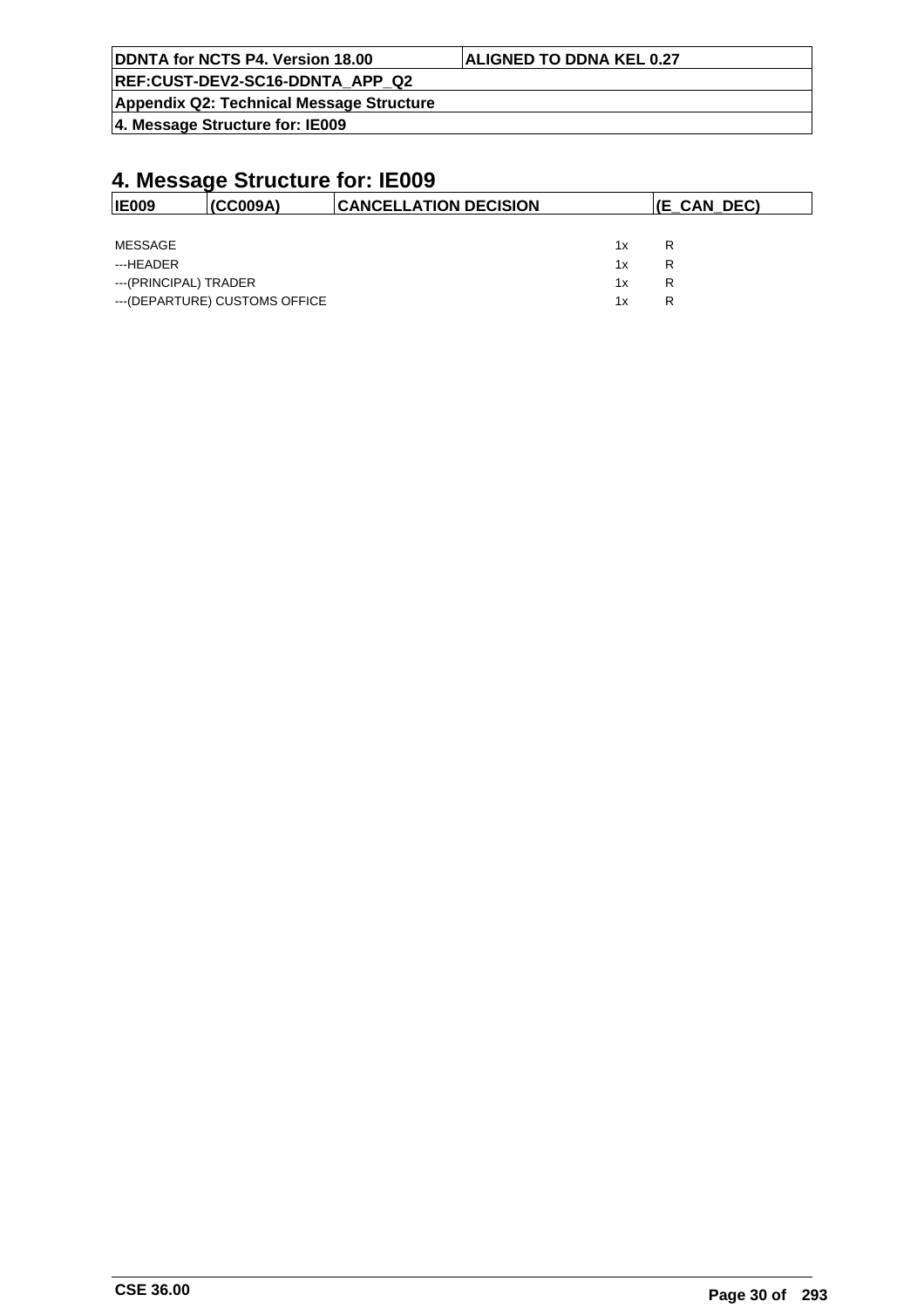# 4. Message Structure for: IE009

| IE009 | (CC009A) | CANCELLATION DECISION | (E_CAN_DEC) |
|---|---|---|---|

| | | |
|---|---|---|
| MESSAGE | 1x | R |
| ---HEADER | 1x | R |
| ---(PRINCIPAL) TRADER | 1x | R |
| ---(DEPARTURE) CUSTOMS OFFICE | 1x | R |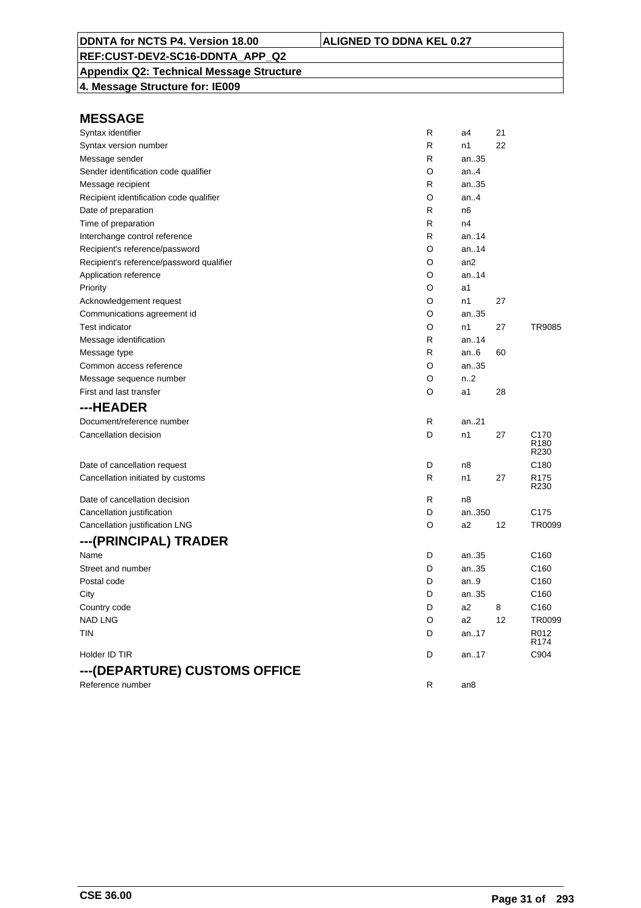## MESSAGE

| | | | | |
|---|---|---|---|---|
| Syntax identifier | R | a4 | 21 | |
| Syntax version number | R | n1 | 22 | |
| Message sender | R | an..35 | | |
| Sender identification code qualifier | O | an..4 | | |
| Message recipient | R | an..35 | | |
| Recipient identification code qualifier | O | an..4 | | |
| Date of preparation | R | n6 | | |
| Time of preparation | R | n4 | | |
| Interchange control reference | R | an..14 | | |
| Recipient's reference/password | O | an..14 | | |
| Recipient's reference/password qualifier | O | an2 | | |
| Application reference | O | an..14 | | |
| Priority | O | a1 | | |
| Acknowledgement request | O | n1 | 27 | |
| Communications agreement id | O | an..35 | | |
| Test indicator | O | n1 | 27 | TR9085 |
| Message identification | R | an..14 | | |
| Message type | R | an..6 | 60 | |
| Common access reference | O | an..35 | | |
| Message sequence number | O | n..2 | | |
| First and last transfer | O | a1 | 28 | |

## ---HEADER

| | | | | |
|---|---|---|---|---|
| Document/reference number | R | an..21 | | |
| Cancellation decision | D | n1 | 27 | C170 R180 R230 |
| Date of cancellation request | D | n8 | | C180 |
| Cancellation initiated by customs | R | n1 | 27 | R175 R230 |
| Date of cancellation decision | R | n8 | | |
| Cancellation justification | D | an..350 | | C175 |
| Cancellation justification LNG | O | a2 | 12 | TR0099 |

## ---(PRINCIPAL) TRADER

| | | | | |
|---|---|---|---|---|
| Name | D | an..35 | | C160 |
| Street and number | D | an..35 | | C160 |
| Postal code | D | an..9 | | C160 |
| City | D | an..35 | | C160 |
| Country code | D | a2 | 8 | C160 |
| NAD LNG | O | a2 | 12 | TR0099 |
| TIN | D | an..17 | | R012 R174 |
| Holder ID TIR | D | an..17 | | C904 |

## ---(DEPARTURE) CUSTOMS OFFICE

| | | | | |
|---|---|---|---|---|
| Reference number | R | an8 | | |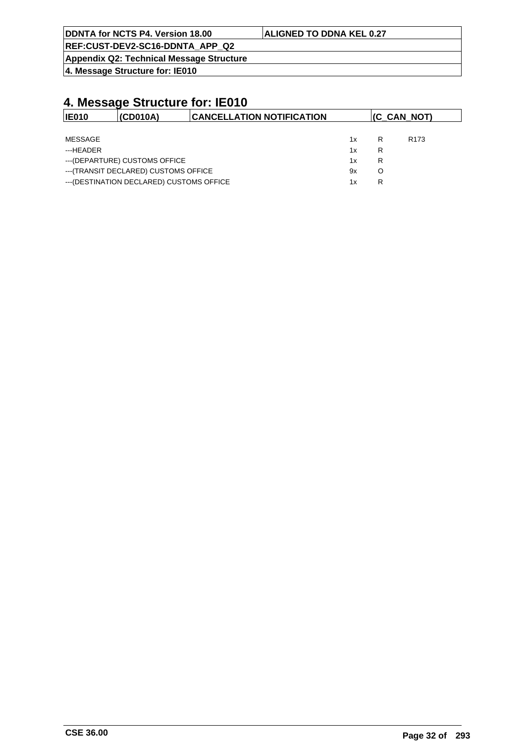# 4. Message Structure for: IE010

| IE010 | (CD010A) | CANCELLATION NOTIFICATION | (C_CAN_NOT) |
|---|---|---|---|

| | | | |
|---|---|---|---|
| MESSAGE | 1x | R | R173 |
| ---HEADER | 1x | R | |
| ---(DEPARTURE) CUSTOMS OFFICE | 1x | R | |
| ---(TRANSIT DECLARED) CUSTOMS OFFICE | 9x | O | |
| ---(DESTINATION DECLARED) CUSTOMS OFFICE | 1x | R | |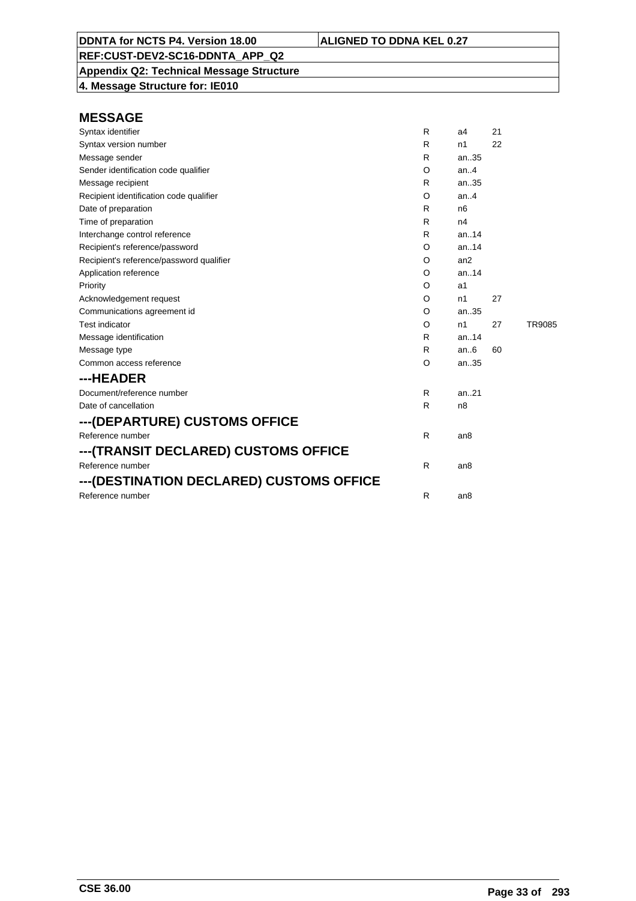**DDNTA for NCTS P4. Version 18.00** | **ALIGNED TO DDNA KEL 0.27**

**REF:CUST-DEV2-SC16-DDNTA_APP_Q2**

**Appendix Q2: Technical Message Structure**

**4. Message Structure for: IE010**

## MESSAGE

| | | | | |
|---|---|---|---|---|
| Syntax identifier | R | a4 | 21 | |
| Syntax version number | R | n1 | 22 | |
| Message sender | R | an..35 | | |
| Sender identification code qualifier | O | an..4 | | |
| Message recipient | R | an..35 | | |
| Recipient identification code qualifier | O | an..4 | | |
| Date of preparation | R | n6 | | |
| Time of preparation | R | n4 | | |
| Interchange control reference | R | an..14 | | |
| Recipient's reference/password | O | an..14 | | |
| Recipient's reference/password qualifier | O | an2 | | |
| Application reference | O | an..14 | | |
| Priority | O | a1 | | |
| Acknowledgement request | O | n1 | 27 | |
| Communications agreement id | O | an..35 | | |
| Test indicator | O | n1 | 27 | TR9085 |
| Message identification | R | an..14 | | |
| Message type | R | an..6 | 60 | |
| Common access reference | O | an..35 | | |

## ---HEADER

| | | |
|---|---|---|
| Document/reference number | R | an..21 |
| Date of cancellation | R | n8 |

## ---(DEPARTURE) CUSTOMS OFFICE

| | | |
|---|---|---|
| Reference number | R | an8 |

## ---(TRANSIT DECLARED) CUSTOMS OFFICE

| | | |
|---|---|---|
| Reference number | R | an8 |

## ---(DESTINATION DECLARED) CUSTOMS OFFICE

| | | |
|---|---|---|
| Reference number | R | an8 |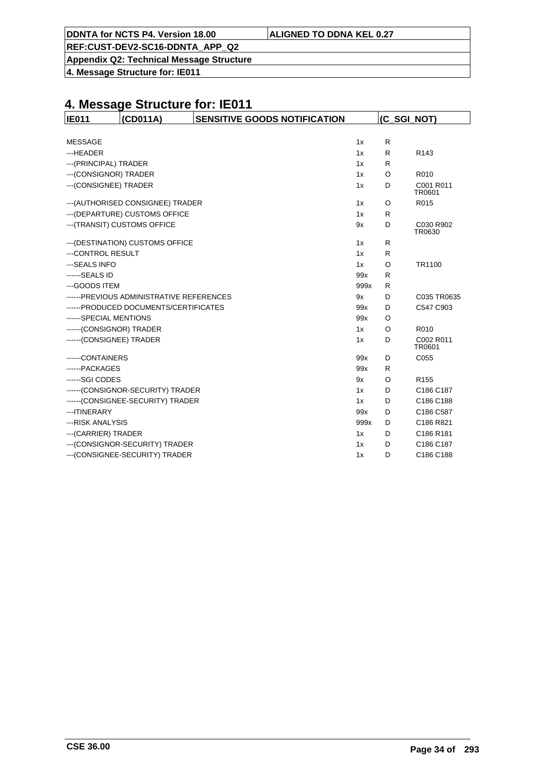# 4. Message Structure for: IE011

| IE011 | (CD011A) | SENSITIVE GOODS NOTIFICATION | (C_SGI_NOT) |
|---|---|---|---|

| | | | |
|---|---|---|---|
| MESSAGE | 1x | R | |
| ---HEADER | 1x | R | R143 |
| ---(PRINCIPAL) TRADER | 1x | R | |
| ---(CONSIGNOR) TRADER | 1x | O | R010 |
| ---(CONSIGNEE) TRADER | 1x | D | C001 R011 TR0601 |
| ---(AUTHORISED CONSIGNEE) TRADER | 1x | O | R015 |
| ---(DEPARTURE) CUSTOMS OFFICE | 1x | R | |
| ---(TRANSIT) CUSTOMS OFFICE | 9x | D | C030 R902 TR0630 |
| ---(DESTINATION) CUSTOMS OFFICE | 1x | R | |
| ---CONTROL RESULT | 1x | R | |
| ---SEALS INFO | 1x | O | TR1100 |
| ------SEALS ID | 99x | R | |
| ---GOODS ITEM | 999x | R | |
| ------PREVIOUS ADMINISTRATIVE REFERENCES | 9x | D | C035 TR0635 |
| ------PRODUCED DOCUMENTS/CERTIFICATES | 99x | D | C547 C903 |
| ------SPECIAL MENTIONS | 99x | O | |
| ------(CONSIGNOR) TRADER | 1x | O | R010 |
| ------(CONSIGNEE) TRADER | 1x | D | C002 R011 TR0601 |
| ------CONTAINERS | 99x | D | C055 |
| ------PACKAGES | 99x | R | |
| ------SGI CODES | 9x | O | R155 |
| ------(CONSIGNOR-SECURITY) TRADER | 1x | D | C186 C187 |
| ------(CONSIGNEE-SECURITY) TRADER | 1x | D | C186 C188 |
| ---ITINERARY | 99x | D | C186 C587 |
| ---RISK ANALYSIS | 999x | D | C186 R821 |
| ---(CARRIER) TRADER | 1x | D | C186 R181 |
| ---(CONSIGNOR-SECURITY) TRADER | 1x | D | C186 C187 |
| ---(CONSIGNEE-SECURITY) TRADER | 1x | D | C186 C188 |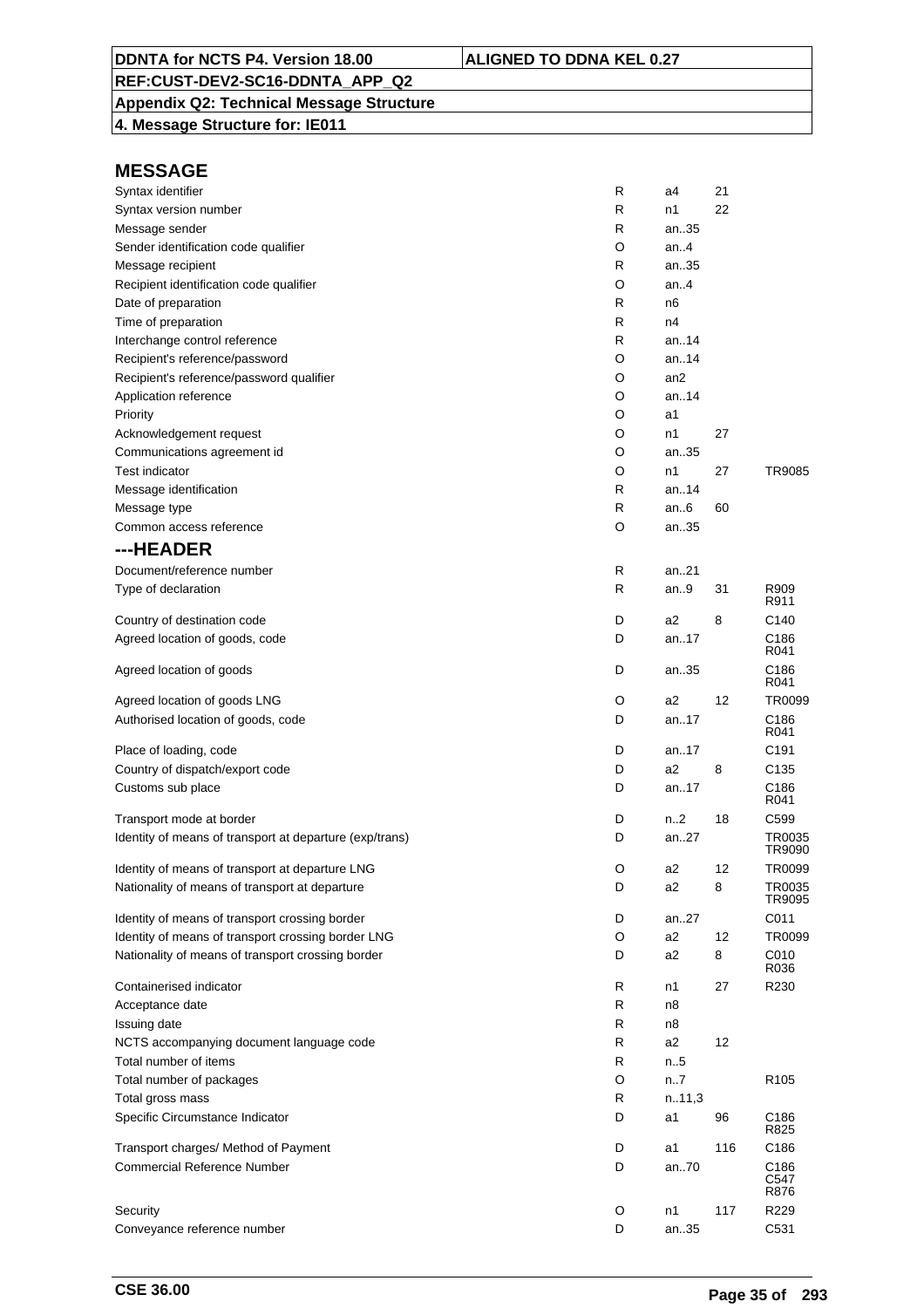DDNTA for NCTS P4. Version 18.00 | ALIGNED TO DDNA KEL 0.27

REF:CUST-DEV2-SC16-DDNTA_APP_Q2

**Appendix Q2: Technical Message Structure**

**4. Message Structure for: IE011**

## MESSAGE

| | | | | |
|---|---|---|---|---|
| Syntax identifier | R | a4 | 21 | |
| Syntax version number | R | n1 | 22 | |
| Message sender | R | an..35 | | |
| Sender identification code qualifier | O | an..4 | | |
| Message recipient | R | an..35 | | |
| Recipient identification code qualifier | O | an..4 | | |
| Date of preparation | R | n6 | | |
| Time of preparation | R | n4 | | |
| Interchange control reference | R | an..14 | | |
| Recipient's reference/password | O | an..14 | | |
| Recipient's reference/password qualifier | O | an2 | | |
| Application reference | O | an..14 | | |
| Priority | O | a1 | | |
| Acknowledgement request | O | n1 | 27 | |
| Communications agreement id | O | an..35 | | |
| Test indicator | O | n1 | 27 | TR9085 |
| Message identification | R | an..14 | | |
| Message type | R | an..6 | 60 | |
| Common access reference | O | an..35 | | |

## ---HEADER

| | | | | |
|---|---|---|---|---|
| Document/reference number | R | an..21 | | |
| Type of declaration | R | an..9 | 31 | R909 R911 |
| Country of destination code | D | a2 | 8 | C140 |
| Agreed location of goods, code | D | an..17 | | C186 R041 |
| Agreed location of goods | D | an..35 | | C186 R041 |
| Agreed location of goods LNG | O | a2 | 12 | TR0099 |
| Authorised location of goods, code | D | an..17 | | C186 R041 |
| Place of loading, code | D | an..17 | | C191 |
| Country of dispatch/export code | D | a2 | 8 | C135 |
| Customs sub place | D | an..17 | | C186 R041 |
| Transport mode at border | D | n..2 | 18 | C599 |
| Identity of means of transport at departure (exp/trans) | D | an..27 | | TR0035 TR9090 |
| Identity of means of transport at departure LNG | O | a2 | 12 | TR0099 |
| Nationality of means of transport at departure | D | a2 | 8 | TR0035 TR9095 |
| Identity of means of transport crossing border | D | an..27 | | C011 |
| Identity of means of transport crossing border LNG | O | a2 | 12 | TR0099 |
| Nationality of means of transport crossing border | D | a2 | 8 | C010 R036 |
| Containerised indicator | R | n1 | 27 | R230 |
| Acceptance date | R | n8 | | |
| Issuing date | R | n8 | | |
| NCTS accompanying document language code | R | a2 | 12 | |
| Total number of items | R | n..5 | | |
| Total number of packages | O | n..7 | | R105 |
| Total gross mass | R | n..11,3 | | |
| Specific Circumstance Indicator | D | a1 | 96 | C186 R825 |
| Transport charges/ Method of Payment | D | a1 | 116 | C186 |
| Commercial Reference Number | D | an..70 | | C186 C547 R876 |
| Security | O | n1 | 117 | R229 |
| Conveyance reference number | D | an..35 | | C531 |

CSE 36.00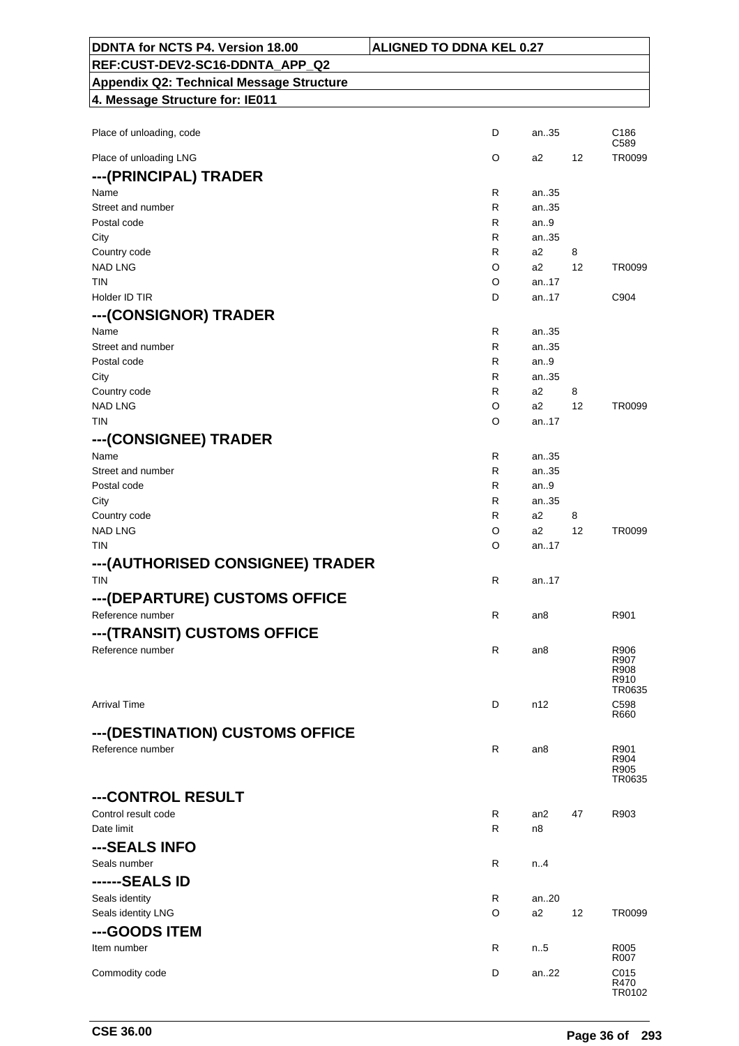| | | | | |
|---|---|---|---|---|
| Place of unloading, code | D | an..35 | | C186 C589 |
| Place of unloading LNG | O | a2 | 12 | TR0099 |

### ---(PRINCIPAL) TRADER

| | | | | |
|---|---|---|---|---|
| Name | R | an..35 | | |
| Street and number | R | an..35 | | |
| Postal code | R | an..9 | | |
| City | R | an..35 | | |
| Country code | R | a2 | 8 | |
| NAD LNG | O | a2 | 12 | TR0099 |
| TIN | O | an..17 | | |
| Holder ID TIR | D | an..17 | | C904 |

### ---(CONSIGNOR) TRADER

| | | | | |
|---|---|---|---|---|
| Name | R | an..35 | | |
| Street and number | R | an..35 | | |
| Postal code | R | an..9 | | |
| City | R | an..35 | | |
| Country code | R | a2 | 8 | |
| NAD LNG | O | a2 | 12 | TR0099 |
| TIN | O | an..17 | | |

### ---(CONSIGNEE) TRADER

| | | | | |
|---|---|---|---|---|
| Name | R | an..35 | | |
| Street and number | R | an..35 | | |
| Postal code | R | an..9 | | |
| City | R | an..35 | | |
| Country code | R | a2 | 8 | |
| NAD LNG | O | a2 | 12 | TR0099 |
| TIN | O | an..17 | | |

### ---(AUTHORISED CONSIGNEE) TRADER

| | | | | |
|---|---|---|---|---|
| TIN | R | an..17 | | |

### ---(DEPARTURE) CUSTOMS OFFICE

| | | | | |
|---|---|---|---|---|
| Reference number | R | an8 | | R901 |

### ---(TRANSIT) CUSTOMS OFFICE

| | | | | |
|---|---|---|---|---|
| Reference number | R | an8 | | R906 R907 R908 R910 TR0635 |
| Arrival Time | D | n12 | | C598 R660 |

### ---(DESTINATION) CUSTOMS OFFICE

| | | | | |
|---|---|---|---|---|
| Reference number | R | an8 | | R901 R904 R905 TR0635 |

### ---CONTROL RESULT

| | | | | |
|---|---|---|---|---|
| Control result code | R | an2 | 47 | R903 |
| Date limit | R | n8 | | |

### ---SEALS INFO

| | | | | |
|---|---|---|---|---|
| Seals number | R | n..4 | | |

### ------SEALS ID

| | | | | |
|---|---|---|---|---|
| Seals identity | R | an..20 | | |
| Seals identity LNG | O | a2 | 12 | TR0099 |

### ---GOODS ITEM

| | | | | |
|---|---|---|---|---|
| Item number | R | n..5 | | R005 R007 |
| Commodity code | D | an..22 | | C015 R470 TR0102 |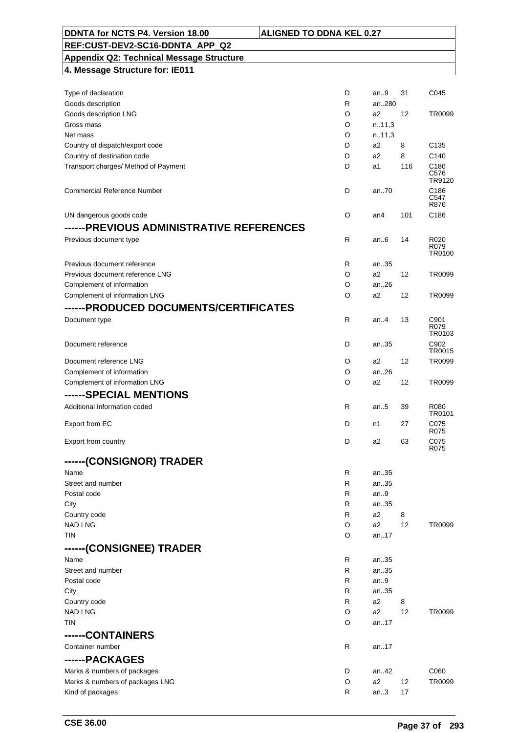| DDNTA for NCTS P4. Version 18.00 | ALIGNED TO DDNA KEL 0.27 |
|---|---|
| REF:CUST-DEV2-SC16-DDNTA_APP_Q2 | |
| Appendix Q2: Technical Message Structure | |
| 4. Message Structure for: IE011 | |

| | | | | |
|---|---|---|---|---|
| Type of declaration | D | an..9 | 31 | C045 |
| Goods description | R | an..280 | | |
| Goods description LNG | O | a2 | 12 | TR0099 |
| Gross mass | O | n..11,3 | | |
| Net mass | O | n..11,3 | | |
| Country of dispatch/export code | D | a2 | 8 | C135 |
| Country of destination code | D | a2 | 8 | C140 |
| Transport charges/ Method of Payment | D | a1 | 116 | C186 C576 TR9120 |
| Commercial Reference Number | D | an..70 | | C186 C547 R876 |
| UN dangerous goods code | O | an4 | 101 | C186 |
| **------PREVIOUS ADMINISTRATIVE REFERENCES** | | | | |
| Previous document type | R | an..6 | 14 | R020 R079 TR0100 |
| Previous document reference | R | an..35 | | |
| Previous document reference LNG | O | a2 | 12 | TR0099 |
| Complement of information | O | an..26 | | |
| Complement of information LNG | O | a2 | 12 | TR0099 |
| **------PRODUCED DOCUMENTS/CERTIFICATES** | | | | |
| Document type | R | an..4 | 13 | C901 R079 TR0103 |
| Document reference | D | an..35 | | C902 TR0015 |
| Document reference LNG | O | a2 | 12 | TR0099 |
| Complement of information | O | an..26 | | |
| Complement of information LNG | O | a2 | 12 | TR0099 |
| **------SPECIAL MENTIONS** | | | | |
| Additional information coded | R | an..5 | 39 | R080 TR0101 |
| Export from EC | D | n1 | 27 | C075 R075 |
| Export from country | D | a2 | 63 | C075 R075 |
| **------(CONSIGNOR) TRADER** | | | | |
| Name | R | an..35 | | |
| Street and number | R | an..35 | | |
| Postal code | R | an..9 | | |
| City | R | an..35 | | |
| Country code | R | a2 | 8 | |
| NAD LNG | O | a2 | 12 | TR0099 |
| TIN | O | an..17 | | |
| **------(CONSIGNEE) TRADER** | | | | |
| Name | R | an..35 | | |
| Street and number | R | an..35 | | |
| Postal code | R | an..9 | | |
| City | R | an..35 | | |
| Country code | R | a2 | 8 | |
| NAD LNG | O | a2 | 12 | TR0099 |
| TIN | O | an..17 | | |
| **------CONTAINERS** | | | | |
| Container number | R | an..17 | | |
| **------PACKAGES** | | | | |
| Marks & numbers of packages | D | an..42 | | C060 |
| Marks & numbers of packages LNG | O | a2 | 12 | TR0099 |
| Kind of packages | R | an..3 | 17 | |

CSE 36.00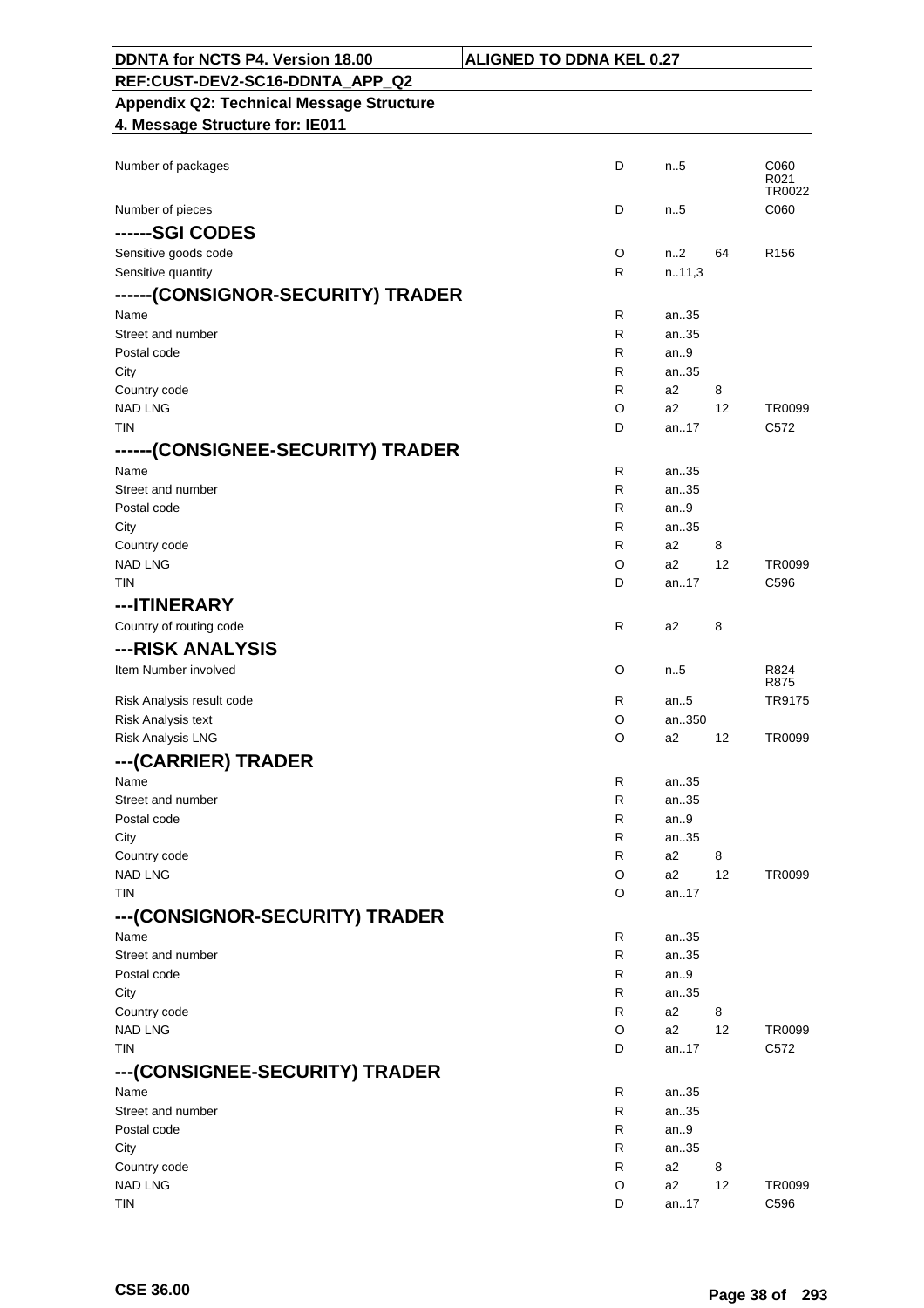| Field | Status | Format | Codelist | Rules/Conditions |
|---|---|---|---|---|
| Number of packages | D | n..5 | | C060 R021 TR0022 |
| Number of pieces | D | n..5 | | C060 |
| **------SGI CODES** | | | | |
| Sensitive goods code | O | n..2 | 64 | R156 |
| Sensitive quantity | R | n..11,3 | | |
| **------(CONSIGNOR-SECURITY) TRADER** | | | | |
| Name | R | an..35 | | |
| Street and number | R | an..35 | | |
| Postal code | R | an..9 | | |
| City | R | an..35 | | |
| Country code | R | a2 | 8 | |
| NAD LNG | O | a2 | 12 | TR0099 |
| TIN | D | an..17 | | C572 |
| **------(CONSIGNEE-SECURITY) TRADER** | | | | |
| Name | R | an..35 | | |
| Street and number | R | an..35 | | |
| Postal code | R | an..9 | | |
| City | R | an..35 | | |
| Country code | R | a2 | 8 | |
| NAD LNG | O | a2 | 12 | TR0099 |
| TIN | D | an..17 | | C596 |
| **---ITINERARY** | | | | |
| Country of routing code | R | a2 | 8 | |
| **---RISK ANALYSIS** | | | | |
| Item Number involved | O | n..5 | | R824 R875 |
| Risk Analysis result code | R | an..5 | | TR9175 |
| Risk Analysis text | O | an..350 | | |
| Risk Analysis LNG | O | a2 | 12 | TR0099 |
| **---(CARRIER) TRADER** | | | | |
| Name | R | an..35 | | |
| Street and number | R | an..35 | | |
| Postal code | R | an..9 | | |
| City | R | an..35 | | |
| Country code | R | a2 | 8 | |
| NAD LNG | O | a2 | 12 | TR0099 |
| TIN | O | an..17 | | |
| **---(CONSIGNOR-SECURITY) TRADER** | | | | |
| Name | R | an..35 | | |
| Street and number | R | an..35 | | |
| Postal code | R | an..9 | | |
| City | R | an..35 | | |
| Country code | R | a2 | 8 | |
| NAD LNG | O | a2 | 12 | TR0099 |
| TIN | D | an..17 | | C572 |
| **---(CONSIGNEE-SECURITY) TRADER** | | | | |
| Name | R | an..35 | | |
| Street and number | R | an..35 | | |
| Postal code | R | an..9 | | |
| City | R | an..35 | | |
| Country code | R | a2 | 8 | |
| NAD LNG | O | a2 | 12 | TR0099 |
| TIN | D | an..17 | | C596 |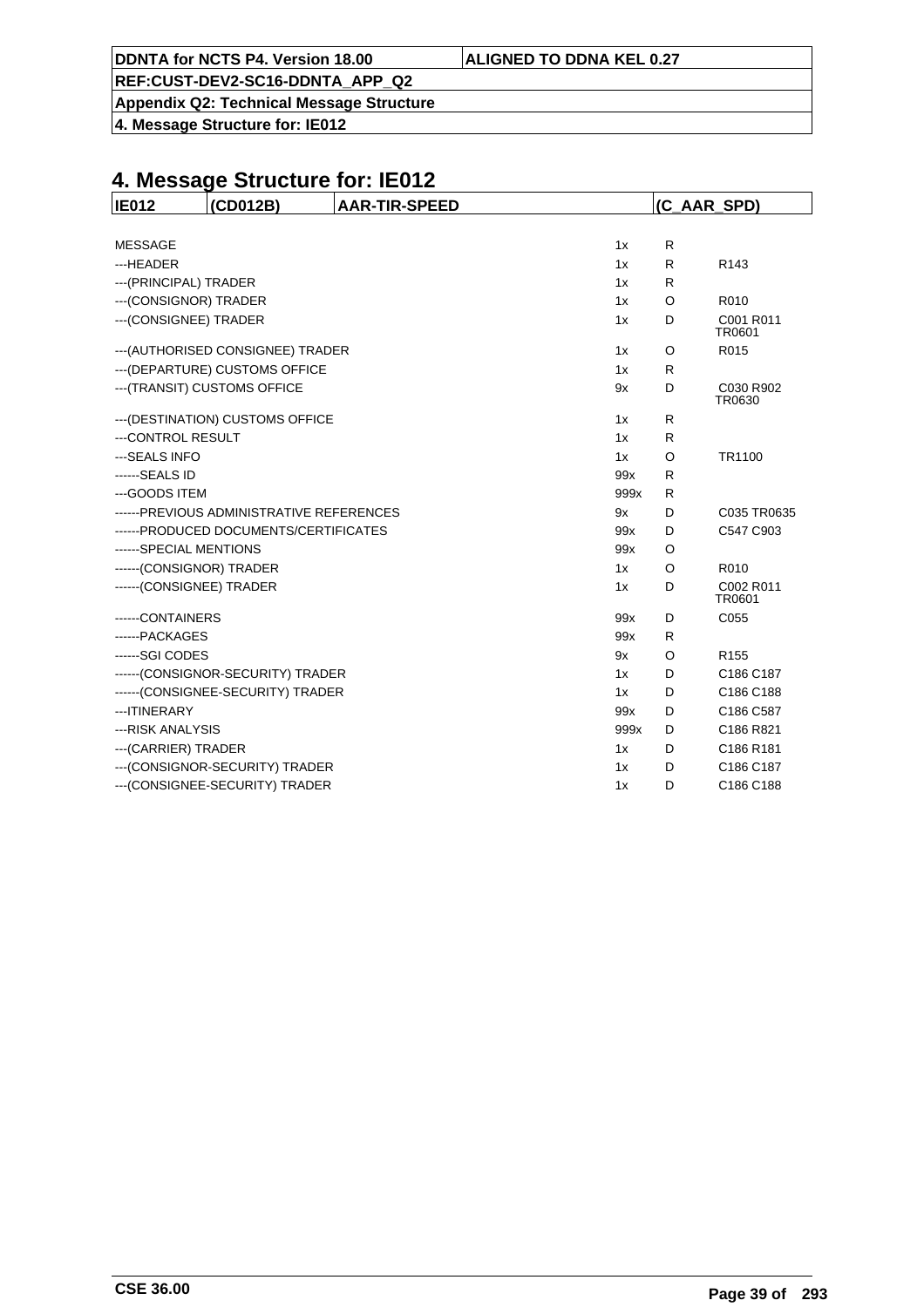# 4. Message Structure for: IE012

| IE012 | (CD012B) | AAR-TIR-SPEED | | | (C_AAR_SPD) |
|---|---|---|---|---|---|
| MESSAGE | | | 1x | R | |
| ---HEADER | | | 1x | R | R143 |
| ---(PRINCIPAL) TRADER | | | 1x | R | |
| ---(CONSIGNOR) TRADER | | | 1x | O | R010 |
| ---(CONSIGNEE) TRADER | | | 1x | D | C001 R011 TR0601 |
| ---(AUTHORISED CONSIGNEE) TRADER | | | 1x | O | R015 |
| ---(DEPARTURE) CUSTOMS OFFICE | | | 1x | R | |
| ---(TRANSIT) CUSTOMS OFFICE | | | 9x | D | C030 R902 TR0630 |
| ---(DESTINATION) CUSTOMS OFFICE | | | 1x | R | |
| ---CONTROL RESULT | | | 1x | R | |
| ---SEALS INFO | | | 1x | O | TR1100 |
| ------SEALS ID | | | 99x | R | |
| ---GOODS ITEM | | | 999x | R | |
| ------PREVIOUS ADMINISTRATIVE REFERENCES | | | 9x | D | C035 TR0635 |
| ------PRODUCED DOCUMENTS/CERTIFICATES | | | 99x | D | C547 C903 |
| ------SPECIAL MENTIONS | | | 99x | O | |
| ------(CONSIGNOR) TRADER | | | 1x | O | R010 |
| ------(CONSIGNEE) TRADER | | | 1x | D | C002 R011 TR0601 |
| ------CONTAINERS | | | 99x | D | C055 |
| ------PACKAGES | | | 99x | R | |
| ------SGI CODES | | | 9x | O | R155 |
| ------(CONSIGNOR-SECURITY) TRADER | | | 1x | D | C186 C187 |
| ------(CONSIGNEE-SECURITY) TRADER | | | 1x | D | C186 C188 |
| ---ITINERARY | | | 99x | D | C186 C587 |
| ---RISK ANALYSIS | | | 999x | D | C186 R821 |
| ---(CARRIER) TRADER | | | 1x | D | C186 R181 |
| ---(CONSIGNOR-SECURITY) TRADER | | | 1x | D | C186 C187 |
| ---(CONSIGNEE-SECURITY) TRADER | | | 1x | D | C186 C188 |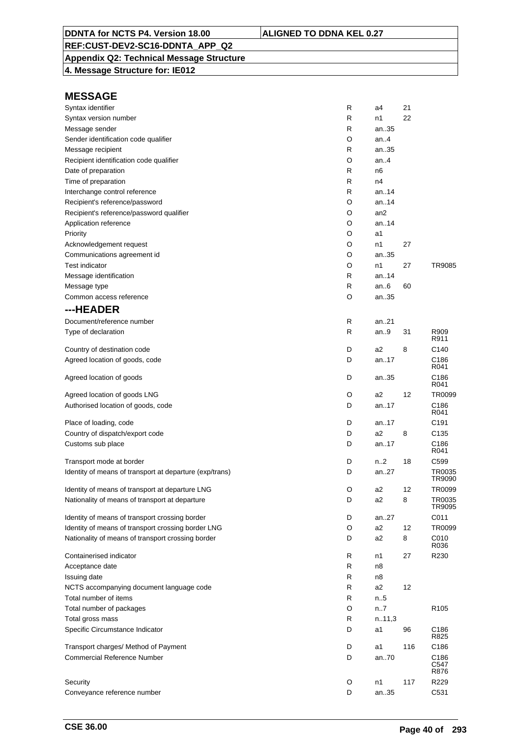| DDNTA for NCTS P4. Version 18.00 | ALIGNED TO DDNA KEL 0.27 |
|---|---|
| REF:CUST-DEV2-SC16-DDNTA_APP_Q2 | |
| Appendix Q2: Technical Message Structure | |
| 4. Message Structure for: IE012 | |

## MESSAGE

| | | | | |
|---|---|---|---|---|
| Syntax identifier | R | a4 | 21 | |
| Syntax version number | R | n1 | 22 | |
| Message sender | R | an..35 | | |
| Sender identification code qualifier | O | an..4 | | |
| Message recipient | R | an..35 | | |
| Recipient identification code qualifier | O | an..4 | | |
| Date of preparation | R | n6 | | |
| Time of preparation | R | n4 | | |
| Interchange control reference | R | an..14 | | |
| Recipient's reference/password | O | an..14 | | |
| Recipient's reference/password qualifier | O | an2 | | |
| Application reference | O | an..14 | | |
| Priority | O | a1 | | |
| Acknowledgement request | O | n1 | 27 | |
| Communications agreement id | O | an..35 | | |
| Test indicator | O | n1 | 27 | TR9085 |
| Message identification | R | an..14 | | |
| Message type | R | an..6 | 60 | |
| Common access reference | O | an..35 | | |

## ---HEADER

| | | | | |
|---|---|---|---|---|
| Document/reference number | R | an..21 | | |
| Type of declaration | R | an..9 | 31 | R909 R911 |
| Country of destination code | D | a2 | 8 | C140 |
| Agreed location of goods, code | D | an..17 | | C186 R041 |
| Agreed location of goods | D | an..35 | | C186 R041 |
| Agreed location of goods LNG | O | a2 | 12 | TR0099 |
| Authorised location of goods, code | D | an..17 | | C186 R041 |
| Place of loading, code | D | an..17 | | C191 |
| Country of dispatch/export code | D | a2 | 8 | C135 |
| Customs sub place | D | an..17 | | C186 R041 |
| Transport mode at border | D | n..2 | 18 | C599 |
| Identity of means of transport at departure (exp/trans) | D | an..27 | | TR0035 TR9090 |
| Identity of means of transport at departure LNG | O | a2 | 12 | TR0099 |
| Nationality of means of transport at departure | D | a2 | 8 | TR0035 TR9095 |
| Identity of means of transport crossing border | D | an..27 | | C011 |
| Identity of means of transport crossing border LNG | O | a2 | 12 | TR0099 |
| Nationality of means of transport crossing border | D | a2 | 8 | C010 R036 |
| Containerised indicator | R | n1 | 27 | R230 |
| Acceptance date | R | n8 | | |
| Issuing date | R | n8 | | |
| NCTS accompanying document language code | R | a2 | 12 | |
| Total number of items | R | n..5 | | |
| Total number of packages | O | n..7 | | R105 |
| Total gross mass | R | n..11,3 | | |
| Specific Circumstance Indicator | D | a1 | 96 | C186 R825 |
| Transport charges/ Method of Payment | D | a1 | 116 | C186 |
| Commercial Reference Number | D | an..70 | | C186 C547 R876 |
| Security | O | n1 | 117 | R229 |
| Conveyance reference number | D | an..35 | | C531 |

CSE 36.00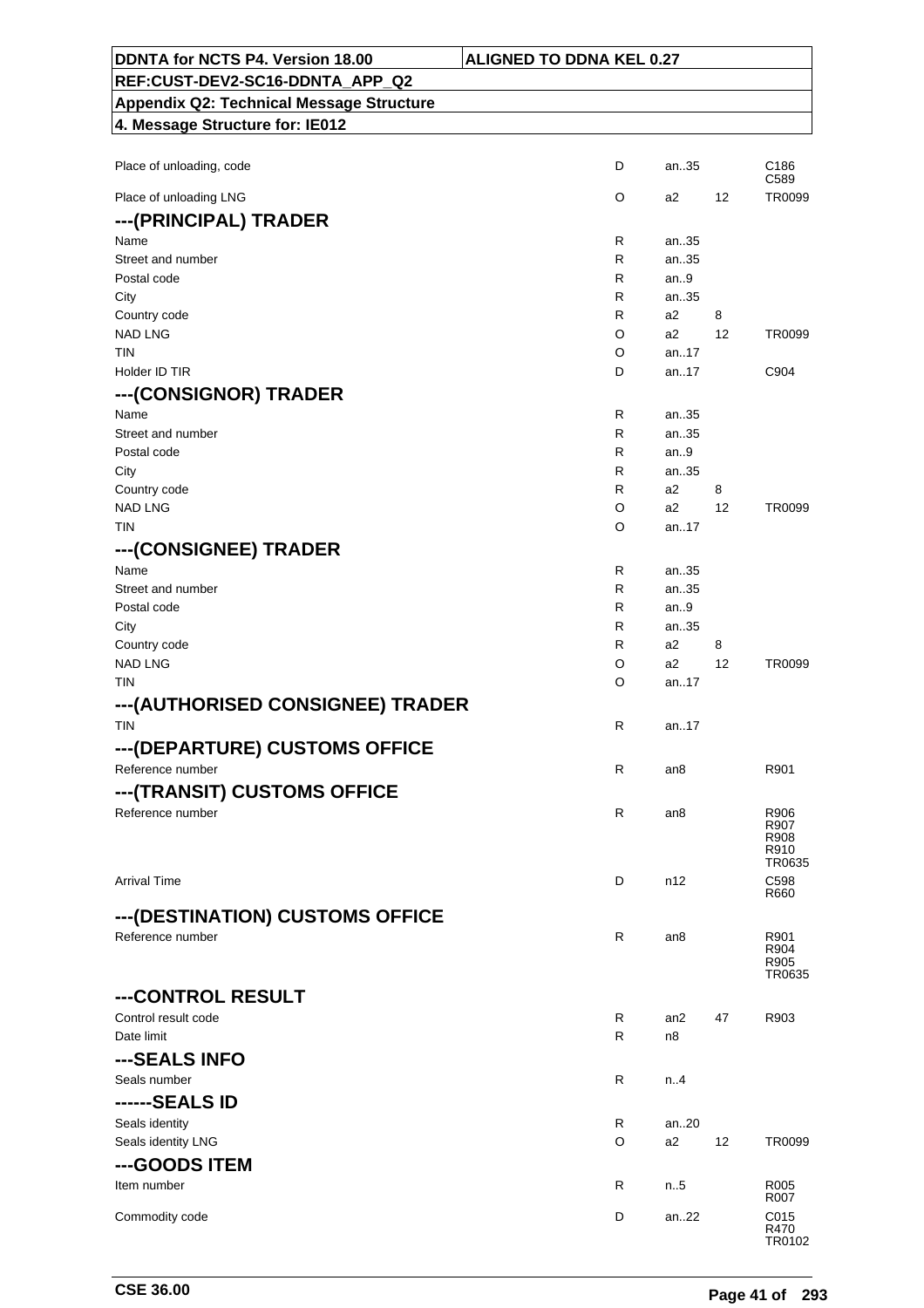| | | | | |
|---|---|---|---|---|
| Place of unloading, code | D | an..35 | | C186<br>C589 |
| Place of unloading LNG | O | a2 | 12 | TR0099 |

### ---(PRINCIPAL) TRADER

| | | | | |
|---|---|---|---|---|
| Name | R | an..35 | | |
| Street and number | R | an..35 | | |
| Postal code | R | an..9 | | |
| City | R | an..35 | | |
| Country code | R | a2 | 8 | |
| NAD LNG | O | a2 | 12 | TR0099 |
| TIN | O | an..17 | | |
| Holder ID TIR | D | an..17 | | C904 |

### ---(CONSIGNOR) TRADER

| | | | | |
|---|---|---|---|---|
| Name | R | an..35 | | |
| Street and number | R | an..35 | | |
| Postal code | R | an..9 | | |
| City | R | an..35 | | |
| Country code | R | a2 | 8 | |
| NAD LNG | O | a2 | 12 | TR0099 |
| TIN | O | an..17 | | |

### ---(CONSIGNEE) TRADER

| | | | | |
|---|---|---|---|---|
| Name | R | an..35 | | |
| Street and number | R | an..35 | | |
| Postal code | R | an..9 | | |
| City | R | an..35 | | |
| Country code | R | a2 | 8 | |
| NAD LNG | O | a2 | 12 | TR0099 |
| TIN | O | an..17 | | |

### ---(AUTHORISED CONSIGNEE) TRADER

| | | | | |
|---|---|---|---|---|
| TIN | R | an..17 | | |

### ---(DEPARTURE) CUSTOMS OFFICE

| | | | | |
|---|---|---|---|---|
| Reference number | R | an8 | | R901 |

### ---(TRANSIT) CUSTOMS OFFICE

| | | | | |
|---|---|---|---|---|
| Reference number | R | an8 | | R906<br>R907<br>R908<br>R910<br>TR0635 |
| Arrival Time | D | n12 | | C598<br>R660 |

### ---(DESTINATION) CUSTOMS OFFICE

| | | | | |
|---|---|---|---|---|
| Reference number | R | an8 | | R901<br>R904<br>R905<br>TR0635 |

### ---CONTROL RESULT

| | | | | |
|---|---|---|---|---|
| Control result code | R | an2 | 47 | R903 |
| Date limit | R | n8 | | |

### ---SEALS INFO

| | | | | |
|---|---|---|---|---|
| Seals number | R | n..4 | | |

### ------SEALS ID

| | | | | |
|---|---|---|---|---|
| Seals identity | R | an..20 | | |
| Seals identity LNG | O | a2 | 12 | TR0099 |

### ---GOODS ITEM

| | | | | |
|---|---|---|---|---|
| Item number | R | n..5 | | R005<br>R007 |
| Commodity code | D | an..22 | | C015<br>R470<br>TR0102 |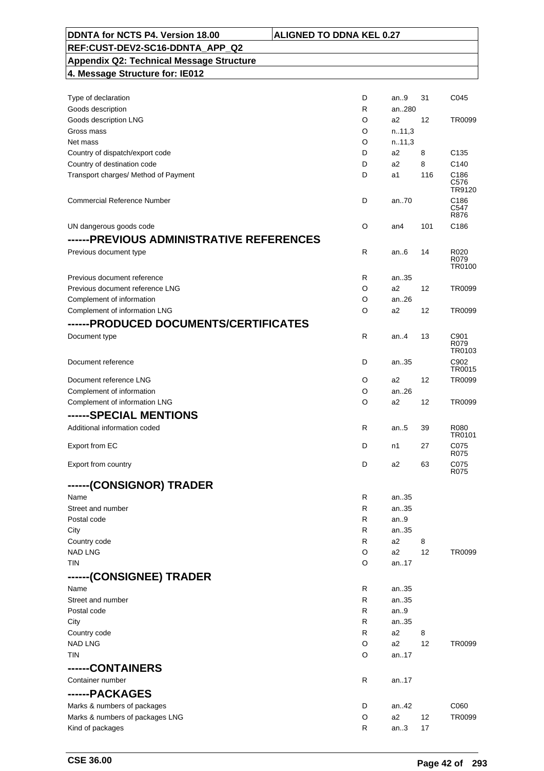| Field | Status | Format | Code list | Rules/Conditions |
|---|---|---|---|---|
| Type of declaration | D | an..9 | 31 | C045 |
| Goods description | R | an..280 | | |
| Goods description LNG | O | a2 | 12 | TR0099 |
| Gross mass | O | n..11,3 | | |
| Net mass | O | n..11,3 | | |
| Country of dispatch/export code | D | a2 | 8 | C135 |
| Country of destination code | D | a2 | 8 | C140 |
| Transport charges/ Method of Payment | D | a1 | 116 | C186 C576 TR9120 |
| Commercial Reference Number | D | an..70 | | C186 C547 R876 |
| UN dangerous goods code | O | an4 | 101 | C186 |

## ------PREVIOUS ADMINISTRATIVE REFERENCES

| Field | Status | Format | Code list | Rules/Conditions |
|---|---|---|---|---|
| Previous document type | R | an..6 | 14 | R020 R079 TR0100 |
| Previous document reference | R | an..35 | | |
| Previous document reference LNG | O | a2 | 12 | TR0099 |
| Complement of information | O | an..26 | | |
| Complement of information LNG | O | a2 | 12 | TR0099 |

## ------PRODUCED DOCUMENTS/CERTIFICATES

| Field | Status | Format | Code list | Rules/Conditions |
|---|---|---|---|---|
| Document type | R | an..4 | 13 | C901 R079 TR0103 |
| Document reference | D | an..35 | | C902 TR0015 |
| Document reference LNG | O | a2 | 12 | TR0099 |
| Complement of information | O | an..26 | | |
| Complement of information LNG | O | a2 | 12 | TR0099 |

## ------SPECIAL MENTIONS

| Field | Status | Format | Code list | Rules/Conditions |
|---|---|---|---|---|
| Additional information coded | R | an..5 | 39 | R080 TR0101 |
| Export from EC | D | n1 | 27 | C075 R075 |
| Export from country | D | a2 | 63 | C075 R075 |

## ------(CONSIGNOR) TRADER

| Field | Status | Format | Code list | Rules/Conditions |
|---|---|---|---|---|
| Name | R | an..35 | | |
| Street and number | R | an..35 | | |
| Postal code | R | an..9 | | |
| City | R | an..35 | | |
| Country code | R | a2 | 8 | |
| NAD LNG | O | a2 | 12 | TR0099 |
| TIN | O | an..17 | | |

## ------(CONSIGNEE) TRADER

| Field | Status | Format | Code list | Rules/Conditions |
|---|---|---|---|---|
| Name | R | an..35 | | |
| Street and number | R | an..35 | | |
| Postal code | R | an..9 | | |
| City | R | an..35 | | |
| Country code | R | a2 | 8 | |
| NAD LNG | O | a2 | 12 | TR0099 |
| TIN | O | an..17 | | |

## ------CONTAINERS

| Field | Status | Format | Code list | Rules/Conditions |
|---|---|---|---|---|
| Container number | R | an..17 | | |

## ------PACKAGES

| Field | Status | Format | Code list | Rules/Conditions |
|---|---|---|---|---|
| Marks & numbers of packages | D | an..42 | | C060 |
| Marks & numbers of packages LNG | O | a2 | 12 | TR0099 |
| Kind of packages | R | an..3 | 17 | |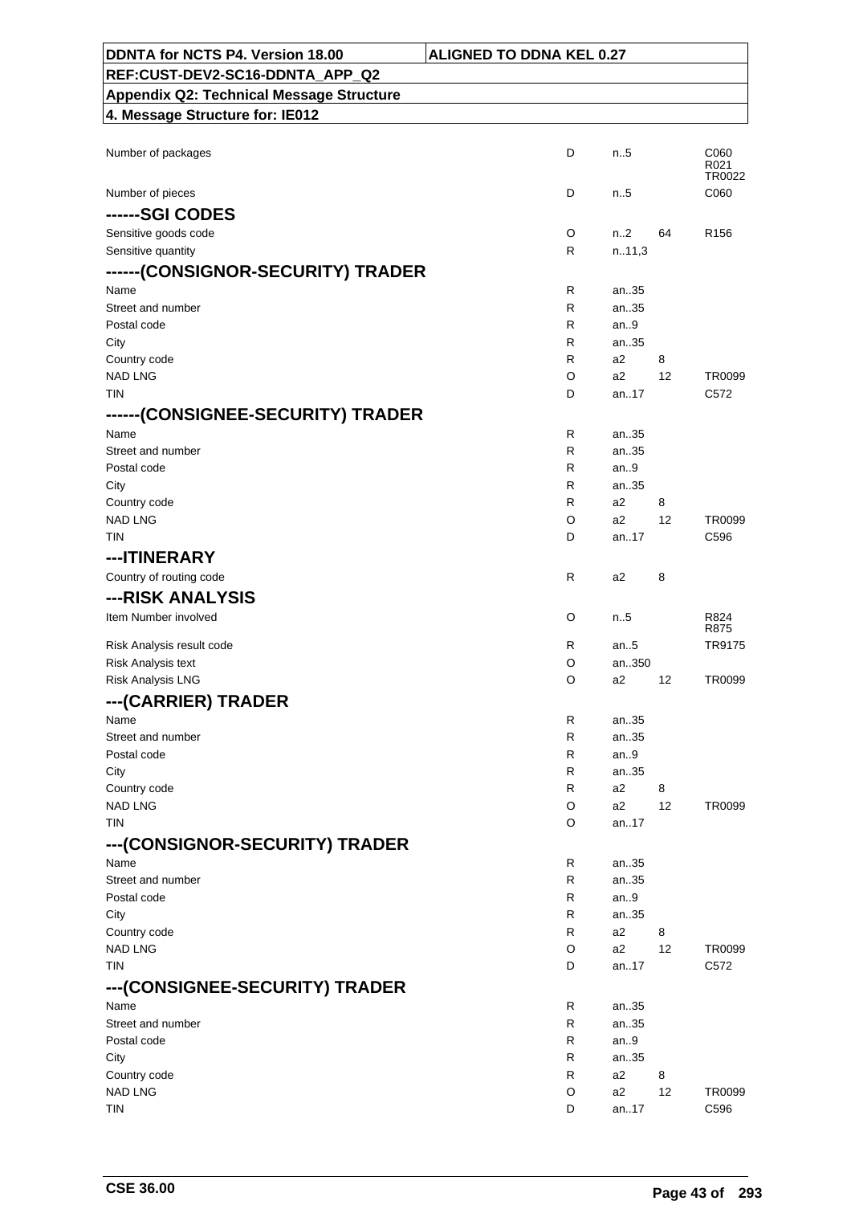| DDNTA for NCTS P4. Version 18.00 | ALIGNED TO DDNA KEL 0.27 |
|---|---|
| REF:CUST-DEV2-SC16-DDNTA_APP_Q2 | |
| Appendix Q2: Technical Message Structure | |
| 4. Message Structure for: IE012 | |

| | | | | |
|---|---|---|---|---|
| Number of packages | D | n..5 | | C060<br>R021<br>TR0022 |
| Number of pieces | D | n..5 | | C060 |
| **------SGI CODES** | | | | |
| Sensitive goods code | O | n..2 | 64 | R156 |
| Sensitive quantity | R | n..11,3 | | |
| **------(CONSIGNOR-SECURITY) TRADER** | | | | |
| Name | R | an..35 | | |
| Street and number | R | an..35 | | |
| Postal code | R | an..9 | | |
| City | R | an..35 | | |
| Country code | R | a2 | 8 | |
| NAD LNG | O | a2 | 12 | TR0099 |
| TIN | D | an..17 | | C572 |
| **------(CONSIGNEE-SECURITY) TRADER** | | | | |
| Name | R | an..35 | | |
| Street and number | R | an..35 | | |
| Postal code | R | an..9 | | |
| City | R | an..35 | | |
| Country code | R | a2 | 8 | |
| NAD LNG | O | a2 | 12 | TR0099 |
| TIN | D | an..17 | | C596 |
| **---ITINERARY** | | | | |
| Country of routing code | R | a2 | 8 | |
| **---RISK ANALYSIS** | | | | |
| Item Number involved | O | n..5 | | R824<br>R875 |
| Risk Analysis result code | R | an..5 | | TR9175 |
| Risk Analysis text | O | an..350 | | |
| Risk Analysis LNG | O | a2 | 12 | TR0099 |
| **---(CARRIER) TRADER** | | | | |
| Name | R | an..35 | | |
| Street and number | R | an..35 | | |
| Postal code | R | an..9 | | |
| City | R | an..35 | | |
| Country code | R | a2 | 8 | |
| NAD LNG | O | a2 | 12 | TR0099 |
| TIN | O | an..17 | | |
| **---(CONSIGNOR-SECURITY) TRADER** | | | | |
| Name | R | an..35 | | |
| Street and number | R | an..35 | | |
| Postal code | R | an..9 | | |
| City | R | an..35 | | |
| Country code | R | a2 | 8 | |
| NAD LNG | O | a2 | 12 | TR0099 |
| TIN | D | an..17 | | C572 |
| **---(CONSIGNEE-SECURITY) TRADER** | | | | |
| Name | R | an..35 | | |
| Street and number | R | an..35 | | |
| Postal code | R | an..9 | | |
| City | R | an..35 | | |
| Country code | R | a2 | 8 | |
| NAD LNG | O | a2 | 12 | TR0099 |
| TIN | D | an..17 | | C596 |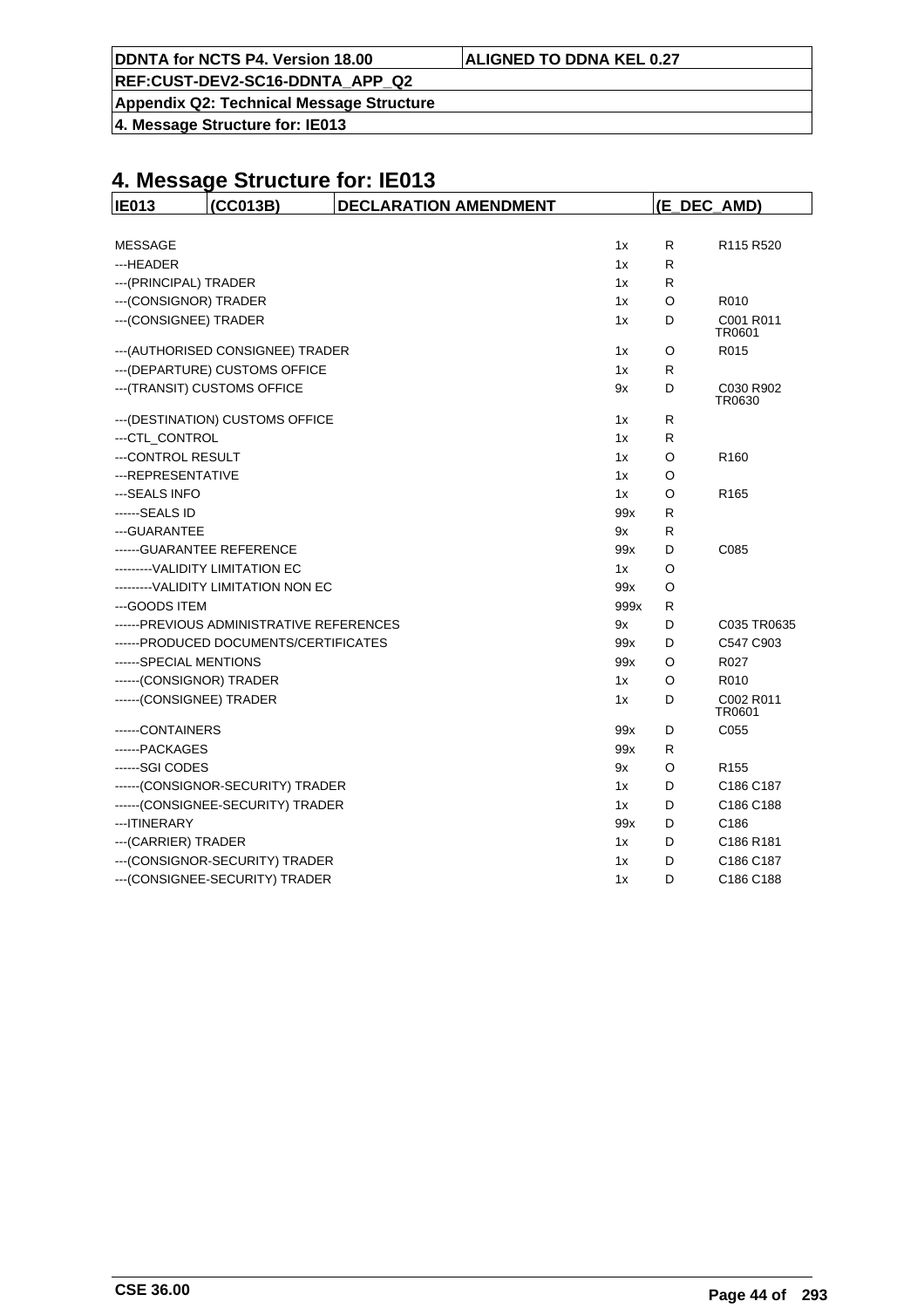# 4. Message Structure for: IE013

| IE013 | (CC013B) | DECLARATION AMENDMENT | (E_DEC_AMD) |
|---|---|---|---|

| | | | |
|---|---|---|---|
| MESSAGE | 1x | R | R115 R520 |
| ---HEADER | 1x | R | |
| ---(PRINCIPAL) TRADER | 1x | R | |
| ---(CONSIGNOR) TRADER | 1x | O | R010 |
| ---(CONSIGNEE) TRADER | 1x | D | C001 R011 TR0601 |
| ---(AUTHORISED CONSIGNEE) TRADER | 1x | O | R015 |
| ---(DEPARTURE) CUSTOMS OFFICE | 1x | R | |
| ---(TRANSIT) CUSTOMS OFFICE | 9x | D | C030 R902 TR0630 |
| ---(DESTINATION) CUSTOMS OFFICE | 1x | R | |
| ---CTL_CONTROL | 1x | R | |
| ---CONTROL RESULT | 1x | O | R160 |
| ---REPRESENTATIVE | 1x | O | |
| ---SEALS INFO | 1x | O | R165 |
| ------SEALS ID | 99x | R | |
| ---GUARANTEE | 9x | R | |
| ------GUARANTEE REFERENCE | 99x | D | C085 |
| ---------VALIDITY LIMITATION EC | 1x | O | |
| ---------VALIDITY LIMITATION NON EC | 99x | O | |
| ---GOODS ITEM | 999x | R | |
| ------PREVIOUS ADMINISTRATIVE REFERENCES | 9x | D | C035 TR0635 |
| ------PRODUCED DOCUMENTS/CERTIFICATES | 99x | D | C547 C903 |
| ------SPECIAL MENTIONS | 99x | O | R027 |
| ------(CONSIGNOR) TRADER | 1x | O | R010 |
| ------(CONSIGNEE) TRADER | 1x | D | C002 R011 TR0601 |
| ------CONTAINERS | 99x | D | C055 |
| ------PACKAGES | 99x | R | |
| ------SGI CODES | 9x | O | R155 |
| ------(CONSIGNOR-SECURITY) TRADER | 1x | D | C186 C187 |
| ------(CONSIGNEE-SECURITY) TRADER | 1x | D | C186 C188 |
| ---ITINERARY | 99x | D | C186 |
| ---(CARRIER) TRADER | 1x | D | C186 R181 |
| ---(CONSIGNOR-SECURITY) TRADER | 1x | D | C186 C187 |
| ---(CONSIGNEE-SECURITY) TRADER | 1x | D | C186 C188 |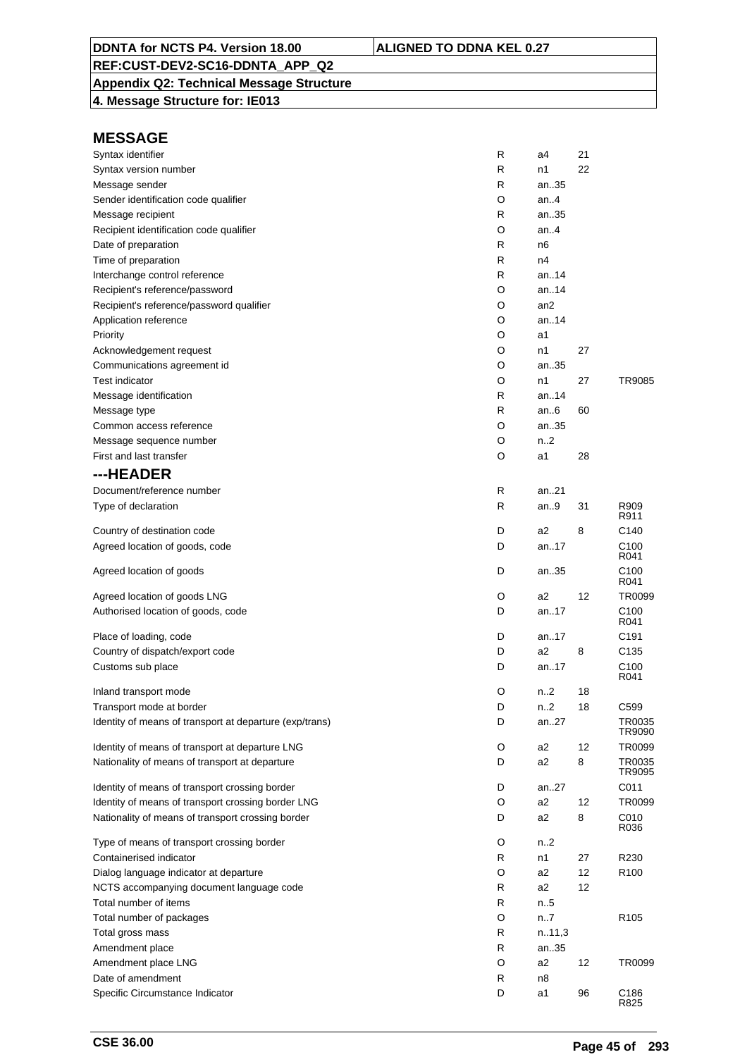**DDNTA for NCTS P4. Version 18.00** | **ALIGNED TO DDNA KEL 0.27**

**REF:CUST-DEV2-SC16-DDNTA_APP_Q2**

**Appendix Q2: Technical Message Structure**

**4. Message Structure for: IE013**

## MESSAGE

| | | | | |
|---|---|---|---|---|
| Syntax identifier | R | a4 | 21 | |
| Syntax version number | R | n1 | 22 | |
| Message sender | R | an..35 | | |
| Sender identification code qualifier | O | an..4 | | |
| Message recipient | R | an..35 | | |
| Recipient identification code qualifier | O | an..4 | | |
| Date of preparation | R | n6 | | |
| Time of preparation | R | n4 | | |
| Interchange control reference | R | an..14 | | |
| Recipient's reference/password | O | an..14 | | |
| Recipient's reference/password qualifier | O | an2 | | |
| Application reference | O | an..14 | | |
| Priority | O | a1 | | |
| Acknowledgement request | O | n1 | 27 | |
| Communications agreement id | O | an..35 | | |
| Test indicator | O | n1 | 27 | TR9085 |
| Message identification | R | an..14 | | |
| Message type | R | an..6 | 60 | |
| Common access reference | O | an..35 | | |
| Message sequence number | O | n..2 | | |
| First and last transfer | O | a1 | 28 | |

## ---HEADER

| | | | | |
|---|---|---|---|---|
| Document/reference number | R | an..21 | | |
| Type of declaration | R | an..9 | 31 | R909 R911 |
| Country of destination code | D | a2 | 8 | C140 |
| Agreed location of goods, code | D | an..17 | | C100 R041 |
| Agreed location of goods | D | an..35 | | C100 R041 |
| Agreed location of goods LNG | O | a2 | 12 | TR0099 |
| Authorised location of goods, code | D | an..17 | | C100 R041 |
| Place of loading, code | D | an..17 | | C191 |
| Country of dispatch/export code | D | a2 | 8 | C135 |
| Customs sub place | D | an..17 | | C100 R041 |
| Inland transport mode | O | n..2 | 18 | |
| Transport mode at border | D | n..2 | 18 | C599 |
| Identity of means of transport at departure (exp/trans) | D | an..27 | | TR0035 TR9090 |
| Identity of means of transport at departure LNG | O | a2 | 12 | TR0099 |
| Nationality of means of transport at departure | D | a2 | 8 | TR0035 TR9095 |
| Identity of means of transport crossing border | D | an..27 | | C011 |
| Identity of means of transport crossing border LNG | O | a2 | 12 | TR0099 |
| Nationality of means of transport crossing border | D | a2 | 8 | C010 R036 |
| Type of means of transport crossing border | O | n..2 | | |
| Containerised indicator | R | n1 | 27 | R230 |
| Dialog language indicator at departure | O | a2 | 12 | R100 |
| NCTS accompanying document language code | R | a2 | 12 | |
| Total number of items | R | n..5 | | |
| Total number of packages | O | n..7 | | R105 |
| Total gross mass | R | n..11,3 | | |
| Amendment place | R | an..35 | | |
| Amendment place LNG | O | a2 | 12 | TR0099 |
| Date of amendment | R | n8 | | |
| Specific Circumstance Indicator | D | a1 | 96 | C186 R825 |

CSE 36.00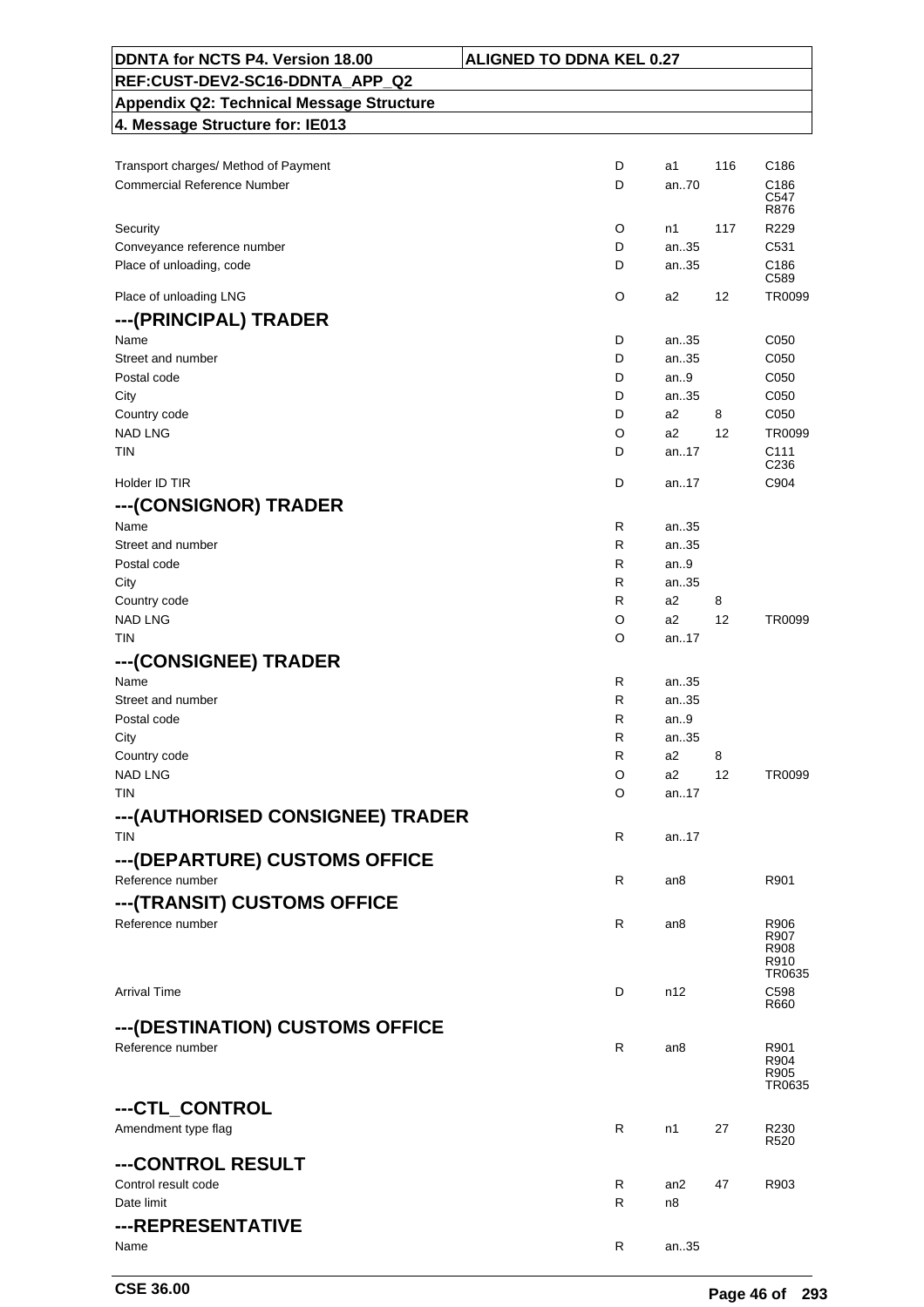| DDNTA for NCTS P4. Version 18.00 | ALIGNED TO DDNA KEL 0.27 |
|---|---|
| REF:CUST-DEV2-SC16-DDNTA_APP_Q2 | |
| Appendix Q2: Technical Message Structure | |
| 4. Message Structure for: IE013 | |

| | | | | |
|---|---|---|---|---|
| Transport charges/ Method of Payment | D | a1 | 116 | C186 |
| Commercial Reference Number | D | an..70 | | C186<br>C547<br>R876 |
| Security | O | n1 | 117 | R229 |
| Conveyance reference number | D | an..35 | | C531 |
| Place of unloading, code | D | an..35 | | C186<br>C589 |
| Place of unloading LNG | O | a2 | 12 | TR0099 |

## ---(PRINCIPAL) TRADER

| | | | | |
|---|---|---|---|---|
| Name | D | an..35 | | C050 |
| Street and number | D | an..35 | | C050 |
| Postal code | D | an..9 | | C050 |
| City | D | an..35 | | C050 |
| Country code | D | a2 | 8 | C050 |
| NAD LNG | O | a2 | 12 | TR0099 |
| TIN | D | an..17 | | C111<br>C236 |
| Holder ID TIR | D | an..17 | | C904 |

## ---(CONSIGNOR) TRADER

| | | | | |
|---|---|---|---|---|
| Name | R | an..35 | | |
| Street and number | R | an..35 | | |
| Postal code | R | an..9 | | |
| City | R | an..35 | | |
| Country code | R | a2 | 8 | |
| NAD LNG | O | a2 | 12 | TR0099 |
| TIN | O | an..17 | | |

## ---(CONSIGNEE) TRADER

| | | | | |
|---|---|---|---|---|
| Name | R | an..35 | | |
| Street and number | R | an..35 | | |
| Postal code | R | an..9 | | |
| City | R | an..35 | | |
| Country code | R | a2 | 8 | |
| NAD LNG | O | a2 | 12 | TR0099 |
| TIN | O | an..17 | | |

## ---(AUTHORISED CONSIGNEE) TRADER

| | | | | |
|---|---|---|---|---|
| TIN | R | an..17 | | |

## ---(DEPARTURE) CUSTOMS OFFICE

| | | | | |
|---|---|---|---|---|
| Reference number | R | an8 | | R901 |

## ---(TRANSIT) CUSTOMS OFFICE

| | | | | |
|---|---|---|---|---|
| Reference number | R | an8 | | R906<br>R907<br>R908<br>R910<br>TR0635 |
| Arrival Time | D | n12 | | C598<br>R660 |

## ---(DESTINATION) CUSTOMS OFFICE

| | | | | |
|---|---|---|---|---|
| Reference number | R | an8 | | R901<br>R904<br>R905<br>TR0635 |

## ---CTL_CONTROL

| | | | | |
|---|---|---|---|---|
| Amendment type flag | R | n1 | 27 | R230<br>R520 |

## ---CONTROL RESULT

| | | | | |
|---|---|---|---|---|
| Control result code | R | an2 | 47 | R903 |
| Date limit | R | n8 | | |

## ---REPRESENTATIVE

| | | | | |
|---|---|---|---|---|
| Name | R | an..35 | | |

CSE 36.00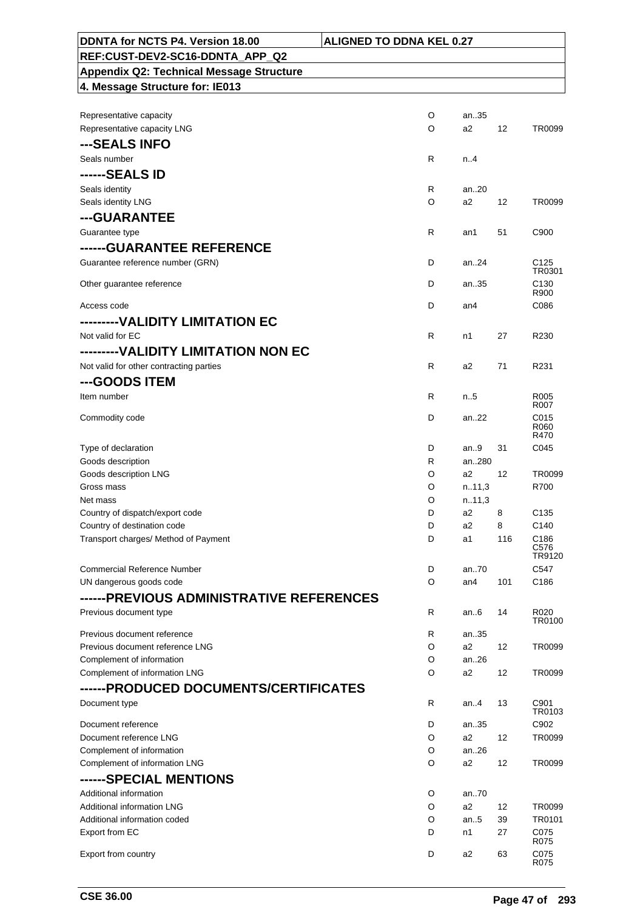| DDNTA for NCTS P4. Version 18.00 | ALIGNED TO DDNA KEL 0.27 |
|---|---|
| REF:CUST-DEV2-SC16-DDNTA_APP_Q2 | |
| Appendix Q2: Technical Message Structure | |
| 4. Message Structure for: IE013 | |

| Field | Status | Format | Codelist | Rules/Conditions |
|---|---|---|---|---|
| Representative capacity | O | an..35 | | |
| Representative capacity LNG | O | a2 | 12 | TR0099 |
| **---SEALS INFO** | | | | |
| Seals number | R | n..4 | | |
| **------SEALS ID** | | | | |
| Seals identity | R | an..20 | | |
| Seals identity LNG | O | a2 | 12 | TR0099 |
| **---GUARANTEE** | | | | |
| Guarantee type | R | an1 | 51 | C900 |
| **------GUARANTEE REFERENCE** | | | | |
| Guarantee reference number (GRN) | D | an..24 | | C125 TR0301 |
| Other guarantee reference | D | an..35 | | C130 R900 |
| Access code | D | an4 | | C086 |
| **---------VALIDITY LIMITATION EC** | | | | |
| Not valid for EC | R | n1 | 27 | R230 |
| **---------VALIDITY LIMITATION NON EC** | | | | |
| Not valid for other contracting parties | R | a2 | 71 | R231 |
| **---GOODS ITEM** | | | | |
| Item number | R | n..5 | | R005 R007 |
| Commodity code | D | an..22 | | C015 R060 R470 |
| Type of declaration | D | an..9 | 31 | C045 |
| Goods description | R | an..280 | | |
| Goods description LNG | O | a2 | 12 | TR0099 |
| Gross mass | O | n..11,3 | | R700 |
| Net mass | O | n..11,3 | | |
| Country of dispatch/export code | D | a2 | 8 | C135 |
| Country of destination code | D | a2 | 8 | C140 |
| Transport charges/ Method of Payment | D | a1 | 116 | C186 C576 TR9120 |
| Commercial Reference Number | D | an..70 | | C547 |
| UN dangerous goods code | O | an4 | 101 | C186 |
| **------PREVIOUS ADMINISTRATIVE REFERENCES** | | | | |
| Previous document type | R | an..6 | 14 | R020 TR0100 |
| Previous document reference | R | an..35 | | |
| Previous document reference LNG | O | a2 | 12 | TR0099 |
| Complement of information | O | an..26 | | |
| Complement of information LNG | O | a2 | 12 | TR0099 |
| **------PRODUCED DOCUMENTS/CERTIFICATES** | | | | |
| Document type | R | an..4 | 13 | C901 TR0103 |
| Document reference | D | an..35 | | C902 |
| Document reference LNG | O | a2 | 12 | TR0099 |
| Complement of information | O | an..26 | | |
| Complement of information LNG | O | a2 | 12 | TR0099 |
| **------SPECIAL MENTIONS** | | | | |
| Additional information | O | an..70 | | |
| Additional information LNG | O | a2 | 12 | TR0099 |
| Additional information coded | O | an..5 | 39 | TR0101 |
| Export from EC | D | n1 | 27 | C075 R075 |
| Export from country | D | a2 | 63 | C075 R075 |

CSE 36.00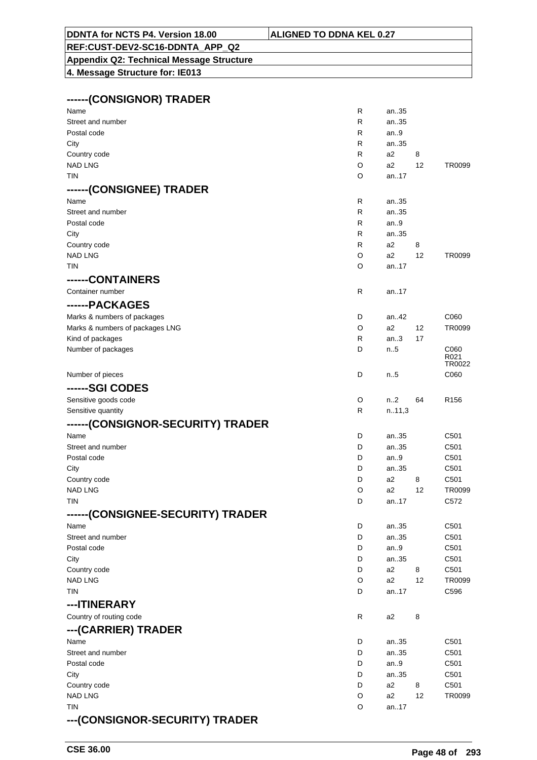## ------(CONSIGNOR) TRADER

| | | | | |
|---|---|---|---|---|
| Name | R | an..35 | | |
| Street and number | R | an..35 | | |
| Postal code | R | an..9 | | |
| City | R | an..35 | | |
| Country code | R | a2 | 8 | |
| NAD LNG | O | a2 | 12 | TR0099 |
| TIN | O | an..17 | | |

## ------(CONSIGNEE) TRADER

| | | | | |
|---|---|---|---|---|
| Name | R | an..35 | | |
| Street and number | R | an..35 | | |
| Postal code | R | an..9 | | |
| City | R | an..35 | | |
| Country code | R | a2 | 8 | |
| NAD LNG | O | a2 | 12 | TR0099 |
| TIN | O | an..17 | | |

## ------CONTAINERS

| | | | | |
|---|---|---|---|---|
| Container number | R | an..17 | | |

## ------PACKAGES

| | | | | |
|---|---|---|---|---|
| Marks & numbers of packages | D | an..42 | | C060 |
| Marks & numbers of packages LNG | O | a2 | 12 | TR0099 |
| Kind of packages | R | an..3 | 17 | |
| Number of packages | D | n..5 | | C060 R021 TR0022 |
| Number of pieces | D | n..5 | | C060 |

## ------SGI CODES

| | | | | |
|---|---|---|---|---|
| Sensitive goods code | O | n..2 | 64 | R156 |
| Sensitive quantity | R | n..11,3 | | |

## ------(CONSIGNOR-SECURITY) TRADER

| | | | | |
|---|---|---|---|---|
| Name | D | an..35 | | C501 |
| Street and number | D | an..35 | | C501 |
| Postal code | D | an..9 | | C501 |
| City | D | an..35 | | C501 |
| Country code | D | a2 | 8 | C501 |
| NAD LNG | O | a2 | 12 | TR0099 |
| TIN | D | an..17 | | C572 |

## ------(CONSIGNEE-SECURITY) TRADER

| | | | | |
|---|---|---|---|---|
| Name | D | an..35 | | C501 |
| Street and number | D | an..35 | | C501 |
| Postal code | D | an..9 | | C501 |
| City | D | an..35 | | C501 |
| Country code | D | a2 | 8 | C501 |
| NAD LNG | O | a2 | 12 | TR0099 |
| TIN | D | an..17 | | C596 |

## ---ITINERARY

| | | | | |
|---|---|---|---|---|
| Country of routing code | R | a2 | 8 | |

## ---(CARRIER) TRADER

| | | | | |
|---|---|---|---|---|
| Name | D | an..35 | | C501 |
| Street and number | D | an..35 | | C501 |
| Postal code | D | an..9 | | C501 |
| City | D | an..35 | | C501 |
| Country code | D | a2 | 8 | C501 |
| NAD LNG | O | a2 | 12 | TR0099 |
| TIN | O | an..17 | | |

## ---(CONSIGNOR-SECURITY) TRADER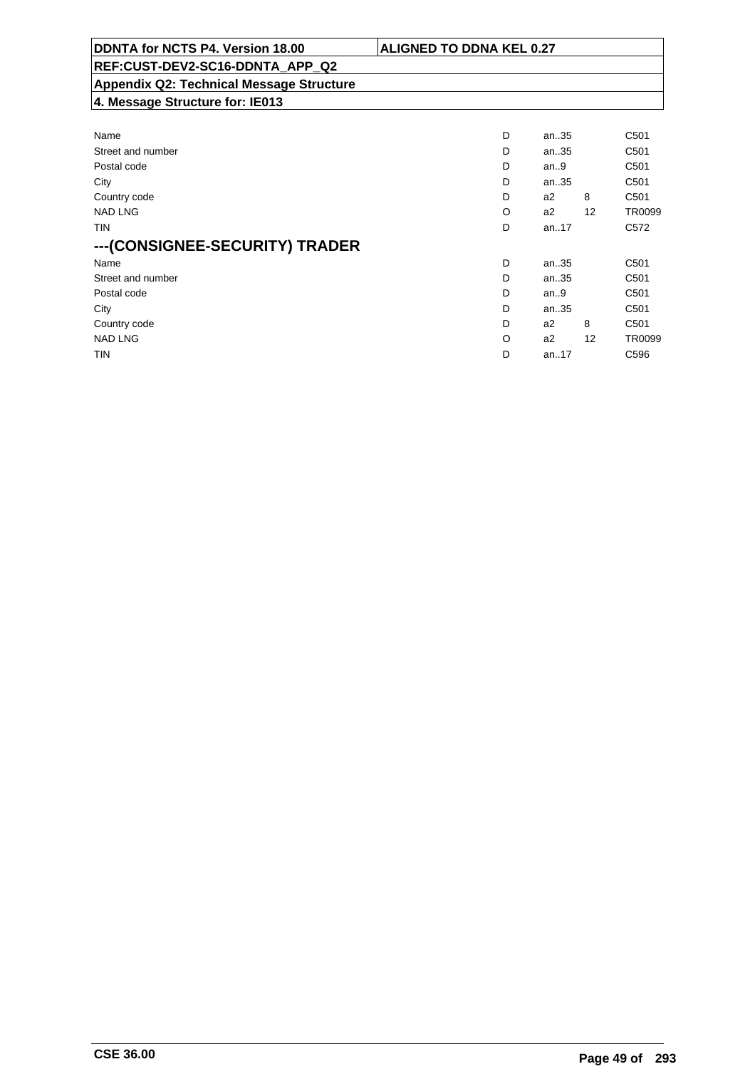| Name | D | an..35 | | C501 |
|---|---|---|---|---|
| Street and number | D | an..35 | | C501 |
| Postal code | D | an..9 | | C501 |
| City | D | an..35 | | C501 |
| Country code | D | a2 | 8 | C501 |
| NAD LNG | O | a2 | 12 | TR0099 |
| TIN | D | an..17 | | C572 |

## ---(CONSIGNEE-SECURITY) TRADER

| Name | D | an..35 | | C501 |
|---|---|---|---|---|
| Street and number | D | an..35 | | C501 |
| Postal code | D | an..9 | | C501 |
| City | D | an..35 | | C501 |
| Country code | D | a2 | 8 | C501 |
| NAD LNG | O | a2 | 12 | TR0099 |
| TIN | D | an..17 | | C596 |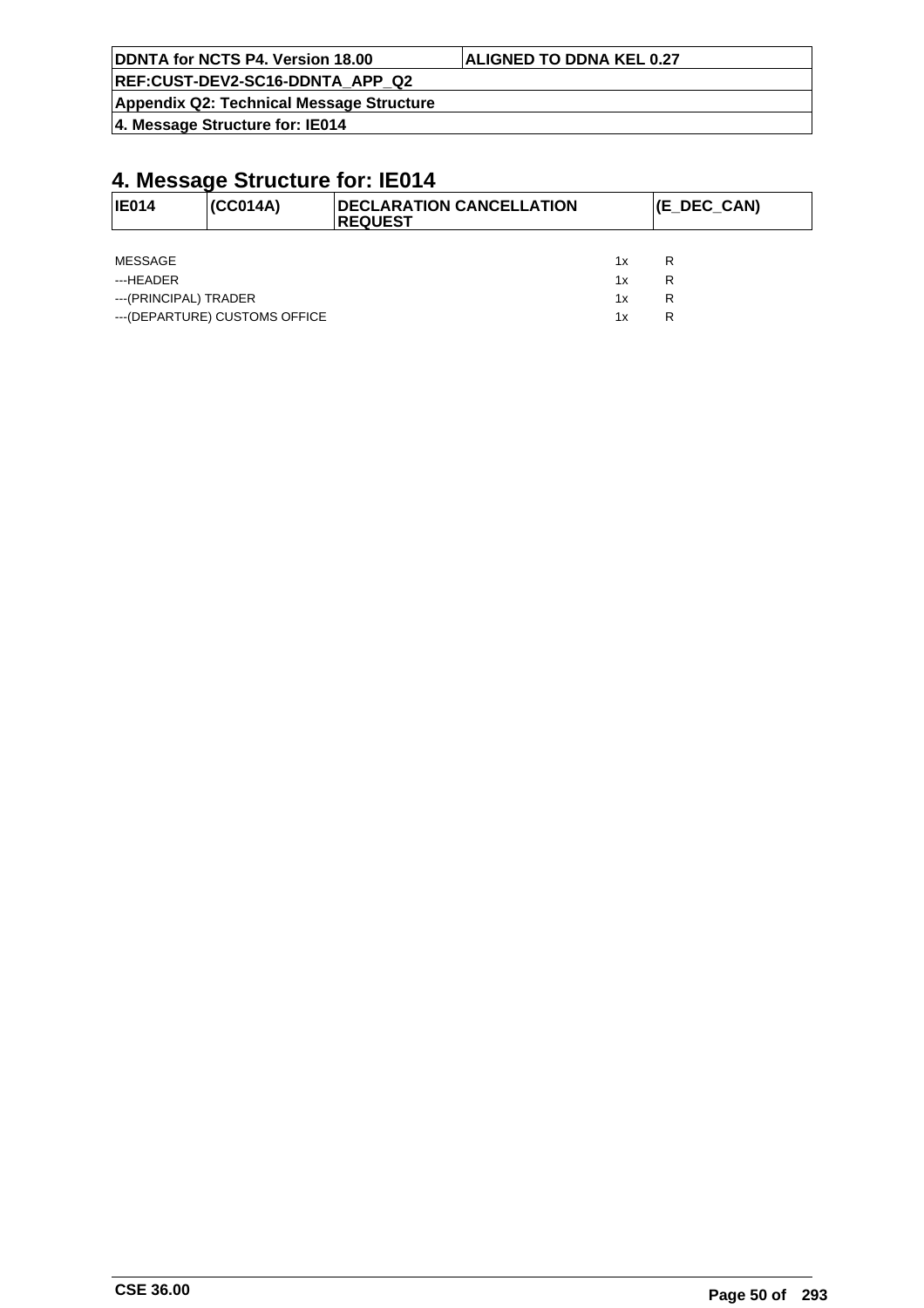# 4. Message Structure for: IE014

| IE014 | (CC014A) | DECLARATION CANCELLATION REQUEST | (E_DEC_CAN) |
|---|---|---|---|

| | | |
|---|---|---|
| MESSAGE | 1x | R |
| ---HEADER | 1x | R |
| ---(PRINCIPAL) TRADER | 1x | R |
| ---(DEPARTURE) CUSTOMS OFFICE | 1x | R |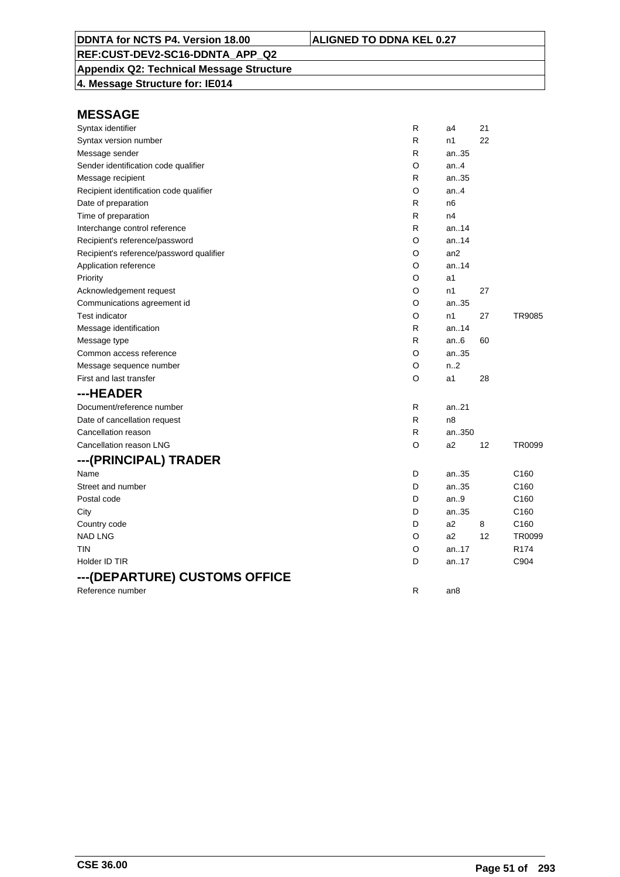| DDNTA for NCTS P4. Version 18.00 | ALIGNED TO DDNA KEL 0.27 |
|---|---|
| REF:CUST-DEV2-SC16-DDNTA_APP_Q2 | |
| Appendix Q2: Technical Message Structure | |
| 4. Message Structure for: IE014 | |

## MESSAGE

| | | | | |
|---|---|---|---|---|
| Syntax identifier | R | a4 | 21 | |
| Syntax version number | R | n1 | 22 | |
| Message sender | R | an..35 | | |
| Sender identification code qualifier | O | an..4 | | |
| Message recipient | R | an..35 | | |
| Recipient identification code qualifier | O | an..4 | | |
| Date of preparation | R | n6 | | |
| Time of preparation | R | n4 | | |
| Interchange control reference | R | an..14 | | |
| Recipient's reference/password | O | an..14 | | |
| Recipient's reference/password qualifier | O | an2 | | |
| Application reference | O | an..14 | | |
| Priority | O | a1 | | |
| Acknowledgement request | O | n1 | 27 | |
| Communications agreement id | O | an..35 | | |
| Test indicator | O | n1 | 27 | TR9085 |
| Message identification | R | an..14 | | |
| Message type | R | an..6 | 60 | |
| Common access reference | O | an..35 | | |
| Message sequence number | O | n..2 | | |
| First and last transfer | O | a1 | 28 | |

## ---HEADER

| | | | | |
|---|---|---|---|---|
| Document/reference number | R | an..21 | | |
| Date of cancellation request | R | n8 | | |
| Cancellation reason | R | an..350 | | |
| Cancellation reason LNG | O | a2 | 12 | TR0099 |

## ---(PRINCIPAL) TRADER

| | | | | |
|---|---|---|---|---|
| Name | D | an..35 | | C160 |
| Street and number | D | an..35 | | C160 |
| Postal code | D | an..9 | | C160 |
| City | D | an..35 | | C160 |
| Country code | D | a2 | 8 | C160 |
| NAD LNG | O | a2 | 12 | TR0099 |
| TIN | O | an..17 | | R174 |
| Holder ID TIR | D | an..17 | | C904 |

## ---(DEPARTURE) CUSTOMS OFFICE

| | | | | |
|---|---|---|---|---|
| Reference number | R | an8 | | |

CSE 36.00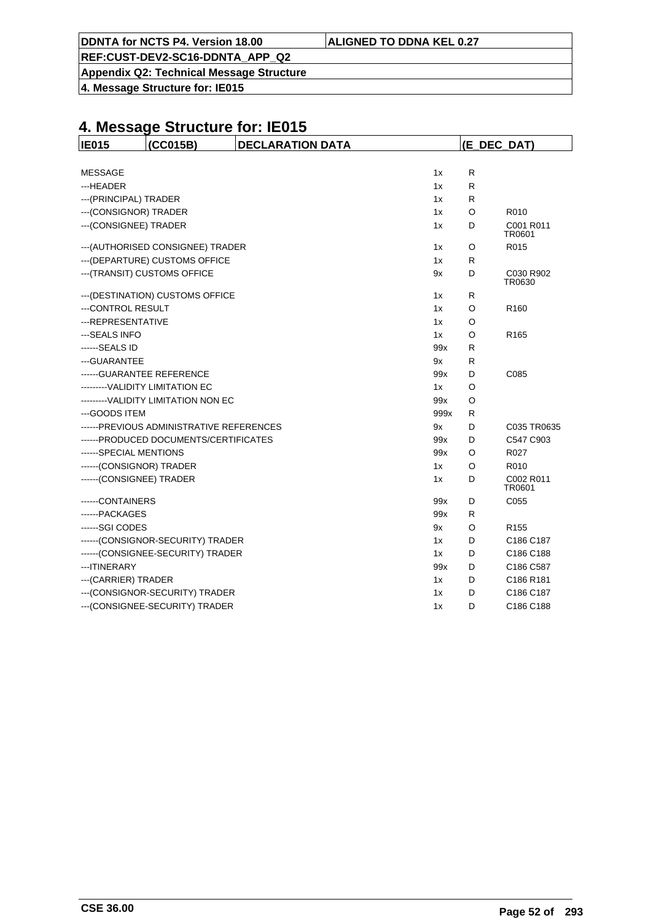# 4. Message Structure for: IE015

| IE015 | (CC015B) | DECLARATION DATA | (E_DEC_DAT) |
|---|---|---|---|

| | | | |
|---|---|---|---|
| MESSAGE | 1x | R | |
| ---HEADER | 1x | R | |
| ---(PRINCIPAL) TRADER | 1x | R | |
| ---(CONSIGNOR) TRADER | 1x | O | R010 |
| ---(CONSIGNEE) TRADER | 1x | D | C001 R011 TR0601 |
| ---(AUTHORISED CONSIGNEE) TRADER | 1x | O | R015 |
| ---(DEPARTURE) CUSTOMS OFFICE | 1x | R | |
| ---(TRANSIT) CUSTOMS OFFICE | 9x | D | C030 R902 TR0630 |
| ---(DESTINATION) CUSTOMS OFFICE | 1x | R | |
| ---CONTROL RESULT | 1x | O | R160 |
| ---REPRESENTATIVE | 1x | O | |
| ---SEALS INFO | 1x | O | R165 |
| ------SEALS ID | 99x | R | |
| ---GUARANTEE | 9x | R | |
| ------GUARANTEE REFERENCE | 99x | D | C085 |
| ---------VALIDITY LIMITATION EC | 1x | O | |
| ---------VALIDITY LIMITATION NON EC | 99x | O | |
| ---GOODS ITEM | 999x | R | |
| ------PREVIOUS ADMINISTRATIVE REFERENCES | 9x | D | C035 TR0635 |
| ------PRODUCED DOCUMENTS/CERTIFICATES | 99x | D | C547 C903 |
| ------SPECIAL MENTIONS | 99x | O | R027 |
| ------(CONSIGNOR) TRADER | 1x | O | R010 |
| ------(CONSIGNEE) TRADER | 1x | D | C002 R011 TR0601 |
| ------CONTAINERS | 99x | D | C055 |
| ------PACKAGES | 99x | R | |
| ------SGI CODES | 9x | O | R155 |
| ------(CONSIGNOR-SECURITY) TRADER | 1x | D | C186 C187 |
| ------(CONSIGNEE-SECURITY) TRADER | 1x | D | C186 C188 |
| ---ITINERARY | 99x | D | C186 C587 |
| ---(CARRIER) TRADER | 1x | D | C186 R181 |
| ---(CONSIGNOR-SECURITY) TRADER | 1x | D | C186 C187 |
| ---(CONSIGNEE-SECURITY) TRADER | 1x | D | C186 C188 |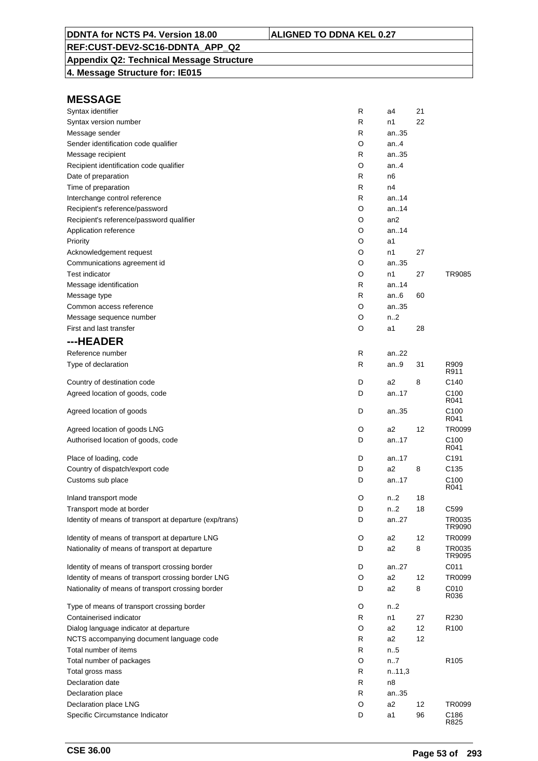# MESSAGE

| | | | | |
|---|---|---|---|---|
| Syntax identifier | R | a4 | 21 | |
| Syntax version number | R | n1 | 22 | |
| Message sender | R | an..35 | | |
| Sender identification code qualifier | O | an..4 | | |
| Message recipient | R | an..35 | | |
| Recipient identification code qualifier | O | an..4 | | |
| Date of preparation | R | n6 | | |
| Time of preparation | R | n4 | | |
| Interchange control reference | R | an..14 | | |
| Recipient's reference/password | O | an..14 | | |
| Recipient's reference/password qualifier | O | an2 | | |
| Application reference | O | an..14 | | |
| Priority | O | a1 | | |
| Acknowledgement request | O | n1 | 27 | |
| Communications agreement id | O | an..35 | | |
| Test indicator | O | n1 | 27 | TR9085 |
| Message identification | R | an..14 | | |
| Message type | R | an..6 | 60 | |
| Common access reference | O | an..35 | | |
| Message sequence number | O | n..2 | | |
| First and last transfer | O | a1 | 28 | |

## ---HEADER

| | | | | |
|---|---|---|---|---|
| Reference number | R | an..22 | | |
| Type of declaration | R | an..9 | 31 | R909 R911 |
| Country of destination code | D | a2 | 8 | C140 |
| Agreed location of goods, code | D | an..17 | | C100 R041 |
| Agreed location of goods | D | an..35 | | C100 R041 |
| Agreed location of goods LNG | O | a2 | 12 | TR0099 |
| Authorised location of goods, code | D | an..17 | | C100 R041 |
| Place of loading, code | D | an..17 | | C191 |
| Country of dispatch/export code | D | a2 | 8 | C135 |
| Customs sub place | D | an..17 | | C100 R041 |
| Inland transport mode | O | n..2 | 18 | |
| Transport mode at border | D | n..2 | 18 | C599 |
| Identity of means of transport at departure (exp/trans) | D | an..27 | | TR0035 TR9090 |
| Identity of means of transport at departure LNG | O | a2 | 12 | TR0099 |
| Nationality of means of transport at departure | D | a2 | 8 | TR0035 TR9095 |
| Identity of means of transport crossing border | D | an..27 | | C011 |
| Identity of means of transport crossing border LNG | O | a2 | 12 | TR0099 |
| Nationality of means of transport crossing border | D | a2 | 8 | C010 R036 |
| Type of means of transport crossing border | O | n..2 | | |
| Containerised indicator | R | n1 | 27 | R230 |
| Dialog language indicator at departure | O | a2 | 12 | R100 |
| NCTS accompanying document language code | R | a2 | 12 | |
| Total number of items | R | n..5 | | |
| Total number of packages | O | n..7 | | R105 |
| Total gross mass | R | n..11,3 | | |
| Declaration date | R | n8 | | |
| Declaration place | R | an..35 | | |
| Declaration place LNG | O | a2 | 12 | TR0099 |
| Specific Circumstance Indicator | D | a1 | 96 | C186 R825 |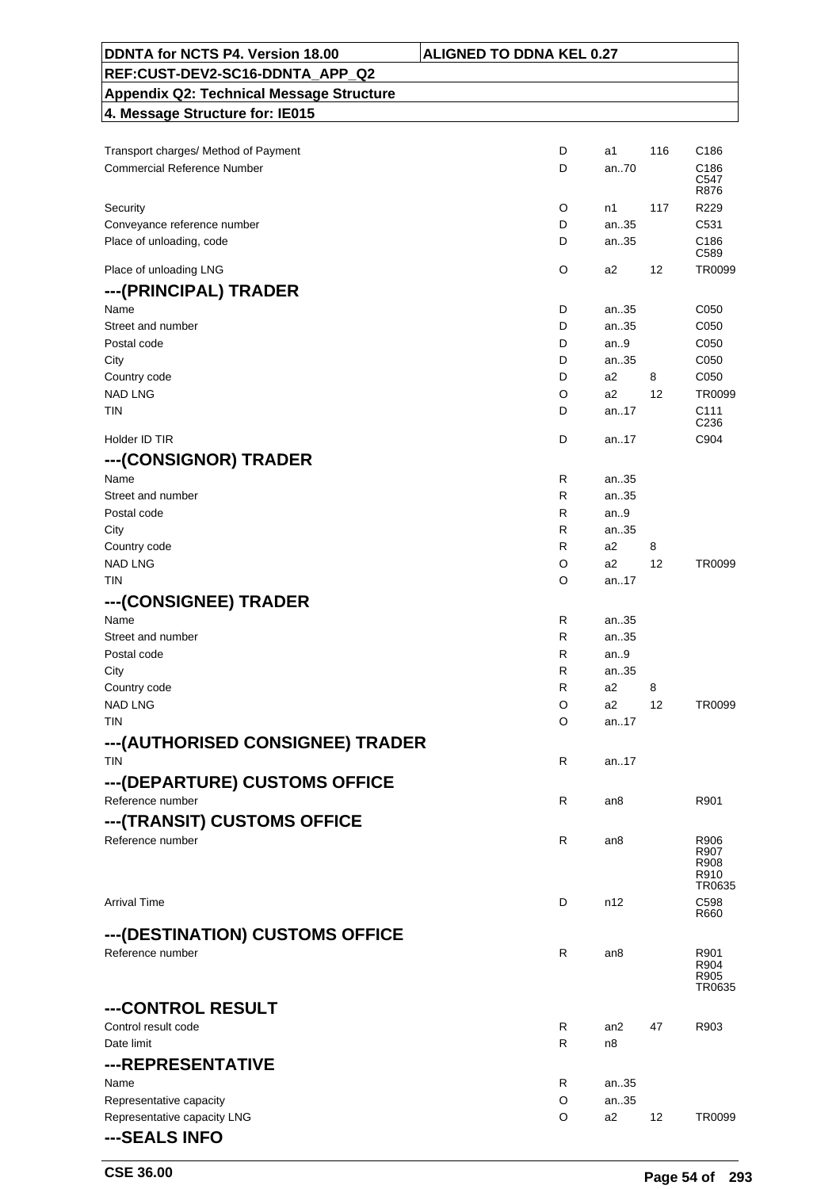| | | | | |
|---|---|---|---|---|
| Transport charges/ Method of Payment | D | a1 | 116 | C186 |
| Commercial Reference Number | D | an..70 | | C186<br>C547<br>R876 |
| Security | O | n1 | 117 | R229 |
| Conveyance reference number | D | an..35 | | C531 |
| Place of unloading, code | D | an..35 | | C186<br>C589 |
| Place of unloading LNG | O | a2 | 12 | TR0099 |

## ---(PRINCIPAL) TRADER

| | | | | |
|---|---|---|---|---|
| Name | D | an..35 | | C050 |
| Street and number | D | an..35 | | C050 |
| Postal code | D | an..9 | | C050 |
| City | D | an..35 | | C050 |
| Country code | D | a2 | 8 | C050 |
| NAD LNG | O | a2 | 12 | TR0099 |
| TIN | D | an..17 | | C111<br>C236 |
| Holder ID TIR | D | an..17 | | C904 |

## ---(CONSIGNOR) TRADER

| | | | | |
|---|---|---|---|---|
| Name | R | an..35 | | |
| Street and number | R | an..35 | | |
| Postal code | R | an..9 | | |
| City | R | an..35 | | |
| Country code | R | a2 | 8 | |
| NAD LNG | O | a2 | 12 | TR0099 |
| TIN | O | an..17 | | |

## ---(CONSIGNEE) TRADER

| | | | | |
|---|---|---|---|---|
| Name | R | an..35 | | |
| Street and number | R | an..35 | | |
| Postal code | R | an..9 | | |
| City | R | an..35 | | |
| Country code | R | a2 | 8 | |
| NAD LNG | O | a2 | 12 | TR0099 |
| TIN | O | an..17 | | |

## ---(AUTHORISED CONSIGNEE) TRADER

| | | | | |
|---|---|---|---|---|
| TIN | R | an..17 | | |

## ---(DEPARTURE) CUSTOMS OFFICE

| | | | | |
|---|---|---|---|---|
| Reference number | R | an8 | | R901 |

## ---(TRANSIT) CUSTOMS OFFICE

| | | | | |
|---|---|---|---|---|
| Reference number | R | an8 | | R906<br>R907<br>R908<br>R910<br>TR0635 |
| Arrival Time | D | n12 | | C598<br>R660 |

## ---(DESTINATION) CUSTOMS OFFICE

| | | | | |
|---|---|---|---|---|
| Reference number | R | an8 | | R901<br>R904<br>R905<br>TR0635 |

## ---CONTROL RESULT

| | | | | |
|---|---|---|---|---|
| Control result code | R | an2 | 47 | R903 |
| Date limit | R | n8 | | |

## ---REPRESENTATIVE

| | | | | |
|---|---|---|---|---|
| Name | R | an..35 | | |
| Representative capacity | O | an..35 | | |
| Representative capacity LNG | O | a2 | 12 | TR0099 |

## ---SEALS INFO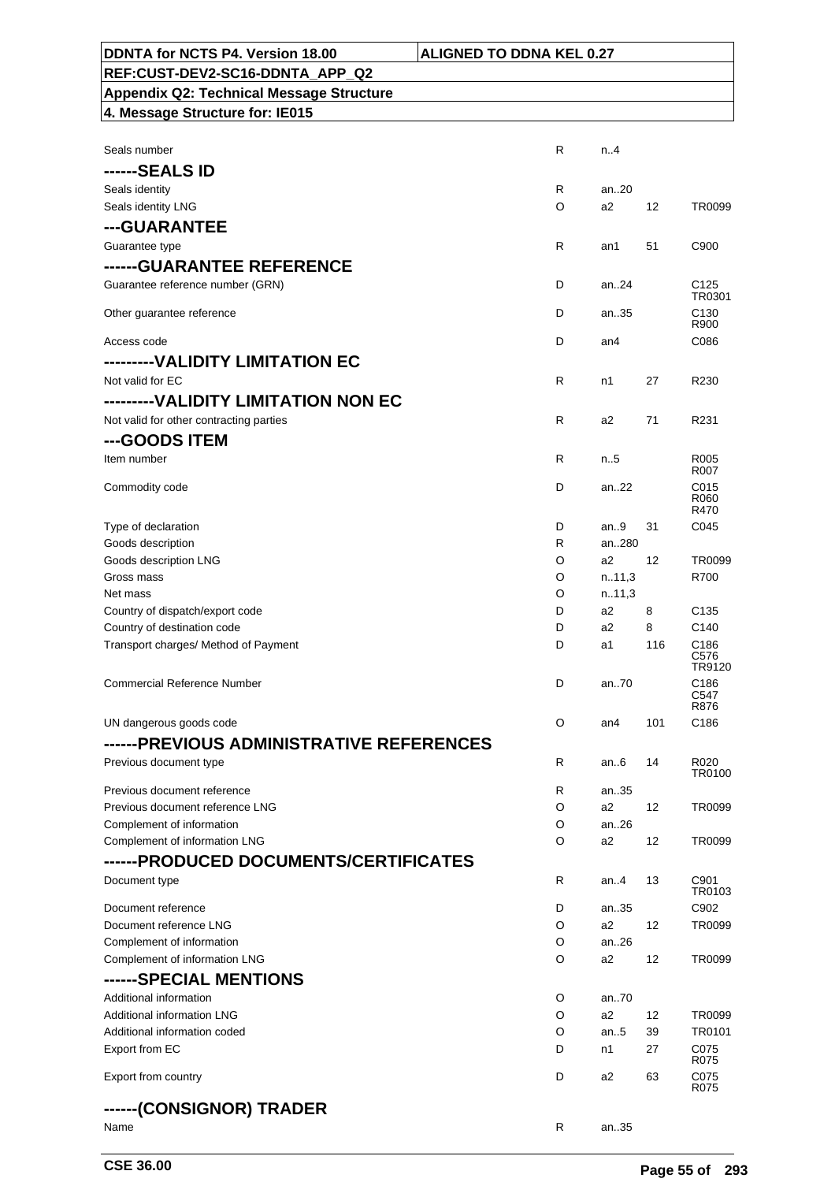| DDNTA for NCTS P4. Version 18.00 | ALIGNED TO DDNA KEL 0.27 |
|---|---|
| REF:CUST-DEV2-SC16-DDNTA_APP_Q2 | |
| Appendix Q2: Technical Message Structure | |
| 4. Message Structure for: IE015 | |

| | | | | |
|---|---|---|---|---|
| Seals number | R | n..4 | | |
| **------SEALS ID** | | | | |
| Seals identity | R | an..20 | | |
| Seals identity LNG | O | a2 | 12 | TR0099 |
| **---GUARANTEE** | | | | |
| Guarantee type | R | an1 | 51 | C900 |
| **------GUARANTEE REFERENCE** | | | | |
| Guarantee reference number (GRN) | D | an..24 | | C125 TR0301 |
| Other guarantee reference | D | an..35 | | C130 R900 |
| Access code | D | an4 | | C086 |
| **---------VALIDITY LIMITATION EC** | | | | |
| Not valid for EC | R | n1 | 27 | R230 |
| **---------VALIDITY LIMITATION NON EC** | | | | |
| Not valid for other contracting parties | R | a2 | 71 | R231 |
| **---GOODS ITEM** | | | | |
| Item number | R | n..5 | | R005 R007 |
| Commodity code | D | an..22 | | C015 R060 R470 |
| Type of declaration | D | an..9 | 31 | C045 |
| Goods description | R | an..280 | | |
| Goods description LNG | O | a2 | 12 | TR0099 |
| Gross mass | O | n..11,3 | | R700 |
| Net mass | O | n..11,3 | | |
| Country of dispatch/export code | D | a2 | 8 | C135 |
| Country of destination code | D | a2 | 8 | C140 |
| Transport charges/ Method of Payment | D | a1 | 116 | C186 C576 TR9120 |
| Commercial Reference Number | D | an..70 | | C186 C547 R876 |
| UN dangerous goods code | O | an4 | 101 | C186 |
| **------PREVIOUS ADMINISTRATIVE REFERENCES** | | | | |
| Previous document type | R | an..6 | 14 | R020 TR0100 |
| Previous document reference | R | an..35 | | |
| Previous document reference LNG | O | a2 | 12 | TR0099 |
| Complement of information | O | an..26 | | |
| Complement of information LNG | O | a2 | 12 | TR0099 |
| **------PRODUCED DOCUMENTS/CERTIFICATES** | | | | |
| Document type | R | an..4 | 13 | C901 TR0103 |
| Document reference | D | an..35 | | C902 |
| Document reference LNG | O | a2 | 12 | TR0099 |
| Complement of information | O | an..26 | | |
| Complement of information LNG | O | a2 | 12 | TR0099 |
| **------SPECIAL MENTIONS** | | | | |
| Additional information | O | an..70 | | |
| Additional information LNG | O | a2 | 12 | TR0099 |
| Additional information coded | O | an..5 | 39 | TR0101 |
| Export from EC | D | n1 | 27 | C075 R075 |
| Export from country | D | a2 | 63 | C075 R075 |
| **------(CONSIGNOR) TRADER** | | | | |
| Name | R | an..35 | | |

CSE 36.00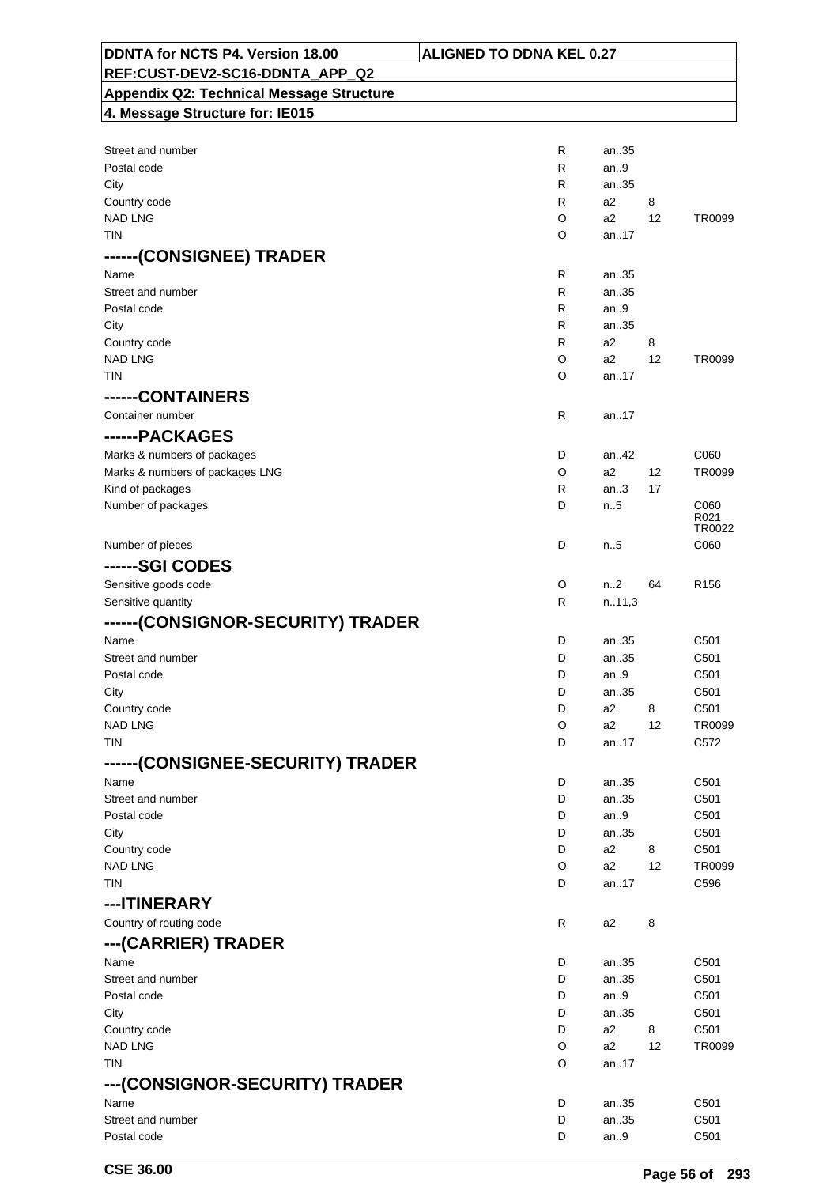| | | | | |
|---|---|---|---|---|
| Street and number | R | an..35 | | |
| Postal code | R | an..9 | | |
| City | R | an..35 | | |
| Country code | R | a2 | 8 | |
| NAD LNG | O | a2 | 12 | TR0099 |
| TIN | O | an..17 | | |

### ------(CONSIGNEE) TRADER

| | | | | |
|---|---|---|---|---|
| Name | R | an..35 | | |
| Street and number | R | an..35 | | |
| Postal code | R | an..9 | | |
| City | R | an..35 | | |
| Country code | R | a2 | 8 | |
| NAD LNG | O | a2 | 12 | TR0099 |
| TIN | O | an..17 | | |

### ------CONTAINERS

| | | | | |
|---|---|---|---|---|
| Container number | R | an..17 | | |

### ------PACKAGES

| | | | | |
|---|---|---|---|---|
| Marks & numbers of packages | D | an..42 | | C060 |
| Marks & numbers of packages LNG | O | a2 | 12 | TR0099 |
| Kind of packages | R | an..3 | 17 | |
| Number of packages | D | n..5 | | C060 R021 TR0022 |
| Number of pieces | D | n..5 | | C060 |

### ------SGI CODES

| | | | | |
|---|---|---|---|---|
| Sensitive goods code | O | n..2 | 64 | R156 |
| Sensitive quantity | R | n..11,3 | | |

### ------(CONSIGNOR-SECURITY) TRADER

| | | | | |
|---|---|---|---|---|
| Name | D | an..35 | | C501 |
| Street and number | D | an..35 | | C501 |
| Postal code | D | an..9 | | C501 |
| City | D | an..35 | | C501 |
| Country code | D | a2 | 8 | C501 |
| NAD LNG | O | a2 | 12 | TR0099 |
| TIN | D | an..17 | | C572 |

### ------(CONSIGNEE-SECURITY) TRADER

| | | | | |
|---|---|---|---|---|
| Name | D | an..35 | | C501 |
| Street and number | D | an..35 | | C501 |
| Postal code | D | an..9 | | C501 |
| City | D | an..35 | | C501 |
| Country code | D | a2 | 8 | C501 |
| NAD LNG | O | a2 | 12 | TR0099 |
| TIN | D | an..17 | | C596 |

### ---ITINERARY

| | | | | |
|---|---|---|---|---|
| Country of routing code | R | a2 | 8 | |

### ---(CARRIER) TRADER

| | | | | |
|---|---|---|---|---|
| Name | D | an..35 | | C501 |
| Street and number | D | an..35 | | C501 |
| Postal code | D | an..9 | | C501 |
| City | D | an..35 | | C501 |
| Country code | D | a2 | 8 | C501 |
| NAD LNG | O | a2 | 12 | TR0099 |
| TIN | O | an..17 | | |

### ---(CONSIGNOR-SECURITY) TRADER

| | | | | |
|---|---|---|---|---|
| Name | D | an..35 | | C501 |
| Street and number | D | an..35 | | C501 |
| Postal code | D | an..9 | | C501 |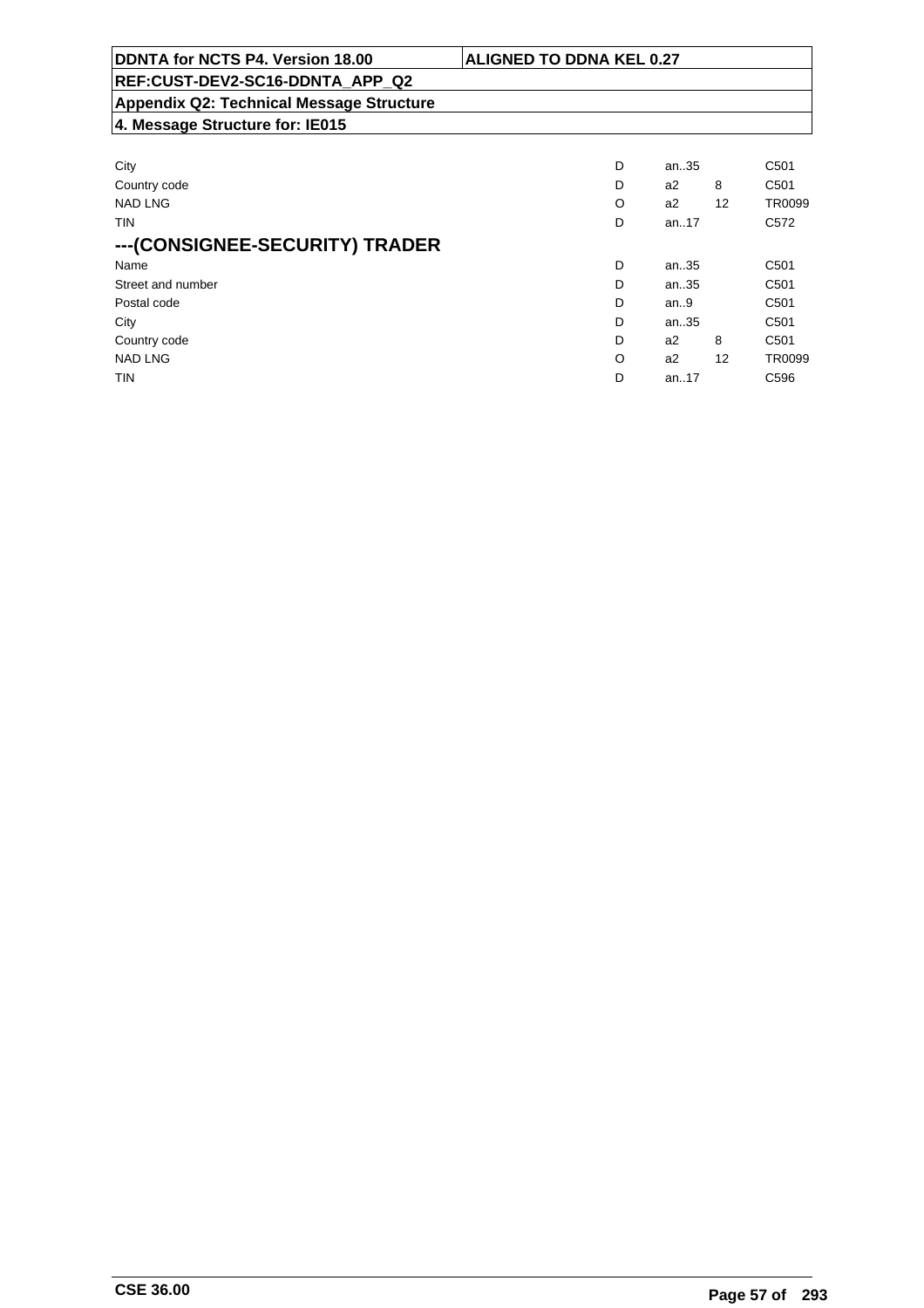| | | | | |
|---|---|---|---|---|
| City | D | an..35 | | C501 |
| Country code | D | a2 | 8 | C501 |
| NAD LNG | O | a2 | 12 | TR0099 |
| TIN | D | an..17 | | C572 |

## ---(CONSIGNEE-SECURITY) TRADER

| | | | | |
|---|---|---|---|---|
| Name | D | an..35 | | C501 |
| Street and number | D | an..35 | | C501 |
| Postal code | D | an..9 | | C501 |
| City | D | an..35 | | C501 |
| Country code | D | a2 | 8 | C501 |
| NAD LNG | O | a2 | 12 | TR0099 |
| TIN | D | an..17 | | C596 |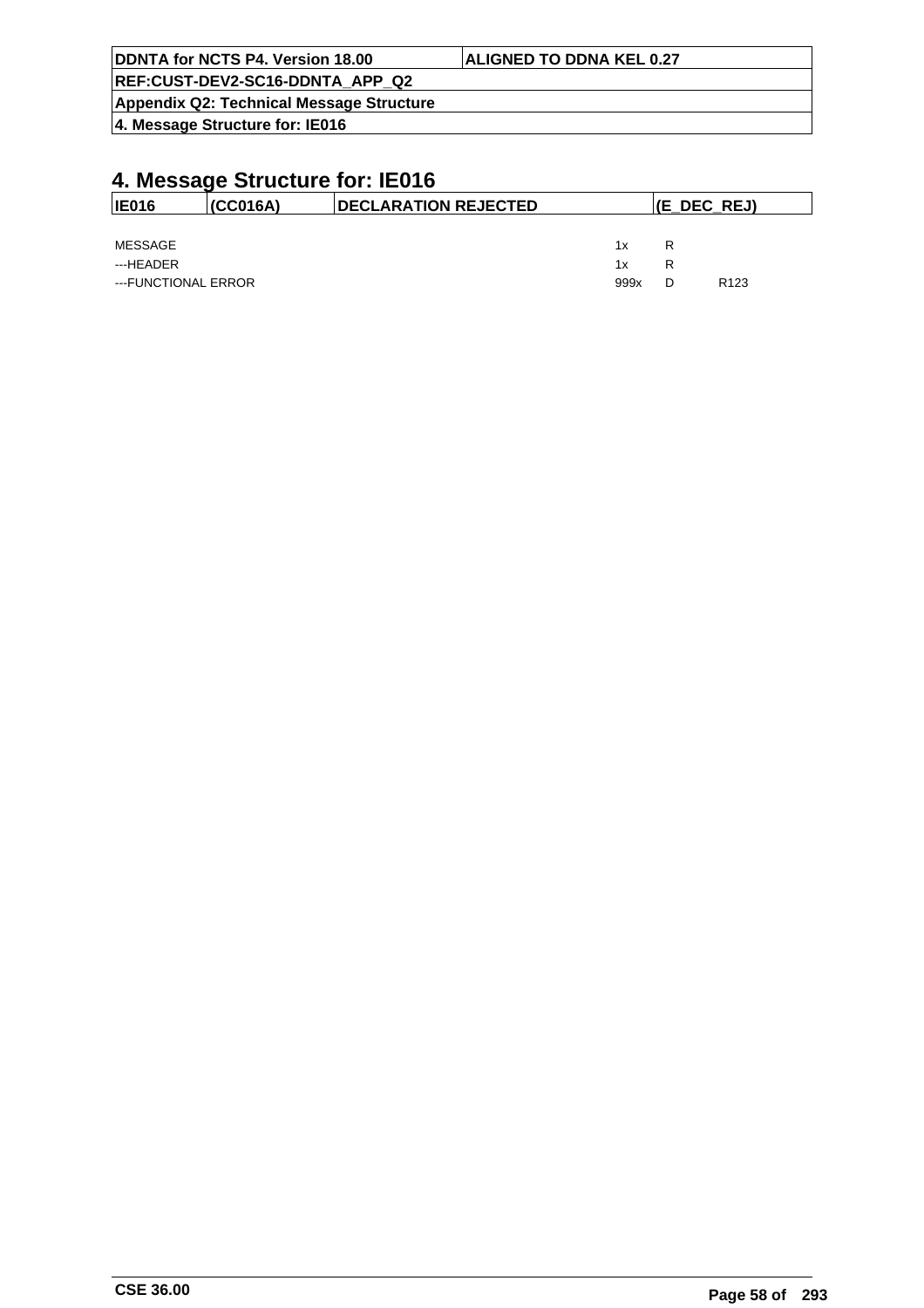# 4. Message Structure for: IE016

| IE016 | (CC016A) | DECLARATION REJECTED | (E_DEC_REJ) |
|---|---|---|---|

| | | | |
|---|---|---|---|
| MESSAGE | 1x | R | |
| ---HEADER | 1x | R | |
| ---FUNCTIONAL ERROR | 999x | D | R123 |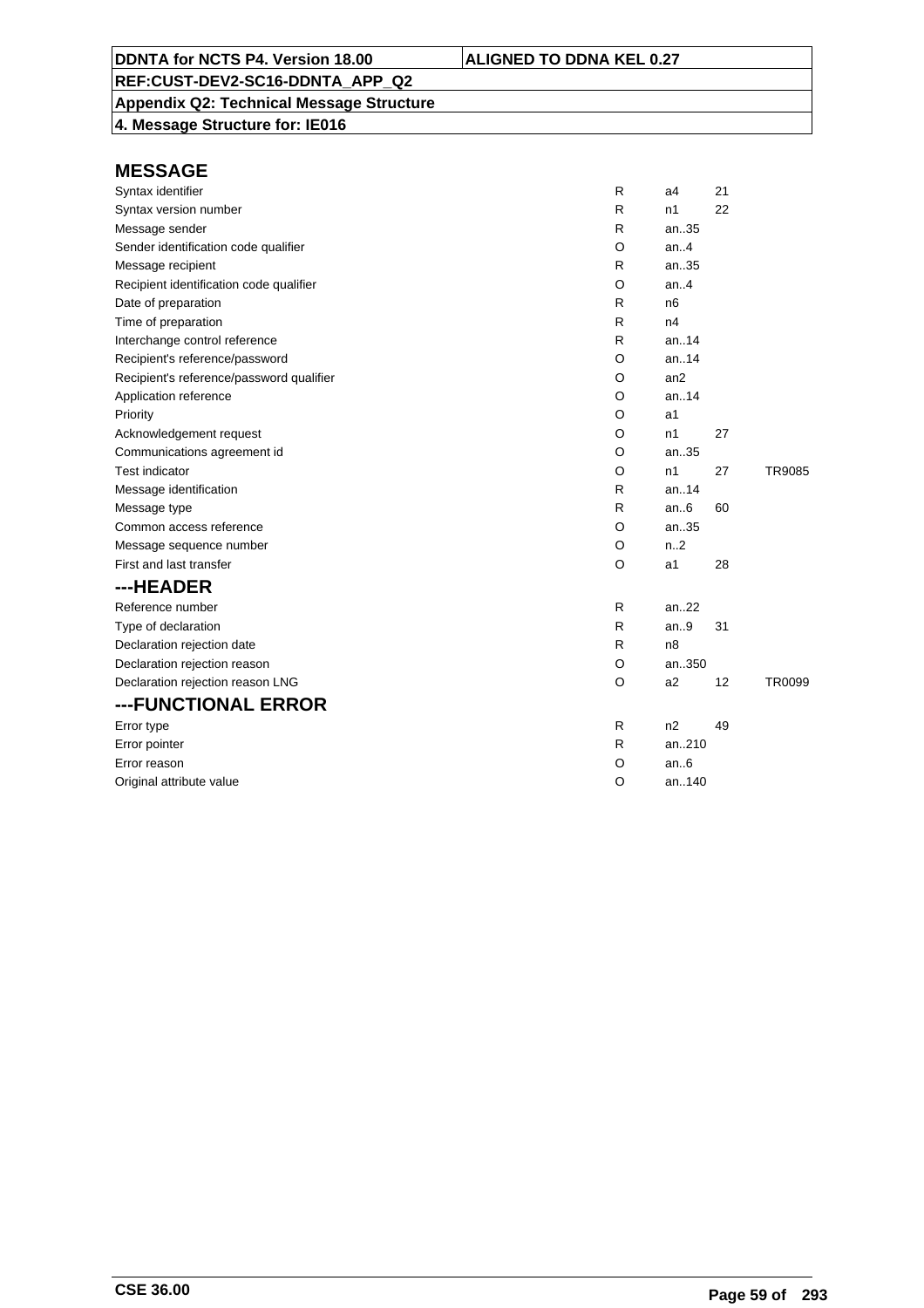**DDNTA for NCTS P4. Version 18.00** | **ALIGNED TO DDNA KEL 0.27**

**REF:CUST-DEV2-SC16-DDNTA_APP_Q2**

**Appendix Q2: Technical Message Structure**

**4. Message Structure for: IE016**

## MESSAGE

| Field | Status | Format | Code | Rule |
|---|---|---|---|---|
| Syntax identifier | R | a4 | 21 | |
| Syntax version number | R | n1 | 22 | |
| Message sender | R | an..35 | | |
| Sender identification code qualifier | O | an..4 | | |
| Message recipient | R | an..35 | | |
| Recipient identification code qualifier | O | an..4 | | |
| Date of preparation | R | n6 | | |
| Time of preparation | R | n4 | | |
| Interchange control reference | R | an..14 | | |
| Recipient's reference/password | O | an..14 | | |
| Recipient's reference/password qualifier | O | an2 | | |
| Application reference | O | an..14 | | |
| Priority | O | a1 | | |
| Acknowledgement request | O | n1 | 27 | |
| Communications agreement id | O | an..35 | | |
| Test indicator | O | n1 | 27 | TR9085 |
| Message identification | R | an..14 | | |
| Message type | R | an..6 | 60 | |
| Common access reference | O | an..35 | | |
| Message sequence number | O | n..2 | | |
| First and last transfer | O | a1 | 28 | |

## ---HEADER

| Field | Status | Format | Code | Rule |
|---|---|---|---|---|
| Reference number | R | an..22 | | |
| Type of declaration | R | an..9 | 31 | |
| Declaration rejection date | R | n8 | | |
| Declaration rejection reason | O | an..350 | | |
| Declaration rejection reason LNG | O | a2 | 12 | TR0099 |

## ---FUNCTIONAL ERROR

| Field | Status | Format | Code | Rule |
|---|---|---|---|---|
| Error type | R | n2 | 49 | |
| Error pointer | R | an..210 | | |
| Error reason | O | an..6 | | |
| Original attribute value | O | an..140 | | |

CSE 36.00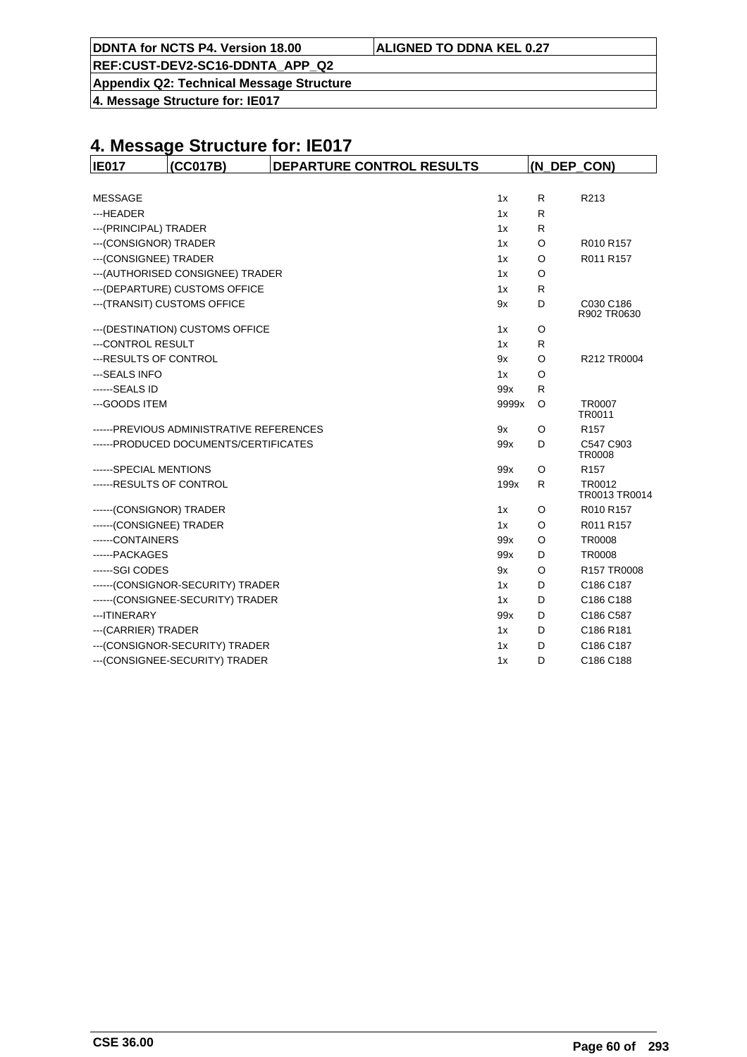# 4. Message Structure for: IE017

| IE017 | (CC017B) | DEPARTURE CONTROL RESULTS | (N_DEP_CON) |
|---|---|---|---|

| | | | |
|---|---|---|---|
| MESSAGE | 1x | R | R213 |
| ---HEADER | 1x | R | |
| ---(PRINCIPAL) TRADER | 1x | R | |
| ---(CONSIGNOR) TRADER | 1x | O | R010 R157 |
| ---(CONSIGNEE) TRADER | 1x | O | R011 R157 |
| ---(AUTHORISED CONSIGNEE) TRADER | 1x | O | |
| ---(DEPARTURE) CUSTOMS OFFICE | 1x | R | |
| ---(TRANSIT) CUSTOMS OFFICE | 9x | D | C030 C186 R902 TR0630 |
| ---(DESTINATION) CUSTOMS OFFICE | 1x | O | |
| ---CONTROL RESULT | 1x | R | |
| ---RESULTS OF CONTROL | 9x | O | R212 TR0004 |
| ---SEALS INFO | 1x | O | |
| ------SEALS ID | 99x | R | |
| ---GOODS ITEM | 9999x | O | TR0007 TR0011 |
| ------PREVIOUS ADMINISTRATIVE REFERENCES | 9x | O | R157 |
| ------PRODUCED DOCUMENTS/CERTIFICATES | 99x | D | C547 C903 TR0008 |
| ------SPECIAL MENTIONS | 99x | O | R157 |
| ------RESULTS OF CONTROL | 199x | R | TR0012 TR0013 TR0014 |
| ------(CONSIGNOR) TRADER | 1x | O | R010 R157 |
| ------(CONSIGNEE) TRADER | 1x | O | R011 R157 |
| ------CONTAINERS | 99x | O | TR0008 |
| ------PACKAGES | 99x | D | TR0008 |
| ------SGI CODES | 9x | O | R157 TR0008 |
| ------(CONSIGNOR-SECURITY) TRADER | 1x | D | C186 C187 |
| ------(CONSIGNEE-SECURITY) TRADER | 1x | D | C186 C188 |
| ---ITINERARY | 99x | D | C186 C587 |
| ---(CARRIER) TRADER | 1x | D | C186 R181 |
| ---(CONSIGNOR-SECURITY) TRADER | 1x | D | C186 C187 |
| ---(CONSIGNEE-SECURITY) TRADER | 1x | D | C186 C188 |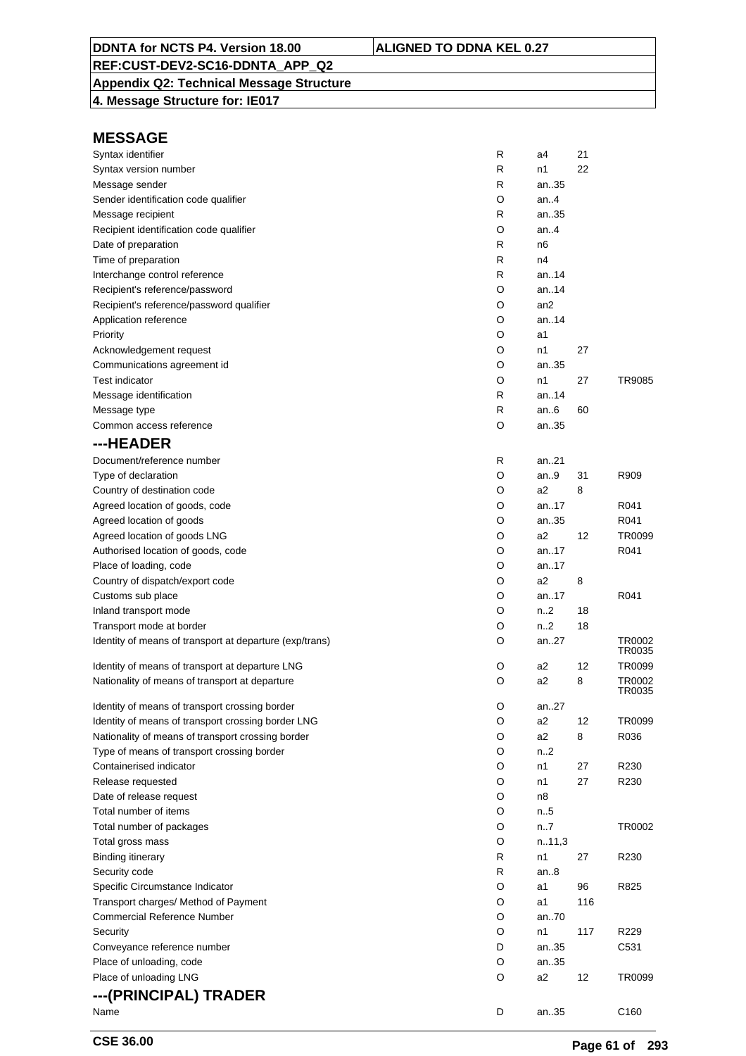**DDNTA for NCTS P4. Version 18.00** | **ALIGNED TO DDNA KEL 0.27**

**REF:CUST-DEV2-SC16-DDNTA_APP_Q2**

**Appendix Q2: Technical Message Structure**

**4. Message Structure for: IE017**

## MESSAGE

| | | | | |
|---|---|---|---|---|
| Syntax identifier | R | a4 | 21 | |
| Syntax version number | R | n1 | 22 | |
| Message sender | R | an..35 | | |
| Sender identification code qualifier | O | an..4 | | |
| Message recipient | R | an..35 | | |
| Recipient identification code qualifier | O | an..4 | | |
| Date of preparation | R | n6 | | |
| Time of preparation | R | n4 | | |
| Interchange control reference | R | an..14 | | |
| Recipient's reference/password | O | an..14 | | |
| Recipient's reference/password qualifier | O | an2 | | |
| Application reference | O | an..14 | | |
| Priority | O | a1 | | |
| Acknowledgement request | O | n1 | 27 | |
| Communications agreement id | O | an..35 | | |
| Test indicator | O | n1 | 27 | TR9085 |
| Message identification | R | an..14 | | |
| Message type | R | an..6 | 60 | |
| Common access reference | O | an..35 | | |

## ---HEADER

| | | | | |
|---|---|---|---|---|
| Document/reference number | R | an..21 | | |
| Type of declaration | O | an..9 | 31 | R909 |
| Country of destination code | O | a2 | 8 | |
| Agreed location of goods, code | O | an..17 | | R041 |
| Agreed location of goods | O | an..35 | | R041 |
| Agreed location of goods LNG | O | a2 | 12 | TR0099 |
| Authorised location of goods, code | O | an..17 | | R041 |
| Place of loading, code | O | an..17 | | |
| Country of dispatch/export code | O | a2 | 8 | |
| Customs sub place | O | an..17 | | R041 |
| Inland transport mode | O | n..2 | 18 | |
| Transport mode at border | O | n..2 | 18 | |
| Identity of means of transport at departure (exp/trans) | O | an..27 | | TR0002 TR0035 |
| Identity of means of transport at departure LNG | O | a2 | 12 | TR0099 |
| Nationality of means of transport at departure | O | a2 | 8 | TR0002 TR0035 |
| Identity of means of transport crossing border | O | an..27 | | |
| Identity of means of transport crossing border LNG | O | a2 | 12 | TR0099 |
| Nationality of means of transport crossing border | O | a2 | 8 | R036 |
| Type of means of transport crossing border | O | n..2 | | |
| Containerised indicator | O | n1 | 27 | R230 |
| Release requested | O | n1 | 27 | R230 |
| Date of release request | O | n8 | | |
| Total number of items | O | n..5 | | |
| Total number of packages | O | n..7 | | TR0002 |
| Total gross mass | O | n..11,3 | | |
| Binding itinerary | R | n1 | 27 | R230 |
| Security code | R | an..8 | | |
| Specific Circumstance Indicator | O | a1 | 96 | R825 |
| Transport charges/ Method of Payment | O | a1 | 116 | |
| Commercial Reference Number | O | an..70 | | |
| Security | O | n1 | 117 | R229 |
| Conveyance reference number | D | an..35 | | C531 |
| Place of unloading, code | O | an..35 | | |
| Place of unloading LNG | O | a2 | 12 | TR0099 |

## ---(PRINCIPAL) TRADER

| | | | | |
|---|---|---|---|---|
| Name | D | an..35 | | C160 |

CSE 36.00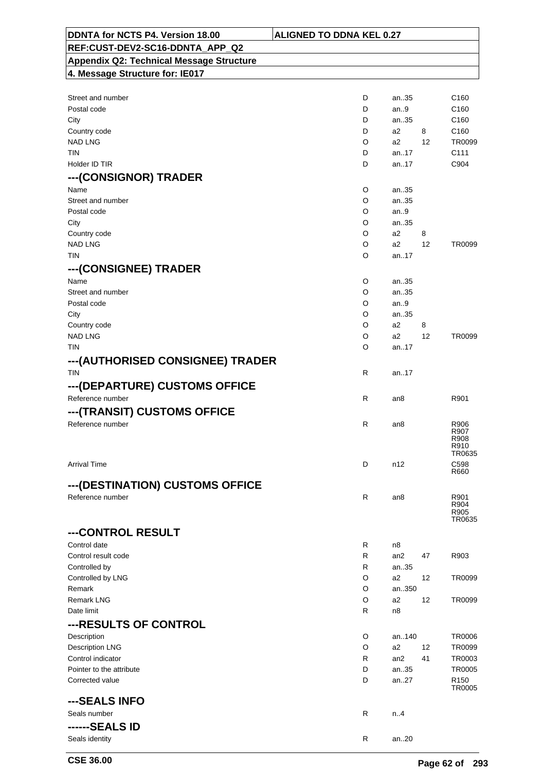| | | | | |
|---|---|---|---|---|
| Street and number | D | an..35 | | C160 |
| Postal code | D | an..9 | | C160 |
| City | D | an..35 | | C160 |
| Country code | D | a2 | 8 | C160 |
| NAD LNG | O | a2 | 12 | TR0099 |
| TIN | D | an..17 | | C111 |
| Holder ID TIR | D | an..17 | | C904 |

## ---(CONSIGNOR) TRADER

| | | | | |
|---|---|---|---|---|
| Name | O | an..35 | | |
| Street and number | O | an..35 | | |
| Postal code | O | an..9 | | |
| City | O | an..35 | | |
| Country code | O | a2 | 8 | |
| NAD LNG | O | a2 | 12 | TR0099 |
| TIN | O | an..17 | | |

## ---(CONSIGNEE) TRADER

| | | | | |
|---|---|---|---|---|
| Name | O | an..35 | | |
| Street and number | O | an..35 | | |
| Postal code | O | an..9 | | |
| City | O | an..35 | | |
| Country code | O | a2 | 8 | |
| NAD LNG | O | a2 | 12 | TR0099 |
| TIN | O | an..17 | | |

## ---(AUTHORISED CONSIGNEE) TRADER

| | | | | |
|---|---|---|---|---|
| TIN | R | an..17 | | |

## ---(DEPARTURE) CUSTOMS OFFICE

| | | | | |
|---|---|---|---|---|
| Reference number | R | an8 | | R901 |

## ---(TRANSIT) CUSTOMS OFFICE

| | | | | |
|---|---|---|---|---|
| Reference number | R | an8 | | R906<br>R907<br>R908<br>R910<br>TR0635 |
| Arrival Time | D | n12 | | C598<br>R660 |

## ---(DESTINATION) CUSTOMS OFFICE

| | | | | |
|---|---|---|---|---|
| Reference number | R | an8 | | R901<br>R904<br>R905<br>TR0635 |

## ---CONTROL RESULT

| | | | | |
|---|---|---|---|---|
| Control date | R | n8 | | |
| Control result code | R | an2 | 47 | R903 |
| Controlled by | R | an..35 | | |
| Controlled by LNG | O | a2 | 12 | TR0099 |
| Remark | O | an..350 | | |
| Remark LNG | O | a2 | 12 | TR0099 |
| Date limit | R | n8 | | |

## ---RESULTS OF CONTROL

| | | | | |
|---|---|---|---|---|
| Description | O | an..140 | | TR0006 |
| Description LNG | O | a2 | 12 | TR0099 |
| Control indicator | R | an2 | 41 | TR0003 |
| Pointer to the attribute | D | an..35 | | TR0005 |
| Corrected value | D | an..27 | | R150<br>TR0005 |

## ---SEALS INFO

| | | | | |
|---|---|---|---|---|
| Seals number | R | n..4 | | |

## ------SEALS ID

| | | | | |
|---|---|---|---|---|
| Seals identity | R | an..20 | | |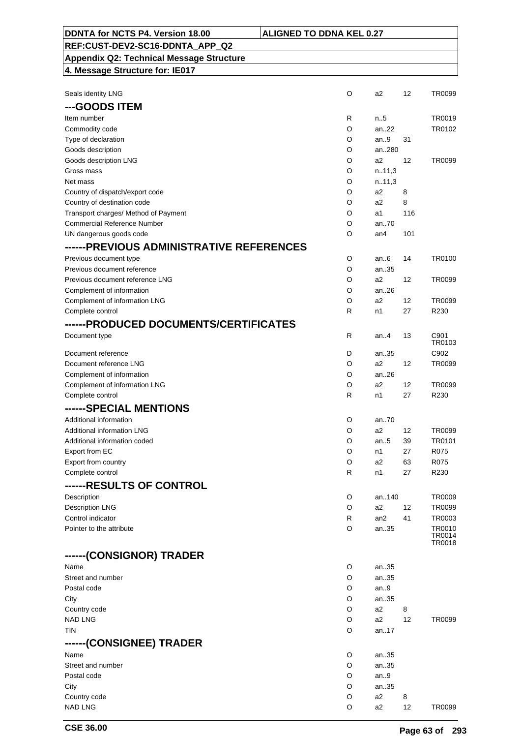| DDNTA for NCTS P4. Version 18.00 | ALIGNED TO DDNA KEL 0.27 |
|---|---|
| REF:CUST-DEV2-SC16-DDNTA_APP_Q2 | |
| Appendix Q2: Technical Message Structure | |
| 4. Message Structure for: IE017 | |

| | | | | |
|---|---|---|---|---|
| Seals identity LNG | O | a2 | 12 | TR0099 |
| **---GOODS ITEM** | | | | |
| Item number | R | n..5 | | TR0019 |
| Commodity code | O | an..22 | | TR0102 |
| Type of declaration | O | an..9 | 31 | |
| Goods description | O | an..280 | | |
| Goods description LNG | O | a2 | 12 | TR0099 |
| Gross mass | O | n..11,3 | | |
| Net mass | O | n..11,3 | | |
| Country of dispatch/export code | O | a2 | 8 | |
| Country of destination code | O | a2 | 8 | |
| Transport charges/ Method of Payment | O | a1 | 116 | |
| Commercial Reference Number | O | an..70 | | |
| UN dangerous goods code | O | an4 | 101 | |
| **------PREVIOUS ADMINISTRATIVE REFERENCES** | | | | |
| Previous document type | O | an..6 | 14 | TR0100 |
| Previous document reference | O | an..35 | | |
| Previous document reference LNG | O | a2 | 12 | TR0099 |
| Complement of information | O | an..26 | | |
| Complement of information LNG | O | a2 | 12 | TR0099 |
| Complete control | R | n1 | 27 | R230 |
| **------PRODUCED DOCUMENTS/CERTIFICATES** | | | | |
| Document type | R | an..4 | 13 | C901 TR0103 |
| Document reference | D | an..35 | | C902 |
| Document reference LNG | O | a2 | 12 | TR0099 |
| Complement of information | O | an..26 | | |
| Complement of information LNG | O | a2 | 12 | TR0099 |
| Complete control | R | n1 | 27 | R230 |
| **------SPECIAL MENTIONS** | | | | |
| Additional information | O | an..70 | | |
| Additional information LNG | O | a2 | 12 | TR0099 |
| Additional information coded | O | an..5 | 39 | TR0101 |
| Export from EC | O | n1 | 27 | R075 |
| Export from country | O | a2 | 63 | R075 |
| Complete control | R | n1 | 27 | R230 |
| **------RESULTS OF CONTROL** | | | | |
| Description | O | an..140 | | TR0009 |
| Description LNG | O | a2 | 12 | TR0099 |
| Control indicator | R | an2 | 41 | TR0003 |
| Pointer to the attribute | O | an..35 | | TR0010 TR0014 TR0018 |
| **------(CONSIGNOR) TRADER** | | | | |
| Name | O | an..35 | | |
| Street and number | O | an..35 | | |
| Postal code | O | an..9 | | |
| City | O | an..35 | | |
| Country code | O | a2 | 8 | |
| NAD LNG | O | a2 | 12 | TR0099 |
| TIN | O | an..17 | | |
| **------(CONSIGNEE) TRADER** | | | | |
| Name | O | an..35 | | |
| Street and number | O | an..35 | | |
| Postal code | O | an..9 | | |
| City | O | an..35 | | |
| Country code | O | a2 | 8 | |
| NAD LNG | O | a2 | 12 | TR0099 |

CSE 36.00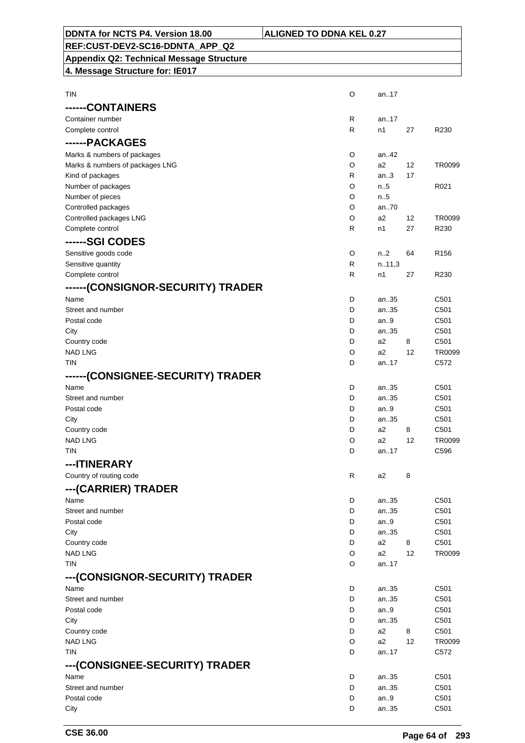| | | | | |
|---|---|---|---|---|
| TIN | O | an..17 | | |
| **------CONTAINERS** | | | | |
| Container number | R | an..17 | | |
| Complete control | R | n1 | 27 | R230 |
| **------PACKAGES** | | | | |
| Marks & numbers of packages | O | an..42 | | |
| Marks & numbers of packages LNG | O | a2 | 12 | TR0099 |
| Kind of packages | R | an..3 | 17 | |
| Number of packages | O | n..5 | | R021 |
| Number of pieces | O | n..5 | | |
| Controlled packages | O | an..70 | | |
| Controlled packages LNG | O | a2 | 12 | TR0099 |
| Complete control | R | n1 | 27 | R230 |
| **------SGI CODES** | | | | |
| Sensitive goods code | O | n..2 | 64 | R156 |
| Sensitive quantity | R | n..11,3 | | |
| Complete control | R | n1 | 27 | R230 |
| **------(CONSIGNOR-SECURITY) TRADER** | | | | |
| Name | D | an..35 | | C501 |
| Street and number | D | an..35 | | C501 |
| Postal code | D | an..9 | | C501 |
| City | D | an..35 | | C501 |
| Country code | D | a2 | 8 | C501 |
| NAD LNG | O | a2 | 12 | TR0099 |
| TIN | D | an..17 | | C572 |
| **------(CONSIGNEE-SECURITY) TRADER** | | | | |
| Name | D | an..35 | | C501 |
| Street and number | D | an..35 | | C501 |
| Postal code | D | an..9 | | C501 |
| City | D | an..35 | | C501 |
| Country code | D | a2 | 8 | C501 |
| NAD LNG | O | a2 | 12 | TR0099 |
| TIN | D | an..17 | | C596 |
| **---ITINERARY** | | | | |
| Country of routing code | R | a2 | 8 | |
| **---(CARRIER) TRADER** | | | | |
| Name | D | an..35 | | C501 |
| Street and number | D | an..35 | | C501 |
| Postal code | D | an..9 | | C501 |
| City | D | an..35 | | C501 |
| Country code | D | a2 | 8 | C501 |
| NAD LNG | O | a2 | 12 | TR0099 |
| TIN | O | an..17 | | |
| **---(CONSIGNOR-SECURITY) TRADER** | | | | |
| Name | D | an..35 | | C501 |
| Street and number | D | an..35 | | C501 |
| Postal code | D | an..9 | | C501 |
| City | D | an..35 | | C501 |
| Country code | D | a2 | 8 | C501 |
| NAD LNG | O | a2 | 12 | TR0099 |
| TIN | D | an..17 | | C572 |
| **---(CONSIGNEE-SECURITY) TRADER** | | | | |
| Name | D | an..35 | | C501 |
| Street and number | D | an..35 | | C501 |
| Postal code | D | an..9 | | C501 |
| City | D | an..35 | | C501 |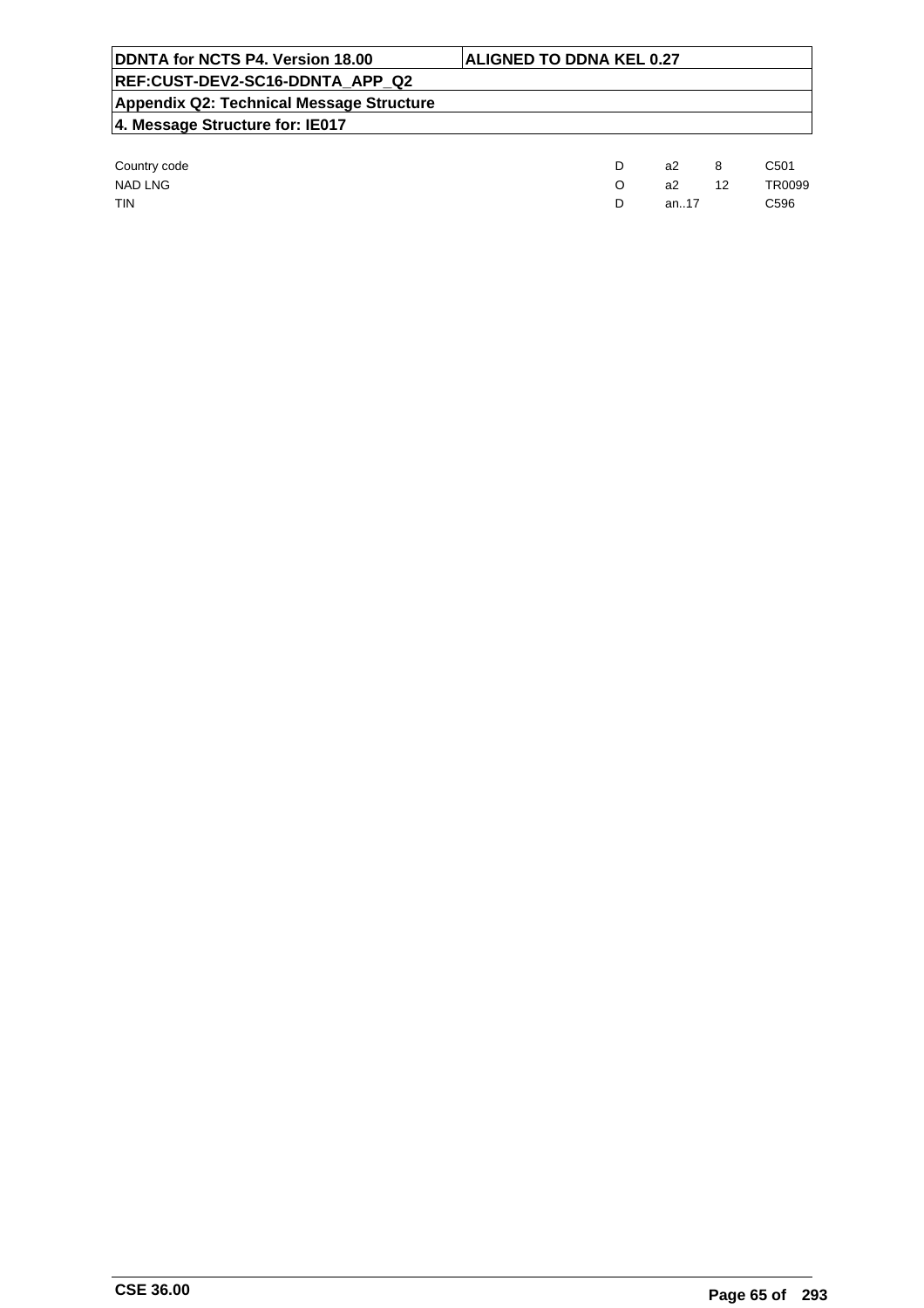| | | | | |
|---|---|---|---|---|
| Country code | D | a2 | 8 | C501 |
| NAD LNG | O | a2 | 12 | TR0099 |
| TIN | D | an..17 | | C596 |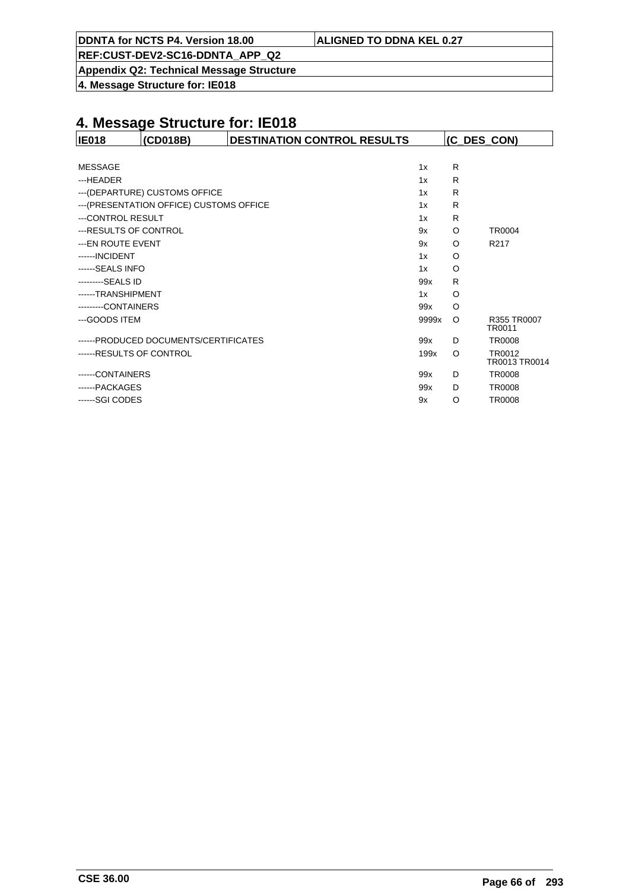# 4. Message Structure for: IE018

| IE018 | (CD018B) | DESTINATION CONTROL RESULTS | (C_DES_CON) |
|---|---|---|---|

| | | | |
|---|---|---|---|
| MESSAGE | 1x | R | |
| ---HEADER | 1x | R | |
| ---(DEPARTURE) CUSTOMS OFFICE | 1x | R | |
| ---(PRESENTATION OFFICE) CUSTOMS OFFICE | 1x | R | |
| ---CONTROL RESULT | 1x | R | |
| ---RESULTS OF CONTROL | 9x | O | TR0004 |
| ---EN ROUTE EVENT | 9x | O | R217 |
| ------INCIDENT | 1x | O | |
| ------SEALS INFO | 1x | O | |
| ---------SEALS ID | 99x | R | |
| ------TRANSHIPMENT | 1x | O | |
| ---------CONTAINERS | 99x | O | |
| ---GOODS ITEM | 9999x | O | R355 TR0007 TR0011 |
| ------PRODUCED DOCUMENTS/CERTIFICATES | 99x | D | TR0008 |
| ------RESULTS OF CONTROL | 199x | O | TR0012 TR0013 TR0014 |
| ------CONTAINERS | 99x | D | TR0008 |
| ------PACKAGES | 99x | D | TR0008 |
| ------SGI CODES | 9x | O | TR0008 |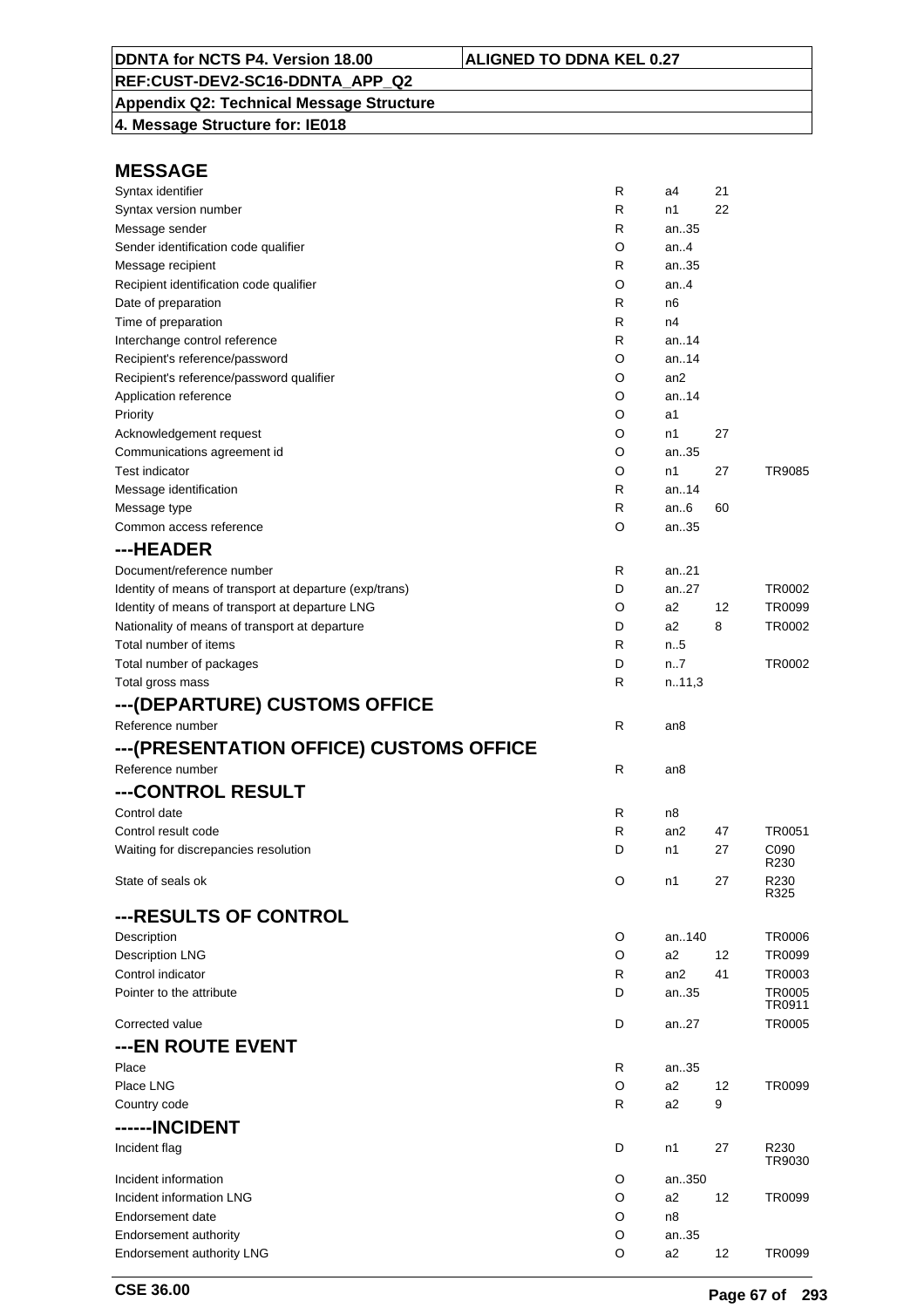| DDNTA for NCTS P4. Version 18.00 | ALIGNED TO DDNA KEL 0.27 |
|---|---|
| REF:CUST-DEV2-SC16-DDNTA_APP_Q2 | |
| Appendix Q2: Technical Message Structure | |
| 4. Message Structure for: IE018 | |

## MESSAGE

| | | | | |
|---|---|---|---|---|
| Syntax identifier | R | a4 | 21 | |
| Syntax version number | R | n1 | 22 | |
| Message sender | R | an..35 | | |
| Sender identification code qualifier | O | an..4 | | |
| Message recipient | R | an..35 | | |
| Recipient identification code qualifier | O | an..4 | | |
| Date of preparation | R | n6 | | |
| Time of preparation | R | n4 | | |
| Interchange control reference | R | an..14 | | |
| Recipient's reference/password | O | an..14 | | |
| Recipient's reference/password qualifier | O | an2 | | |
| Application reference | O | an..14 | | |
| Priority | O | a1 | | |
| Acknowledgement request | O | n1 | 27 | |
| Communications agreement id | O | an..35 | | |
| Test indicator | O | n1 | 27 | TR9085 |
| Message identification | R | an..14 | | |
| Message type | R | an..6 | 60 | |
| Common access reference | O | an..35 | | |

## ---HEADER

| | | | | |
|---|---|---|---|---|
| Document/reference number | R | an..21 | | |
| Identity of means of transport at departure (exp/trans) | D | an..27 | | TR0002 |
| Identity of means of transport at departure LNG | O | a2 | 12 | TR0099 |
| Nationality of means of transport at departure | D | a2 | 8 | TR0002 |
| Total number of items | R | n..5 | | |
| Total number of packages | D | n..7 | | TR0002 |
| Total gross mass | R | n..11,3 | | |

## ---(DEPARTURE) CUSTOMS OFFICE

| | | | | |
|---|---|---|---|---|
| Reference number | R | an8 | | |

## ---(PRESENTATION OFFICE) CUSTOMS OFFICE

| | | | | |
|---|---|---|---|---|
| Reference number | R | an8 | | |

## ---CONTROL RESULT

| | | | | |
|---|---|---|---|---|
| Control date | R | n8 | | |
| Control result code | R | an2 | 47 | TR0051 |
| Waiting for discrepancies resolution | D | n1 | 27 | C090 R230 |
| State of seals ok | O | n1 | 27 | R230 R325 |

## ---RESULTS OF CONTROL

| | | | | |
|---|---|---|---|---|
| Description | O | an..140 | | TR0006 |
| Description LNG | O | a2 | 12 | TR0099 |
| Control indicator | R | an2 | 41 | TR0003 |
| Pointer to the attribute | D | an..35 | | TR0005 TR0911 |
| Corrected value | D | an..27 | | TR0005 |

## ---EN ROUTE EVENT

| | | | | |
|---|---|---|---|---|
| Place | R | an..35 | | |
| Place LNG | O | a2 | 12 | TR0099 |
| Country code | R | a2 | 9 | |

## ------INCIDENT

| | | | | |
|---|---|---|---|---|
| Incident flag | D | n1 | 27 | R230 TR9030 |
| Incident information | O | an..350 | | |
| Incident information LNG | O | a2 | 12 | TR0099 |
| Endorsement date | O | n8 | | |
| Endorsement authority | O | an..35 | | |
| Endorsement authority LNG | O | a2 | 12 | TR0099 |

CSE 36.00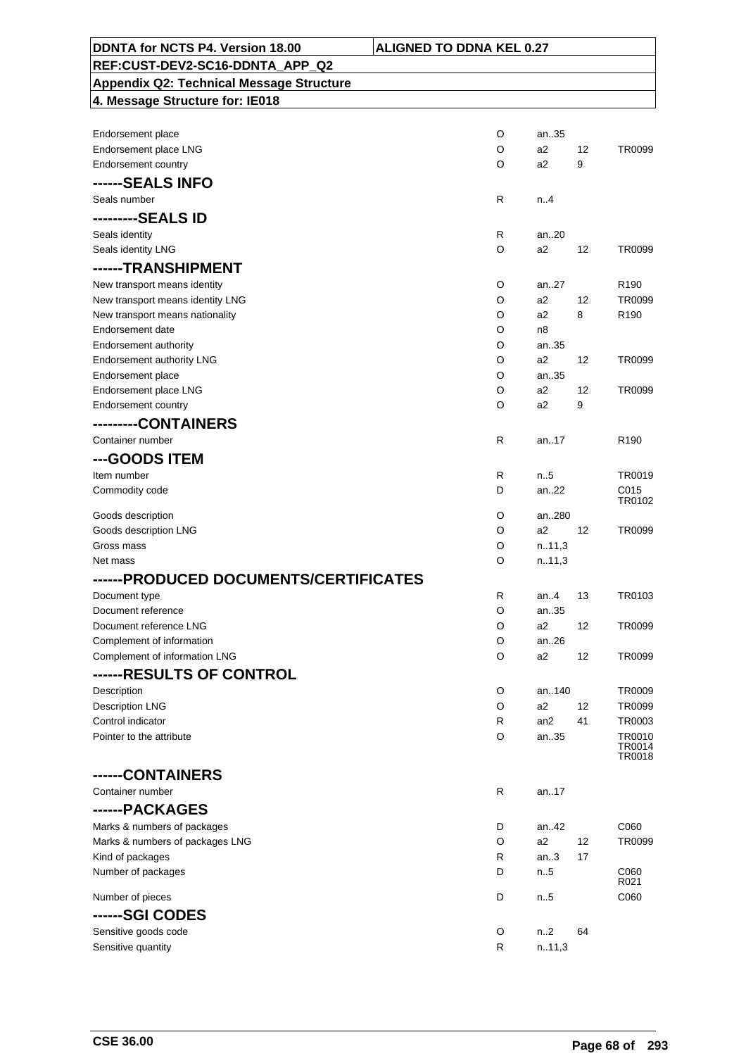| DDNTA for NCTS P4. Version 18.00 | ALIGNED TO DDNA KEL 0.27 |
|---|---|
| REF:CUST-DEV2-SC16-DDNTA_APP_Q2 | |
| Appendix Q2: Technical Message Structure | |
| 4. Message Structure for: IE018 | |

| | | | | |
|---|---|---|---|---|
| Endorsement place | O | an..35 | | |
| Endorsement place LNG | O | a2 | 12 | TR0099 |
| Endorsement country | O | a2 | 9 | |
| **------SEALS INFO** | | | | |
| Seals number | R | n..4 | | |
| **---------SEALS ID** | | | | |
| Seals identity | R | an..20 | | |
| Seals identity LNG | O | a2 | 12 | TR0099 |
| **------TRANSHIPMENT** | | | | |
| New transport means identity | O | an..27 | | R190 |
| New transport means identity LNG | O | a2 | 12 | TR0099 |
| New transport means nationality | O | a2 | 8 | R190 |
| Endorsement date | O | n8 | | |
| Endorsement authority | O | an..35 | | |
| Endorsement authority LNG | O | a2 | 12 | TR0099 |
| Endorsement place | O | an..35 | | |
| Endorsement place LNG | O | a2 | 12 | TR0099 |
| Endorsement country | O | a2 | 9 | |
| **---------CONTAINERS** | | | | |
| Container number | R | an..17 | | R190 |
| **---GOODS ITEM** | | | | |
| Item number | R | n..5 | | TR0019 |
| Commodity code | D | an..22 | | C015 TR0102 |
| Goods description | O | an..280 | | |
| Goods description LNG | O | a2 | 12 | TR0099 |
| Gross mass | O | n..11,3 | | |
| Net mass | O | n..11,3 | | |
| **------PRODUCED DOCUMENTS/CERTIFICATES** | | | | |
| Document type | R | an..4 | 13 | TR0103 |
| Document reference | O | an..35 | | |
| Document reference LNG | O | a2 | 12 | TR0099 |
| Complement of information | O | an..26 | | |
| Complement of information LNG | O | a2 | 12 | TR0099 |
| **------RESULTS OF CONTROL** | | | | |
| Description | O | an..140 | | TR0009 |
| Description LNG | O | a2 | 12 | TR0099 |
| Control indicator | R | an2 | 41 | TR0003 |
| Pointer to the attribute | O | an..35 | | TR0010 TR0014 TR0018 |
| **------CONTAINERS** | | | | |
| Container number | R | an..17 | | |
| **------PACKAGES** | | | | |
| Marks & numbers of packages | D | an..42 | | C060 |
| Marks & numbers of packages LNG | O | a2 | 12 | TR0099 |
| Kind of packages | R | an..3 | 17 | |
| Number of packages | D | n..5 | | C060 R021 |
| Number of pieces | D | n..5 | | C060 |
| **------SGI CODES** | | | | |
| Sensitive goods code | O | n..2 | 64 | |
| Sensitive quantity | R | n..11,3 | | |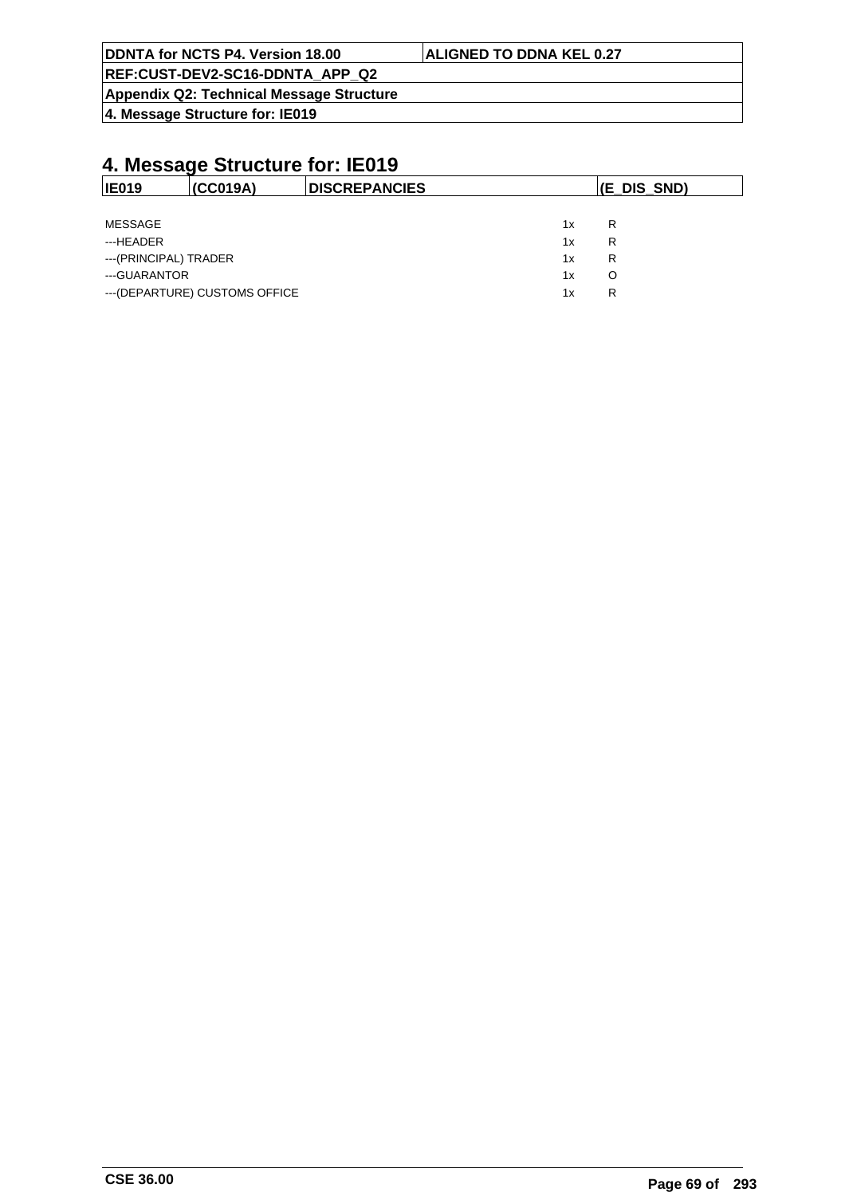# 4. Message Structure for: IE019

| IE019 | (CC019A) | DISCREPANCIES | (E_DIS_SND) |
|---|---|---|---|

| | | |
|---|---|---|
| MESSAGE | 1x | R |
| ---HEADER | 1x | R |
| ---(PRINCIPAL) TRADER | 1x | R |
| ---GUARANTOR | 1x | O |
| ---(DEPARTURE) CUSTOMS OFFICE | 1x | R |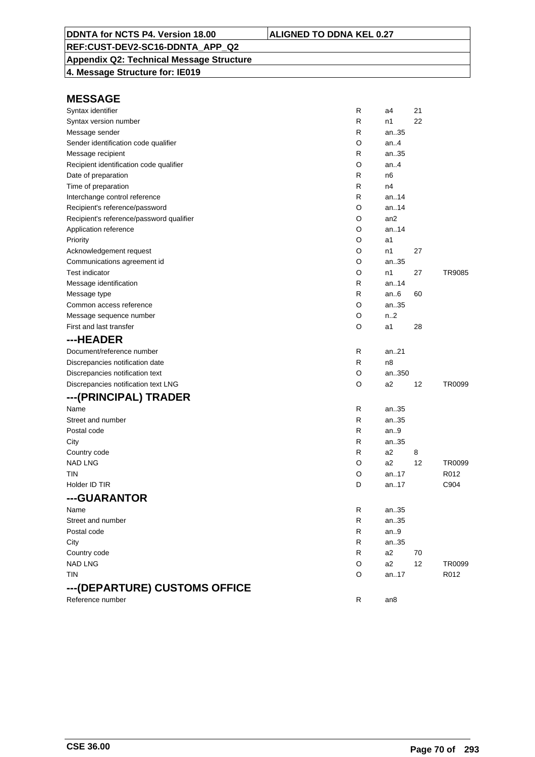| DDNTA for NCTS P4. Version 18.00 | ALIGNED TO DDNA KEL 0.27 |
|---|---|
| REF:CUST-DEV2-SC16-DDNTA_APP_Q2 | |
| Appendix Q2: Technical Message Structure | |
| 4. Message Structure for: IE019 | |

## MESSAGE

| | | | | |
|---|---|---|---|---|
| Syntax identifier | R | a4 | 21 | |
| Syntax version number | R | n1 | 22 | |
| Message sender | R | an..35 | | |
| Sender identification code qualifier | O | an..4 | | |
| Message recipient | R | an..35 | | |
| Recipient identification code qualifier | O | an..4 | | |
| Date of preparation | R | n6 | | |
| Time of preparation | R | n4 | | |
| Interchange control reference | R | an..14 | | |
| Recipient's reference/password | O | an..14 | | |
| Recipient's reference/password qualifier | O | an2 | | |
| Application reference | O | an..14 | | |
| Priority | O | a1 | | |
| Acknowledgement request | O | n1 | 27 | |
| Communications agreement id | O | an..35 | | |
| Test indicator | O | n1 | 27 | TR9085 |
| Message identification | R | an..14 | | |
| Message type | R | an..6 | 60 | |
| Common access reference | O | an..35 | | |
| Message sequence number | O | n..2 | | |
| First and last transfer | O | a1 | 28 | |

## ---HEADER

| | | | | |
|---|---|---|---|---|
| Document/reference number | R | an..21 | | |
| Discrepancies notification date | R | n8 | | |
| Discrepancies notification text | O | an..350 | | |
| Discrepancies notification text LNG | O | a2 | 12 | TR0099 |

## ---(PRINCIPAL) TRADER

| | | | | |
|---|---|---|---|---|
| Name | R | an..35 | | |
| Street and number | R | an..35 | | |
| Postal code | R | an..9 | | |
| City | R | an..35 | | |
| Country code | R | a2 | 8 | |
| NAD LNG | O | a2 | 12 | TR0099 |
| TIN | O | an..17 | | R012 |
| Holder ID TIR | D | an..17 | | C904 |

## ---GUARANTOR

| | | | | |
|---|---|---|---|---|
| Name | R | an..35 | | |
| Street and number | R | an..35 | | |
| Postal code | R | an..9 | | |
| City | R | an..35 | | |
| Country code | R | a2 | 70 | |
| NAD LNG | O | a2 | 12 | TR0099 |
| TIN | O | an..17 | | R012 |

## ---(DEPARTURE) CUSTOMS OFFICE

| | | | | |
|---|---|---|---|---|
| Reference number | R | an8 | | |

CSE 36.00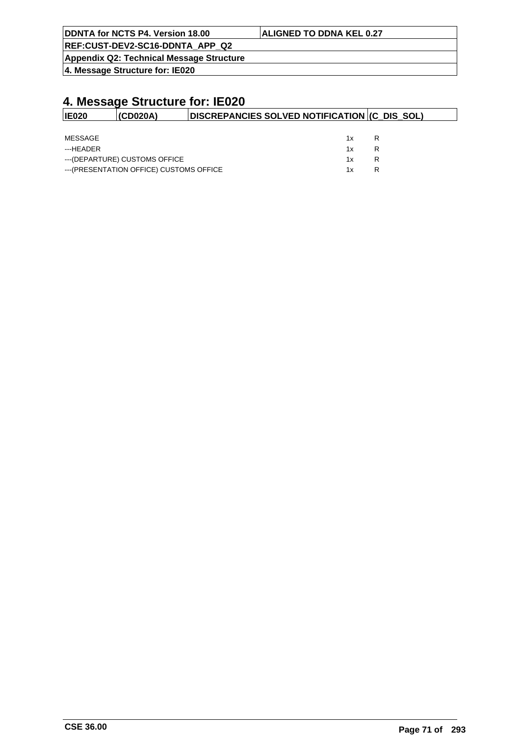# 4. Message Structure for: IE020

| IE020 | (CD020A) | DISCREPANCIES SOLVED NOTIFICATION | (C_DIS_SOL) |
|---|---|---|---|

| | | |
|---|---|---|
| MESSAGE | 1x | R |
| ---HEADER | 1x | R |
| ---(DEPARTURE) CUSTOMS OFFICE | 1x | R |
| ---(PRESENTATION OFFICE) CUSTOMS OFFICE | 1x | R |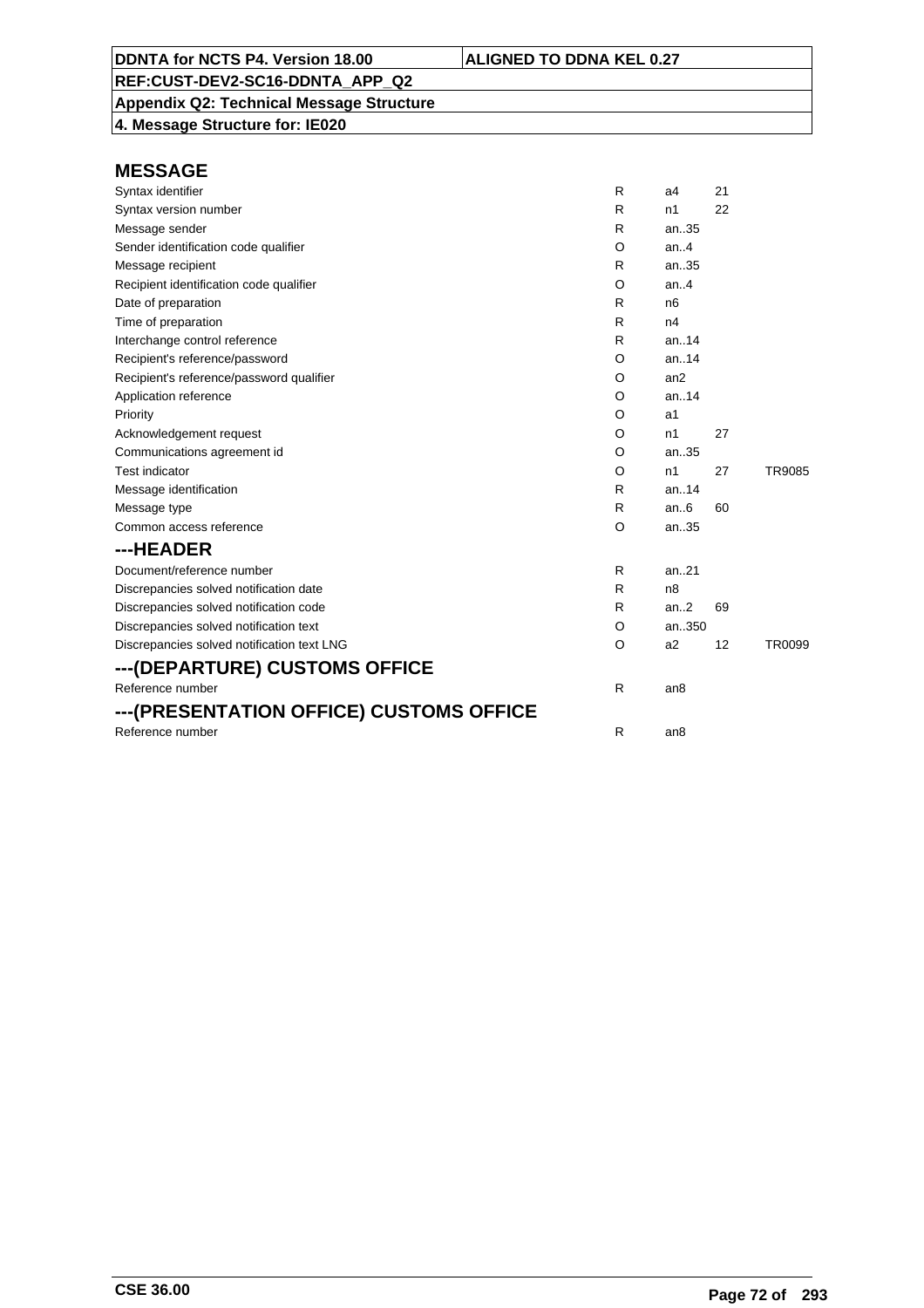**DDNTA for NCTS P4. Version 18.00** | **ALIGNED TO DDNA KEL 0.27**

**REF:CUST-DEV2-SC16-DDNTA_APP_Q2**

**Appendix Q2: Technical Message Structure**

**4. Message Structure for: IE020**

## MESSAGE

| | | | | |
|---|---|---|---|---|
| Syntax identifier | R | a4 | 21 | |
| Syntax version number | R | n1 | 22 | |
| Message sender | R | an..35 | | |
| Sender identification code qualifier | O | an..4 | | |
| Message recipient | R | an..35 | | |
| Recipient identification code qualifier | O | an..4 | | |
| Date of preparation | R | n6 | | |
| Time of preparation | R | n4 | | |
| Interchange control reference | R | an..14 | | |
| Recipient's reference/password | O | an..14 | | |
| Recipient's reference/password qualifier | O | an2 | | |
| Application reference | O | an..14 | | |
| Priority | O | a1 | | |
| Acknowledgement request | O | n1 | 27 | |
| Communications agreement id | O | an..35 | | |
| Test indicator | O | n1 | 27 | TR9085 |
| Message identification | R | an..14 | | |
| Message type | R | an..6 | 60 | |
| Common access reference | O | an..35 | | |

## ---HEADER

| | | | | |
|---|---|---|---|---|
| Document/reference number | R | an..21 | | |
| Discrepancies solved notification date | R | n8 | | |
| Discrepancies solved notification code | R | an..2 | 69 | |
| Discrepancies solved notification text | O | an..350 | | |
| Discrepancies solved notification text LNG | O | a2 | 12 | TR0099 |

## ---(DEPARTURE) CUSTOMS OFFICE

| | | | | |
|---|---|---|---|---|
| Reference number | R | an8 | | |

## ---(PRESENTATION OFFICE) CUSTOMS OFFICE

| | | | | |
|---|---|---|---|---|
| Reference number | R | an8 | | |

CSE 36.00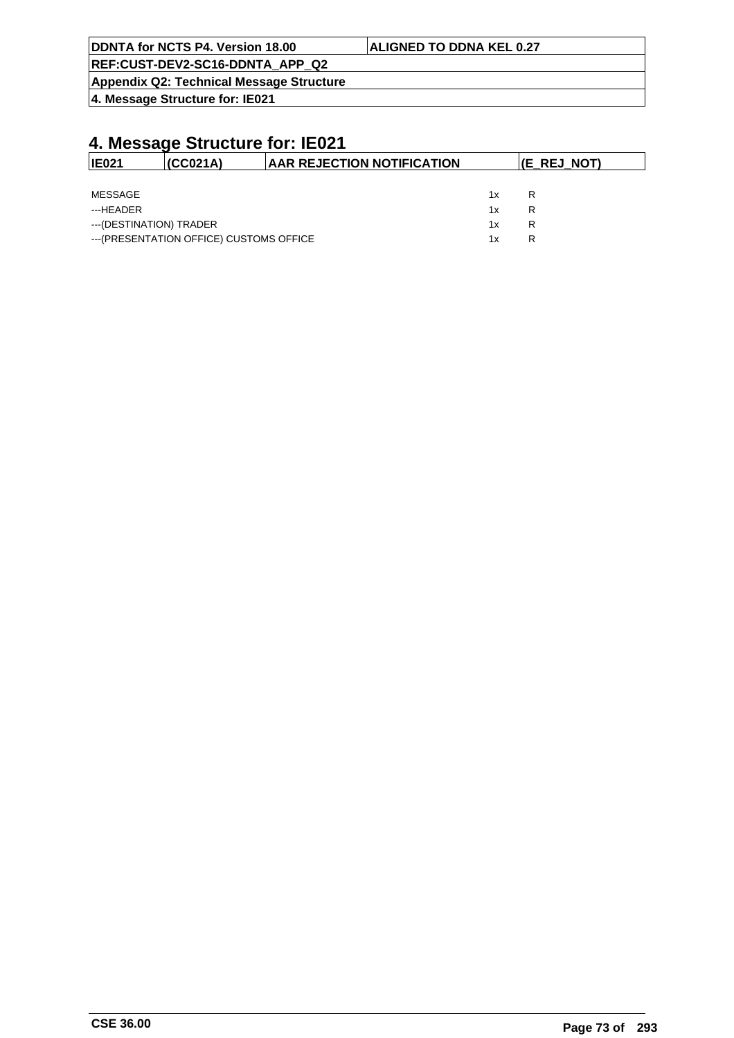# 4. Message Structure for: IE021

| IE021 | (CC021A) | AAR REJECTION NOTIFICATION | (E_REJ_NOT) |
|---|---|---|---|

| | | |
|---|---|---|
| MESSAGE | 1x | R |
| ---HEADER | 1x | R |
| ---(DESTINATION) TRADER | 1x | R |
| ---(PRESENTATION OFFICE) CUSTOMS OFFICE | 1x | R |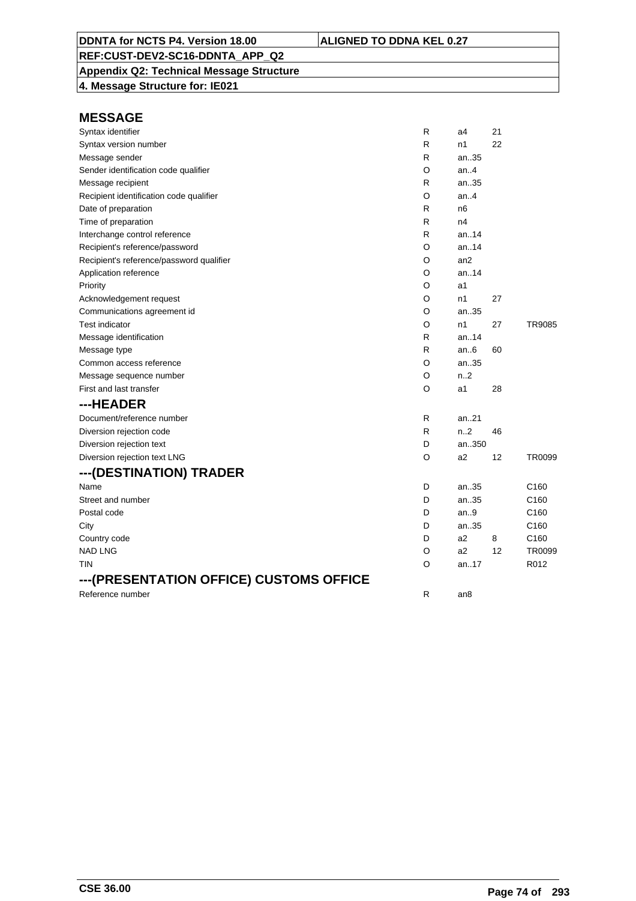**DDNTA for NCTS P4. Version 18.00** | **ALIGNED TO DDNA KEL 0.27**

**REF:CUST-DEV2-SC16-DDNTA_APP_Q2**

**Appendix Q2: Technical Message Structure**

**4. Message Structure for: IE021**

## MESSAGE

| | | | | |
|---|---|---|---|---|
| Syntax identifier | R | a4 | 21 | |
| Syntax version number | R | n1 | 22 | |
| Message sender | R | an..35 | | |
| Sender identification code qualifier | O | an..4 | | |
| Message recipient | R | an..35 | | |
| Recipient identification code qualifier | O | an..4 | | |
| Date of preparation | R | n6 | | |
| Time of preparation | R | n4 | | |
| Interchange control reference | R | an..14 | | |
| Recipient's reference/password | O | an..14 | | |
| Recipient's reference/password qualifier | O | an2 | | |
| Application reference | O | an..14 | | |
| Priority | O | a1 | | |
| Acknowledgement request | O | n1 | 27 | |
| Communications agreement id | O | an..35 | | |
| Test indicator | O | n1 | 27 | TR9085 |
| Message identification | R | an..14 | | |
| Message type | R | an..6 | 60 | |
| Common access reference | O | an..35 | | |
| Message sequence number | O | n..2 | | |
| First and last transfer | O | a1 | 28 | |

## ---HEADER

| | | | | |
|---|---|---|---|---|
| Document/reference number | R | an..21 | | |
| Diversion rejection code | R | n..2 | 46 | |
| Diversion rejection text | D | an..350 | | |
| Diversion rejection text LNG | O | a2 | 12 | TR0099 |

## ---(DESTINATION) TRADER

| | | | | |
|---|---|---|---|---|
| Name | D | an..35 | | C160 |
| Street and number | D | an..35 | | C160 |
| Postal code | D | an..9 | | C160 |
| City | D | an..35 | | C160 |
| Country code | D | a2 | 8 | C160 |
| NAD LNG | O | a2 | 12 | TR0099 |
| TIN | O | an..17 | | R012 |

## ---(PRESENTATION OFFICE) CUSTOMS OFFICE

| | | | | |
|---|---|---|---|---|
| Reference number | R | an8 | | |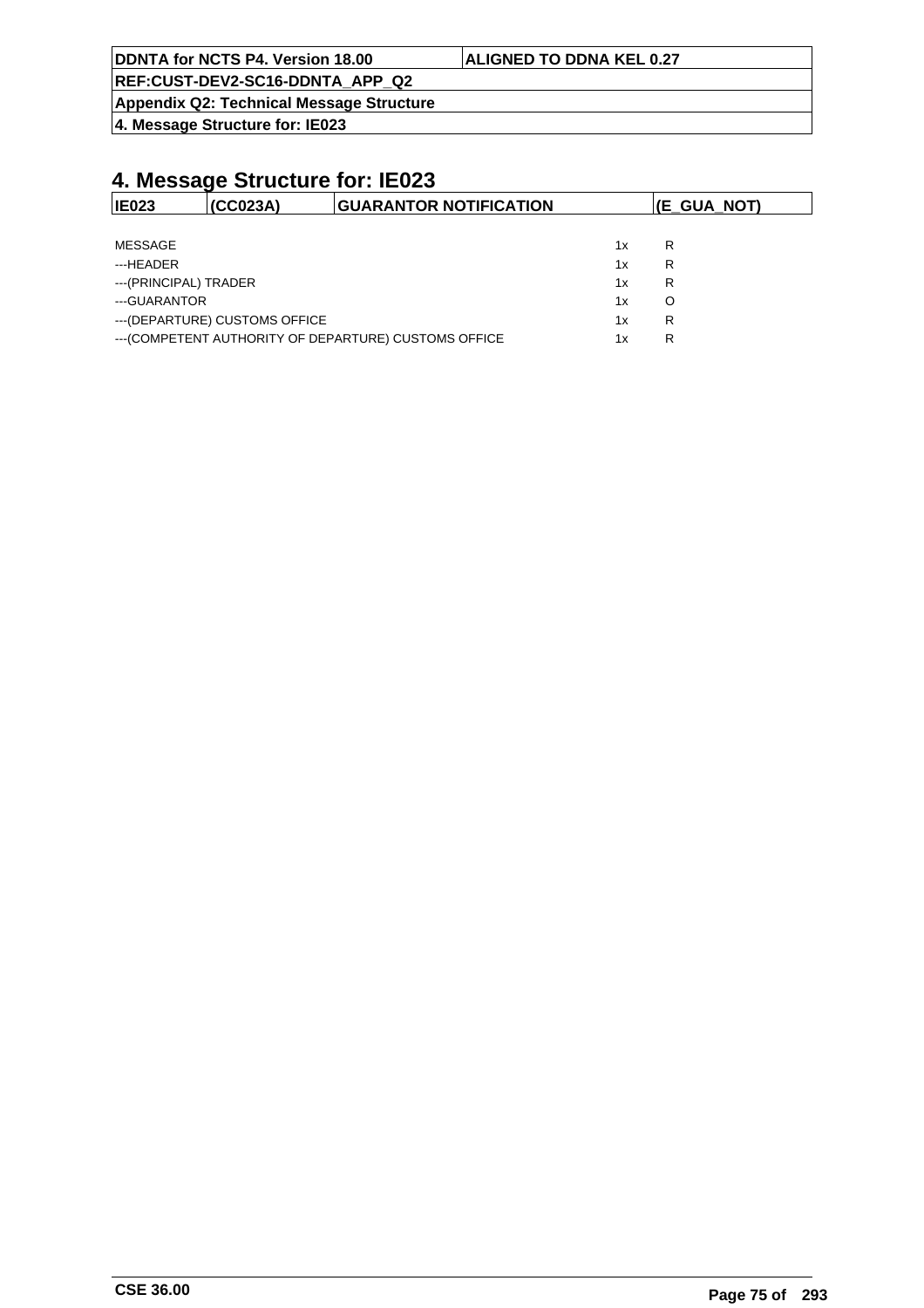# 4. Message Structure for: IE023

| IE023 | (CC023A) | GUARANTOR NOTIFICATION | (E_GUA_NOT) |
|---|---|---|---|

| | | |
|---|---|---|
| MESSAGE | 1x | R |
| ---HEADER | 1x | R |
| ---(PRINCIPAL) TRADER | 1x | R |
| ---GUARANTOR | 1x | O |
| ---(DEPARTURE) CUSTOMS OFFICE | 1x | R |
| ---(COMPETENT AUTHORITY OF DEPARTURE) CUSTOMS OFFICE | 1x | R |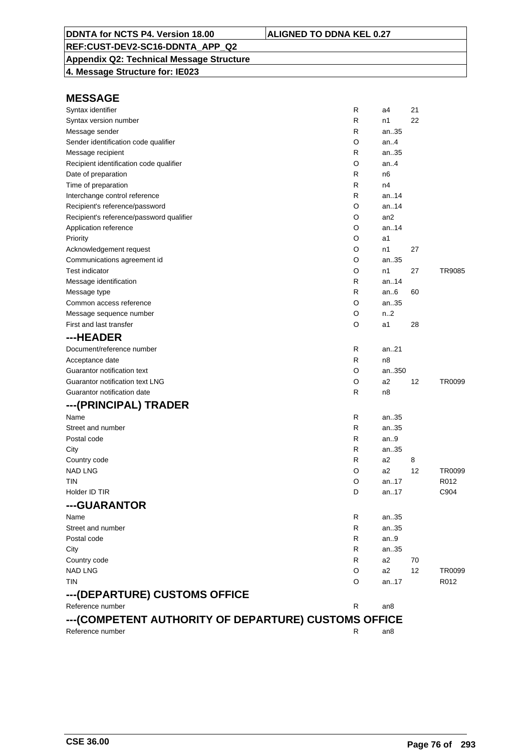**DDNTA for NCTS P4. Version 18.00** | **ALIGNED TO DDNA KEL 0.27**

**REF:CUST-DEV2-SC16-DDNTA_APP_Q2**

**Appendix Q2: Technical Message Structure**

**4. Message Structure for: IE023**

## MESSAGE

| | | | | |
|---|---|---|---|---|
| Syntax identifier | R | a4 | 21 | |
| Syntax version number | R | n1 | 22 | |
| Message sender | R | an..35 | | |
| Sender identification code qualifier | O | an..4 | | |
| Message recipient | R | an..35 | | |
| Recipient identification code qualifier | O | an..4 | | |
| Date of preparation | R | n6 | | |
| Time of preparation | R | n4 | | |
| Interchange control reference | R | an..14 | | |
| Recipient's reference/password | O | an..14 | | |
| Recipient's reference/password qualifier | O | an2 | | |
| Application reference | O | an..14 | | |
| Priority | O | a1 | | |
| Acknowledgement request | O | n1 | 27 | |
| Communications agreement id | O | an..35 | | |
| Test indicator | O | n1 | 27 | TR9085 |
| Message identification | R | an..14 | | |
| Message type | R | an..6 | 60 | |
| Common access reference | O | an..35 | | |
| Message sequence number | O | n..2 | | |
| First and last transfer | O | a1 | 28 | |

## ---HEADER

| | | | | |
|---|---|---|---|---|
| Document/reference number | R | an..21 | | |
| Acceptance date | R | n8 | | |
| Guarantor notification text | O | an..350 | | |
| Guarantor notification text LNG | O | a2 | 12 | TR0099 |
| Guarantor notification date | R | n8 | | |

## ---(PRINCIPAL) TRADER

| | | | | |
|---|---|---|---|---|
| Name | R | an..35 | | |
| Street and number | R | an..35 | | |
| Postal code | R | an..9 | | |
| City | R | an..35 | | |
| Country code | R | a2 | 8 | |
| NAD LNG | O | a2 | 12 | TR0099 |
| TIN | O | an..17 | | R012 |
| Holder ID TIR | D | an..17 | | C904 |

## ---GUARANTOR

| | | | | |
|---|---|---|---|---|
| Name | R | an..35 | | |
| Street and number | R | an..35 | | |
| Postal code | R | an..9 | | |
| City | R | an..35 | | |
| Country code | R | a2 | 70 | |
| NAD LNG | O | a2 | 12 | TR0099 |
| TIN | O | an..17 | | R012 |

## ---(DEPARTURE) CUSTOMS OFFICE

| | | | | |
|---|---|---|---|---|
| Reference number | R | an8 | | |

## ---(COMPETENT AUTHORITY OF DEPARTURE) CUSTOMS OFFICE

| | | | | |
|---|---|---|---|---|
| Reference number | R | an8 | | |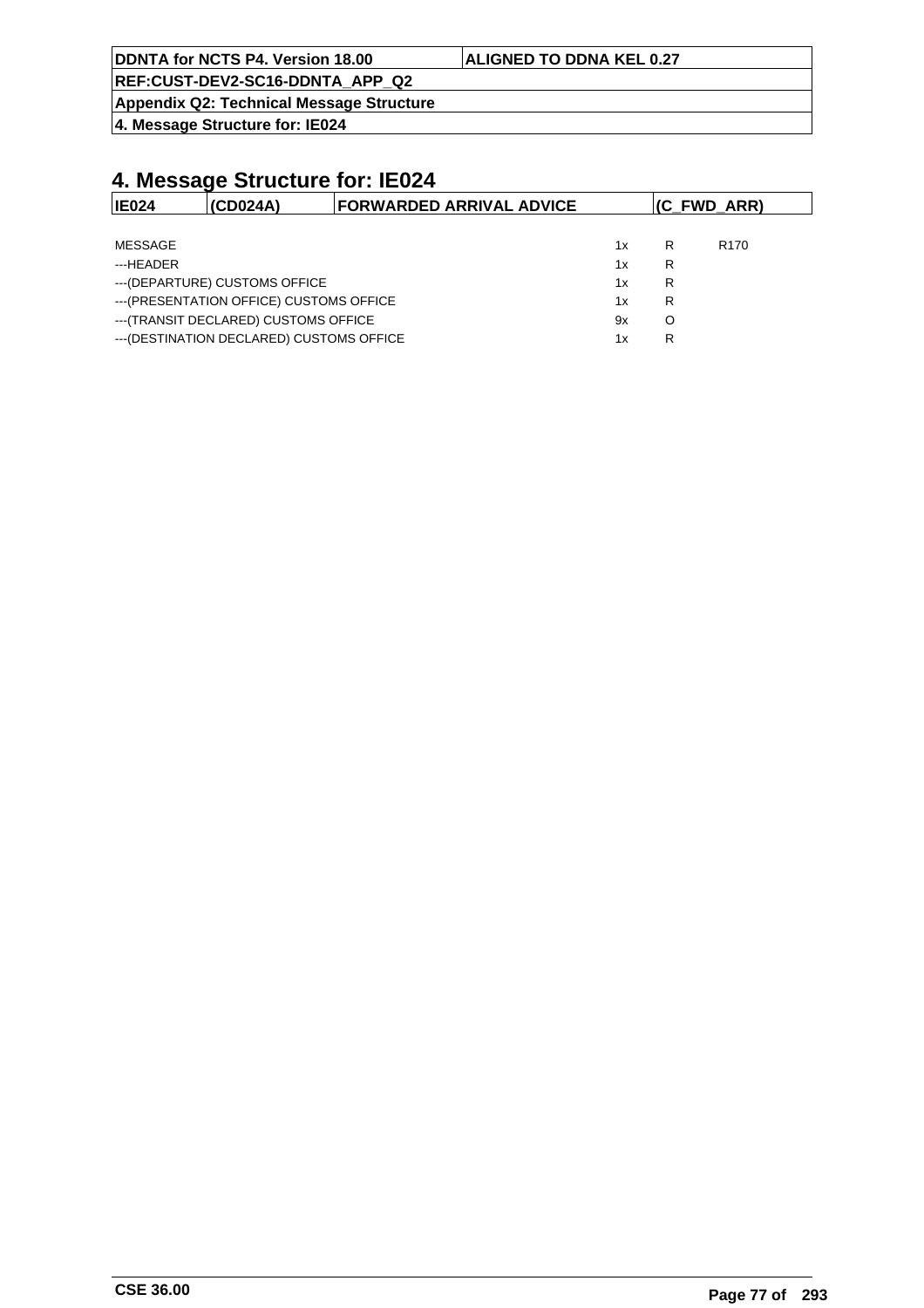# 4. Message Structure for: IE024

| IE024 | (CD024A) | FORWARDED ARRIVAL ADVICE | (C_FWD_ARR) |
|---|---|---|---|

| | | | |
|---|---|---|---|
| MESSAGE | 1x | R | R170 |
| ---HEADER | 1x | R | |
| ---(DEPARTURE) CUSTOMS OFFICE | 1x | R | |
| ---(PRESENTATION OFFICE) CUSTOMS OFFICE | 1x | R | |
| ---(TRANSIT DECLARED) CUSTOMS OFFICE | 9x | O | |
| ---(DESTINATION DECLARED) CUSTOMS OFFICE | 1x | R | |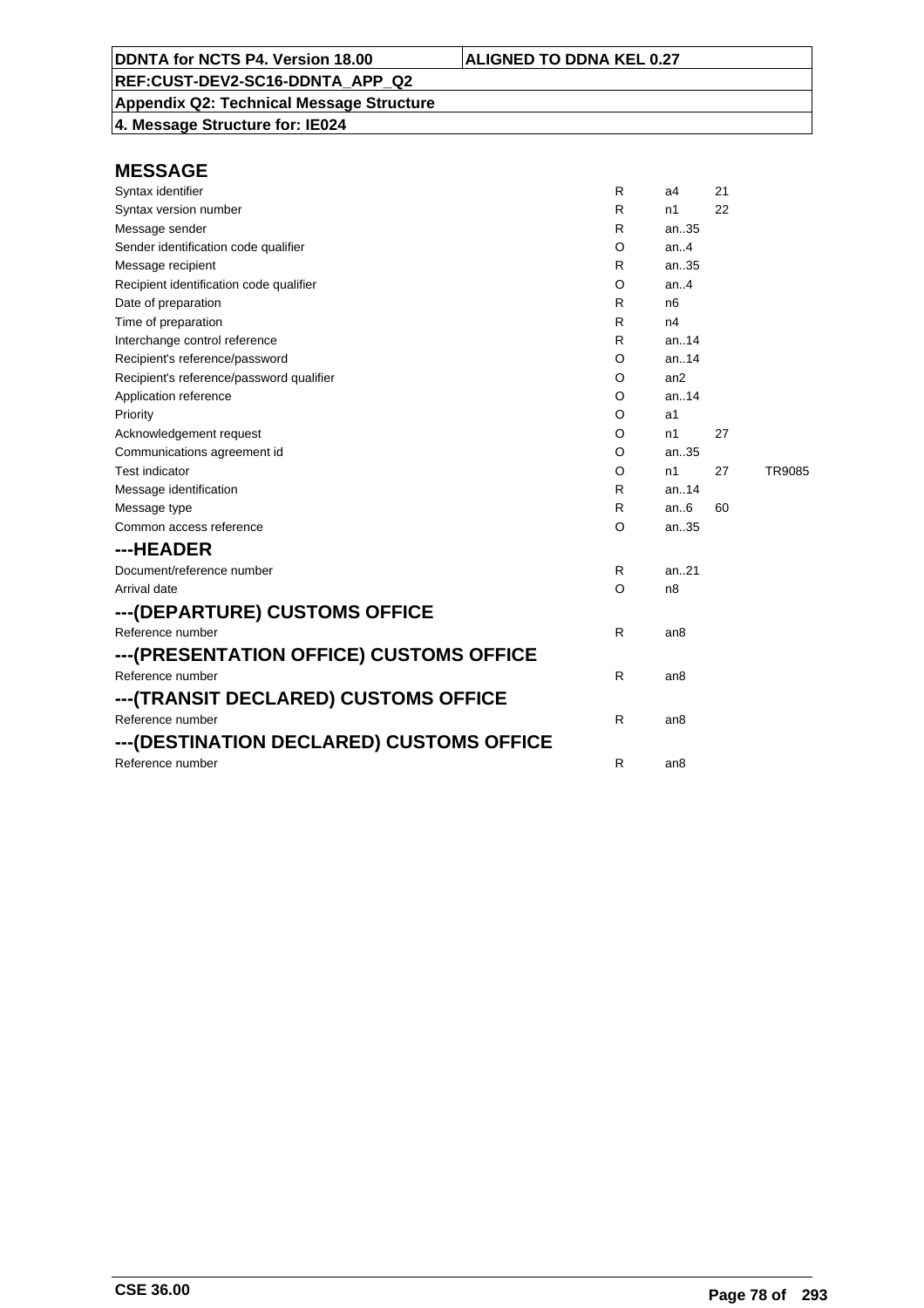**DDNTA for NCTS P4. Version 18.00** | **ALIGNED TO DDNA KEL 0.27**

**REF:CUST-DEV2-SC16-DDNTA_APP_Q2**

**Appendix Q2: Technical Message Structure**

**4. Message Structure for: IE024**

## MESSAGE

| | | | | |
|---|---|---|---|---|
| Syntax identifier | R | a4 | 21 | |
| Syntax version number | R | n1 | 22 | |
| Message sender | R | an..35 | | |
| Sender identification code qualifier | O | an..4 | | |
| Message recipient | R | an..35 | | |
| Recipient identification code qualifier | O | an..4 | | |
| Date of preparation | R | n6 | | |
| Time of preparation | R | n4 | | |
| Interchange control reference | R | an..14 | | |
| Recipient's reference/password | O | an..14 | | |
| Recipient's reference/password qualifier | O | an2 | | |
| Application reference | O | an..14 | | |
| Priority | O | a1 | | |
| Acknowledgement request | O | n1 | 27 | |
| Communications agreement id | O | an..35 | | |
| Test indicator | O | n1 | 27 | TR9085 |
| Message identification | R | an..14 | | |
| Message type | R | an..6 | 60 | |
| Common access reference | O | an..35 | | |

## ---HEADER

| | | | | |
|---|---|---|---|---|
| Document/reference number | R | an..21 | | |
| Arrival date | O | n8 | | |

## ---(DEPARTURE) CUSTOMS OFFICE

| | | | | |
|---|---|---|---|---|
| Reference number | R | an8 | | |

## ---(PRESENTATION OFFICE) CUSTOMS OFFICE

| | | | | |
|---|---|---|---|---|
| Reference number | R | an8 | | |

## ---(TRANSIT DECLARED) CUSTOMS OFFICE

| | | | | |
|---|---|---|---|---|
| Reference number | R | an8 | | |

## ---(DESTINATION DECLARED) CUSTOMS OFFICE

| | | | | |
|---|---|---|---|---|
| Reference number | R | an8 | | |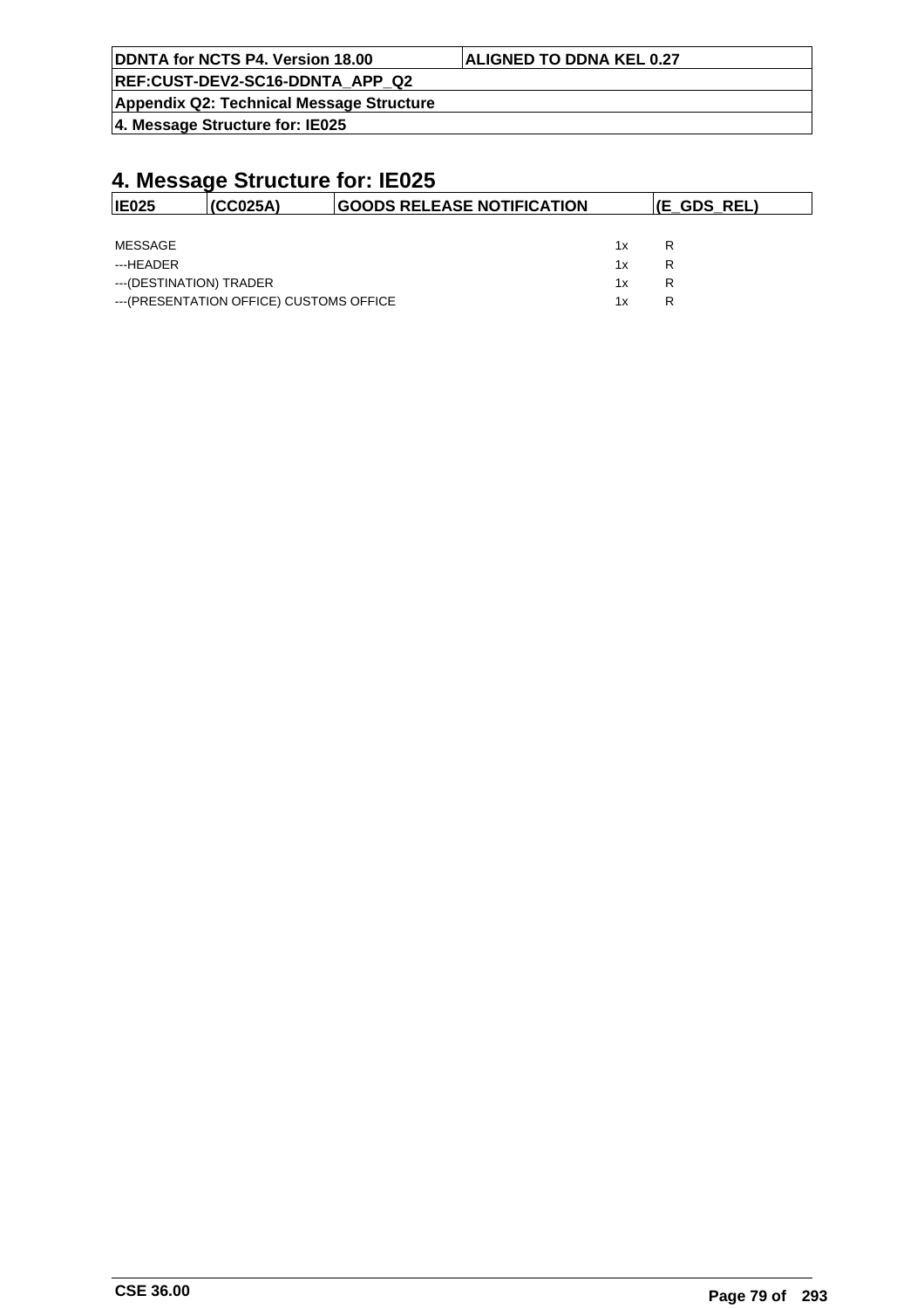# 4. Message Structure for: IE025

| IE025 | (CC025A) | GOODS RELEASE NOTIFICATION | (E_GDS_REL) |
|---|---|---|---|

| | | |
|---|---|---|
| MESSAGE | 1x | R |
| ---HEADER | 1x | R |
| ---(DESTINATION) TRADER | 1x | R |
| ---(PRESENTATION OFFICE) CUSTOMS OFFICE | 1x | R |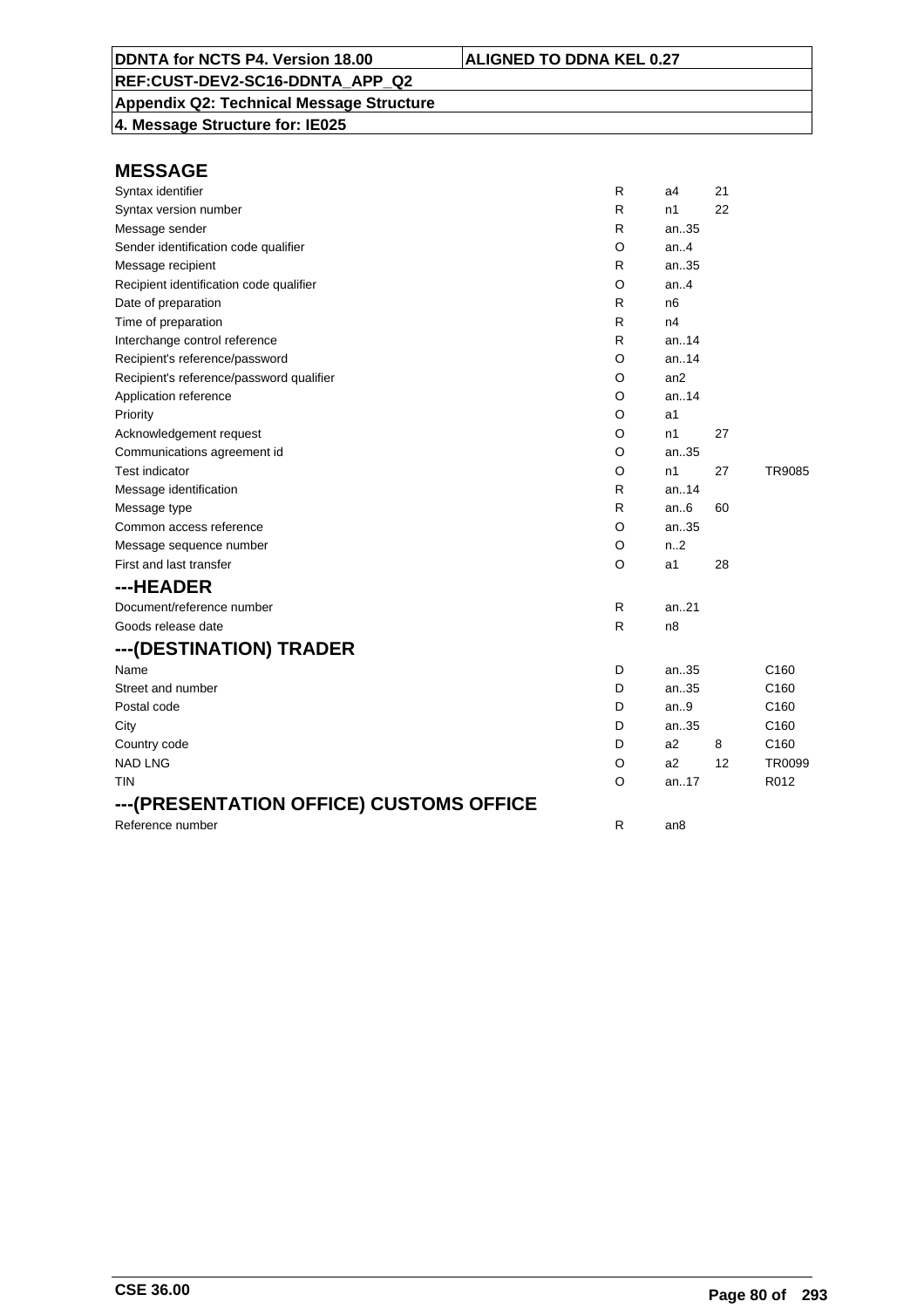**DDNTA for NCTS P4. Version 18.00** | **ALIGNED TO DDNA KEL 0.27**

**REF:CUST-DEV2-SC16-DDNTA_APP_Q2**

**Appendix Q2: Technical Message Structure**

**4. Message Structure for: IE025**

## MESSAGE

| | | | | |
|---|---|---|---|---|
| Syntax identifier | R | a4 | 21 | |
| Syntax version number | R | n1 | 22 | |
| Message sender | R | an..35 | | |
| Sender identification code qualifier | O | an..4 | | |
| Message recipient | R | an..35 | | |
| Recipient identification code qualifier | O | an..4 | | |
| Date of preparation | R | n6 | | |
| Time of preparation | R | n4 | | |
| Interchange control reference | R | an..14 | | |
| Recipient's reference/password | O | an..14 | | |
| Recipient's reference/password qualifier | O | an2 | | |
| Application reference | O | an..14 | | |
| Priority | O | a1 | | |
| Acknowledgement request | O | n1 | 27 | |
| Communications agreement id | O | an..35 | | |
| Test indicator | O | n1 | 27 | TR9085 |
| Message identification | R | an..14 | | |
| Message type | R | an..6 | 60 | |
| Common access reference | O | an..35 | | |
| Message sequence number | O | n..2 | | |
| First and last transfer | O | a1 | 28 | |

## ---HEADER

| | | | | |
|---|---|---|---|---|
| Document/reference number | R | an..21 | | |
| Goods release date | R | n8 | | |

## ---(DESTINATION) TRADER

| | | | | |
|---|---|---|---|---|
| Name | D | an..35 | | C160 |
| Street and number | D | an..35 | | C160 |
| Postal code | D | an..9 | | C160 |
| City | D | an..35 | | C160 |
| Country code | D | a2 | 8 | C160 |
| NAD LNG | O | a2 | 12 | TR0099 |
| TIN | O | an..17 | | R012 |

## ---(PRESENTATION OFFICE) CUSTOMS OFFICE

| | | | | |
|---|---|---|---|---|
| Reference number | R | an8 | | |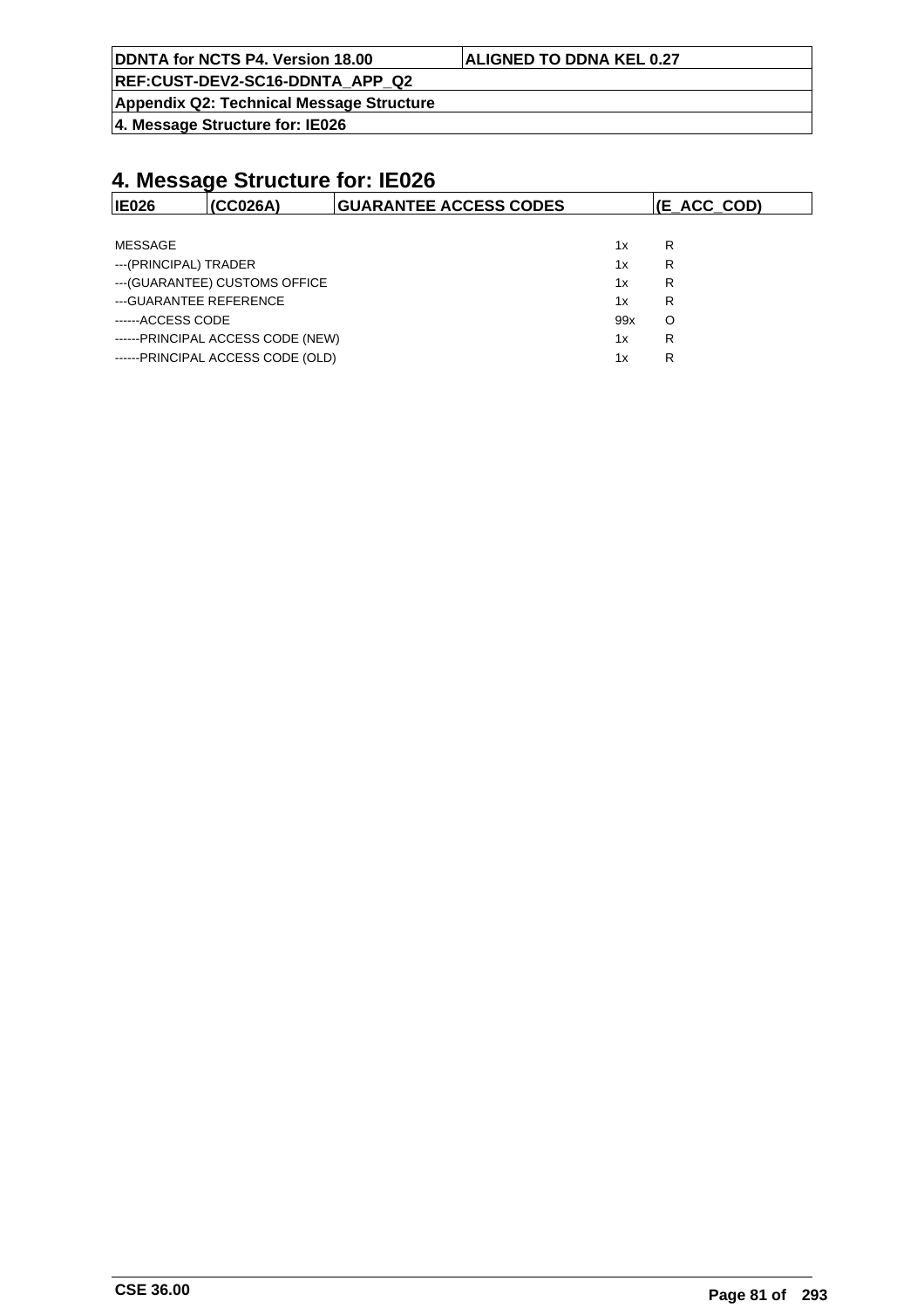# 4. Message Structure for: IE026

| IE026 | (CC026A) | GUARANTEE ACCESS CODES | (E_ACC_COD) |
|---|---|---|---|

| | | |
|---|---|---|
| MESSAGE | 1x | R |
| ---(PRINCIPAL) TRADER | 1x | R |
| ---(GUARANTEE) CUSTOMS OFFICE | 1x | R |
| ---GUARANTEE REFERENCE | 1x | R |
| ------ACCESS CODE | 99x | O |
| ------PRINCIPAL ACCESS CODE (NEW) | 1x | R |
| ------PRINCIPAL ACCESS CODE (OLD) | 1x | R |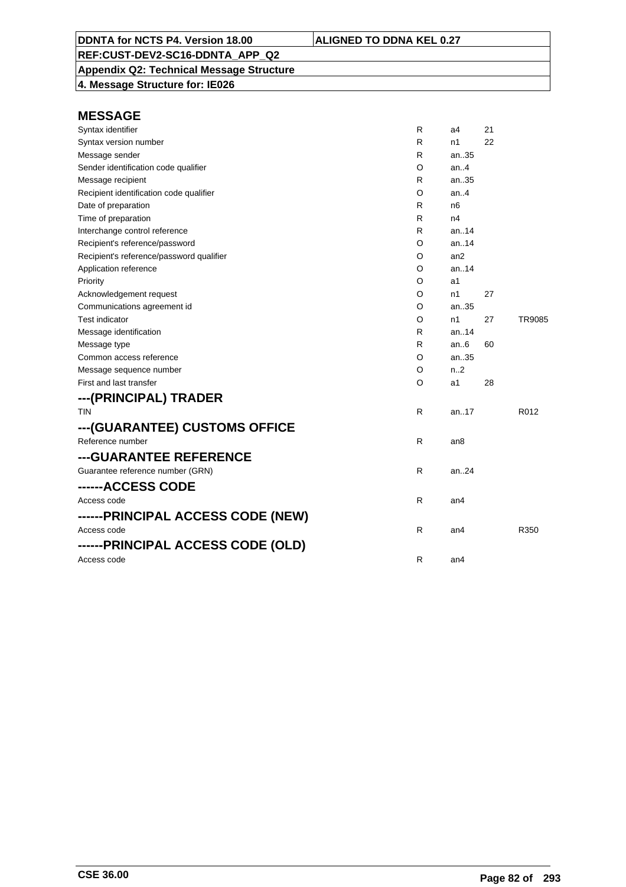| DDNTA for NCTS P4. Version 18.00 | ALIGNED TO DDNA KEL 0.27 |
|---|---|
| REF:CUST-DEV2-SC16-DDNTA_APP_Q2 | |
| Appendix Q2: Technical Message Structure | |
| 4. Message Structure for: IE026 | |

## MESSAGE

| | | | | |
|---|---|---|---|---|
| Syntax identifier | R | a4 | 21 | |
| Syntax version number | R | n1 | 22 | |
| Message sender | R | an..35 | | |
| Sender identification code qualifier | O | an..4 | | |
| Message recipient | R | an..35 | | |
| Recipient identification code qualifier | O | an..4 | | |
| Date of preparation | R | n6 | | |
| Time of preparation | R | n4 | | |
| Interchange control reference | R | an..14 | | |
| Recipient's reference/password | O | an..14 | | |
| Recipient's reference/password qualifier | O | an2 | | |
| Application reference | O | an..14 | | |
| Priority | O | a1 | | |
| Acknowledgement request | O | n1 | 27 | |
| Communications agreement id | O | an..35 | | |
| Test indicator | O | n1 | 27 | TR9085 |
| Message identification | R | an..14 | | |
| Message type | R | an..6 | 60 | |
| Common access reference | O | an..35 | | |
| Message sequence number | O | n..2 | | |
| First and last transfer | O | a1 | 28 | |

## ---(PRINCIPAL) TRADER

| | | | | |
|---|---|---|---|---|
| TIN | R | an..17 | | R012 |

## ---(GUARANTEE) CUSTOMS OFFICE

| | | | | |
|---|---|---|---|---|
| Reference number | R | an8 | | |

## ---GUARANTEE REFERENCE

| | | | | |
|---|---|---|---|---|
| Guarantee reference number (GRN) | R | an..24 | | |

## ------ACCESS CODE

| | | | | |
|---|---|---|---|---|
| Access code | R | an4 | | |

## ------PRINCIPAL ACCESS CODE (NEW)

| | | | | |
|---|---|---|---|---|
| Access code | R | an4 | | R350 |

## ------PRINCIPAL ACCESS CODE (OLD)

| | | | | |
|---|---|---|---|---|
| Access code | R | an4 | | |

CSE 36.00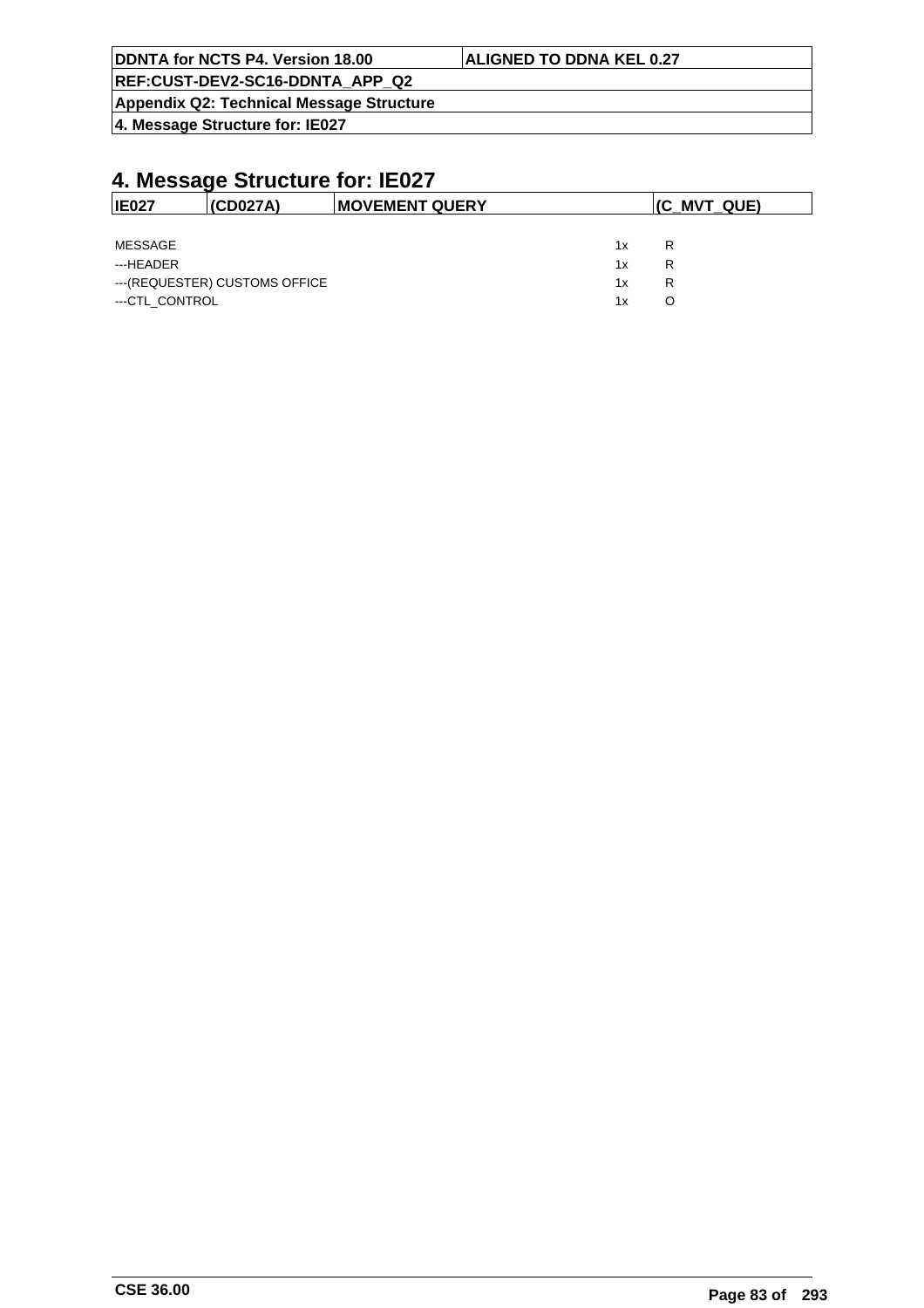# 4. Message Structure for: IE027

| IE027 | (CD027A) | MOVEMENT QUERY | (C_MVT_QUE) |
|---|---|---|---|

| | | |
|---|---|---|
| MESSAGE | 1x | R |
| ---HEADER | 1x | R |
| ---(REQUESTER) CUSTOMS OFFICE | 1x | R |
| ---CTL_CONTROL | 1x | O |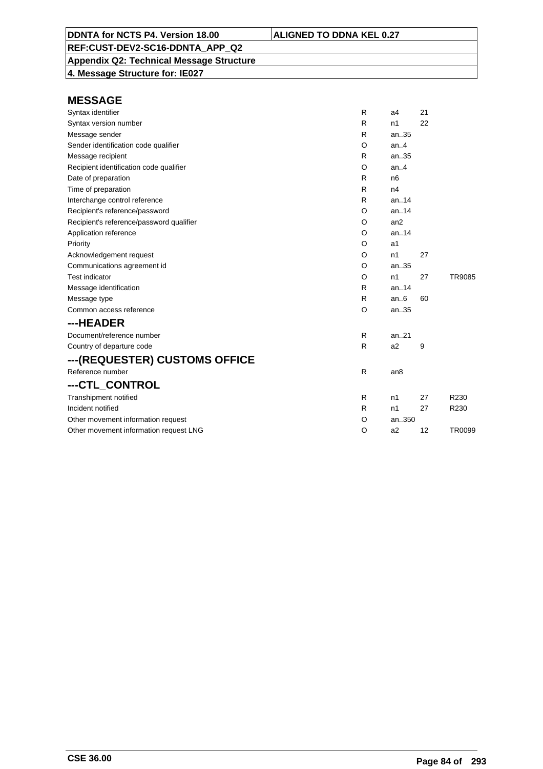| DDNTA for NCTS P4. Version 18.00 | ALIGNED TO DDNA KEL 0.27 |
|---|---|
| REF:CUST-DEV2-SC16-DDNTA_APP_Q2 | |
| Appendix Q2: Technical Message Structure | |
| 4. Message Structure for: IE027 | |

## MESSAGE

| | | | | |
|---|---|---|---|---|
| Syntax identifier | R | a4 | 21 | |
| Syntax version number | R | n1 | 22 | |
| Message sender | R | an..35 | | |
| Sender identification code qualifier | O | an..4 | | |
| Message recipient | R | an..35 | | |
| Recipient identification code qualifier | O | an..4 | | |
| Date of preparation | R | n6 | | |
| Time of preparation | R | n4 | | |
| Interchange control reference | R | an..14 | | |
| Recipient's reference/password | O | an..14 | | |
| Recipient's reference/password qualifier | O | an2 | | |
| Application reference | O | an..14 | | |
| Priority | O | a1 | | |
| Acknowledgement request | O | n1 | 27 | |
| Communications agreement id | O | an..35 | | |
| Test indicator | O | n1 | 27 | TR9085 |
| Message identification | R | an..14 | | |
| Message type | R | an..6 | 60 | |
| Common access reference | O | an..35 | | |

## ---HEADER

| | | | | |
|---|---|---|---|---|
| Document/reference number | R | an..21 | | |
| Country of departure code | R | a2 | 9 | |

## ---(REQUESTER) CUSTOMS OFFICE

| | | | | |
|---|---|---|---|---|
| Reference number | R | an8 | | |

## ---CTL_CONTROL

| | | | | |
|---|---|---|---|---|
| Transhipment notified | R | n1 | 27 | R230 |
| Incident notified | R | n1 | 27 | R230 |
| Other movement information request | O | an..350 | | |
| Other movement information request LNG | O | a2 | 12 | TR0099 |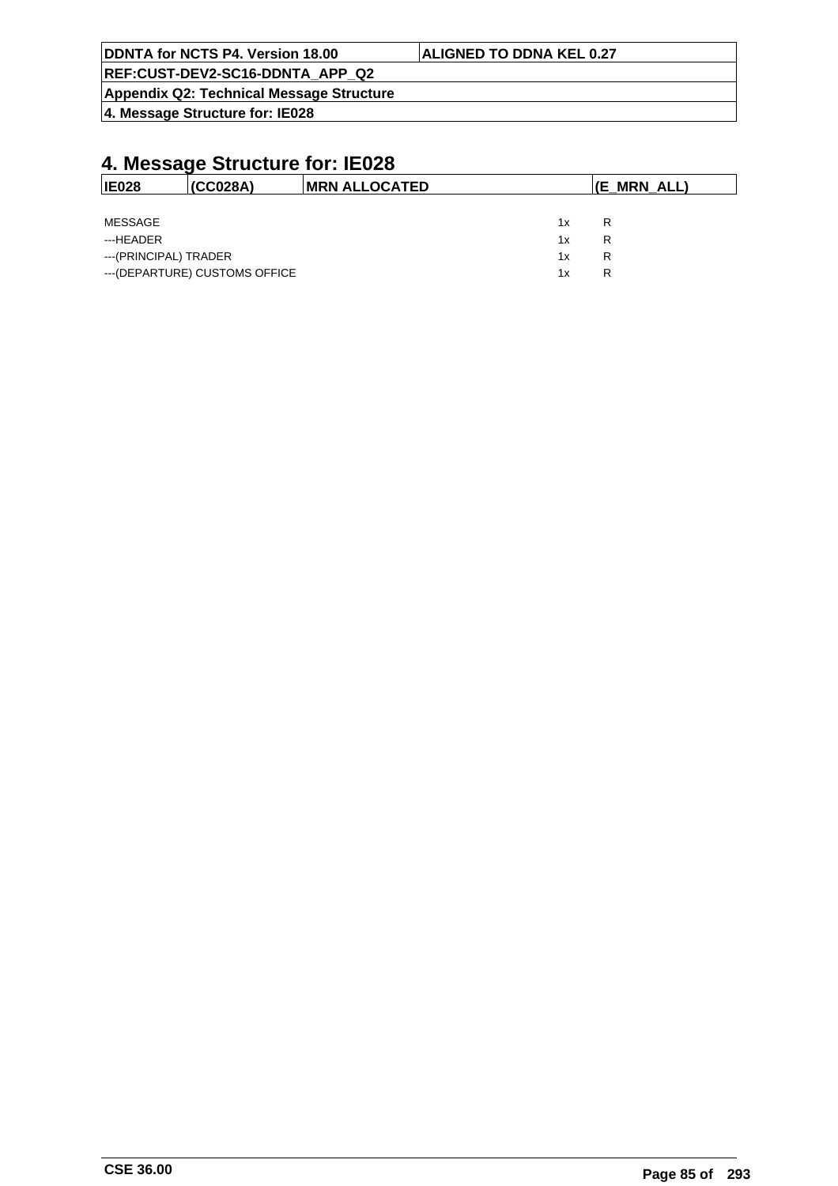# 4. Message Structure for: IE028

| IE028 | (CC028A) | MRN ALLOCATED | (E_MRN_ALL) |
|---|---|---|---|

| | | |
|---|---|---|
| MESSAGE | 1x | R |
| ---HEADER | 1x | R |
| ---(PRINCIPAL) TRADER | 1x | R |
| ---(DEPARTURE) CUSTOMS OFFICE | 1x | R |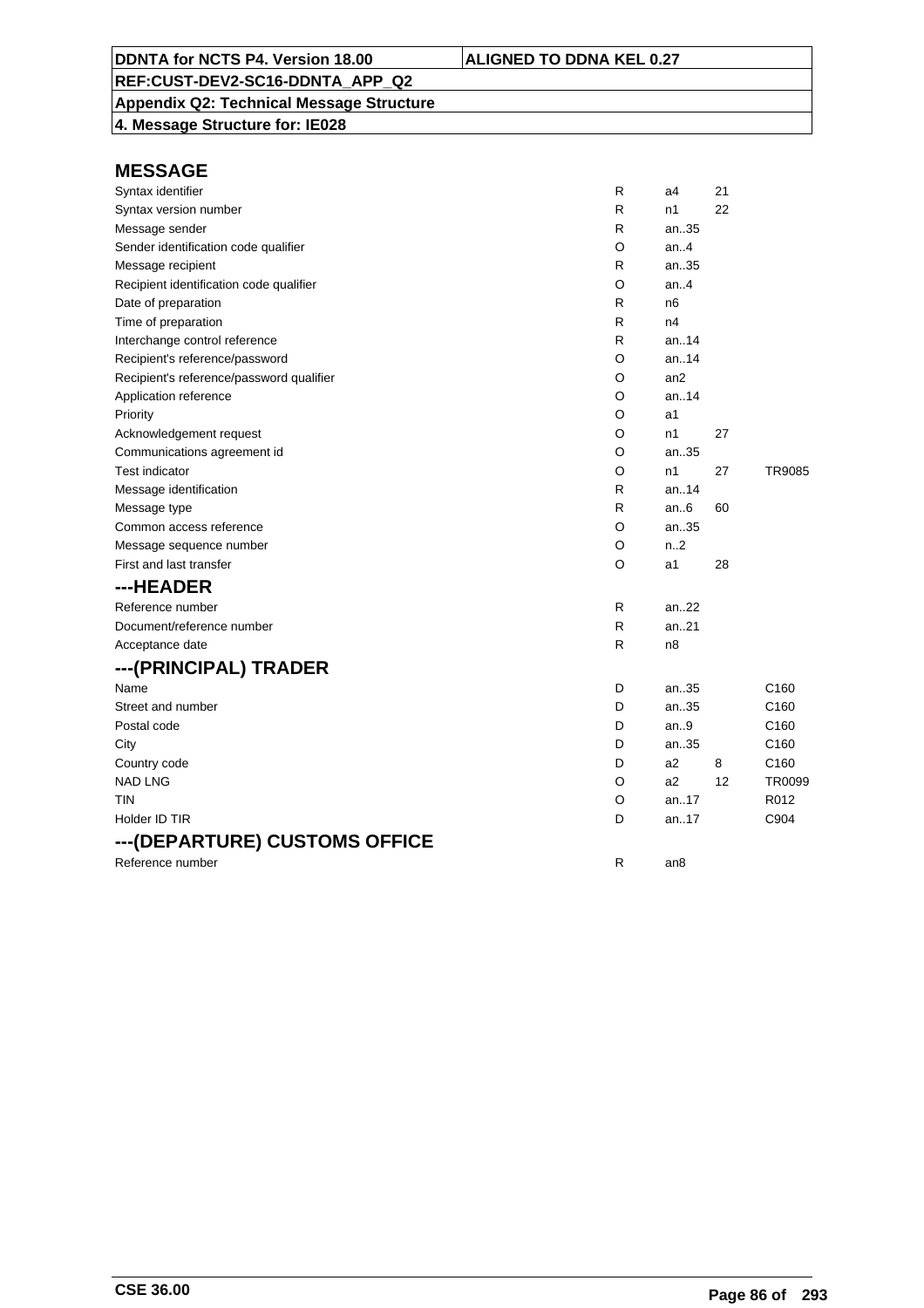**DDNTA for NCTS P4. Version 18.00** | **ALIGNED TO DDNA KEL 0.27**

**REF:CUST-DEV2-SC16-DDNTA_APP_Q2**

**Appendix Q2: Technical Message Structure**

**4. Message Structure for: IE028**

## MESSAGE

| | | | | |
|---|---|---|---|---|
| Syntax identifier | R | a4 | 21 | |
| Syntax version number | R | n1 | 22 | |
| Message sender | R | an..35 | | |
| Sender identification code qualifier | O | an..4 | | |
| Message recipient | R | an..35 | | |
| Recipient identification code qualifier | O | an..4 | | |
| Date of preparation | R | n6 | | |
| Time of preparation | R | n4 | | |
| Interchange control reference | R | an..14 | | |
| Recipient's reference/password | O | an..14 | | |
| Recipient's reference/password qualifier | O | an2 | | |
| Application reference | O | an..14 | | |
| Priority | O | a1 | | |
| Acknowledgement request | O | n1 | 27 | |
| Communications agreement id | O | an..35 | | |
| Test indicator | O | n1 | 27 | TR9085 |
| Message identification | R | an..14 | | |
| Message type | R | an..6 | 60 | |
| Common access reference | O | an..35 | | |
| Message sequence number | O | n..2 | | |
| First and last transfer | O | a1 | 28 | |

## ---HEADER

| | | | | |
|---|---|---|---|---|
| Reference number | R | an..22 | | |
| Document/reference number | R | an..21 | | |
| Acceptance date | R | n8 | | |

## ---(PRINCIPAL) TRADER

| | | | | |
|---|---|---|---|---|
| Name | D | an..35 | | C160 |
| Street and number | D | an..35 | | C160 |
| Postal code | D | an..9 | | C160 |
| City | D | an..35 | | C160 |
| Country code | D | a2 | 8 | C160 |
| NAD LNG | O | a2 | 12 | TR0099 |
| TIN | O | an..17 | | R012 |
| Holder ID TIR | D | an..17 | | C904 |

## ---(DEPARTURE) CUSTOMS OFFICE

| | | | | |
|---|---|---|---|---|
| Reference number | R | an8 | | |

CSE 36.00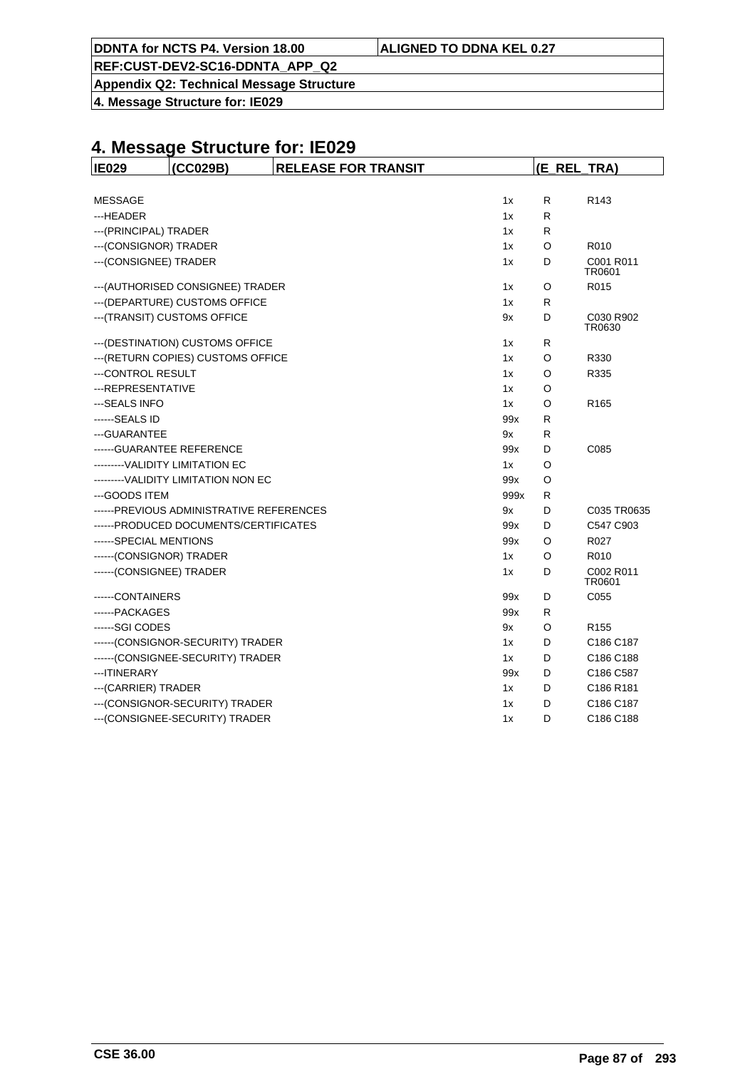# 4. Message Structure for: IE029

| IE029 | (CC029B) | RELEASE FOR TRANSIT | (E_REL_TRA) |
|---|---|---|---|

| | | | |
|---|---|---|---|
| MESSAGE | 1x | R | R143 |
| ---HEADER | 1x | R | |
| ---(PRINCIPAL) TRADER | 1x | R | |
| ---(CONSIGNOR) TRADER | 1x | O | R010 |
| ---(CONSIGNEE) TRADER | 1x | D | C001 R011 TR0601 |
| ---(AUTHORISED CONSIGNEE) TRADER | 1x | O | R015 |
| ---(DEPARTURE) CUSTOMS OFFICE | 1x | R | |
| ---(TRANSIT) CUSTOMS OFFICE | 9x | D | C030 R902 TR0630 |
| ---(DESTINATION) CUSTOMS OFFICE | 1x | R | |
| ---(RETURN COPIES) CUSTOMS OFFICE | 1x | O | R330 |
| ---CONTROL RESULT | 1x | O | R335 |
| ---REPRESENTATIVE | 1x | O | |
| ---SEALS INFO | 1x | O | R165 |
| ------SEALS ID | 99x | R | |
| ---GUARANTEE | 9x | R | |
| ------GUARANTEE REFERENCE | 99x | D | C085 |
| ---------VALIDITY LIMITATION EC | 1x | O | |
| ---------VALIDITY LIMITATION NON EC | 99x | O | |
| ---GOODS ITEM | 999x | R | |
| ------PREVIOUS ADMINISTRATIVE REFERENCES | 9x | D | C035 TR0635 |
| ------PRODUCED DOCUMENTS/CERTIFICATES | 99x | D | C547 C903 |
| ------SPECIAL MENTIONS | 99x | O | R027 |
| ------(CONSIGNOR) TRADER | 1x | O | R010 |
| ------(CONSIGNEE) TRADER | 1x | D | C002 R011 TR0601 |
| ------CONTAINERS | 99x | D | C055 |
| ------PACKAGES | 99x | R | |
| ------SGI CODES | 9x | O | R155 |
| ------(CONSIGNOR-SECURITY) TRADER | 1x | D | C186 C187 |
| ------(CONSIGNEE-SECURITY) TRADER | 1x | D | C186 C188 |
| ---ITINERARY | 99x | D | C186 C587 |
| ---(CARRIER) TRADER | 1x | D | C186 R181 |
| ---(CONSIGNOR-SECURITY) TRADER | 1x | D | C186 C187 |
| ---(CONSIGNEE-SECURITY) TRADER | 1x | D | C186 C188 |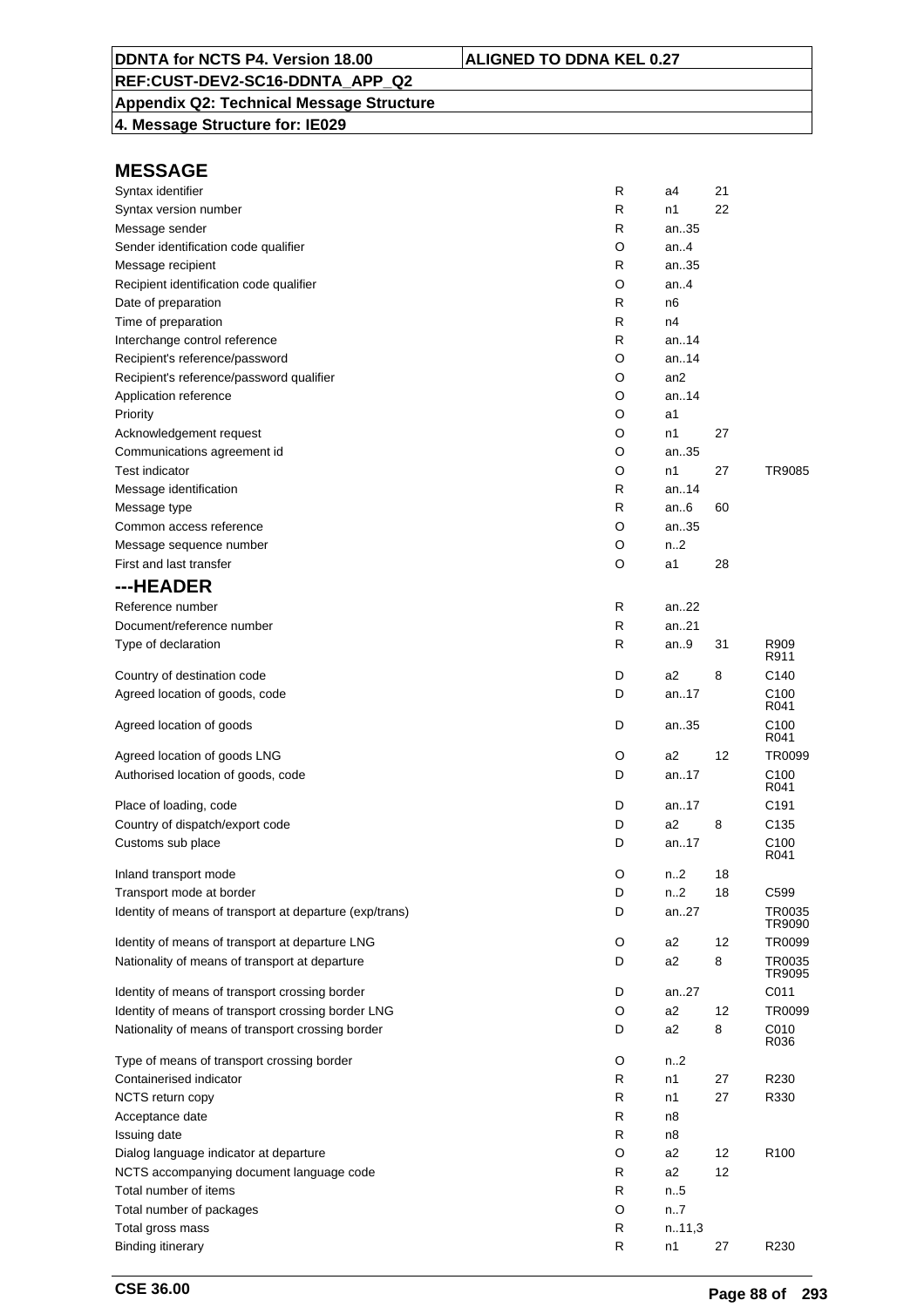**DDNTA for NCTS P4. Version 18.00** | **ALIGNED TO DDNA KEL 0.27**

**REF:CUST-DEV2-SC16-DDNTA_APP_Q2**

**Appendix Q2: Technical Message Structure**

**4. Message Structure for: IE029**

## MESSAGE

| Field | Status | Format | Code list | Rules |
|---|---|---|---|---|
| Syntax identifier | R | a4 | 21 | |
| Syntax version number | R | n1 | 22 | |
| Message sender | R | an..35 | | |
| Sender identification code qualifier | O | an..4 | | |
| Message recipient | R | an..35 | | |
| Recipient identification code qualifier | O | an..4 | | |
| Date of preparation | R | n6 | | |
| Time of preparation | R | n4 | | |
| Interchange control reference | R | an..14 | | |
| Recipient's reference/password | O | an..14 | | |
| Recipient's reference/password qualifier | O | an2 | | |
| Application reference | O | an..14 | | |
| Priority | O | a1 | | |
| Acknowledgement request | O | n1 | 27 | |
| Communications agreement id | O | an..35 | | |
| Test indicator | O | n1 | 27 | TR9085 |
| Message identification | R | an..14 | | |
| Message type | R | an..6 | 60 | |
| Common access reference | O | an..35 | | |
| Message sequence number | O | n..2 | | |
| First and last transfer | O | a1 | 28 | |

## ---HEADER

| Field | Status | Format | Code list | Rules |
|---|---|---|---|---|
| Reference number | R | an..22 | | |
| Document/reference number | R | an..21 | | |
| Type of declaration | R | an..9 | 31 | R909 R911 |
| Country of destination code | D | a2 | 8 | C140 |
| Agreed location of goods, code | D | an..17 | | C100 R041 |
| Agreed location of goods | D | an..35 | | C100 R041 |
| Agreed location of goods LNG | O | a2 | 12 | TR0099 |
| Authorised location of goods, code | D | an..17 | | C100 R041 |
| Place of loading, code | D | an..17 | | C191 |
| Country of dispatch/export code | D | a2 | 8 | C135 |
| Customs sub place | D | an..17 | | C100 R041 |
| Inland transport mode | O | n..2 | 18 | |
| Transport mode at border | D | n..2 | 18 | C599 |
| Identity of means of transport at departure (exp/trans) | D | an..27 | | TR0035 TR9090 |
| Identity of means of transport at departure LNG | O | a2 | 12 | TR0099 |
| Nationality of means of transport at departure | D | a2 | 8 | TR0035 TR9095 |
| Identity of means of transport crossing border | D | an..27 | | C011 |
| Identity of means of transport crossing border LNG | O | a2 | 12 | TR0099 |
| Nationality of means of transport crossing border | D | a2 | 8 | C010 R036 |
| Type of means of transport crossing border | O | n..2 | | |
| Containerised indicator | R | n1 | 27 | R230 |
| NCTS return copy | R | n1 | 27 | R330 |
| Acceptance date | R | n8 | | |
| Issuing date | R | n8 | | |
| Dialog language indicator at departure | O | a2 | 12 | R100 |
| NCTS accompanying document language code | R | a2 | 12 | |
| Total number of items | R | n..5 | | |
| Total number of packages | O | n..7 | | |
| Total gross mass | R | n..11,3 | | |
| Binding itinerary | R | n1 | 27 | R230 |

**CSE 36.00**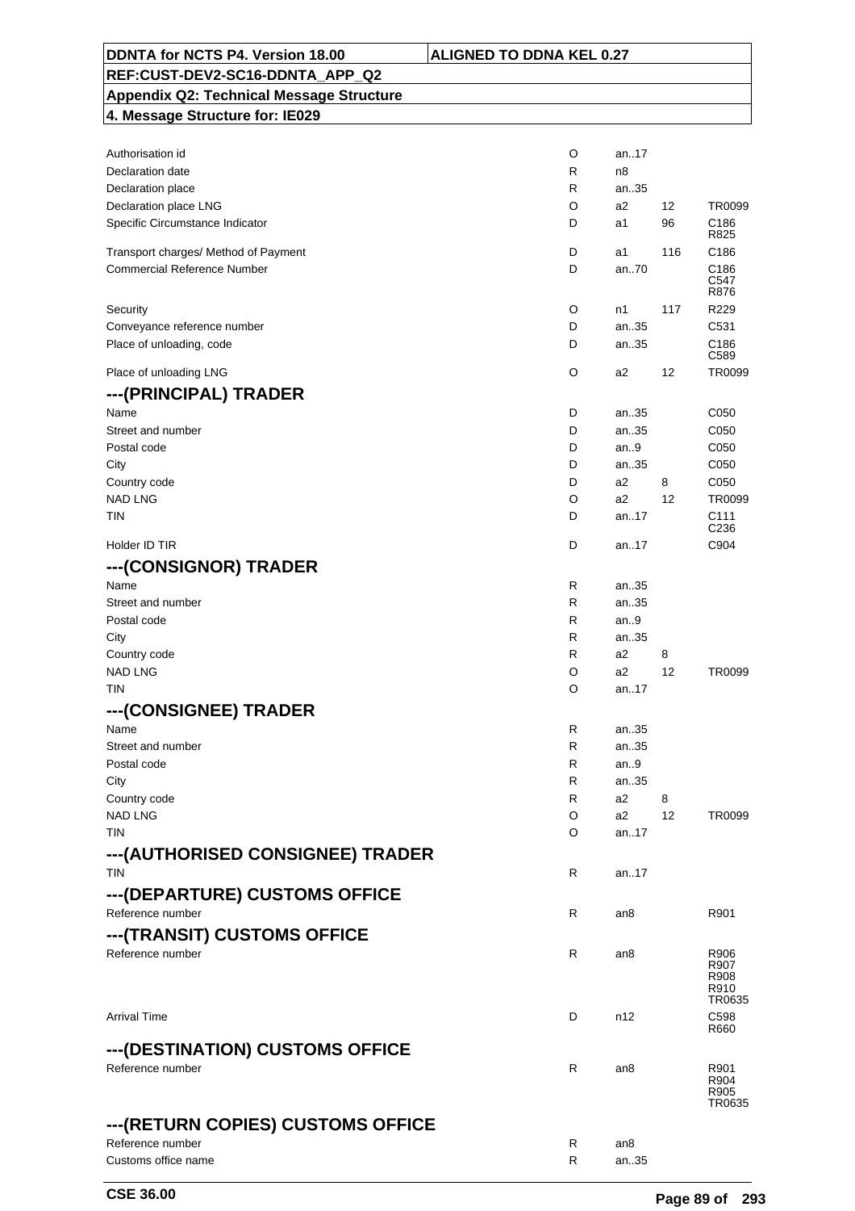| | | | | |
|---|---|---|---|---|
| Authorisation id | O | an..17 | | |
| Declaration date | R | n8 | | |
| Declaration place | R | an..35 | | |
| Declaration place LNG | O | a2 | 12 | TR0099 |
| Specific Circumstance Indicator | D | a1 | 96 | C186 R825 |
| Transport charges/ Method of Payment | D | a1 | 116 | C186 |
| Commercial Reference Number | D | an..70 | | C186 C547 R876 |
| Security | O | n1 | 117 | R229 |
| Conveyance reference number | D | an..35 | | C531 |
| Place of unloading, code | D | an..35 | | C186 C589 |
| Place of unloading LNG | O | a2 | 12 | TR0099 |

## ---(PRINCIPAL) TRADER

| | | | | |
|---|---|---|---|---|
| Name | D | an..35 | | C050 |
| Street and number | D | an..35 | | C050 |
| Postal code | D | an..9 | | C050 |
| City | D | an..35 | | C050 |
| Country code | D | a2 | 8 | C050 |
| NAD LNG | O | a2 | 12 | TR0099 |
| TIN | D | an..17 | | C111 C236 |
| Holder ID TIR | D | an..17 | | C904 |

## ---(CONSIGNOR) TRADER

| | | | | |
|---|---|---|---|---|
| Name | R | an..35 | | |
| Street and number | R | an..35 | | |
| Postal code | R | an..9 | | |
| City | R | an..35 | | |
| Country code | R | a2 | 8 | |
| NAD LNG | O | a2 | 12 | TR0099 |
| TIN | O | an..17 | | |

## ---(CONSIGNEE) TRADER

| | | | | |
|---|---|---|---|---|
| Name | R | an..35 | | |
| Street and number | R | an..35 | | |
| Postal code | R | an..9 | | |
| City | R | an..35 | | |
| Country code | R | a2 | 8 | |
| NAD LNG | O | a2 | 12 | TR0099 |
| TIN | O | an..17 | | |

## ---(AUTHORISED CONSIGNEE) TRADER

| | | | | |
|---|---|---|---|---|
| TIN | R | an..17 | | |

## ---(DEPARTURE) CUSTOMS OFFICE

| | | | | |
|---|---|---|---|---|
| Reference number | R | an8 | | R901 |

## ---(TRANSIT) CUSTOMS OFFICE

| | | | | |
|---|---|---|---|---|
| Reference number | R | an8 | | R906 R907 R908 R910 TR0635 |
| Arrival Time | D | n12 | | C598 R660 |

## ---(DESTINATION) CUSTOMS OFFICE

| | | | | |
|---|---|---|---|---|
| Reference number | R | an8 | | R901 R904 R905 TR0635 |

## ---(RETURN COPIES) CUSTOMS OFFICE

| | | | | |
|---|---|---|---|---|
| Reference number | R | an8 | | |
| Customs office name | R | an..35 | | |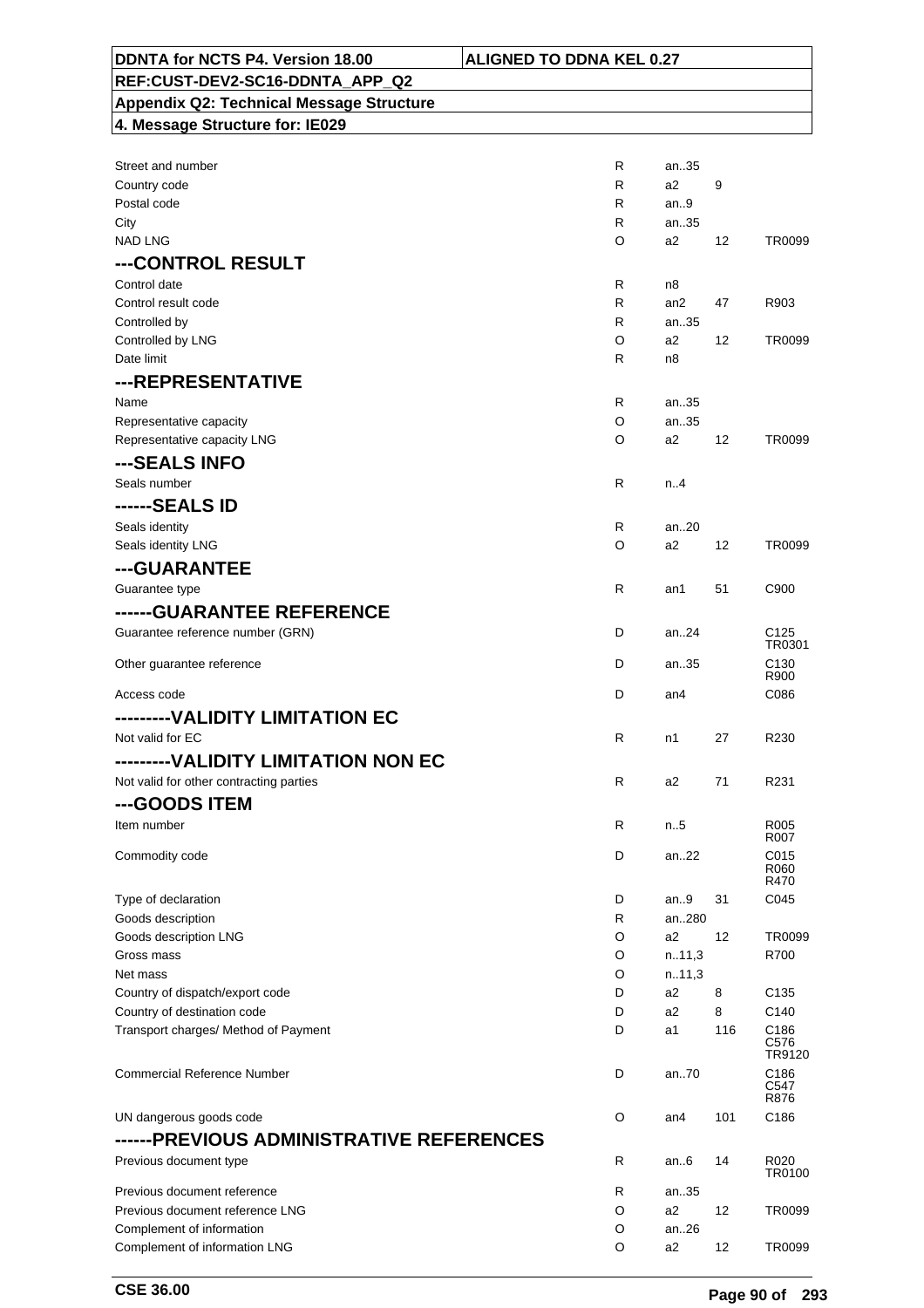| | | | | |
|---|---|---|---|---|
| Street and number | R | an..35 | | |
| Country code | R | a2 | 9 | |
| Postal code | R | an..9 | | |
| City | R | an..35 | | |
| NAD LNG | O | a2 | 12 | TR0099 |
| **---CONTROL RESULT** | | | | |
| Control date | R | n8 | | |
| Control result code | R | an2 | 47 | R903 |
| Controlled by | R | an..35 | | |
| Controlled by LNG | O | a2 | 12 | TR0099 |
| Date limit | R | n8 | | |
| **---REPRESENTATIVE** | | | | |
| Name | R | an..35 | | |
| Representative capacity | O | an..35 | | |
| Representative capacity LNG | O | a2 | 12 | TR0099 |
| **---SEALS INFO** | | | | |
| Seals number | R | n..4 | | |
| **------SEALS ID** | | | | |
| Seals identity | R | an..20 | | |
| Seals identity LNG | O | a2 | 12 | TR0099 |
| **---GUARANTEE** | | | | |
| Guarantee type | R | an1 | 51 | C900 |
| **------GUARANTEE REFERENCE** | | | | |
| Guarantee reference number (GRN) | D | an..24 | | C125 TR0301 |
| Other guarantee reference | D | an..35 | | C130 R900 |
| Access code | D | an4 | | C086 |
| **---------VALIDITY LIMITATION EC** | | | | |
| Not valid for EC | R | n1 | 27 | R230 |
| **---------VALIDITY LIMITATION NON EC** | | | | |
| Not valid for other contracting parties | R | a2 | 71 | R231 |
| **---GOODS ITEM** | | | | |
| Item number | R | n..5 | | R005 R007 |
| Commodity code | D | an..22 | | C015 R060 R470 |
| Type of declaration | D | an..9 | 31 | C045 |
| Goods description | R | an..280 | | |
| Goods description LNG | O | a2 | 12 | TR0099 |
| Gross mass | O | n..11,3 | | R700 |
| Net mass | O | n..11,3 | | |
| Country of dispatch/export code | D | a2 | 8 | C135 |
| Country of destination code | D | a2 | 8 | C140 |
| Transport charges/ Method of Payment | D | a1 | 116 | C186 C576 TR9120 |
| Commercial Reference Number | D | an..70 | | C186 C547 R876 |
| UN dangerous goods code | O | an4 | 101 | C186 |
| **------PREVIOUS ADMINISTRATIVE REFERENCES** | | | | |
| Previous document type | R | an..6 | 14 | R020 TR0100 |
| Previous document reference | R | an..35 | | |
| Previous document reference LNG | O | a2 | 12 | TR0099 |
| Complement of information | O | an..26 | | |
| Complement of information LNG | O | a2 | 12 | TR0099 |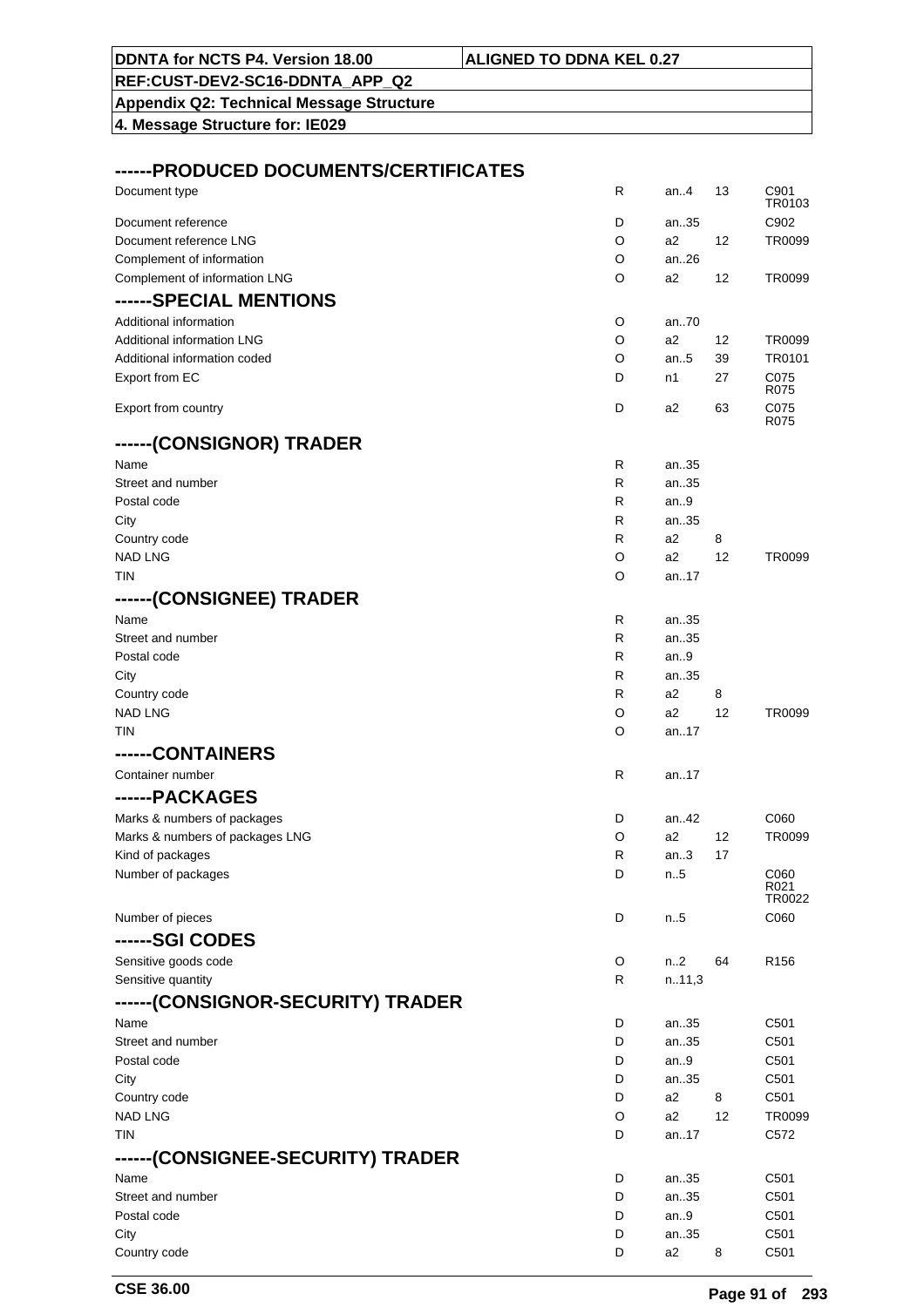## ------PRODUCED DOCUMENTS/CERTIFICATES

| | | | | |
|---|---|---|---|---|
| Document type | R | an..4 | 13 | C901 TR0103 |
| Document reference | D | an..35 | | C902 |
| Document reference LNG | O | a2 | 12 | TR0099 |
| Complement of information | O | an..26 | | |
| Complement of information LNG | O | a2 | 12 | TR0099 |

## ------SPECIAL MENTIONS

| | | | | |
|---|---|---|---|---|
| Additional information | O | an..70 | | |
| Additional information LNG | O | a2 | 12 | TR0099 |
| Additional information coded | O | an..5 | 39 | TR0101 |
| Export from EC | D | n1 | 27 | C075 R075 |
| Export from country | D | a2 | 63 | C075 R075 |

## ------(CONSIGNOR) TRADER

| | | | | |
|---|---|---|---|---|
| Name | R | an..35 | | |
| Street and number | R | an..35 | | |
| Postal code | R | an..9 | | |
| City | R | an..35 | | |
| Country code | R | a2 | 8 | |
| NAD LNG | O | a2 | 12 | TR0099 |
| TIN | O | an..17 | | |

## ------(CONSIGNEE) TRADER

| | | | | |
|---|---|---|---|---|
| Name | R | an..35 | | |
| Street and number | R | an..35 | | |
| Postal code | R | an..9 | | |
| City | R | an..35 | | |
| Country code | R | a2 | 8 | |
| NAD LNG | O | a2 | 12 | TR0099 |
| TIN | O | an..17 | | |

## ------CONTAINERS

| | | | | |
|---|---|---|---|---|
| Container number | R | an..17 | | |

## ------PACKAGES

| | | | | |
|---|---|---|---|---|
| Marks & numbers of packages | D | an..42 | | C060 |
| Marks & numbers of packages LNG | O | a2 | 12 | TR0099 |
| Kind of packages | R | an..3 | 17 | |
| Number of packages | D | n..5 | | C060 R021 TR0022 |
| Number of pieces | D | n..5 | | C060 |

## ------SGI CODES

| | | | | |
|---|---|---|---|---|
| Sensitive goods code | O | n..2 | 64 | R156 |
| Sensitive quantity | R | n..11,3 | | |

## ------(CONSIGNOR-SECURITY) TRADER

| | | | | |
|---|---|---|---|---|
| Name | D | an..35 | | C501 |
| Street and number | D | an..35 | | C501 |
| Postal code | D | an..9 | | C501 |
| City | D | an..35 | | C501 |
| Country code | D | a2 | 8 | C501 |
| NAD LNG | O | a2 | 12 | TR0099 |
| TIN | D | an..17 | | C572 |

## ------(CONSIGNEE-SECURITY) TRADER

| | | | | |
|---|---|---|---|---|
| Name | D | an..35 | | C501 |
| Street and number | D | an..35 | | C501 |
| Postal code | D | an..9 | | C501 |
| City | D | an..35 | | C501 |
| Country code | D | a2 | 8 | C501 |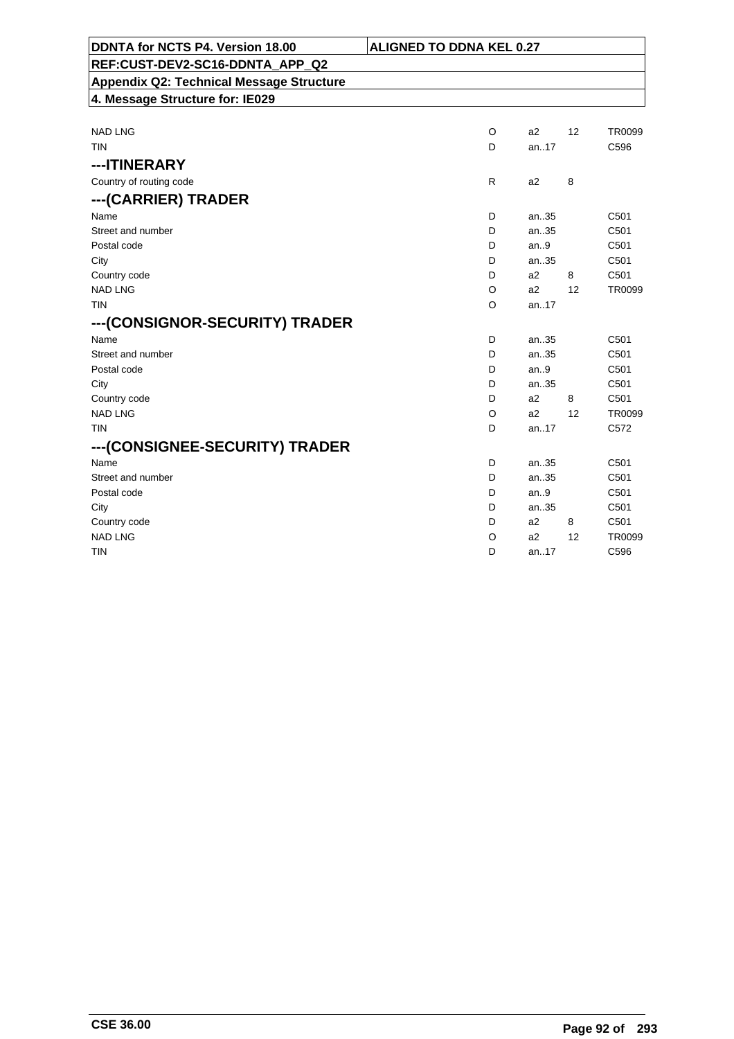| | | | | |
|---|---|---|---|---|
| NAD LNG | O | a2 | 12 | TR0099 |
| TIN | D | an..17 | | C596 |

### ---ITINERARY

| | | | | |
|---|---|---|---|---|
| Country of routing code | R | a2 | 8 | |

### ---(CARRIER) TRADER

| | | | | |
|---|---|---|---|---|
| Name | D | an..35 | | C501 |
| Street and number | D | an..35 | | C501 |
| Postal code | D | an..9 | | C501 |
| City | D | an..35 | | C501 |
| Country code | D | a2 | 8 | C501 |
| NAD LNG | O | a2 | 12 | TR0099 |
| TIN | O | an..17 | | |

### ---(CONSIGNOR-SECURITY) TRADER

| | | | | |
|---|---|---|---|---|
| Name | D | an..35 | | C501 |
| Street and number | D | an..35 | | C501 |
| Postal code | D | an..9 | | C501 |
| City | D | an..35 | | C501 |
| Country code | D | a2 | 8 | C501 |
| NAD LNG | O | a2 | 12 | TR0099 |
| TIN | D | an..17 | | C572 |

### ---(CONSIGNEE-SECURITY) TRADER

| | | | | |
|---|---|---|---|---|
| Name | D | an..35 | | C501 |
| Street and number | D | an..35 | | C501 |
| Postal code | D | an..9 | | C501 |
| City | D | an..35 | | C501 |
| Country code | D | a2 | 8 | C501 |
| NAD LNG | O | a2 | 12 | TR0099 |
| TIN | D | an..17 | | C596 |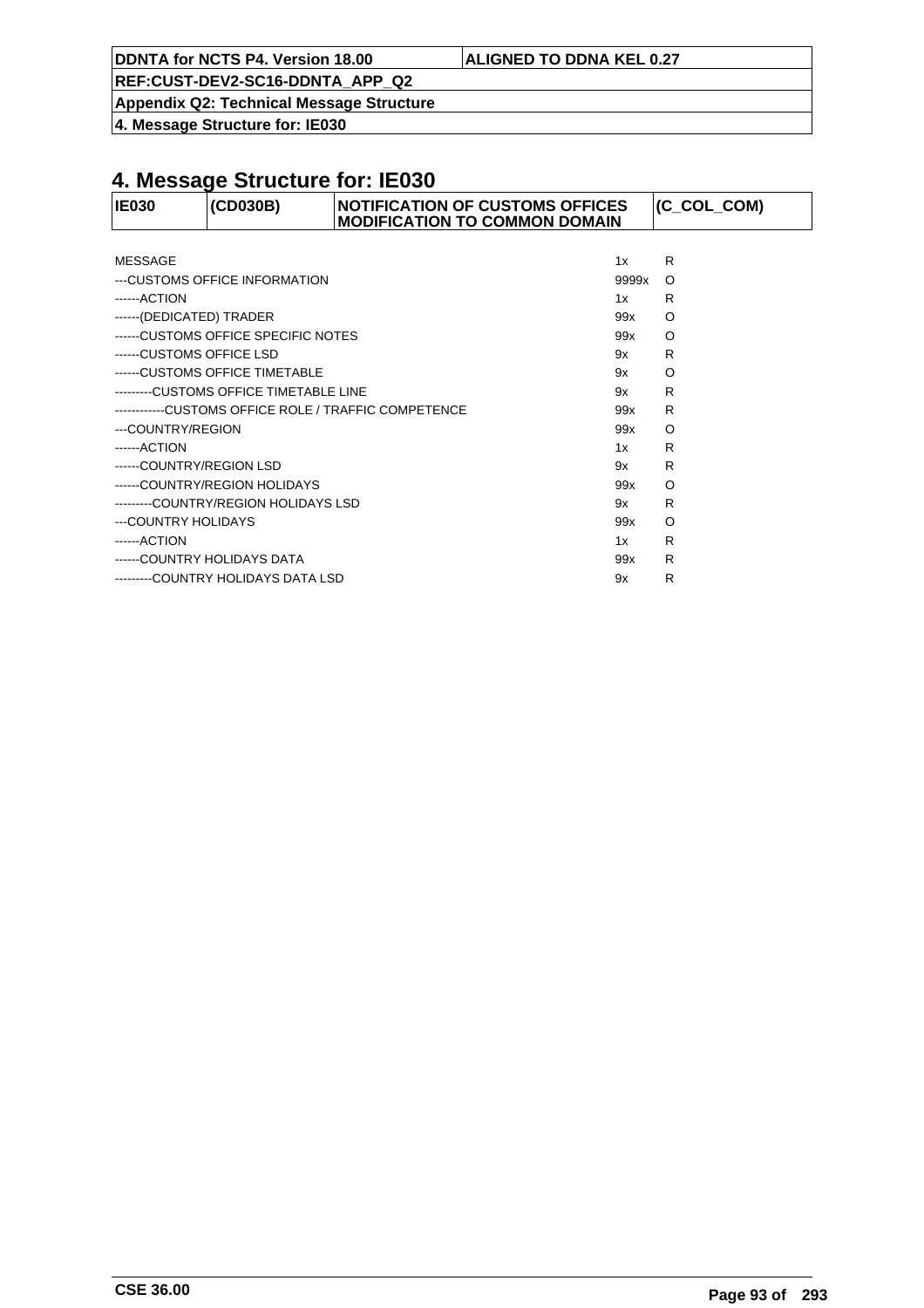# 4. Message Structure for: IE030

| IE030 | (CD030B) | NOTIFICATION OF CUSTOMS OFFICES MODIFICATION TO COMMON DOMAIN | (C_COL_COM) |
|---|---|---|---|

| | | |
|---|---|---|
| MESSAGE | 1x | R |
| ---CUSTOMS OFFICE INFORMATION | 9999x | O |
| ------ACTION | 1x | R |
| ------(DEDICATED) TRADER | 99x | O |
| ------CUSTOMS OFFICE SPECIFIC NOTES | 99x | O |
| ------CUSTOMS OFFICE LSD | 9x | R |
| ------CUSTOMS OFFICE TIMETABLE | 9x | O |
| ---------CUSTOMS OFFICE TIMETABLE LINE | 9x | R |
| ------------CUSTOMS OFFICE ROLE / TRAFFIC COMPETENCE | 99x | R |
| ---COUNTRY/REGION | 99x | O |
| ------ACTION | 1x | R |
| ------COUNTRY/REGION LSD | 9x | R |
| ------COUNTRY/REGION HOLIDAYS | 99x | O |
| ---------COUNTRY/REGION HOLIDAYS LSD | 9x | R |
| ---COUNTRY HOLIDAYS | 99x | O |
| ------ACTION | 1x | R |
| ------COUNTRY HOLIDAYS DATA | 99x | R |
| ---------COUNTRY HOLIDAYS DATA LSD | 9x | R |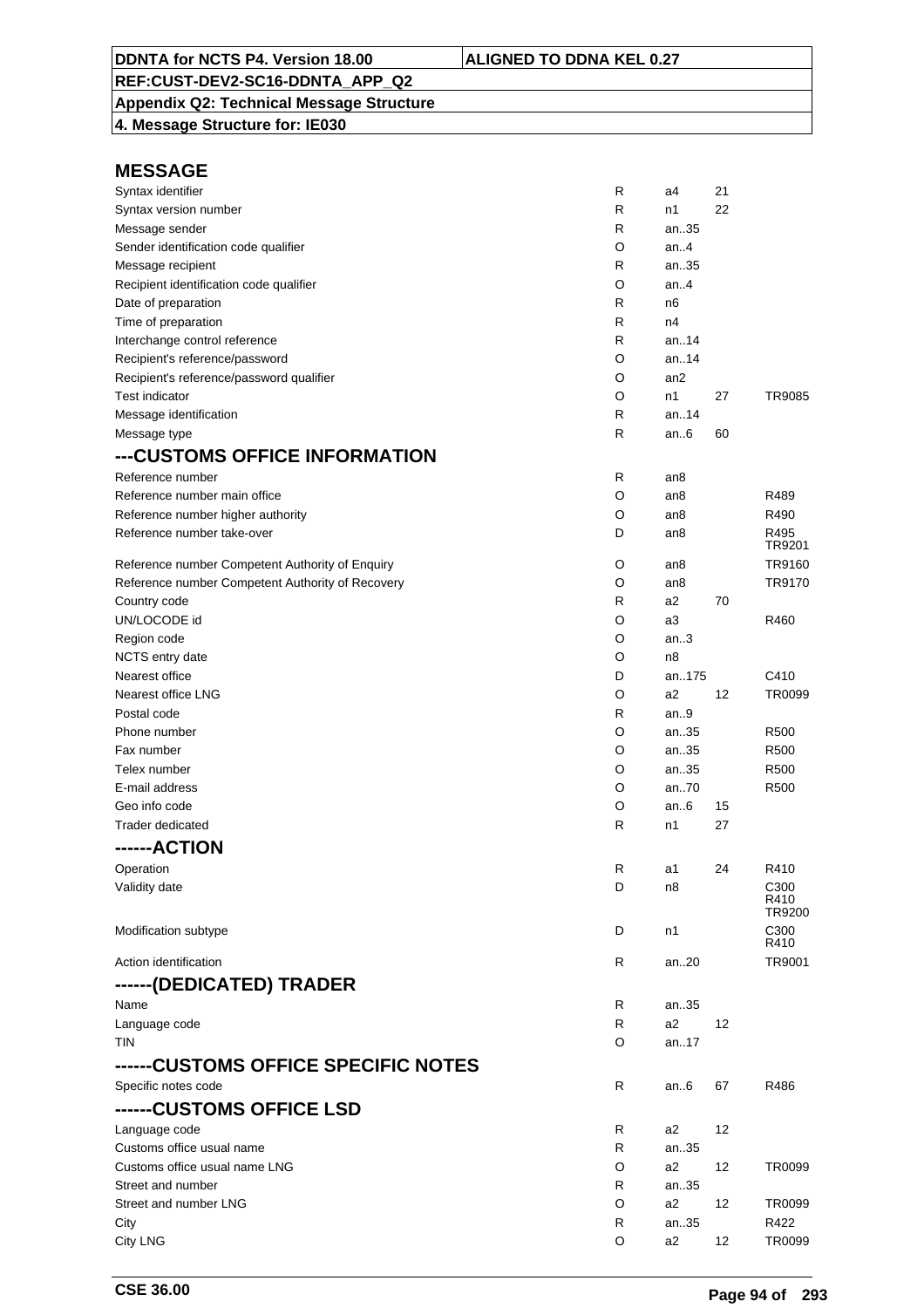| DDNTA for NCTS P4. Version 18.00 | ALIGNED TO DDNA KEL 0.27 |
|---|---|
| REF:CUST-DEV2-SC16-DDNTA_APP_Q2 | |
| Appendix Q2: Technical Message Structure | |
| 4. Message Structure for: IE030 | |

## MESSAGE

| | | | | |
|---|---|---|---|---|
| Syntax identifier | R | a4 | 21 | |
| Syntax version number | R | n1 | 22 | |
| Message sender | R | an..35 | | |
| Sender identification code qualifier | O | an..4 | | |
| Message recipient | R | an..35 | | |
| Recipient identification code qualifier | O | an..4 | | |
| Date of preparation | R | n6 | | |
| Time of preparation | R | n4 | | |
| Interchange control reference | R | an..14 | | |
| Recipient's reference/password | O | an..14 | | |
| Recipient's reference/password qualifier | O | an2 | | |
| Test indicator | O | n1 | 27 | TR9085 |
| Message identification | R | an..14 | | |
| Message type | R | an..6 | 60 | |

## ---CUSTOMS OFFICE INFORMATION

| | | | | |
|---|---|---|---|---|
| Reference number | R | an8 | | |
| Reference number main office | O | an8 | | R489 |
| Reference number higher authority | O | an8 | | R490 |
| Reference number take-over | D | an8 | | R495 TR9201 |
| Reference number Competent Authority of Enquiry | O | an8 | | TR9160 |
| Reference number Competent Authority of Recovery | O | an8 | | TR9170 |
| Country code | R | a2 | 70 | |
| UN/LOCODE id | O | a3 | | R460 |
| Region code | O | an..3 | | |
| NCTS entry date | O | n8 | | |
| Nearest office | D | an..175 | | C410 |
| Nearest office LNG | O | a2 | 12 | TR0099 |
| Postal code | R | an..9 | | |
| Phone number | O | an..35 | | R500 |
| Fax number | O | an..35 | | R500 |
| Telex number | O | an..35 | | R500 |
| E-mail address | O | an..70 | | R500 |
| Geo info code | O | an..6 | 15 | |
| Trader dedicated | R | n1 | 27 | |

## ------ACTION

| | | | | |
|---|---|---|---|---|
| Operation | R | a1 | 24 | R410 |
| Validity date | D | n8 | | C300 R410 TR9200 |
| Modification subtype | D | n1 | | C300 R410 |
| Action identification | R | an..20 | | TR9001 |

## ------(DEDICATED) TRADER

| | | | | |
|---|---|---|---|---|
| Name | R | an..35 | | |
| Language code | R | a2 | 12 | |
| TIN | O | an..17 | | |

## ------CUSTOMS OFFICE SPECIFIC NOTES

| | | | | |
|---|---|---|---|---|
| Specific notes code | R | an..6 | 67 | R486 |

## ------CUSTOMS OFFICE LSD

| | | | | |
|---|---|---|---|---|
| Language code | R | a2 | 12 | |
| Customs office usual name | R | an..35 | | |
| Customs office usual name LNG | O | a2 | 12 | TR0099 |
| Street and number | R | an..35 | | |
| Street and number LNG | O | a2 | 12 | TR0099 |
| City | R | an..35 | | R422 |
| City LNG | O | a2 | 12 | TR0099 |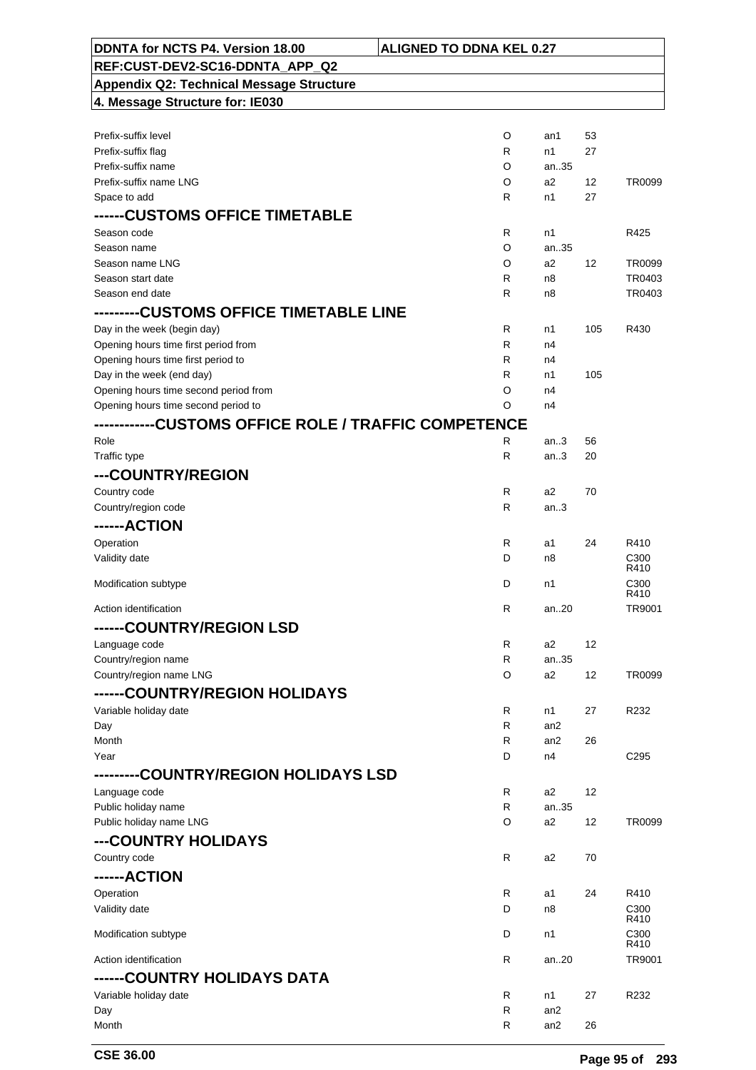| | | | | |
|---|---|---|---|---|
| Prefix-suffix level | O | an1 | 53 | |
| Prefix-suffix flag | R | n1 | 27 | |
| Prefix-suffix name | O | an..35 | | |
| Prefix-suffix name LNG | O | a2 | 12 | TR0099 |
| Space to add | R | n1 | 27 | |
| **------CUSTOMS OFFICE TIMETABLE** | | | | |
| Season code | R | n1 | | R425 |
| Season name | O | an..35 | | |
| Season name LNG | O | a2 | 12 | TR0099 |
| Season start date | R | n8 | | TR0403 |
| Season end date | R | n8 | | TR0403 |
| **---------CUSTOMS OFFICE TIMETABLE LINE** | | | | |
| Day in the week (begin day) | R | n1 | 105 | R430 |
| Opening hours time first period from | R | n4 | | |
| Opening hours time first period to | R | n4 | | |
| Day in the week (end day) | R | n1 | 105 | |
| Opening hours time second period from | O | n4 | | |
| Opening hours time second period to | O | n4 | | |
| **------------CUSTOMS OFFICE ROLE / TRAFFIC COMPETENCE** | | | | |
| Role | R | an..3 | 56 | |
| Traffic type | R | an..3 | 20 | |
| **---COUNTRY/REGION** | | | | |
| Country code | R | a2 | 70 | |
| Country/region code | R | an..3 | | |
| **------ACTION** | | | | |
| Operation | R | a1 | 24 | R410 |
| Validity date | D | n8 | | C300 R410 |
| Modification subtype | D | n1 | | C300 R410 |
| Action identification | R | an..20 | | TR9001 |
| **------COUNTRY/REGION LSD** | | | | |
| Language code | R | a2 | 12 | |
| Country/region name | R | an..35 | | |
| Country/region name LNG | O | a2 | 12 | TR0099 |
| **------COUNTRY/REGION HOLIDAYS** | | | | |
| Variable holiday date | R | n1 | 27 | R232 |
| Day | R | an2 | | |
| Month | R | an2 | 26 | |
| Year | D | n4 | | C295 |
| **---------COUNTRY/REGION HOLIDAYS LSD** | | | | |
| Language code | R | a2 | 12 | |
| Public holiday name | R | an..35 | | |
| Public holiday name LNG | O | a2 | 12 | TR0099 |
| **---COUNTRY HOLIDAYS** | | | | |
| Country code | R | a2 | 70 | |
| **------ACTION** | | | | |
| Operation | R | a1 | 24 | R410 |
| Validity date | D | n8 | | C300 R410 |
| Modification subtype | D | n1 | | C300 R410 |
| Action identification | R | an..20 | | TR9001 |
| **------COUNTRY HOLIDAYS DATA** | | | | |
| Variable holiday date | R | n1 | 27 | R232 |
| Day | R | an2 | | |
| Month | R | an2 | 26 | |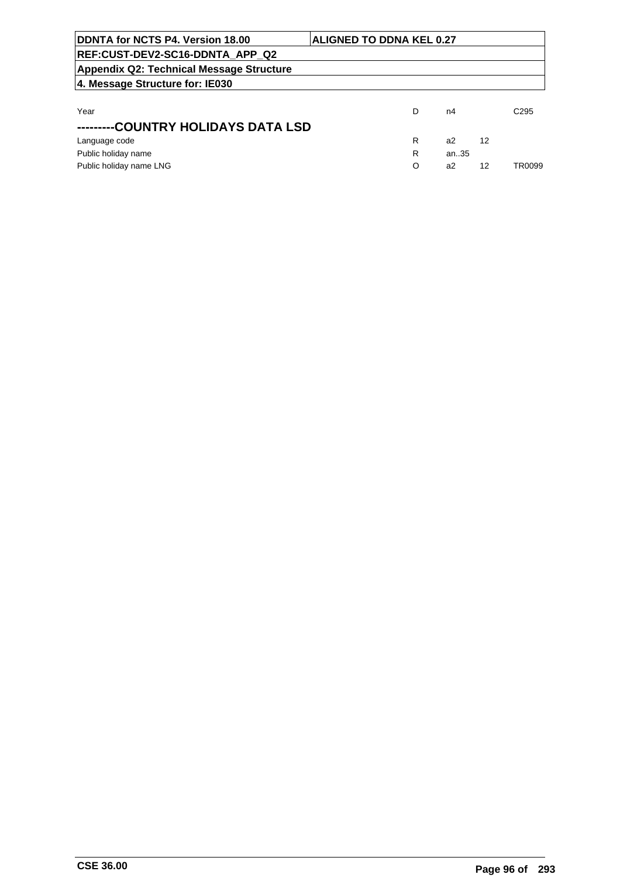| | | | | |
|---|---|---|---|---|
| Year | D | n4 | | C295 |
| **---------COUNTRY HOLIDAYS DATA LSD** | | | | |
| Language code | R | a2 | 12 | |
| Public holiday name | R | an..35 | | |
| Public holiday name LNG | O | a2 | 12 | TR0099 |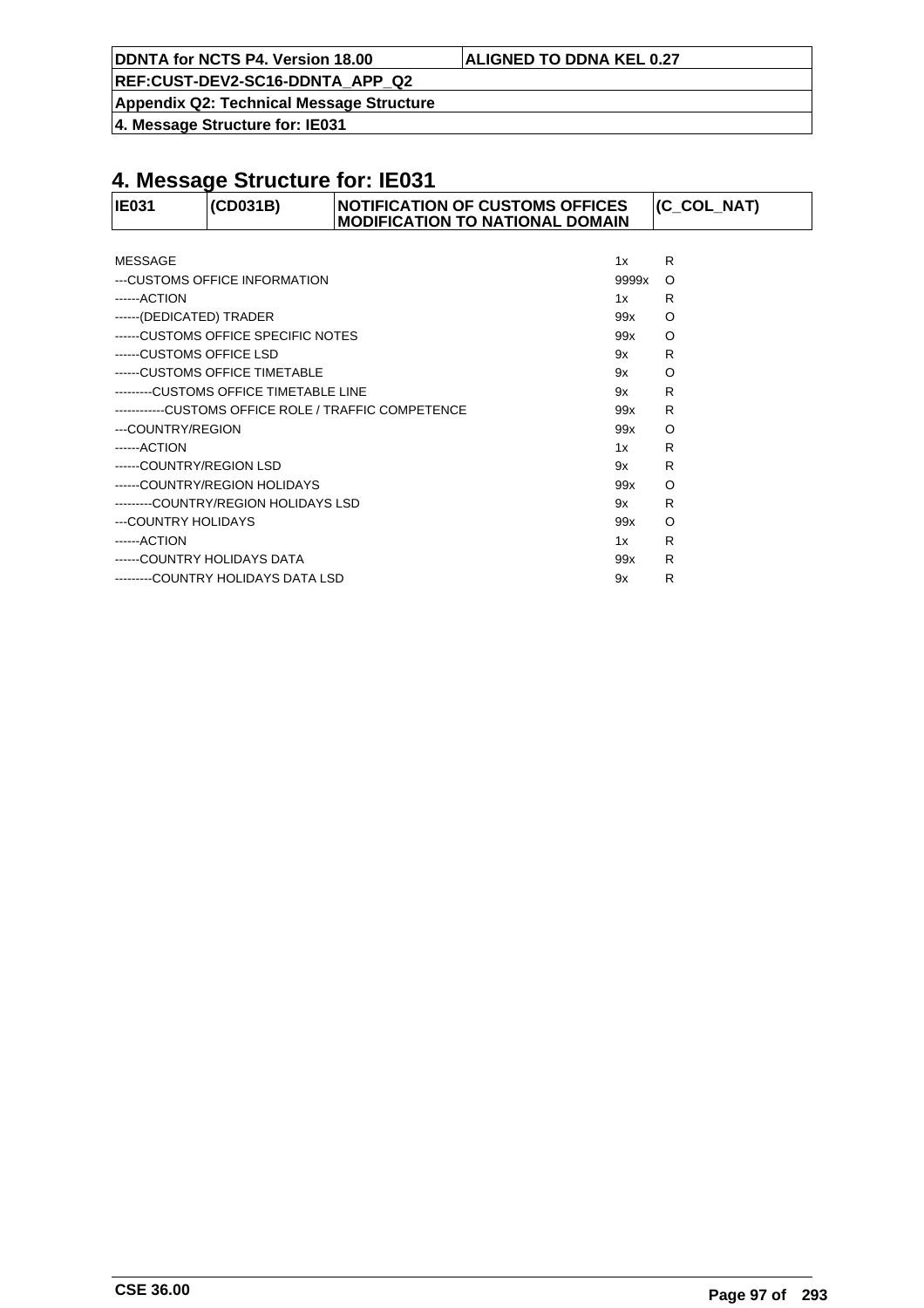# 4. Message Structure for: IE031

| IE031 | (CD031B) | NOTIFICATION OF CUSTOMS OFFICES MODIFICATION TO NATIONAL DOMAIN | (C_COL_NAT) |
|---|---|---|---|

| | | |
|---|---|---|
| MESSAGE | 1x | R |
| ---CUSTOMS OFFICE INFORMATION | 9999x | O |
| ------ACTION | 1x | R |
| ------(DEDICATED) TRADER | 99x | O |
| ------CUSTOMS OFFICE SPECIFIC NOTES | 99x | O |
| ------CUSTOMS OFFICE LSD | 9x | R |
| ------CUSTOMS OFFICE TIMETABLE | 9x | O |
| ---------CUSTOMS OFFICE TIMETABLE LINE | 9x | R |
| ------------CUSTOMS OFFICE ROLE / TRAFFIC COMPETENCE | 99x | R |
| ---COUNTRY/REGION | 99x | O |
| ------ACTION | 1x | R |
| ------COUNTRY/REGION LSD | 9x | R |
| ------COUNTRY/REGION HOLIDAYS | 99x | O |
| ---------COUNTRY/REGION HOLIDAYS LSD | 9x | R |
| ---COUNTRY HOLIDAYS | 99x | O |
| ------ACTION | 1x | R |
| ------COUNTRY HOLIDAYS DATA | 99x | R |
| ---------COUNTRY HOLIDAYS DATA LSD | 9x | R |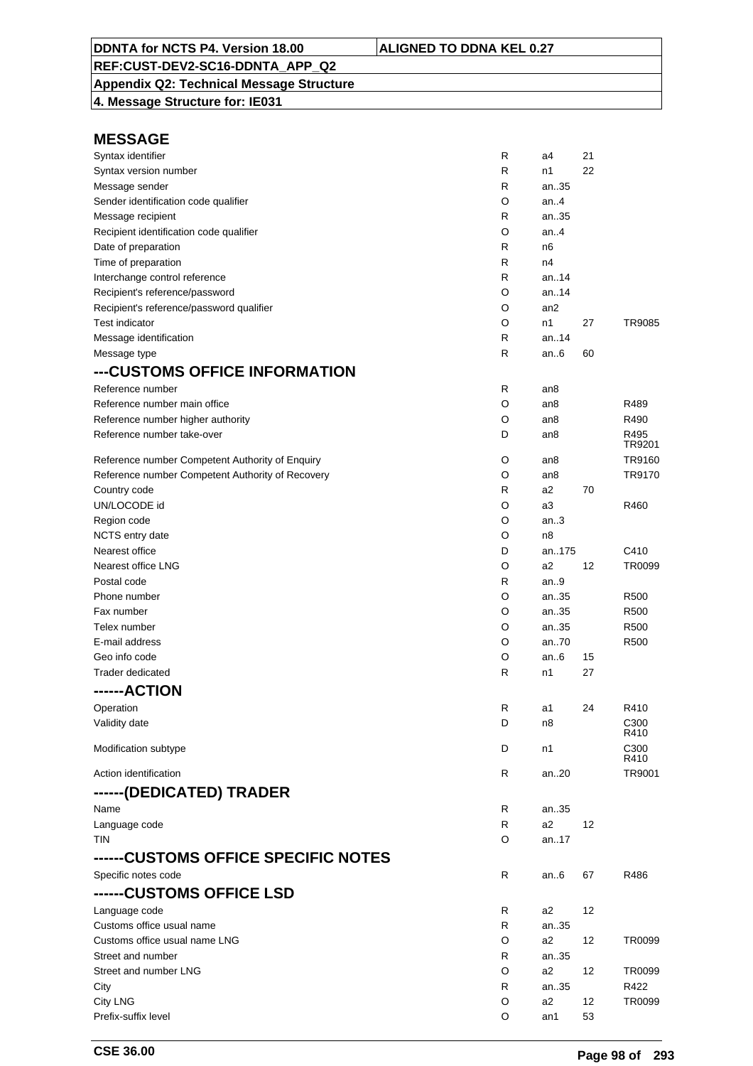## MESSAGE

| | | | | |
|---|---|---|---|---|
| Syntax identifier | R | a4 | 21 | |
| Syntax version number | R | n1 | 22 | |
| Message sender | R | an..35 | | |
| Sender identification code qualifier | O | an..4 | | |
| Message recipient | R | an..35 | | |
| Recipient identification code qualifier | O | an..4 | | |
| Date of preparation | R | n6 | | |
| Time of preparation | R | n4 | | |
| Interchange control reference | R | an..14 | | |
| Recipient's reference/password | O | an..14 | | |
| Recipient's reference/password qualifier | O | an2 | | |
| Test indicator | O | n1 | 27 | TR9085 |
| Message identification | R | an..14 | | |
| Message type | R | an..6 | 60 | |

## ---CUSTOMS OFFICE INFORMATION

| | | | | |
|---|---|---|---|---|
| Reference number | R | an8 | | |
| Reference number main office | O | an8 | | R489 |
| Reference number higher authority | O | an8 | | R490 |
| Reference number take-over | D | an8 | | R495 TR9201 |
| Reference number Competent Authority of Enquiry | O | an8 | | TR9160 |
| Reference number Competent Authority of Recovery | O | an8 | | TR9170 |
| Country code | R | a2 | 70 | |
| UN/LOCODE id | O | a3 | | R460 |
| Region code | O | an..3 | | |
| NCTS entry date | O | n8 | | |
| Nearest office | D | an..175 | | C410 |
| Nearest office LNG | O | a2 | 12 | TR0099 |
| Postal code | R | an..9 | | |
| Phone number | O | an..35 | | R500 |
| Fax number | O | an..35 | | R500 |
| Telex number | O | an..35 | | R500 |
| E-mail address | O | an..70 | | R500 |
| Geo info code | O | an..6 | 15 | |
| Trader dedicated | R | n1 | 27 | |

## ------ACTION

| | | | | |
|---|---|---|---|---|
| Operation | R | a1 | 24 | R410 |
| Validity date | D | n8 | | C300 R410 |
| Modification subtype | D | n1 | | C300 R410 |
| Action identification | R | an..20 | | TR9001 |

## ------(DEDICATED) TRADER

| | | | | |
|---|---|---|---|---|
| Name | R | an..35 | | |
| Language code | R | a2 | 12 | |
| TIN | O | an..17 | | |

## ------CUSTOMS OFFICE SPECIFIC NOTES

| | | | | |
|---|---|---|---|---|
| Specific notes code | R | an..6 | 67 | R486 |

## ------CUSTOMS OFFICE LSD

| | | | | |
|---|---|---|---|---|
| Language code | R | a2 | 12 | |
| Customs office usual name | R | an..35 | | |
| Customs office usual name LNG | O | a2 | 12 | TR0099 |
| Street and number | R | an..35 | | |
| Street and number LNG | O | a2 | 12 | TR0099 |
| City | R | an..35 | | R422 |
| City LNG | O | a2 | 12 | TR0099 |
| Prefix-suffix level | O | an1 | 53 | |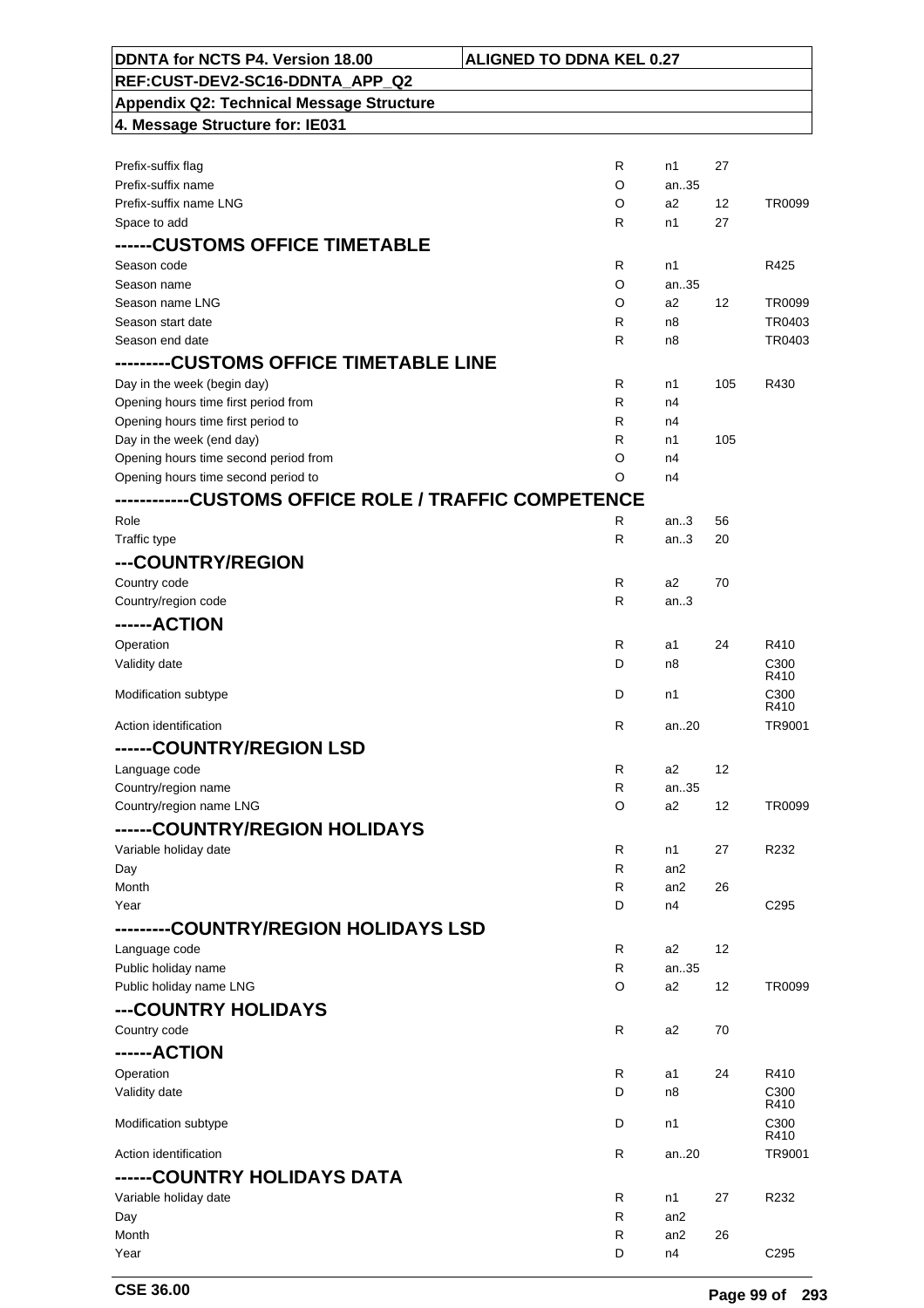| DDNTA for NCTS P4. Version 18.00 | ALIGNED TO DDNA KEL 0.27 |
|---|---|
| REF:CUST-DEV2-SC16-DDNTA_APP_Q2 | |
| Appendix Q2: Technical Message Structure | |
| 4. Message Structure for: IE031 | |

| Field | Status | Format | Codelist | Rules |
|---|---|---|---|---|
| Prefix-suffix flag | R | n1 | 27 | |
| Prefix-suffix name | O | an..35 | | |
| Prefix-suffix name LNG | O | a2 | 12 | TR0099 |
| Space to add | R | n1 | 27 | |
| **------CUSTOMS OFFICE TIMETABLE** | | | | |
| Season code | R | n1 | | R425 |
| Season name | O | an..35 | | |
| Season name LNG | O | a2 | 12 | TR0099 |
| Season start date | R | n8 | | TR0403 |
| Season end date | R | n8 | | TR0403 |
| **---------CUSTOMS OFFICE TIMETABLE LINE** | | | | |
| Day in the week (begin day) | R | n1 | 105 | R430 |
| Opening hours time first period from | R | n4 | | |
| Opening hours time first period to | R | n4 | | |
| Day in the week (end day) | R | n1 | 105 | |
| Opening hours time second period from | O | n4 | | |
| Opening hours time second period to | O | n4 | | |
| **------------CUSTOMS OFFICE ROLE / TRAFFIC COMPETENCE** | | | | |
| Role | R | an..3 | 56 | |
| Traffic type | R | an..3 | 20 | |
| **---COUNTRY/REGION** | | | | |
| Country code | R | a2 | 70 | |
| Country/region code | R | an..3 | | |
| **------ACTION** | | | | |
| Operation | R | a1 | 24 | R410 |
| Validity date | D | n8 | | C300 R410 |
| Modification subtype | D | n1 | | C300 R410 |
| Action identification | R | an..20 | | TR9001 |
| **------COUNTRY/REGION LSD** | | | | |
| Language code | R | a2 | 12 | |
| Country/region name | R | an..35 | | |
| Country/region name LNG | O | a2 | 12 | TR0099 |
| **------COUNTRY/REGION HOLIDAYS** | | | | |
| Variable holiday date | R | n1 | 27 | R232 |
| Day | R | an2 | | |
| Month | R | an2 | 26 | |
| Year | D | n4 | | C295 |
| **---------COUNTRY/REGION HOLIDAYS LSD** | | | | |
| Language code | R | a2 | 12 | |
| Public holiday name | R | an..35 | | |
| Public holiday name LNG | O | a2 | 12 | TR0099 |
| **---COUNTRY HOLIDAYS** | | | | |
| Country code | R | a2 | 70 | |
| **------ACTION** | | | | |
| Operation | R | a1 | 24 | R410 |
| Validity date | D | n8 | | C300 R410 |
| Modification subtype | D | n1 | | C300 R410 |
| Action identification | R | an..20 | | TR9001 |
| **------COUNTRY HOLIDAYS DATA** | | | | |
| Variable holiday date | R | n1 | 27 | R232 |
| Day | R | an2 | | |
| Month | R | an2 | 26 | |
| Year | D | n4 | | C295 |

CSE 36.00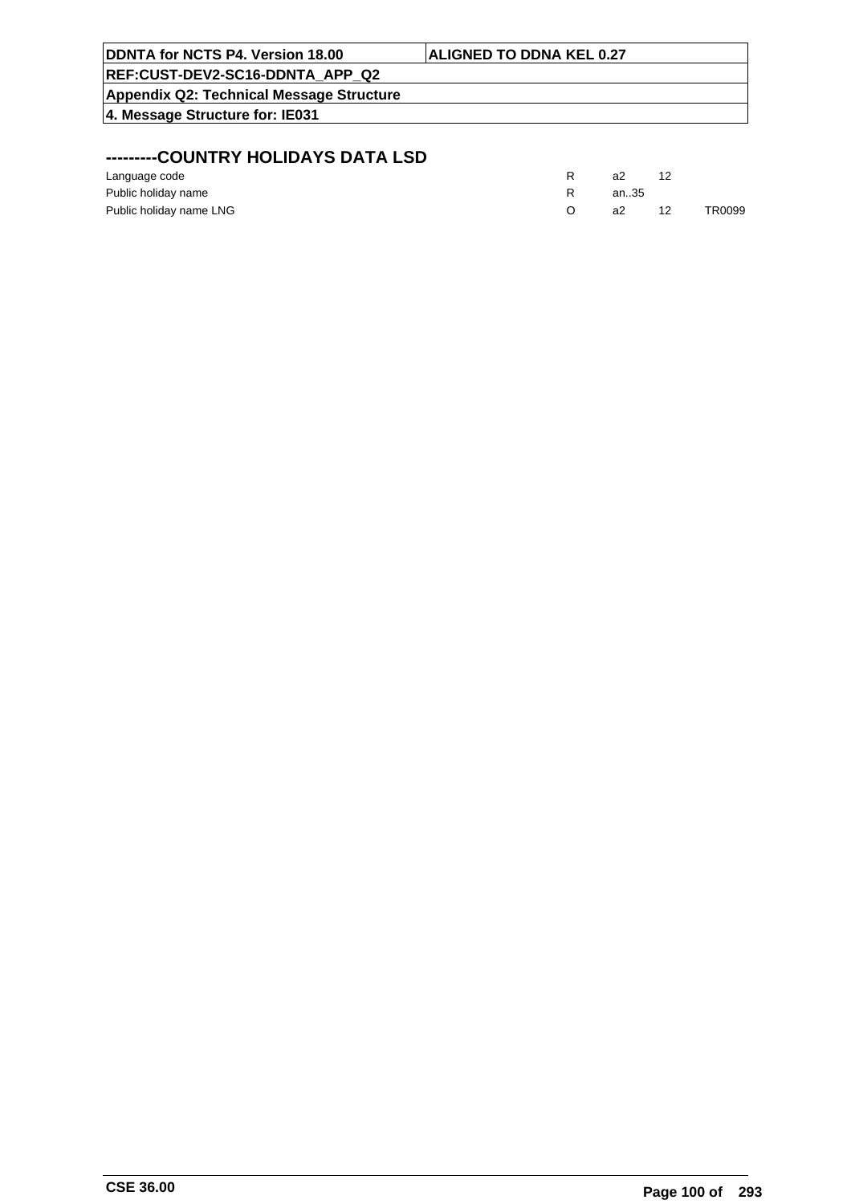## ---------COUNTRY HOLIDAYS DATA LSD

| | | | | |
|---|---|---|---|---|
| Language code | R | a2 | 12 | |
| Public holiday name | R | an..35 | | |
| Public holiday name LNG | O | a2 | 12 | TR0099 |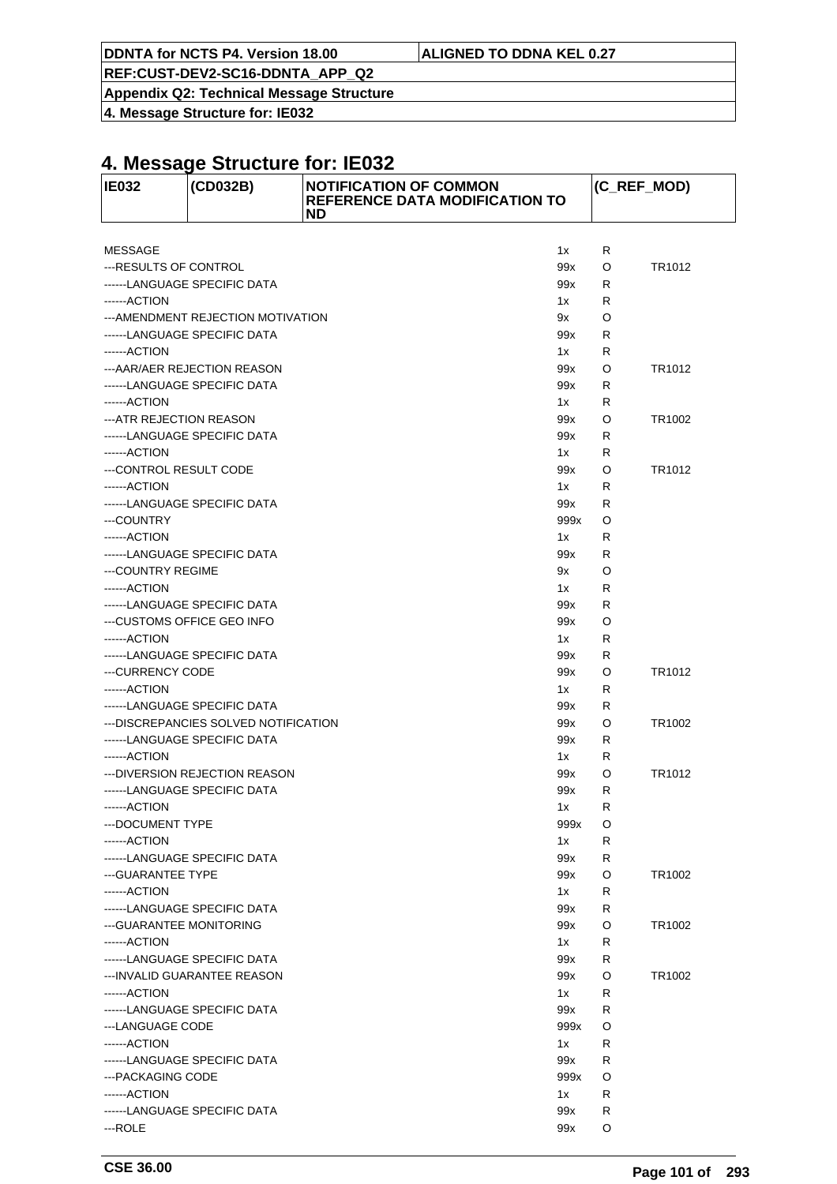# 4. Message Structure for: IE032

| IE032 | (CD032B) | NOTIFICATION OF COMMON REFERENCE DATA MODIFICATION TO ND | (C_REF_MOD) |
|---|---|---|---|

| | | | |
|---|---|---|---|
| MESSAGE | 1x | R | |
| ---RESULTS OF CONTROL | 99x | O | TR1012 |
| ------LANGUAGE SPECIFIC DATA | 99x | R | |
| ------ACTION | 1x | R | |
| ---AMENDMENT REJECTION MOTIVATION | 9x | O | |
| ------LANGUAGE SPECIFIC DATA | 99x | R | |
| ------ACTION | 1x | R | |
| ---AAR/AER REJECTION REASON | 99x | O | TR1012 |
| ------LANGUAGE SPECIFIC DATA | 99x | R | |
| ------ACTION | 1x | R | |
| ---ATR REJECTION REASON | 99x | O | TR1002 |
| ------LANGUAGE SPECIFIC DATA | 99x | R | |
| ------ACTION | 1x | R | |
| ---CONTROL RESULT CODE | 99x | O | TR1012 |
| ------ACTION | 1x | R | |
| ------LANGUAGE SPECIFIC DATA | 99x | R | |
| ---COUNTRY | 999x | O | |
| ------ACTION | 1x | R | |
| ------LANGUAGE SPECIFIC DATA | 99x | R | |
| ---COUNTRY REGIME | 9x | O | |
| ------ACTION | 1x | R | |
| ------LANGUAGE SPECIFIC DATA | 99x | R | |
| ---CUSTOMS OFFICE GEO INFO | 99x | O | |
| ------ACTION | 1x | R | |
| ------LANGUAGE SPECIFIC DATA | 99x | R | |
| ---CURRENCY CODE | 99x | O | TR1012 |
| ------ACTION | 1x | R | |
| ------LANGUAGE SPECIFIC DATA | 99x | R | |
| ---DISCREPANCIES SOLVED NOTIFICATION | 99x | O | TR1002 |
| ------LANGUAGE SPECIFIC DATA | 99x | R | |
| ------ACTION | 1x | R | |
| ---DIVERSION REJECTION REASON | 99x | O | TR1012 |
| ------LANGUAGE SPECIFIC DATA | 99x | R | |
| ------ACTION | 1x | R | |
| ---DOCUMENT TYPE | 999x | O | |
| ------ACTION | 1x | R | |
| ------LANGUAGE SPECIFIC DATA | 99x | R | |
| ---GUARANTEE TYPE | 99x | O | TR1002 |
| ------ACTION | 1x | R | |
| ------LANGUAGE SPECIFIC DATA | 99x | R | |
| ---GUARANTEE MONITORING | 99x | O | TR1002 |
| ------ACTION | 1x | R | |
| ------LANGUAGE SPECIFIC DATA | 99x | R | |
| ---INVALID GUARANTEE REASON | 99x | O | TR1002 |
| ------ACTION | 1x | R | |
| ------LANGUAGE SPECIFIC DATA | 99x | R | |
| ---LANGUAGE CODE | 999x | O | |
| ------ACTION | 1x | R | |
| ------LANGUAGE SPECIFIC DATA | 99x | R | |
| ---PACKAGING CODE | 999x | O | |
| ------ACTION | 1x | R | |
| ------LANGUAGE SPECIFIC DATA | 99x | R | |
| ---ROLE | 99x | O | |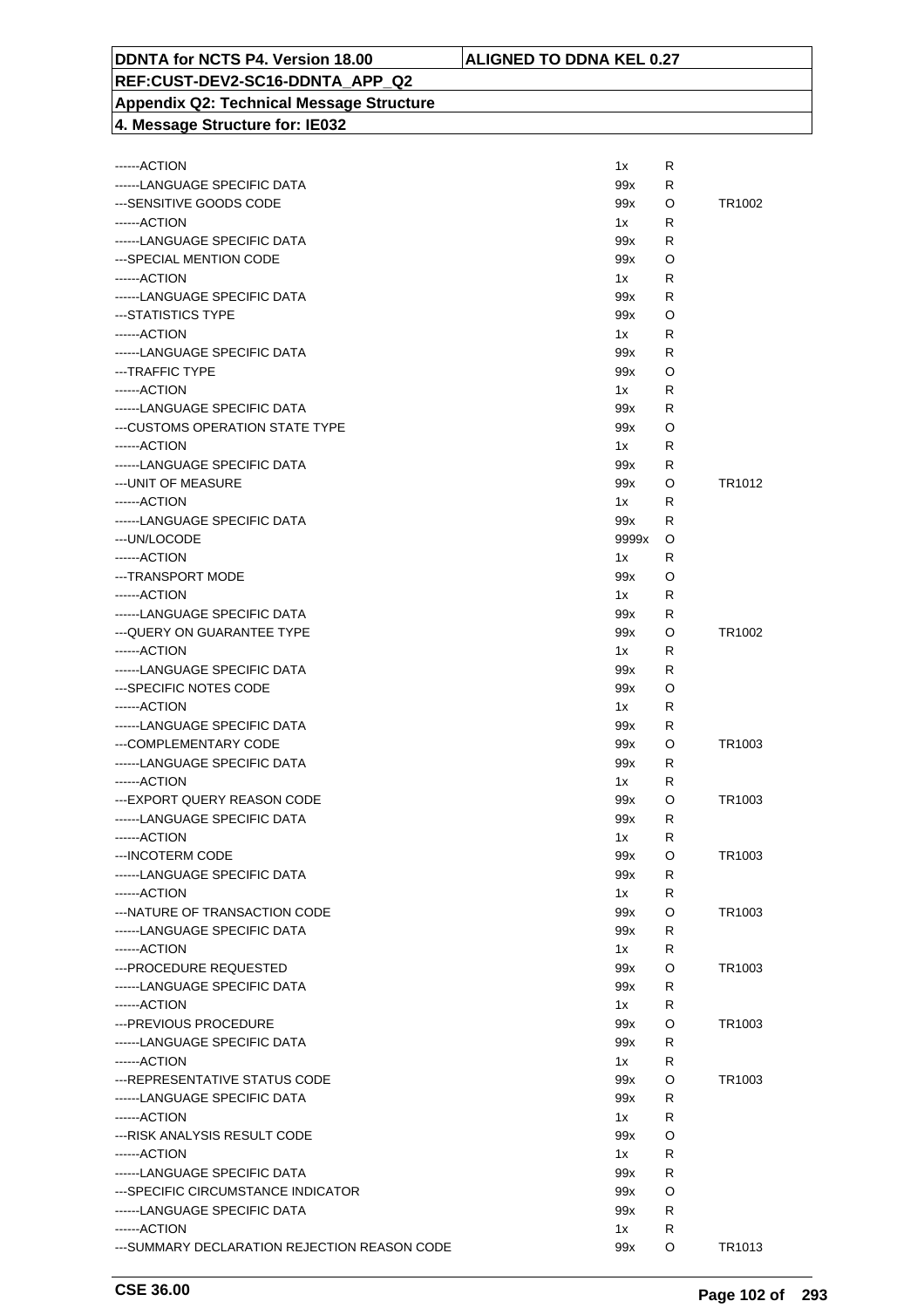**DDNTA for NCTS P4. Version 18.00** | **ALIGNED TO DDNA KEL 0.27**

**REF:CUST-DEV2-SC16-DDNTA_APP_Q2**

**Appendix Q2: Technical Message Structure**

**4. Message Structure for: IE032**

| | | | |
|---|---|---|---|
| ------ACTION | 1x | R | |
| ------LANGUAGE SPECIFIC DATA | 99x | R | |
| ---SENSITIVE GOODS CODE | 99x | O | TR1002 |
| ------ACTION | 1x | R | |
| ------LANGUAGE SPECIFIC DATA | 99x | R | |
| ---SPECIAL MENTION CODE | 99x | O | |
| ------ACTION | 1x | R | |
| ------LANGUAGE SPECIFIC DATA | 99x | R | |
| ---STATISTICS TYPE | 99x | O | |
| ------ACTION | 1x | R | |
| ------LANGUAGE SPECIFIC DATA | 99x | R | |
| ---TRAFFIC TYPE | 99x | O | |
| ------ACTION | 1x | R | |
| ------LANGUAGE SPECIFIC DATA | 99x | R | |
| ---CUSTOMS OPERATION STATE TYPE | 99x | O | |
| ------ACTION | 1x | R | |
| ------LANGUAGE SPECIFIC DATA | 99x | R | |
| ---UNIT OF MEASURE | 99x | O | TR1012 |
| ------ACTION | 1x | R | |
| ------LANGUAGE SPECIFIC DATA | 99x | R | |
| ---UN/LOCODE | 9999x | O | |
| ------ACTION | 1x | R | |
| ---TRANSPORT MODE | 99x | O | |
| ------ACTION | 1x | R | |
| ------LANGUAGE SPECIFIC DATA | 99x | R | |
| ---QUERY ON GUARANTEE TYPE | 99x | O | TR1002 |
| ------ACTION | 1x | R | |
| ------LANGUAGE SPECIFIC DATA | 99x | R | |
| ---SPECIFIC NOTES CODE | 99x | O | |
| ------ACTION | 1x | R | |
| ------LANGUAGE SPECIFIC DATA | 99x | R | |
| ---COMPLEMENTARY CODE | 99x | O | TR1003 |
| ------LANGUAGE SPECIFIC DATA | 99x | R | |
| ------ACTION | 1x | R | |
| ---EXPORT QUERY REASON CODE | 99x | O | TR1003 |
| ------LANGUAGE SPECIFIC DATA | 99x | R | |
| ------ACTION | 1x | R | |
| ---INCOTERM CODE | 99x | O | TR1003 |
| ------LANGUAGE SPECIFIC DATA | 99x | R | |
| ------ACTION | 1x | R | |
| ---NATURE OF TRANSACTION CODE | 99x | O | TR1003 |
| ------LANGUAGE SPECIFIC DATA | 99x | R | |
| ------ACTION | 1x | R | |
| ---PROCEDURE REQUESTED | 99x | O | TR1003 |
| ------LANGUAGE SPECIFIC DATA | 99x | R | |
| ------ACTION | 1x | R | |
| ---PREVIOUS PROCEDURE | 99x | O | TR1003 |
| ------LANGUAGE SPECIFIC DATA | 99x | R | |
| ------ACTION | 1x | R | |
| ---REPRESENTATIVE STATUS CODE | 99x | O | TR1003 |
| ------LANGUAGE SPECIFIC DATA | 99x | R | |
| ------ACTION | 1x | R | |
| ---RISK ANALYSIS RESULT CODE | 99x | O | |
| ------ACTION | 1x | R | |
| ------LANGUAGE SPECIFIC DATA | 99x | R | |
| ---SPECIFIC CIRCUMSTANCE INDICATOR | 99x | O | |
| ------LANGUAGE SPECIFIC DATA | 99x | R | |
| ------ACTION | 1x | R | |
| ---SUMMARY DECLARATION REJECTION REASON CODE | 99x | O | TR1013 |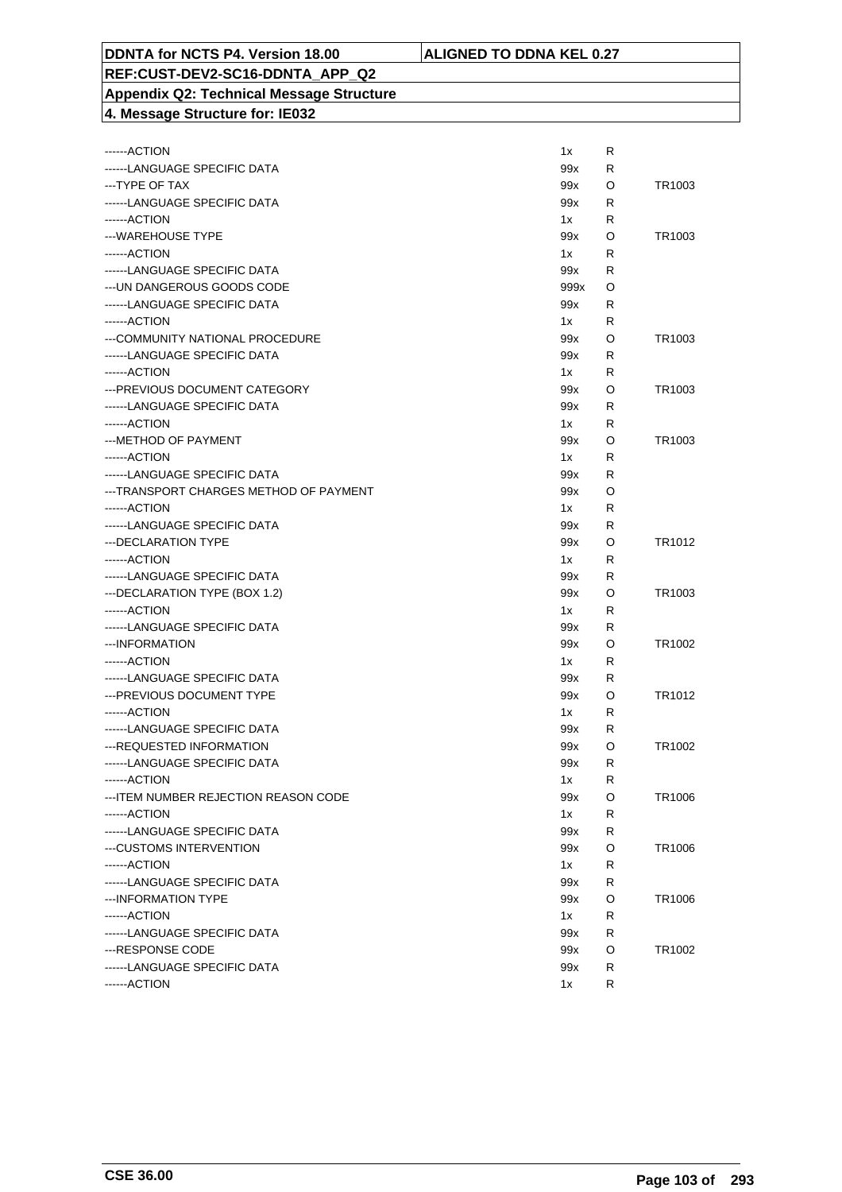**DDNTA for NCTS P4. Version 18.00** | **ALIGNED TO DDNA KEL 0.27**

**REF:CUST-DEV2-SC16-DDNTA_APP_Q2**

**Appendix Q2: Technical Message Structure**

**4. Message Structure for: IE032**

| | | | |
|---|---|---|---|
| ------ACTION | 1x | R | |
| ------LANGUAGE SPECIFIC DATA | 99x | R | |
| ---TYPE OF TAX | 99x | O | TR1003 |
| ------LANGUAGE SPECIFIC DATA | 99x | R | |
| ------ACTION | 1x | R | |
| ---WAREHOUSE TYPE | 99x | O | TR1003 |
| ------ACTION | 1x | R | |
| ------LANGUAGE SPECIFIC DATA | 99x | R | |
| ---UN DANGEROUS GOODS CODE | 999x | O | |
| ------LANGUAGE SPECIFIC DATA | 99x | R | |
| ------ACTION | 1x | R | |
| ---COMMUNITY NATIONAL PROCEDURE | 99x | O | TR1003 |
| ------LANGUAGE SPECIFIC DATA | 99x | R | |
| ------ACTION | 1x | R | |
| ---PREVIOUS DOCUMENT CATEGORY | 99x | O | TR1003 |
| ------LANGUAGE SPECIFIC DATA | 99x | R | |
| ------ACTION | 1x | R | |
| ---METHOD OF PAYMENT | 99x | O | TR1003 |
| ------ACTION | 1x | R | |
| ------LANGUAGE SPECIFIC DATA | 99x | R | |
| ---TRANSPORT CHARGES METHOD OF PAYMENT | 99x | O | |
| ------ACTION | 1x | R | |
| ------LANGUAGE SPECIFIC DATA | 99x | R | |
| ---DECLARATION TYPE | 99x | O | TR1012 |
| ------ACTION | 1x | R | |
| ------LANGUAGE SPECIFIC DATA | 99x | R | |
| ---DECLARATION TYPE (BOX 1.2) | 99x | O | TR1003 |
| ------ACTION | 1x | R | |
| ------LANGUAGE SPECIFIC DATA | 99x | R | |
| ---INFORMATION | 99x | O | TR1002 |
| ------ACTION | 1x | R | |
| ------LANGUAGE SPECIFIC DATA | 99x | R | |
| ---PREVIOUS DOCUMENT TYPE | 99x | O | TR1012 |
| ------ACTION | 1x | R | |
| ------LANGUAGE SPECIFIC DATA | 99x | R | |
| ---REQUESTED INFORMATION | 99x | O | TR1002 |
| ------LANGUAGE SPECIFIC DATA | 99x | R | |
| ------ACTION | 1x | R | |
| ---ITEM NUMBER REJECTION REASON CODE | 99x | O | TR1006 |
| ------ACTION | 1x | R | |
| ------LANGUAGE SPECIFIC DATA | 99x | R | |
| ---CUSTOMS INTERVENTION | 99x | O | TR1006 |
| ------ACTION | 1x | R | |
| ------LANGUAGE SPECIFIC DATA | 99x | R | |
| ---INFORMATION TYPE | 99x | O | TR1006 |
| ------ACTION | 1x | R | |
| ------LANGUAGE SPECIFIC DATA | 99x | R | |
| ---RESPONSE CODE | 99x | O | TR1002 |
| ------LANGUAGE SPECIFIC DATA | 99x | R | |
| ------ACTION | 1x | R | |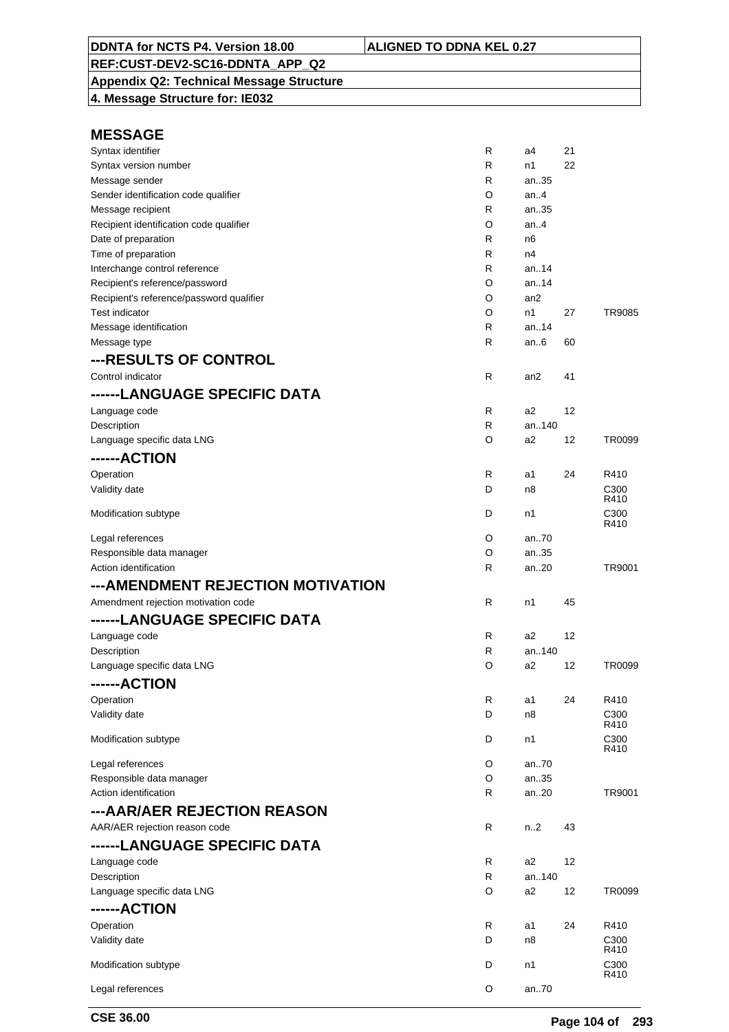| DDNTA for NCTS P4. Version 18.00 | ALIGNED TO DDNA KEL 0.27 |
|---|---|
| REF:CUST-DEV2-SC16-DDNTA_APP_Q2 | |
| Appendix Q2: Technical Message Structure | |
| 4. Message Structure for: IE032 | |

## MESSAGE

| | | | | |
|---|---|---|---|---|
| Syntax identifier | R | a4 | 21 | |
| Syntax version number | R | n1 | 22 | |
| Message sender | R | an..35 | | |
| Sender identification code qualifier | O | an..4 | | |
| Message recipient | R | an..35 | | |
| Recipient identification code qualifier | O | an..4 | | |
| Date of preparation | R | n6 | | |
| Time of preparation | R | n4 | | |
| Interchange control reference | R | an..14 | | |
| Recipient's reference/password | O | an..14 | | |
| Recipient's reference/password qualifier | O | an2 | | |
| Test indicator | O | n1 | 27 | TR9085 |
| Message identification | R | an..14 | | |
| Message type | R | an..6 | 60 | |

## ---RESULTS OF CONTROL

| | | | | |
|---|---|---|---|---|
| Control indicator | R | an2 | 41 | |

## ------LANGUAGE SPECIFIC DATA

| | | | | |
|---|---|---|---|---|
| Language code | R | a2 | 12 | |
| Description | R | an..140 | | |
| Language specific data LNG | O | a2 | 12 | TR0099 |

## ------ACTION

| | | | | |
|---|---|---|---|---|
| Operation | R | a1 | 24 | R410 |
| Validity date | D | n8 | | C300 R410 |
| Modification subtype | D | n1 | | C300 R410 |
| Legal references | O | an..70 | | |
| Responsible data manager | O | an..35 | | |
| Action identification | R | an..20 | | TR9001 |

## ---AMENDMENT REJECTION MOTIVATION

| | | | | |
|---|---|---|---|---|
| Amendment rejection motivation code | R | n1 | 45 | |

## ------LANGUAGE SPECIFIC DATA

| | | | | |
|---|---|---|---|---|
| Language code | R | a2 | 12 | |
| Description | R | an..140 | | |
| Language specific data LNG | O | a2 | 12 | TR0099 |

## ------ACTION

| | | | | |
|---|---|---|---|---|
| Operation | R | a1 | 24 | R410 |
| Validity date | D | n8 | | C300 R410 |
| Modification subtype | D | n1 | | C300 R410 |
| Legal references | O | an..70 | | |
| Responsible data manager | O | an..35 | | |
| Action identification | R | an..20 | | TR9001 |

## ---AAR/AER REJECTION REASON

| | | | | |
|---|---|---|---|---|
| AAR/AER rejection reason code | R | n..2 | 43 | |

## ------LANGUAGE SPECIFIC DATA

| | | | | |
|---|---|---|---|---|
| Language code | R | a2 | 12 | |
| Description | R | an..140 | | |
| Language specific data LNG | O | a2 | 12 | TR0099 |

## ------ACTION

| | | | | |
|---|---|---|---|---|
| Operation | R | a1 | 24 | R410 |
| Validity date | D | n8 | | C300 R410 |
| Modification subtype | D | n1 | | C300 R410 |
| Legal references | O | an..70 | | |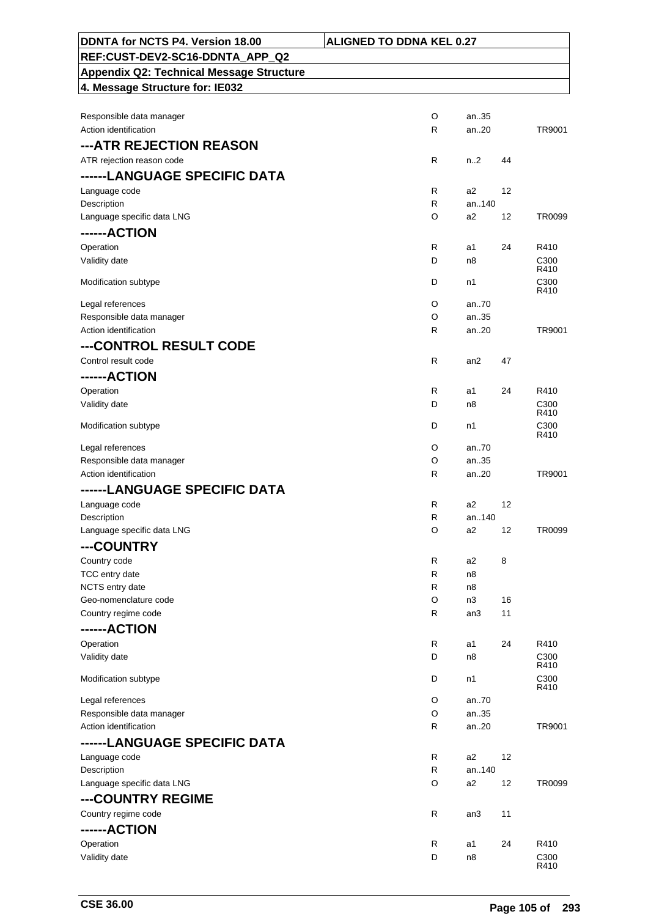| DDNTA for NCTS P4. Version 18.00 | ALIGNED TO DDNA KEL 0.27 |
|---|---|
| REF:CUST-DEV2-SC16-DDNTA_APP_Q2 | |
| Appendix Q2: Technical Message Structure | |
| 4. Message Structure for: IE032 | |

| | | | | |
|---|---|---|---|---|
| Responsible data manager | O | an..35 | | |
| Action identification | R | an..20 | | TR9001 |
| **---ATR REJECTION REASON** | | | | |
| ATR rejection reason code | R | n..2 | 44 | |
| **------LANGUAGE SPECIFIC DATA** | | | | |
| Language code | R | a2 | 12 | |
| Description | R | an..140 | | |
| Language specific data LNG | O | a2 | 12 | TR0099 |
| **------ACTION** | | | | |
| Operation | R | a1 | 24 | R410 |
| Validity date | D | n8 | | C300 R410 |
| Modification subtype | D | n1 | | C300 R410 |
| Legal references | O | an..70 | | |
| Responsible data manager | O | an..35 | | |
| Action identification | R | an..20 | | TR9001 |
| **---CONTROL RESULT CODE** | | | | |
| Control result code | R | an2 | 47 | |
| **------ACTION** | | | | |
| Operation | R | a1 | 24 | R410 |
| Validity date | D | n8 | | C300 R410 |
| Modification subtype | D | n1 | | C300 R410 |
| Legal references | O | an..70 | | |
| Responsible data manager | O | an..35 | | |
| Action identification | R | an..20 | | TR9001 |
| **------LANGUAGE SPECIFIC DATA** | | | | |
| Language code | R | a2 | 12 | |
| Description | R | an..140 | | |
| Language specific data LNG | O | a2 | 12 | TR0099 |
| **---COUNTRY** | | | | |
| Country code | R | a2 | 8 | |
| TCC entry date | R | n8 | | |
| NCTS entry date | R | n8 | | |
| Geo-nomenclature code | O | n3 | 16 | |
| Country regime code | R | an3 | 11 | |
| **------ACTION** | | | | |
| Operation | R | a1 | 24 | R410 |
| Validity date | D | n8 | | C300 R410 |
| Modification subtype | D | n1 | | C300 R410 |
| Legal references | O | an..70 | | |
| Responsible data manager | O | an..35 | | |
| Action identification | R | an..20 | | TR9001 |
| **------LANGUAGE SPECIFIC DATA** | | | | |
| Language code | R | a2 | 12 | |
| Description | R | an..140 | | |
| Language specific data LNG | O | a2 | 12 | TR0099 |
| **---COUNTRY REGIME** | | | | |
| Country regime code | R | an3 | 11 | |
| **------ACTION** | | | | |
| Operation | R | a1 | 24 | R410 |
| Validity date | D | n8 | | C300 R410 |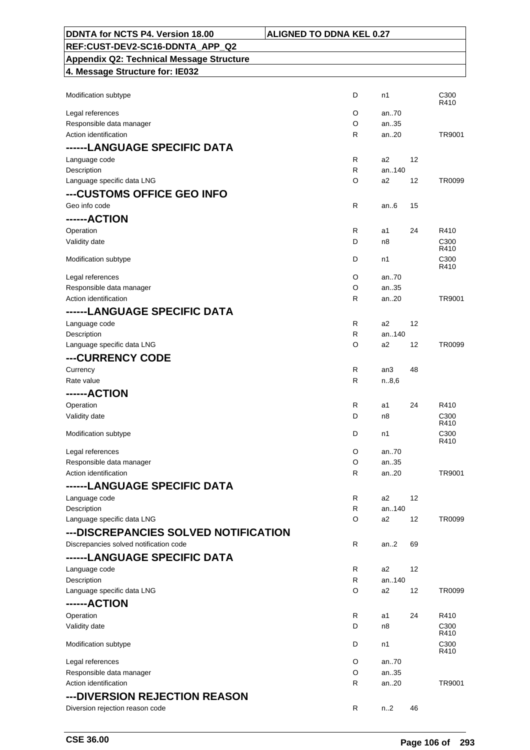| | | | | |
|---|---|---|---|---|
| Modification subtype | D | n1 | | C300 R410 |
| Legal references | O | an..70 | | |
| Responsible data manager | O | an..35 | | |
| Action identification | R | an..20 | | TR9001 |
| **------LANGUAGE SPECIFIC DATA** | | | | |
| Language code | R | a2 | 12 | |
| Description | R | an..140 | | |
| Language specific data LNG | O | a2 | 12 | TR0099 |
| **---CUSTOMS OFFICE GEO INFO** | | | | |
| Geo info code | R | an..6 | 15 | |
| **------ACTION** | | | | |
| Operation | R | a1 | 24 | R410 |
| Validity date | D | n8 | | C300 R410 |
| Modification subtype | D | n1 | | C300 R410 |
| Legal references | O | an..70 | | |
| Responsible data manager | O | an..35 | | |
| Action identification | R | an..20 | | TR9001 |
| **------LANGUAGE SPECIFIC DATA** | | | | |
| Language code | R | a2 | 12 | |
| Description | R | an..140 | | |
| Language specific data LNG | O | a2 | 12 | TR0099 |
| **---CURRENCY CODE** | | | | |
| Currency | R | an3 | 48 | |
| Rate value | R | n..8,6 | | |
| **------ACTION** | | | | |
| Operation | R | a1 | 24 | R410 |
| Validity date | D | n8 | | C300 R410 |
| Modification subtype | D | n1 | | C300 R410 |
| Legal references | O | an..70 | | |
| Responsible data manager | O | an..35 | | |
| Action identification | R | an..20 | | TR9001 |
| **------LANGUAGE SPECIFIC DATA** | | | | |
| Language code | R | a2 | 12 | |
| Description | R | an..140 | | |
| Language specific data LNG | O | a2 | 12 | TR0099 |
| **---DISCREPANCIES SOLVED NOTIFICATION** | | | | |
| Discrepancies solved notification code | R | an..2 | 69 | |
| **------LANGUAGE SPECIFIC DATA** | | | | |
| Language code | R | a2 | 12 | |
| Description | R | an..140 | | |
| Language specific data LNG | O | a2 | 12 | TR0099 |
| **------ACTION** | | | | |
| Operation | R | a1 | 24 | R410 |
| Validity date | D | n8 | | C300 R410 |
| Modification subtype | D | n1 | | C300 R410 |
| Legal references | O | an..70 | | |
| Responsible data manager | O | an..35 | | |
| Action identification | R | an..20 | | TR9001 |
| **---DIVERSION REJECTION REASON** | | | | |
| Diversion rejection reason code | R | n..2 | 46 | |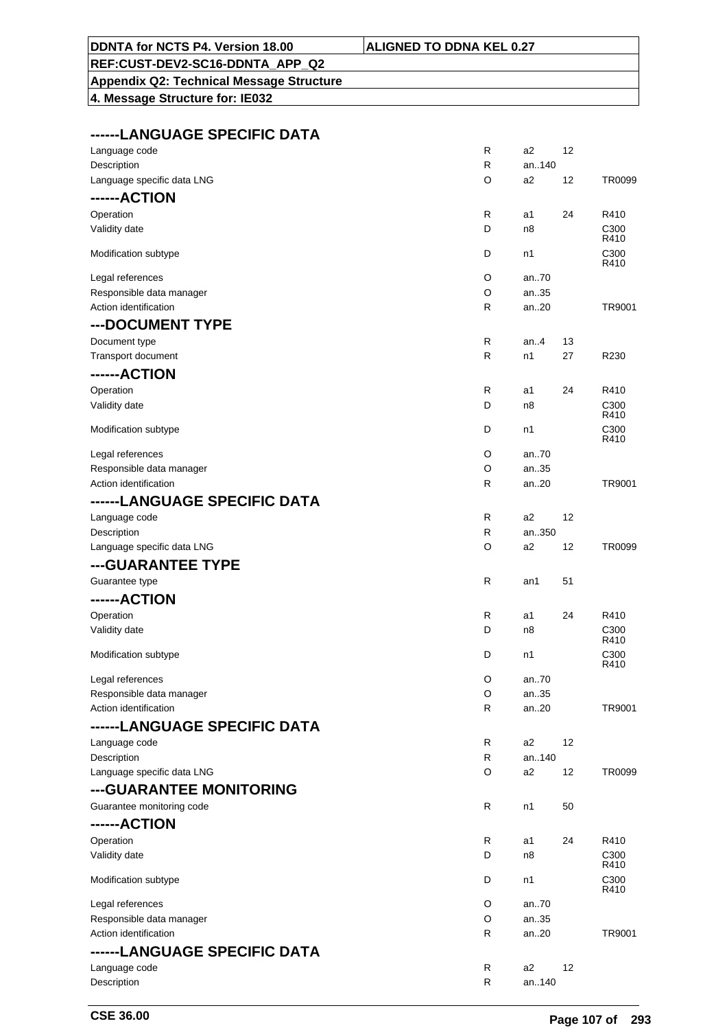| ------LANGUAGE SPECIFIC DATA | | | | |
|---|---|---|---|---|
| Language code | R | a2 | 12 | |
| Description | R | an..140 | | |
| Language specific data LNG | O | a2 | 12 | TR0099 |
| **------ACTION** | | | | |
| Operation | R | a1 | 24 | R410 |
| Validity date | D | n8 | | C300 R410 |
| Modification subtype | D | n1 | | C300 R410 |
| Legal references | O | an..70 | | |
| Responsible data manager | O | an..35 | | |
| Action identification | R | an..20 | | TR9001 |
| **---DOCUMENT TYPE** | | | | |
| Document type | R | an..4 | 13 | |
| Transport document | R | n1 | 27 | R230 |
| **------ACTION** | | | | |
| Operation | R | a1 | 24 | R410 |
| Validity date | D | n8 | | C300 R410 |
| Modification subtype | D | n1 | | C300 R410 |
| Legal references | O | an..70 | | |
| Responsible data manager | O | an..35 | | |
| Action identification | R | an..20 | | TR9001 |
| **------LANGUAGE SPECIFIC DATA** | | | | |
| Language code | R | a2 | 12 | |
| Description | R | an..350 | | |
| Language specific data LNG | O | a2 | 12 | TR0099 |
| **---GUARANTEE TYPE** | | | | |
| Guarantee type | R | an1 | 51 | |
| **------ACTION** | | | | |
| Operation | R | a1 | 24 | R410 |
| Validity date | D | n8 | | C300 R410 |
| Modification subtype | D | n1 | | C300 R410 |
| Legal references | O | an..70 | | |
| Responsible data manager | O | an..35 | | |
| Action identification | R | an..20 | | TR9001 |
| **------LANGUAGE SPECIFIC DATA** | | | | |
| Language code | R | a2 | 12 | |
| Description | R | an..140 | | |
| Language specific data LNG | O | a2 | 12 | TR0099 |
| **---GUARANTEE MONITORING** | | | | |
| Guarantee monitoring code | R | n1 | 50 | |
| **------ACTION** | | | | |
| Operation | R | a1 | 24 | R410 |
| Validity date | D | n8 | | C300 R410 |
| Modification subtype | D | n1 | | C300 R410 |
| Legal references | O | an..70 | | |
| Responsible data manager | O | an..35 | | |
| Action identification | R | an..20 | | TR9001 |
| **------LANGUAGE SPECIFIC DATA** | | | | |
| Language code | R | a2 | 12 | |
| Description | R | an..140 | | |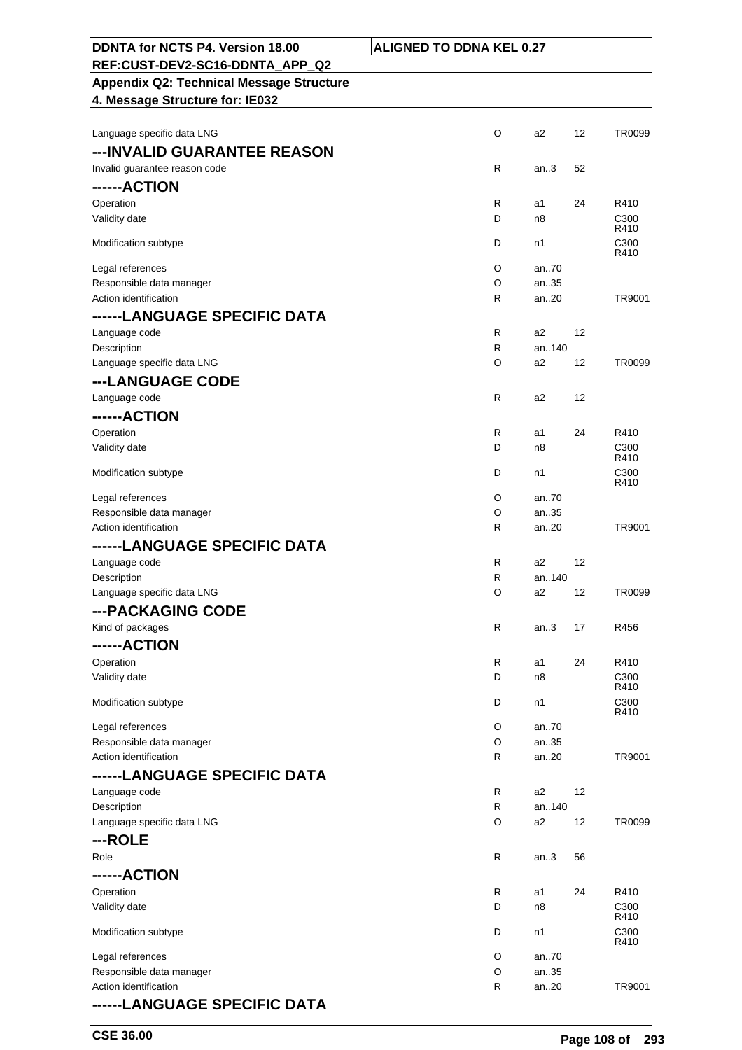| DDNTA for NCTS P4. Version 18.00 | ALIGNED TO DDNA KEL 0.27 |
|---|---|
| REF:CUST-DEV2-SC16-DDNTA_APP_Q2 | |
| Appendix Q2: Technical Message Structure | |
| 4. Message Structure for: IE032 | |

| | | | | |
|---|---|---|---|---|
| Language specific data LNG | O | a2 | 12 | TR0099 |
| **---INVALID GUARANTEE REASON** | | | | |
| Invalid guarantee reason code | R | an..3 | 52 | |
| **------ACTION** | | | | |
| Operation | R | a1 | 24 | R410 |
| Validity date | D | n8 | | C300 R410 |
| Modification subtype | D | n1 | | C300 R410 |
| Legal references | O | an..70 | | |
| Responsible data manager | O | an..35 | | |
| Action identification | R | an..20 | | TR9001 |
| **------LANGUAGE SPECIFIC DATA** | | | | |
| Language code | R | a2 | 12 | |
| Description | R | an..140 | | |
| Language specific data LNG | O | a2 | 12 | TR0099 |
| **---LANGUAGE CODE** | | | | |
| Language code | R | a2 | 12 | |
| **------ACTION** | | | | |
| Operation | R | a1 | 24 | R410 |
| Validity date | D | n8 | | C300 R410 |
| Modification subtype | D | n1 | | C300 R410 |
| Legal references | O | an..70 | | |
| Responsible data manager | O | an..35 | | |
| Action identification | R | an..20 | | TR9001 |
| **------LANGUAGE SPECIFIC DATA** | | | | |
| Language code | R | a2 | 12 | |
| Description | R | an..140 | | |
| Language specific data LNG | O | a2 | 12 | TR0099 |
| **---PACKAGING CODE** | | | | |
| Kind of packages | R | an..3 | 17 | R456 |
| **------ACTION** | | | | |
| Operation | R | a1 | 24 | R410 |
| Validity date | D | n8 | | C300 R410 |
| Modification subtype | D | n1 | | C300 R410 |
| Legal references | O | an..70 | | |
| Responsible data manager | O | an..35 | | |
| Action identification | R | an..20 | | TR9001 |
| **------LANGUAGE SPECIFIC DATA** | | | | |
| Language code | R | a2 | 12 | |
| Description | R | an..140 | | |
| Language specific data LNG | O | a2 | 12 | TR0099 |
| **---ROLE** | | | | |
| Role | R | an..3 | 56 | |
| **------ACTION** | | | | |
| Operation | R | a1 | 24 | R410 |
| Validity date | D | n8 | | C300 R410 |
| Modification subtype | D | n1 | | C300 R410 |
| Legal references | O | an..70 | | |
| Responsible data manager | O | an..35 | | |
| Action identification | R | an..20 | | TR9001 |
| **------LANGUAGE SPECIFIC DATA** | | | | |

CSE 36.00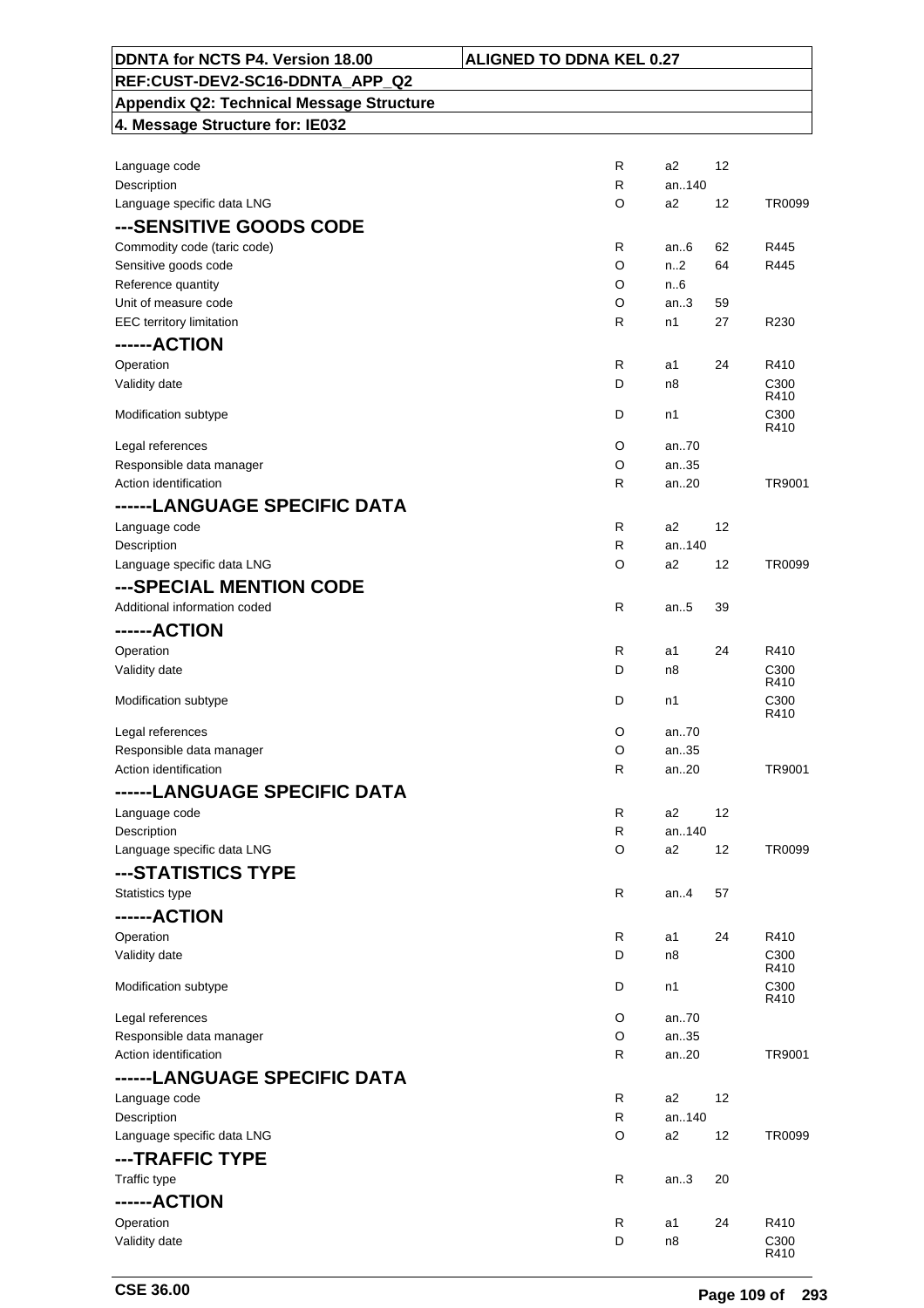| | | | | |
|---|---|---|---|---|
| Language code | R | a2 | 12 | |
| Description | R | an..140 | | |
| Language specific data LNG | O | a2 | 12 | TR0099 |
| **---SENSITIVE GOODS CODE** | | | | |
| Commodity code (taric code) | R | an..6 | 62 | R445 |
| Sensitive goods code | O | n..2 | 64 | R445 |
| Reference quantity | O | n..6 | | |
| Unit of measure code | O | an..3 | 59 | |
| EEC territory limitation | R | n1 | 27 | R230 |
| **------ACTION** | | | | |
| Operation | R | a1 | 24 | R410 |
| Validity date | D | n8 | | C300 R410 |
| Modification subtype | D | n1 | | C300 R410 |
| Legal references | O | an..70 | | |
| Responsible data manager | O | an..35 | | |
| Action identification | R | an..20 | | TR9001 |
| **------LANGUAGE SPECIFIC DATA** | | | | |
| Language code | R | a2 | 12 | |
| Description | R | an..140 | | |
| Language specific data LNG | O | a2 | 12 | TR0099 |
| **---SPECIAL MENTION CODE** | | | | |
| Additional information coded | R | an..5 | 39 | |
| **------ACTION** | | | | |
| Operation | R | a1 | 24 | R410 |
| Validity date | D | n8 | | C300 R410 |
| Modification subtype | D | n1 | | C300 R410 |
| Legal references | O | an..70 | | |
| Responsible data manager | O | an..35 | | |
| Action identification | R | an..20 | | TR9001 |
| **------LANGUAGE SPECIFIC DATA** | | | | |
| Language code | R | a2 | 12 | |
| Description | R | an..140 | | |
| Language specific data LNG | O | a2 | 12 | TR0099 |
| **---STATISTICS TYPE** | | | | |
| Statistics type | R | an..4 | 57 | |
| **------ACTION** | | | | |
| Operation | R | a1 | 24 | R410 |
| Validity date | D | n8 | | C300 R410 |
| Modification subtype | D | n1 | | C300 R410 |
| Legal references | O | an..70 | | |
| Responsible data manager | O | an..35 | | |
| Action identification | R | an..20 | | TR9001 |
| **------LANGUAGE SPECIFIC DATA** | | | | |
| Language code | R | a2 | 12 | |
| Description | R | an..140 | | |
| Language specific data LNG | O | a2 | 12 | TR0099 |
| **---TRAFFIC TYPE** | | | | |
| Traffic type | R | an..3 | 20 | |
| **------ACTION** | | | | |
| Operation | R | a1 | 24 | R410 |
| Validity date | D | n8 | | C300 R410 |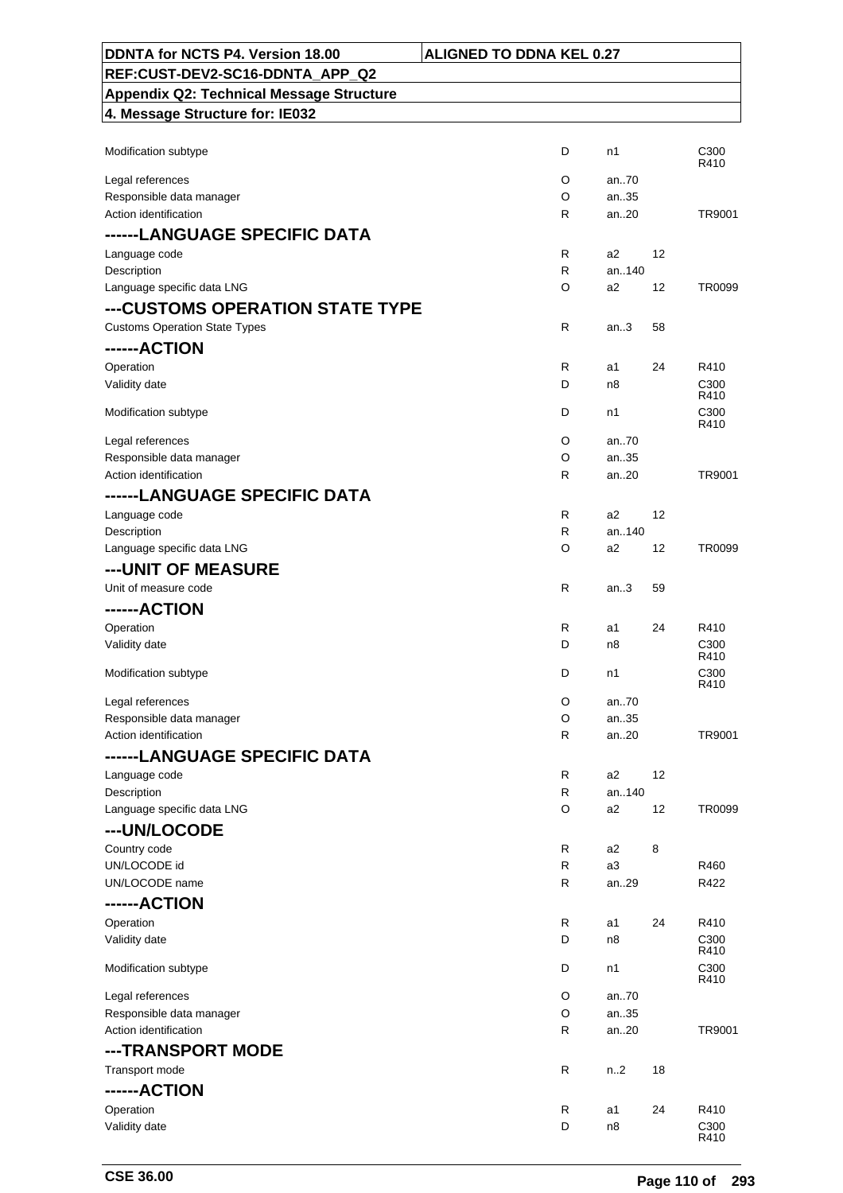| | | | | |
|---|---|---|---|---|
| Modification subtype | D | n1 | | C300 R410 |
| Legal references | O | an..70 | | |
| Responsible data manager | O | an..35 | | |
| Action identification | R | an..20 | | TR9001 |
| **------LANGUAGE SPECIFIC DATA** | | | | |
| Language code | R | a2 | 12 | |
| Description | R | an..140 | | |
| Language specific data LNG | O | a2 | 12 | TR0099 |
| **---CUSTOMS OPERATION STATE TYPE** | | | | |
| Customs Operation State Types | R | an..3 | 58 | |
| **------ACTION** | | | | |
| Operation | R | a1 | 24 | R410 |
| Validity date | D | n8 | | C300 R410 |
| Modification subtype | D | n1 | | C300 R410 |
| Legal references | O | an..70 | | |
| Responsible data manager | O | an..35 | | |
| Action identification | R | an..20 | | TR9001 |
| **------LANGUAGE SPECIFIC DATA** | | | | |
| Language code | R | a2 | 12 | |
| Description | R | an..140 | | |
| Language specific data LNG | O | a2 | 12 | TR0099 |
| **---UNIT OF MEASURE** | | | | |
| Unit of measure code | R | an..3 | 59 | |
| **------ACTION** | | | | |
| Operation | R | a1 | 24 | R410 |
| Validity date | D | n8 | | C300 R410 |
| Modification subtype | D | n1 | | C300 R410 |
| Legal references | O | an..70 | | |
| Responsible data manager | O | an..35 | | |
| Action identification | R | an..20 | | TR9001 |
| **------LANGUAGE SPECIFIC DATA** | | | | |
| Language code | R | a2 | 12 | |
| Description | R | an..140 | | |
| Language specific data LNG | O | a2 | 12 | TR0099 |
| **---UN/LOCODE** | | | | |
| Country code | R | a2 | 8 | |
| UN/LOCODE id | R | a3 | | R460 |
| UN/LOCODE name | R | an..29 | | R422 |
| **------ACTION** | | | | |
| Operation | R | a1 | 24 | R410 |
| Validity date | D | n8 | | C300 R410 |
| Modification subtype | D | n1 | | C300 R410 |
| Legal references | O | an..70 | | |
| Responsible data manager | O | an..35 | | |
| Action identification | R | an..20 | | TR9001 |
| **---TRANSPORT MODE** | | | | |
| Transport mode | R | n..2 | 18 | |
| **------ACTION** | | | | |
| Operation | R | a1 | 24 | R410 |
| Validity date | D | n8 | | C300 R410 |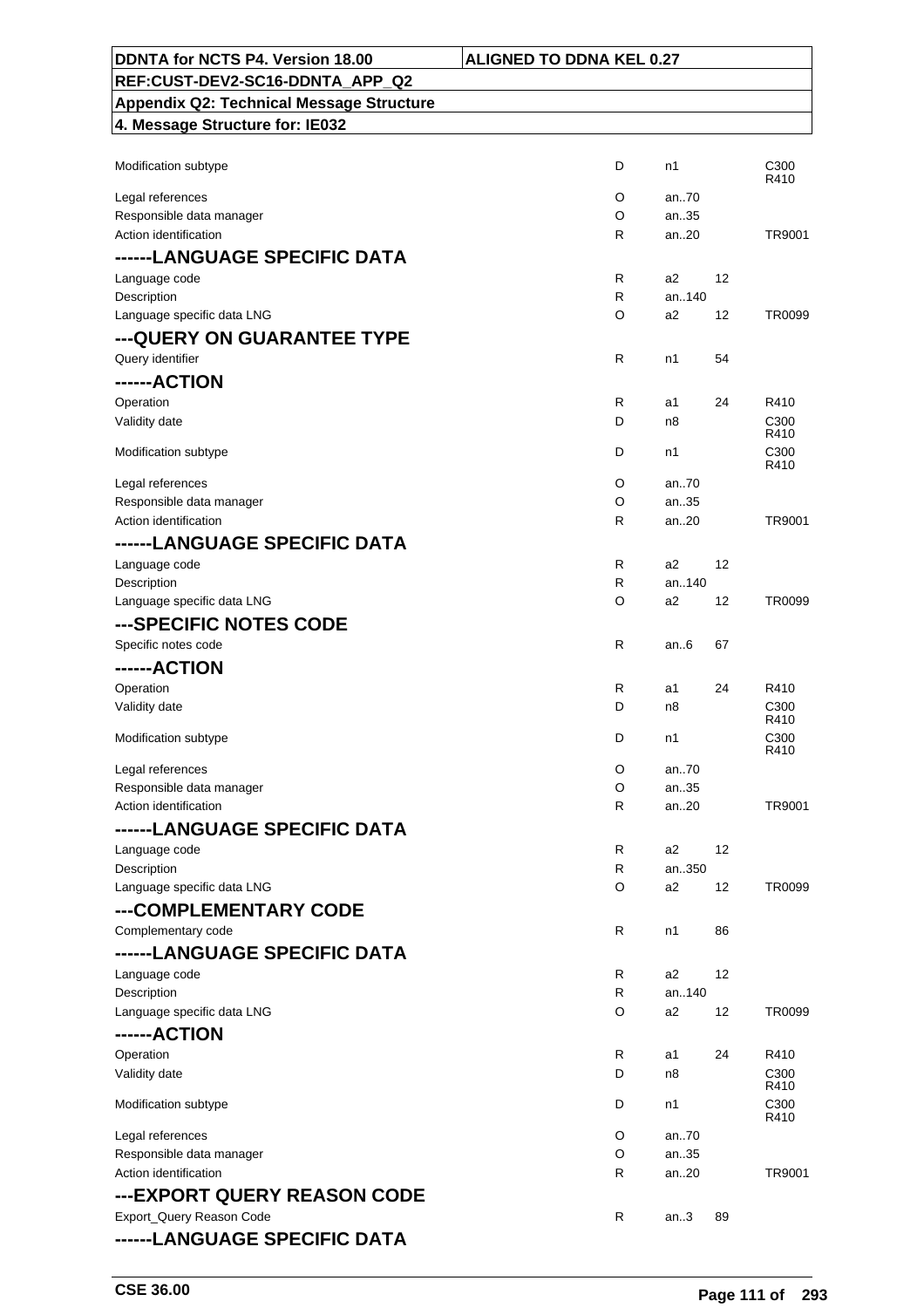| | | | | |
|---|---|---|---|---|
| Modification subtype | D | n1 | | C300 R410 |
| Legal references | O | an..70 | | |
| Responsible data manager | O | an..35 | | |
| Action identification | R | an..20 | | TR9001 |
| **------LANGUAGE SPECIFIC DATA** | | | | |
| Language code | R | a2 | 12 | |
| Description | R | an..140 | | |
| Language specific data LNG | O | a2 | 12 | TR0099 |
| **---QUERY ON GUARANTEE TYPE** | | | | |
| Query identifier | R | n1 | 54 | |
| **------ACTION** | | | | |
| Operation | R | a1 | 24 | R410 |
| Validity date | D | n8 | | C300 R410 |
| Modification subtype | D | n1 | | C300 R410 |
| Legal references | O | an..70 | | |
| Responsible data manager | O | an..35 | | |
| Action identification | R | an..20 | | TR9001 |
| **------LANGUAGE SPECIFIC DATA** | | | | |
| Language code | R | a2 | 12 | |
| Description | R | an..140 | | |
| Language specific data LNG | O | a2 | 12 | TR0099 |
| **---SPECIFIC NOTES CODE** | | | | |
| Specific notes code | R | an..6 | 67 | |
| **------ACTION** | | | | |
| Operation | R | a1 | 24 | R410 |
| Validity date | D | n8 | | C300 R410 |
| Modification subtype | D | n1 | | C300 R410 |
| Legal references | O | an..70 | | |
| Responsible data manager | O | an..35 | | |
| Action identification | R | an..20 | | TR9001 |
| **------LANGUAGE SPECIFIC DATA** | | | | |
| Language code | R | a2 | 12 | |
| Description | R | an..350 | | |
| Language specific data LNG | O | a2 | 12 | TR0099 |
| **---COMPLEMENTARY CODE** | | | | |
| Complementary code | R | n1 | 86 | |
| **------LANGUAGE SPECIFIC DATA** | | | | |
| Language code | R | a2 | 12 | |
| Description | R | an..140 | | |
| Language specific data LNG | O | a2 | 12 | TR0099 |
| **------ACTION** | | | | |
| Operation | R | a1 | 24 | R410 |
| Validity date | D | n8 | | C300 R410 |
| Modification subtype | D | n1 | | C300 R410 |
| Legal references | O | an..70 | | |
| Responsible data manager | O | an..35 | | |
| Action identification | R | an..20 | | TR9001 |
| **---EXPORT QUERY REASON CODE** | | | | |
| Export_Query Reason Code | R | an..3 | 89 | |
| **------LANGUAGE SPECIFIC DATA** | | | | |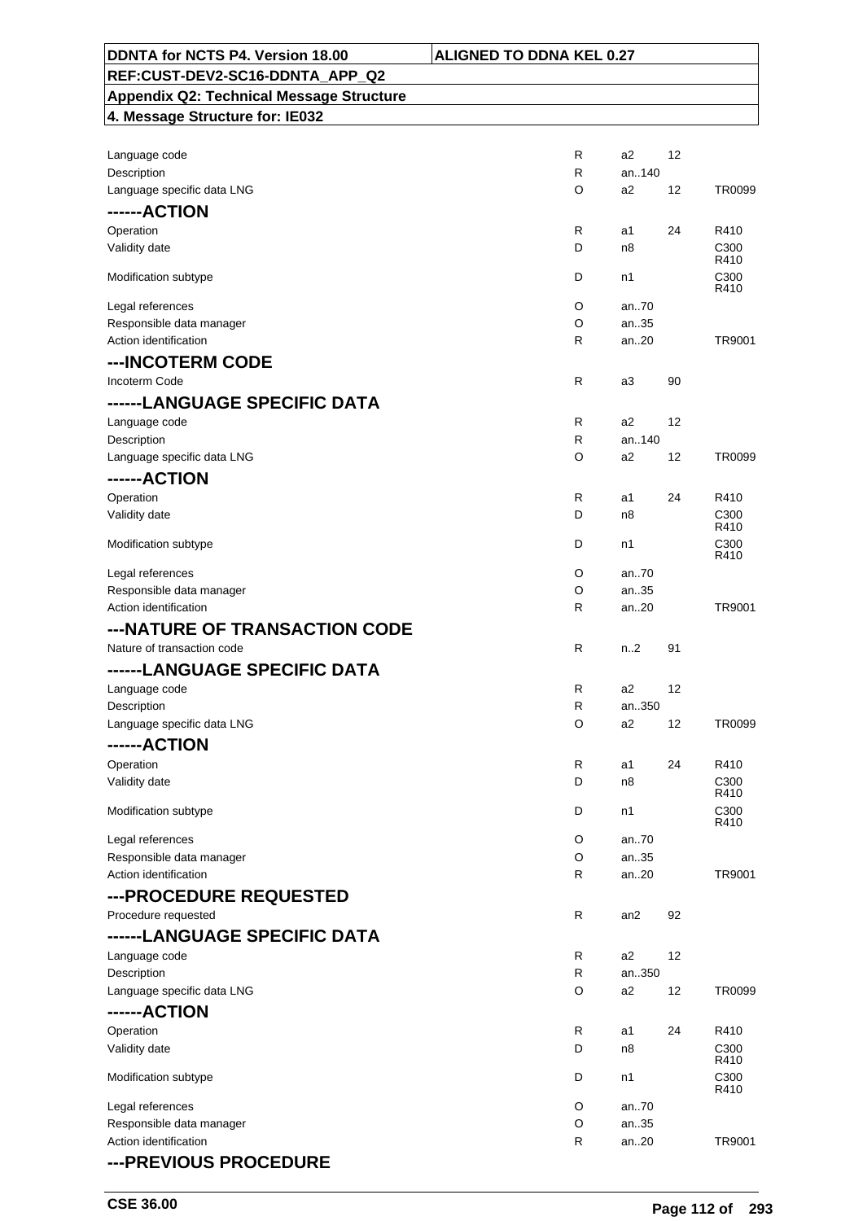| | | | | |
|---|---|---|---|---|
| Language code | R | a2 | 12 | |
| Description | R | an..140 | | |
| Language specific data LNG | O | a2 | 12 | TR0099 |
| **------ACTION** | | | | |
| Operation | R | a1 | 24 | R410 |
| Validity date | D | n8 | | C300 R410 |
| Modification subtype | D | n1 | | C300 R410 |
| Legal references | O | an..70 | | |
| Responsible data manager | O | an..35 | | |
| Action identification | R | an..20 | | TR9001 |
| **---INCOTERM CODE** | | | | |
| Incoterm Code | R | a3 | 90 | |
| **------LANGUAGE SPECIFIC DATA** | | | | |
| Language code | R | a2 | 12 | |
| Description | R | an..140 | | |
| Language specific data LNG | O | a2 | 12 | TR0099 |
| **------ACTION** | | | | |
| Operation | R | a1 | 24 | R410 |
| Validity date | D | n8 | | C300 R410 |
| Modification subtype | D | n1 | | C300 R410 |
| Legal references | O | an..70 | | |
| Responsible data manager | O | an..35 | | |
| Action identification | R | an..20 | | TR9001 |
| **---NATURE OF TRANSACTION CODE** | | | | |
| Nature of transaction code | R | n..2 | 91 | |
| **------LANGUAGE SPECIFIC DATA** | | | | |
| Language code | R | a2 | 12 | |
| Description | R | an..350 | | |
| Language specific data LNG | O | a2 | 12 | TR0099 |
| **------ACTION** | | | | |
| Operation | R | a1 | 24 | R410 |
| Validity date | D | n8 | | C300 R410 |
| Modification subtype | D | n1 | | C300 R410 |
| Legal references | O | an..70 | | |
| Responsible data manager | O | an..35 | | |
| Action identification | R | an..20 | | TR9001 |
| **---PROCEDURE REQUESTED** | | | | |
| Procedure requested | R | an2 | 92 | |
| **------LANGUAGE SPECIFIC DATA** | | | | |
| Language code | R | a2 | 12 | |
| Description | R | an..350 | | |
| Language specific data LNG | O | a2 | 12 | TR0099 |
| **------ACTION** | | | | |
| Operation | R | a1 | 24 | R410 |
| Validity date | D | n8 | | C300 R410 |
| Modification subtype | D | n1 | | C300 R410 |
| Legal references | O | an..70 | | |
| Responsible data manager | O | an..35 | | |
| Action identification | R | an..20 | | TR9001 |
| **---PREVIOUS PROCEDURE** | | | | |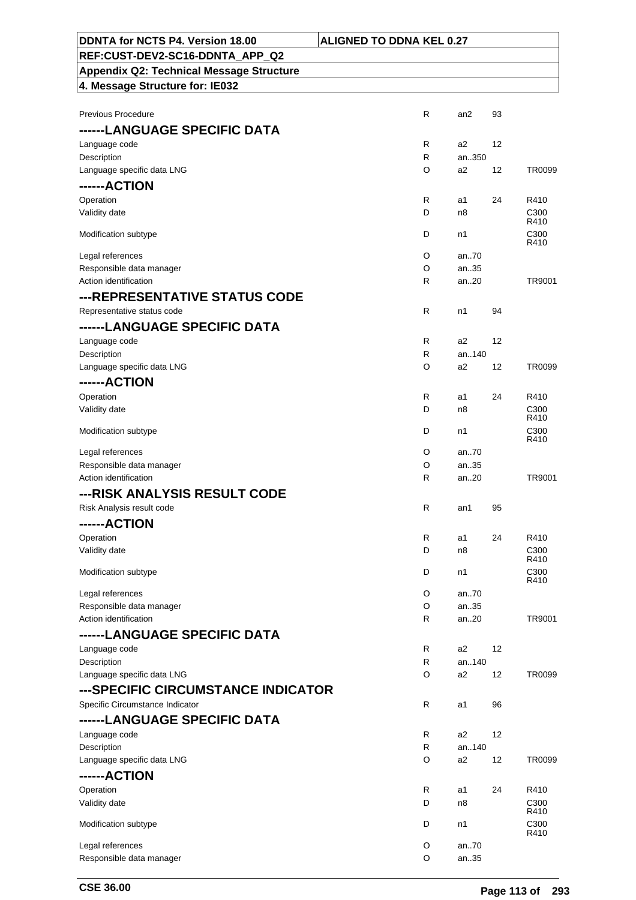| | | | | |
|---|---|---|---|---|
| Previous Procedure | R | an2 | 93 | |
| **------LANGUAGE SPECIFIC DATA** | | | | |
| Language code | R | a2 | 12 | |
| Description | R | an..350 | | |
| Language specific data LNG | O | a2 | 12 | TR0099 |
| **------ACTION** | | | | |
| Operation | R | a1 | 24 | R410 |
| Validity date | D | n8 | | C300 R410 |
| Modification subtype | D | n1 | | C300 R410 |
| Legal references | O | an..70 | | |
| Responsible data manager | O | an..35 | | |
| Action identification | R | an..20 | | TR9001 |
| **---REPRESENTATIVE STATUS CODE** | | | | |
| Representative status code | R | n1 | 94 | |
| **------LANGUAGE SPECIFIC DATA** | | | | |
| Language code | R | a2 | 12 | |
| Description | R | an..140 | | |
| Language specific data LNG | O | a2 | 12 | TR0099 |
| **------ACTION** | | | | |
| Operation | R | a1 | 24 | R410 |
| Validity date | D | n8 | | C300 R410 |
| Modification subtype | D | n1 | | C300 R410 |
| Legal references | O | an..70 | | |
| Responsible data manager | O | an..35 | | |
| Action identification | R | an..20 | | TR9001 |
| **---RISK ANALYSIS RESULT CODE** | | | | |
| Risk Analysis result code | R | an1 | 95 | |
| **------ACTION** | | | | |
| Operation | R | a1 | 24 | R410 |
| Validity date | D | n8 | | C300 R410 |
| Modification subtype | D | n1 | | C300 R410 |
| Legal references | O | an..70 | | |
| Responsible data manager | O | an..35 | | |
| Action identification | R | an..20 | | TR9001 |
| **------LANGUAGE SPECIFIC DATA** | | | | |
| Language code | R | a2 | 12 | |
| Description | R | an..140 | | |
| Language specific data LNG | O | a2 | 12 | TR0099 |
| **---SPECIFIC CIRCUMSTANCE INDICATOR** | | | | |
| Specific Circumstance Indicator | R | a1 | 96 | |
| **------LANGUAGE SPECIFIC DATA** | | | | |
| Language code | R | a2 | 12 | |
| Description | R | an..140 | | |
| Language specific data LNG | O | a2 | 12 | TR0099 |
| **------ACTION** | | | | |
| Operation | R | a1 | 24 | R410 |
| Validity date | D | n8 | | C300 R410 |
| Modification subtype | D | n1 | | C300 R410 |
| Legal references | O | an..70 | | |
| Responsible data manager | O | an..35 | | |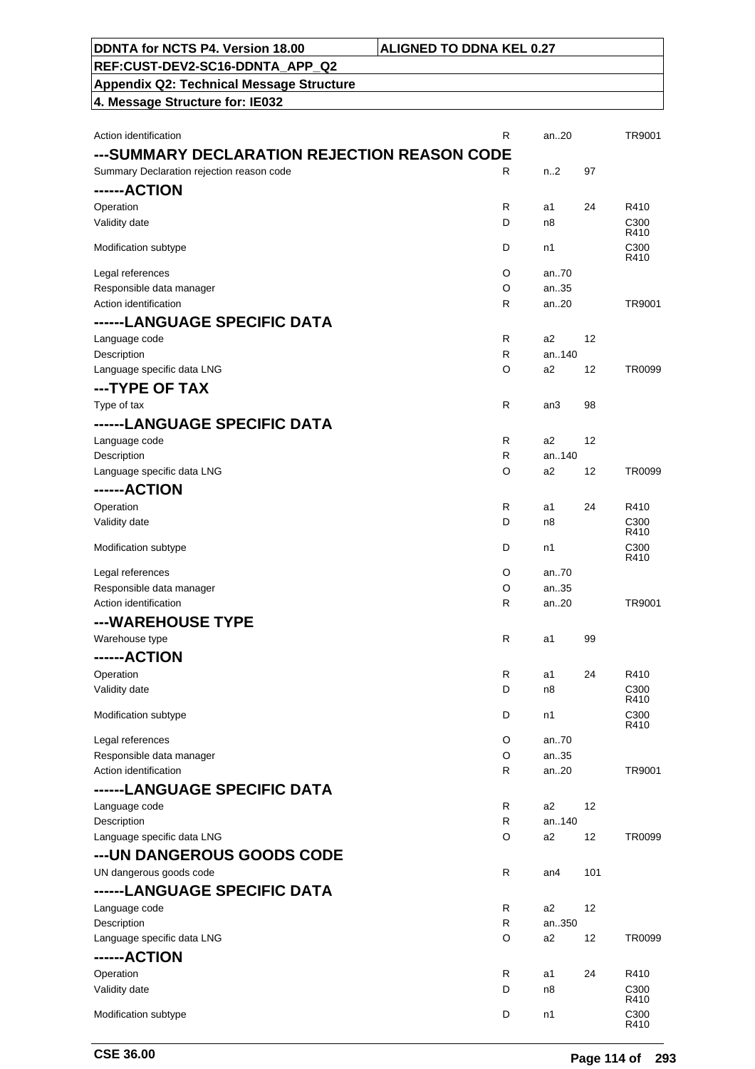| | | | | |
|---|---|---|---|---|
| Action identification | R | an..20 | | TR9001 |
| **---SUMMARY DECLARATION REJECTION REASON CODE** | | | | |
| Summary Declaration rejection reason code | R | n..2 | 97 | |
| **------ACTION** | | | | |
| Operation | R | a1 | 24 | R410 |
| Validity date | D | n8 | | C300 R410 |
| Modification subtype | D | n1 | | C300 R410 |
| Legal references | O | an..70 | | |
| Responsible data manager | O | an..35 | | |
| Action identification | R | an..20 | | TR9001 |
| **------LANGUAGE SPECIFIC DATA** | | | | |
| Language code | R | a2 | 12 | |
| Description | R | an..140 | | |
| Language specific data LNG | O | a2 | 12 | TR0099 |
| **---TYPE OF TAX** | | | | |
| Type of tax | R | an3 | 98 | |
| **------LANGUAGE SPECIFIC DATA** | | | | |
| Language code | R | a2 | 12 | |
| Description | R | an..140 | | |
| Language specific data LNG | O | a2 | 12 | TR0099 |
| **------ACTION** | | | | |
| Operation | R | a1 | 24 | R410 |
| Validity date | D | n8 | | C300 R410 |
| Modification subtype | D | n1 | | C300 R410 |
| Legal references | O | an..70 | | |
| Responsible data manager | O | an..35 | | |
| Action identification | R | an..20 | | TR9001 |
| **---WAREHOUSE TYPE** | | | | |
| Warehouse type | R | a1 | 99 | |
| **------ACTION** | | | | |
| Operation | R | a1 | 24 | R410 |
| Validity date | D | n8 | | C300 R410 |
| Modification subtype | D | n1 | | C300 R410 |
| Legal references | O | an..70 | | |
| Responsible data manager | O | an..35 | | |
| Action identification | R | an..20 | | TR9001 |
| **------LANGUAGE SPECIFIC DATA** | | | | |
| Language code | R | a2 | 12 | |
| Description | R | an..140 | | |
| Language specific data LNG | O | a2 | 12 | TR0099 |
| **---UN DANGEROUS GOODS CODE** | | | | |
| UN dangerous goods code | R | an4 | 101 | |
| **------LANGUAGE SPECIFIC DATA** | | | | |
| Language code | R | a2 | 12 | |
| Description | R | an..350 | | |
| Language specific data LNG | O | a2 | 12 | TR0099 |
| **------ACTION** | | | | |
| Operation | R | a1 | 24 | R410 |
| Validity date | D | n8 | | C300 R410 |
| Modification subtype | D | n1 | | C300 R410 |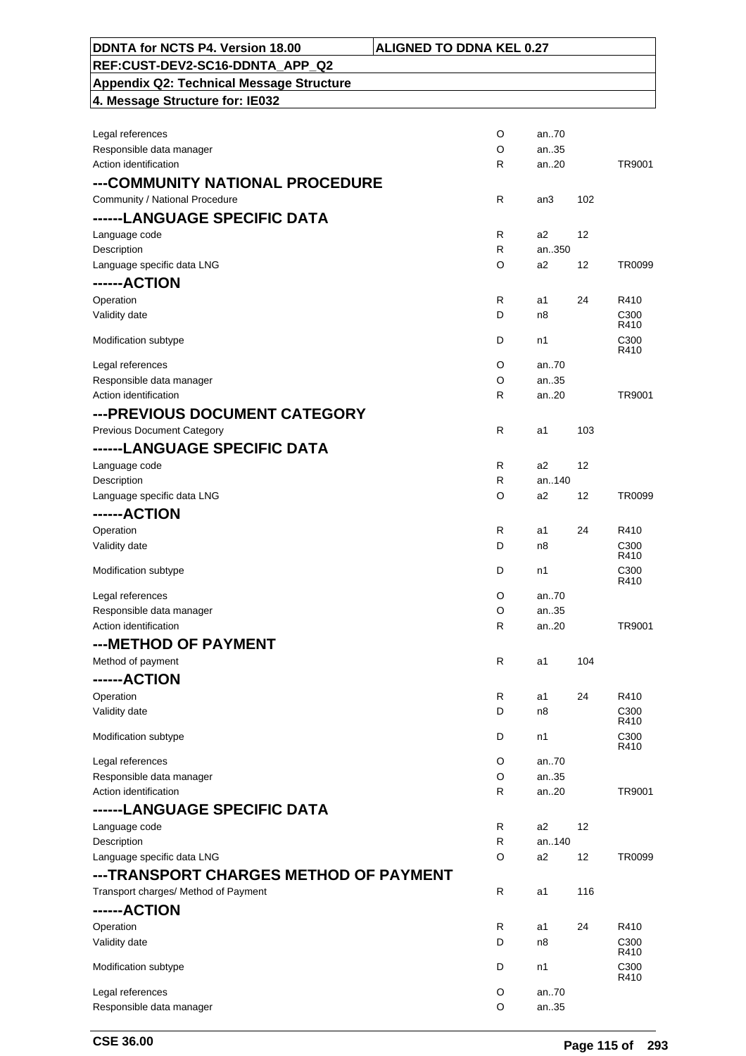| | | | | |
|---|---|---|---|---|
| Legal references | O | an..70 | | |
| Responsible data manager | O | an..35 | | |
| Action identification | R | an..20 | | TR9001 |
| **---COMMUNITY NATIONAL PROCEDURE** | | | | |
| Community / National Procedure | R | an3 | 102 | |
| **------LANGUAGE SPECIFIC DATA** | | | | |
| Language code | R | a2 | 12 | |
| Description | R | an..350 | | |
| Language specific data LNG | O | a2 | 12 | TR0099 |
| **------ACTION** | | | | |
| Operation | R | a1 | 24 | R410 |
| Validity date | D | n8 | | C300 R410 |
| Modification subtype | D | n1 | | C300 R410 |
| Legal references | O | an..70 | | |
| Responsible data manager | O | an..35 | | |
| Action identification | R | an..20 | | TR9001 |
| **---PREVIOUS DOCUMENT CATEGORY** | | | | |
| Previous Document Category | R | a1 | 103 | |
| **------LANGUAGE SPECIFIC DATA** | | | | |
| Language code | R | a2 | 12 | |
| Description | R | an..140 | | |
| Language specific data LNG | O | a2 | 12 | TR0099 |
| **------ACTION** | | | | |
| Operation | R | a1 | 24 | R410 |
| Validity date | D | n8 | | C300 R410 |
| Modification subtype | D | n1 | | C300 R410 |
| Legal references | O | an..70 | | |
| Responsible data manager | O | an..35 | | |
| Action identification | R | an..20 | | TR9001 |
| **---METHOD OF PAYMENT** | | | | |
| Method of payment | R | a1 | 104 | |
| **------ACTION** | | | | |
| Operation | R | a1 | 24 | R410 |
| Validity date | D | n8 | | C300 R410 |
| Modification subtype | D | n1 | | C300 R410 |
| Legal references | O | an..70 | | |
| Responsible data manager | O | an..35 | | |
| Action identification | R | an..20 | | TR9001 |
| **------LANGUAGE SPECIFIC DATA** | | | | |
| Language code | R | a2 | 12 | |
| Description | R | an..140 | | |
| Language specific data LNG | O | a2 | 12 | TR0099 |
| **---TRANSPORT CHARGES METHOD OF PAYMENT** | | | | |
| Transport charges/ Method of Payment | R | a1 | 116 | |
| **------ACTION** | | | | |
| Operation | R | a1 | 24 | R410 |
| Validity date | D | n8 | | C300 R410 |
| Modification subtype | D | n1 | | C300 R410 |
| Legal references | O | an..70 | | |
| Responsible data manager | O | an..35 | | |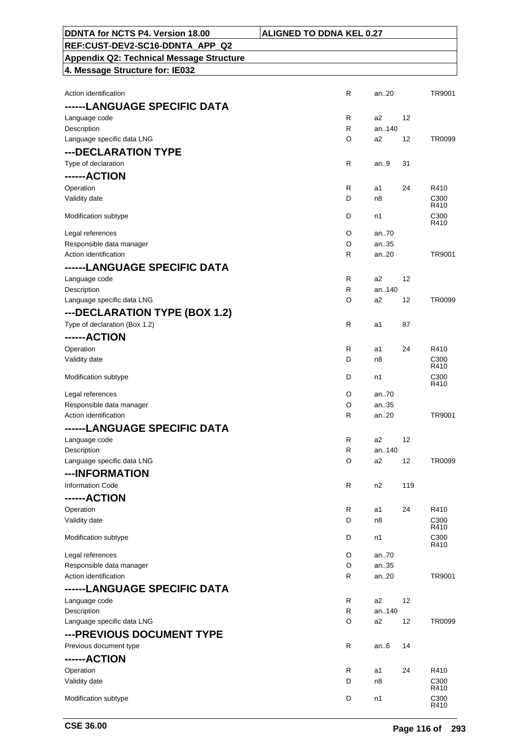| | | | | |
|---|---|---|---|---|
| Action identification | R | an..20 | | TR9001 |
| **------LANGUAGE SPECIFIC DATA** | | | | |
| Language code | R | a2 | 12 | |
| Description | R | an..140 | | |
| Language specific data LNG | O | a2 | 12 | TR0099 |
| **---DECLARATION TYPE** | | | | |
| Type of declaration | R | an..9 | 31 | |
| **------ACTION** | | | | |
| Operation | R | a1 | 24 | R410 |
| Validity date | D | n8 | | C300 R410 |
| Modification subtype | D | n1 | | C300 R410 |
| Legal references | O | an..70 | | |
| Responsible data manager | O | an..35 | | |
| Action identification | R | an..20 | | TR9001 |
| **------LANGUAGE SPECIFIC DATA** | | | | |
| Language code | R | a2 | 12 | |
| Description | R | an..140 | | |
| Language specific data LNG | O | a2 | 12 | TR0099 |
| **---DECLARATION TYPE (BOX 1.2)** | | | | |
| Type of declaration (Box 1.2) | R | a1 | 87 | |
| **------ACTION** | | | | |
| Operation | R | a1 | 24 | R410 |
| Validity date | D | n8 | | C300 R410 |
| Modification subtype | D | n1 | | C300 R410 |
| Legal references | O | an..70 | | |
| Responsible data manager | O | an..35 | | |
| Action identification | R | an..20 | | TR9001 |
| **------LANGUAGE SPECIFIC DATA** | | | | |
| Language code | R | a2 | 12 | |
| Description | R | an..140 | | |
| Language specific data LNG | O | a2 | 12 | TR0099 |
| **---INFORMATION** | | | | |
| Information Code | R | n2 | 119 | |
| **------ACTION** | | | | |
| Operation | R | a1 | 24 | R410 |
| Validity date | D | n8 | | C300 R410 |
| Modification subtype | D | n1 | | C300 R410 |
| Legal references | O | an..70 | | |
| Responsible data manager | O | an..35 | | |
| Action identification | R | an..20 | | TR9001 |
| **------LANGUAGE SPECIFIC DATA** | | | | |
| Language code | R | a2 | 12 | |
| Description | R | an..140 | | |
| Language specific data LNG | O | a2 | 12 | TR0099 |
| **---PREVIOUS DOCUMENT TYPE** | | | | |
| Previous document type | R | an..6 | 14 | |
| **------ACTION** | | | | |
| Operation | R | a1 | 24 | R410 |
| Validity date | D | n8 | | C300 R410 |
| Modification subtype | D | n1 | | C300 R410 |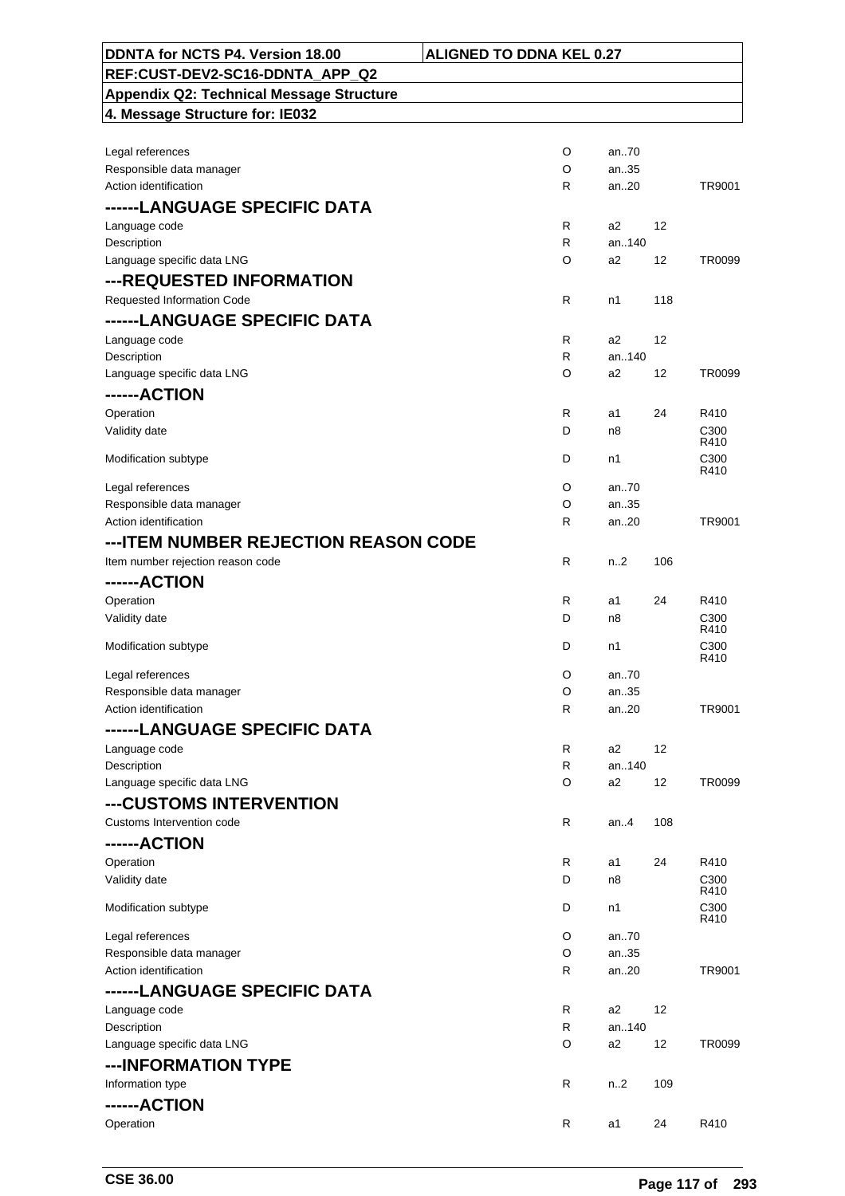| | | | | |
|---|---|---|---|---|
| Legal references | O | an..70 | | |
| Responsible data manager | O | an..35 | | |
| Action identification | R | an..20 | | TR9001 |
| **------LANGUAGE SPECIFIC DATA** | | | | |
| Language code | R | a2 | 12 | |
| Description | R | an..140 | | |
| Language specific data LNG | O | a2 | 12 | TR0099 |
| **---REQUESTED INFORMATION** | | | | |
| Requested Information Code | R | n1 | 118 | |
| **------LANGUAGE SPECIFIC DATA** | | | | |
| Language code | R | a2 | 12 | |
| Description | R | an..140 | | |
| Language specific data LNG | O | a2 | 12 | TR0099 |
| **------ACTION** | | | | |
| Operation | R | a1 | 24 | R410 |
| Validity date | D | n8 | | C300 R410 |
| Modification subtype | D | n1 | | C300 R410 |
| Legal references | O | an..70 | | |
| Responsible data manager | O | an..35 | | |
| Action identification | R | an..20 | | TR9001 |
| **---ITEM NUMBER REJECTION REASON CODE** | | | | |
| Item number rejection reason code | R | n..2 | 106 | |
| **------ACTION** | | | | |
| Operation | R | a1 | 24 | R410 |
| Validity date | D | n8 | | C300 R410 |
| Modification subtype | D | n1 | | C300 R410 |
| Legal references | O | an..70 | | |
| Responsible data manager | O | an..35 | | |
| Action identification | R | an..20 | | TR9001 |
| **------LANGUAGE SPECIFIC DATA** | | | | |
| Language code | R | a2 | 12 | |
| Description | R | an..140 | | |
| Language specific data LNG | O | a2 | 12 | TR0099 |
| **---CUSTOMS INTERVENTION** | | | | |
| Customs Intervention code | R | an..4 | 108 | |
| **------ACTION** | | | | |
| Operation | R | a1 | 24 | R410 |
| Validity date | D | n8 | | C300 R410 |
| Modification subtype | D | n1 | | C300 R410 |
| Legal references | O | an..70 | | |
| Responsible data manager | O | an..35 | | |
| Action identification | R | an..20 | | TR9001 |
| **------LANGUAGE SPECIFIC DATA** | | | | |
| Language code | R | a2 | 12 | |
| Description | R | an..140 | | |
| Language specific data LNG | O | a2 | 12 | TR0099 |
| **---INFORMATION TYPE** | | | | |
| Information type | R | n..2 | 109 | |
| **------ACTION** | | | | |
| Operation | R | a1 | 24 | R410 |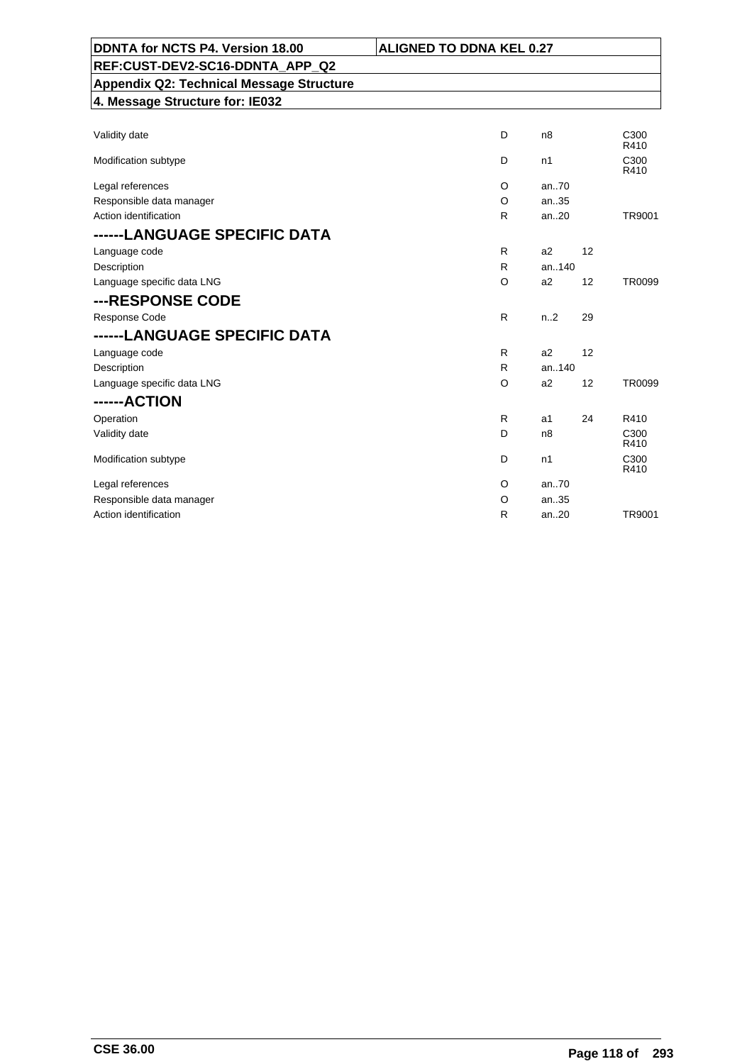| | | | | |
|---|---|---|---|---|
| Validity date | D | n8 | | C300 R410 |
| Modification subtype | D | n1 | | C300 R410 |
| Legal references | O | an..70 | | |
| Responsible data manager | O | an..35 | | |
| Action identification | R | an..20 | | TR9001 |
| **------LANGUAGE SPECIFIC DATA** | | | | |
| Language code | R | a2 | 12 | |
| Description | R | an..140 | | |
| Language specific data LNG | O | a2 | 12 | TR0099 |
| **---RESPONSE CODE** | | | | |
| Response Code | R | n..2 | 29 | |
| **------LANGUAGE SPECIFIC DATA** | | | | |
| Language code | R | a2 | 12 | |
| Description | R | an..140 | | |
| Language specific data LNG | O | a2 | 12 | TR0099 |
| **------ACTION** | | | | |
| Operation | R | a1 | 24 | R410 |
| Validity date | D | n8 | | C300 R410 |
| Modification subtype | D | n1 | | C300 R410 |
| Legal references | O | an..70 | | |
| Responsible data manager | O | an..35 | | |
| Action identification | R | an..20 | | TR9001 |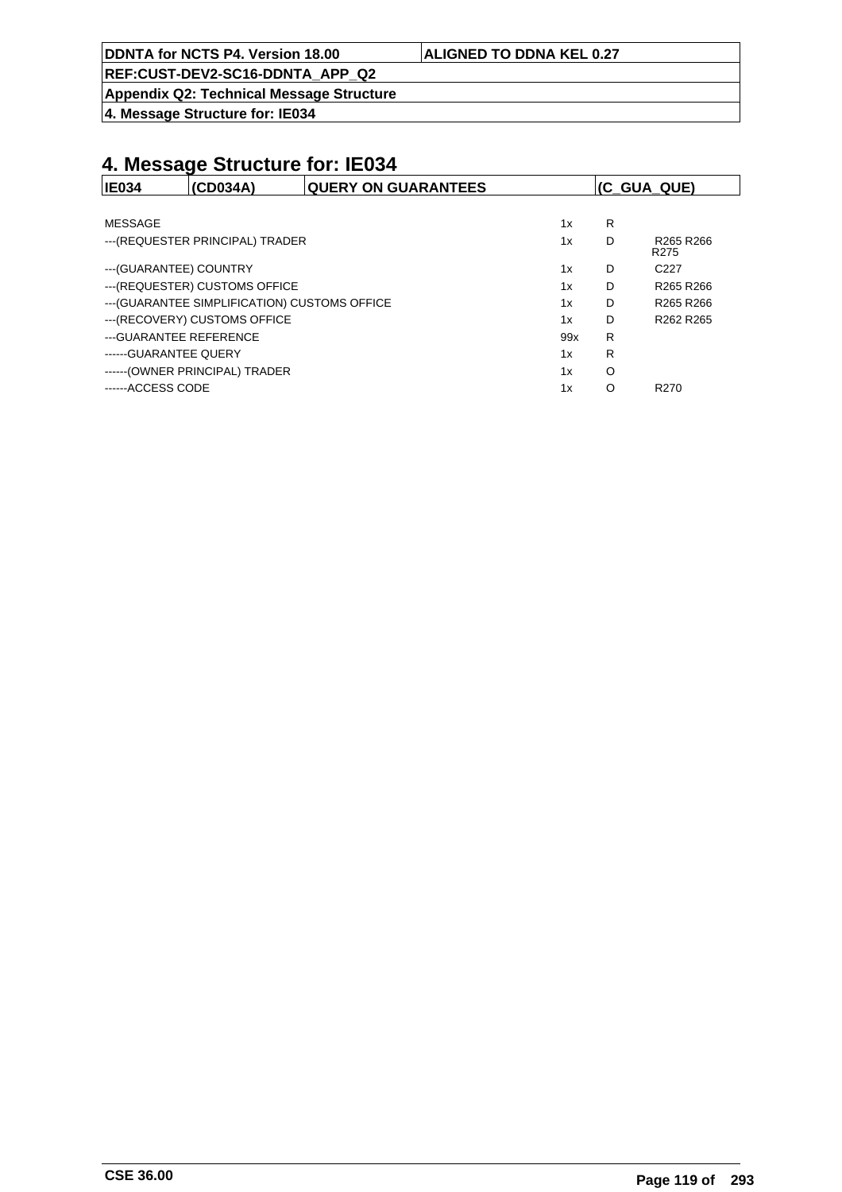# 4. Message Structure for: IE034

| IE034 | (CD034A) | QUERY ON GUARANTEES | (C_GUA_QUE) |
|---|---|---|---|

| | | | |
|---|---|---|---|
| MESSAGE | 1x | R | |
| ---(REQUESTER PRINCIPAL) TRADER | 1x | D | R265 R266 R275 |
| ---(GUARANTEE) COUNTRY | 1x | D | C227 |
| ---(REQUESTER) CUSTOMS OFFICE | 1x | D | R265 R266 |
| ---(GUARANTEE SIMPLIFICATION) CUSTOMS OFFICE | 1x | D | R265 R266 |
| ---(RECOVERY) CUSTOMS OFFICE | 1x | D | R262 R265 |
| ---GUARANTEE REFERENCE | 99x | R | |
| ------GUARANTEE QUERY | 1x | R | |
| ------(OWNER PRINCIPAL) TRADER | 1x | O | |
| ------ACCESS CODE | 1x | O | R270 |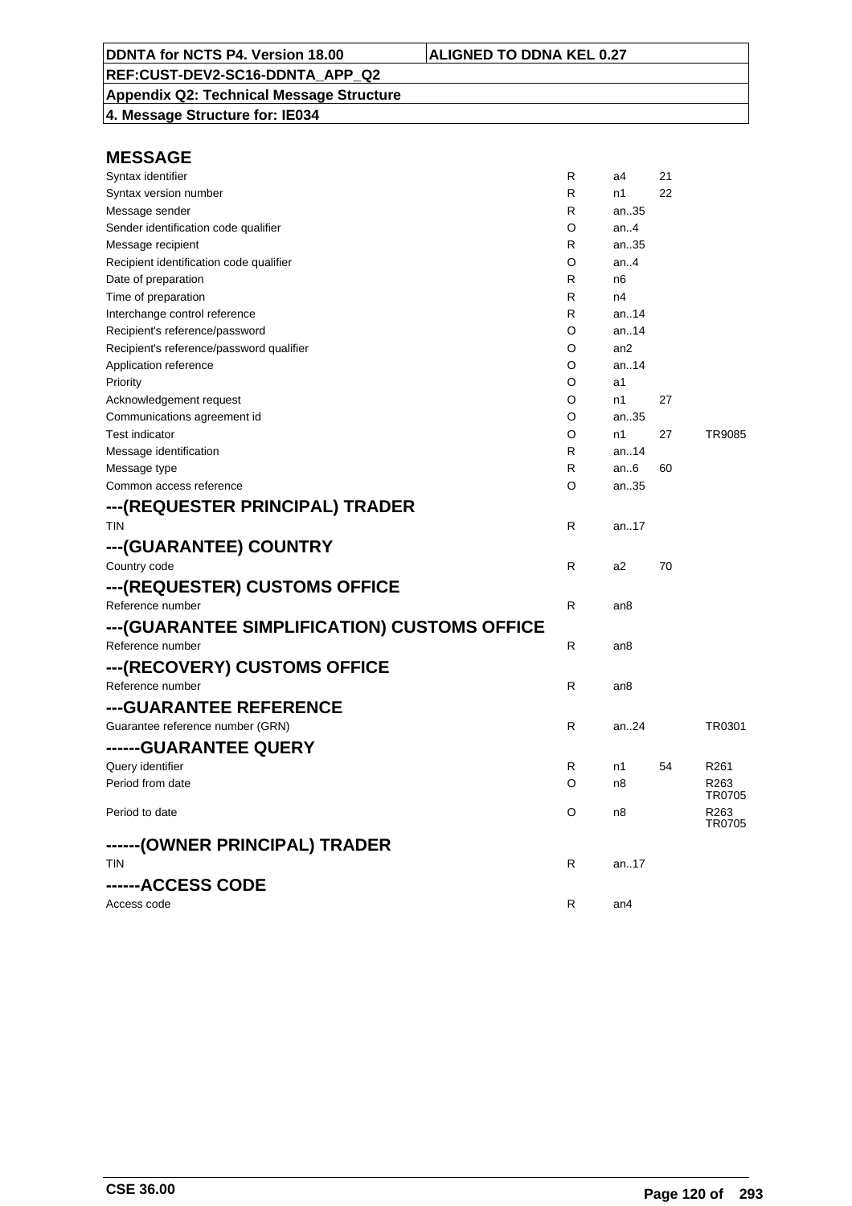| DDNTA for NCTS P4. Version 18.00 | ALIGNED TO DDNA KEL 0.27 |
|---|---|
| REF:CUST-DEV2-SC16-DDNTA_APP_Q2 | |
| Appendix Q2: Technical Message Structure | |
| 4. Message Structure for: IE034 | |

## MESSAGE

| | | | | |
|---|---|---|---|---|
| Syntax identifier | R | a4 | 21 | |
| Syntax version number | R | n1 | 22 | |
| Message sender | R | an..35 | | |
| Sender identification code qualifier | O | an..4 | | |
| Message recipient | R | an..35 | | |
| Recipient identification code qualifier | O | an..4 | | |
| Date of preparation | R | n6 | | |
| Time of preparation | R | n4 | | |
| Interchange control reference | R | an..14 | | |
| Recipient's reference/password | O | an..14 | | |
| Recipient's reference/password qualifier | O | an2 | | |
| Application reference | O | an..14 | | |
| Priority | O | a1 | | |
| Acknowledgement request | O | n1 | 27 | |
| Communications agreement id | O | an..35 | | |
| Test indicator | O | n1 | 27 | TR9085 |
| Message identification | R | an..14 | | |
| Message type | R | an..6 | 60 | |
| Common access reference | O | an..35 | | |

## ---(REQUESTER PRINCIPAL) TRADER

| | | | | |
|---|---|---|---|---|
| TIN | R | an..17 | | |

## ---(GUARANTEE) COUNTRY

| | | | | |
|---|---|---|---|---|
| Country code | R | a2 | 70 | |

## ---(REQUESTER) CUSTOMS OFFICE

| | | | | |
|---|---|---|---|---|
| Reference number | R | an8 | | |

## ---(GUARANTEE SIMPLIFICATION) CUSTOMS OFFICE

| | | | | |
|---|---|---|---|---|
| Reference number | R | an8 | | |

## ---(RECOVERY) CUSTOMS OFFICE

| | | | | |
|---|---|---|---|---|
| Reference number | R | an8 | | |

## ---GUARANTEE REFERENCE

| | | | | |
|---|---|---|---|---|
| Guarantee reference number (GRN) | R | an..24 | | TR0301 |

## ------GUARANTEE QUERY

| | | | | |
|---|---|---|---|---|
| Query identifier | R | n1 | 54 | R261 |
| Period from date | O | n8 | | R263 TR0705 |
| Period to date | O | n8 | | R263 TR0705 |

## ------(OWNER PRINCIPAL) TRADER

| | | | | |
|---|---|---|---|---|
| TIN | R | an..17 | | |

## ------ACCESS CODE

| | | | | |
|---|---|---|---|---|
| Access code | R | an4 | | |

CSE 36.00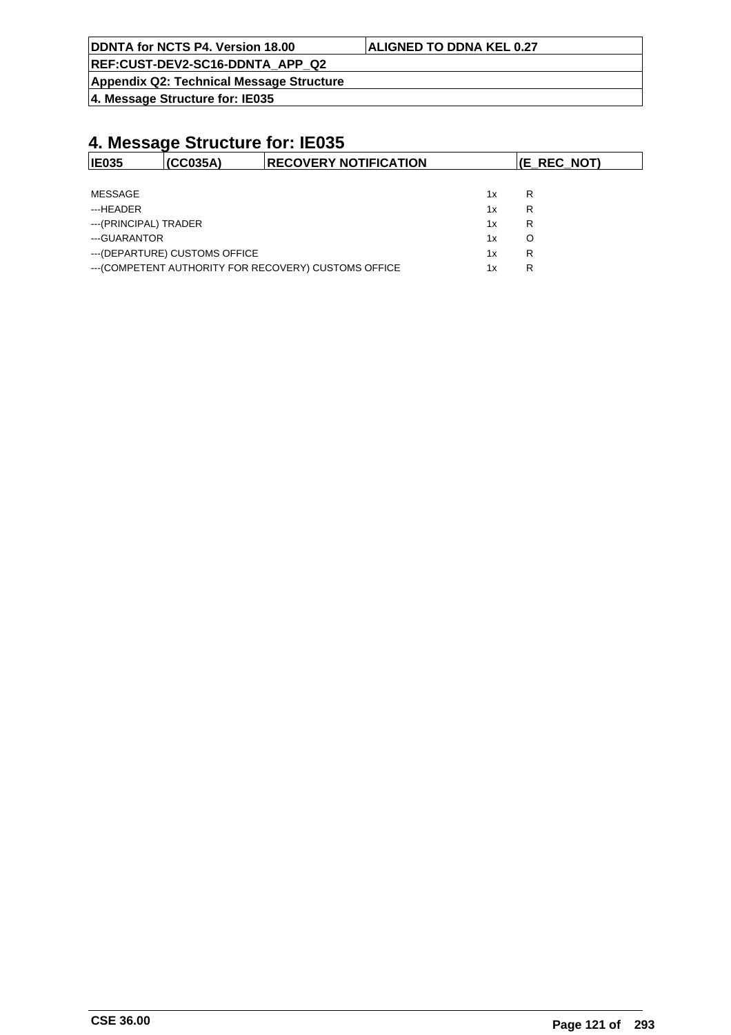# 4. Message Structure for: IE035

| IE035 | (CC035A) | RECOVERY NOTIFICATION | (E_REC_NOT) |
|---|---|---|---|

| | | |
|---|---|---|
| MESSAGE | 1x | R |
| ---HEADER | 1x | R |
| ---(PRINCIPAL) TRADER | 1x | R |
| ---GUARANTOR | 1x | O |
| ---(DEPARTURE) CUSTOMS OFFICE | 1x | R |
| ---(COMPETENT AUTHORITY FOR RECOVERY) CUSTOMS OFFICE | 1x | R |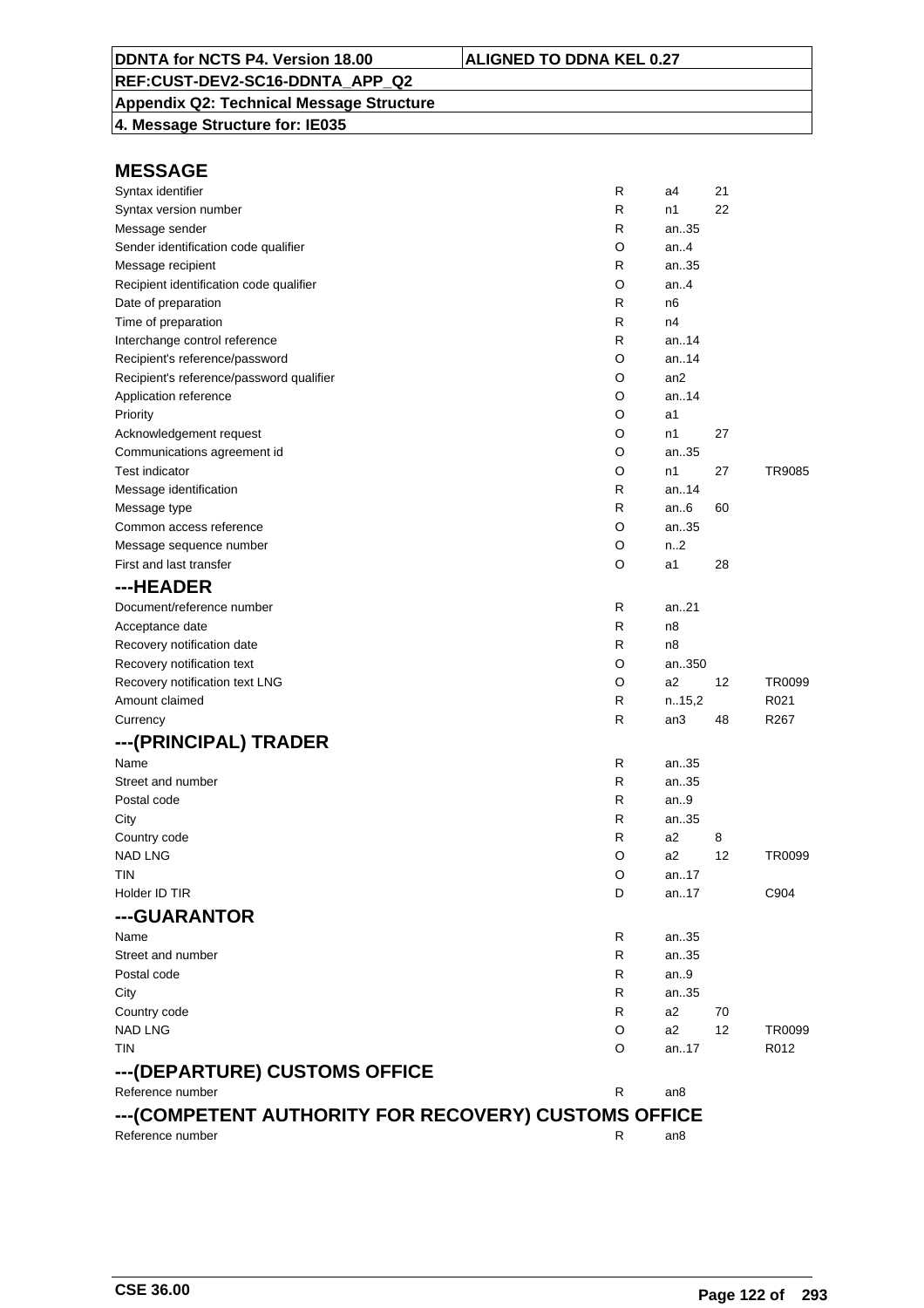| DDNTA for NCTS P4. Version 18.00 | ALIGNED TO DDNA KEL 0.27 |
|---|---|
| REF:CUST-DEV2-SC16-DDNTA_APP_Q2 | |
| Appendix Q2: Technical Message Structure | |
| 4. Message Structure for: IE035 | |

## MESSAGE

| | | | | |
|---|---|---|---|---|
| Syntax identifier | R | a4 | 21 | |
| Syntax version number | R | n1 | 22 | |
| Message sender | R | an..35 | | |
| Sender identification code qualifier | O | an..4 | | |
| Message recipient | R | an..35 | | |
| Recipient identification code qualifier | O | an..4 | | |
| Date of preparation | R | n6 | | |
| Time of preparation | R | n4 | | |
| Interchange control reference | R | an..14 | | |
| Recipient's reference/password | O | an..14 | | |
| Recipient's reference/password qualifier | O | an2 | | |
| Application reference | O | an..14 | | |
| Priority | O | a1 | | |
| Acknowledgement request | O | n1 | 27 | |
| Communications agreement id | O | an..35 | | |
| Test indicator | O | n1 | 27 | TR9085 |
| Message identification | R | an..14 | | |
| Message type | R | an..6 | 60 | |
| Common access reference | O | an..35 | | |
| Message sequence number | O | n..2 | | |
| First and last transfer | O | a1 | 28 | |

## ---HEADER

| | | | | |
|---|---|---|---|---|
| Document/reference number | R | an..21 | | |
| Acceptance date | R | n8 | | |
| Recovery notification date | R | n8 | | |
| Recovery notification text | O | an..350 | | |
| Recovery notification text LNG | O | a2 | 12 | TR0099 |
| Amount claimed | R | n..15,2 | | R021 |
| Currency | R | an3 | 48 | R267 |

## ---(PRINCIPAL) TRADER

| | | | | |
|---|---|---|---|---|
| Name | R | an..35 | | |
| Street and number | R | an..35 | | |
| Postal code | R | an..9 | | |
| City | R | an..35 | | |
| Country code | R | a2 | 8 | |
| NAD LNG | O | a2 | 12 | TR0099 |
| TIN | O | an..17 | | |
| Holder ID TIR | D | an..17 | | C904 |

## ---GUARANTOR

| | | | | |
|---|---|---|---|---|
| Name | R | an..35 | | |
| Street and number | R | an..35 | | |
| Postal code | R | an..9 | | |
| City | R | an..35 | | |
| Country code | R | a2 | 70 | |
| NAD LNG | O | a2 | 12 | TR0099 |
| TIN | O | an..17 | | R012 |

## ---(DEPARTURE) CUSTOMS OFFICE

| | | |
|---|---|---|
| Reference number | R | an8 |

## ---(COMPETENT AUTHORITY FOR RECOVERY) CUSTOMS OFFICE

| | | |
|---|---|---|
| Reference number | R | an8 |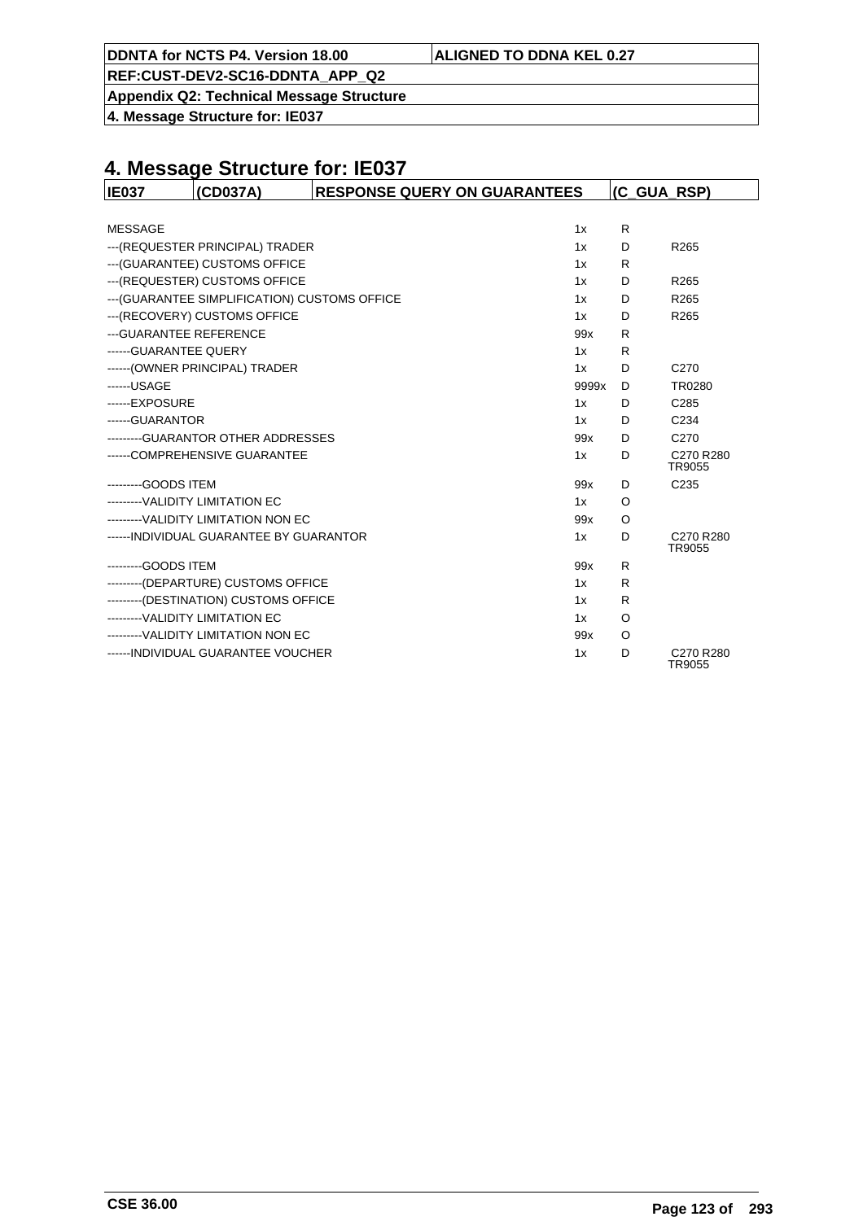# 4. Message Structure for: IE037

| IE037 | (CD037A) | RESPONSE QUERY ON GUARANTEES | (C_GUA_RSP) |
|---|---|---|---|

| | | | |
|---|---|---|---|
| MESSAGE | 1x | R | |
| ---(REQUESTER PRINCIPAL) TRADER | 1x | D | R265 |
| ---(GUARANTEE) CUSTOMS OFFICE | 1x | R | |
| ---(REQUESTER) CUSTOMS OFFICE | 1x | D | R265 |
| ---(GUARANTEE SIMPLIFICATION) CUSTOMS OFFICE | 1x | D | R265 |
| ---(RECOVERY) CUSTOMS OFFICE | 1x | D | R265 |
| ---GUARANTEE REFERENCE | 99x | R | |
| ------GUARANTEE QUERY | 1x | R | |
| ------(OWNER PRINCIPAL) TRADER | 1x | D | C270 |
| ------USAGE | 9999x | D | TR0280 |
| ------EXPOSURE | 1x | D | C285 |
| ------GUARANTOR | 1x | D | C234 |
| ---------GUARANTOR OTHER ADDRESSES | 99x | D | C270 |
| ------COMPREHENSIVE GUARANTEE | 1x | D | C270 R280 TR9055 |
| ---------GOODS ITEM | 99x | D | C235 |
| ---------VALIDITY LIMITATION EC | 1x | O | |
| ---------VALIDITY LIMITATION NON EC | 99x | O | |
| ------INDIVIDUAL GUARANTEE BY GUARANTOR | 1x | D | C270 R280 TR9055 |
| ---------GOODS ITEM | 99x | R | |
| ---------(DEPARTURE) CUSTOMS OFFICE | 1x | R | |
| ---------(DESTINATION) CUSTOMS OFFICE | 1x | R | |
| ---------VALIDITY LIMITATION EC | 1x | O | |
| ---------VALIDITY LIMITATION NON EC | 99x | O | |
| ------INDIVIDUAL GUARANTEE VOUCHER | 1x | D | C270 R280 TR9055 |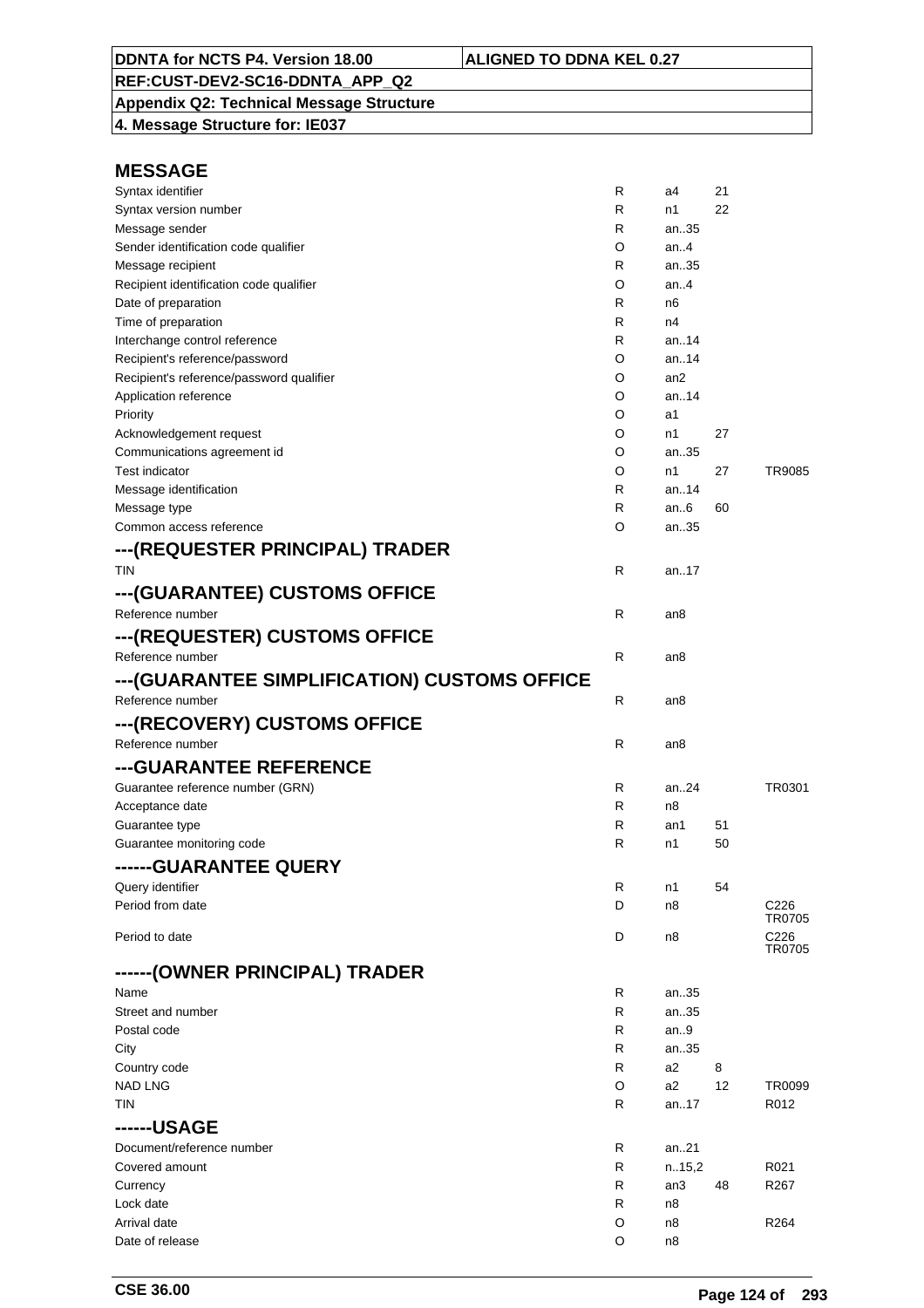| DDNTA for NCTS P4. Version 18.00 | ALIGNED TO DDNA KEL 0.27 |
|---|---|
| REF:CUST-DEV2-SC16-DDNTA_APP_Q2 | |
| Appendix Q2: Technical Message Structure | |
| 4. Message Structure for: IE037 | |

## MESSAGE

| | | | | |
|---|---|---|---|---|
| Syntax identifier | R | a4 | 21 | |
| Syntax version number | R | n1 | 22 | |
| Message sender | R | an..35 | | |
| Sender identification code qualifier | O | an..4 | | |
| Message recipient | R | an..35 | | |
| Recipient identification code qualifier | O | an..4 | | |
| Date of preparation | R | n6 | | |
| Time of preparation | R | n4 | | |
| Interchange control reference | R | an..14 | | |
| Recipient's reference/password | O | an..14 | | |
| Recipient's reference/password qualifier | O | an2 | | |
| Application reference | O | an..14 | | |
| Priority | O | a1 | | |
| Acknowledgement request | O | n1 | 27 | |
| Communications agreement id | O | an..35 | | |
| Test indicator | O | n1 | 27 | TR9085 |
| Message identification | R | an..14 | | |
| Message type | R | an..6 | 60 | |
| Common access reference | O | an..35 | | |

## ---(REQUESTER PRINCIPAL) TRADER

| | | | | |
|---|---|---|---|---|
| TIN | R | an..17 | | |

## ---(GUARANTEE) CUSTOMS OFFICE

| | | | | |
|---|---|---|---|---|
| Reference number | R | an8 | | |

## ---(REQUESTER) CUSTOMS OFFICE

| | | | | |
|---|---|---|---|---|
| Reference number | R | an8 | | |

## ---(GUARANTEE SIMPLIFICATION) CUSTOMS OFFICE

| | | | | |
|---|---|---|---|---|
| Reference number | R | an8 | | |

## ---(RECOVERY) CUSTOMS OFFICE

| | | | | |
|---|---|---|---|---|
| Reference number | R | an8 | | |

## ---GUARANTEE REFERENCE

| | | | | |
|---|---|---|---|---|
| Guarantee reference number (GRN) | R | an..24 | | TR0301 |
| Acceptance date | R | n8 | | |
| Guarantee type | R | an1 | 51 | |
| Guarantee monitoring code | R | n1 | 50 | |

## ------GUARANTEE QUERY

| | | | | |
|---|---|---|---|---|
| Query identifier | R | n1 | 54 | |
| Period from date | D | n8 | | C226 TR0705 |
| Period to date | D | n8 | | C226 TR0705 |

## ------(OWNER PRINCIPAL) TRADER

| | | | | |
|---|---|---|---|---|
| Name | R | an..35 | | |
| Street and number | R | an..35 | | |
| Postal code | R | an..9 | | |
| City | R | an..35 | | |
| Country code | R | a2 | 8 | |
| NAD LNG | O | a2 | 12 | TR0099 |
| TIN | R | an..17 | | R012 |

## ------USAGE

| | | | | |
|---|---|---|---|---|
| Document/reference number | R | an..21 | | |
| Covered amount | R | n..15,2 | | R021 |
| Currency | R | an3 | 48 | R267 |
| Lock date | R | n8 | | |
| Arrival date | O | n8 | | R264 |
| Date of release | O | n8 | | |

CSE 36.00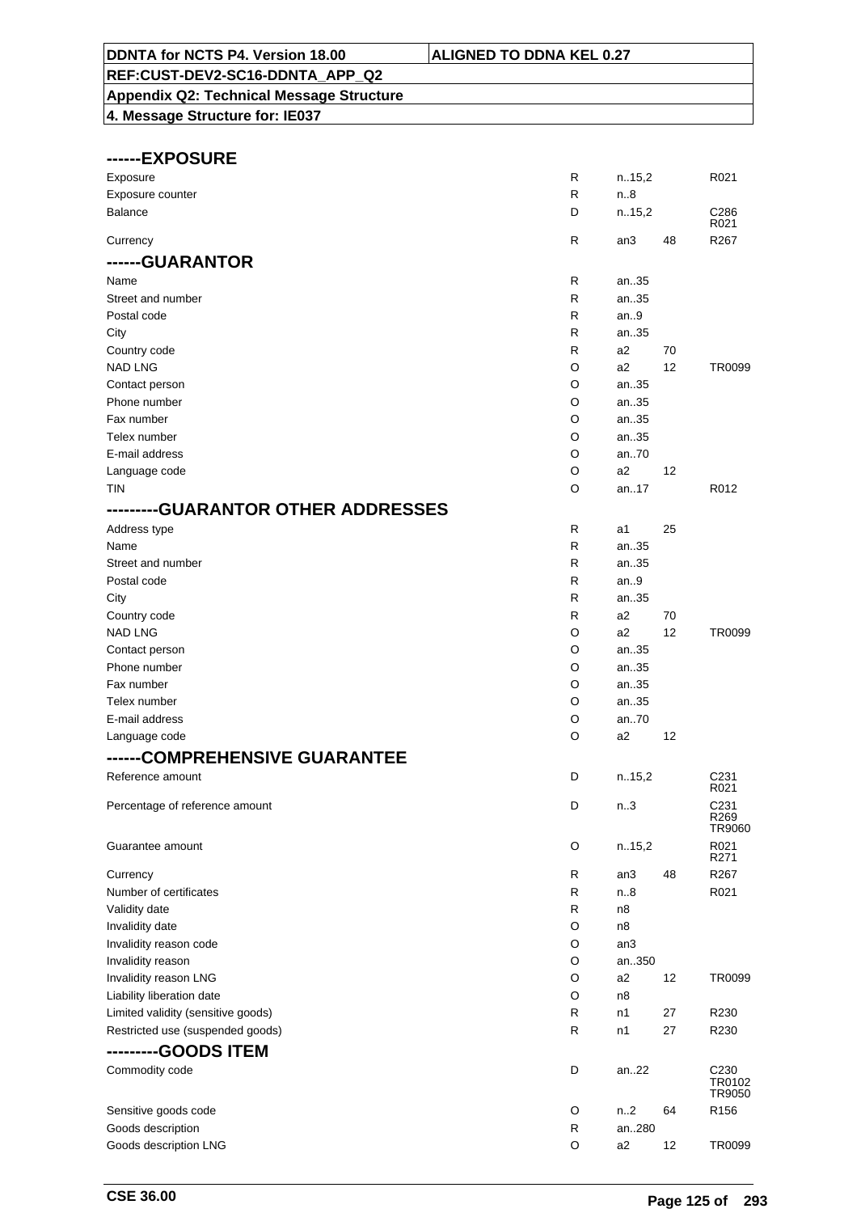| DDNTA for NCTS P4. Version 18.00 | ALIGNED TO DDNA KEL 0.27 |
|---|---|
| REF:CUST-DEV2-SC16-DDNTA_APP_Q2 | |
| Appendix Q2: Technical Message Structure | |
| 4. Message Structure for: IE037 | |

| | | | | |
|---|---|---|---|---|
| **------EXPOSURE** | | | | |
| Exposure | R | n..15,2 | | R021 |
| Exposure counter | R | n..8 | | |
| Balance | D | n..15,2 | | C286 R021 |
| Currency | R | an3 | 48 | R267 |
| **------GUARANTOR** | | | | |
| Name | R | an..35 | | |
| Street and number | R | an..35 | | |
| Postal code | R | an..9 | | |
| City | R | an..35 | | |
| Country code | R | a2 | 70 | |
| NAD LNG | O | a2 | 12 | TR0099 |
| Contact person | O | an..35 | | |
| Phone number | O | an..35 | | |
| Fax number | O | an..35 | | |
| Telex number | O | an..35 | | |
| E-mail address | O | an..70 | | |
| Language code | O | a2 | 12 | |
| TIN | O | an..17 | | R012 |
| **---------GUARANTOR OTHER ADDRESSES** | | | | |
| Address type | R | a1 | 25 | |
| Name | R | an..35 | | |
| Street and number | R | an..35 | | |
| Postal code | R | an..9 | | |
| City | R | an..35 | | |
| Country code | R | a2 | 70 | |
| NAD LNG | O | a2 | 12 | TR0099 |
| Contact person | O | an..35 | | |
| Phone number | O | an..35 | | |
| Fax number | O | an..35 | | |
| Telex number | O | an..35 | | |
| E-mail address | O | an..70 | | |
| Language code | O | a2 | 12 | |
| **------COMPREHENSIVE GUARANTEE** | | | | |
| Reference amount | D | n..15,2 | | C231 R021 |
| Percentage of reference amount | D | n..3 | | C231 R269 TR9060 |
| Guarantee amount | O | n..15,2 | | R021 R271 |
| Currency | R | an3 | 48 | R267 |
| Number of certificates | R | n..8 | | R021 |
| Validity date | R | n8 | | |
| Invalidity date | O | n8 | | |
| Invalidity reason code | O | an3 | | |
| Invalidity reason | O | an..350 | | |
| Invalidity reason LNG | O | a2 | 12 | TR0099 |
| Liability liberation date | O | n8 | | |
| Limited validity (sensitive goods) | R | n1 | 27 | R230 |
| Restricted use (suspended goods) | R | n1 | 27 | R230 |
| **---------GOODS ITEM** | | | | |
| Commodity code | D | an..22 | | C230 TR0102 TR9050 |
| Sensitive goods code | O | n..2 | 64 | R156 |
| Goods description | R | an..280 | | |
| Goods description LNG | O | a2 | 12 | TR0099 |

CSE 36.00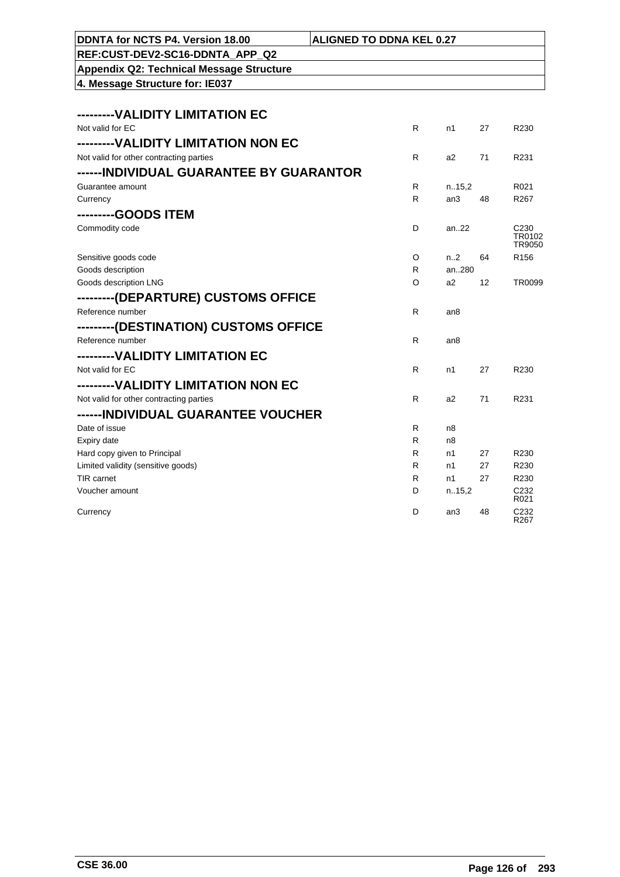| ---------VALIDITY LIMITATION EC | | | | |
|---|---|---|---|---|
| Not valid for EC | R | n1 | 27 | R230 |
| **---------VALIDITY LIMITATION NON EC** | | | | |
| Not valid for other contracting parties | R | a2 | 71 | R231 |
| **------INDIVIDUAL GUARANTEE BY GUARANTOR** | | | | |
| Guarantee amount | R | n..15,2 | | R021 |
| Currency | R | an3 | 48 | R267 |
| **---------GOODS ITEM** | | | | |
| Commodity code | D | an..22 | | C230 TR0102 TR9050 |
| Sensitive goods code | O | n..2 | 64 | R156 |
| Goods description | R | an..280 | | |
| Goods description LNG | O | a2 | 12 | TR0099 |
| **---------(DEPARTURE) CUSTOMS OFFICE** | | | | |
| Reference number | R | an8 | | |
| **---------(DESTINATION) CUSTOMS OFFICE** | | | | |
| Reference number | R | an8 | | |
| **---------VALIDITY LIMITATION EC** | | | | |
| Not valid for EC | R | n1 | 27 | R230 |
| **---------VALIDITY LIMITATION NON EC** | | | | |
| Not valid for other contracting parties | R | a2 | 71 | R231 |
| **------INDIVIDUAL GUARANTEE VOUCHER** | | | | |
| Date of issue | R | n8 | | |
| Expiry date | R | n8 | | |
| Hard copy given to Principal | R | n1 | 27 | R230 |
| Limited validity (sensitive goods) | R | n1 | 27 | R230 |
| TIR carnet | R | n1 | 27 | R230 |
| Voucher amount | D | n..15,2 | | C232 R021 |
| Currency | D | an3 | 48 | C232 R267 |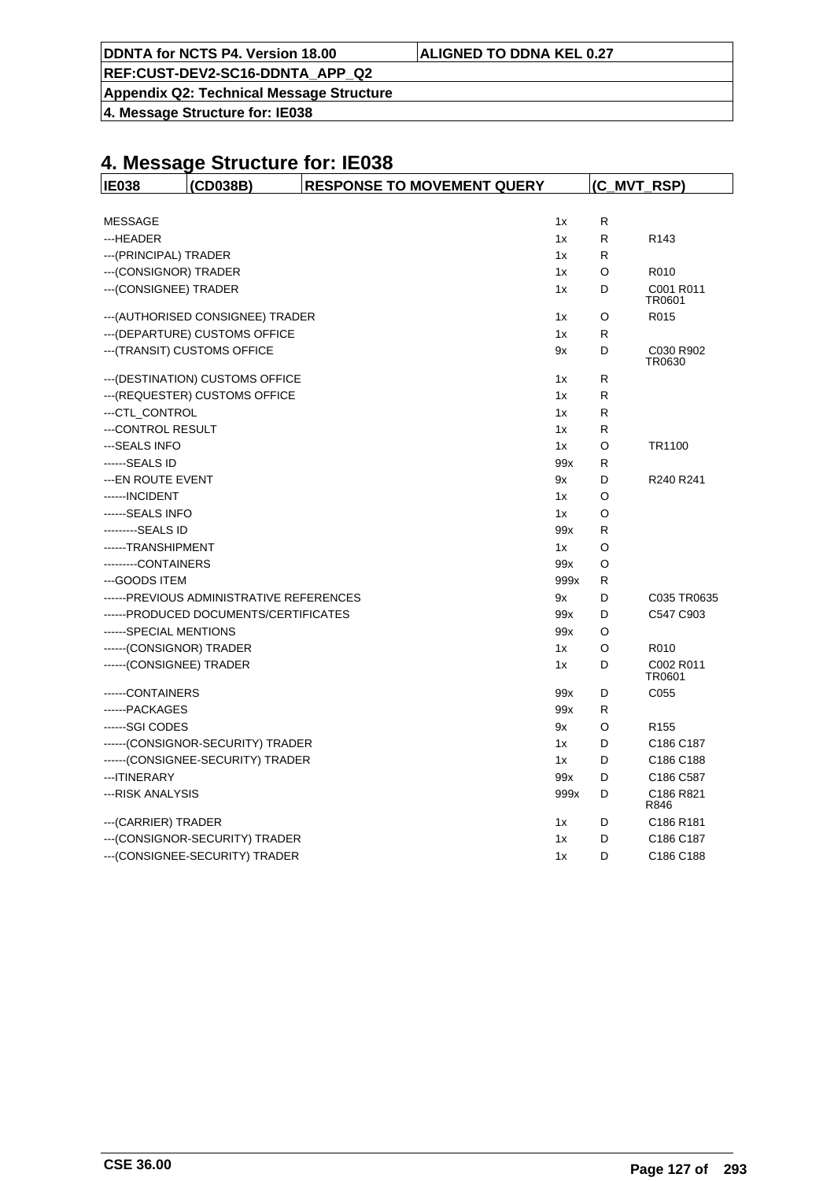# 4. Message Structure for: IE038

| IE038 | (CD038B) | RESPONSE TO MOVEMENT QUERY | (C_MVT_RSP) |
|---|---|---|---|

| | | | |
|---|---|---|---|
| MESSAGE | 1x | R | |
| ---HEADER | 1x | R | R143 |
| ---(PRINCIPAL) TRADER | 1x | R | |
| ---(CONSIGNOR) TRADER | 1x | O | R010 |
| ---(CONSIGNEE) TRADER | 1x | D | C001 R011 TR0601 |
| ---(AUTHORISED CONSIGNEE) TRADER | 1x | O | R015 |
| ---(DEPARTURE) CUSTOMS OFFICE | 1x | R | |
| ---(TRANSIT) CUSTOMS OFFICE | 9x | D | C030 R902 TR0630 |
| ---(DESTINATION) CUSTOMS OFFICE | 1x | R | |
| ---(REQUESTER) CUSTOMS OFFICE | 1x | R | |
| ---CTL_CONTROL | 1x | R | |
| ---CONTROL RESULT | 1x | R | |
| ---SEALS INFO | 1x | O | TR1100 |
| ------SEALS ID | 99x | R | |
| ---EN ROUTE EVENT | 9x | D | R240 R241 |
| ------INCIDENT | 1x | O | |
| ------SEALS INFO | 1x | O | |
| ---------SEALS ID | 99x | R | |
| ------TRANSHIPMENT | 1x | O | |
| ---------CONTAINERS | 99x | O | |
| ---GOODS ITEM | 999x | R | |
| ------PREVIOUS ADMINISTRATIVE REFERENCES | 9x | D | C035 TR0635 |
| ------PRODUCED DOCUMENTS/CERTIFICATES | 99x | D | C547 C903 |
| ------SPECIAL MENTIONS | 99x | O | |
| ------(CONSIGNOR) TRADER | 1x | O | R010 |
| ------(CONSIGNEE) TRADER | 1x | D | C002 R011 TR0601 |
| ------CONTAINERS | 99x | D | C055 |
| ------PACKAGES | 99x | R | |
| ------SGI CODES | 9x | O | R155 |
| ------(CONSIGNOR-SECURITY) TRADER | 1x | D | C186 C187 |
| ------(CONSIGNEE-SECURITY) TRADER | 1x | D | C186 C188 |
| ---ITINERARY | 99x | D | C186 C587 |
| ---RISK ANALYSIS | 999x | D | C186 R821 R846 |
| ---(CARRIER) TRADER | 1x | D | C186 R181 |
| ---(CONSIGNOR-SECURITY) TRADER | 1x | D | C186 C187 |
| ---(CONSIGNEE-SECURITY) TRADER | 1x | D | C186 C188 |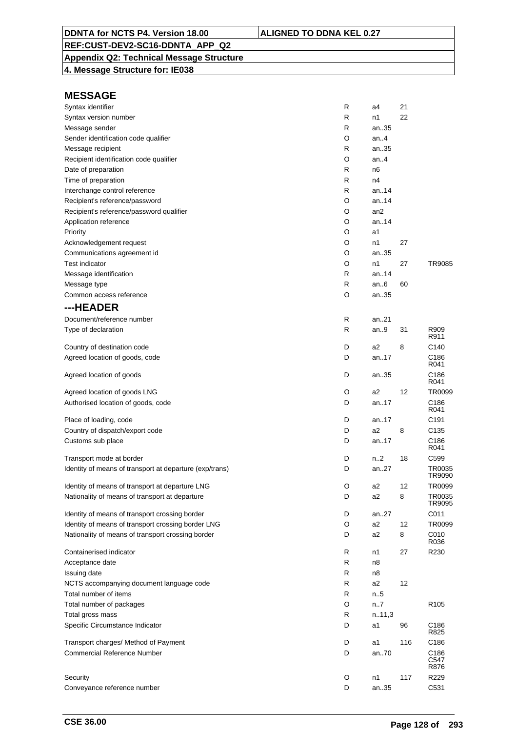DDNTA for NCTS P4. Version 18.00 | ALIGNED TO DDNA KEL 0.27

REF:CUST-DEV2-SC16-DDNTA_APP_Q2

Appendix Q2: Technical Message Structure

4. Message Structure for: IE038

## MESSAGE

| | | | | |
|---|---|---|---|---|
| Syntax identifier | R | a4 | 21 | |
| Syntax version number | R | n1 | 22 | |
| Message sender | R | an..35 | | |
| Sender identification code qualifier | O | an..4 | | |
| Message recipient | R | an..35 | | |
| Recipient identification code qualifier | O | an..4 | | |
| Date of preparation | R | n6 | | |
| Time of preparation | R | n4 | | |
| Interchange control reference | R | an..14 | | |
| Recipient's reference/password | O | an..14 | | |
| Recipient's reference/password qualifier | O | an2 | | |
| Application reference | O | an..14 | | |
| Priority | O | a1 | | |
| Acknowledgement request | O | n1 | 27 | |
| Communications agreement id | O | an..35 | | |
| Test indicator | O | n1 | 27 | TR9085 |
| Message identification | R | an..14 | | |
| Message type | R | an..6 | 60 | |
| Common access reference | O | an..35 | | |

## ---HEADER

| | | | | |
|---|---|---|---|---|
| Document/reference number | R | an..21 | | |
| Type of declaration | R | an..9 | 31 | R909 R911 |
| Country of destination code | D | a2 | 8 | C140 |
| Agreed location of goods, code | D | an..17 | | C186 R041 |
| Agreed location of goods | D | an..35 | | C186 R041 |
| Agreed location of goods LNG | O | a2 | 12 | TR0099 |
| Authorised location of goods, code | D | an..17 | | C186 R041 |
| Place of loading, code | D | an..17 | | C191 |
| Country of dispatch/export code | D | a2 | 8 | C135 |
| Customs sub place | D | an..17 | | C186 R041 |
| Transport mode at border | D | n..2 | 18 | C599 |
| Identity of means of transport at departure (exp/trans) | D | an..27 | | TR0035 TR9090 |
| Identity of means of transport at departure LNG | O | a2 | 12 | TR0099 |
| Nationality of means of transport at departure | D | a2 | 8 | TR0035 TR9095 |
| Identity of means of transport crossing border | D | an..27 | | C011 |
| Identity of means of transport crossing border LNG | O | a2 | 12 | TR0099 |
| Nationality of means of transport crossing border | D | a2 | 8 | C010 R036 |
| Containerised indicator | R | n1 | 27 | R230 |
| Acceptance date | R | n8 | | |
| Issuing date | R | n8 | | |
| NCTS accompanying document language code | R | a2 | 12 | |
| Total number of items | R | n..5 | | |
| Total number of packages | O | n..7 | | R105 |
| Total gross mass | R | n..11,3 | | |
| Specific Circumstance Indicator | D | a1 | 96 | C186 R825 |
| Transport charges/ Method of Payment | D | a1 | 116 | C186 |
| Commercial Reference Number | D | an..70 | | C186 C547 R876 |
| Security | O | n1 | 117 | R229 |
| Conveyance reference number | D | an..35 | | C531 |

CSE 36.00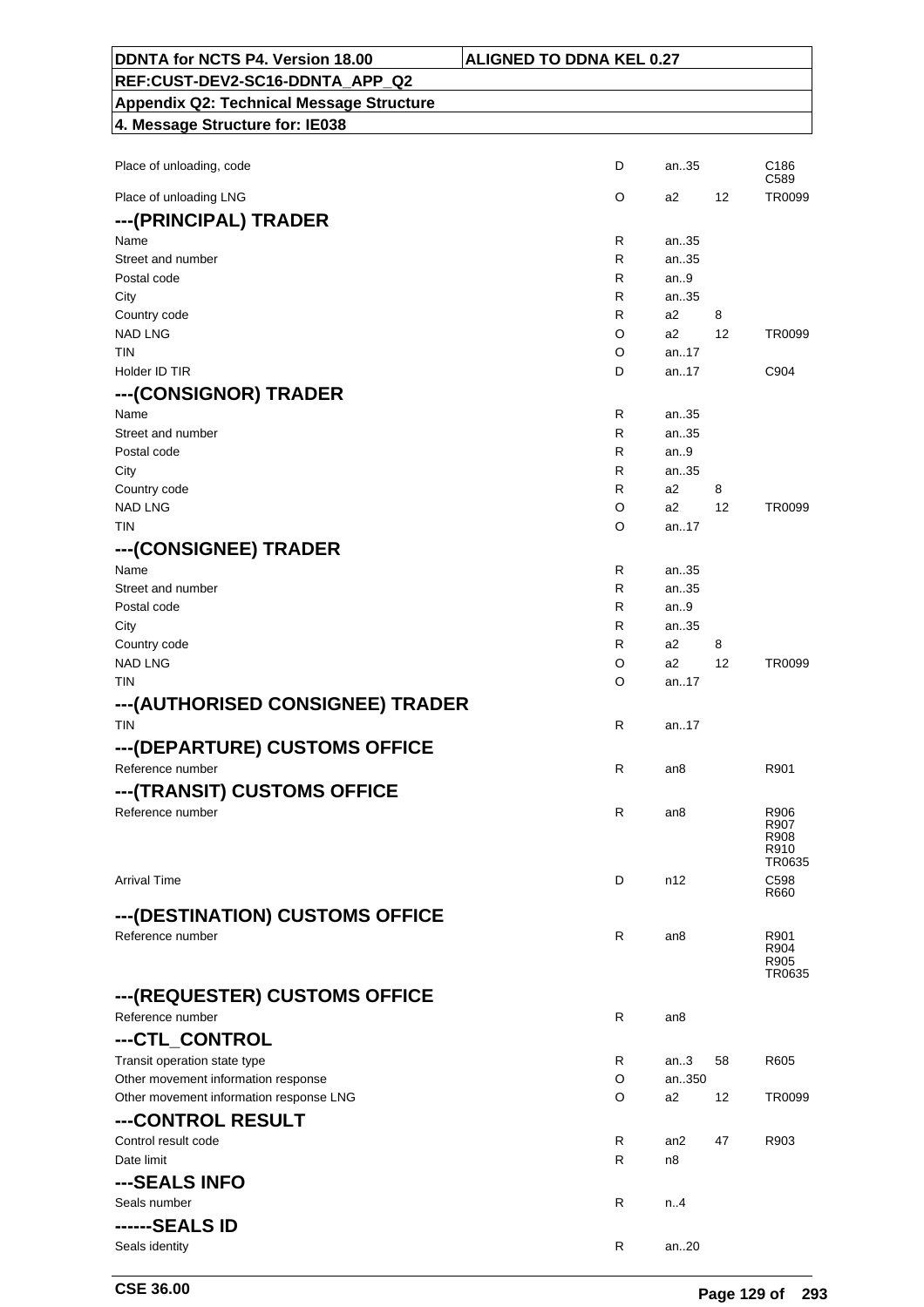| DDNTA for NCTS P4. Version 18.00 | ALIGNED TO DDNA KEL 0.27 |
|---|---|
| REF:CUST-DEV2-SC16-DDNTA_APP_Q2 | |
| Appendix Q2: Technical Message Structure | |
| 4. Message Structure for: IE038 | |

| | | | | |
|---|---|---|---|---|
| Place of unloading, code | D | an..35 | | C186 C589 |
| Place of unloading LNG | O | a2 | 12 | TR0099 |

### ---(PRINCIPAL) TRADER

| | | | | |
|---|---|---|---|---|
| Name | R | an..35 | | |
| Street and number | R | an..35 | | |
| Postal code | R | an..9 | | |
| City | R | an..35 | | |
| Country code | R | a2 | 8 | |
| NAD LNG | O | a2 | 12 | TR0099 |
| TIN | O | an..17 | | |
| Holder ID TIR | D | an..17 | | C904 |

### ---(CONSIGNOR) TRADER

| | | | | |
|---|---|---|---|---|
| Name | R | an..35 | | |
| Street and number | R | an..35 | | |
| Postal code | R | an..9 | | |
| City | R | an..35 | | |
| Country code | R | a2 | 8 | |
| NAD LNG | O | a2 | 12 | TR0099 |
| TIN | O | an..17 | | |

### ---(CONSIGNEE) TRADER

| | | | | |
|---|---|---|---|---|
| Name | R | an..35 | | |
| Street and number | R | an..35 | | |
| Postal code | R | an..9 | | |
| City | R | an..35 | | |
| Country code | R | a2 | 8 | |
| NAD LNG | O | a2 | 12 | TR0099 |
| TIN | O | an..17 | | |

### ---(AUTHORISED CONSIGNEE) TRADER

| | | | | |
|---|---|---|---|---|
| TIN | R | an..17 | | |

### ---(DEPARTURE) CUSTOMS OFFICE

| | | | | |
|---|---|---|---|---|
| Reference number | R | an8 | | R901 |

### ---(TRANSIT) CUSTOMS OFFICE

| | | | | |
|---|---|---|---|---|
| Reference number | R | an8 | | R906 R907 R908 R910 TR0635 |
| Arrival Time | D | n12 | | C598 R660 |

### ---(DESTINATION) CUSTOMS OFFICE

| | | | | |
|---|---|---|---|---|
| Reference number | R | an8 | | R901 R904 R905 TR0635 |

### ---(REQUESTER) CUSTOMS OFFICE

| | | | | |
|---|---|---|---|---|
| Reference number | R | an8 | | |

### ---CTL_CONTROL

| | | | | |
|---|---|---|---|---|
| Transit operation state type | R | an..3 | 58 | R605 |
| Other movement information response | O | an..350 | | |
| Other movement information response LNG | O | a2 | 12 | TR0099 |

### ---CONTROL RESULT

| | | | | |
|---|---|---|---|---|
| Control result code | R | an2 | 47 | R903 |
| Date limit | R | n8 | | |

### ---SEALS INFO

| | | | | |
|---|---|---|---|---|
| Seals number | R | n..4 | | |

### ------SEALS ID

| | | | | |
|---|---|---|---|---|
| Seals identity | R | an..20 | | |

CSE 36.00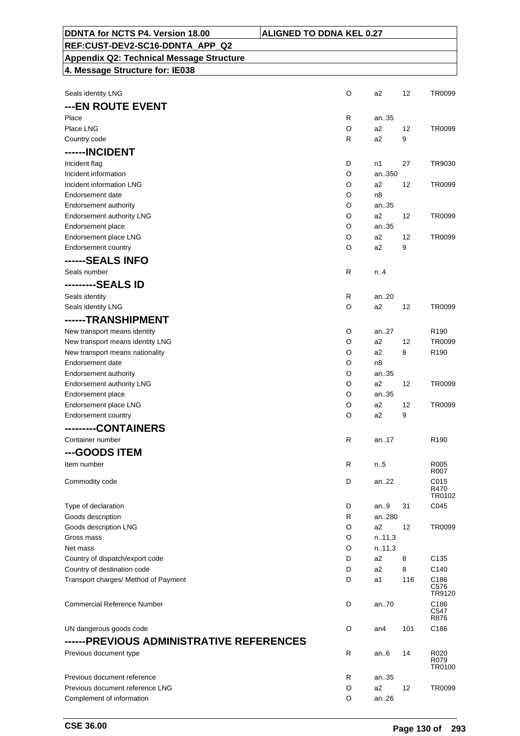| DDNTA for NCTS P4. Version 18.00 | ALIGNED TO DDNA KEL 0.27 |
|---|---|
| REF:CUST-DEV2-SC16-DDNTA_APP_Q2 | |
| Appendix Q2: Technical Message Structure | |
| 4. Message Structure for: IE038 | |

| | | | | |
|---|---|---|---|---|
| Seals identity LNG | O | a2 | 12 | TR0099 |
| **---EN ROUTE EVENT** | | | | |
| Place | R | an..35 | | |
| Place LNG | O | a2 | 12 | TR0099 |
| Country code | R | a2 | 9 | |
| **------INCIDENT** | | | | |
| Incident flag | D | n1 | 27 | TR9030 |
| Incident information | O | an..350 | | |
| Incident information LNG | O | a2 | 12 | TR0099 |
| Endorsement date | O | n8 | | |
| Endorsement authority | O | an..35 | | |
| Endorsement authority LNG | O | a2 | 12 | TR0099 |
| Endorsement place | O | an..35 | | |
| Endorsement place LNG | O | a2 | 12 | TR0099 |
| Endorsement country | O | a2 | 9 | |
| **------SEALS INFO** | | | | |
| Seals number | R | n..4 | | |
| **---------SEALS ID** | | | | |
| Seals identity | R | an..20 | | |
| Seals identity LNG | O | a2 | 12 | TR0099 |
| **------TRANSHIPMENT** | | | | |
| New transport means identity | O | an..27 | | R190 |
| New transport means identity LNG | O | a2 | 12 | TR0099 |
| New transport means nationality | O | a2 | 8 | R190 |
| Endorsement date | O | n8 | | |
| Endorsement authority | O | an..35 | | |
| Endorsement authority LNG | O | a2 | 12 | TR0099 |
| Endorsement place | O | an..35 | | |
| Endorsement place LNG | O | a2 | 12 | TR0099 |
| Endorsement country | O | a2 | 9 | |
| **---------CONTAINERS** | | | | |
| Container number | R | an..17 | | R190 |
| **---GOODS ITEM** | | | | |
| Item number | R | n..5 | | R005 R007 |
| Commodity code | D | an..22 | | C015 R470 TR0102 |
| Type of declaration | D | an..9 | 31 | C045 |
| Goods description | R | an..280 | | |
| Goods description LNG | O | a2 | 12 | TR0099 |
| Gross mass | O | n..11,3 | | |
| Net mass | O | n..11,3 | | |
| Country of dispatch/export code | D | a2 | 8 | C135 |
| Country of destination code | D | a2 | 8 | C140 |
| Transport charges/ Method of Payment | D | a1 | 116 | C186 C576 TR9120 |
| Commercial Reference Number | D | an..70 | | C186 C547 R876 |
| UN dangerous goods code | O | an4 | 101 | C186 |
| **------PREVIOUS ADMINISTRATIVE REFERENCES** | | | | |
| Previous document type | R | an..6 | 14 | R020 R079 TR0100 |
| Previous document reference | R | an..35 | | |
| Previous document reference LNG | O | a2 | 12 | TR0099 |
| Complement of information | O | an..26 | | |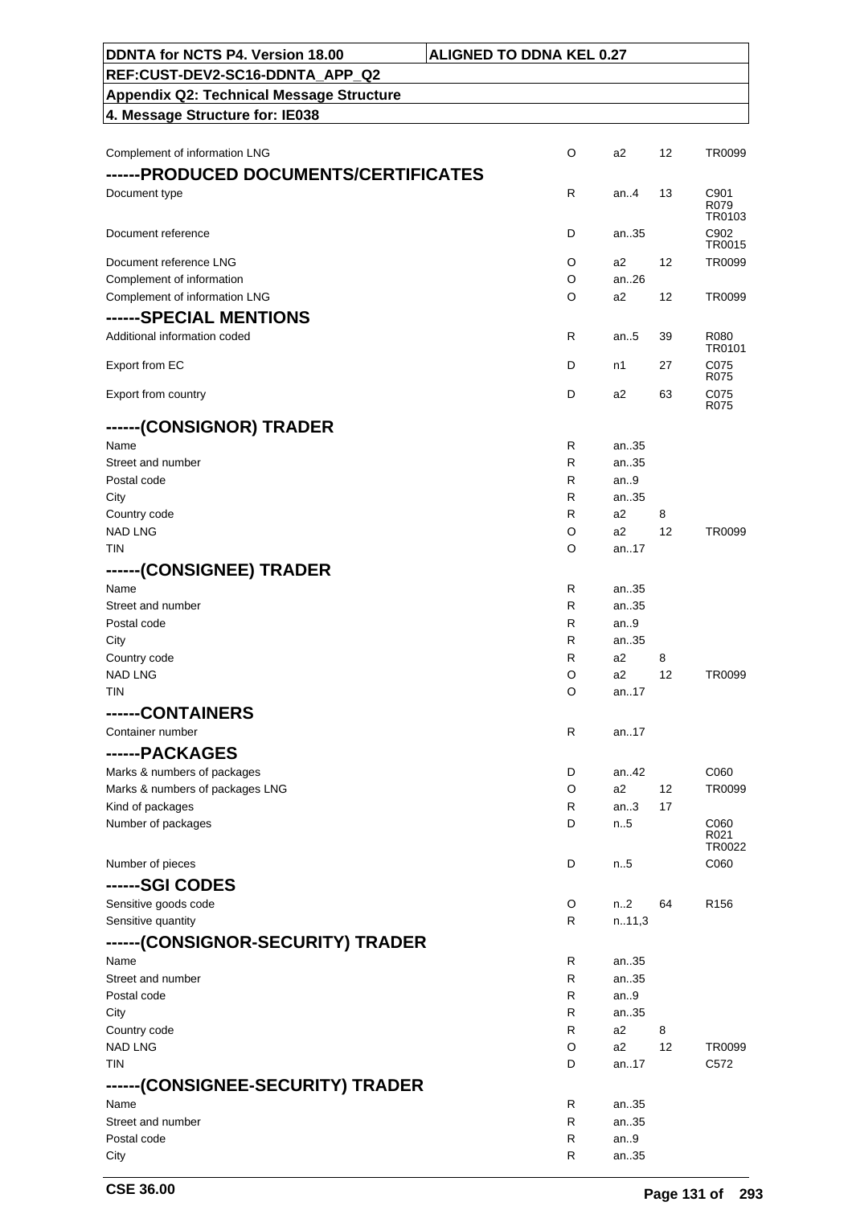| Field | Status | Format | Codelist | Rules/Conditions |
|---|---|---|---|---|
| Complement of information LNG | O | a2 | 12 | TR0099 |
| **------PRODUCED DOCUMENTS/CERTIFICATES** | | | | |
| Document type | R | an..4 | 13 | C901 R079 TR0103 |
| Document reference | D | an..35 | | C902 TR0015 |
| Document reference LNG | O | a2 | 12 | TR0099 |
| Complement of information | O | an..26 | | |
| Complement of information LNG | O | a2 | 12 | TR0099 |
| **------SPECIAL MENTIONS** | | | | |
| Additional information coded | R | an..5 | 39 | R080 TR0101 |
| Export from EC | D | n1 | 27 | C075 R075 |
| Export from country | D | a2 | 63 | C075 R075 |
| **------(CONSIGNOR) TRADER** | | | | |
| Name | R | an..35 | | |
| Street and number | R | an..35 | | |
| Postal code | R | an..9 | | |
| City | R | an..35 | | |
| Country code | R | a2 | 8 | |
| NAD LNG | O | a2 | 12 | TR0099 |
| TIN | O | an..17 | | |
| **------(CONSIGNEE) TRADER** | | | | |
| Name | R | an..35 | | |
| Street and number | R | an..35 | | |
| Postal code | R | an..9 | | |
| City | R | an..35 | | |
| Country code | R | a2 | 8 | |
| NAD LNG | O | a2 | 12 | TR0099 |
| TIN | O | an..17 | | |
| **------CONTAINERS** | | | | |
| Container number | R | an..17 | | |
| **------PACKAGES** | | | | |
| Marks & numbers of packages | D | an..42 | | C060 |
| Marks & numbers of packages LNG | O | a2 | 12 | TR0099 |
| Kind of packages | R | an..3 | 17 | |
| Number of packages | D | n..5 | | C060 R021 TR0022 |
| Number of pieces | D | n..5 | | C060 |
| **------SGI CODES** | | | | |
| Sensitive goods code | O | n..2 | 64 | R156 |
| Sensitive quantity | R | n..11,3 | | |
| **------(CONSIGNOR-SECURITY) TRADER** | | | | |
| Name | R | an..35 | | |
| Street and number | R | an..35 | | |
| Postal code | R | an..9 | | |
| City | R | an..35 | | |
| Country code | R | a2 | 8 | |
| NAD LNG | O | a2 | 12 | TR0099 |
| TIN | D | an..17 | | C572 |
| **------(CONSIGNEE-SECURITY) TRADER** | | | | |
| Name | R | an..35 | | |
| Street and number | R | an..35 | | |
| Postal code | R | an..9 | | |
| City | R | an..35 | | |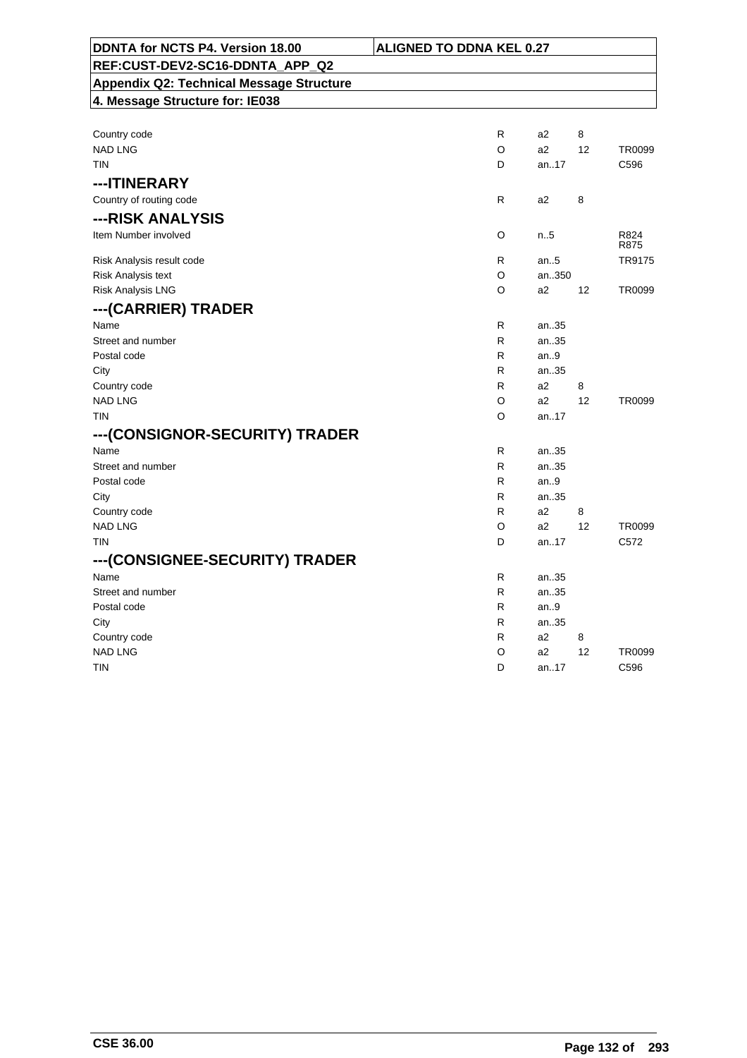| | | | | |
|---|---|---|---|---|
| Country code | R | a2 | 8 | |
| NAD LNG | O | a2 | 12 | TR0099 |
| TIN | D | an..17 | | C596 |

## ---ITINERARY

| | | | | |
|---|---|---|---|---|
| Country of routing code | R | a2 | 8 | |

## ---RISK ANALYSIS

| | | | | |
|---|---|---|---|---|
| Item Number involved | O | n..5 | | R824 R875 |
| Risk Analysis result code | R | an..5 | | TR9175 |
| Risk Analysis text | O | an..350 | | |
| Risk Analysis LNG | O | a2 | 12 | TR0099 |

## ---(CARRIER) TRADER

| | | | | |
|---|---|---|---|---|
| Name | R | an..35 | | |
| Street and number | R | an..35 | | |
| Postal code | R | an..9 | | |
| City | R | an..35 | | |
| Country code | R | a2 | 8 | |
| NAD LNG | O | a2 | 12 | TR0099 |
| TIN | O | an..17 | | |

## ---(CONSIGNOR-SECURITY) TRADER

| | | | | |
|---|---|---|---|---|
| Name | R | an..35 | | |
| Street and number | R | an..35 | | |
| Postal code | R | an..9 | | |
| City | R | an..35 | | |
| Country code | R | a2 | 8 | |
| NAD LNG | O | a2 | 12 | TR0099 |
| TIN | D | an..17 | | C572 |

## ---(CONSIGNEE-SECURITY) TRADER

| | | | | |
|---|---|---|---|---|
| Name | R | an..35 | | |
| Street and number | R | an..35 | | |
| Postal code | R | an..9 | | |
| City | R | an..35 | | |
| Country code | R | a2 | 8 | |
| NAD LNG | O | a2 | 12 | TR0099 |
| TIN | D | an..17 | | C596 |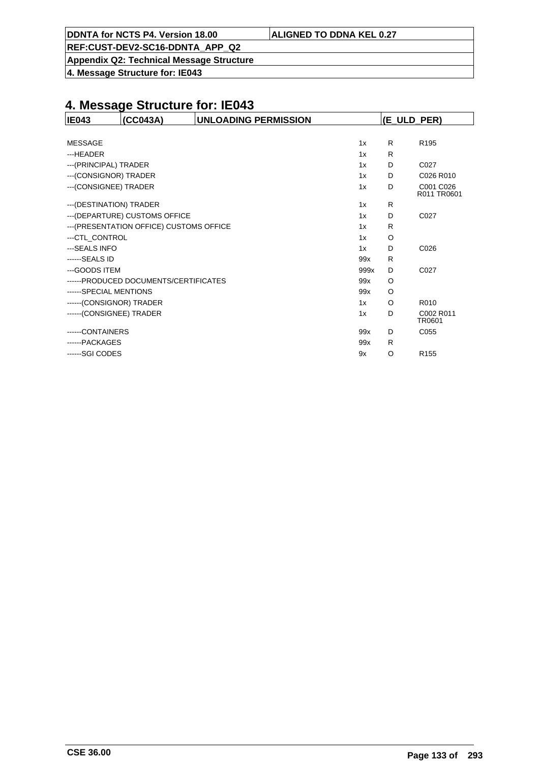# 4. Message Structure for: IE043

| IE043 | (CC043A) | UNLOADING PERMISSION | (E_ULD_PER) |
|---|---|---|---|

| | | | |
|---|---|---|---|
| MESSAGE | 1x | R | R195 |
| ---HEADER | 1x | R | |
| ---(PRINCIPAL) TRADER | 1x | D | C027 |
| ---(CONSIGNOR) TRADER | 1x | D | C026 R010 |
| ---(CONSIGNEE) TRADER | 1x | D | C001 C026 R011 TR0601 |
| ---(DESTINATION) TRADER | 1x | R | |
| ---(DEPARTURE) CUSTOMS OFFICE | 1x | D | C027 |
| ---(PRESENTATION OFFICE) CUSTOMS OFFICE | 1x | R | |
| ---CTL_CONTROL | 1x | O | |
| ---SEALS INFO | 1x | D | C026 |
| ------SEALS ID | 99x | R | |
| ---GOODS ITEM | 999x | D | C027 |
| ------PRODUCED DOCUMENTS/CERTIFICATES | 99x | O | |
| ------SPECIAL MENTIONS | 99x | O | |
| ------(CONSIGNOR) TRADER | 1x | O | R010 |
| ------(CONSIGNEE) TRADER | 1x | D | C002 R011 TR0601 |
| ------CONTAINERS | 99x | D | C055 |
| ------PACKAGES | 99x | R | |
| ------SGI CODES | 9x | O | R155 |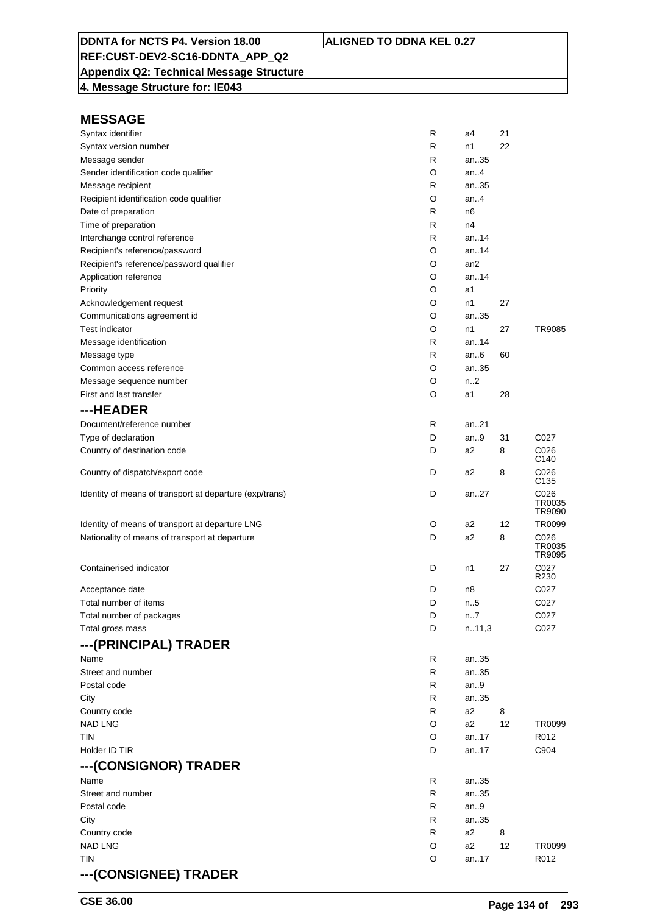**DDNTA for NCTS P4. Version 18.00** | **ALIGNED TO DDNA KEL 0.27**

**REF:CUST-DEV2-SC16-DDNTA_APP_Q2**

**Appendix Q2: Technical Message Structure**

**4. Message Structure for: IE043**

## MESSAGE

| | | | | |
|---|---|---|---|---|
| Syntax identifier | R | a4 | 21 | |
| Syntax version number | R | n1 | 22 | |
| Message sender | R | an..35 | | |
| Sender identification code qualifier | O | an..4 | | |
| Message recipient | R | an..35 | | |
| Recipient identification code qualifier | O | an..4 | | |
| Date of preparation | R | n6 | | |
| Time of preparation | R | n4 | | |
| Interchange control reference | R | an..14 | | |
| Recipient's reference/password | O | an..14 | | |
| Recipient's reference/password qualifier | O | an2 | | |
| Application reference | O | an..14 | | |
| Priority | O | a1 | | |
| Acknowledgement request | O | n1 | 27 | |
| Communications agreement id | O | an..35 | | |
| Test indicator | O | n1 | 27 | TR9085 |
| Message identification | R | an..14 | | |
| Message type | R | an..6 | 60 | |
| Common access reference | O | an..35 | | |
| Message sequence number | O | n..2 | | |
| First and last transfer | O | a1 | 28 | |

## ---HEADER

| | | | | |
|---|---|---|---|---|
| Document/reference number | R | an..21 | | |
| Type of declaration | D | an..9 | 31 | C027 |
| Country of destination code | D | a2 | 8 | C026 C140 |
| Country of dispatch/export code | D | a2 | 8 | C026 C135 |
| Identity of means of transport at departure (exp/trans) | D | an..27 | | C026 TR0035 TR9090 |
| Identity of means of transport at departure LNG | O | a2 | 12 | TR0099 |
| Nationality of means of transport at departure | D | a2 | 8 | C026 TR0035 TR9095 |
| Containerised indicator | D | n1 | 27 | C027 R230 |
| Acceptance date | D | n8 | | C027 |
| Total number of items | D | n..5 | | C027 |
| Total number of packages | D | n..7 | | C027 |
| Total gross mass | D | n..11,3 | | C027 |

## ---(PRINCIPAL) TRADER

| | | | | |
|---|---|---|---|---|
| Name | R | an..35 | | |
| Street and number | R | an..35 | | |
| Postal code | R | an..9 | | |
| City | R | an..35 | | |
| Country code | R | a2 | 8 | |
| NAD LNG | O | a2 | 12 | TR0099 |
| TIN | O | an..17 | | R012 |
| Holder ID TIR | D | an..17 | | C904 |

## ---(CONSIGNOR) TRADER

| | | | | |
|---|---|---|---|---|
| Name | R | an..35 | | |
| Street and number | R | an..35 | | |
| Postal code | R | an..9 | | |
| City | R | an..35 | | |
| Country code | R | a2 | 8 | |
| NAD LNG | O | a2 | 12 | TR0099 |
| TIN | O | an..17 | | R012 |

## ---(CONSIGNEE) TRADER

CSE 36.00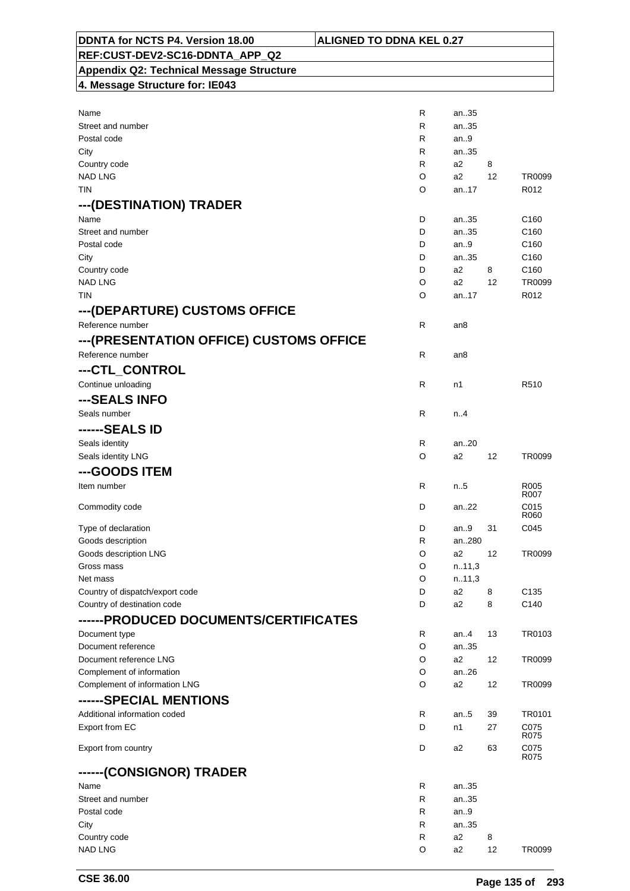| | | | | |
|---|---|---|---|---|
| Name | R | an..35 | | |
| Street and number | R | an..35 | | |
| Postal code | R | an..9 | | |
| City | R | an..35 | | |
| Country code | R | a2 | 8 | |
| NAD LNG | O | a2 | 12 | TR0099 |
| TIN | O | an..17 | | R012 |

## ---(DESTINATION) TRADER

| | | | | |
|---|---|---|---|---|
| Name | D | an..35 | | C160 |
| Street and number | D | an..35 | | C160 |
| Postal code | D | an..9 | | C160 |
| City | D | an..35 | | C160 |
| Country code | D | a2 | 8 | C160 |
| NAD LNG | O | a2 | 12 | TR0099 |
| TIN | O | an..17 | | R012 |

## ---(DEPARTURE) CUSTOMS OFFICE

| | | | | |
|---|---|---|---|---|
| Reference number | R | an8 | | |

## ---(PRESENTATION OFFICE) CUSTOMS OFFICE

| | | | | |
|---|---|---|---|---|
| Reference number | R | an8 | | |

## ---CTL_CONTROL

| | | | | |
|---|---|---|---|---|
| Continue unloading | R | n1 | | R510 |

## ---SEALS INFO

| | | | | |
|---|---|---|---|---|
| Seals number | R | n..4 | | |

## ------SEALS ID

| | | | | |
|---|---|---|---|---|
| Seals identity | R | an..20 | | |
| Seals identity LNG | O | a2 | 12 | TR0099 |

## ---GOODS ITEM

| | | | | |
|---|---|---|---|---|
| Item number | R | n..5 | | R005 R007 |
| Commodity code | D | an..22 | | C015 R060 |
| Type of declaration | D | an..9 | 31 | C045 |
| Goods description | R | an..280 | | |
| Goods description LNG | O | a2 | 12 | TR0099 |
| Gross mass | O | n..11,3 | | |
| Net mass | O | n..11,3 | | |
| Country of dispatch/export code | D | a2 | 8 | C135 |
| Country of destination code | D | a2 | 8 | C140 |

## ------PRODUCED DOCUMENTS/CERTIFICATES

| | | | | |
|---|---|---|---|---|
| Document type | R | an..4 | 13 | TR0103 |
| Document reference | O | an..35 | | |
| Document reference LNG | O | a2 | 12 | TR0099 |
| Complement of information | O | an..26 | | |
| Complement of information LNG | O | a2 | 12 | TR0099 |

## ------SPECIAL MENTIONS

| | | | | |
|---|---|---|---|---|
| Additional information coded | R | an..5 | 39 | TR0101 |
| Export from EC | D | n1 | 27 | C075 R075 |
| Export from country | D | a2 | 63 | C075 R075 |

## ------(CONSIGNOR) TRADER

| | | | | |
|---|---|---|---|---|
| Name | R | an..35 | | |
| Street and number | R | an..35 | | |
| Postal code | R | an..9 | | |
| City | R | an..35 | | |
| Country code | R | a2 | 8 | |
| NAD LNG | O | a2 | 12 | TR0099 |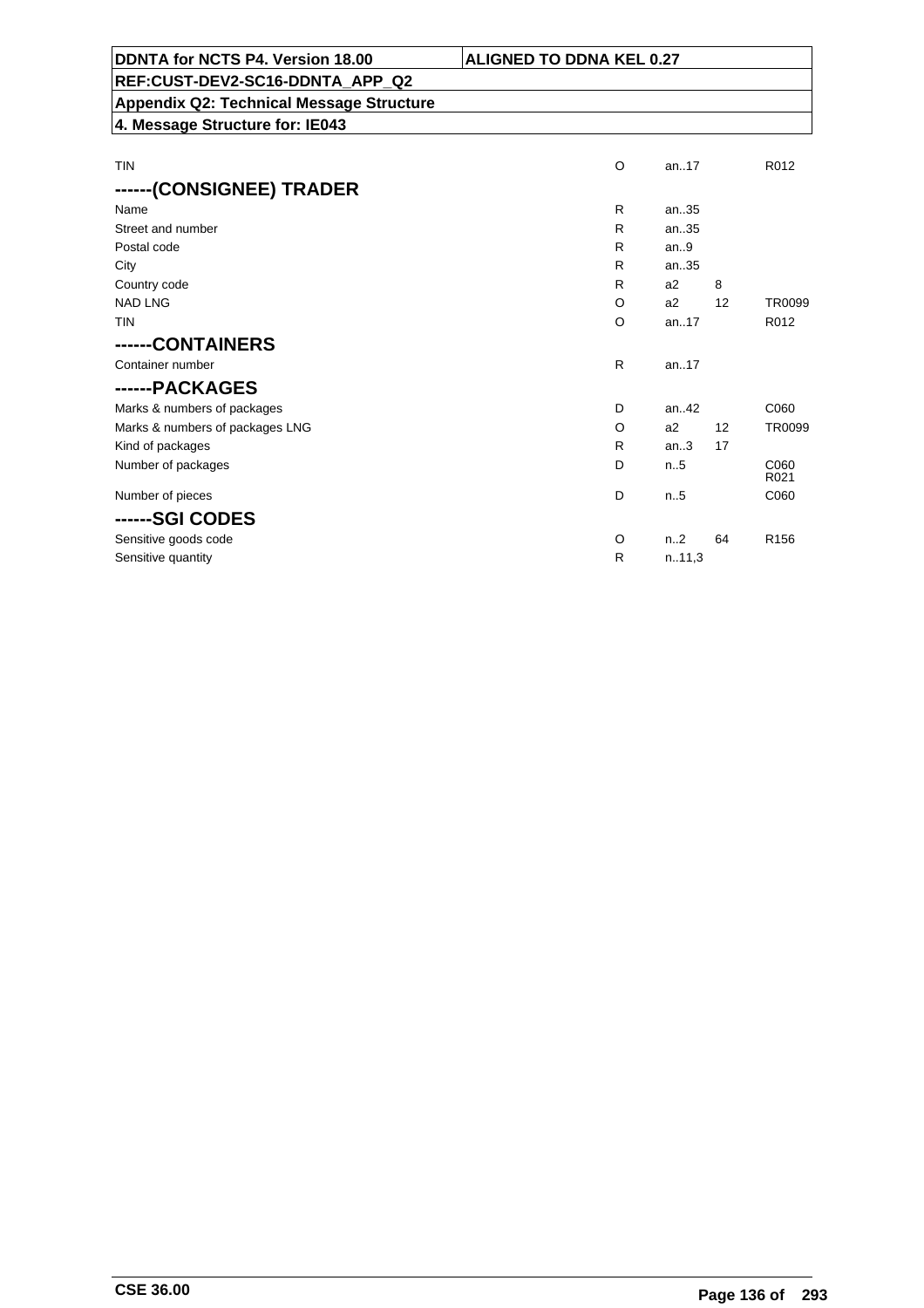| | | | | |
|---|---|---|---|---|
| TIN | O | an..17 | | R012 |

### ------(CONSIGNEE) TRADER

| | | | | |
|---|---|---|---|---|
| Name | R | an..35 | | |
| Street and number | R | an..35 | | |
| Postal code | R | an..9 | | |
| City | R | an..35 | | |
| Country code | R | a2 | 8 | |
| NAD LNG | O | a2 | 12 | TR0099 |
| TIN | O | an..17 | | R012 |

### ------CONTAINERS

| | | | | |
|---|---|---|---|---|
| Container number | R | an..17 | | |

### ------PACKAGES

| | | | | |
|---|---|---|---|---|
| Marks & numbers of packages | D | an..42 | | C060 |
| Marks & numbers of packages LNG | O | a2 | 12 | TR0099 |
| Kind of packages | R | an..3 | 17 | |
| Number of packages | D | n..5 | | C060 R021 |
| Number of pieces | D | n..5 | | C060 |

### ------SGI CODES

| | | | | |
|---|---|---|---|---|
| Sensitive goods code | O | n..2 | 64 | R156 |
| Sensitive quantity | R | n..11,3 | | |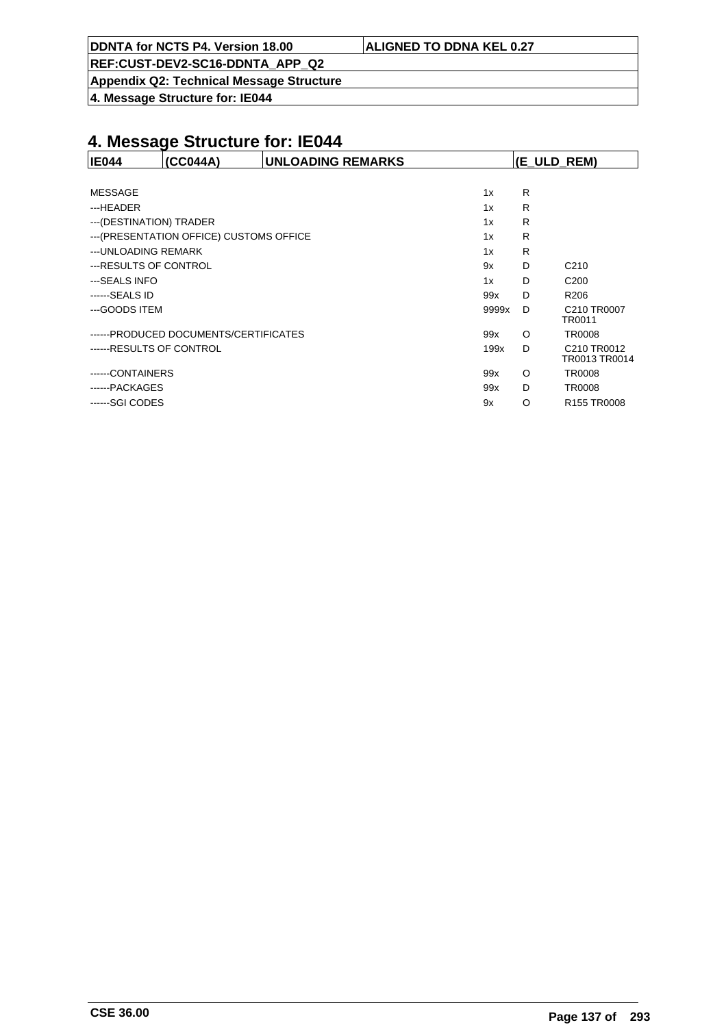# 4. Message Structure for: IE044

| IE044 | (CC044A) | UNLOADING REMARKS | (E_ULD_REM) |
|---|---|---|---|

| | | | |
|---|---|---|---|
| MESSAGE | 1x | R | |
| ---HEADER | 1x | R | |
| ---(DESTINATION) TRADER | 1x | R | |
| ---(PRESENTATION OFFICE) CUSTOMS OFFICE | 1x | R | |
| ---UNLOADING REMARK | 1x | R | |
| ---RESULTS OF CONTROL | 9x | D | C210 |
| ---SEALS INFO | 1x | D | C200 |
| ------SEALS ID | 99x | D | R206 |
| ---GOODS ITEM | 9999x | D | C210 TR0007 TR0011 |
| ------PRODUCED DOCUMENTS/CERTIFICATES | 99x | O | TR0008 |
| ------RESULTS OF CONTROL | 199x | D | C210 TR0012 TR0013 TR0014 |
| ------CONTAINERS | 99x | O | TR0008 |
| ------PACKAGES | 99x | D | TR0008 |
| ------SGI CODES | 9x | O | R155 TR0008 |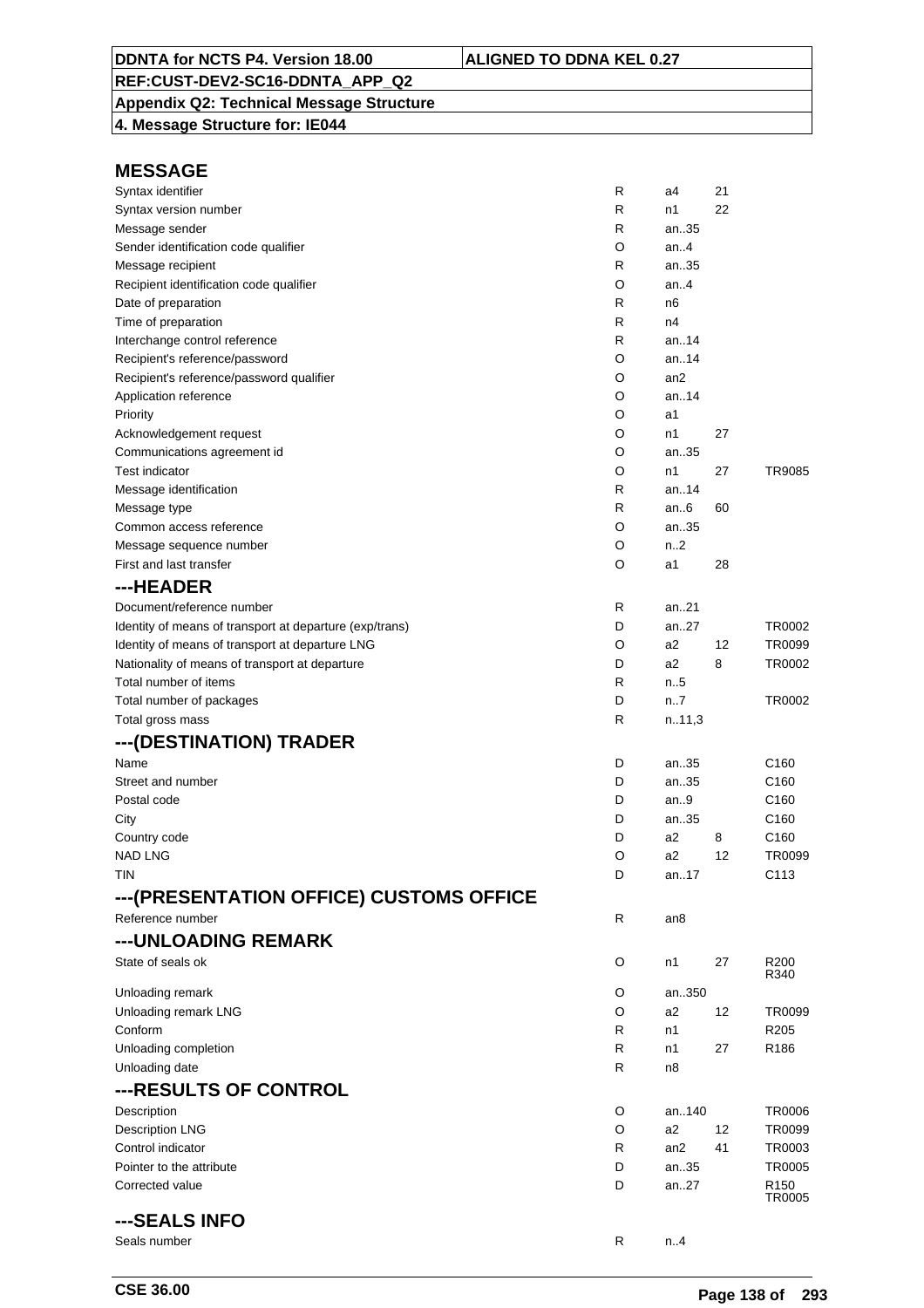DDNTA for NCTS P4. Version 18.00 | ALIGNED TO DDNA KEL 0.27

REF:CUST-DEV2-SC16-DDNTA_APP_Q2

Appendix Q2: Technical Message Structure

4. Message Structure for: IE044

## MESSAGE

| Field | Status | Format | Code list | Rules |
|---|---|---|---|---|
| Syntax identifier | R | a4 | 21 | |
| Syntax version number | R | n1 | 22 | |
| Message sender | R | an..35 | | |
| Sender identification code qualifier | O | an..4 | | |
| Message recipient | R | an..35 | | |
| Recipient identification code qualifier | O | an..4 | | |
| Date of preparation | R | n6 | | |
| Time of preparation | R | n4 | | |
| Interchange control reference | R | an..14 | | |
| Recipient's reference/password | O | an..14 | | |
| Recipient's reference/password qualifier | O | an2 | | |
| Application reference | O | an..14 | | |
| Priority | O | a1 | | |
| Acknowledgement request | O | n1 | 27 | |
| Communications agreement id | O | an..35 | | |
| Test indicator | O | n1 | 27 | TR9085 |
| Message identification | R | an..14 | | |
| Message type | R | an..6 | 60 | |
| Common access reference | O | an..35 | | |
| Message sequence number | O | n..2 | | |
| First and last transfer | O | a1 | 28 | |

## ---HEADER

| Field | Status | Format | Code list | Rules |
|---|---|---|---|---|
| Document/reference number | R | an..21 | | |
| Identity of means of transport at departure (exp/trans) | D | an..27 | | TR0002 |
| Identity of means of transport at departure LNG | O | a2 | 12 | TR0099 |
| Nationality of means of transport at departure | D | a2 | 8 | TR0002 |
| Total number of items | R | n..5 | | |
| Total number of packages | D | n..7 | | TR0002 |
| Total gross mass | R | n..11,3 | | |

## ---(DESTINATION) TRADER

| Field | Status | Format | Code list | Rules |
|---|---|---|---|---|
| Name | D | an..35 | | C160 |
| Street and number | D | an..35 | | C160 |
| Postal code | D | an..9 | | C160 |
| City | D | an..35 | | C160 |
| Country code | D | a2 | 8 | C160 |
| NAD LNG | O | a2 | 12 | TR0099 |
| TIN | D | an..17 | | C113 |

## ---(PRESENTATION OFFICE) CUSTOMS OFFICE

| Field | Status | Format | Code list | Rules |
|---|---|---|---|---|
| Reference number | R | an8 | | |

## ---UNLOADING REMARK

| Field | Status | Format | Code list | Rules |
|---|---|---|---|---|
| State of seals ok | O | n1 | 27 | R200 R340 |
| Unloading remark | O | an..350 | | |
| Unloading remark LNG | O | a2 | 12 | TR0099 |
| Conform | R | n1 | | R205 |
| Unloading completion | R | n1 | 27 | R186 |
| Unloading date | R | n8 | | |

## ---RESULTS OF CONTROL

| Field | Status | Format | Code list | Rules |
|---|---|---|---|---|
| Description | O | an..140 | | TR0006 |
| Description LNG | O | a2 | 12 | TR0099 |
| Control indicator | R | an2 | 41 | TR0003 |
| Pointer to the attribute | D | an..35 | | TR0005 |
| Corrected value | D | an..27 | | R150 TR0005 |

## ---SEALS INFO

| Field | Status | Format | Code list | Rules |
|---|---|---|---|---|
| Seals number | R | n..4 | | |

CSE 36.00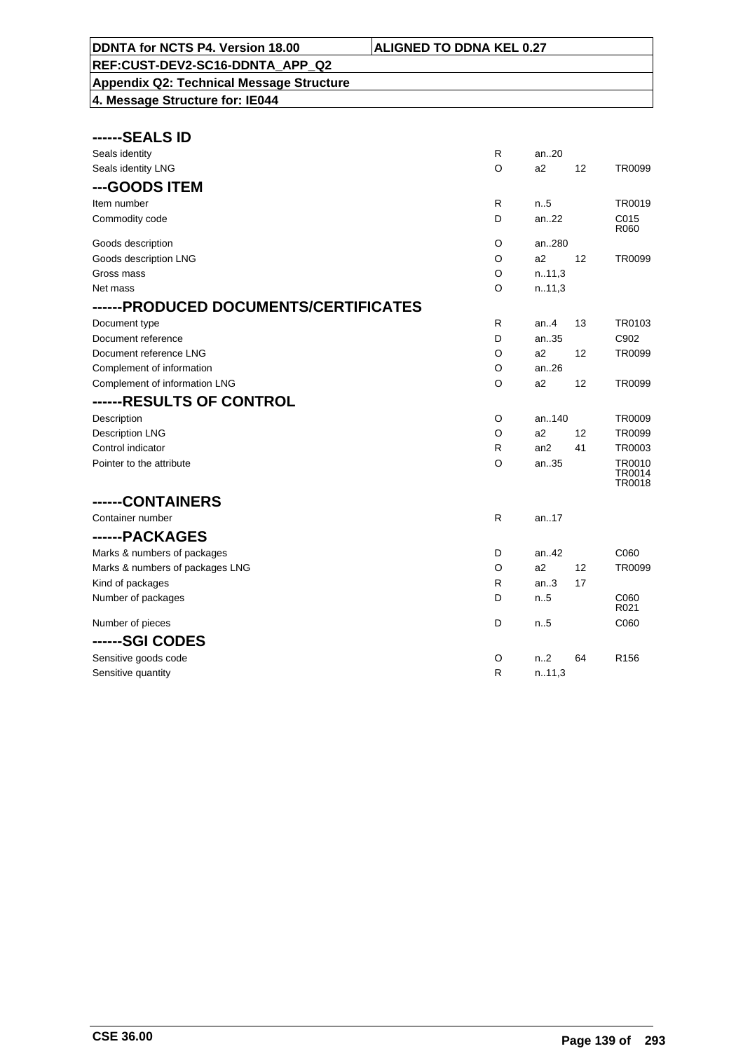**DDNTA for NCTS P4. Version 18.00** | **ALIGNED TO DDNA KEL 0.27**

**REF:CUST-DEV2-SC16-DDNTA_APP_Q2**

**Appendix Q2: Technical Message Structure**

**4. Message Structure for: IE044**

## ------SEALS ID

| | | | | |
|---|---|---|---|---|
| Seals identity | R | an..20 | | |
| Seals identity LNG | O | a2 | 12 | TR0099 |

## ---GOODS ITEM

| | | | | |
|---|---|---|---|---|
| Item number | R | n..5 | | TR0019 |
| Commodity code | D | an..22 | | C015 R060 |
| Goods description | O | an..280 | | |
| Goods description LNG | O | a2 | 12 | TR0099 |
| Gross mass | O | n..11,3 | | |
| Net mass | O | n..11,3 | | |

## ------PRODUCED DOCUMENTS/CERTIFICATES

| | | | | |
|---|---|---|---|---|
| Document type | R | an..4 | 13 | TR0103 |
| Document reference | D | an..35 | | C902 |
| Document reference LNG | O | a2 | 12 | TR0099 |
| Complement of information | O | an..26 | | |
| Complement of information LNG | O | a2 | 12 | TR0099 |

## ------RESULTS OF CONTROL

| | | | | |
|---|---|---|---|---|
| Description | O | an..140 | | TR0009 |
| Description LNG | O | a2 | 12 | TR0099 |
| Control indicator | R | an2 | 41 | TR0003 |
| Pointer to the attribute | O | an..35 | | TR0010 TR0014 TR0018 |

## ------CONTAINERS

| | | | | |
|---|---|---|---|---|
| Container number | R | an..17 | | |

## ------PACKAGES

| | | | | |
|---|---|---|---|---|
| Marks & numbers of packages | D | an..42 | | C060 |
| Marks & numbers of packages LNG | O | a2 | 12 | TR0099 |
| Kind of packages | R | an..3 | 17 | |
| Number of packages | D | n..5 | | C060 R021 |
| Number of pieces | D | n..5 | | C060 |

## ------SGI CODES

| | | | | |
|---|---|---|---|---|
| Sensitive goods code | O | n..2 | 64 | R156 |
| Sensitive quantity | R | n..11,3 | | |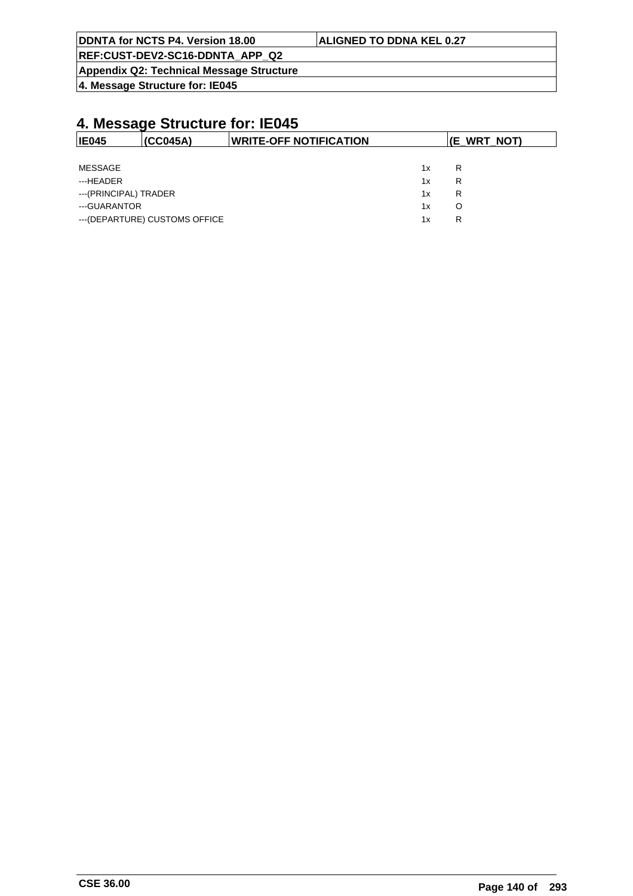# 4. Message Structure for: IE045

| IE045 | (CC045A) | WRITE-OFF NOTIFICATION | (E_WRT_NOT) |
|---|---|---|---|

| | | |
|---|---|---|
| MESSAGE | 1x | R |
| ---HEADER | 1x | R |
| ---(PRINCIPAL) TRADER | 1x | R |
| ---GUARANTOR | 1x | O |
| ---(DEPARTURE) CUSTOMS OFFICE | 1x | R |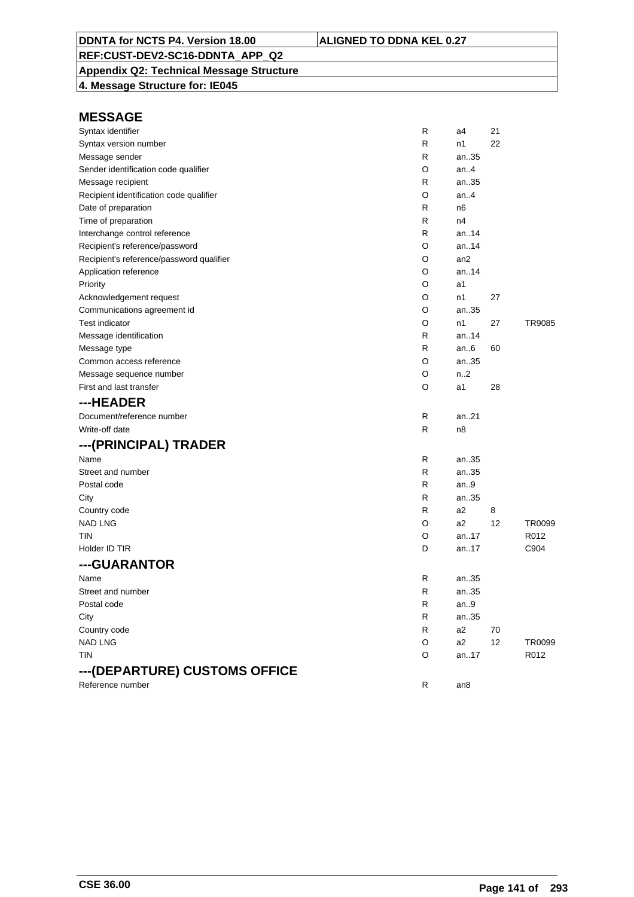DDNTA for NCTS P4. Version 18.00 | ALIGNED TO DDNA KEL 0.27
REF:CUST-DEV2-SC16-DDNTA_APP_Q2
**Appendix Q2: Technical Message Structure**
**4. Message Structure for: IE045**

## MESSAGE

| | | | | |
|---|---|---|---|---|
| Syntax identifier | R | a4 | 21 | |
| Syntax version number | R | n1 | 22 | |
| Message sender | R | an..35 | | |
| Sender identification code qualifier | O | an..4 | | |
| Message recipient | R | an..35 | | |
| Recipient identification code qualifier | O | an..4 | | |
| Date of preparation | R | n6 | | |
| Time of preparation | R | n4 | | |
| Interchange control reference | R | an..14 | | |
| Recipient's reference/password | O | an..14 | | |
| Recipient's reference/password qualifier | O | an2 | | |
| Application reference | O | an..14 | | |
| Priority | O | a1 | | |
| Acknowledgement request | O | n1 | 27 | |
| Communications agreement id | O | an..35 | | |
| Test indicator | O | n1 | 27 | TR9085 |
| Message identification | R | an..14 | | |
| Message type | R | an..6 | 60 | |
| Common access reference | O | an..35 | | |
| Message sequence number | O | n..2 | | |
| First and last transfer | O | a1 | 28 | |

## ---HEADER

| | | | | |
|---|---|---|---|---|
| Document/reference number | R | an..21 | | |
| Write-off date | R | n8 | | |

## ---(PRINCIPAL) TRADER

| | | | | |
|---|---|---|---|---|
| Name | R | an..35 | | |
| Street and number | R | an..35 | | |
| Postal code | R | an..9 | | |
| City | R | an..35 | | |
| Country code | R | a2 | 8 | |
| NAD LNG | O | a2 | 12 | TR0099 |
| TIN | O | an..17 | | R012 |
| Holder ID TIR | D | an..17 | | C904 |

## ---GUARANTOR

| | | | | |
|---|---|---|---|---|
| Name | R | an..35 | | |
| Street and number | R | an..35 | | |
| Postal code | R | an..9 | | |
| City | R | an..35 | | |
| Country code | R | a2 | 70 | |
| NAD LNG | O | a2 | 12 | TR0099 |
| TIN | O | an..17 | | R012 |

## ---(DEPARTURE) CUSTOMS OFFICE

| | | | | |
|---|---|---|---|---|
| Reference number | R | an8 | | |

CSE 36.00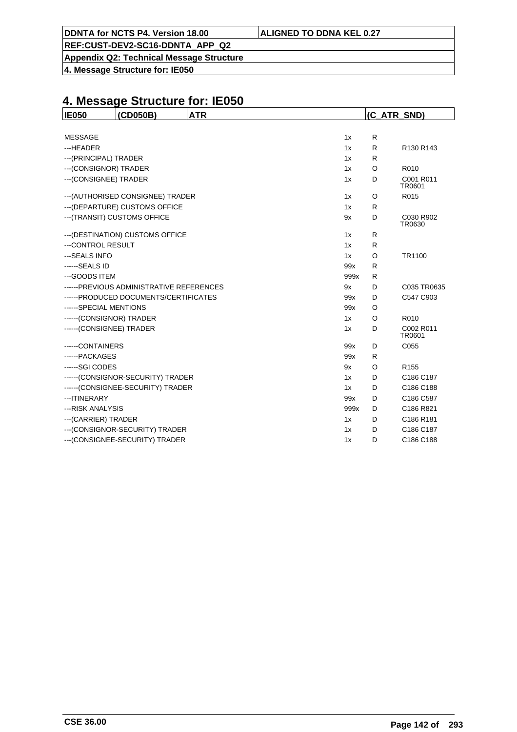# 4. Message Structure for: IE050

| IE050 | (CD050B) | ATR | (C_ATR_SND) |
|---|---|---|---|

| | | | |
|---|---|---|---|
| MESSAGE | 1x | R | |
| ---HEADER | 1x | R | R130 R143 |
| ---(PRINCIPAL) TRADER | 1x | R | |
| ---(CONSIGNOR) TRADER | 1x | O | R010 |
| ---(CONSIGNEE) TRADER | 1x | D | C001 R011 TR0601 |
| ---(AUTHORISED CONSIGNEE) TRADER | 1x | O | R015 |
| ---(DEPARTURE) CUSTOMS OFFICE | 1x | R | |
| ---(TRANSIT) CUSTOMS OFFICE | 9x | D | C030 R902 TR0630 |
| ---(DESTINATION) CUSTOMS OFFICE | 1x | R | |
| ---CONTROL RESULT | 1x | R | |
| ---SEALS INFO | 1x | O | TR1100 |
| ------SEALS ID | 99x | R | |
| ---GOODS ITEM | 999x | R | |
| ------PREVIOUS ADMINISTRATIVE REFERENCES | 9x | D | C035 TR0635 |
| ------PRODUCED DOCUMENTS/CERTIFICATES | 99x | D | C547 C903 |
| ------SPECIAL MENTIONS | 99x | O | |
| ------(CONSIGNOR) TRADER | 1x | O | R010 |
| ------(CONSIGNEE) TRADER | 1x | D | C002 R011 TR0601 |
| ------CONTAINERS | 99x | D | C055 |
| ------PACKAGES | 99x | R | |
| ------SGI CODES | 9x | O | R155 |
| ------(CONSIGNOR-SECURITY) TRADER | 1x | D | C186 C187 |
| ------(CONSIGNEE-SECURITY) TRADER | 1x | D | C186 C188 |
| ---ITINERARY | 99x | D | C186 C587 |
| ---RISK ANALYSIS | 999x | D | C186 R821 |
| ---(CARRIER) TRADER | 1x | D | C186 R181 |
| ---(CONSIGNOR-SECURITY) TRADER | 1x | D | C186 C187 |
| ---(CONSIGNEE-SECURITY) TRADER | 1x | D | C186 C188 |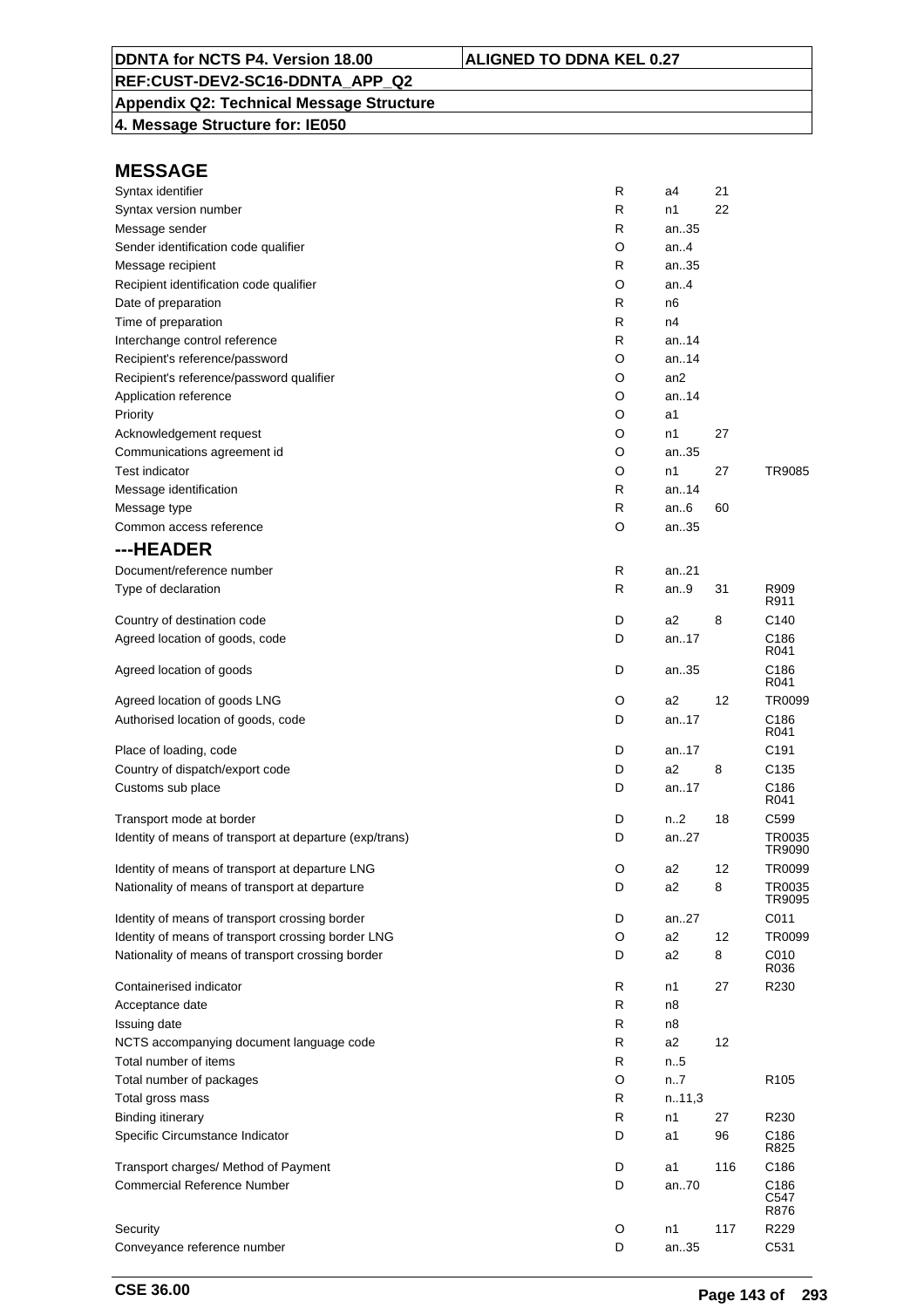**DDNTA for NCTS P4. Version 18.00** | **ALIGNED TO DDNA KEL 0.27**

**REF:CUST-DEV2-SC16-DDNTA_APP_Q2**

**Appendix Q2: Technical Message Structure**

**4. Message Structure for: IE050**

## MESSAGE

| | | | | |
|---|---|---|---|---|
| Syntax identifier | R | a4 | 21 | |
| Syntax version number | R | n1 | 22 | |
| Message sender | R | an..35 | | |
| Sender identification code qualifier | O | an..4 | | |
| Message recipient | R | an..35 | | |
| Recipient identification code qualifier | O | an..4 | | |
| Date of preparation | R | n6 | | |
| Time of preparation | R | n4 | | |
| Interchange control reference | R | an..14 | | |
| Recipient's reference/password | O | an..14 | | |
| Recipient's reference/password qualifier | O | an2 | | |
| Application reference | O | an..14 | | |
| Priority | O | a1 | | |
| Acknowledgement request | O | n1 | 27 | |
| Communications agreement id | O | an..35 | | |
| Test indicator | O | n1 | 27 | TR9085 |
| Message identification | R | an..14 | | |
| Message type | R | an..6 | 60 | |
| Common access reference | O | an..35 | | |

## ---HEADER

| | | | | |
|---|---|---|---|---|
| Document/reference number | R | an..21 | | |
| Type of declaration | R | an..9 | 31 | R909<br>R911 |
| Country of destination code | D | a2 | 8 | C140 |
| Agreed location of goods, code | D | an..17 | | C186<br>R041 |
| Agreed location of goods | D | an..35 | | C186<br>R041 |
| Agreed location of goods LNG | O | a2 | 12 | TR0099 |
| Authorised location of goods, code | D | an..17 | | C186<br>R041 |
| Place of loading, code | D | an..17 | | C191 |
| Country of dispatch/export code | D | a2 | 8 | C135 |
| Customs sub place | D | an..17 | | C186<br>R041 |
| Transport mode at border | D | n..2 | 18 | C599 |
| Identity of means of transport at departure (exp/trans) | D | an..27 | | TR0035<br>TR9090 |
| Identity of means of transport at departure LNG | O | a2 | 12 | TR0099 |
| Nationality of means of transport at departure | D | a2 | 8 | TR0035<br>TR9095 |
| Identity of means of transport crossing border | D | an..27 | | C011 |
| Identity of means of transport crossing border LNG | O | a2 | 12 | TR0099 |
| Nationality of means of transport crossing border | D | a2 | 8 | C010<br>R036 |
| Containerised indicator | R | n1 | 27 | R230 |
| Acceptance date | R | n8 | | |
| Issuing date | R | n8 | | |
| NCTS accompanying document language code | R | a2 | 12 | |
| Total number of items | R | n..5 | | |
| Total number of packages | O | n..7 | | R105 |
| Total gross mass | R | n..11,3 | | |
| Binding itinerary | R | n1 | 27 | R230 |
| Specific Circumstance Indicator | D | a1 | 96 | C186<br>R825 |
| Transport charges/ Method of Payment | D | a1 | 116 | C186 |
| Commercial Reference Number | D | an..70 | | C186<br>C547<br>R876 |
| Security | O | n1 | 117 | R229 |
| Conveyance reference number | D | an..35 | | C531 |

CSE 36.00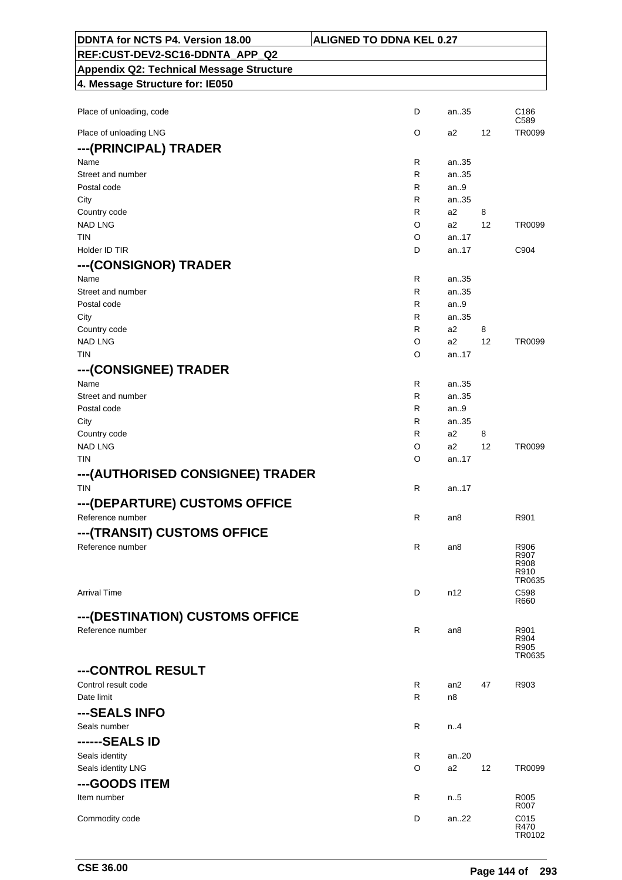| DDNTA for NCTS P4. Version 18.00 | ALIGNED TO DDNA KEL 0.27 |
|---|---|
| REF:CUST-DEV2-SC16-DDNTA_APP_Q2 | |
| Appendix Q2: Technical Message Structure | |
| 4. Message Structure for: IE050 | |

| Field | Status | Format | Codelist | Rules/Conditions |
|---|---|---|---|---|
| Place of unloading, code | D | an..35 | | C186 C589 |
| Place of unloading LNG | O | a2 | 12 | TR0099 |
| **---(PRINCIPAL) TRADER** | | | | |
| Name | R | an..35 | | |
| Street and number | R | an..35 | | |
| Postal code | R | an..9 | | |
| City | R | an..35 | | |
| Country code | R | a2 | 8 | |
| NAD LNG | O | a2 | 12 | TR0099 |
| TIN | O | an..17 | | |
| Holder ID TIR | D | an..17 | | C904 |
| **---(CONSIGNOR) TRADER** | | | | |
| Name | R | an..35 | | |
| Street and number | R | an..35 | | |
| Postal code | R | an..9 | | |
| City | R | an..35 | | |
| Country code | R | a2 | 8 | |
| NAD LNG | O | a2 | 12 | TR0099 |
| TIN | O | an..17 | | |
| **---(CONSIGNEE) TRADER** | | | | |
| Name | R | an..35 | | |
| Street and number | R | an..35 | | |
| Postal code | R | an..9 | | |
| City | R | an..35 | | |
| Country code | R | a2 | 8 | |
| NAD LNG | O | a2 | 12 | TR0099 |
| TIN | O | an..17 | | |
| **---(AUTHORISED CONSIGNEE) TRADER** | | | | |
| TIN | R | an..17 | | |
| **---(DEPARTURE) CUSTOMS OFFICE** | | | | |
| Reference number | R | an8 | | R901 |
| **---(TRANSIT) CUSTOMS OFFICE** | | | | |
| Reference number | R | an8 | | R906 R907 R908 R910 TR0635 |
| Arrival Time | D | n12 | | C598 R660 |
| **---(DESTINATION) CUSTOMS OFFICE** | | | | |
| Reference number | R | an8 | | R901 R904 R905 TR0635 |
| **---CONTROL RESULT** | | | | |
| Control result code | R | an2 | 47 | R903 |
| Date limit | R | n8 | | |
| **---SEALS INFO** | | | | |
| Seals number | R | n..4 | | |
| **------SEALS ID** | | | | |
| Seals identity | R | an..20 | | |
| Seals identity LNG | O | a2 | 12 | TR0099 |
| **---GOODS ITEM** | | | | |
| Item number | R | n..5 | | R005 R007 |
| Commodity code | D | an..22 | | C015 R470 TR0102 |

CSE 36.00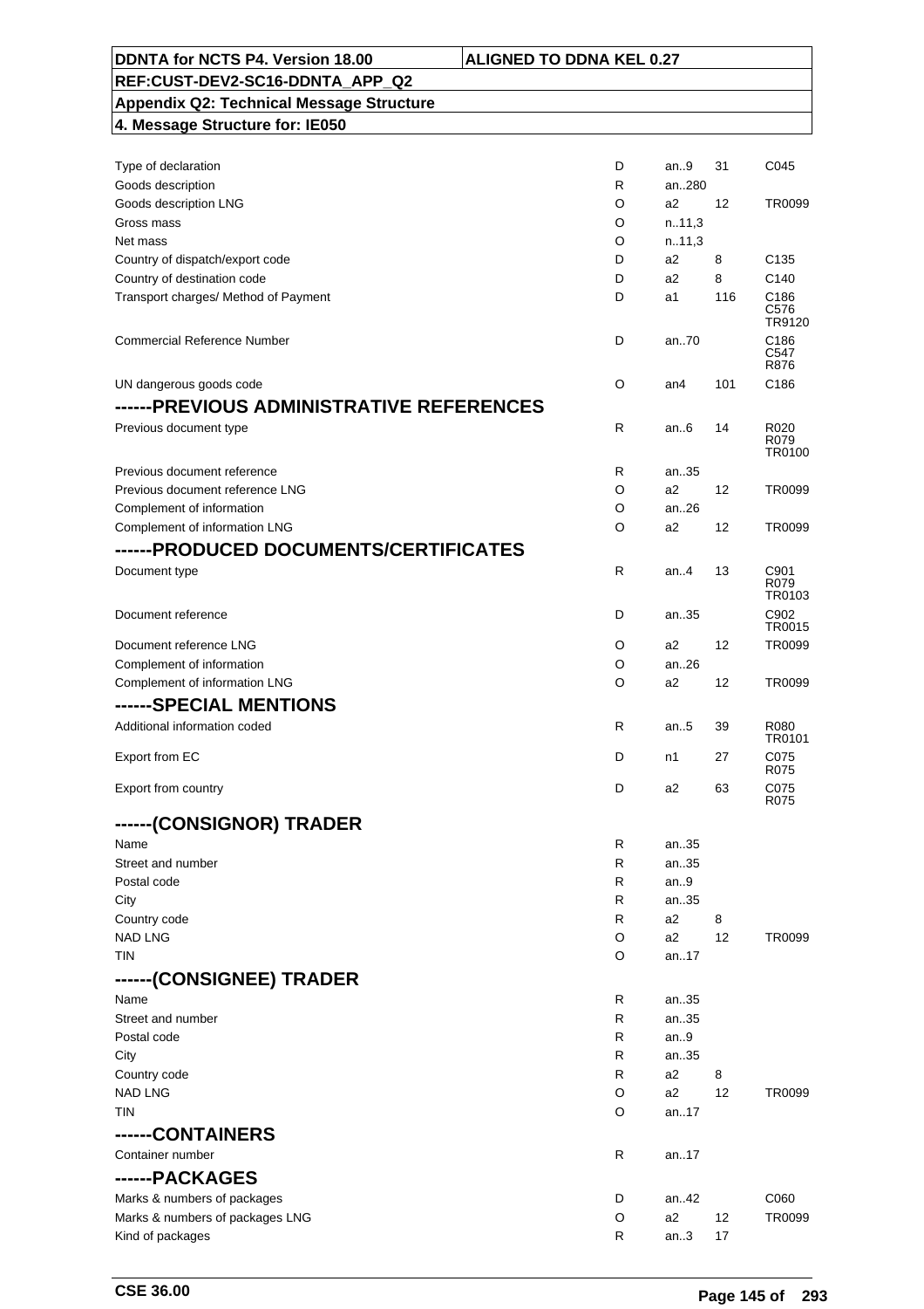| DDNTA for NCTS P4. Version 18.00 | ALIGNED TO DDNA KEL 0.27 |
|---|---|
| REF:CUST-DEV2-SC16-DDNTA_APP_Q2 | |
| Appendix Q2: Technical Message Structure | |
| 4. Message Structure for: IE050 | |

| Field | Status | Format | Code list | Rules/Conditions |
|---|---|---|---|---|
| Type of declaration | D | an..9 | 31 | C045 |
| Goods description | R | an..280 | | |
| Goods description LNG | O | a2 | 12 | TR0099 |
| Gross mass | O | n..11,3 | | |
| Net mass | O | n..11,3 | | |
| Country of dispatch/export code | D | a2 | 8 | C135 |
| Country of destination code | D | a2 | 8 | C140 |
| Transport charges/ Method of Payment | D | a1 | 116 | C186 C576 TR9120 |
| Commercial Reference Number | D | an..70 | | C186 C547 R876 |
| UN dangerous goods code | O | an4 | 101 | C186 |
| **------PREVIOUS ADMINISTRATIVE REFERENCES** | | | | |
| Previous document type | R | an..6 | 14 | R020 R079 TR0100 |
| Previous document reference | R | an..35 | | |
| Previous document reference LNG | O | a2 | 12 | TR0099 |
| Complement of information | O | an..26 | | |
| Complement of information LNG | O | a2 | 12 | TR0099 |
| **------PRODUCED DOCUMENTS/CERTIFICATES** | | | | |
| Document type | R | an..4 | 13 | C901 R079 TR0103 |
| Document reference | D | an..35 | | C902 TR0015 |
| Document reference LNG | O | a2 | 12 | TR0099 |
| Complement of information | O | an..26 | | |
| Complement of information LNG | O | a2 | 12 | TR0099 |
| **------SPECIAL MENTIONS** | | | | |
| Additional information coded | R | an..5 | 39 | R080 TR0101 |
| Export from EC | D | n1 | 27 | C075 R075 |
| Export from country | D | a2 | 63 | C075 R075 |
| **------(CONSIGNOR) TRADER** | | | | |
| Name | R | an..35 | | |
| Street and number | R | an..35 | | |
| Postal code | R | an..9 | | |
| City | R | an..35 | | |
| Country code | R | a2 | 8 | |
| NAD LNG | O | a2 | 12 | TR0099 |
| TIN | O | an..17 | | |
| **------(CONSIGNEE) TRADER** | | | | |
| Name | R | an..35 | | |
| Street and number | R | an..35 | | |
| Postal code | R | an..9 | | |
| City | R | an..35 | | |
| Country code | R | a2 | 8 | |
| NAD LNG | O | a2 | 12 | TR0099 |
| TIN | O | an..17 | | |
| **------CONTAINERS** | | | | |
| Container number | R | an..17 | | |
| **------PACKAGES** | | | | |
| Marks & numbers of packages | D | an..42 | | C060 |
| Marks & numbers of packages LNG | O | a2 | 12 | TR0099 |
| Kind of packages | R | an..3 | 17 | |

CSE 36.00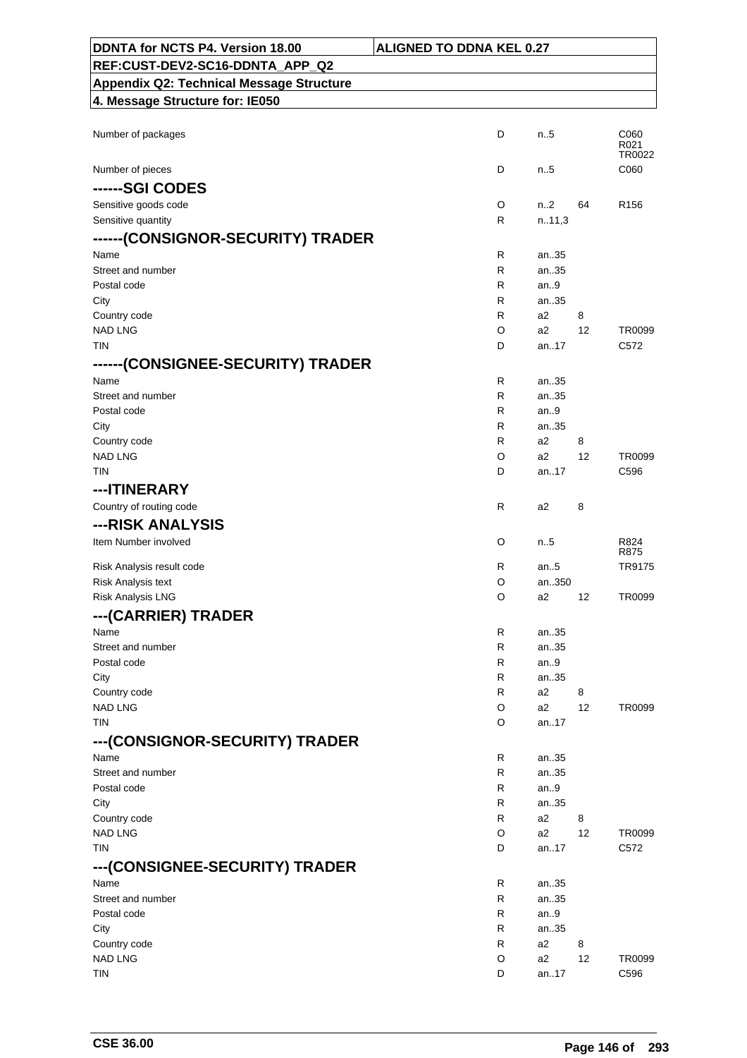| DDNTA for NCTS P4. Version 18.00 | ALIGNED TO DDNA KEL 0.27 |
| --- | --- |
| REF:CUST-DEV2-SC16-DDNTA_APP_Q2 | |
| Appendix Q2: Technical Message Structure | |
| 4. Message Structure for: IE050 | |

| | | | | |
| --- | --- | --- | --- | --- |
| Number of packages | D | n..5 | | C060<br>R021<br>TR0022 |
| Number of pieces | D | n..5 | | C060 |
| **------SGI CODES** | | | | |
| Sensitive goods code | O | n..2 | 64 | R156 |
| Sensitive quantity | R | n..11,3 | | |
| **------(CONSIGNOR-SECURITY) TRADER** | | | | |
| Name | R | an..35 | | |
| Street and number | R | an..35 | | |
| Postal code | R | an..9 | | |
| City | R | an..35 | | |
| Country code | R | a2 | 8 | |
| NAD LNG | O | a2 | 12 | TR0099 |
| TIN | D | an..17 | | C572 |
| **------(CONSIGNEE-SECURITY) TRADER** | | | | |
| Name | R | an..35 | | |
| Street and number | R | an..35 | | |
| Postal code | R | an..9 | | |
| City | R | an..35 | | |
| Country code | R | a2 | 8 | |
| NAD LNG | O | a2 | 12 | TR0099 |
| TIN | D | an..17 | | C596 |
| **---ITINERARY** | | | | |
| Country of routing code | R | a2 | 8 | |
| **---RISK ANALYSIS** | | | | |
| Item Number involved | O | n..5 | | R824<br>R875 |
| Risk Analysis result code | R | an..5 | | TR9175 |
| Risk Analysis text | O | an..350 | | |
| Risk Analysis LNG | O | a2 | 12 | TR0099 |
| **---(CARRIER) TRADER** | | | | |
| Name | R | an..35 | | |
| Street and number | R | an..35 | | |
| Postal code | R | an..9 | | |
| City | R | an..35 | | |
| Country code | R | a2 | 8 | |
| NAD LNG | O | a2 | 12 | TR0099 |
| TIN | O | an..17 | | |
| **---(CONSIGNOR-SECURITY) TRADER** | | | | |
| Name | R | an..35 | | |
| Street and number | R | an..35 | | |
| Postal code | R | an..9 | | |
| City | R | an..35 | | |
| Country code | R | a2 | 8 | |
| NAD LNG | O | a2 | 12 | TR0099 |
| TIN | D | an..17 | | C572 |
| **---(CONSIGNEE-SECURITY) TRADER** | | | | |
| Name | R | an..35 | | |
| Street and number | R | an..35 | | |
| Postal code | R | an..9 | | |
| City | R | an..35 | | |
| Country code | R | a2 | 8 | |
| NAD LNG | O | a2 | 12 | TR0099 |
| TIN | D | an..17 | | C596 |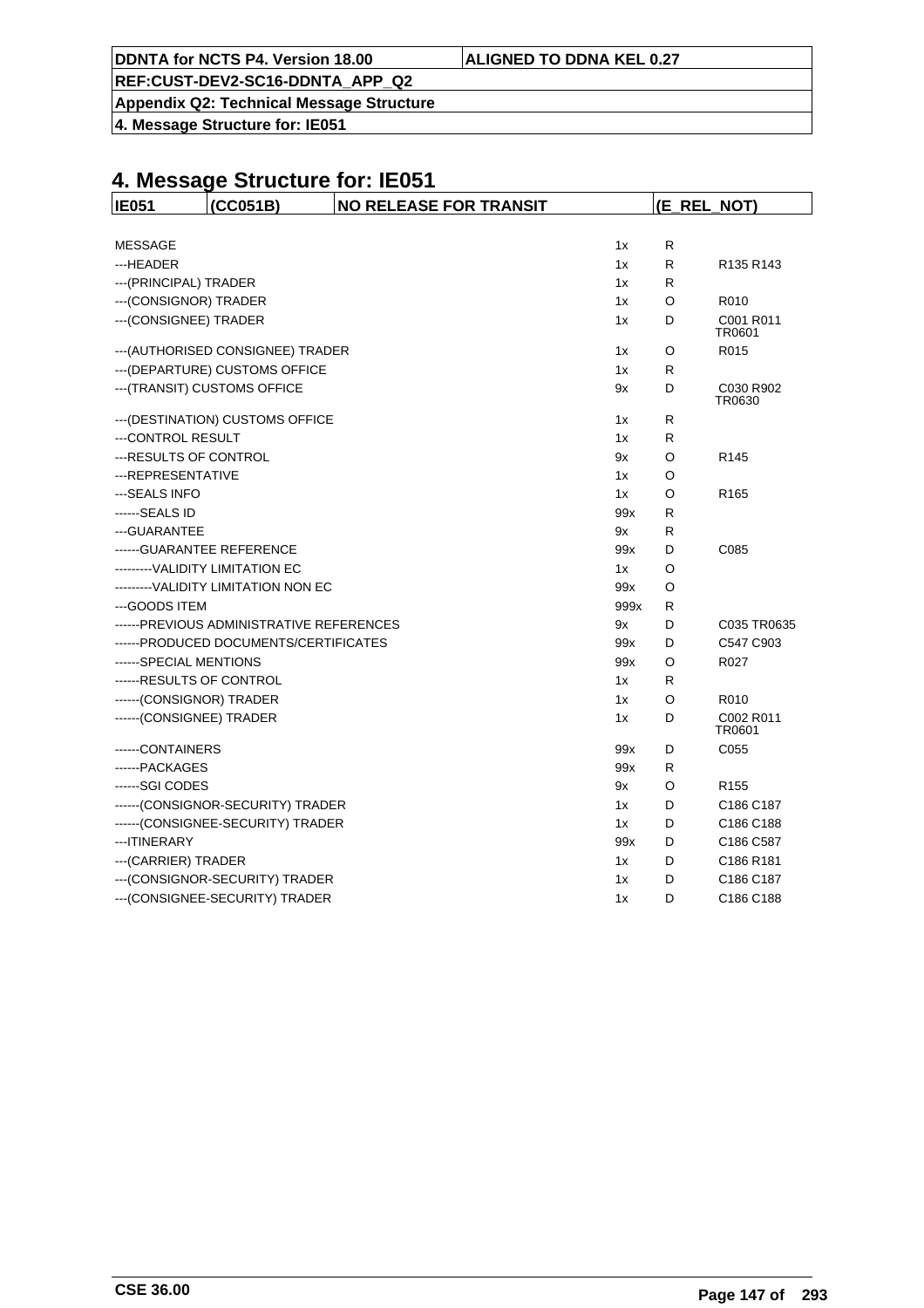# 4. Message Structure for: IE051

| IE051 | (CC051B) | NO RELEASE FOR TRANSIT | (E_REL_NOT) |
|---|---|---|---|

| | | | |
|---|---|---|---|
| MESSAGE | 1x | R | |
| ---HEADER | 1x | R | R135 R143 |
| ---(PRINCIPAL) TRADER | 1x | R | |
| ---(CONSIGNOR) TRADER | 1x | O | R010 |
| ---(CONSIGNEE) TRADER | 1x | D | C001 R011 TR0601 |
| ---(AUTHORISED CONSIGNEE) TRADER | 1x | O | R015 |
| ---(DEPARTURE) CUSTOMS OFFICE | 1x | R | |
| ---(TRANSIT) CUSTOMS OFFICE | 9x | D | C030 R902 TR0630 |
| ---(DESTINATION) CUSTOMS OFFICE | 1x | R | |
| ---CONTROL RESULT | 1x | R | |
| ---RESULTS OF CONTROL | 9x | O | R145 |
| ---REPRESENTATIVE | 1x | O | |
| ---SEALS INFO | 1x | O | R165 |
| ------SEALS ID | 99x | R | |
| ---GUARANTEE | 9x | R | |
| ------GUARANTEE REFERENCE | 99x | D | C085 |
| ---------VALIDITY LIMITATION EC | 1x | O | |
| ---------VALIDITY LIMITATION NON EC | 99x | O | |
| ---GOODS ITEM | 999x | R | |
| ------PREVIOUS ADMINISTRATIVE REFERENCES | 9x | D | C035 TR0635 |
| ------PRODUCED DOCUMENTS/CERTIFICATES | 99x | D | C547 C903 |
| ------SPECIAL MENTIONS | 99x | O | R027 |
| ------RESULTS OF CONTROL | 1x | R | |
| ------(CONSIGNOR) TRADER | 1x | O | R010 |
| ------(CONSIGNEE) TRADER | 1x | D | C002 R011 TR0601 |
| ------CONTAINERS | 99x | D | C055 |
| ------PACKAGES | 99x | R | |
| ------SGI CODES | 9x | O | R155 |
| ------(CONSIGNOR-SECURITY) TRADER | 1x | D | C186 C187 |
| ------(CONSIGNEE-SECURITY) TRADER | 1x | D | C186 C188 |
| ---ITINERARY | 99x | D | C186 C587 |
| ---(CARRIER) TRADER | 1x | D | C186 R181 |
| ---(CONSIGNOR-SECURITY) TRADER | 1x | D | C186 C187 |
| ---(CONSIGNEE-SECURITY) TRADER | 1x | D | C186 C188 |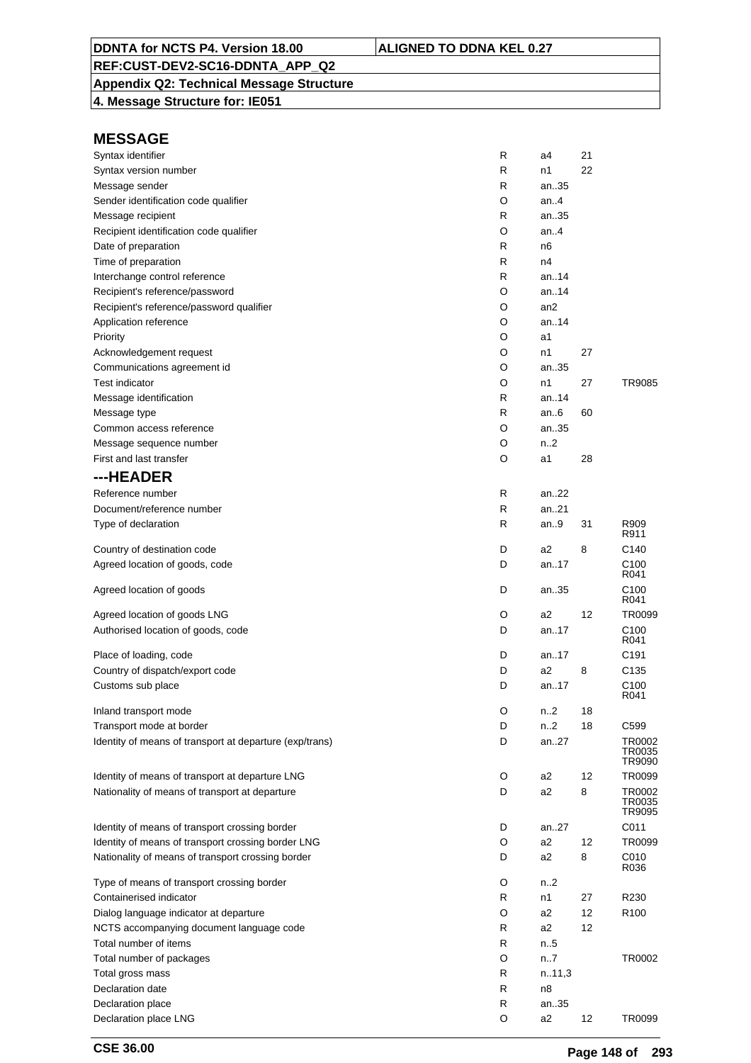**DDNTA for NCTS P4. Version 18.00** | **ALIGNED TO DDNA KEL 0.27**

**REF:CUST-DEV2-SC16-DDNTA_APP_Q2**

**Appendix Q2: Technical Message Structure**

**4. Message Structure for: IE051**

## MESSAGE

| Field | Status | Format | Code list | Rules/Conditions |
|---|---|---|---|---|
| Syntax identifier | R | a4 | 21 | |
| Syntax version number | R | n1 | 22 | |
| Message sender | R | an..35 | | |
| Sender identification code qualifier | O | an..4 | | |
| Message recipient | R | an..35 | | |
| Recipient identification code qualifier | O | an..4 | | |
| Date of preparation | R | n6 | | |
| Time of preparation | R | n4 | | |
| Interchange control reference | R | an..14 | | |
| Recipient's reference/password | O | an..14 | | |
| Recipient's reference/password qualifier | O | an2 | | |
| Application reference | O | an..14 | | |
| Priority | O | a1 | | |
| Acknowledgement request | O | n1 | 27 | |
| Communications agreement id | O | an..35 | | |
| Test indicator | O | n1 | 27 | TR9085 |
| Message identification | R | an..14 | | |
| Message type | R | an..6 | 60 | |
| Common access reference | O | an..35 | | |
| Message sequence number | O | n..2 | | |
| First and last transfer | O | a1 | 28 | |

## ---HEADER

| Field | Status | Format | Code list | Rules/Conditions |
|---|---|---|---|---|
| Reference number | R | an..22 | | |
| Document/reference number | R | an..21 | | |
| Type of declaration | R | an..9 | 31 | R909 R911 |
| Country of destination code | D | a2 | 8 | C140 |
| Agreed location of goods, code | D | an..17 | | C100 R041 |
| Agreed location of goods | D | an..35 | | C100 R041 |
| Agreed location of goods LNG | O | a2 | 12 | TR0099 |
| Authorised location of goods, code | D | an..17 | | C100 R041 |
| Place of loading, code | D | an..17 | | C191 |
| Country of dispatch/export code | D | a2 | 8 | C135 |
| Customs sub place | D | an..17 | | C100 R041 |
| Inland transport mode | O | n..2 | 18 | |
| Transport mode at border | D | n..2 | 18 | C599 |
| Identity of means of transport at departure (exp/trans) | D | an..27 | | TR0002 TR0035 TR9090 |
| Identity of means of transport at departure LNG | O | a2 | 12 | TR0099 |
| Nationality of means of transport at departure | D | a2 | 8 | TR0002 TR0035 TR9095 |
| Identity of means of transport crossing border | D | an..27 | | C011 |
| Identity of means of transport crossing border LNG | O | a2 | 12 | TR0099 |
| Nationality of means of transport crossing border | D | a2 | 8 | C010 R036 |
| Type of means of transport crossing border | O | n..2 | | |
| Containerised indicator | R | n1 | 27 | R230 |
| Dialog language indicator at departure | O | a2 | 12 | R100 |
| NCTS accompanying document language code | R | a2 | 12 | |
| Total number of items | R | n..5 | | |
| Total number of packages | O | n..7 | | TR0002 |
| Total gross mass | R | n..11,3 | | |
| Declaration date | R | n8 | | |
| Declaration place | R | an..35 | | |
| Declaration place LNG | O | a2 | 12 | TR0099 |

**CSE 36.00**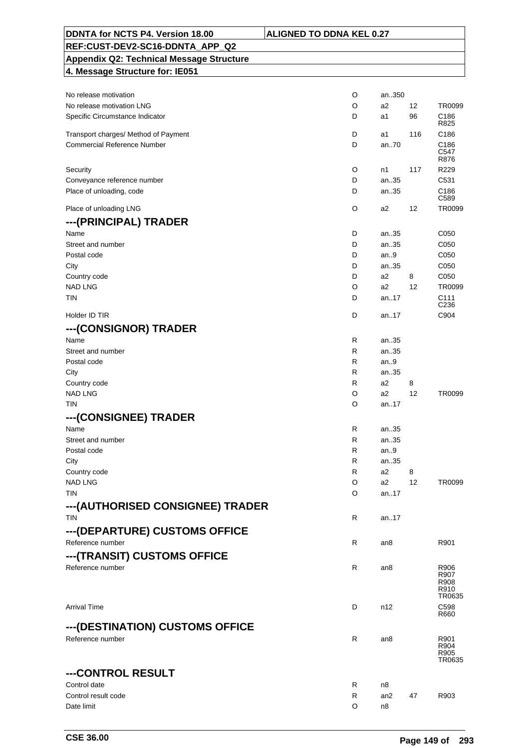| DDNTA for NCTS P4. Version 18.00 | ALIGNED TO DDNA KEL 0.27 |
|---|---|
| REF:CUST-DEV2-SC16-DDNTA_APP_Q2 | |
| Appendix Q2: Technical Message Structure | |
| 4. Message Structure for: IE051 | |

| | | | | |
|---|---|---|---|---|
| No release motivation | O | an..350 | | |
| No release motivation LNG | O | a2 | 12 | TR0099 |
| Specific Circumstance Indicator | D | a1 | 96 | C186 R825 |
| Transport charges/ Method of Payment | D | a1 | 116 | C186 |
| Commercial Reference Number | D | an..70 | | C186 C547 R876 |
| Security | O | n1 | 117 | R229 |
| Conveyance reference number | D | an..35 | | C531 |
| Place of unloading, code | D | an..35 | | C186 C589 |
| Place of unloading LNG | O | a2 | 12 | TR0099 |

## ---(PRINCIPAL) TRADER

| | | | | |
|---|---|---|---|---|
| Name | D | an..35 | | C050 |
| Street and number | D | an..35 | | C050 |
| Postal code | D | an..9 | | C050 |
| City | D | an..35 | | C050 |
| Country code | D | a2 | 8 | C050 |
| NAD LNG | O | a2 | 12 | TR0099 |
| TIN | D | an..17 | | C111 C236 |
| Holder ID TIR | D | an..17 | | C904 |

## ---(CONSIGNOR) TRADER

| | | | | |
|---|---|---|---|---|
| Name | R | an..35 | | |
| Street and number | R | an..35 | | |
| Postal code | R | an..9 | | |
| City | R | an..35 | | |
| Country code | R | a2 | 8 | |
| NAD LNG | O | a2 | 12 | TR0099 |
| TIN | O | an..17 | | |

## ---(CONSIGNEE) TRADER

| | | | | |
|---|---|---|---|---|
| Name | R | an..35 | | |
| Street and number | R | an..35 | | |
| Postal code | R | an..9 | | |
| City | R | an..35 | | |
| Country code | R | a2 | 8 | |
| NAD LNG | O | a2 | 12 | TR0099 |
| TIN | O | an..17 | | |

## ---(AUTHORISED CONSIGNEE) TRADER

| | | | | |
|---|---|---|---|---|
| TIN | R | an..17 | | |

## ---(DEPARTURE) CUSTOMS OFFICE

| | | | | |
|---|---|---|---|---|
| Reference number | R | an8 | | R901 |

## ---(TRANSIT) CUSTOMS OFFICE

| | | | | |
|---|---|---|---|---|
| Reference number | R | an8 | | R906 R907 R908 R910 TR0635 |
| Arrival Time | D | n12 | | C598 R660 |

## ---(DESTINATION) CUSTOMS OFFICE

| | | | | |
|---|---|---|---|---|
| Reference number | R | an8 | | R901 R904 R905 TR0635 |

## ---CONTROL RESULT

| | | | | |
|---|---|---|---|---|
| Control date | R | n8 | | |
| Control result code | R | an2 | 47 | R903 |
| Date limit | O | n8 | | |

CSE 36.00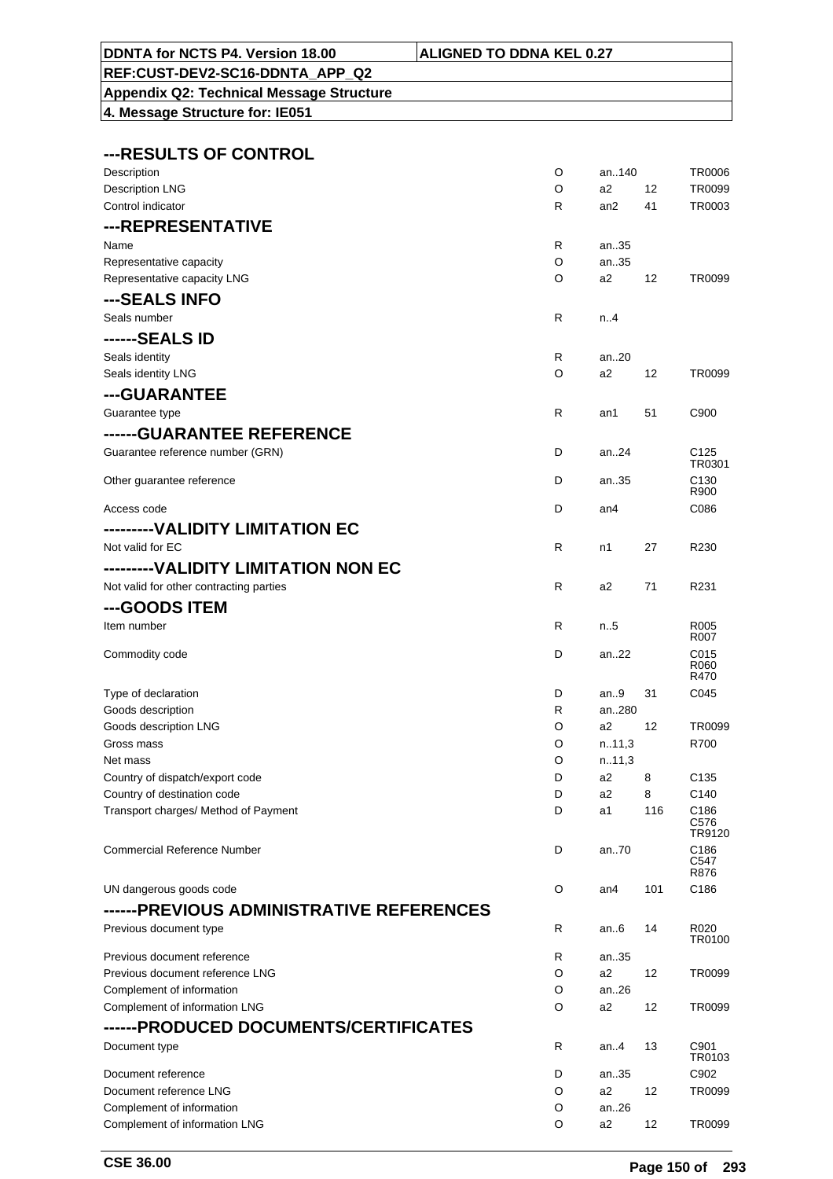| DDNTA for NCTS P4. Version 18.00 | ALIGNED TO DDNA KEL 0.27 |
|---|---|
| REF:CUST-DEV2-SC16-DDNTA_APP_Q2 | |
| Appendix Q2: Technical Message Structure | |
| 4. Message Structure for: IE051 | |

### ---RESULTS OF CONTROL

| | | | | |
|---|---|---|---|---|
| Description | O | an..140 | | TR0006 |
| Description LNG | O | a2 | 12 | TR0099 |
| Control indicator | R | an2 | 41 | TR0003 |

### ---REPRESENTATIVE

| | | | | |
|---|---|---|---|---|
| Name | R | an..35 | | |
| Representative capacity | O | an..35 | | |
| Representative capacity LNG | O | a2 | 12 | TR0099 |

### ---SEALS INFO

| | | | | |
|---|---|---|---|---|
| Seals number | R | n..4 | | |

### ------SEALS ID

| | | | | |
|---|---|---|---|---|
| Seals identity | R | an..20 | | |
| Seals identity LNG | O | a2 | 12 | TR0099 |

### ---GUARANTEE

| | | | | |
|---|---|---|---|---|
| Guarantee type | R | an1 | 51 | C900 |

### ------GUARANTEE REFERENCE

| | | | | |
|---|---|---|---|---|
| Guarantee reference number (GRN) | D | an..24 | | C125 TR0301 |
| Other guarantee reference | D | an..35 | | C130 R900 |
| Access code | D | an4 | | C086 |

### ---------VALIDITY LIMITATION EC

| | | | | |
|---|---|---|---|---|
| Not valid for EC | R | n1 | 27 | R230 |

### ---------VALIDITY LIMITATION NON EC

| | | | | |
|---|---|---|---|---|
| Not valid for other contracting parties | R | a2 | 71 | R231 |

### ---GOODS ITEM

| | | | | |
|---|---|---|---|---|
| Item number | R | n..5 | | R005 R007 |
| Commodity code | D | an..22 | | C015 R060 R470 |
| Type of declaration | D | an..9 | 31 | C045 |
| Goods description | R | an..280 | | |
| Goods description LNG | O | a2 | 12 | TR0099 |
| Gross mass | O | n..11,3 | | R700 |
| Net mass | O | n..11,3 | | |
| Country of dispatch/export code | D | a2 | 8 | C135 |
| Country of destination code | D | a2 | 8 | C140 |
| Transport charges/ Method of Payment | D | a1 | 116 | C186 C576 TR9120 |
| Commercial Reference Number | D | an..70 | | C186 C547 R876 |
| UN dangerous goods code | O | an4 | 101 | C186 |

### ------PREVIOUS ADMINISTRATIVE REFERENCES

| | | | | |
|---|---|---|---|---|
| Previous document type | R | an..6 | 14 | R020 TR0100 |
| Previous document reference | R | an..35 | | |
| Previous document reference LNG | O | a2 | 12 | TR0099 |
| Complement of information | O | an..26 | | |
| Complement of information LNG | O | a2 | 12 | TR0099 |

### ------PRODUCED DOCUMENTS/CERTIFICATES

| | | | | |
|---|---|---|---|---|
| Document type | R | an..4 | 13 | C901 TR0103 |
| Document reference | D | an..35 | | C902 |
| Document reference LNG | O | a2 | 12 | TR0099 |
| Complement of information | O | an..26 | | |
| Complement of information LNG | O | a2 | 12 | TR0099 |

CSE 36.00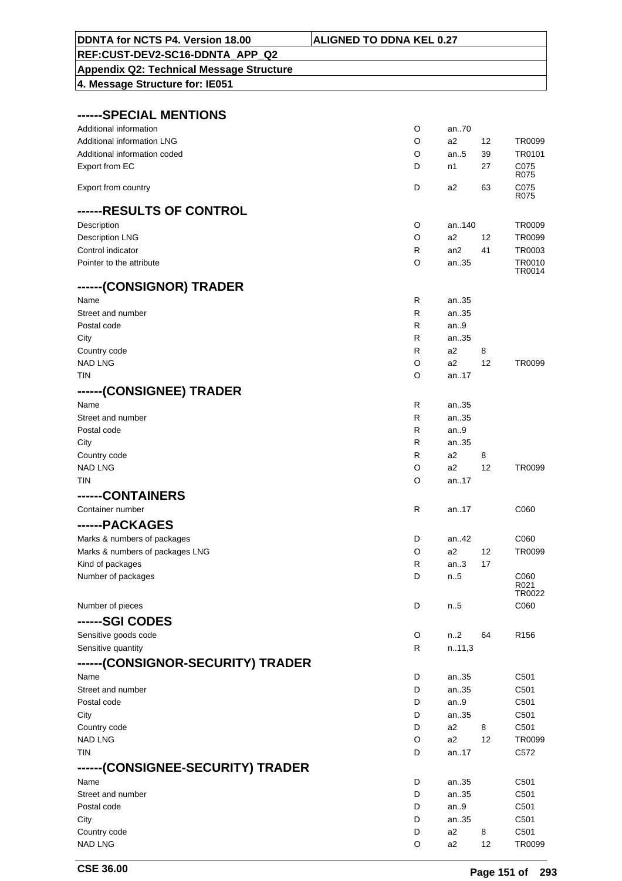| DDNTA for NCTS P4. Version 18.00 | ALIGNED TO DDNA KEL 0.27 |
|---|---|
| REF:CUST-DEV2-SC16-DDNTA_APP_Q2 | |
| Appendix Q2: Technical Message Structure | |
| 4. Message Structure for: IE051 | |

## ------SPECIAL MENTIONS

| | | | | |
|---|---|---|---|---|
| Additional information | O | an..70 | | |
| Additional information LNG | O | a2 | 12 | TR0099 |
| Additional information coded | O | an..5 | 39 | TR0101 |
| Export from EC | D | n1 | 27 | C075 R075 |
| Export from country | D | a2 | 63 | C075 R075 |

## ------RESULTS OF CONTROL

| | | | | |
|---|---|---|---|---|
| Description | O | an..140 | | TR0009 |
| Description LNG | O | a2 | 12 | TR0099 |
| Control indicator | R | an2 | 41 | TR0003 |
| Pointer to the attribute | O | an..35 | | TR0010 TR0014 |

## ------(CONSIGNOR) TRADER

| | | | | |
|---|---|---|---|---|
| Name | R | an..35 | | |
| Street and number | R | an..35 | | |
| Postal code | R | an..9 | | |
| City | R | an..35 | | |
| Country code | R | a2 | 8 | |
| NAD LNG | O | a2 | 12 | TR0099 |
| TIN | O | an..17 | | |

## ------(CONSIGNEE) TRADER

| | | | | |
|---|---|---|---|---|
| Name | R | an..35 | | |
| Street and number | R | an..35 | | |
| Postal code | R | an..9 | | |
| City | R | an..35 | | |
| Country code | R | a2 | 8 | |
| NAD LNG | O | a2 | 12 | TR0099 |
| TIN | O | an..17 | | |

## ------CONTAINERS

| | | | | |
|---|---|---|---|---|
| Container number | R | an..17 | | C060 |

## ------PACKAGES

| | | | | |
|---|---|---|---|---|
| Marks & numbers of packages | D | an..42 | | C060 |
| Marks & numbers of packages LNG | O | a2 | 12 | TR0099 |
| Kind of packages | R | an..3 | 17 | |
| Number of packages | D | n..5 | | C060 R021 TR0022 |
| Number of pieces | D | n..5 | | C060 |

## ------SGI CODES

| | | | | |
|---|---|---|---|---|
| Sensitive goods code | O | n..2 | 64 | R156 |
| Sensitive quantity | R | n..11,3 | | |

## ------(CONSIGNOR-SECURITY) TRADER

| | | | | |
|---|---|---|---|---|
| Name | D | an..35 | | C501 |
| Street and number | D | an..35 | | C501 |
| Postal code | D | an..9 | | C501 |
| City | D | an..35 | | C501 |
| Country code | D | a2 | 8 | C501 |
| NAD LNG | O | a2 | 12 | TR0099 |
| TIN | D | an..17 | | C572 |

## ------(CONSIGNEE-SECURITY) TRADER

| | | | | |
|---|---|---|---|---|
| Name | D | an..35 | | C501 |
| Street and number | D | an..35 | | C501 |
| Postal code | D | an..9 | | C501 |
| City | D | an..35 | | C501 |
| Country code | D | a2 | 8 | C501 |
| NAD LNG | O | a2 | 12 | TR0099 |

CSE 36.00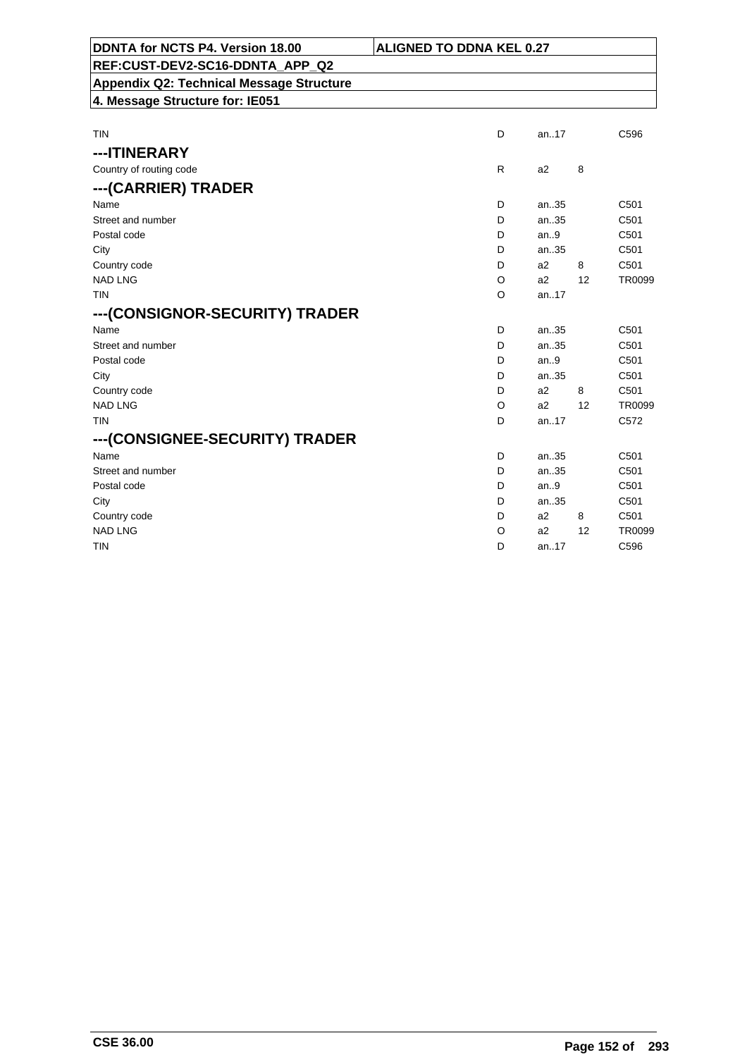| | | | | |
|---|---|---|---|---|
| TIN | D | an..17 | | C596 |

### ---ITINERARY

| | | | | |
|---|---|---|---|---|
| Country of routing code | R | a2 | 8 | |

### ---(CARRIER) TRADER

| | | | | |
|---|---|---|---|---|
| Name | D | an..35 | | C501 |
| Street and number | D | an..35 | | C501 |
| Postal code | D | an..9 | | C501 |
| City | D | an..35 | | C501 |
| Country code | D | a2 | 8 | C501 |
| NAD LNG | O | a2 | 12 | TR0099 |
| TIN | O | an..17 | | |

### ---(CONSIGNOR-SECURITY) TRADER

| | | | | |
|---|---|---|---|---|
| Name | D | an..35 | | C501 |
| Street and number | D | an..35 | | C501 |
| Postal code | D | an..9 | | C501 |
| City | D | an..35 | | C501 |
| Country code | D | a2 | 8 | C501 |
| NAD LNG | O | a2 | 12 | TR0099 |
| TIN | D | an..17 | | C572 |

### ---(CONSIGNEE-SECURITY) TRADER

| | | | | |
|---|---|---|---|---|
| Name | D | an..35 | | C501 |
| Street and number | D | an..35 | | C501 |
| Postal code | D | an..9 | | C501 |
| City | D | an..35 | | C501 |
| Country code | D | a2 | 8 | C501 |
| NAD LNG | O | a2 | 12 | TR0099 |
| TIN | D | an..17 | | C596 |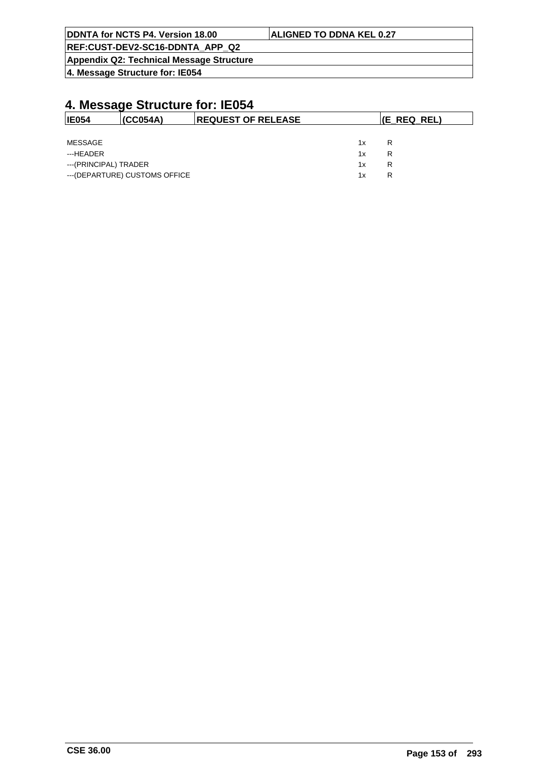# 4. Message Structure for: IE054

| IE054 | (CC054A) | REQUEST OF RELEASE | (E_REQ_REL) |
|---|---|---|---|

| | | |
|---|---|---|
| MESSAGE | 1x | R |
| ---HEADER | 1x | R |
| ---(PRINCIPAL) TRADER | 1x | R |
| ---(DEPARTURE) CUSTOMS OFFICE | 1x | R |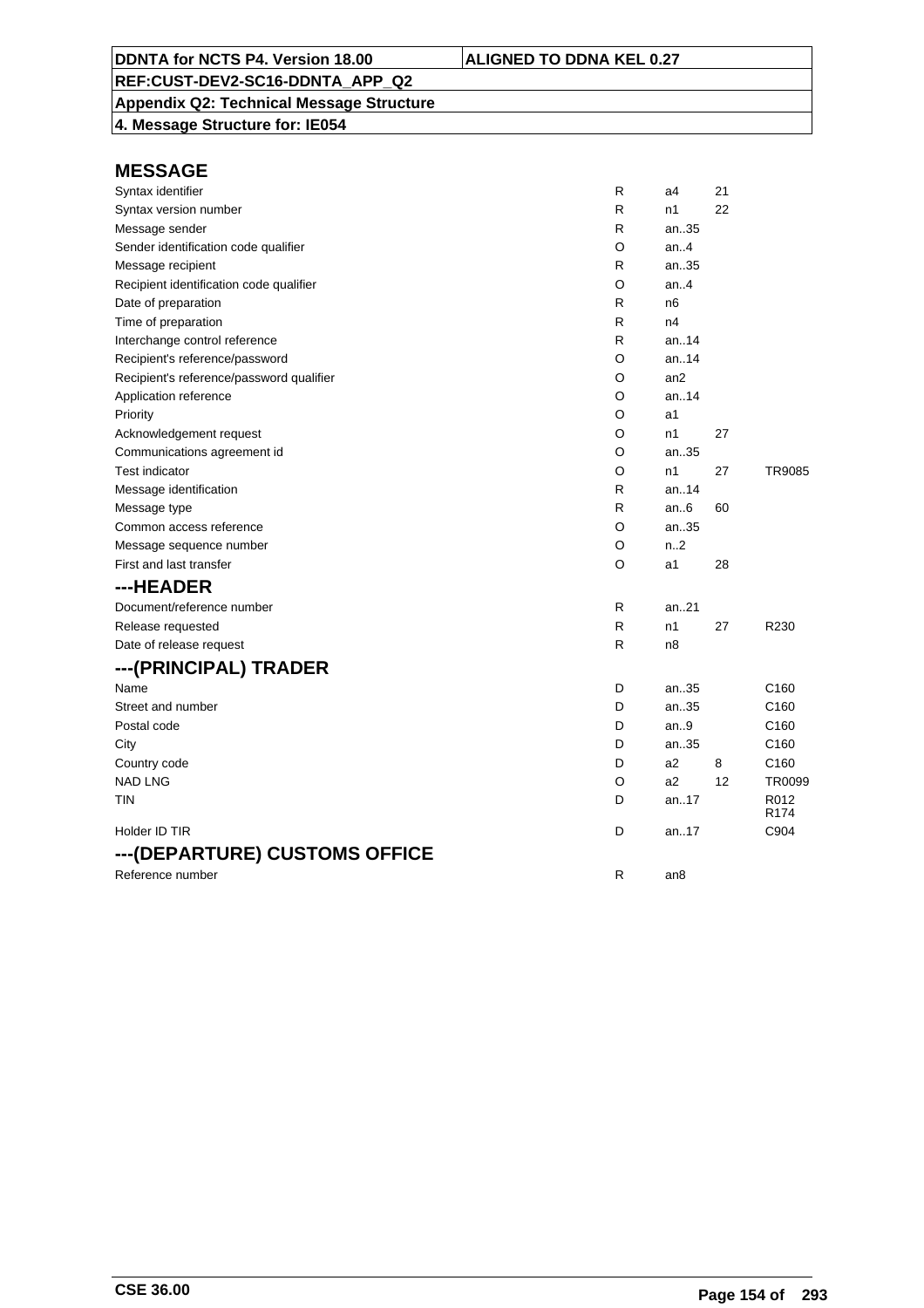## MESSAGE

| | | | | |
|---|---|---|---|---|
| Syntax identifier | R | a4 | 21 | |
| Syntax version number | R | n1 | 22 | |
| Message sender | R | an..35 | | |
| Sender identification code qualifier | O | an..4 | | |
| Message recipient | R | an..35 | | |
| Recipient identification code qualifier | O | an..4 | | |
| Date of preparation | R | n6 | | |
| Time of preparation | R | n4 | | |
| Interchange control reference | R | an..14 | | |
| Recipient's reference/password | O | an..14 | | |
| Recipient's reference/password qualifier | O | an2 | | |
| Application reference | O | an..14 | | |
| Priority | O | a1 | | |
| Acknowledgement request | O | n1 | 27 | |
| Communications agreement id | O | an..35 | | |
| Test indicator | O | n1 | 27 | TR9085 |
| Message identification | R | an..14 | | |
| Message type | R | an..6 | 60 | |
| Common access reference | O | an..35 | | |
| Message sequence number | O | n..2 | | |
| First and last transfer | O | a1 | 28 | |

## ---HEADER

| | | | | |
|---|---|---|---|---|
| Document/reference number | R | an..21 | | |
| Release requested | R | n1 | 27 | R230 |
| Date of release request | R | n8 | | |

## ---(PRINCIPAL) TRADER

| | | | | |
|---|---|---|---|---|
| Name | D | an..35 | | C160 |
| Street and number | D | an..35 | | C160 |
| Postal code | D | an..9 | | C160 |
| City | D | an..35 | | C160 |
| Country code | D | a2 | 8 | C160 |
| NAD LNG | O | a2 | 12 | TR0099 |
| TIN | D | an..17 | | R012 R174 |
| Holder ID TIR | D | an..17 | | C904 |

## ---(DEPARTURE) CUSTOMS OFFICE

| | | | | |
|---|---|---|---|---|
| Reference number | R | an8 | | |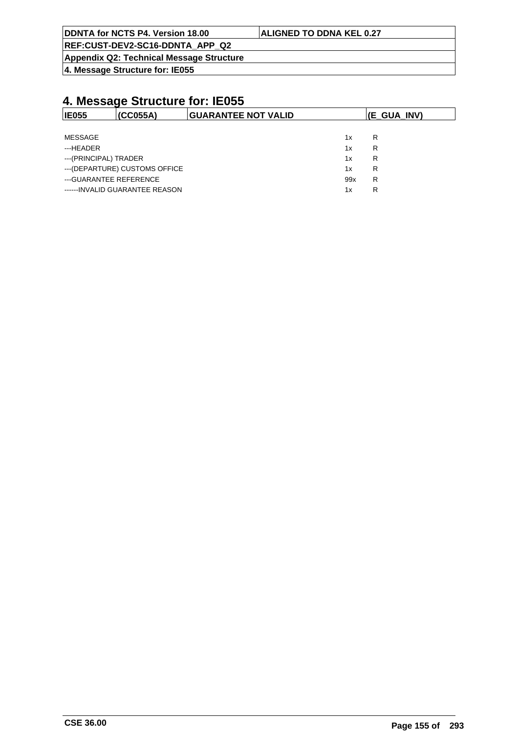# 4. Message Structure for: IE055

| IE055 | (CC055A) | GUARANTEE NOT VALID | (E_GUA_INV) |
|---|---|---|---|

| | | |
|---|---|---|
| MESSAGE | 1x | R |
| ---HEADER | 1x | R |
| ---(PRINCIPAL) TRADER | 1x | R |
| ---(DEPARTURE) CUSTOMS OFFICE | 1x | R |
| ---GUARANTEE REFERENCE | 99x | R |
| ------INVALID GUARANTEE REASON | 1x | R |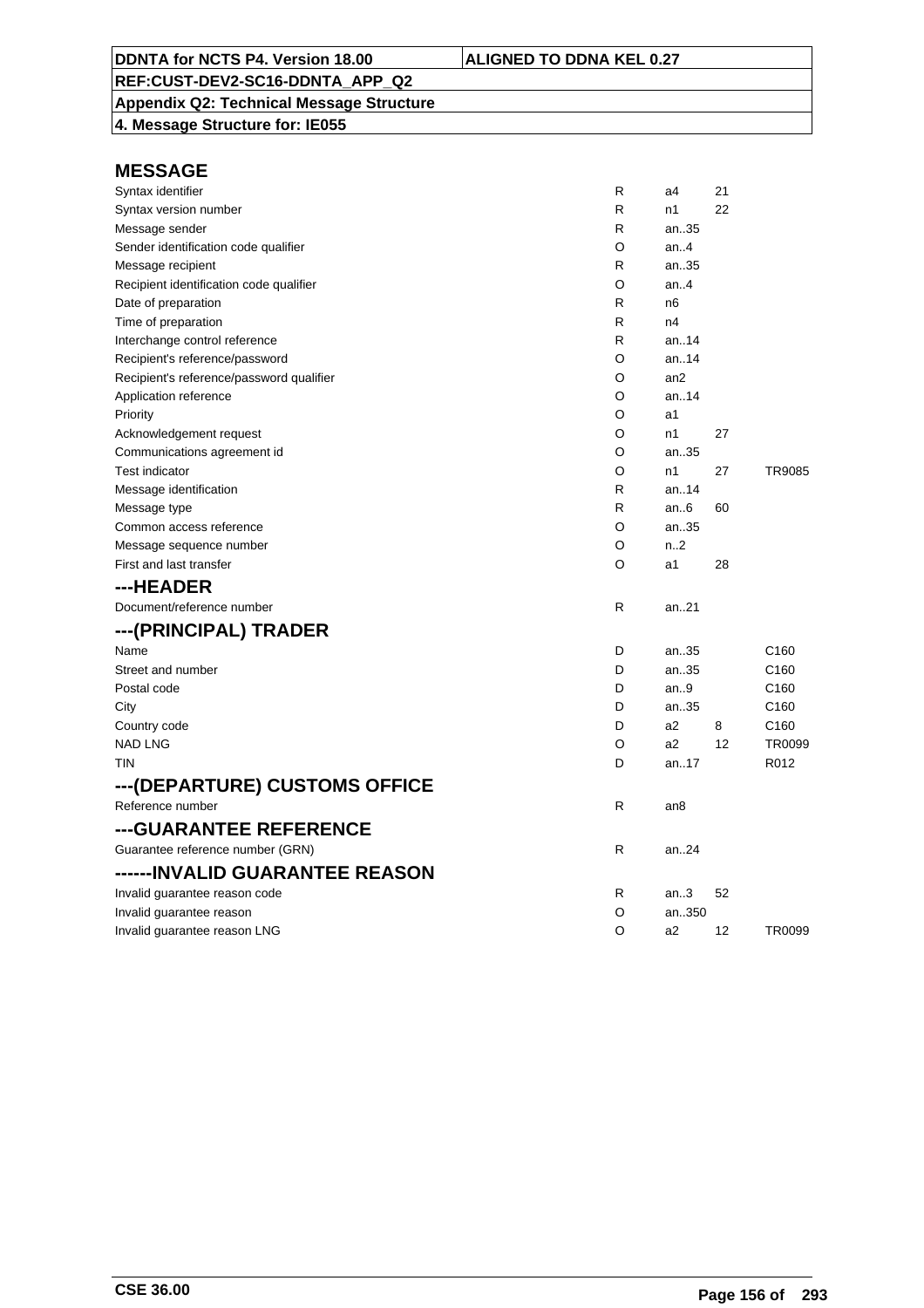| DDNTA for NCTS P4. Version 18.00 | ALIGNED TO DDNA KEL 0.27 |
|---|---|
| REF:CUST-DEV2-SC16-DDNTA_APP_Q2 | |
| Appendix Q2: Technical Message Structure | |
| 4. Message Structure for: IE055 | |

## MESSAGE

| | | | | |
|---|---|---|---|---|
| Syntax identifier | R | a4 | 21 | |
| Syntax version number | R | n1 | 22 | |
| Message sender | R | an..35 | | |
| Sender identification code qualifier | O | an..4 | | |
| Message recipient | R | an..35 | | |
| Recipient identification code qualifier | O | an..4 | | |
| Date of preparation | R | n6 | | |
| Time of preparation | R | n4 | | |
| Interchange control reference | R | an..14 | | |
| Recipient's reference/password | O | an..14 | | |
| Recipient's reference/password qualifier | O | an2 | | |
| Application reference | O | an..14 | | |
| Priority | O | a1 | | |
| Acknowledgement request | O | n1 | 27 | |
| Communications agreement id | O | an..35 | | |
| Test indicator | O | n1 | 27 | TR9085 |
| Message identification | R | an..14 | | |
| Message type | R | an..6 | 60 | |
| Common access reference | O | an..35 | | |
| Message sequence number | O | n..2 | | |
| First and last transfer | O | a1 | 28 | |

## ---HEADER

| | | | | |
|---|---|---|---|---|
| Document/reference number | R | an..21 | | |

## ---(PRINCIPAL) TRADER

| | | | | |
|---|---|---|---|---|
| Name | D | an..35 | | C160 |
| Street and number | D | an..35 | | C160 |
| Postal code | D | an..9 | | C160 |
| City | D | an..35 | | C160 |
| Country code | D | a2 | 8 | C160 |
| NAD LNG | O | a2 | 12 | TR0099 |
| TIN | D | an..17 | | R012 |

## ---(DEPARTURE) CUSTOMS OFFICE

| | | | | |
|---|---|---|---|---|
| Reference number | R | an8 | | |

## ---GUARANTEE REFERENCE

| | | | | |
|---|---|---|---|---|
| Guarantee reference number (GRN) | R | an..24 | | |

## ------INVALID GUARANTEE REASON

| | | | | |
|---|---|---|---|---|
| Invalid guarantee reason code | R | an..3 | 52 | |
| Invalid guarantee reason | O | an..350 | | |
| Invalid guarantee reason LNG | O | a2 | 12 | TR0099 |

CSE 36.00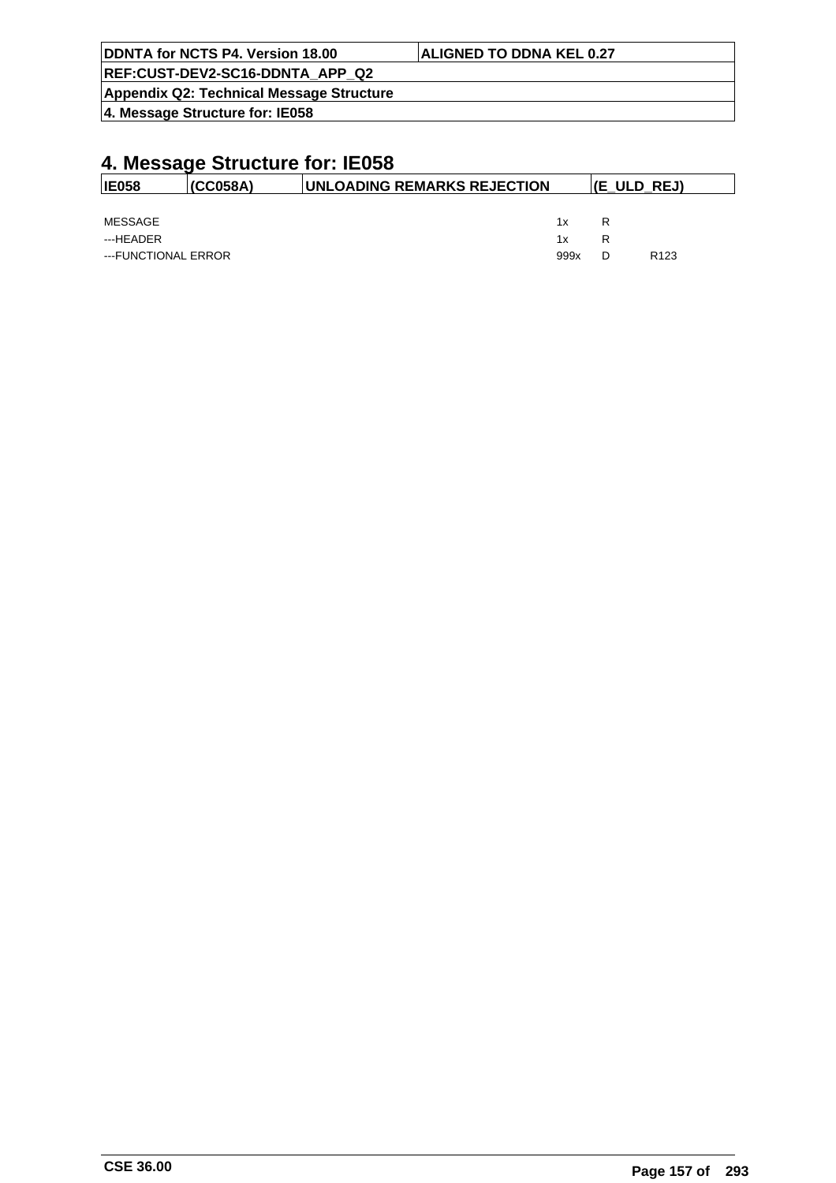# 4. Message Structure for: IE058

| IE058 | (CC058A) | UNLOADING REMARKS REJECTION | (E_ULD_REJ) |
|---|---|---|---|

| | | | |
|---|---|---|---|
| MESSAGE | 1x | R | |
| ---HEADER | 1x | R | |
| ---FUNCTIONAL ERROR | 999x | D | R123 |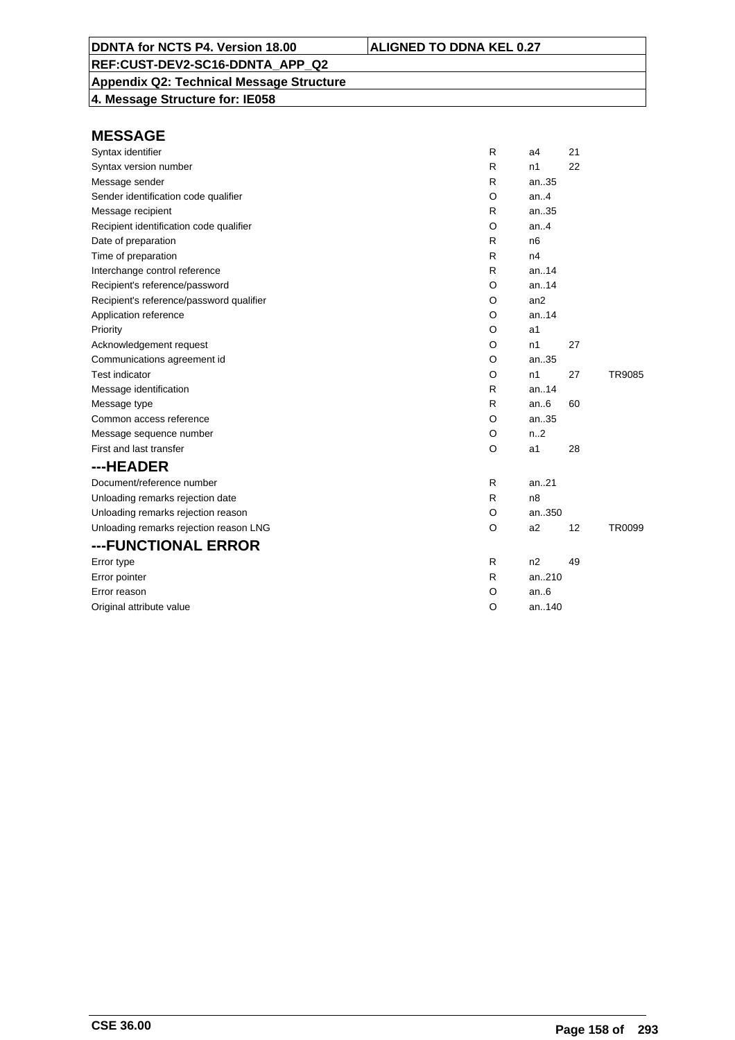| DDNTA for NCTS P4. Version 18.00 | ALIGNED TO DDNA KEL 0.27 |
|---|---|
| REF:CUST-DEV2-SC16-DDNTA_APP_Q2 | |
| Appendix Q2: Technical Message Structure | |
| 4. Message Structure for: IE058 | |

## MESSAGE

| Field | Status | Format | Code | Rule |
|---|---|---|---|---|
| Syntax identifier | R | a4 | 21 | |
| Syntax version number | R | n1 | 22 | |
| Message sender | R | an..35 | | |
| Sender identification code qualifier | O | an..4 | | |
| Message recipient | R | an..35 | | |
| Recipient identification code qualifier | O | an..4 | | |
| Date of preparation | R | n6 | | |
| Time of preparation | R | n4 | | |
| Interchange control reference | R | an..14 | | |
| Recipient's reference/password | O | an..14 | | |
| Recipient's reference/password qualifier | O | an2 | | |
| Application reference | O | an..14 | | |
| Priority | O | a1 | | |
| Acknowledgement request | O | n1 | 27 | |
| Communications agreement id | O | an..35 | | |
| Test indicator | O | n1 | 27 | TR9085 |
| Message identification | R | an..14 | | |
| Message type | R | an..6 | 60 | |
| Common access reference | O | an..35 | | |
| Message sequence number | O | n..2 | | |
| First and last transfer | O | a1 | 28 | |

## ---HEADER

| Field | Status | Format | Code | Rule |
|---|---|---|---|---|
| Document/reference number | R | an..21 | | |
| Unloading remarks rejection date | R | n8 | | |
| Unloading remarks rejection reason | O | an..350 | | |
| Unloading remarks rejection reason LNG | O | a2 | 12 | TR0099 |

## ---FUNCTIONAL ERROR

| Field | Status | Format | Code | Rule |
|---|---|---|---|---|
| Error type | R | n2 | 49 | |
| Error pointer | R | an..210 | | |
| Error reason | O | an..6 | | |
| Original attribute value | O | an..140 | | |

CSE 36.00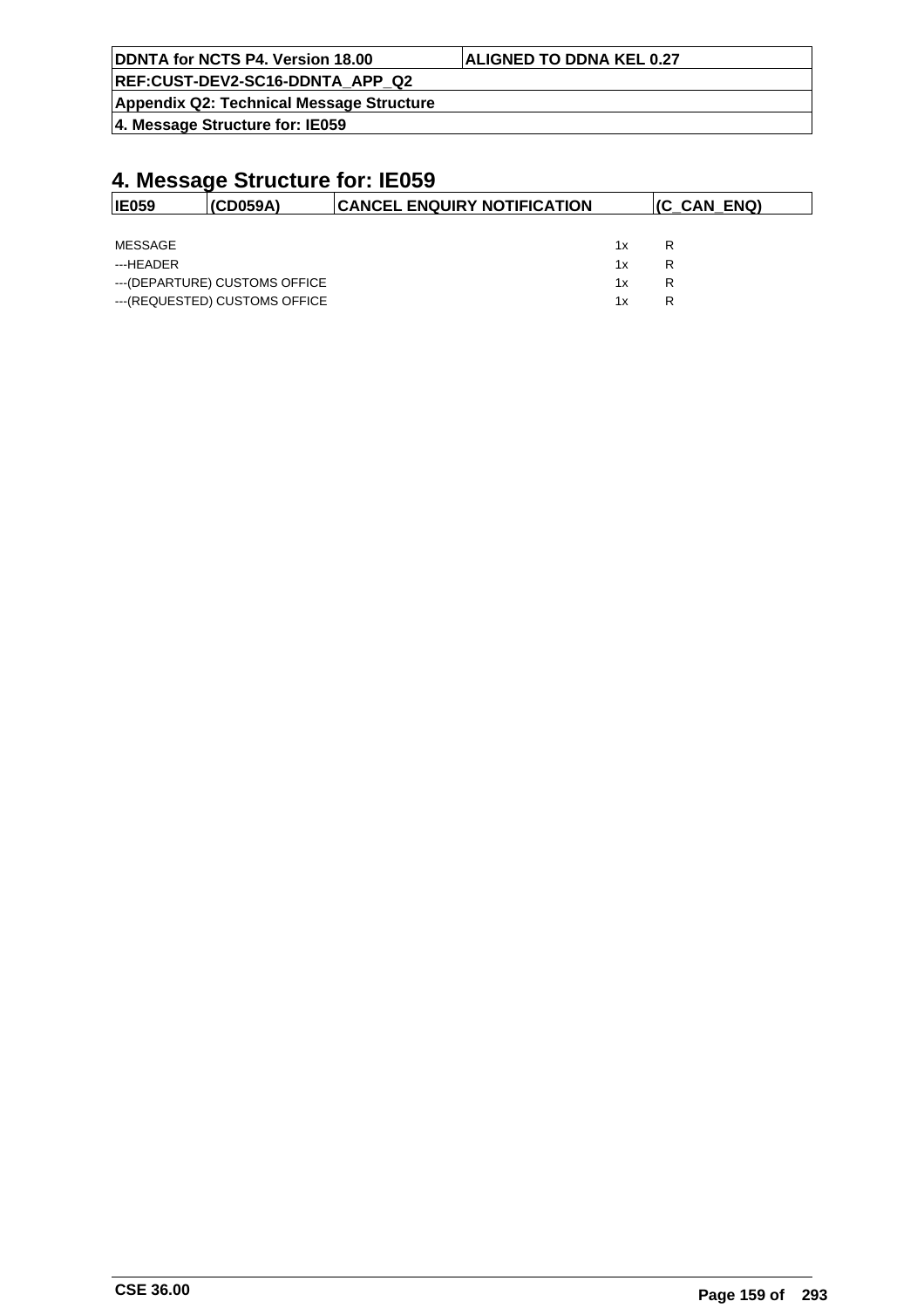# 4. Message Structure for: IE059

| IE059 | (CD059A) | CANCEL ENQUIRY NOTIFICATION | (C_CAN_ENQ) |
|---|---|---|---|

| | | |
|---|---|---|
| MESSAGE | 1x | R |
| ---HEADER | 1x | R |
| ---(DEPARTURE) CUSTOMS OFFICE | 1x | R |
| ---(REQUESTED) CUSTOMS OFFICE | 1x | R |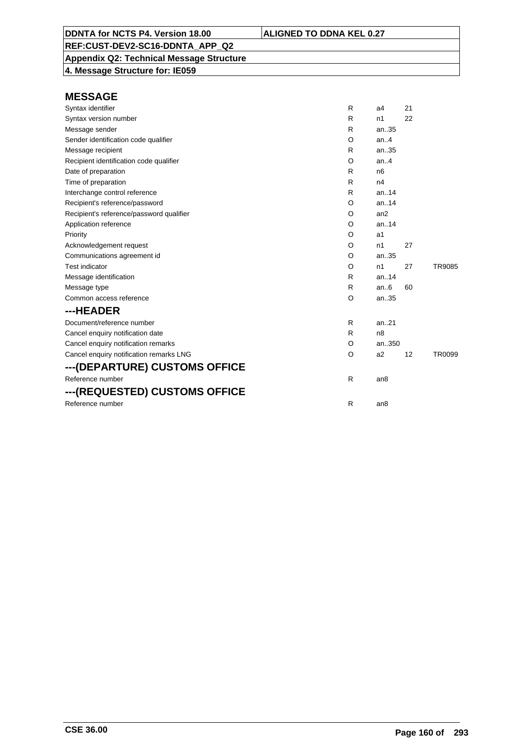**DDNTA for NCTS P4. Version 18.00** | **ALIGNED TO DDNA KEL 0.27**

**REF:CUST-DEV2-SC16-DDNTA_APP_Q2**

**Appendix Q2: Technical Message Structure**

**4. Message Structure for: IE059**

## MESSAGE

| Field | R/O | Format | Code list | Rule |
|---|---|---|---|---|
| Syntax identifier | R | a4 | 21 | |
| Syntax version number | R | n1 | 22 | |
| Message sender | R | an..35 | | |
| Sender identification code qualifier | O | an..4 | | |
| Message recipient | R | an..35 | | |
| Recipient identification code qualifier | O | an..4 | | |
| Date of preparation | R | n6 | | |
| Time of preparation | R | n4 | | |
| Interchange control reference | R | an..14 | | |
| Recipient's reference/password | O | an..14 | | |
| Recipient's reference/password qualifier | O | an2 | | |
| Application reference | O | an..14 | | |
| Priority | O | a1 | | |
| Acknowledgement request | O | n1 | 27 | |
| Communications agreement id | O | an..35 | | |
| Test indicator | O | n1 | 27 | TR9085 |
| Message identification | R | an..14 | | |
| Message type | R | an..6 | 60 | |
| Common access reference | O | an..35 | | |

## ---HEADER

| Field | R/O | Format | Code list | Rule |
|---|---|---|---|---|
| Document/reference number | R | an..21 | | |
| Cancel enquiry notification date | R | n8 | | |
| Cancel enquiry notification remarks | O | an..350 | | |
| Cancel enquiry notification remarks LNG | O | a2 | 12 | TR0099 |

## ---(DEPARTURE) CUSTOMS OFFICE

| Field | R/O | Format | Code list | Rule |
|---|---|---|---|---|
| Reference number | R | an8 | | |

## ---(REQUESTED) CUSTOMS OFFICE

| Field | R/O | Format | Code list | Rule |
|---|---|---|---|---|
| Reference number | R | an8 | | |

CSE 36.00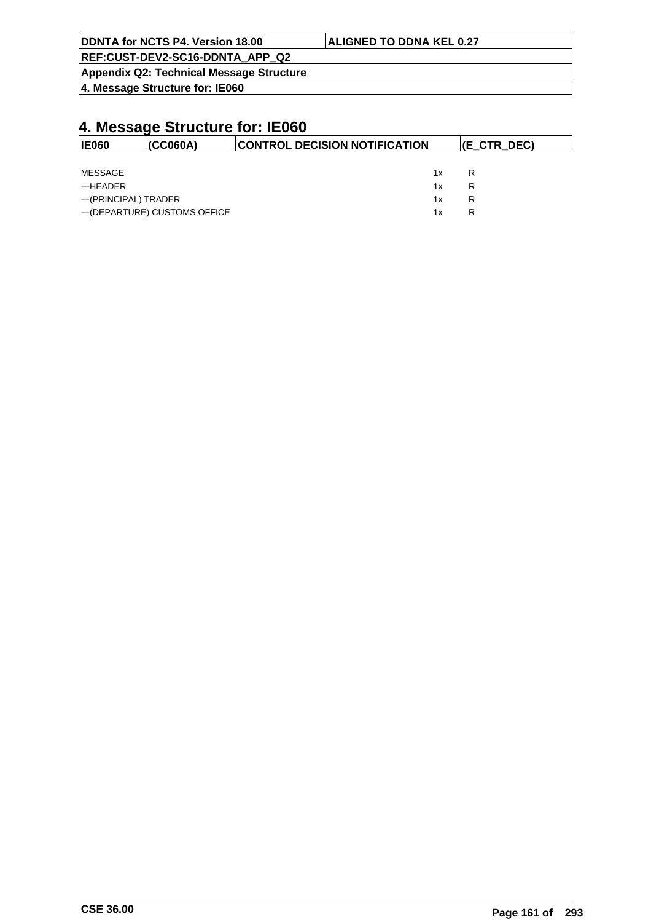# 4. Message Structure for: IE060

| IE060 | (CC060A) | CONTROL DECISION NOTIFICATION | (E_CTR_DEC) |
|---|---|---|---|

| | | |
|---|---|---|
| MESSAGE | 1x | R |
| ---HEADER | 1x | R |
| ---(PRINCIPAL) TRADER | 1x | R |
| ---(DEPARTURE) CUSTOMS OFFICE | 1x | R |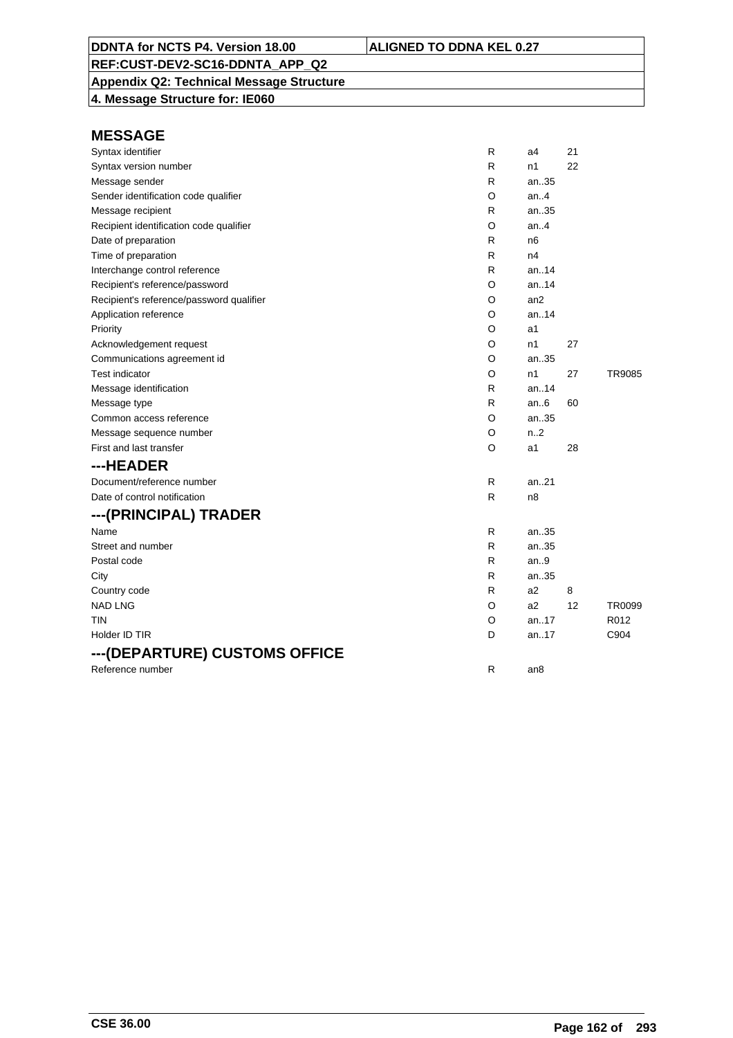**DDNTA for NCTS P4. Version 18.00** | **ALIGNED TO DDNA KEL 0.27**

**REF:CUST-DEV2-SC16-DDNTA_APP_Q2**

**Appendix Q2: Technical Message Structure**

**4. Message Structure for: IE060**

## MESSAGE

| | | | | |
|---|---|---|---|---|
| Syntax identifier | R | a4 | 21 | |
| Syntax version number | R | n1 | 22 | |
| Message sender | R | an..35 | | |
| Sender identification code qualifier | O | an..4 | | |
| Message recipient | R | an..35 | | |
| Recipient identification code qualifier | O | an..4 | | |
| Date of preparation | R | n6 | | |
| Time of preparation | R | n4 | | |
| Interchange control reference | R | an..14 | | |
| Recipient's reference/password | O | an..14 | | |
| Recipient's reference/password qualifier | O | an2 | | |
| Application reference | O | an..14 | | |
| Priority | O | a1 | | |
| Acknowledgement request | O | n1 | 27 | |
| Communications agreement id | O | an..35 | | |
| Test indicator | O | n1 | 27 | TR9085 |
| Message identification | R | an..14 | | |
| Message type | R | an..6 | 60 | |
| Common access reference | O | an..35 | | |
| Message sequence number | O | n..2 | | |
| First and last transfer | O | a1 | 28 | |

## ---HEADER

| | | | | |
|---|---|---|---|---|
| Document/reference number | R | an..21 | | |
| Date of control notification | R | n8 | | |

## ---(PRINCIPAL) TRADER

| | | | | |
|---|---|---|---|---|
| Name | R | an..35 | | |
| Street and number | R | an..35 | | |
| Postal code | R | an..9 | | |
| City | R | an..35 | | |
| Country code | R | a2 | 8 | |
| NAD LNG | O | a2 | 12 | TR0099 |
| TIN | O | an..17 | | R012 |
| Holder ID TIR | D | an..17 | | C904 |

## ---(DEPARTURE) CUSTOMS OFFICE

| | | | | |
|---|---|---|---|---|
| Reference number | R | an8 | | |

CSE 36.00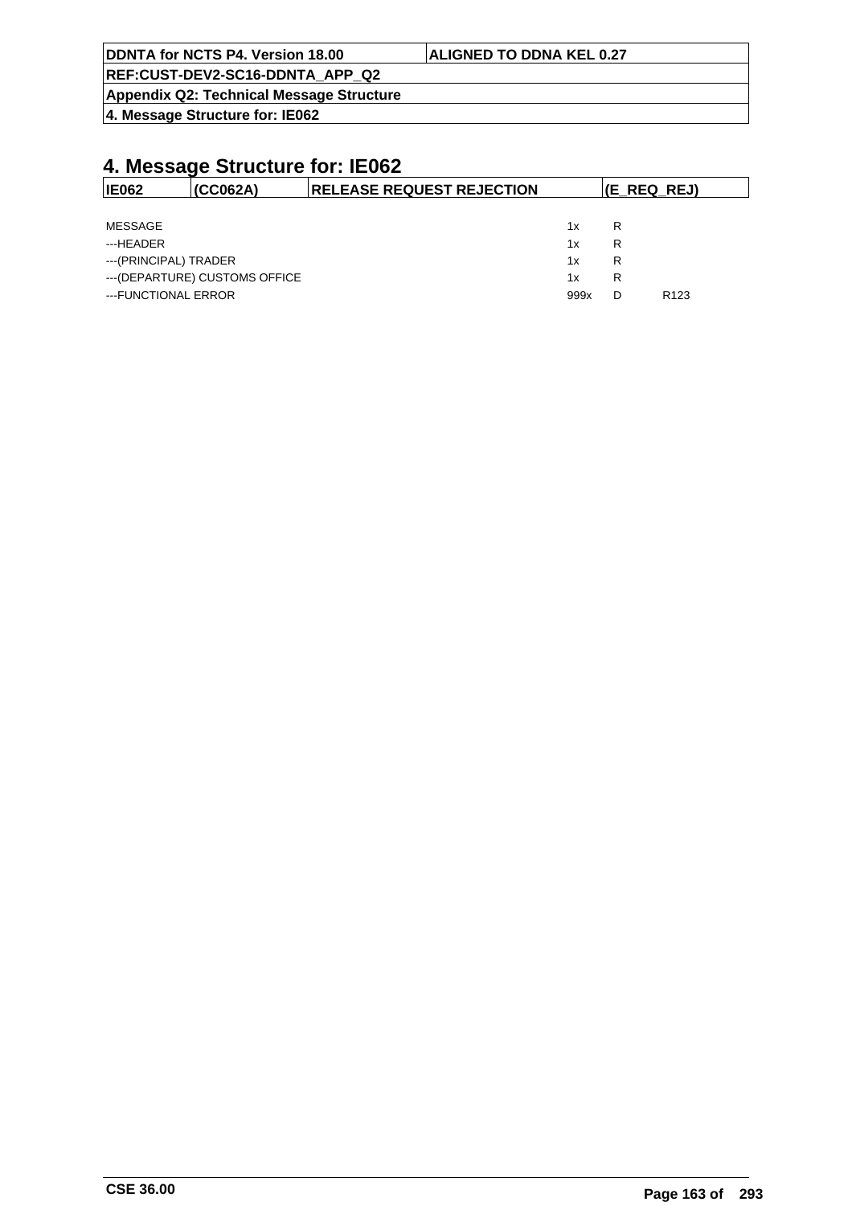# 4. Message Structure for: IE062

| IE062 | (CC062A) | RELEASE REQUEST REJECTION | (E_REQ_REJ) |
|---|---|---|---|

| | | | |
|---|---|---|---|
| MESSAGE | 1x | R | |
| ---HEADER | 1x | R | |
| ---(PRINCIPAL) TRADER | 1x | R | |
| ---(DEPARTURE) CUSTOMS OFFICE | 1x | R | |
| ---FUNCTIONAL ERROR | 999x | D | R123 |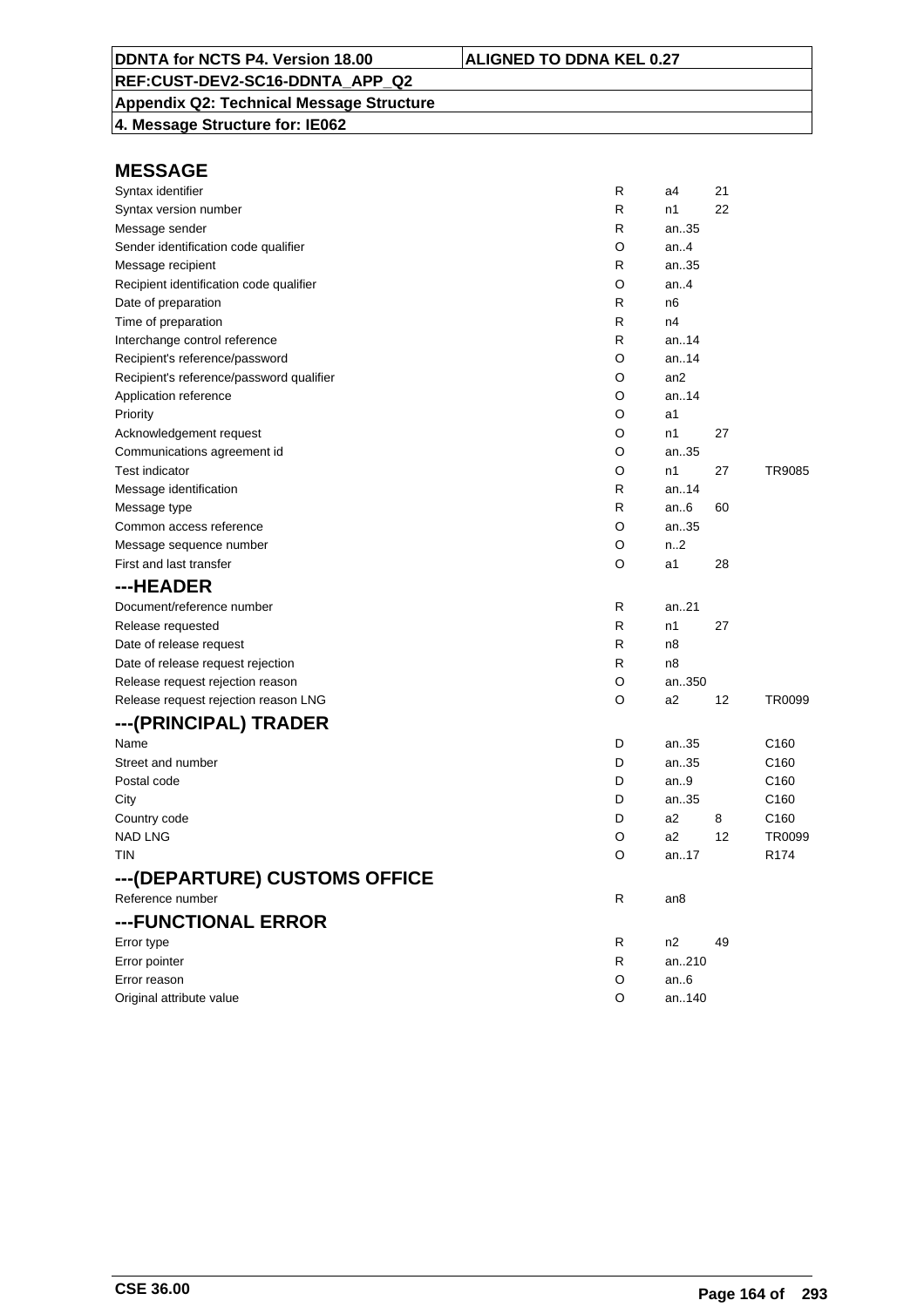**DDNTA for NCTS P4. Version 18.00** | **ALIGNED TO DDNA KEL 0.27**

**REF:CUST-DEV2-SC16-DDNTA_APP_Q2**

**Appendix Q2: Technical Message Structure**

**4. Message Structure for: IE062**

## MESSAGE

| | | | | |
|---|---|---|---|---|
| Syntax identifier | R | a4 | 21 | |
| Syntax version number | R | n1 | 22 | |
| Message sender | R | an..35 | | |
| Sender identification code qualifier | O | an..4 | | |
| Message recipient | R | an..35 | | |
| Recipient identification code qualifier | O | an..4 | | |
| Date of preparation | R | n6 | | |
| Time of preparation | R | n4 | | |
| Interchange control reference | R | an..14 | | |
| Recipient's reference/password | O | an..14 | | |
| Recipient's reference/password qualifier | O | an2 | | |
| Application reference | O | an..14 | | |
| Priority | O | a1 | | |
| Acknowledgement request | O | n1 | 27 | |
| Communications agreement id | O | an..35 | | |
| Test indicator | O | n1 | 27 | TR9085 |
| Message identification | R | an..14 | | |
| Message type | R | an..6 | 60 | |
| Common access reference | O | an..35 | | |
| Message sequence number | O | n..2 | | |
| First and last transfer | O | a1 | 28 | |

## ---HEADER

| | | | | |
|---|---|---|---|---|
| Document/reference number | R | an..21 | | |
| Release requested | R | n1 | 27 | |
| Date of release request | R | n8 | | |
| Date of release request rejection | R | n8 | | |
| Release request rejection reason | O | an..350 | | |
| Release request rejection reason LNG | O | a2 | 12 | TR0099 |

## ---(PRINCIPAL) TRADER

| | | | | |
|---|---|---|---|---|
| Name | D | an..35 | | C160 |
| Street and number | D | an..35 | | C160 |
| Postal code | D | an..9 | | C160 |
| City | D | an..35 | | C160 |
| Country code | D | a2 | 8 | C160 |
| NAD LNG | O | a2 | 12 | TR0099 |
| TIN | O | an..17 | | R174 |

## ---(DEPARTURE) CUSTOMS OFFICE

| | | | | |
|---|---|---|---|---|
| Reference number | R | an8 | | |

## ---FUNCTIONAL ERROR

| | | | | |
|---|---|---|---|---|
| Error type | R | n2 | 49 | |
| Error pointer | R | an..210 | | |
| Error reason | O | an..6 | | |
| Original attribute value | O | an..140 | | |

**CSE 36.00**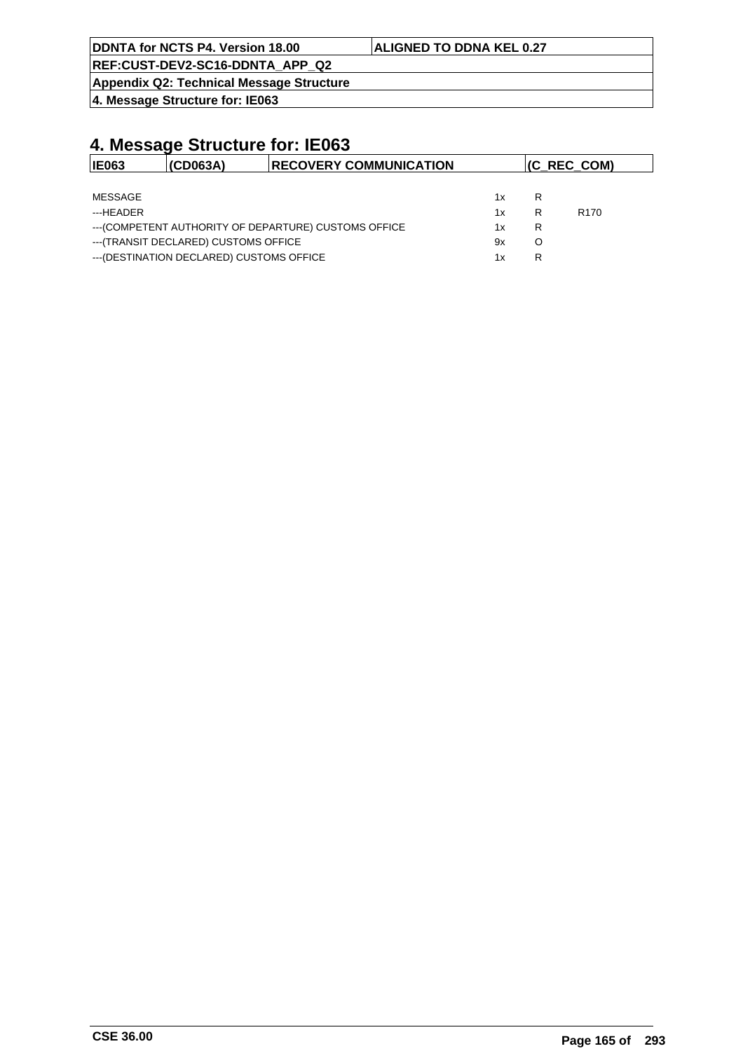## 4. Message Structure for: IE063

| IE063 | (CD063A) | RECOVERY COMMUNICATION | (C_REC_COM) |
|---|---|---|---|

| | | | |
|---|---|---|---|
| MESSAGE | 1x | R | |
| ---HEADER | 1x | R | R170 |
| ---(COMPETENT AUTHORITY OF DEPARTURE) CUSTOMS OFFICE | 1x | R | |
| ---(TRANSIT DECLARED) CUSTOMS OFFICE | 9x | O | |
| ---(DESTINATION DECLARED) CUSTOMS OFFICE | 1x | R | |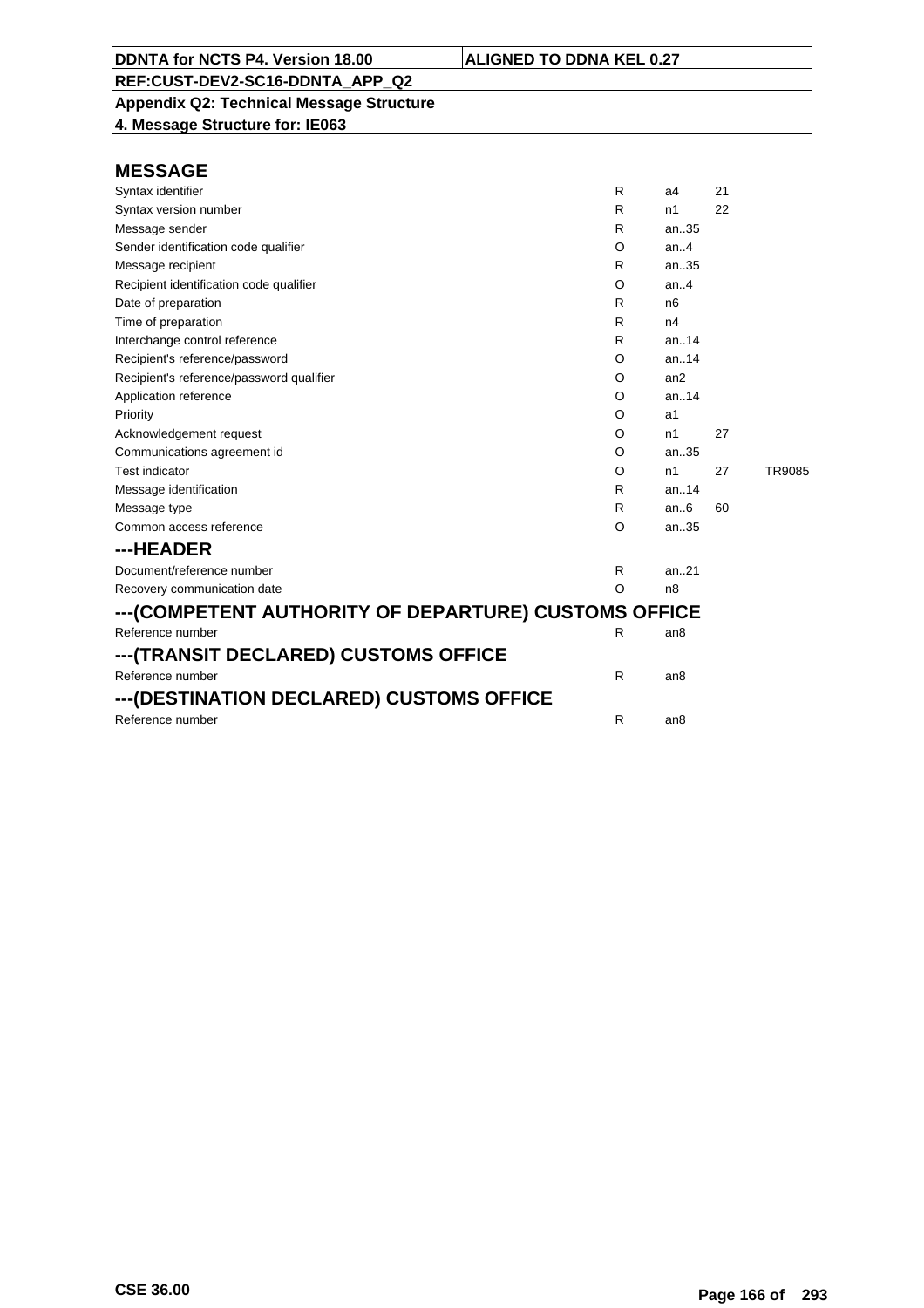## MESSAGE

| | | | | |
|---|---|---|---|---|
| Syntax identifier | R | a4 | 21 | |
| Syntax version number | R | n1 | 22 | |
| Message sender | R | an..35 | | |
| Sender identification code qualifier | O | an..4 | | |
| Message recipient | R | an..35 | | |
| Recipient identification code qualifier | O | an..4 | | |
| Date of preparation | R | n6 | | |
| Time of preparation | R | n4 | | |
| Interchange control reference | R | an..14 | | |
| Recipient's reference/password | O | an..14 | | |
| Recipient's reference/password qualifier | O | an2 | | |
| Application reference | O | an..14 | | |
| Priority | O | a1 | | |
| Acknowledgement request | O | n1 | 27 | |
| Communications agreement id | O | an..35 | | |
| Test indicator | O | n1 | 27 | TR9085 |
| Message identification | R | an..14 | | |
| Message type | R | an..6 | 60 | |
| Common access reference | O | an..35 | | |

## ---HEADER

| | | |
|---|---|---|
| Document/reference number | R | an..21 |
| Recovery communication date | O | n8 |

## ---(COMPETENT AUTHORITY OF DEPARTURE) CUSTOMS OFFICE

| | | |
|---|---|---|
| Reference number | R | an8 |

## ---(TRANSIT DECLARED) CUSTOMS OFFICE

| | | |
|---|---|---|
| Reference number | R | an8 |

## ---(DESTINATION DECLARED) CUSTOMS OFFICE

| | | |
|---|---|---|
| Reference number | R | an8 |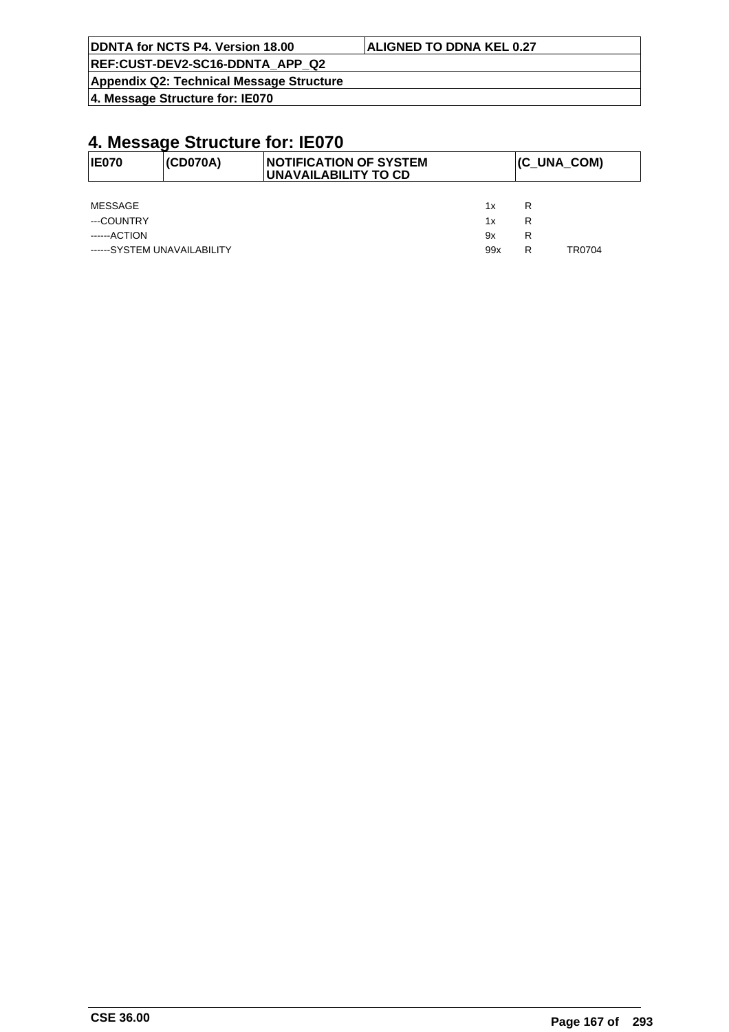# 4. Message Structure for: IE070

| IE070 | (CD070A) | NOTIFICATION OF SYSTEM UNAVAILABILITY TO CD | (C_UNA_COM) |
|---|---|---|---|

| | | | |
|---|---|---|---|
| MESSAGE | 1x | R | |
| ---COUNTRY | 1x | R | |
| ------ACTION | 9x | R | |
| ------SYSTEM UNAVAILABILITY | 99x | R | TR0704 |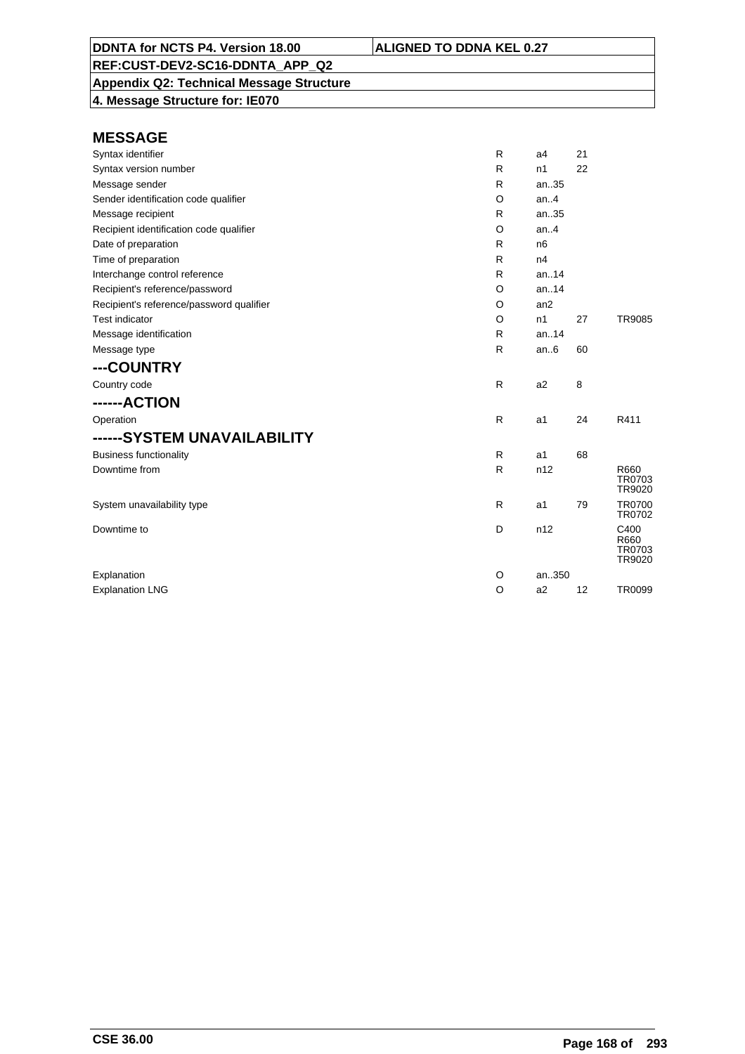| DDNTA for NCTS P4. Version 18.00 | ALIGNED TO DDNA KEL 0.27 |
|---|---|
| REF:CUST-DEV2-SC16-DDNTA_APP_Q2 | |
| Appendix Q2: Technical Message Structure | |
| 4. Message Structure for: IE070 | |

## MESSAGE

| | | | | |
|---|---|---|---|---|
| Syntax identifier | R | a4 | 21 | |
| Syntax version number | R | n1 | 22 | |
| Message sender | R | an..35 | | |
| Sender identification code qualifier | O | an..4 | | |
| Message recipient | R | an..35 | | |
| Recipient identification code qualifier | O | an..4 | | |
| Date of preparation | R | n6 | | |
| Time of preparation | R | n4 | | |
| Interchange control reference | R | an..14 | | |
| Recipient's reference/password | O | an..14 | | |
| Recipient's reference/password qualifier | O | an2 | | |
| Test indicator | O | n1 | 27 | TR9085 |
| Message identification | R | an..14 | | |
| Message type | R | an..6 | 60 | |

## ---COUNTRY

| | | | | |
|---|---|---|---|---|
| Country code | R | a2 | 8 | |

## ------ACTION

| | | | | |
|---|---|---|---|---|
| Operation | R | a1 | 24 | R411 |

## ------SYSTEM UNAVAILABILITY

| | | | | |
|---|---|---|---|---|
| Business functionality | R | a1 | 68 | |
| Downtime from | R | n12 | | R660 TR0703 TR9020 |
| System unavailability type | R | a1 | 79 | TR0700 TR0702 |
| Downtime to | D | n12 | | C400 R660 TR0703 TR9020 |
| Explanation | O | an..350 | | |
| Explanation LNG | O | a2 | 12 | TR0099 |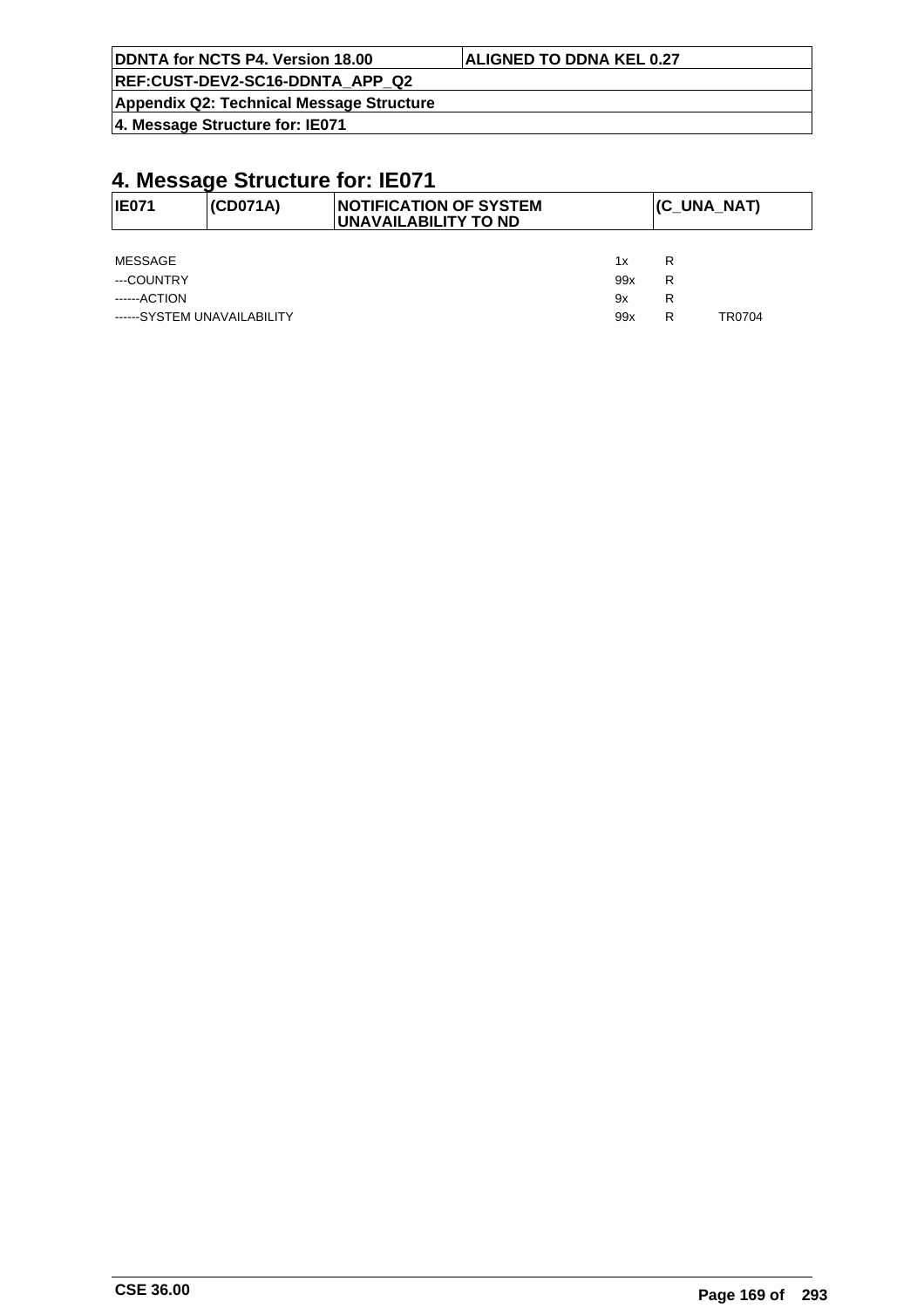# 4. Message Structure for: IE071

| IE071 | (CD071A) | NOTIFICATION OF SYSTEM UNAVAILABILITY TO ND | (C_UNA_NAT) |
|---|---|---|---|

| | | | |
|---|---|---|---|
| MESSAGE | 1x | R | |
| ---COUNTRY | 99x | R | |
| ------ACTION | 9x | R | |
| ------SYSTEM UNAVAILABILITY | 99x | R | TR0704 |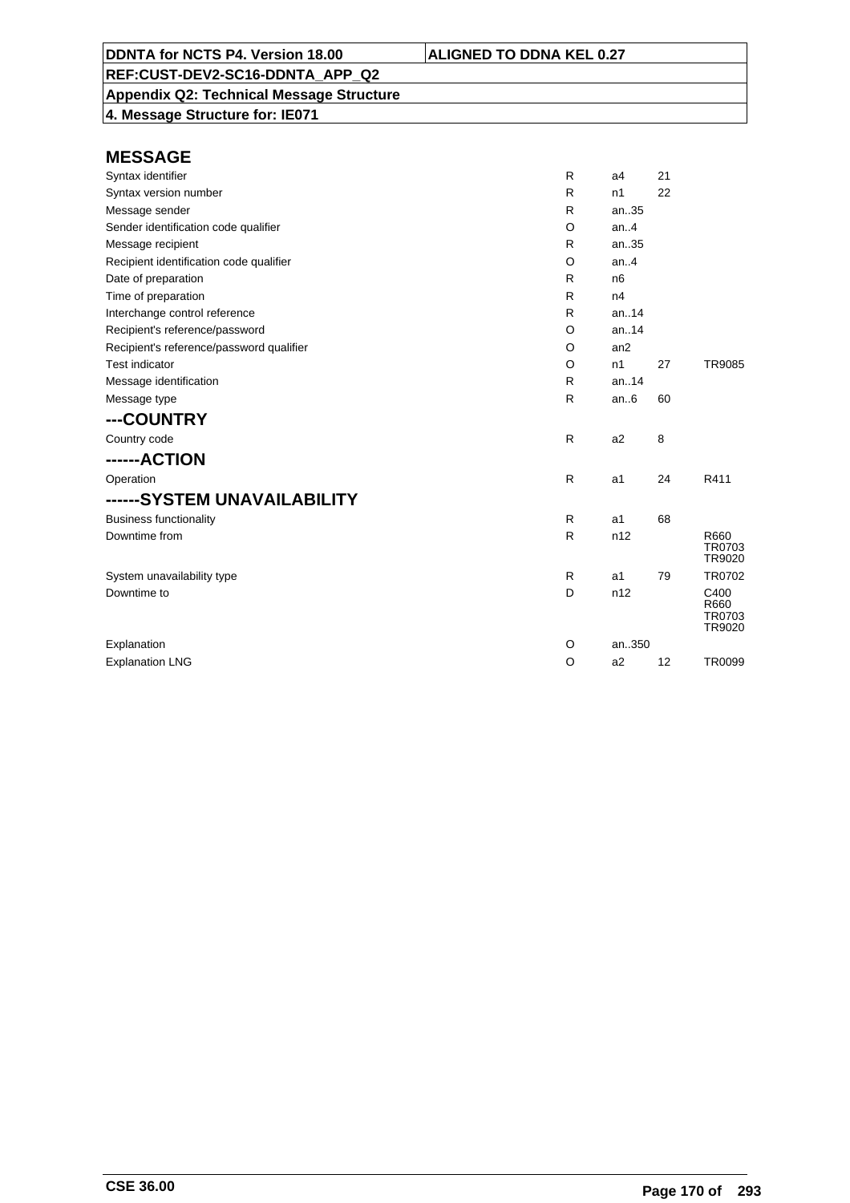| DDNTA for NCTS P4. Version 18.00 | ALIGNED TO DDNA KEL 0.27 |
|---|---|
| REF:CUST-DEV2-SC16-DDNTA_APP_Q2 | |
| Appendix Q2: Technical Message Structure | |
| 4. Message Structure for: IE071 | |

## MESSAGE

| | | | | |
|---|---|---|---|---|
| Syntax identifier | R | a4 | 21 | |
| Syntax version number | R | n1 | 22 | |
| Message sender | R | an..35 | | |
| Sender identification code qualifier | O | an..4 | | |
| Message recipient | R | an..35 | | |
| Recipient identification code qualifier | O | an..4 | | |
| Date of preparation | R | n6 | | |
| Time of preparation | R | n4 | | |
| Interchange control reference | R | an..14 | | |
| Recipient's reference/password | O | an..14 | | |
| Recipient's reference/password qualifier | O | an2 | | |
| Test indicator | O | n1 | 27 | TR9085 |
| Message identification | R | an..14 | | |
| Message type | R | an..6 | 60 | |

## ---COUNTRY

| | | | | |
|---|---|---|---|---|
| Country code | R | a2 | 8 | |

## ------ACTION

| | | | | |
|---|---|---|---|---|
| Operation | R | a1 | 24 | R411 |

## ------SYSTEM UNAVAILABILITY

| | | | | |
|---|---|---|---|---|
| Business functionality | R | a1 | 68 | |
| Downtime from | R | n12 | | R660 TR0703 TR9020 |
| System unavailability type | R | a1 | 79 | TR0702 |
| Downtime to | D | n12 | | C400 R660 TR0703 TR9020 |
| Explanation | O | an..350 | | |
| Explanation LNG | O | a2 | 12 | TR0099 |

CSE 36.00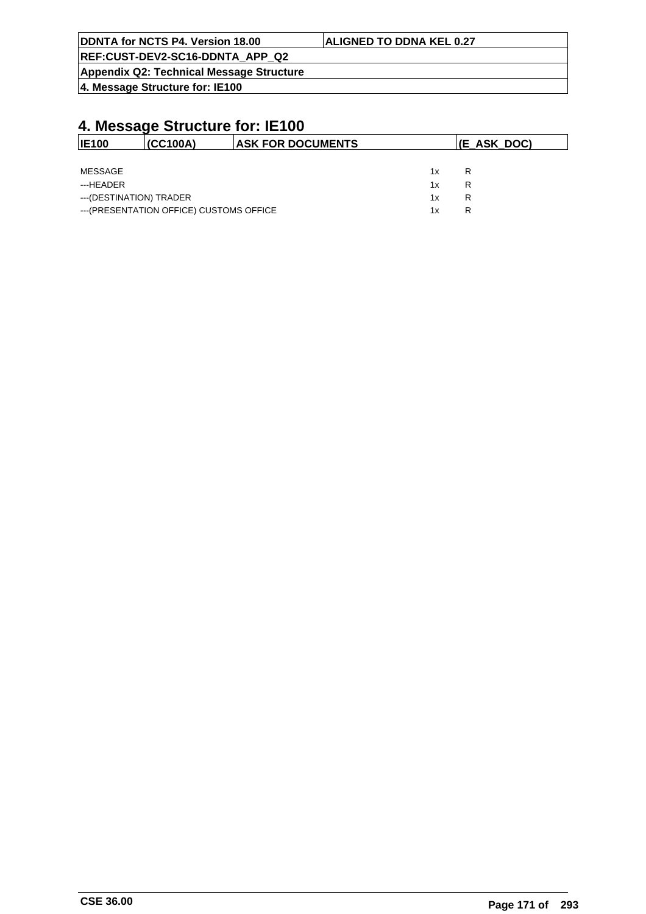# 4. Message Structure for: IE100

| IE100 | (CC100A) | ASK FOR DOCUMENTS | (E_ASK_DOC) |
|---|---|---|---|

| | | |
|---|---|---|
| MESSAGE | 1x | R |
| ---HEADER | 1x | R |
| ---(DESTINATION) TRADER | 1x | R |
| ---(PRESENTATION OFFICE) CUSTOMS OFFICE | 1x | R |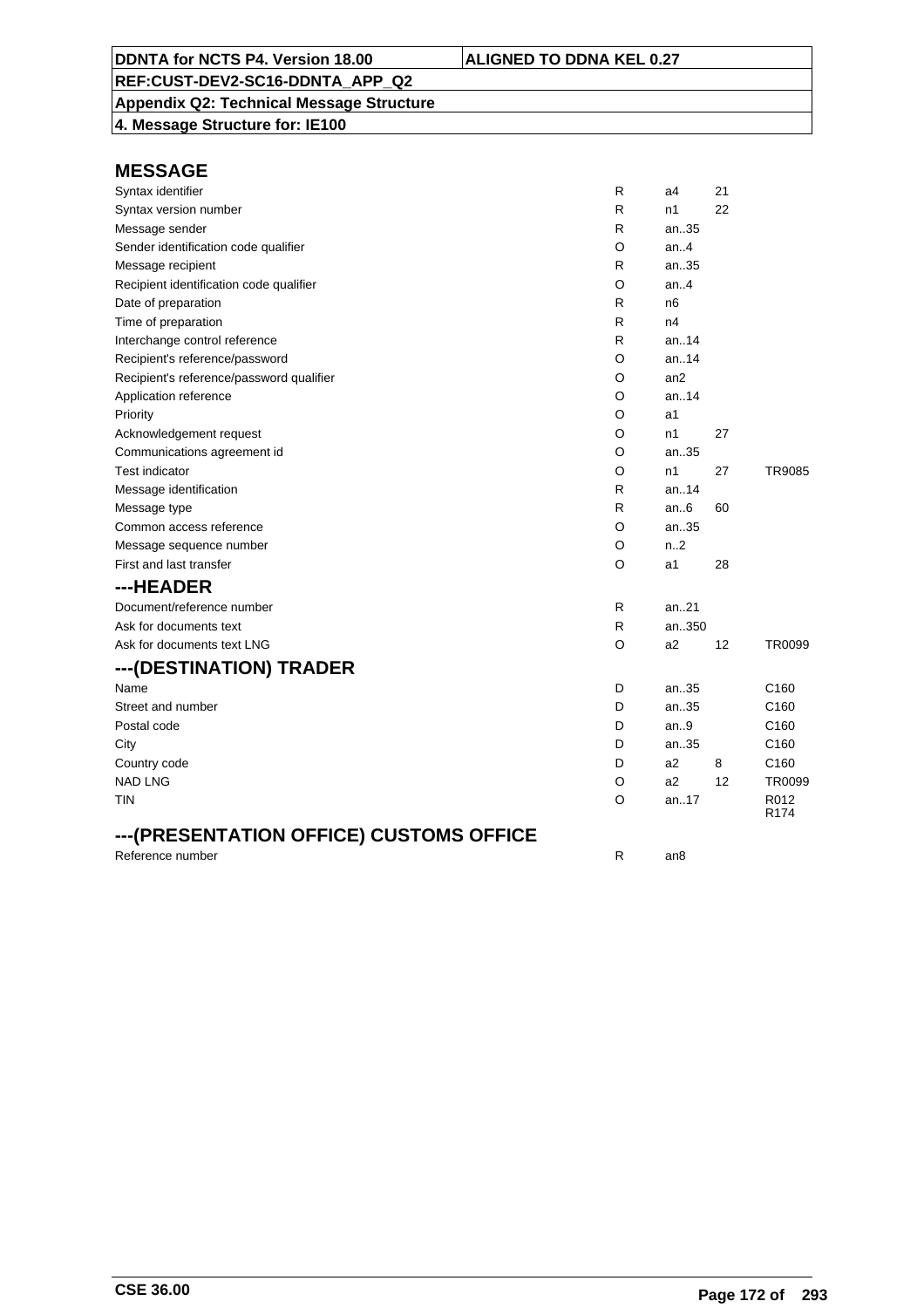**DDNTA for NCTS P4. Version 18.00** | **ALIGNED TO DDNA KEL 0.27**

**REF:CUST-DEV2-SC16-DDNTA_APP_Q2**

**Appendix Q2: Technical Message Structure**

**4. Message Structure for: IE100**

## MESSAGE

| | | | | |
|---|---|---|---|---|
| Syntax identifier | R | a4 | 21 | |
| Syntax version number | R | n1 | 22 | |
| Message sender | R | an..35 | | |
| Sender identification code qualifier | O | an..4 | | |
| Message recipient | R | an..35 | | |
| Recipient identification code qualifier | O | an..4 | | |
| Date of preparation | R | n6 | | |
| Time of preparation | R | n4 | | |
| Interchange control reference | R | an..14 | | |
| Recipient's reference/password | O | an..14 | | |
| Recipient's reference/password qualifier | O | an2 | | |
| Application reference | O | an..14 | | |
| Priority | O | a1 | | |
| Acknowledgement request | O | n1 | 27 | |
| Communications agreement id | O | an..35 | | |
| Test indicator | O | n1 | 27 | TR9085 |
| Message identification | R | an..14 | | |
| Message type | R | an..6 | 60 | |
| Common access reference | O | an..35 | | |
| Message sequence number | O | n..2 | | |
| First and last transfer | O | a1 | 28 | |

## ---HEADER

| | | | | |
|---|---|---|---|---|
| Document/reference number | R | an..21 | | |
| Ask for documents text | R | an..350 | | |
| Ask for documents text LNG | O | a2 | 12 | TR0099 |

## ---(DESTINATION) TRADER

| | | | | |
|---|---|---|---|---|
| Name | D | an..35 | | C160 |
| Street and number | D | an..35 | | C160 |
| Postal code | D | an..9 | | C160 |
| City | D | an..35 | | C160 |
| Country code | D | a2 | 8 | C160 |
| NAD LNG | O | a2 | 12 | TR0099 |
| TIN | O | an..17 | | R012 R174 |

## ---(PRESENTATION OFFICE) CUSTOMS OFFICE

| | | | | |
|---|---|---|---|---|
| Reference number | R | an8 | | |

CSE 36.00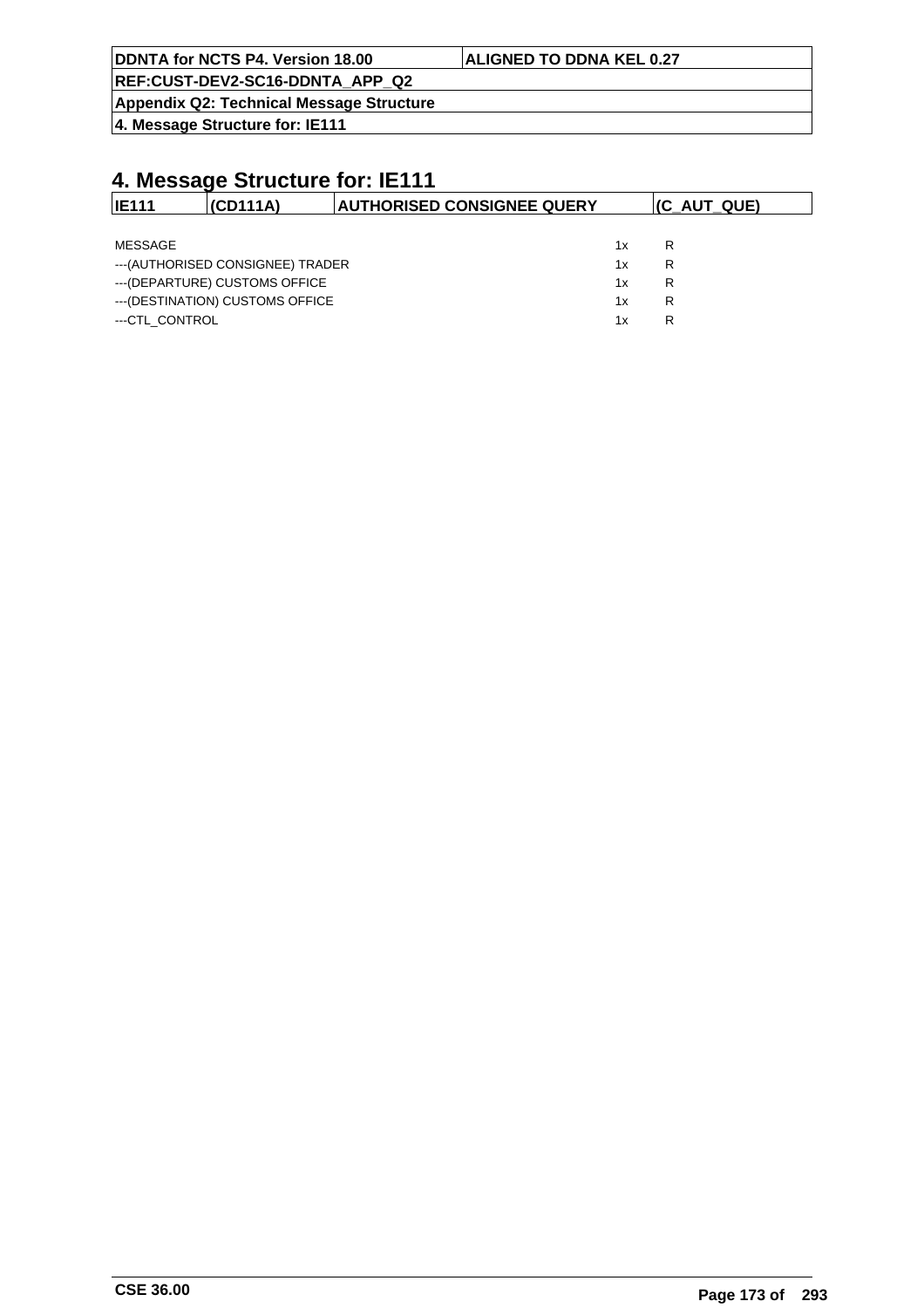# 4. Message Structure for: IE111

| IE111 | (CD111A) | AUTHORISED CONSIGNEE QUERY | (C_AUT_QUE) |
|---|---|---|---|

| | | |
|---|---|---|
| MESSAGE | 1x | R |
| ---(AUTHORISED CONSIGNEE) TRADER | 1x | R |
| ---(DEPARTURE) CUSTOMS OFFICE | 1x | R |
| ---(DESTINATION) CUSTOMS OFFICE | 1x | R |
| ---CTL_CONTROL | 1x | R |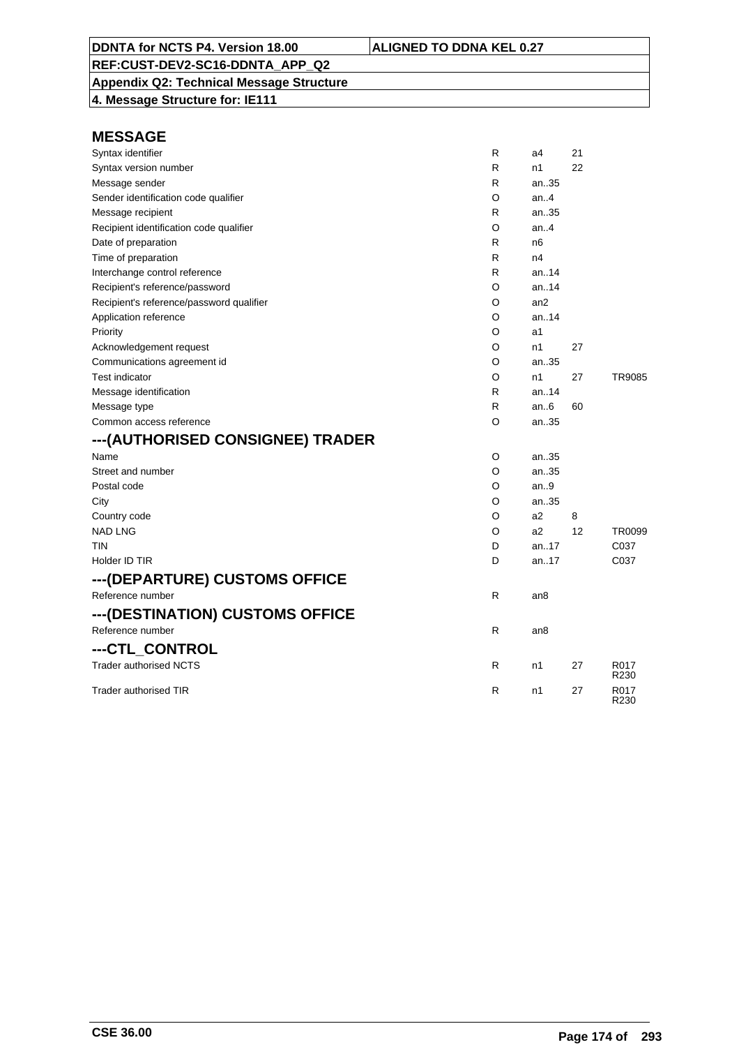**DDNTA for NCTS P4. Version 18.00** | **ALIGNED TO DDNA KEL 0.27**

**REF:CUST-DEV2-SC16-DDNTA_APP_Q2**

**Appendix Q2: Technical Message Structure**

**4. Message Structure for: IE111**

## MESSAGE

| | | | | |
|---|---|---|---|---|
| Syntax identifier | R | a4 | 21 | |
| Syntax version number | R | n1 | 22 | |
| Message sender | R | an..35 | | |
| Sender identification code qualifier | O | an..4 | | |
| Message recipient | R | an..35 | | |
| Recipient identification code qualifier | O | an..4 | | |
| Date of preparation | R | n6 | | |
| Time of preparation | R | n4 | | |
| Interchange control reference | R | an..14 | | |
| Recipient's reference/password | O | an..14 | | |
| Recipient's reference/password qualifier | O | an2 | | |
| Application reference | O | an..14 | | |
| Priority | O | a1 | | |
| Acknowledgement request | O | n1 | 27 | |
| Communications agreement id | O | an..35 | | |
| Test indicator | O | n1 | 27 | TR9085 |
| Message identification | R | an..14 | | |
| Message type | R | an..6 | 60 | |
| Common access reference | O | an..35 | | |

## ---(AUTHORISED CONSIGNEE) TRADER

| | | | | |
|---|---|---|---|---|
| Name | O | an..35 | | |
| Street and number | O | an..35 | | |
| Postal code | O | an..9 | | |
| City | O | an..35 | | |
| Country code | O | a2 | 8 | |
| NAD LNG | O | a2 | 12 | TR0099 |
| TIN | D | an..17 | | C037 |
| Holder ID TIR | D | an..17 | | C037 |

## ---(DEPARTURE) CUSTOMS OFFICE

| | | | | |
|---|---|---|---|---|
| Reference number | R | an8 | | |

## ---(DESTINATION) CUSTOMS OFFICE

| | | | | |
|---|---|---|---|---|
| Reference number | R | an8 | | |

## ---CTL_CONTROL

| | | | | |
|---|---|---|---|---|
| Trader authorised NCTS | R | n1 | 27 | R017 R230 |
| Trader authorised TIR | R | n1 | 27 | R017 R230 |

CSE 36.00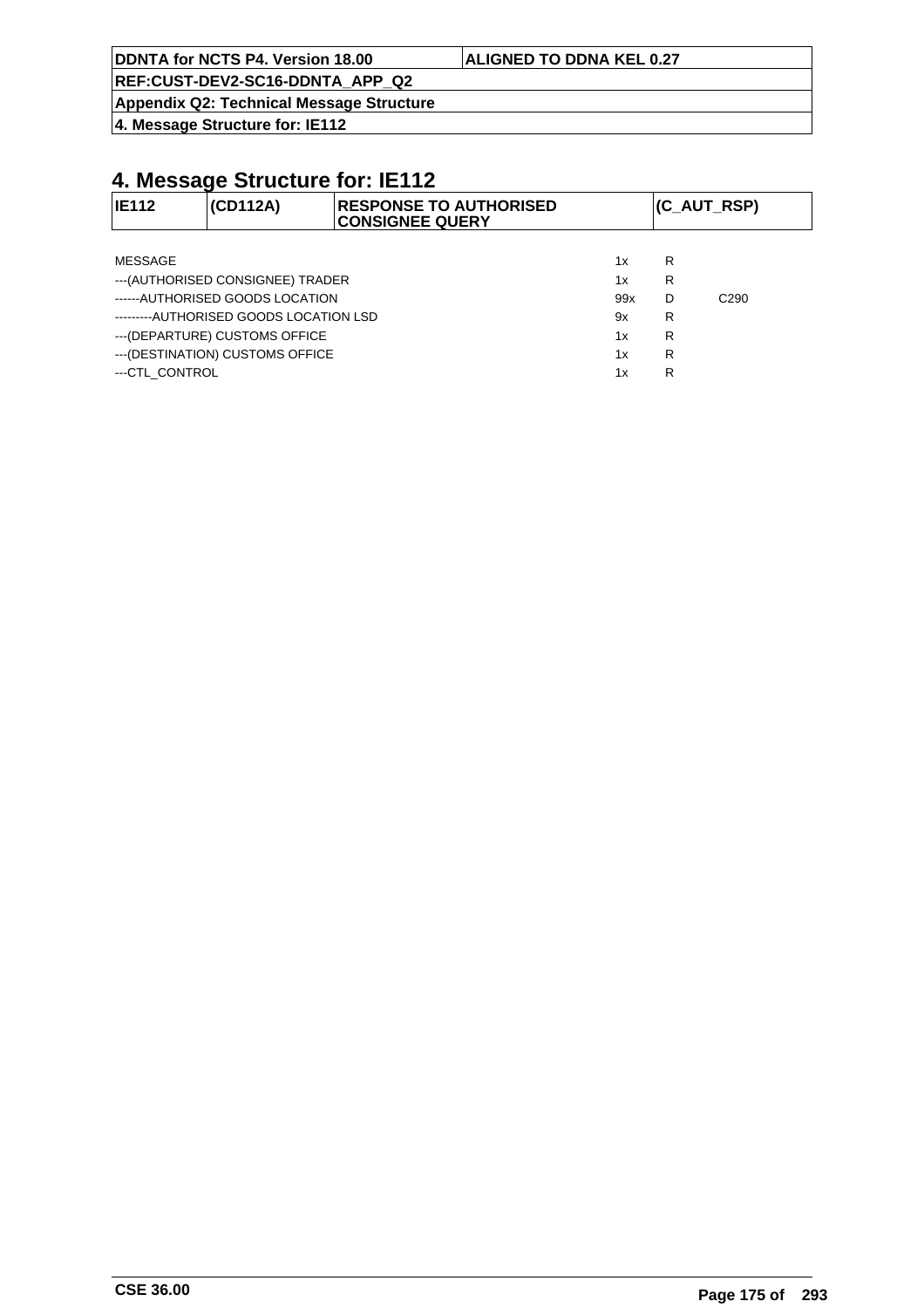# 4. Message Structure for: IE112

| IE112 | (CD112A) | RESPONSE TO AUTHORISED CONSIGNEE QUERY | (C_AUT_RSP) |
|---|---|---|---|

| | | | |
|---|---|---|---|
| MESSAGE | 1x | R | |
| ---(AUTHORISED CONSIGNEE) TRADER | 1x | R | |
| ------AUTHORISED GOODS LOCATION | 99x | D | C290 |
| ---------AUTHORISED GOODS LOCATION LSD | 9x | R | |
| ---(DEPARTURE) CUSTOMS OFFICE | 1x | R | |
| ---(DESTINATION) CUSTOMS OFFICE | 1x | R | |
| ---CTL_CONTROL | 1x | R | |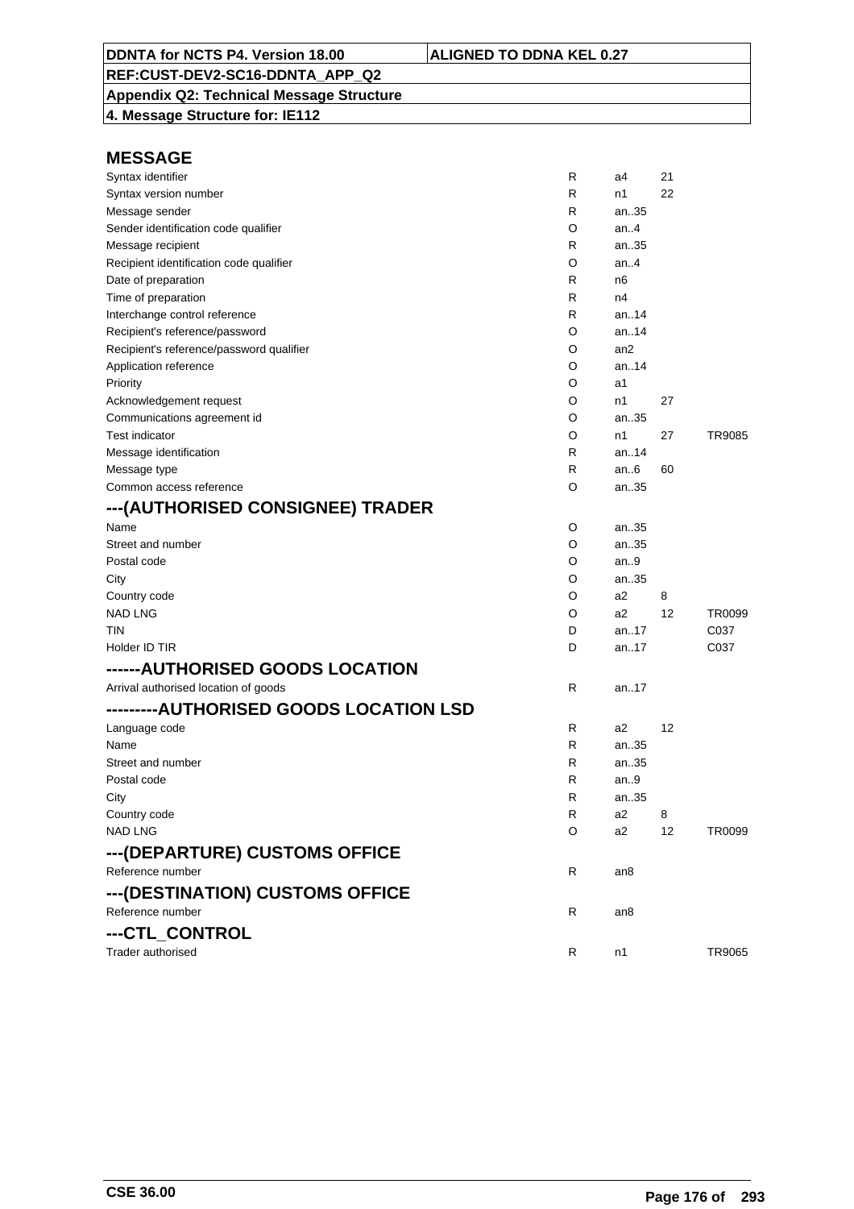| DDNTA for NCTS P4. Version 18.00 | ALIGNED TO DDNA KEL 0.27 |
|---|---|
| REF:CUST-DEV2-SC16-DDNTA_APP_Q2 | |
| Appendix Q2: Technical Message Structure | |
| 4. Message Structure for: IE112 | |

## MESSAGE

| | | | | |
|---|---|---|---|---|
| Syntax identifier | R | a4 | 21 | |
| Syntax version number | R | n1 | 22 | |
| Message sender | R | an..35 | | |
| Sender identification code qualifier | O | an..4 | | |
| Message recipient | R | an..35 | | |
| Recipient identification code qualifier | O | an..4 | | |
| Date of preparation | R | n6 | | |
| Time of preparation | R | n4 | | |
| Interchange control reference | R | an..14 | | |
| Recipient's reference/password | O | an..14 | | |
| Recipient's reference/password qualifier | O | an2 | | |
| Application reference | O | an..14 | | |
| Priority | O | a1 | | |
| Acknowledgement request | O | n1 | 27 | |
| Communications agreement id | O | an..35 | | |
| Test indicator | O | n1 | 27 | TR9085 |
| Message identification | R | an..14 | | |
| Message type | R | an..6 | 60 | |
| Common access reference | O | an..35 | | |

## ---(AUTHORISED CONSIGNEE) TRADER

| | | | | |
|---|---|---|---|---|
| Name | O | an..35 | | |
| Street and number | O | an..35 | | |
| Postal code | O | an..9 | | |
| City | O | an..35 | | |
| Country code | O | a2 | 8 | |
| NAD LNG | O | a2 | 12 | TR0099 |
| TIN | D | an..17 | | C037 |
| Holder ID TIR | D | an..17 | | C037 |

## ------AUTHORISED GOODS LOCATION

| | | | | |
|---|---|---|---|---|
| Arrival authorised location of goods | R | an..17 | | |

## ---------AUTHORISED GOODS LOCATION LSD

| | | | | |
|---|---|---|---|---|
| Language code | R | a2 | 12 | |
| Name | R | an..35 | | |
| Street and number | R | an..35 | | |
| Postal code | R | an..9 | | |
| City | R | an..35 | | |
| Country code | R | a2 | 8 | |
| NAD LNG | O | a2 | 12 | TR0099 |

## ---(DEPARTURE) CUSTOMS OFFICE

| | | | | |
|---|---|---|---|---|
| Reference number | R | an8 | | |

## ---(DESTINATION) CUSTOMS OFFICE

| | | | | |
|---|---|---|---|---|
| Reference number | R | an8 | | |

## ---CTL_CONTROL

| | | | | |
|---|---|---|---|---|
| Trader authorised | R | n1 | | TR9065 |

CSE 36.00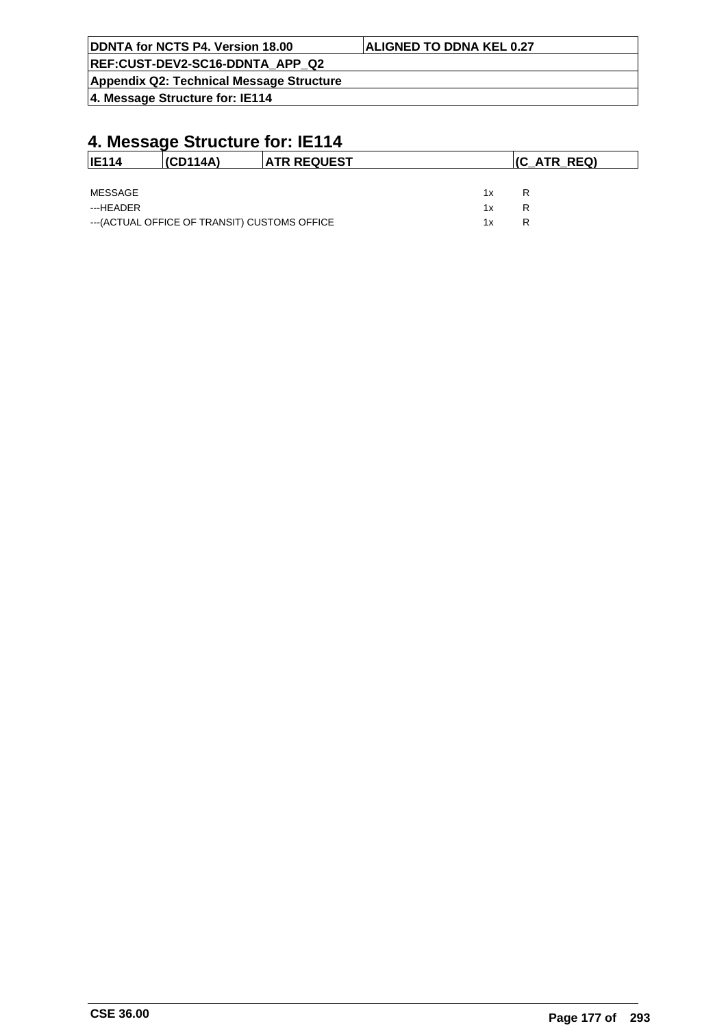# 4. Message Structure for: IE114

| IE114 | (CD114A) | ATR REQUEST | (C_ATR_REQ) |
|---|---|---|---|

| | | |
|---|---|---|
| MESSAGE | 1x | R |
| ---HEADER | 1x | R |
| ---(ACTUAL OFFICE OF TRANSIT) CUSTOMS OFFICE | 1x | R |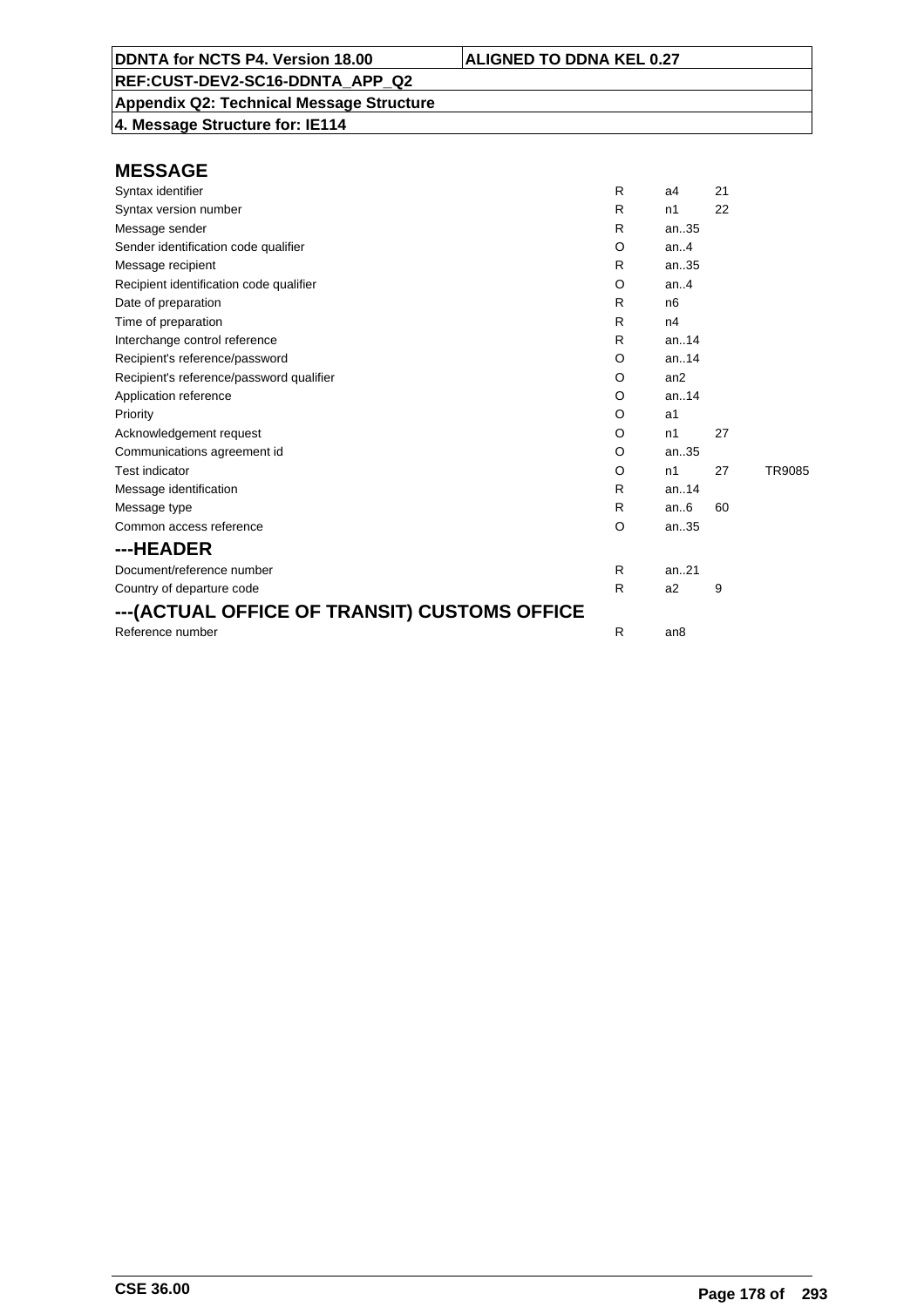# MESSAGE

| | | | | |
|---|---|---|---|---|
| Syntax identifier | R | a4 | 21 | |
| Syntax version number | R | n1 | 22 | |
| Message sender | R | an..35 | | |
| Sender identification code qualifier | O | an..4 | | |
| Message recipient | R | an..35 | | |
| Recipient identification code qualifier | O | an..4 | | |
| Date of preparation | R | n6 | | |
| Time of preparation | R | n4 | | |
| Interchange control reference | R | an..14 | | |
| Recipient's reference/password | O | an..14 | | |
| Recipient's reference/password qualifier | O | an2 | | |
| Application reference | O | an..14 | | |
| Priority | O | a1 | | |
| Acknowledgement request | O | n1 | 27 | |
| Communications agreement id | O | an..35 | | |
| Test indicator | O | n1 | 27 | TR9085 |
| Message identification | R | an..14 | | |
| Message type | R | an..6 | 60 | |
| Common access reference | O | an..35 | | |

## ---HEADER

| | | | | |
|---|---|---|---|---|
| Document/reference number | R | an..21 | | |
| Country of departure code | R | a2 | 9 | |

## ---(ACTUAL OFFICE OF TRANSIT) CUSTOMS OFFICE

| | | | | |
|---|---|---|---|---|
| Reference number | R | an8 | | |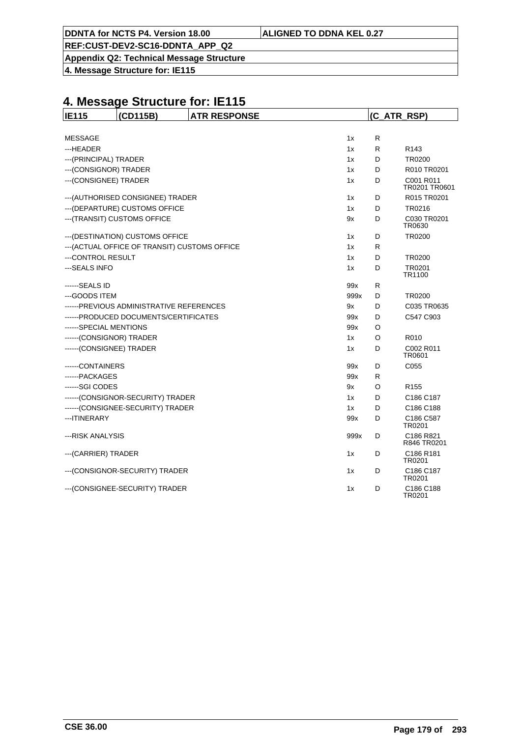# 4. Message Structure for: IE115

| IE115 | (CD115B) | ATR RESPONSE | (C_ATR_RSP) |
|---|---|---|---|

| | | | |
|---|---|---|---|
| MESSAGE | 1x | R | |
| ---HEADER | 1x | R | R143 |
| ---(PRINCIPAL) TRADER | 1x | D | TR0200 |
| ---(CONSIGNOR) TRADER | 1x | D | R010 TR0201 |
| ---(CONSIGNEE) TRADER | 1x | D | C001 R011 TR0201 TR0601 |
| ---(AUTHORISED CONSIGNEE) TRADER | 1x | D | R015 TR0201 |
| ---(DEPARTURE) CUSTOMS OFFICE | 1x | D | TR0216 |
| ---(TRANSIT) CUSTOMS OFFICE | 9x | D | C030 TR0201 TR0630 |
| ---(DESTINATION) CUSTOMS OFFICE | 1x | D | TR0200 |
| ---(ACTUAL OFFICE OF TRANSIT) CUSTOMS OFFICE | 1x | R | |
| ---CONTROL RESULT | 1x | D | TR0200 |
| ---SEALS INFO | 1x | D | TR0201 TR1100 |
| ------SEALS ID | 99x | R | |
| ---GOODS ITEM | 999x | D | TR0200 |
| ------PREVIOUS ADMINISTRATIVE REFERENCES | 9x | D | C035 TR0635 |
| ------PRODUCED DOCUMENTS/CERTIFICATES | 99x | D | C547 C903 |
| ------SPECIAL MENTIONS | 99x | O | |
| ------(CONSIGNOR) TRADER | 1x | O | R010 |
| ------(CONSIGNEE) TRADER | 1x | D | C002 R011 TR0601 |
| ------CONTAINERS | 99x | D | C055 |
| ------PACKAGES | 99x | R | |
| ------SGI CODES | 9x | O | R155 |
| ------(CONSIGNOR-SECURITY) TRADER | 1x | D | C186 C187 |
| ------(CONSIGNEE-SECURITY) TRADER | 1x | D | C186 C188 |
| ---ITINERARY | 99x | D | C186 C587 TR0201 |
| ---RISK ANALYSIS | 999x | D | C186 R821 R846 TR0201 |
| ---(CARRIER) TRADER | 1x | D | C186 R181 TR0201 |
| ---(CONSIGNOR-SECURITY) TRADER | 1x | D | C186 C187 TR0201 |
| ---(CONSIGNEE-SECURITY) TRADER | 1x | D | C186 C188 TR0201 |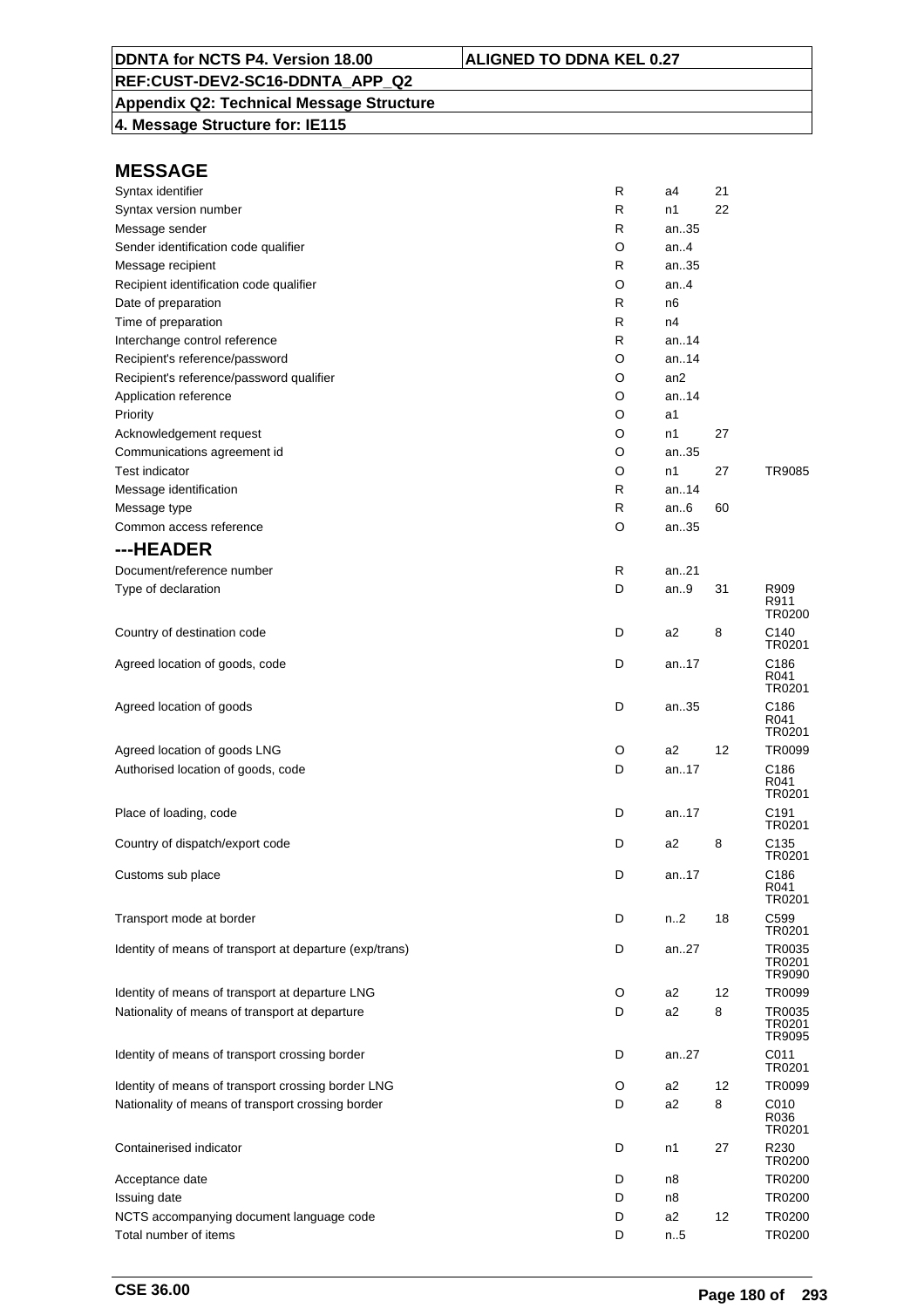## MESSAGE

| | | | | |
|---|---|---|---|---|
| Syntax identifier | R | a4 | 21 | |
| Syntax version number | R | n1 | 22 | |
| Message sender | R | an..35 | | |
| Sender identification code qualifier | O | an..4 | | |
| Message recipient | R | an..35 | | |
| Recipient identification code qualifier | O | an..4 | | |
| Date of preparation | R | n6 | | |
| Time of preparation | R | n4 | | |
| Interchange control reference | R | an..14 | | |
| Recipient's reference/password | O | an..14 | | |
| Recipient's reference/password qualifier | O | an2 | | |
| Application reference | O | an..14 | | |
| Priority | O | a1 | | |
| Acknowledgement request | O | n1 | 27 | |
| Communications agreement id | O | an..35 | | |
| Test indicator | O | n1 | 27 | TR9085 |
| Message identification | R | an..14 | | |
| Message type | R | an..6 | 60 | |
| Common access reference | O | an..35 | | |

## ---HEADER

| | | | | |
|---|---|---|---|---|
| Document/reference number | R | an..21 | | |
| Type of declaration | D | an..9 | 31 | R909 R911 TR0200 |
| Country of destination code | D | a2 | 8 | C140 TR0201 |
| Agreed location of goods, code | D | an..17 | | C186 R041 TR0201 |
| Agreed location of goods | D | an..35 | | C186 R041 TR0201 |
| Agreed location of goods LNG | O | a2 | 12 | TR0099 |
| Authorised location of goods, code | D | an..17 | | C186 R041 TR0201 |
| Place of loading, code | D | an..17 | | C191 TR0201 |
| Country of dispatch/export code | D | a2 | 8 | C135 TR0201 |
| Customs sub place | D | an..17 | | C186 R041 TR0201 |
| Transport mode at border | D | n..2 | 18 | C599 TR0201 |
| Identity of means of transport at departure (exp/trans) | D | an..27 | | TR0035 TR0201 TR9090 |
| Identity of means of transport at departure LNG | O | a2 | 12 | TR0099 |
| Nationality of means of transport at departure | D | a2 | 8 | TR0035 TR0201 TR9095 |
| Identity of means of transport crossing border | D | an..27 | | C011 TR0201 |
| Identity of means of transport crossing border LNG | O | a2 | 12 | TR0099 |
| Nationality of means of transport crossing border | D | a2 | 8 | C010 R036 TR0201 |
| Containerised indicator | D | n1 | 27 | R230 TR0200 |
| Acceptance date | D | n8 | | TR0200 |
| Issuing date | D | n8 | | TR0200 |
| NCTS accompanying document language code | D | a2 | 12 | TR0200 |
| Total number of items | D | n..5 | | TR0200 |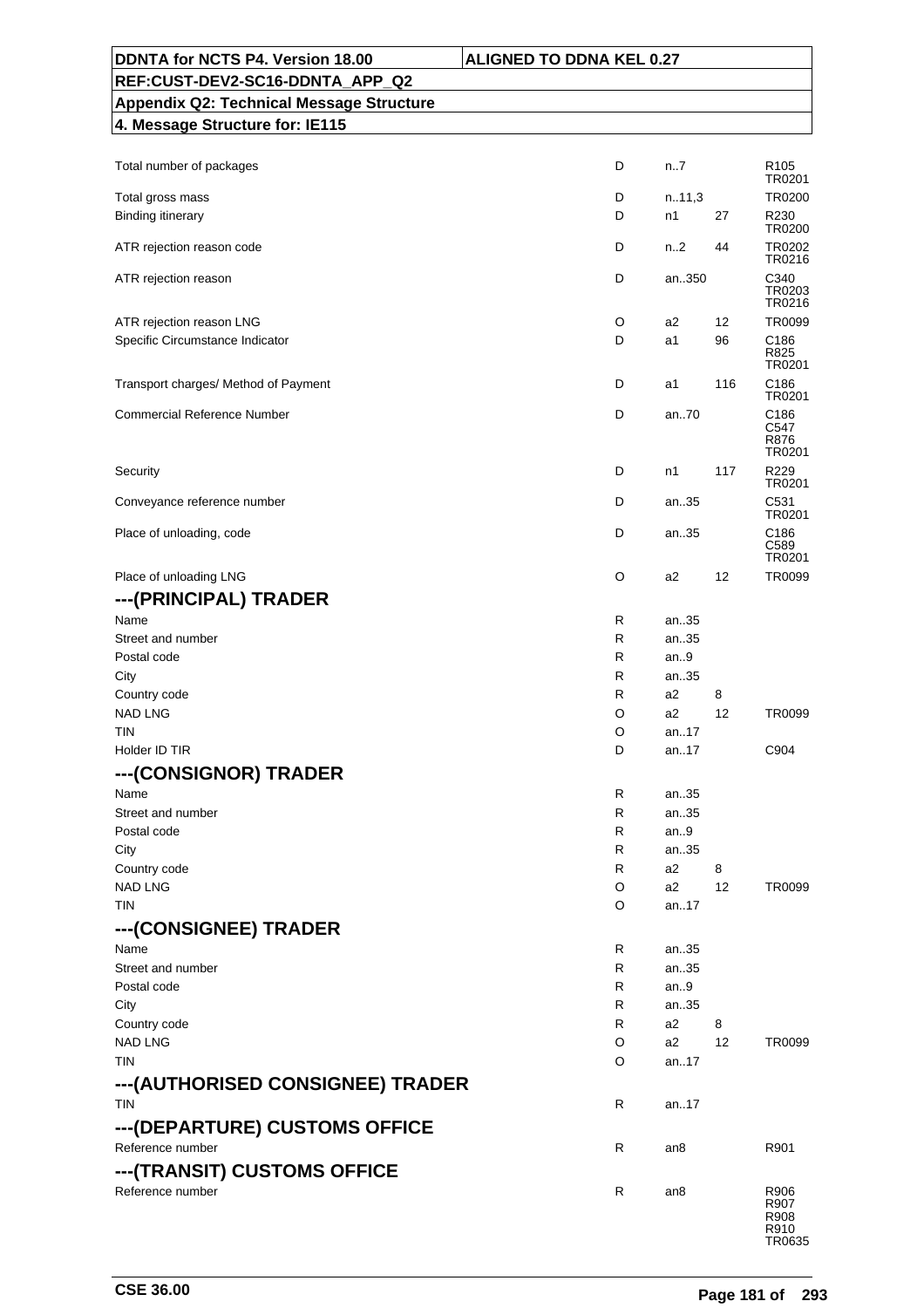| | | | | |
|---|---|---|---|---|
| Total number of packages | D | n..7 | | R105 TR0201 |
| Total gross mass | D | n..11,3 | | TR0200 |
| Binding itinerary | D | n1 | 27 | R230 TR0200 |
| ATR rejection reason code | D | n..2 | 44 | TR0202 TR0216 |
| ATR rejection reason | D | an..350 | | C340 TR0203 TR0216 |
| ATR rejection reason LNG | O | a2 | 12 | TR0099 |
| Specific Circumstance Indicator | D | a1 | 96 | C186 R825 TR0201 |
| Transport charges/ Method of Payment | D | a1 | 116 | C186 TR0201 |
| Commercial Reference Number | D | an..70 | | C186 C547 R876 TR0201 |
| Security | D | n1 | 117 | R229 TR0201 |
| Conveyance reference number | D | an..35 | | C531 TR0201 |
| Place of unloading, code | D | an..35 | | C186 C589 TR0201 |
| Place of unloading LNG | O | a2 | 12 | TR0099 |

## ---(PRINCIPAL) TRADER

| | | | | |
|---|---|---|---|---|
| Name | R | an..35 | | |
| Street and number | R | an..35 | | |
| Postal code | R | an..9 | | |
| City | R | an..35 | | |
| Country code | R | a2 | 8 | |
| NAD LNG | O | a2 | 12 | TR0099 |
| TIN | O | an..17 | | |
| Holder ID TIR | D | an..17 | | C904 |

## ---(CONSIGNOR) TRADER

| | | | | |
|---|---|---|---|---|
| Name | R | an..35 | | |
| Street and number | R | an..35 | | |
| Postal code | R | an..9 | | |
| City | R | an..35 | | |
| Country code | R | a2 | 8 | |
| NAD LNG | O | a2 | 12 | TR0099 |
| TIN | O | an..17 | | |

## ---(CONSIGNEE) TRADER

| | | | | |
|---|---|---|---|---|
| Name | R | an..35 | | |
| Street and number | R | an..35 | | |
| Postal code | R | an..9 | | |
| City | R | an..35 | | |
| Country code | R | a2 | 8 | |
| NAD LNG | O | a2 | 12 | TR0099 |
| TIN | O | an..17 | | |

## ---(AUTHORISED CONSIGNEE) TRADER

| | | | | |
|---|---|---|---|---|
| TIN | R | an..17 | | |

## ---(DEPARTURE) CUSTOMS OFFICE

| | | | | |
|---|---|---|---|---|
| Reference number | R | an8 | | R901 |

## ---(TRANSIT) CUSTOMS OFFICE

| | | | | |
|---|---|---|---|---|
| Reference number | R | an8 | | R906 R907 R908 R910 TR0635 |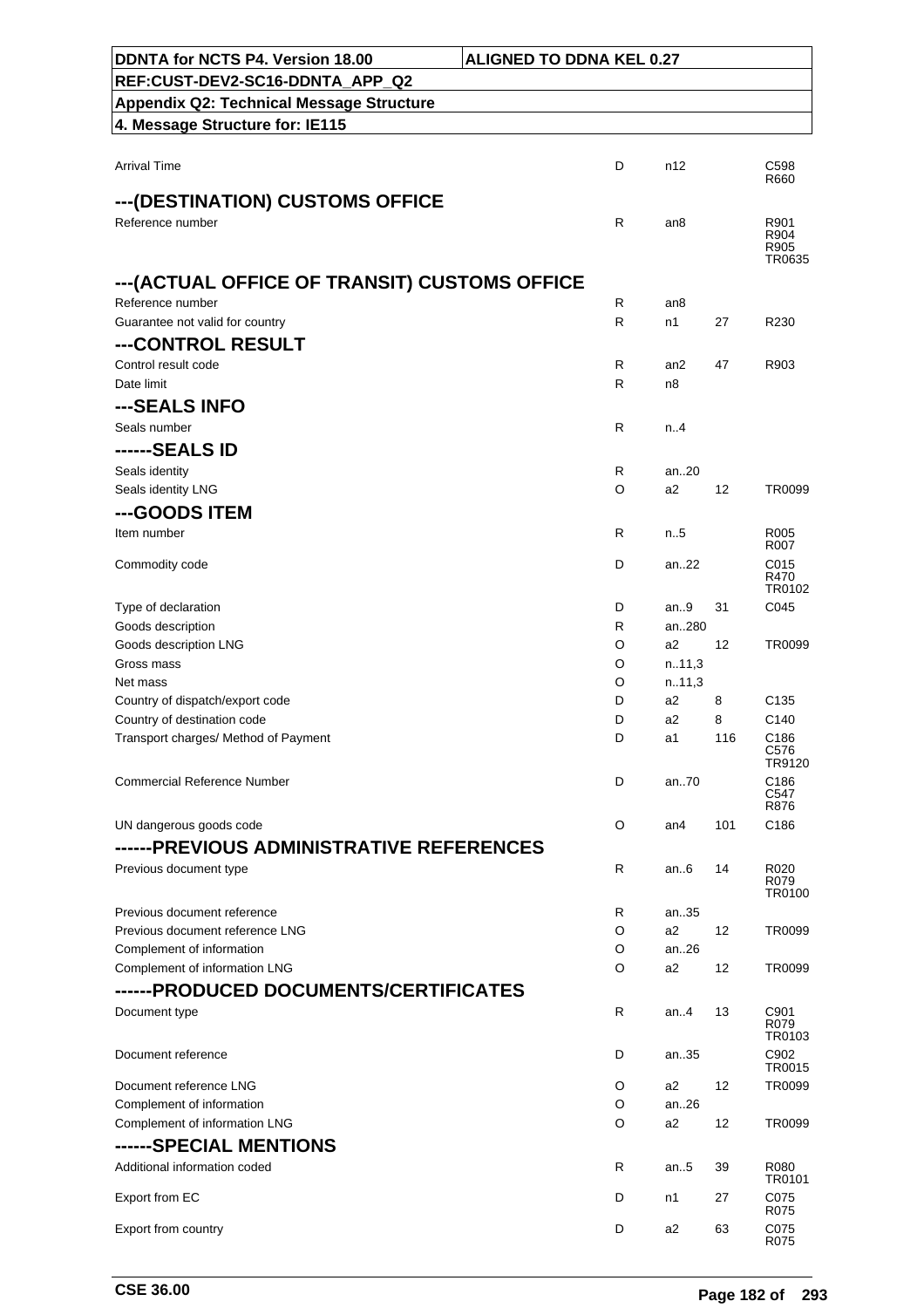| DDNTA for NCTS P4. Version 18.00 | ALIGNED TO DDNA KEL 0.27 |
|---|---|
| REF:CUST-DEV2-SC16-DDNTA_APP_Q2 | |
| Appendix Q2: Technical Message Structure | |
| 4. Message Structure for: IE115 | |

| | | | | |
|---|---|---|---|---|
| Arrival Time | D | n12 | | C598 R660 |
| **---(DESTINATION) CUSTOMS OFFICE** | | | | |
| Reference number | R | an8 | | R901 R904 R905 TR0635 |
| **---(ACTUAL OFFICE OF TRANSIT) CUSTOMS OFFICE** | | | | |
| Reference number | R | an8 | | |
| Guarantee not valid for country | R | n1 | 27 | R230 |
| **---CONTROL RESULT** | | | | |
| Control result code | R | an2 | 47 | R903 |
| Date limit | R | n8 | | |
| **---SEALS INFO** | | | | |
| Seals number | R | n..4 | | |
| **------SEALS ID** | | | | |
| Seals identity | R | an..20 | | |
| Seals identity LNG | O | a2 | 12 | TR0099 |
| **---GOODS ITEM** | | | | |
| Item number | R | n..5 | | R005 R007 |
| Commodity code | D | an..22 | | C015 R470 TR0102 |
| Type of declaration | D | an..9 | 31 | C045 |
| Goods description | R | an..280 | | |
| Goods description LNG | O | a2 | 12 | TR0099 |
| Gross mass | O | n..11,3 | | |
| Net mass | O | n..11,3 | | |
| Country of dispatch/export code | D | a2 | 8 | C135 |
| Country of destination code | D | a2 | 8 | C140 |
| Transport charges/ Method of Payment | D | a1 | 116 | C186 C576 TR9120 |
| Commercial Reference Number | D | an..70 | | C186 C547 R876 |
| UN dangerous goods code | O | an4 | 101 | C186 |
| **------PREVIOUS ADMINISTRATIVE REFERENCES** | | | | |
| Previous document type | R | an..6 | 14 | R020 R079 TR0100 |
| Previous document reference | R | an..35 | | |
| Previous document reference LNG | O | a2 | 12 | TR0099 |
| Complement of information | O | an..26 | | |
| Complement of information LNG | O | a2 | 12 | TR0099 |
| **------PRODUCED DOCUMENTS/CERTIFICATES** | | | | |
| Document type | R | an..4 | 13 | C901 R079 TR0103 |
| Document reference | D | an..35 | | C902 TR0015 |
| Document reference LNG | O | a2 | 12 | TR0099 |
| Complement of information | O | an..26 | | |
| Complement of information LNG | O | a2 | 12 | TR0099 |
| **------SPECIAL MENTIONS** | | | | |
| Additional information coded | R | an..5 | 39 | R080 TR0101 |
| Export from EC | D | n1 | 27 | C075 R075 |
| Export from country | D | a2 | 63 | C075 R075 |

CSE 36.00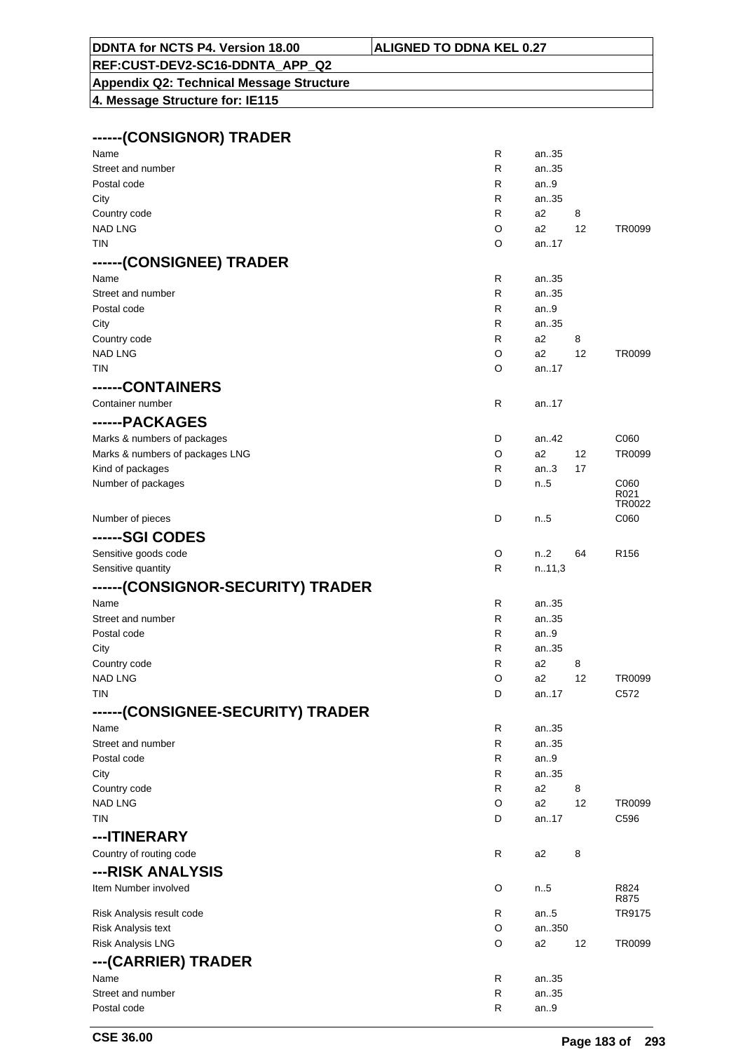| DDNTA for NCTS P4. Version 18.00 | ALIGNED TO DDNA KEL 0.27 |
|---|---|
| REF:CUST-DEV2-SC16-DDNTA_APP_Q2 | |
| Appendix Q2: Technical Message Structure | |
| 4. Message Structure for: IE115 | |

## ------(CONSIGNOR) TRADER

| | | | | |
|---|---|---|---|---|
| Name | R | an..35 | | |
| Street and number | R | an..35 | | |
| Postal code | R | an..9 | | |
| City | R | an..35 | | |
| Country code | R | a2 | 8 | |
| NAD LNG | O | a2 | 12 | TR0099 |
| TIN | O | an..17 | | |

## ------(CONSIGNEE) TRADER

| | | | | |
|---|---|---|---|---|
| Name | R | an..35 | | |
| Street and number | R | an..35 | | |
| Postal code | R | an..9 | | |
| City | R | an..35 | | |
| Country code | R | a2 | 8 | |
| NAD LNG | O | a2 | 12 | TR0099 |
| TIN | O | an..17 | | |

## ------CONTAINERS

| | | | | |
|---|---|---|---|---|
| Container number | R | an..17 | | |

## ------PACKAGES

| | | | | |
|---|---|---|---|---|
| Marks & numbers of packages | D | an..42 | | C060 |
| Marks & numbers of packages LNG | O | a2 | 12 | TR0099 |
| Kind of packages | R | an..3 | 17 | |
| Number of packages | D | n..5 | | C060<br>R021<br>TR0022 |
| Number of pieces | D | n..5 | | C060 |

## ------SGI CODES

| | | | | |
|---|---|---|---|---|
| Sensitive goods code | O | n..2 | 64 | R156 |
| Sensitive quantity | R | n..11,3 | | |

## ------(CONSIGNOR-SECURITY) TRADER

| | | | | |
|---|---|---|---|---|
| Name | R | an..35 | | |
| Street and number | R | an..35 | | |
| Postal code | R | an..9 | | |
| City | R | an..35 | | |
| Country code | R | a2 | 8 | |
| NAD LNG | O | a2 | 12 | TR0099 |
| TIN | D | an..17 | | C572 |

## ------(CONSIGNEE-SECURITY) TRADER

| | | | | |
|---|---|---|---|---|
| Name | R | an..35 | | |
| Street and number | R | an..35 | | |
| Postal code | R | an..9 | | |
| City | R | an..35 | | |
| Country code | R | a2 | 8 | |
| NAD LNG | O | a2 | 12 | TR0099 |
| TIN | D | an..17 | | C596 |

## ---ITINERARY

| | | | | |
|---|---|---|---|---|
| Country of routing code | R | a2 | 8 | |

## ---RISK ANALYSIS

| | | | | |
|---|---|---|---|---|
| Item Number involved | O | n..5 | | R824<br>R875 |
| Risk Analysis result code | R | an..5 | | TR9175 |
| Risk Analysis text | O | an..350 | | |
| Risk Analysis LNG | O | a2 | 12 | TR0099 |

## ---(CARRIER) TRADER

| | | | | |
|---|---|---|---|---|
| Name | R | an..35 | | |
| Street and number | R | an..35 | | |
| Postal code | R | an..9 | | |

CSE 36.00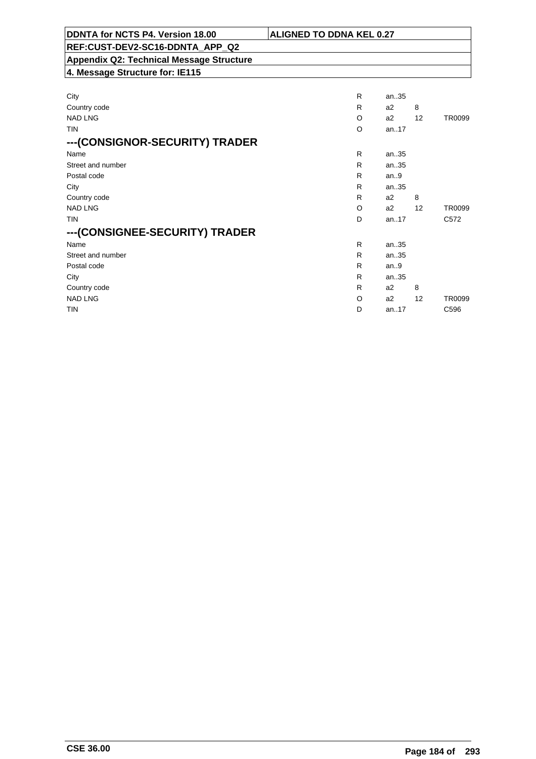| | | | | |
|---|---|---|---|---|
| City | R | an..35 | | |
| Country code | R | a2 | 8 | |
| NAD LNG | O | a2 | 12 | TR0099 |
| TIN | O | an..17 | | |

## ---(CONSIGNOR-SECURITY) TRADER

| | | | | |
|---|---|---|---|---|
| Name | R | an..35 | | |
| Street and number | R | an..35 | | |
| Postal code | R | an..9 | | |
| City | R | an..35 | | |
| Country code | R | a2 | 8 | |
| NAD LNG | O | a2 | 12 | TR0099 |
| TIN | D | an..17 | | C572 |

## ---(CONSIGNEE-SECURITY) TRADER

| | | | | |
|---|---|---|---|---|
| Name | R | an..35 | | |
| Street and number | R | an..35 | | |
| Postal code | R | an..9 | | |
| City | R | an..35 | | |
| Country code | R | a2 | 8 | |
| NAD LNG | O | a2 | 12 | TR0099 |
| TIN | D | an..17 | | C596 |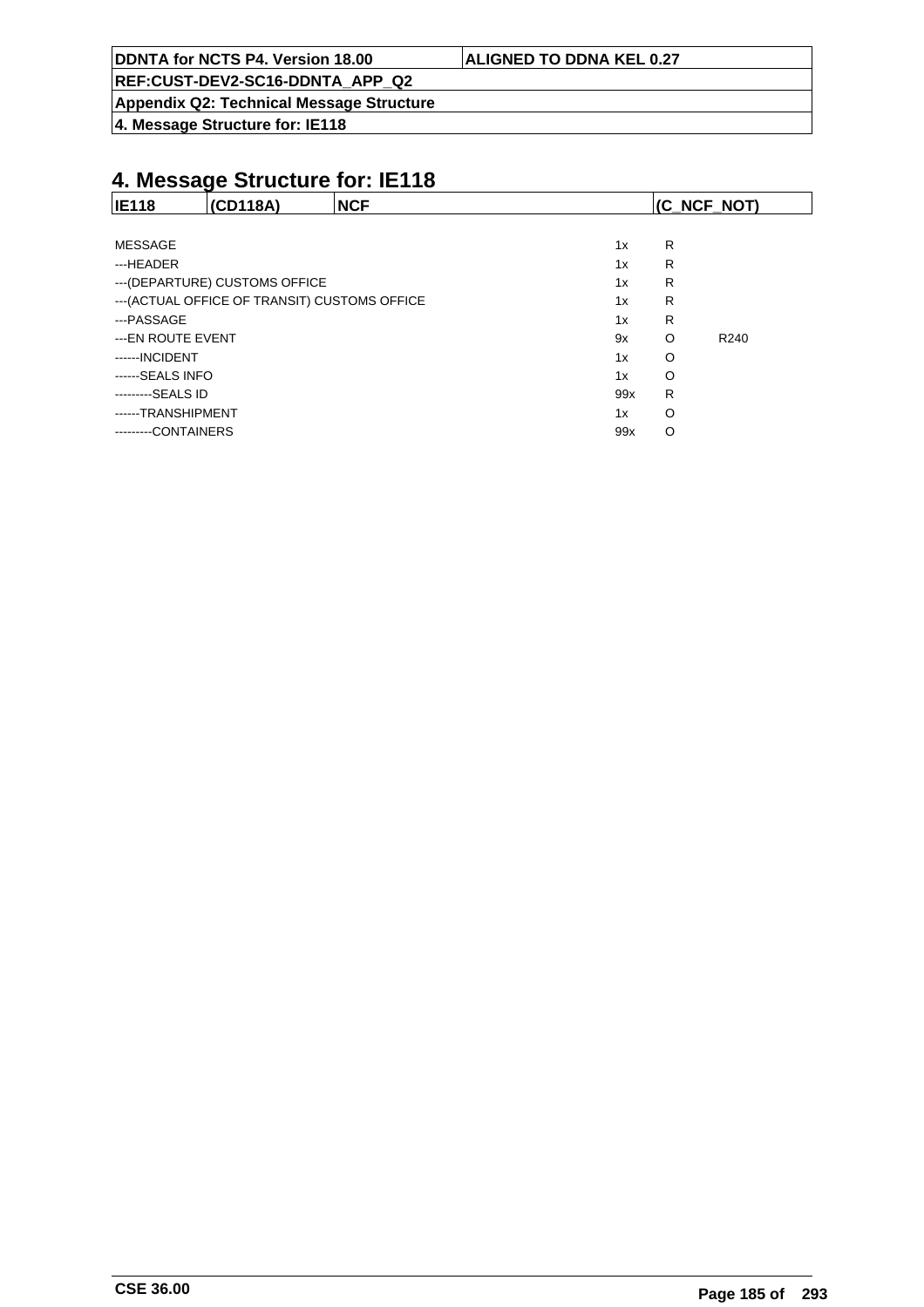# 4. Message Structure for: IE118

| IE118 | (CD118A) | NCF | (C_NCF_NOT) |
|---|---|---|---|

| | | | |
|---|---|---|---|
| MESSAGE | 1x | R | |
| ---HEADER | 1x | R | |
| ---(DEPARTURE) CUSTOMS OFFICE | 1x | R | |
| ---(ACTUAL OFFICE OF TRANSIT) CUSTOMS OFFICE | 1x | R | |
| ---PASSAGE | 1x | R | |
| ---EN ROUTE EVENT | 9x | O | R240 |
| ------INCIDENT | 1x | O | |
| ------SEALS INFO | 1x | O | |
| ---------SEALS ID | 99x | R | |
| ------TRANSHIPMENT | 1x | O | |
| ---------CONTAINERS | 99x | O | |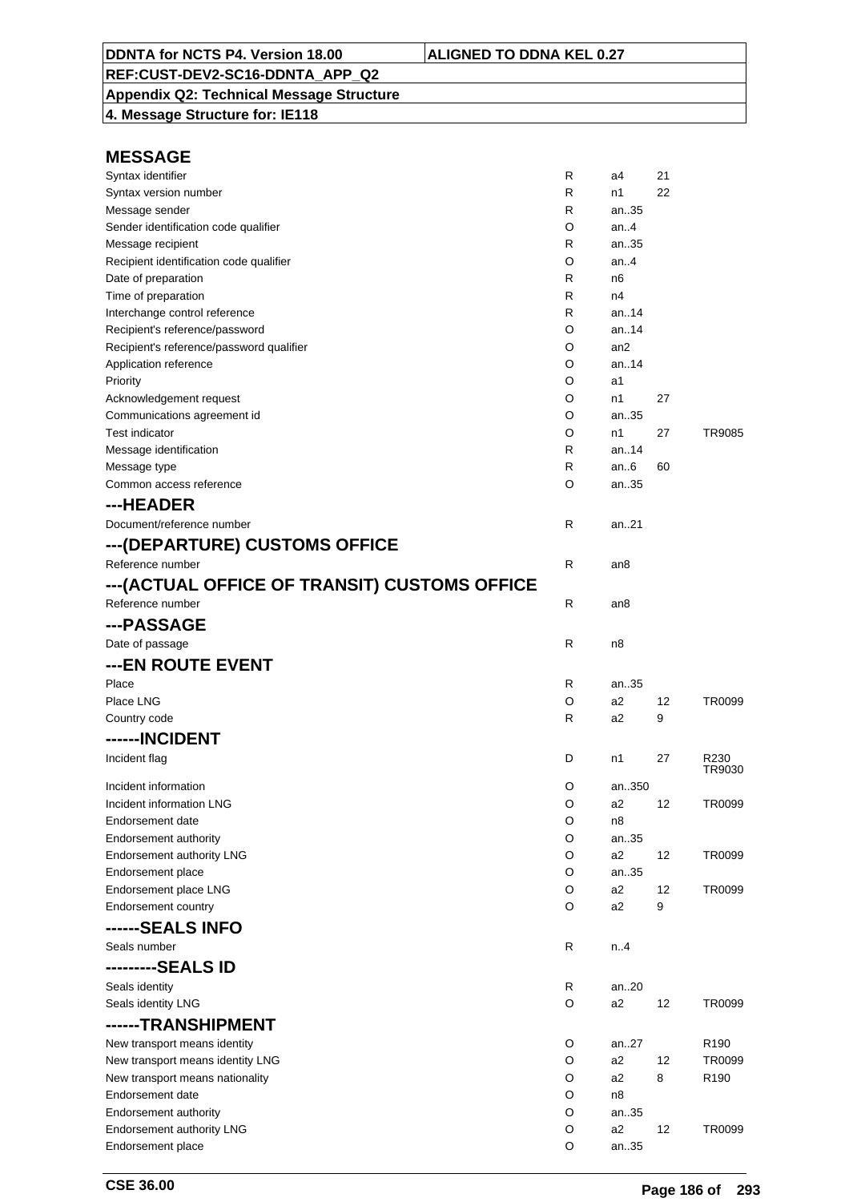| DDNTA for NCTS P4. Version 18.00 | ALIGNED TO DDNA KEL 0.27 |
|---|---|
| REF:CUST-DEV2-SC16-DDNTA_APP_Q2 | |
| Appendix Q2: Technical Message Structure | |
| 4. Message Structure for: IE118 | |

## MESSAGE

| | | | | |
|---|---|---|---|---|
| Syntax identifier | R | a4 | 21 | |
| Syntax version number | R | n1 | 22 | |
| Message sender | R | an..35 | | |
| Sender identification code qualifier | O | an..4 | | |
| Message recipient | R | an..35 | | |
| Recipient identification code qualifier | O | an..4 | | |
| Date of preparation | R | n6 | | |
| Time of preparation | R | n4 | | |
| Interchange control reference | R | an..14 | | |
| Recipient's reference/password | O | an..14 | | |
| Recipient's reference/password qualifier | O | an2 | | |
| Application reference | O | an..14 | | |
| Priority | O | a1 | | |
| Acknowledgement request | O | n1 | 27 | |
| Communications agreement id | O | an..35 | | |
| Test indicator | O | n1 | 27 | TR9085 |
| Message identification | R | an..14 | | |
| Message type | R | an..6 | 60 | |
| Common access reference | O | an..35 | | |

## ---HEADER

| | | | | |
|---|---|---|---|---|
| Document/reference number | R | an..21 | | |

## ---(DEPARTURE) CUSTOMS OFFICE

| | | | | |
|---|---|---|---|---|
| Reference number | R | an8 | | |

## ---(ACTUAL OFFICE OF TRANSIT) CUSTOMS OFFICE

| | | | | |
|---|---|---|---|---|
| Reference number | R | an8 | | |

## ---PASSAGE

| | | | | |
|---|---|---|---|---|
| Date of passage | R | n8 | | |

## ---EN ROUTE EVENT

| | | | | |
|---|---|---|---|---|
| Place | R | an..35 | | |
| Place LNG | O | a2 | 12 | TR0099 |
| Country code | R | a2 | 9 | |

## ------INCIDENT

| | | | | |
|---|---|---|---|---|
| Incident flag | D | n1 | 27 | R230 TR9030 |
| Incident information | O | an..350 | | |
| Incident information LNG | O | a2 | 12 | TR0099 |
| Endorsement date | O | n8 | | |
| Endorsement authority | O | an..35 | | |
| Endorsement authority LNG | O | a2 | 12 | TR0099 |
| Endorsement place | O | an..35 | | |
| Endorsement place LNG | O | a2 | 12 | TR0099 |
| Endorsement country | O | a2 | 9 | |

## ------SEALS INFO

| | | | | |
|---|---|---|---|---|
| Seals number | R | n..4 | | |

## ---------SEALS ID

| | | | | |
|---|---|---|---|---|
| Seals identity | R | an..20 | | |
| Seals identity LNG | O | a2 | 12 | TR0099 |

## ------TRANSHIPMENT

| | | | | |
|---|---|---|---|---|
| New transport means identity | O | an..27 | | R190 |
| New transport means identity LNG | O | a2 | 12 | TR0099 |
| New transport means nationality | O | a2 | 8 | R190 |
| Endorsement date | O | n8 | | |
| Endorsement authority | O | an..35 | | |
| Endorsement authority LNG | O | a2 | 12 | TR0099 |
| Endorsement place | O | an..35 | | |

CSE 36.00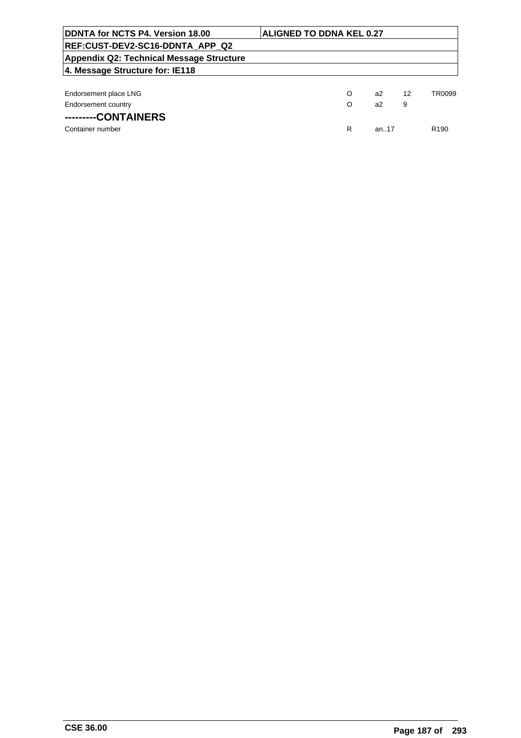| DDNTA for NCTS P4. Version 18.00 | ALIGNED TO DDNA KEL 0.27 |
|---|---|
| REF:CUST-DEV2-SC16-DDNTA_APP_Q2 | |
| Appendix Q2: Technical Message Structure | |
| 4. Message Structure for: IE118 | |

| | | | | |
|---|---|---|---|---|
| Endorsement place LNG | O | a2 | 12 | TR0099 |
| Endorsement country | O | a2 | 9 | |

**---------CONTAINERS**

| | | | | |
|---|---|---|---|---|
| Container number | R | an..17 | | R190 |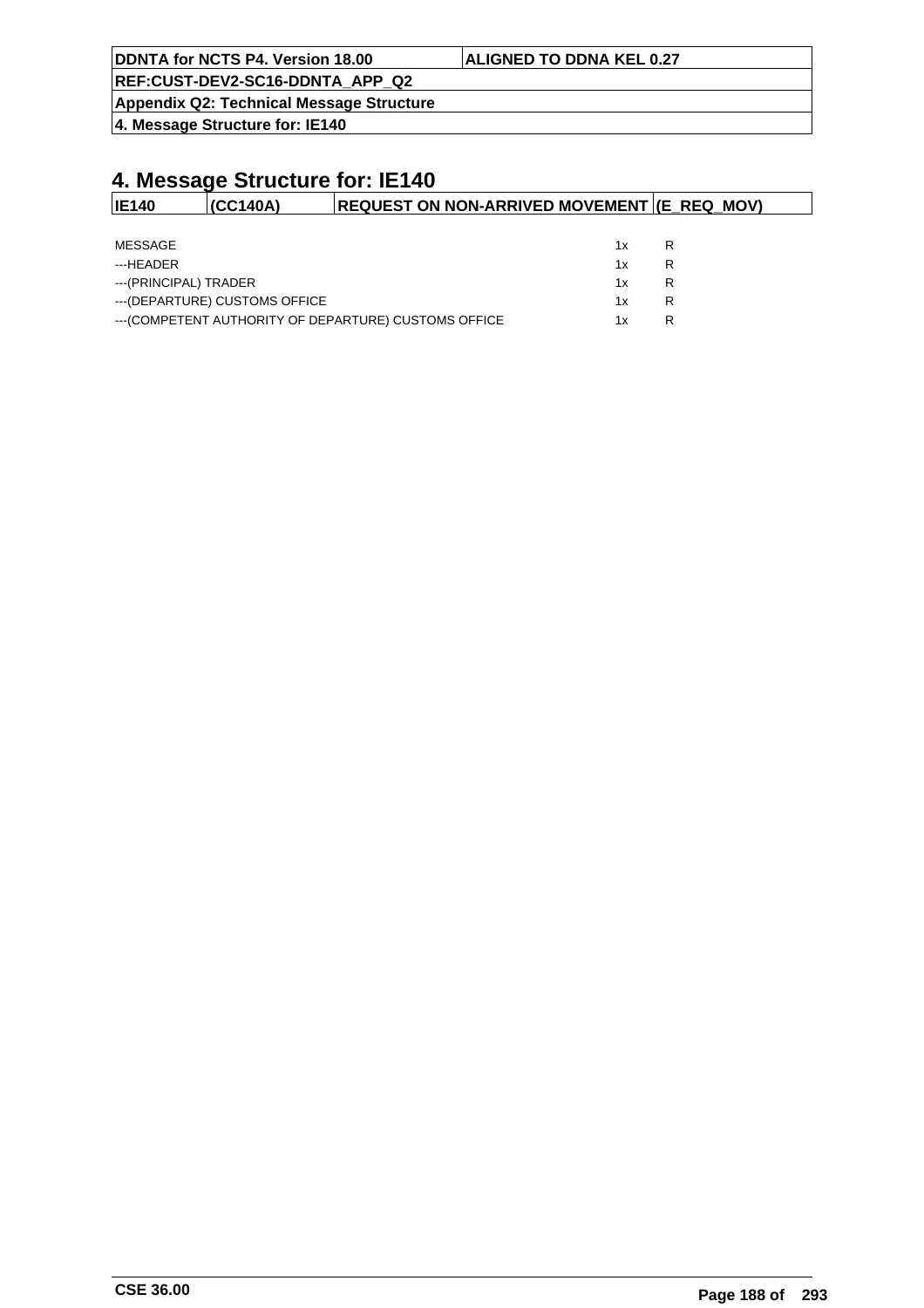# 4. Message Structure for: IE140

| IE140 | (CC140A) | REQUEST ON NON-ARRIVED MOVEMENT | (E_REQ_MOV) |
|---|---|---|---|

| | | |
|---|---|---|
| MESSAGE | 1x | R |
| ---HEADER | 1x | R |
| ---(PRINCIPAL) TRADER | 1x | R |
| ---(DEPARTURE) CUSTOMS OFFICE | 1x | R |
| ---(COMPETENT AUTHORITY OF DEPARTURE) CUSTOMS OFFICE | 1x | R |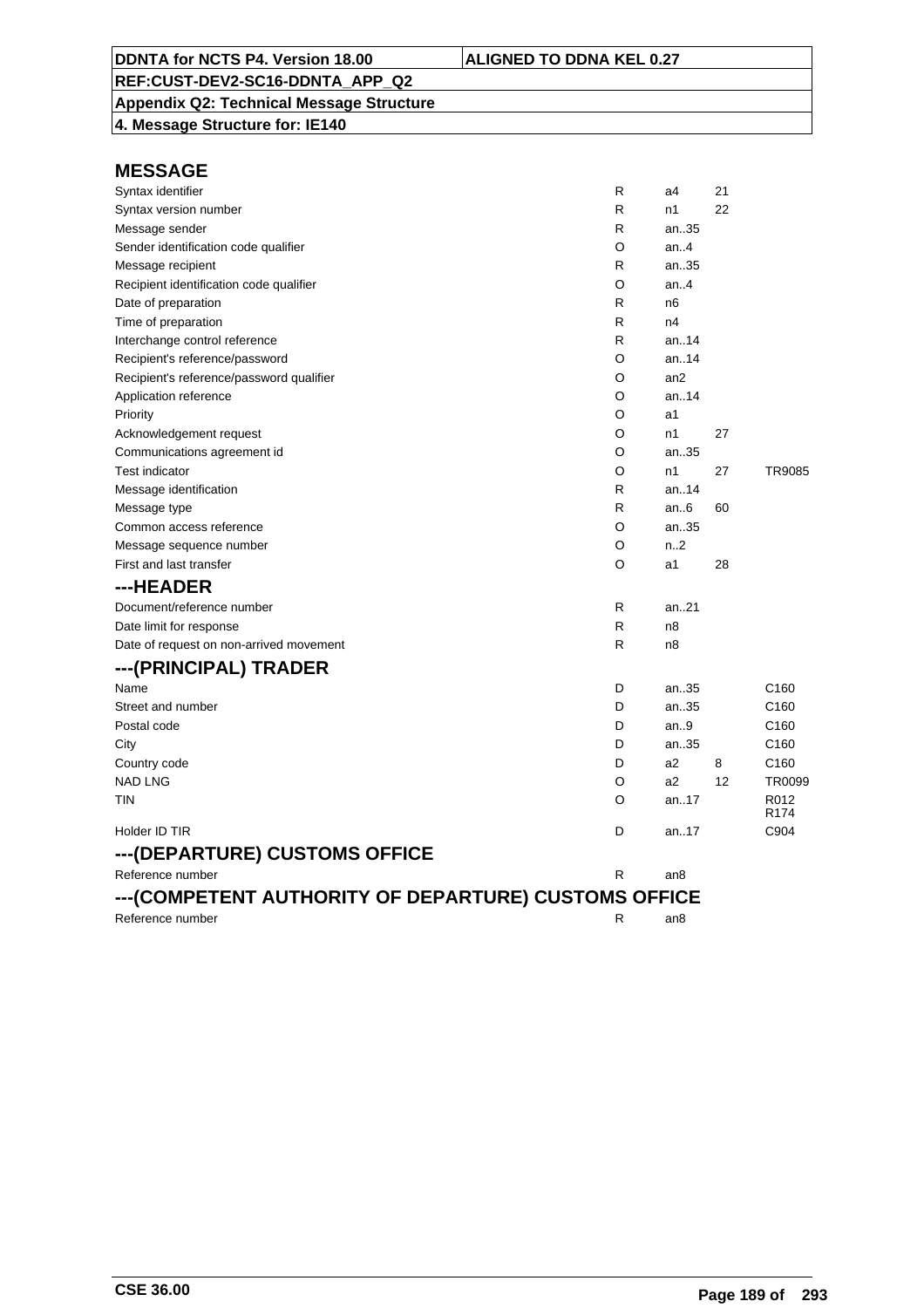**DDNTA for NCTS P4. Version 18.00** | **ALIGNED TO DDNA KEL 0.27**

**REF:CUST-DEV2-SC16-DDNTA_APP_Q2**

**Appendix Q2: Technical Message Structure**

**4. Message Structure for: IE140**

## MESSAGE

| Field | Status | Format | Code list | Rules |
|---|---|---|---|---|
| Syntax identifier | R | a4 | 21 | |
| Syntax version number | R | n1 | 22 | |
| Message sender | R | an..35 | | |
| Sender identification code qualifier | O | an..4 | | |
| Message recipient | R | an..35 | | |
| Recipient identification code qualifier | O | an..4 | | |
| Date of preparation | R | n6 | | |
| Time of preparation | R | n4 | | |
| Interchange control reference | R | an..14 | | |
| Recipient's reference/password | O | an..14 | | |
| Recipient's reference/password qualifier | O | an2 | | |
| Application reference | O | an..14 | | |
| Priority | O | a1 | | |
| Acknowledgement request | O | n1 | 27 | |
| Communications agreement id | O | an..35 | | |
| Test indicator | O | n1 | 27 | TR9085 |
| Message identification | R | an..14 | | |
| Message type | R | an..6 | 60 | |
| Common access reference | O | an..35 | | |
| Message sequence number | O | n..2 | | |
| First and last transfer | O | a1 | 28 | |

## ---HEADER

| Field | Status | Format | Code list | Rules |
|---|---|---|---|---|
| Document/reference number | R | an..21 | | |
| Date limit for response | R | n8 | | |
| Date of request on non-arrived movement | R | n8 | | |

## ---(PRINCIPAL) TRADER

| Field | Status | Format | Code list | Rules |
|---|---|---|---|---|
| Name | D | an..35 | | C160 |
| Street and number | D | an..35 | | C160 |
| Postal code | D | an..9 | | C160 |
| City | D | an..35 | | C160 |
| Country code | D | a2 | 8 | C160 |
| NAD LNG | O | a2 | 12 | TR0099 |
| TIN | O | an..17 | | R012 R174 |
| Holder ID TIR | D | an..17 | | C904 |

## ---(DEPARTURE) CUSTOMS OFFICE

| Field | Status | Format | Code list | Rules |
|---|---|---|---|---|
| Reference number | R | an8 | | |

## ---(COMPETENT AUTHORITY OF DEPARTURE) CUSTOMS OFFICE

| Field | Status | Format | Code list | Rules |
|---|---|---|---|---|
| Reference number | R | an8 | | |

CSE 36.00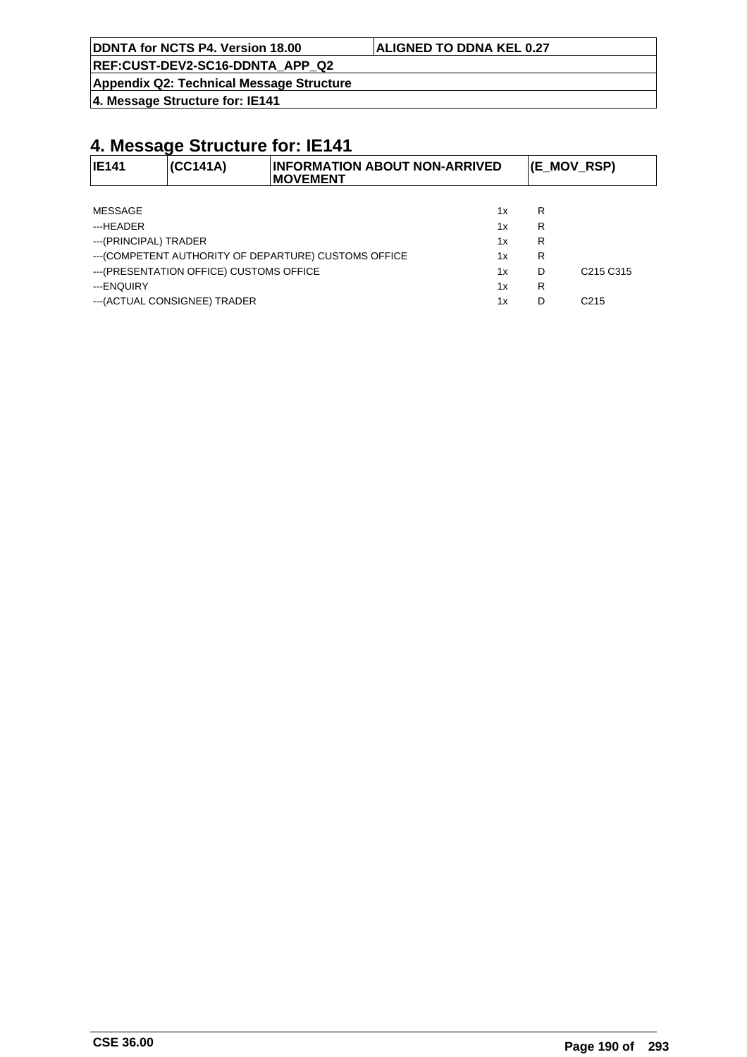# 4. Message Structure for: IE141

| IE141 | (CC141A) | INFORMATION ABOUT NON-ARRIVED MOVEMENT | (E_MOV_RSP) |
|---|---|---|---|

| | | | |
|---|---|---|---|
| MESSAGE | 1x | R | |
| ---HEADER | 1x | R | |
| ---(PRINCIPAL) TRADER | 1x | R | |
| ---(COMPETENT AUTHORITY OF DEPARTURE) CUSTOMS OFFICE | 1x | R | |
| ---(PRESENTATION OFFICE) CUSTOMS OFFICE | 1x | D | C215 C315 |
| ---ENQUIRY | 1x | R | |
| ---(ACTUAL CONSIGNEE) TRADER | 1x | D | C215 |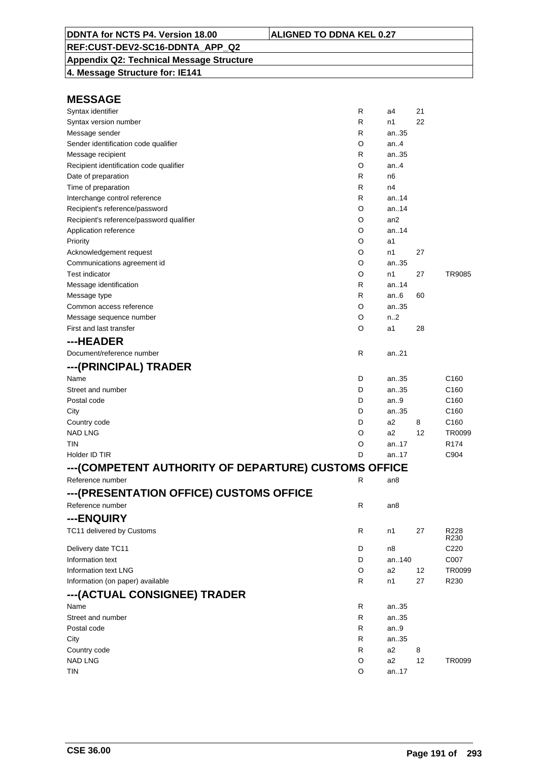**DDNTA for NCTS P4. Version 18.00** | **ALIGNED TO DDNA KEL 0.27**

**REF:CUST-DEV2-SC16-DDNTA_APP_Q2**

**Appendix Q2: Technical Message Structure**

**4. Message Structure for: IE141**

## MESSAGE

| | | | | |
|---|---|---|---|---|
| Syntax identifier | R | a4 | 21 | |
| Syntax version number | R | n1 | 22 | |
| Message sender | R | an..35 | | |
| Sender identification code qualifier | O | an..4 | | |
| Message recipient | R | an..35 | | |
| Recipient identification code qualifier | O | an..4 | | |
| Date of preparation | R | n6 | | |
| Time of preparation | R | n4 | | |
| Interchange control reference | R | an..14 | | |
| Recipient's reference/password | O | an..14 | | |
| Recipient's reference/password qualifier | O | an2 | | |
| Application reference | O | an..14 | | |
| Priority | O | a1 | | |
| Acknowledgement request | O | n1 | 27 | |
| Communications agreement id | O | an..35 | | |
| Test indicator | O | n1 | 27 | TR9085 |
| Message identification | R | an..14 | | |
| Message type | R | an..6 | 60 | |
| Common access reference | O | an..35 | | |
| Message sequence number | O | n..2 | | |
| First and last transfer | O | a1 | 28 | |

## ---HEADER

| | | | | |
|---|---|---|---|---|
| Document/reference number | R | an..21 | | |

## ---(PRINCIPAL) TRADER

| | | | | |
|---|---|---|---|---|
| Name | D | an..35 | | C160 |
| Street and number | D | an..35 | | C160 |
| Postal code | D | an..9 | | C160 |
| City | D | an..35 | | C160 |
| Country code | D | a2 | 8 | C160 |
| NAD LNG | O | a2 | 12 | TR0099 |
| TIN | O | an..17 | | R174 |
| Holder ID TIR | D | an..17 | | C904 |

## ---(COMPETENT AUTHORITY OF DEPARTURE) CUSTOMS OFFICE

| | | | | |
|---|---|---|---|---|
| Reference number | R | an8 | | |

## ---(PRESENTATION OFFICE) CUSTOMS OFFICE

| | | | | |
|---|---|---|---|---|
| Reference number | R | an8 | | |

## ---ENQUIRY

| | | | | |
|---|---|---|---|---|
| TC11 delivered by Customs | R | n1 | 27 | R228 R230 |
| Delivery date TC11 | D | n8 | | C220 |
| Information text | D | an..140 | | C007 |
| Information text LNG | O | a2 | 12 | TR0099 |
| Information (on paper) available | R | n1 | 27 | R230 |

## ---(ACTUAL CONSIGNEE) TRADER

| | | | | |
|---|---|---|---|---|
| Name | R | an..35 | | |
| Street and number | R | an..35 | | |
| Postal code | R | an..9 | | |
| City | R | an..35 | | |
| Country code | R | a2 | 8 | |
| NAD LNG | O | a2 | 12 | TR0099 |
| TIN | O | an..17 | | |

**CSE 36.00**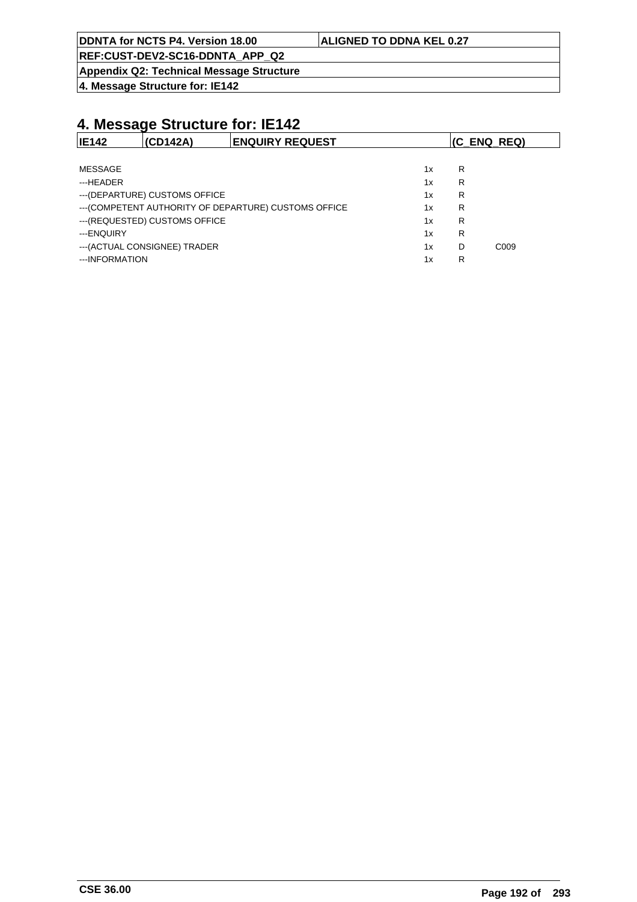# 4. Message Structure for: IE142

| IE142 | (CD142A) | ENQUIRY REQUEST | (C_ENQ_REQ) |
|---|---|---|---|

| | | | |
|---|---|---|---|
| MESSAGE | 1x | R | |
| ---HEADER | 1x | R | |
| ---(DEPARTURE) CUSTOMS OFFICE | 1x | R | |
| ---(COMPETENT AUTHORITY OF DEPARTURE) CUSTOMS OFFICE | 1x | R | |
| ---(REQUESTED) CUSTOMS OFFICE | 1x | R | |
| ---ENQUIRY | 1x | R | |
| ---(ACTUAL CONSIGNEE) TRADER | 1x | D | C009 |
| ---INFORMATION | 1x | R | |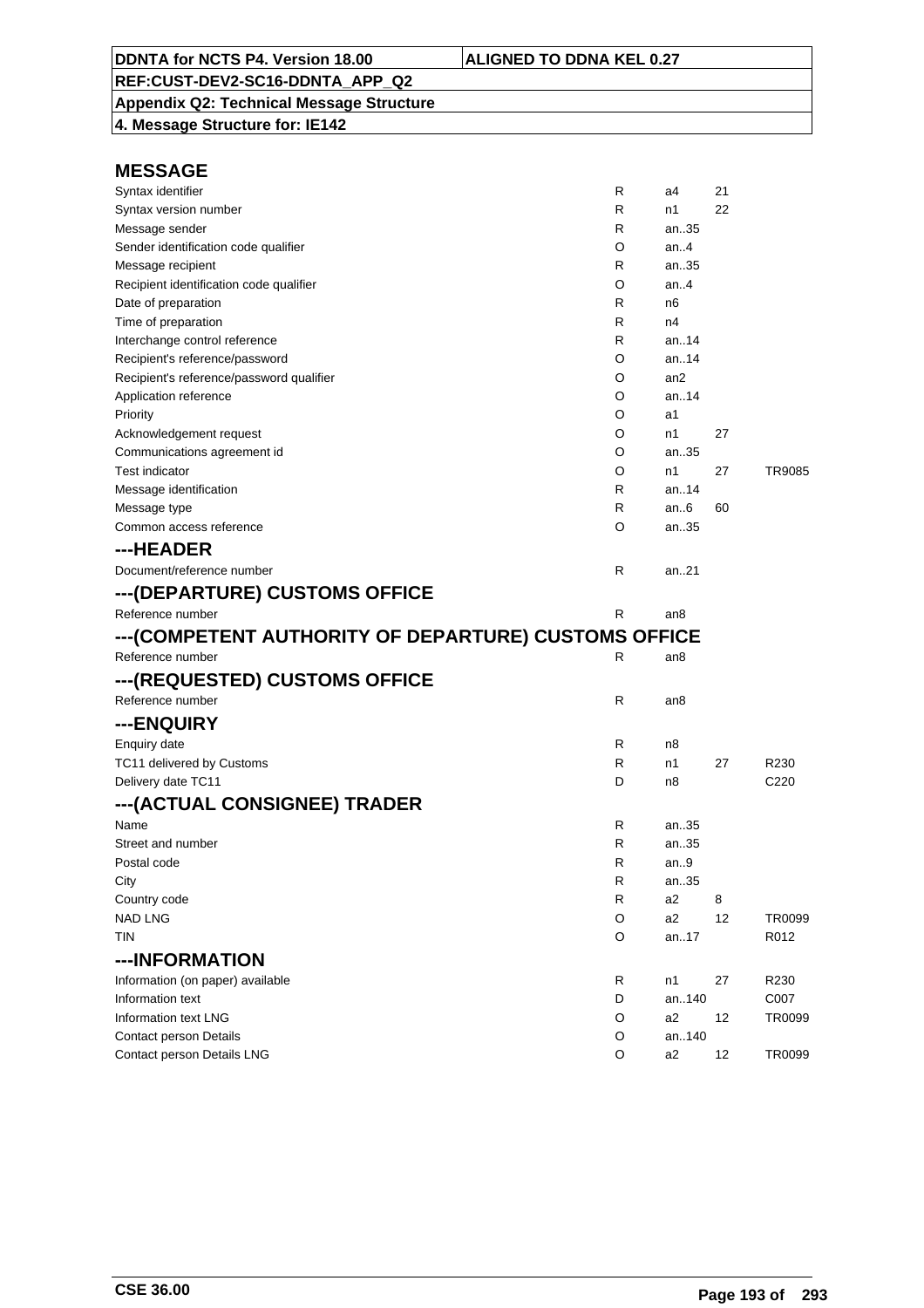| DDNTA for NCTS P4. Version 18.00 | ALIGNED TO DDNA KEL 0.27 |
|---|---|
| REF:CUST-DEV2-SC16-DDNTA_APP_Q2 | |
| Appendix Q2: Technical Message Structure | |
| 4. Message Structure for: IE142 | |

## MESSAGE

| | | | | |
|---|---|---|---|---|
| Syntax identifier | R | a4 | 21 | |
| Syntax version number | R | n1 | 22 | |
| Message sender | R | an..35 | | |
| Sender identification code qualifier | O | an..4 | | |
| Message recipient | R | an..35 | | |
| Recipient identification code qualifier | O | an..4 | | |
| Date of preparation | R | n6 | | |
| Time of preparation | R | n4 | | |
| Interchange control reference | R | an..14 | | |
| Recipient's reference/password | O | an..14 | | |
| Recipient's reference/password qualifier | O | an2 | | |
| Application reference | O | an..14 | | |
| Priority | O | a1 | | |
| Acknowledgement request | O | n1 | 27 | |
| Communications agreement id | O | an..35 | | |
| Test indicator | O | n1 | 27 | TR9085 |
| Message identification | R | an..14 | | |
| Message type | R | an..6 | 60 | |
| Common access reference | O | an..35 | | |

## ---HEADER

| | | | | |
|---|---|---|---|---|
| Document/reference number | R | an..21 | | |

## ---(DEPARTURE) CUSTOMS OFFICE

| | | | | |
|---|---|---|---|---|
| Reference number | R | an8 | | |

## ---(COMPETENT AUTHORITY OF DEPARTURE) CUSTOMS OFFICE

| | | | | |
|---|---|---|---|---|
| Reference number | R | an8 | | |

## ---(REQUESTED) CUSTOMS OFFICE

| | | | | |
|---|---|---|---|---|
| Reference number | R | an8 | | |

## ---ENQUIRY

| | | | | |
|---|---|---|---|---|
| Enquiry date | R | n8 | | |
| TC11 delivered by Customs | R | n1 | 27 | R230 |
| Delivery date TC11 | D | n8 | | C220 |

## ---(ACTUAL CONSIGNEE) TRADER

| | | | | |
|---|---|---|---|---|
| Name | R | an..35 | | |
| Street and number | R | an..35 | | |
| Postal code | R | an..9 | | |
| City | R | an..35 | | |
| Country code | R | a2 | 8 | |
| NAD LNG | O | a2 | 12 | TR0099 |
| TIN | O | an..17 | | R012 |

## ---INFORMATION

| | | | | |
|---|---|---|---|---|
| Information (on paper) available | R | n1 | 27 | R230 |
| Information text | D | an..140 | | C007 |
| Information text LNG | O | a2 | 12 | TR0099 |
| Contact person Details | O | an..140 | | |
| Contact person Details LNG | O | a2 | 12 | TR0099 |

CSE 36.00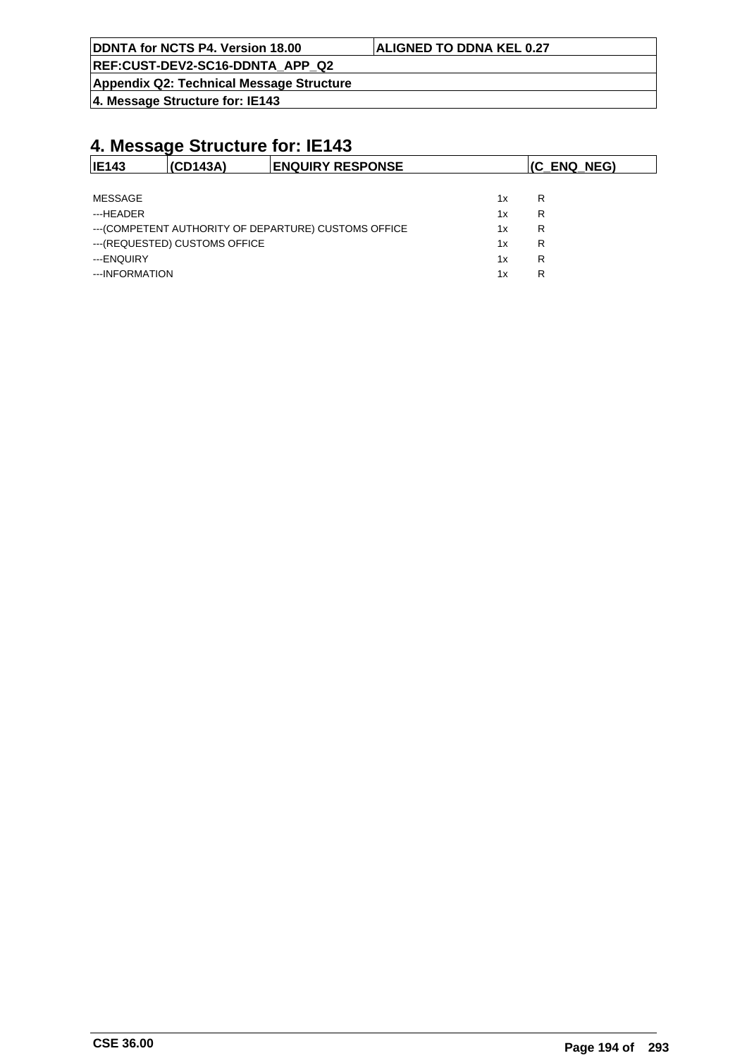# 4. Message Structure for: IE143

| IE143 | (CD143A) | ENQUIRY RESPONSE | (C_ENQ_NEG) |
|---|---|---|---|

| | | |
|---|---|---|
| MESSAGE | 1x | R |
| ---HEADER | 1x | R |
| ---(COMPETENT AUTHORITY OF DEPARTURE) CUSTOMS OFFICE | 1x | R |
| ---(REQUESTED) CUSTOMS OFFICE | 1x | R |
| ---ENQUIRY | 1x | R |
| ---INFORMATION | 1x | R |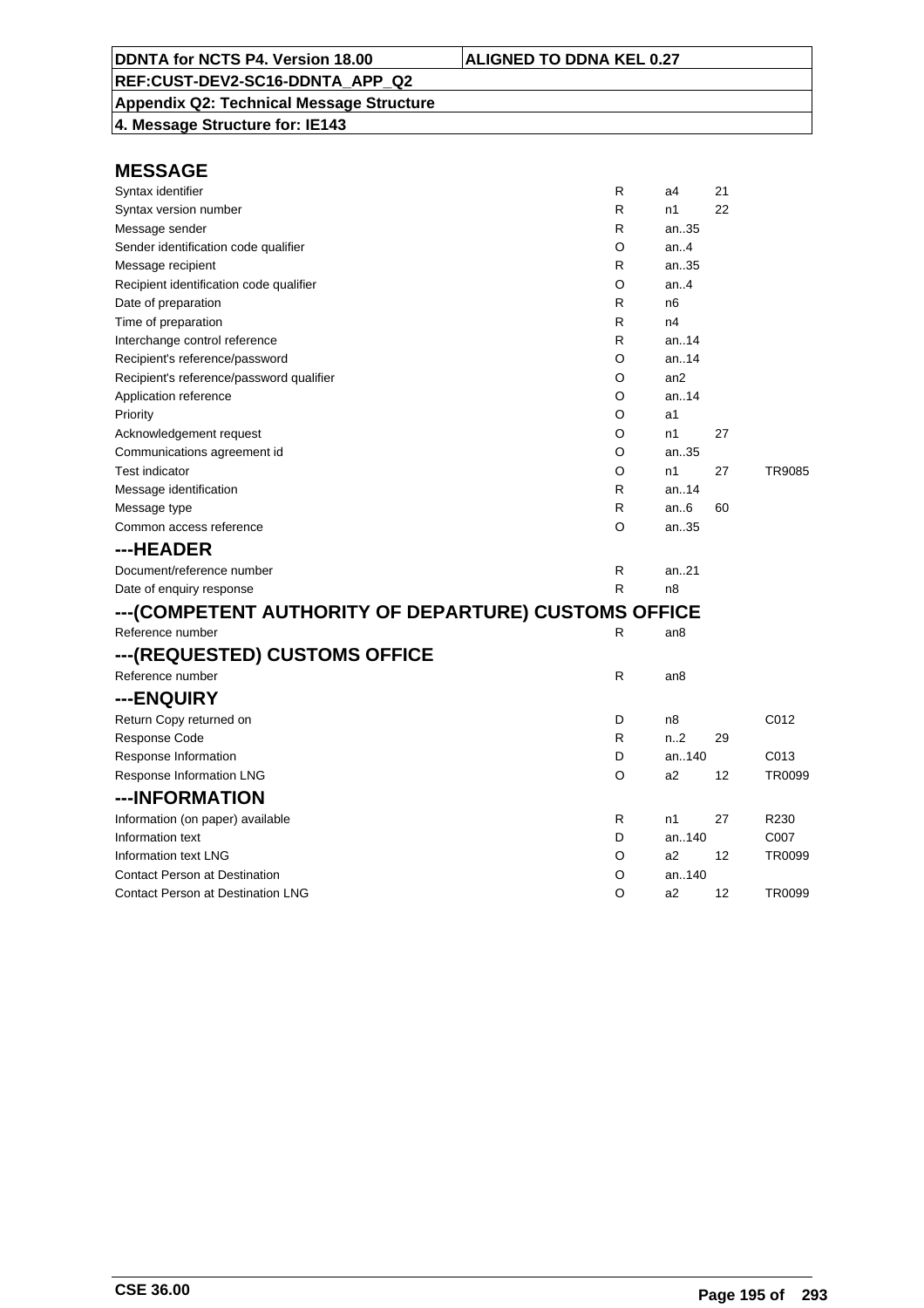**DDNTA for NCTS P4. Version 18.00** | **ALIGNED TO DDNA KEL 0.27**

**REF:CUST-DEV2-SC16-DDNTA_APP_Q2**

**Appendix Q2: Technical Message Structure**

**4. Message Structure for: IE143**

## MESSAGE

| | | | | |
|---|---|---|---|---|
| Syntax identifier | R | a4 | 21 | |
| Syntax version number | R | n1 | 22 | |
| Message sender | R | an..35 | | |
| Sender identification code qualifier | O | an..4 | | |
| Message recipient | R | an..35 | | |
| Recipient identification code qualifier | O | an..4 | | |
| Date of preparation | R | n6 | | |
| Time of preparation | R | n4 | | |
| Interchange control reference | R | an..14 | | |
| Recipient's reference/password | O | an..14 | | |
| Recipient's reference/password qualifier | O | an2 | | |
| Application reference | O | an..14 | | |
| Priority | O | a1 | | |
| Acknowledgement request | O | n1 | 27 | |
| Communications agreement id | O | an..35 | | |
| Test indicator | O | n1 | 27 | TR9085 |
| Message identification | R | an..14 | | |
| Message type | R | an..6 | 60 | |
| Common access reference | O | an..35 | | |

## ---HEADER

| | | | | |
|---|---|---|---|---|
| Document/reference number | R | an..21 | | |
| Date of enquiry response | R | n8 | | |

## ---(COMPETENT AUTHORITY OF DEPARTURE) CUSTOMS OFFICE

| | | | | |
|---|---|---|---|---|
| Reference number | R | an8 | | |

## ---(REQUESTED) CUSTOMS OFFICE

| | | | | |
|---|---|---|---|---|
| Reference number | R | an8 | | |

## ---ENQUIRY

| | | | | |
|---|---|---|---|---|
| Return Copy returned on | D | n8 | | C012 |
| Response Code | R | n..2 | 29 | |
| Response Information | D | an..140 | | C013 |
| Response Information LNG | O | a2 | 12 | TR0099 |

## ---INFORMATION

| | | | | |
|---|---|---|---|---|
| Information (on paper) available | R | n1 | 27 | R230 |
| Information text | D | an..140 | | C007 |
| Information text LNG | O | a2 | 12 | TR0099 |
| Contact Person at Destination | O | an..140 | | |
| Contact Person at Destination LNG | O | a2 | 12 | TR0099 |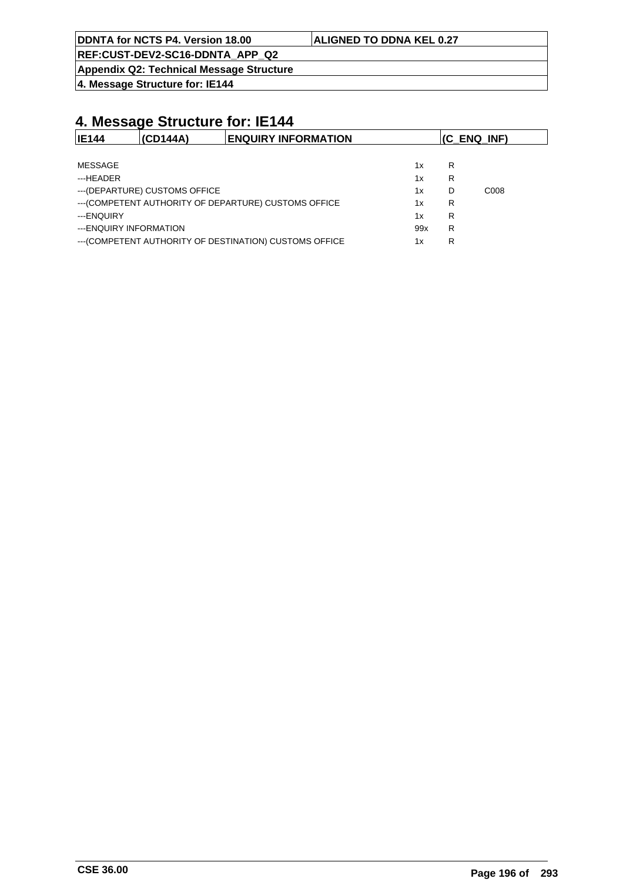# 4. Message Structure for: IE144

| IE144 | (CD144A) | ENQUIRY INFORMATION | (C_ENQ_INF) |
|---|---|---|---|

| | | | |
|---|---|---|---|
| MESSAGE | 1x | R | |
| ---HEADER | 1x | R | |
| ---(DEPARTURE) CUSTOMS OFFICE | 1x | D | C008 |
| ---(COMPETENT AUTHORITY OF DEPARTURE) CUSTOMS OFFICE | 1x | R | |
| ---ENQUIRY | 1x | R | |
| ---ENQUIRY INFORMATION | 99x | R | |
| ---(COMPETENT AUTHORITY OF DESTINATION) CUSTOMS OFFICE | 1x | R | |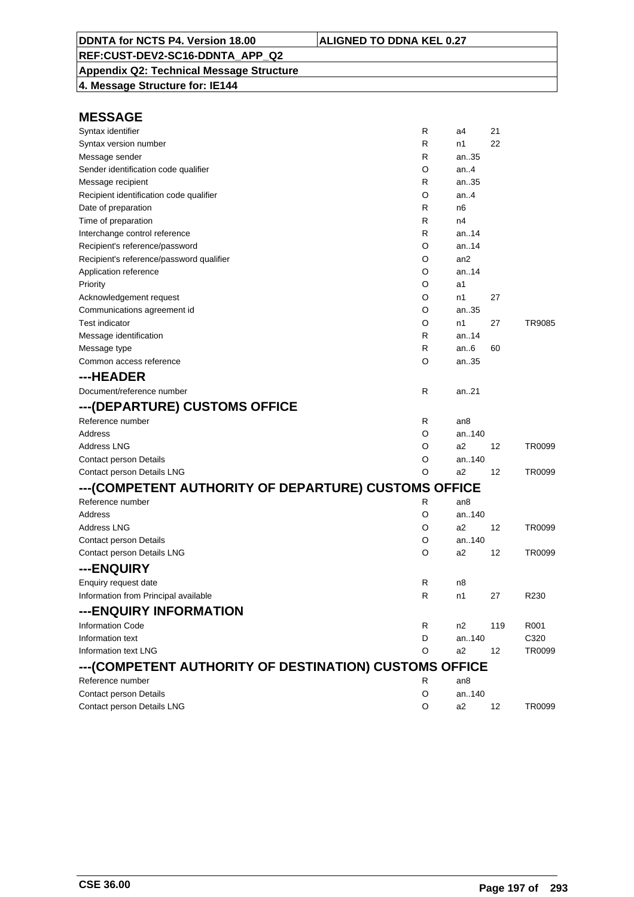| DDNTA for NCTS P4. Version 18.00 | ALIGNED TO DDNA KEL 0.27 |
|---|---|
| REF:CUST-DEV2-SC16-DDNTA_APP_Q2 | |
| Appendix Q2: Technical Message Structure | |
| 4. Message Structure for: IE144 | |

## MESSAGE

| | | | | |
|---|---|---|---|---|
| Syntax identifier | R | a4 | 21 | |
| Syntax version number | R | n1 | 22 | |
| Message sender | R | an..35 | | |
| Sender identification code qualifier | O | an..4 | | |
| Message recipient | R | an..35 | | |
| Recipient identification code qualifier | O | an..4 | | |
| Date of preparation | R | n6 | | |
| Time of preparation | R | n4 | | |
| Interchange control reference | R | an..14 | | |
| Recipient's reference/password | O | an..14 | | |
| Recipient's reference/password qualifier | O | an2 | | |
| Application reference | O | an..14 | | |
| Priority | O | a1 | | |
| Acknowledgement request | O | n1 | 27 | |
| Communications agreement id | O | an..35 | | |
| Test indicator | O | n1 | 27 | TR9085 |
| Message identification | R | an..14 | | |
| Message type | R | an..6 | 60 | |
| Common access reference | O | an..35 | | |

## ---HEADER

| | | | | |
|---|---|---|---|---|
| Document/reference number | R | an..21 | | |

## ---(DEPARTURE) CUSTOMS OFFICE

| | | | | |
|---|---|---|---|---|
| Reference number | R | an8 | | |
| Address | O | an..140 | | |
| Address LNG | O | a2 | 12 | TR0099 |
| Contact person Details | O | an..140 | | |
| Contact person Details LNG | O | a2 | 12 | TR0099 |

## ---(COMPETENT AUTHORITY OF DEPARTURE) CUSTOMS OFFICE

| | | | | |
|---|---|---|---|---|
| Reference number | R | an8 | | |
| Address | O | an..140 | | |
| Address LNG | O | a2 | 12 | TR0099 |
| Contact person Details | O | an..140 | | |
| Contact person Details LNG | O | a2 | 12 | TR0099 |

## ---ENQUIRY

| | | | | |
|---|---|---|---|---|
| Enquiry request date | R | n8 | | |
| Information from Principal available | R | n1 | 27 | R230 |

## ---ENQUIRY INFORMATION

| | | | | |
|---|---|---|---|---|
| Information Code | R | n2 | 119 | R001 |
| Information text | D | an..140 | | C320 |
| Information text LNG | O | a2 | 12 | TR0099 |

## ---(COMPETENT AUTHORITY OF DESTINATION) CUSTOMS OFFICE

| | | | | |
|---|---|---|---|---|
| Reference number | R | an8 | | |
| Contact person Details | O | an..140 | | |
| Contact person Details LNG | O | a2 | 12 | TR0099 |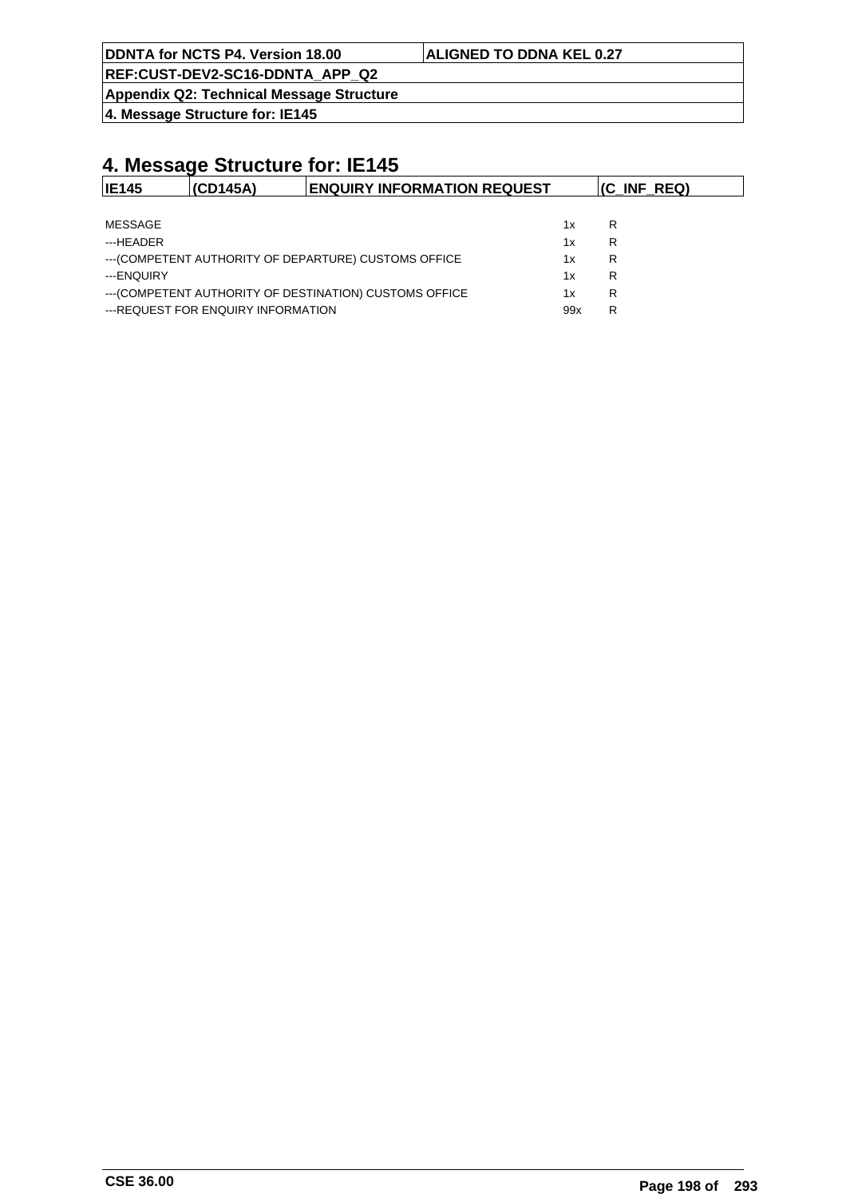# 4. Message Structure for: IE145

| IE145 | (CD145A) | ENQUIRY INFORMATION REQUEST | (C_INF_REQ) |
|---|---|---|---|

| | | |
|---|---|---|
| MESSAGE | 1x | R |
| ---HEADER | 1x | R |
| ---(COMPETENT AUTHORITY OF DEPARTURE) CUSTOMS OFFICE | 1x | R |
| ---ENQUIRY | 1x | R |
| ---(COMPETENT AUTHORITY OF DESTINATION) CUSTOMS OFFICE | 1x | R |
| ---REQUEST FOR ENQUIRY INFORMATION | 99x | R |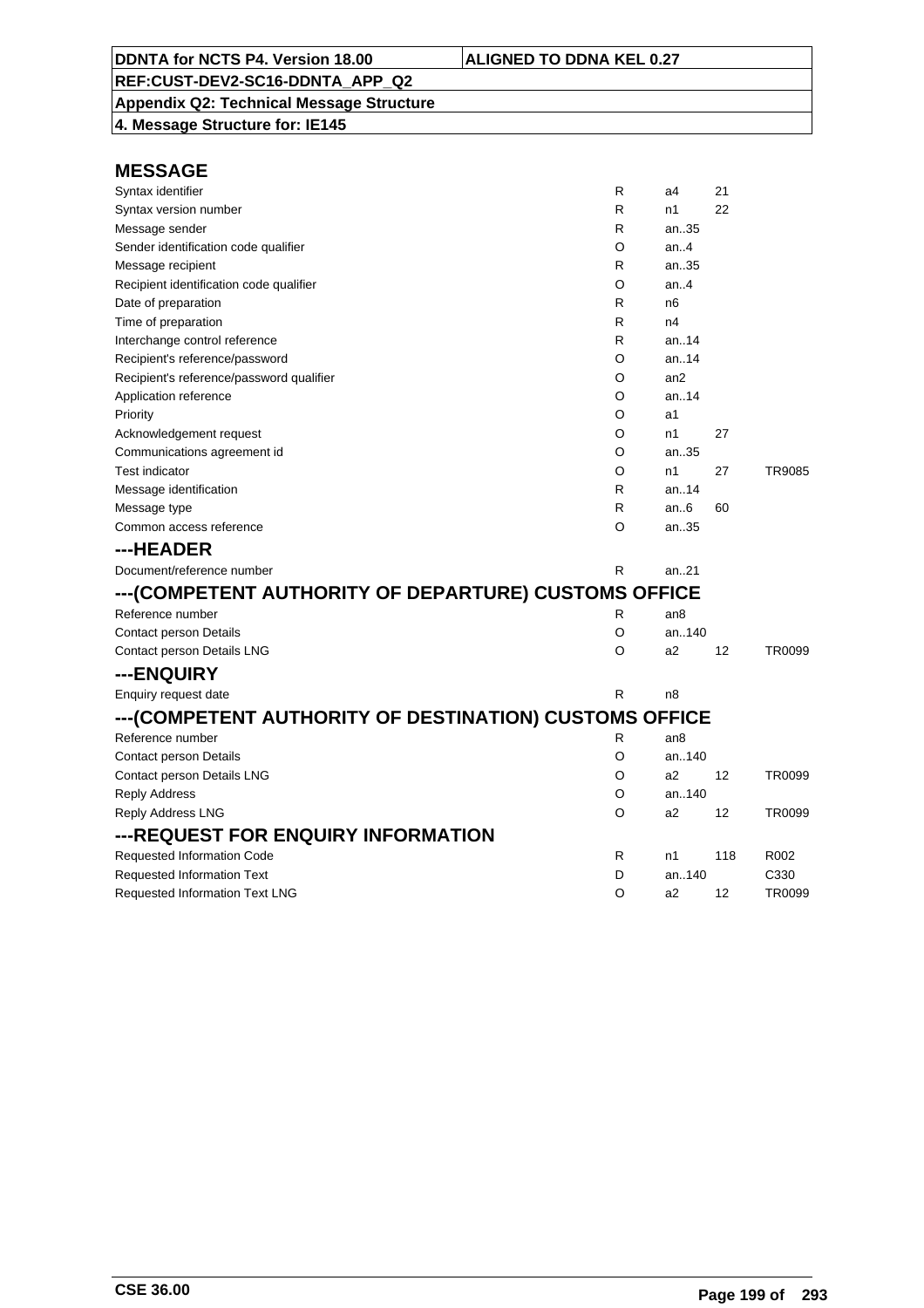| DDNTA for NCTS P4. Version 18.00 | ALIGNED TO DDNA KEL 0.27 |
|---|---|
| REF:CUST-DEV2-SC16-DDNTA_APP_Q2 | |
| Appendix Q2: Technical Message Structure | |
| 4. Message Structure for: IE145 | |

## MESSAGE

| | | | | |
|---|---|---|---|---|
| Syntax identifier | R | a4 | 21 | |
| Syntax version number | R | n1 | 22 | |
| Message sender | R | an..35 | | |
| Sender identification code qualifier | O | an..4 | | |
| Message recipient | R | an..35 | | |
| Recipient identification code qualifier | O | an..4 | | |
| Date of preparation | R | n6 | | |
| Time of preparation | R | n4 | | |
| Interchange control reference | R | an..14 | | |
| Recipient's reference/password | O | an..14 | | |
| Recipient's reference/password qualifier | O | an2 | | |
| Application reference | O | an..14 | | |
| Priority | O | a1 | | |
| Acknowledgement request | O | n1 | 27 | |
| Communications agreement id | O | an..35 | | |
| Test indicator | O | n1 | 27 | TR9085 |
| Message identification | R | an..14 | | |
| Message type | R | an..6 | 60 | |
| Common access reference | O | an..35 | | |

## ---HEADER

| | | | | |
|---|---|---|---|---|
| Document/reference number | R | an..21 | | |

## ---(COMPETENT AUTHORITY OF DEPARTURE) CUSTOMS OFFICE

| | | | | |
|---|---|---|---|---|
| Reference number | R | an8 | | |
| Contact person Details | O | an..140 | | |
| Contact person Details LNG | O | a2 | 12 | TR0099 |

## ---ENQUIRY

| | | | | |
|---|---|---|---|---|
| Enquiry request date | R | n8 | | |

## ---(COMPETENT AUTHORITY OF DESTINATION) CUSTOMS OFFICE

| | | | | |
|---|---|---|---|---|
| Reference number | R | an8 | | |
| Contact person Details | O | an..140 | | |
| Contact person Details LNG | O | a2 | 12 | TR0099 |
| Reply Address | O | an..140 | | |
| Reply Address LNG | O | a2 | 12 | TR0099 |

## ---REQUEST FOR ENQUIRY INFORMATION

| | | | | |
|---|---|---|---|---|
| Requested Information Code | R | n1 | 118 | R002 |
| Requested Information Text | D | an..140 | | C330 |
| Requested Information Text LNG | O | a2 | 12 | TR0099 |

CSE 36.00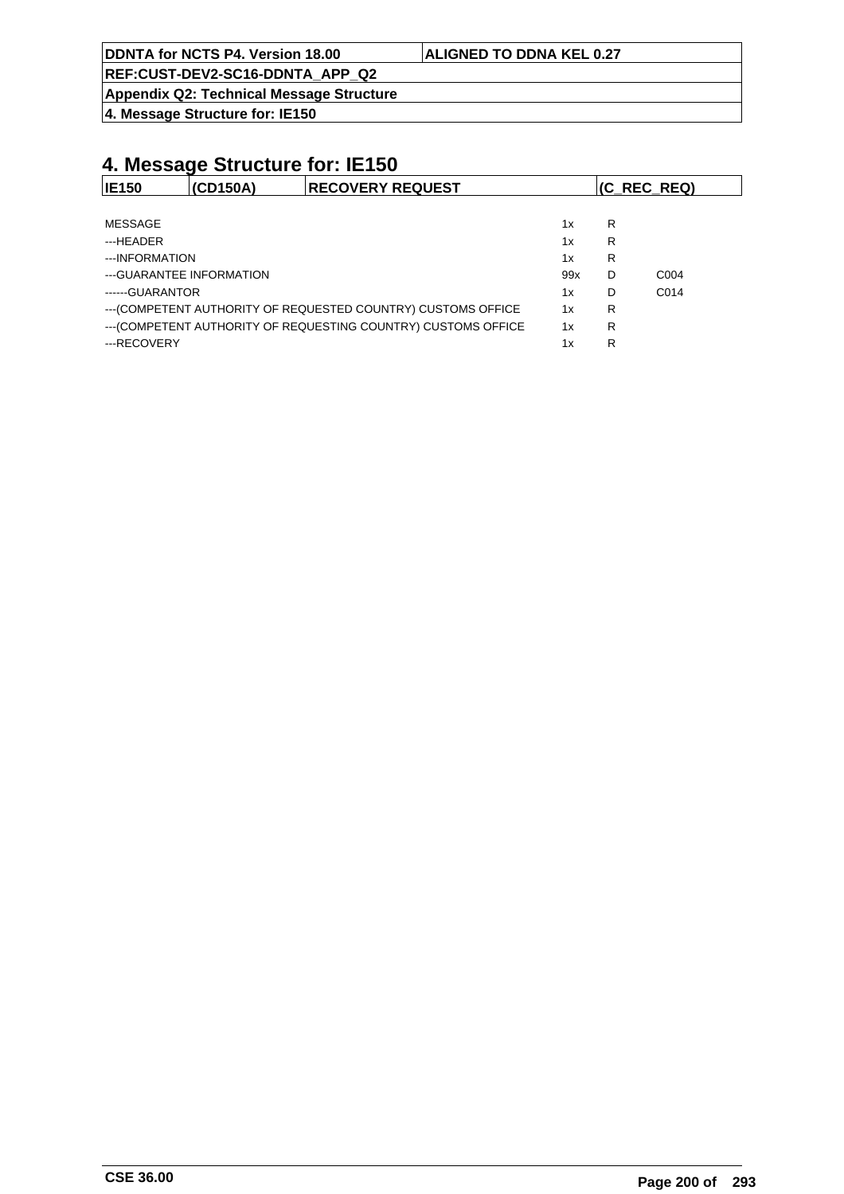# 4. Message Structure for: IE150

| IE150 | (CD150A) | RECOVERY REQUEST | (C_REC_REQ) |
|---|---|---|---|

| | | | |
|---|---|---|---|
| MESSAGE | 1x | R | |
| ---HEADER | 1x | R | |
| ---INFORMATION | 1x | R | |
| ---GUARANTEE INFORMATION | 99x | D | C004 |
| ------GUARANTOR | 1x | D | C014 |
| ---(COMPETENT AUTHORITY OF REQUESTED COUNTRY) CUSTOMS OFFICE | 1x | R | |
| ---(COMPETENT AUTHORITY OF REQUESTING COUNTRY) CUSTOMS OFFICE | 1x | R | |
| ---RECOVERY | 1x | R | |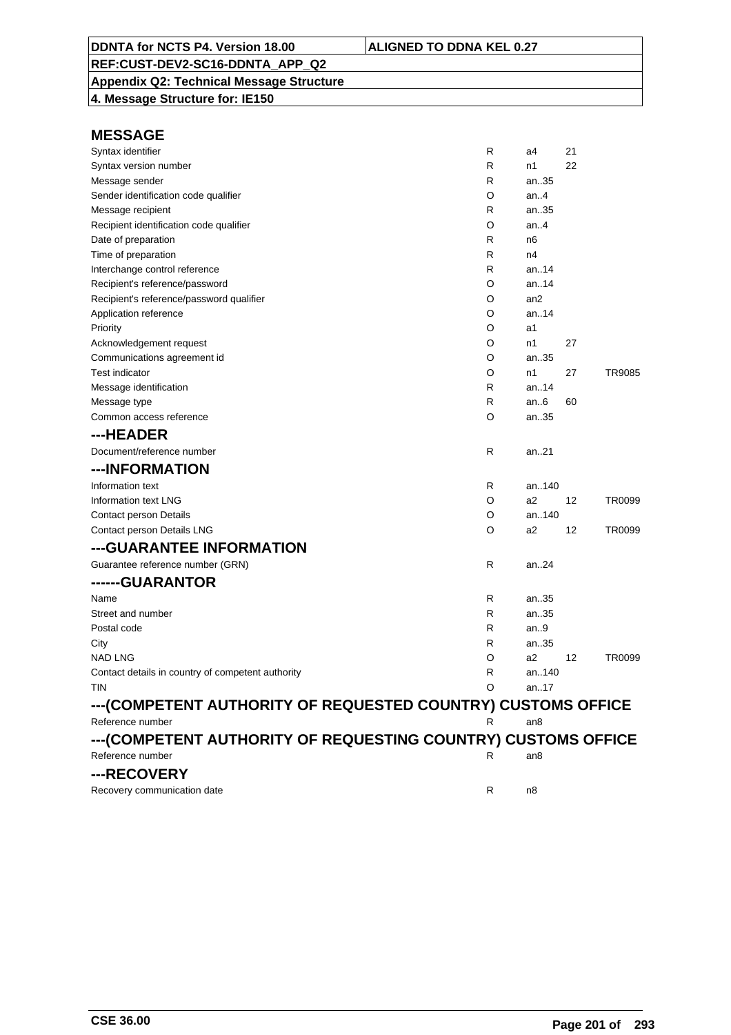| DDNTA for NCTS P4. Version 18.00 | ALIGNED TO DDNA KEL 0.27 |
| --- | --- |
| REF:CUST-DEV2-SC16-DDNTA_APP_Q2 | |
| Appendix Q2: Technical Message Structure | |
| 4. Message Structure for: IE150 | |

## MESSAGE

| | | | | |
| --- | --- | --- | --- | --- |
| Syntax identifier | R | a4 | 21 | |
| Syntax version number | R | n1 | 22 | |
| Message sender | R | an..35 | | |
| Sender identification code qualifier | O | an..4 | | |
| Message recipient | R | an..35 | | |
| Recipient identification code qualifier | O | an..4 | | |
| Date of preparation | R | n6 | | |
| Time of preparation | R | n4 | | |
| Interchange control reference | R | an..14 | | |
| Recipient's reference/password | O | an..14 | | |
| Recipient's reference/password qualifier | O | an2 | | |
| Application reference | O | an..14 | | |
| Priority | O | a1 | | |
| Acknowledgement request | O | n1 | 27 | |
| Communications agreement id | O | an..35 | | |
| Test indicator | O | n1 | 27 | TR9085 |
| Message identification | R | an..14 | | |
| Message type | R | an..6 | 60 | |
| Common access reference | O | an..35 | | |

## ---HEADER

| | | | | |
| --- | --- | --- | --- | --- |
| Document/reference number | R | an..21 | | |

## ---INFORMATION

| | | | | |
| --- | --- | --- | --- | --- |
| Information text | R | an..140 | | |
| Information text LNG | O | a2 | 12 | TR0099 |
| Contact person Details | O | an..140 | | |
| Contact person Details LNG | O | a2 | 12 | TR0099 |

## ---GUARANTEE INFORMATION

| | | | | |
| --- | --- | --- | --- | --- |
| Guarantee reference number (GRN) | R | an..24 | | |

## ------GUARANTOR

| | | | | |
| --- | --- | --- | --- | --- |
| Name | R | an..35 | | |
| Street and number | R | an..35 | | |
| Postal code | R | an..9 | | |
| City | R | an..35 | | |
| NAD LNG | O | a2 | 12 | TR0099 |
| Contact details in country of competent authority | R | an..140 | | |
| TIN | O | an..17 | | |

## ---(COMPETENT AUTHORITY OF REQUESTED COUNTRY) CUSTOMS OFFICE

| | | | | |
| --- | --- | --- | --- | --- |
| Reference number | R | an8 | | |

## ---(COMPETENT AUTHORITY OF REQUESTING COUNTRY) CUSTOMS OFFICE

| | | | | |
| --- | --- | --- | --- | --- |
| Reference number | R | an8 | | |

## ---RECOVERY

| | | | | |
| --- | --- | --- | --- | --- |
| Recovery communication date | R | n8 | | |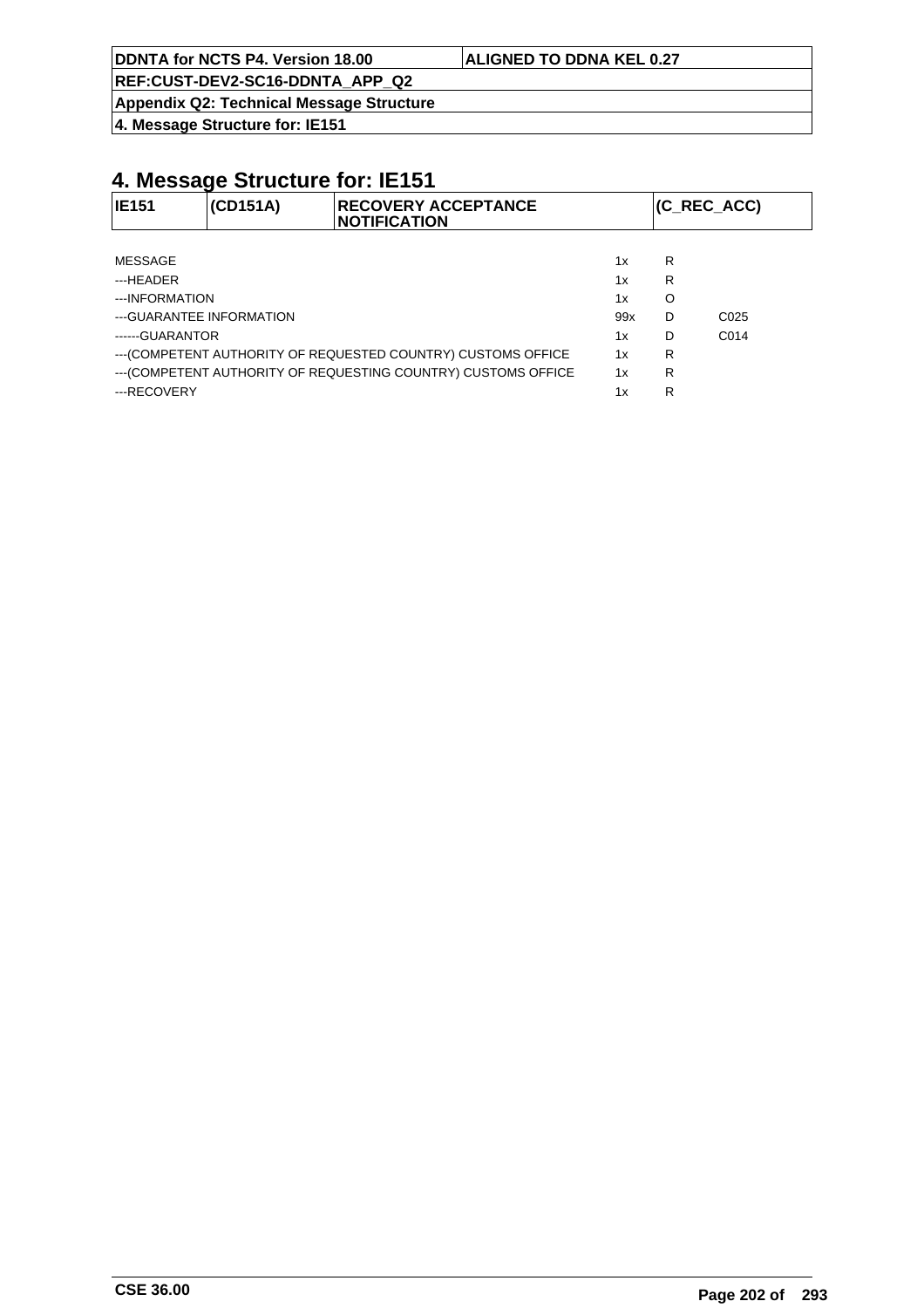# 4. Message Structure for: IE151

| IE151 | (CD151A) | RECOVERY ACCEPTANCE NOTIFICATION | (C_REC_ACC) |
|---|---|---|---|

| | | | |
|---|---|---|---|
| MESSAGE | 1x | R | |
| ---HEADER | 1x | R | |
| ---INFORMATION | 1x | O | |
| ---GUARANTEE INFORMATION | 99x | D | C025 |
| ------GUARANTOR | 1x | D | C014 |
| ---(COMPETENT AUTHORITY OF REQUESTED COUNTRY) CUSTOMS OFFICE | 1x | R | |
| ---(COMPETENT AUTHORITY OF REQUESTING COUNTRY) CUSTOMS OFFICE | 1x | R | |
| ---RECOVERY | 1x | R | |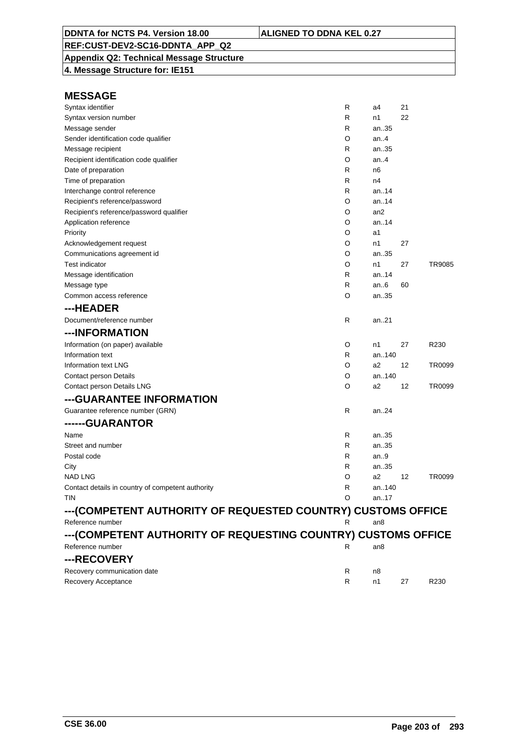| DDNTA for NCTS P4. Version 18.00 | ALIGNED TO DDNA KEL 0.27 |
|---|---|
| REF:CUST-DEV2-SC16-DDNTA_APP_Q2 | |
| Appendix Q2: Technical Message Structure | |
| 4. Message Structure for: IE151 | |

## MESSAGE

| | | | | |
|---|---|---|---|---|
| Syntax identifier | R | a4 | 21 | |
| Syntax version number | R | n1 | 22 | |
| Message sender | R | an..35 | | |
| Sender identification code qualifier | O | an..4 | | |
| Message recipient | R | an..35 | | |
| Recipient identification code qualifier | O | an..4 | | |
| Date of preparation | R | n6 | | |
| Time of preparation | R | n4 | | |
| Interchange control reference | R | an..14 | | |
| Recipient's reference/password | O | an..14 | | |
| Recipient's reference/password qualifier | O | an2 | | |
| Application reference | O | an..14 | | |
| Priority | O | a1 | | |
| Acknowledgement request | O | n1 | 27 | |
| Communications agreement id | O | an..35 | | |
| Test indicator | O | n1 | 27 | TR9085 |
| Message identification | R | an..14 | | |
| Message type | R | an..6 | 60 | |
| Common access reference | O | an..35 | | |

## ---HEADER

| | | | | |
|---|---|---|---|---|
| Document/reference number | R | an..21 | | |

## ---INFORMATION

| | | | | |
|---|---|---|---|---|
| Information (on paper) available | O | n1 | 27 | R230 |
| Information text | R | an..140 | | |
| Information text LNG | O | a2 | 12 | TR0099 |
| Contact person Details | O | an..140 | | |
| Contact person Details LNG | O | a2 | 12 | TR0099 |

## ---GUARANTEE INFORMATION

| | | | | |
|---|---|---|---|---|
| Guarantee reference number (GRN) | R | an..24 | | |

## ------GUARANTOR

| | | | | |
|---|---|---|---|---|
| Name | R | an..35 | | |
| Street and number | R | an..35 | | |
| Postal code | R | an..9 | | |
| City | R | an..35 | | |
| NAD LNG | O | a2 | 12 | TR0099 |
| Contact details in country of competent authority | R | an..140 | | |
| TIN | O | an..17 | | |

## ---(COMPETENT AUTHORITY OF REQUESTED COUNTRY) CUSTOMS OFFICE

| | | | | |
|---|---|---|---|---|
| Reference number | R | an8 | | |

## ---(COMPETENT AUTHORITY OF REQUESTING COUNTRY) CUSTOMS OFFICE

| | | | | |
|---|---|---|---|---|
| Reference number | R | an8 | | |

## ---RECOVERY

| | | | | |
|---|---|---|---|---|
| Recovery communication date | R | n8 | | |
| Recovery Acceptance | R | n1 | 27 | R230 |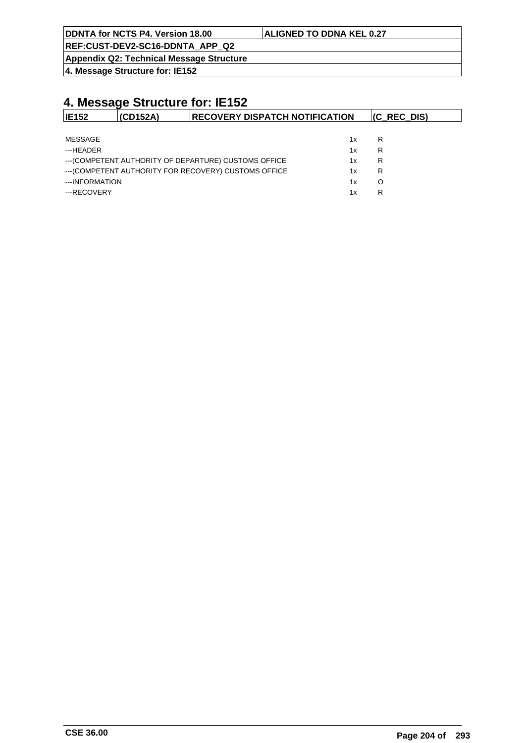# 4. Message Structure for: IE152

| IE152 | (CD152A) | RECOVERY DISPATCH NOTIFICATION | (C_REC_DIS) |
|---|---|---|---|

| | | |
|---|---|---|
| MESSAGE | 1x | R |
| ---HEADER | 1x | R |
| ---(COMPETENT AUTHORITY OF DEPARTURE) CUSTOMS OFFICE | 1x | R |
| ---(COMPETENT AUTHORITY FOR RECOVERY) CUSTOMS OFFICE | 1x | R |
| ---INFORMATION | 1x | O |
| ---RECOVERY | 1x | R |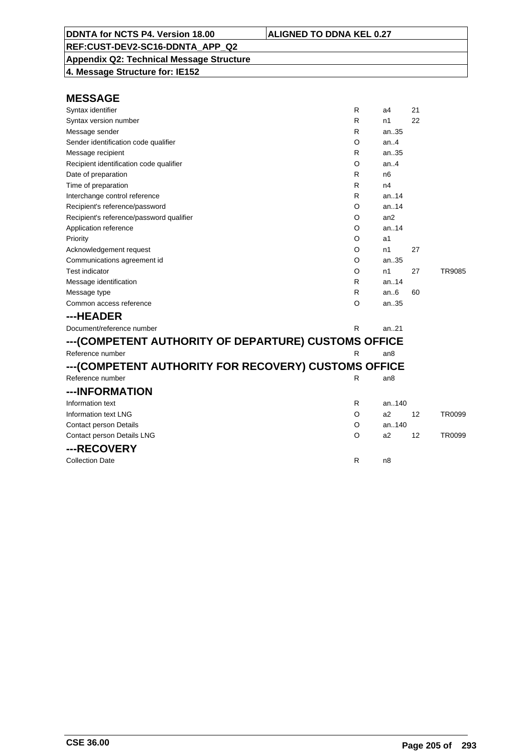| DDNTA for NCTS P4. Version 18.00 | ALIGNED TO DDNA KEL 0.27 |
|---|---|
| REF:CUST-DEV2-SC16-DDNTA_APP_Q2 | |
| Appendix Q2: Technical Message Structure | |
| 4. Message Structure for: IE152 | |

## MESSAGE

| Field | Status | Format | Code list | Rule |
|---|---|---|---|---|
| Syntax identifier | R | a4 | 21 | |
| Syntax version number | R | n1 | 22 | |
| Message sender | R | an..35 | | |
| Sender identification code qualifier | O | an..4 | | |
| Message recipient | R | an..35 | | |
| Recipient identification code qualifier | O | an..4 | | |
| Date of preparation | R | n6 | | |
| Time of preparation | R | n4 | | |
| Interchange control reference | R | an..14 | | |
| Recipient's reference/password | O | an..14 | | |
| Recipient's reference/password qualifier | O | an2 | | |
| Application reference | O | an..14 | | |
| Priority | O | a1 | | |
| Acknowledgement request | O | n1 | 27 | |
| Communications agreement id | O | an..35 | | |
| Test indicator | O | n1 | 27 | TR9085 |
| Message identification | R | an..14 | | |
| Message type | R | an..6 | 60 | |
| Common access reference | O | an..35 | | |

## ---HEADER

| Field | Status | Format | Code list | Rule |
|---|---|---|---|---|
| Document/reference number | R | an..21 | | |

## ---(COMPETENT AUTHORITY OF DEPARTURE) CUSTOMS OFFICE

| Field | Status | Format | Code list | Rule |
|---|---|---|---|---|
| Reference number | R | an8 | | |

## ---(COMPETENT AUTHORITY FOR RECOVERY) CUSTOMS OFFICE

| Field | Status | Format | Code list | Rule |
|---|---|---|---|---|
| Reference number | R | an8 | | |

## ---INFORMATION

| Field | Status | Format | Code list | Rule |
|---|---|---|---|---|
| Information text | R | an..140 | | |
| Information text LNG | O | a2 | 12 | TR0099 |
| Contact person Details | O | an..140 | | |
| Contact person Details LNG | O | a2 | 12 | TR0099 |

## ---RECOVERY

| Field | Status | Format | Code list | Rule |
|---|---|---|---|---|
| Collection Date | R | n8 | | |

CSE 36.00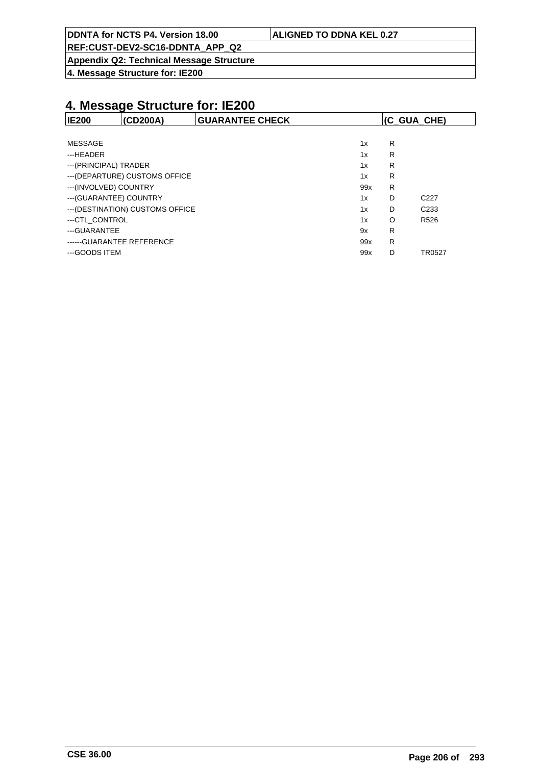# 4. Message Structure for: IE200

| IE200 | (CD200A) | GUARANTEE CHECK | (C_GUA_CHE) |
|---|---|---|---|

| | | | |
|---|---|---|---|
| MESSAGE | 1x | R | |
| ---HEADER | 1x | R | |
| ---(PRINCIPAL) TRADER | 1x | R | |
| ---(DEPARTURE) CUSTOMS OFFICE | 1x | R | |
| ---(INVOLVED) COUNTRY | 99x | R | |
| ---(GUARANTEE) COUNTRY | 1x | D | C227 |
| ---(DESTINATION) CUSTOMS OFFICE | 1x | D | C233 |
| ---CTL_CONTROL | 1x | O | R526 |
| ---GUARANTEE | 9x | R | |
| ------GUARANTEE REFERENCE | 99x | R | |
| ---GOODS ITEM | 99x | D | TR0527 |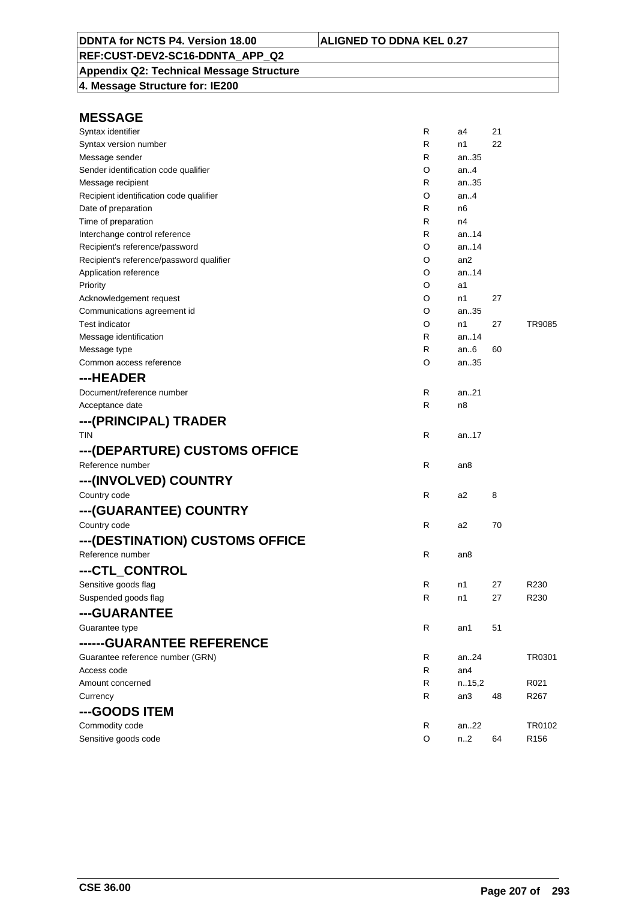| DDNTA for NCTS P4. Version 18.00 | ALIGNED TO DDNA KEL 0.27 |
|---|---|
| REF:CUST-DEV2-SC16-DDNTA_APP_Q2 | |
| Appendix Q2: Technical Message Structure | |
| 4. Message Structure for: IE200 | |

## MESSAGE

| | | | | |
|---|---|---|---|---|
| Syntax identifier | R | a4 | 21 | |
| Syntax version number | R | n1 | 22 | |
| Message sender | R | an..35 | | |
| Sender identification code qualifier | O | an..4 | | |
| Message recipient | R | an..35 | | |
| Recipient identification code qualifier | O | an..4 | | |
| Date of preparation | R | n6 | | |
| Time of preparation | R | n4 | | |
| Interchange control reference | R | an..14 | | |
| Recipient's reference/password | O | an..14 | | |
| Recipient's reference/password qualifier | O | an2 | | |
| Application reference | O | an..14 | | |
| Priority | O | a1 | | |
| Acknowledgement request | O | n1 | 27 | |
| Communications agreement id | O | an..35 | | |
| Test indicator | O | n1 | 27 | TR9085 |
| Message identification | R | an..14 | | |
| Message type | R | an..6 | 60 | |
| Common access reference | O | an..35 | | |

## ---HEADER

| | | | | |
|---|---|---|---|---|
| Document/reference number | R | an..21 | | |
| Acceptance date | R | n8 | | |

## ---(PRINCIPAL) TRADER

| | | | | |
|---|---|---|---|---|
| TIN | R | an..17 | | |

## ---(DEPARTURE) CUSTOMS OFFICE

| | | | | |
|---|---|---|---|---|
| Reference number | R | an8 | | |

## ---(INVOLVED) COUNTRY

| | | | | |
|---|---|---|---|---|
| Country code | R | a2 | 8 | |

## ---(GUARANTEE) COUNTRY

| | | | | |
|---|---|---|---|---|
| Country code | R | a2 | 70 | |

## ---(DESTINATION) CUSTOMS OFFICE

| | | | | |
|---|---|---|---|---|
| Reference number | R | an8 | | |

## ---CTL_CONTROL

| | | | | |
|---|---|---|---|---|
| Sensitive goods flag | R | n1 | 27 | R230 |
| Suspended goods flag | R | n1 | 27 | R230 |

## ---GUARANTEE

| | | | | |
|---|---|---|---|---|
| Guarantee type | R | an1 | 51 | |

## ------GUARANTEE REFERENCE

| | | | | |
|---|---|---|---|---|
| Guarantee reference number (GRN) | R | an..24 | | TR0301 |
| Access code | R | an4 | | |
| Amount concerned | R | n..15,2 | | R021 |
| Currency | R | an3 | 48 | R267 |

## ---GOODS ITEM

| | | | | |
|---|---|---|---|---|
| Commodity code | R | an..22 | | TR0102 |
| Sensitive goods code | O | n..2 | 64 | R156 |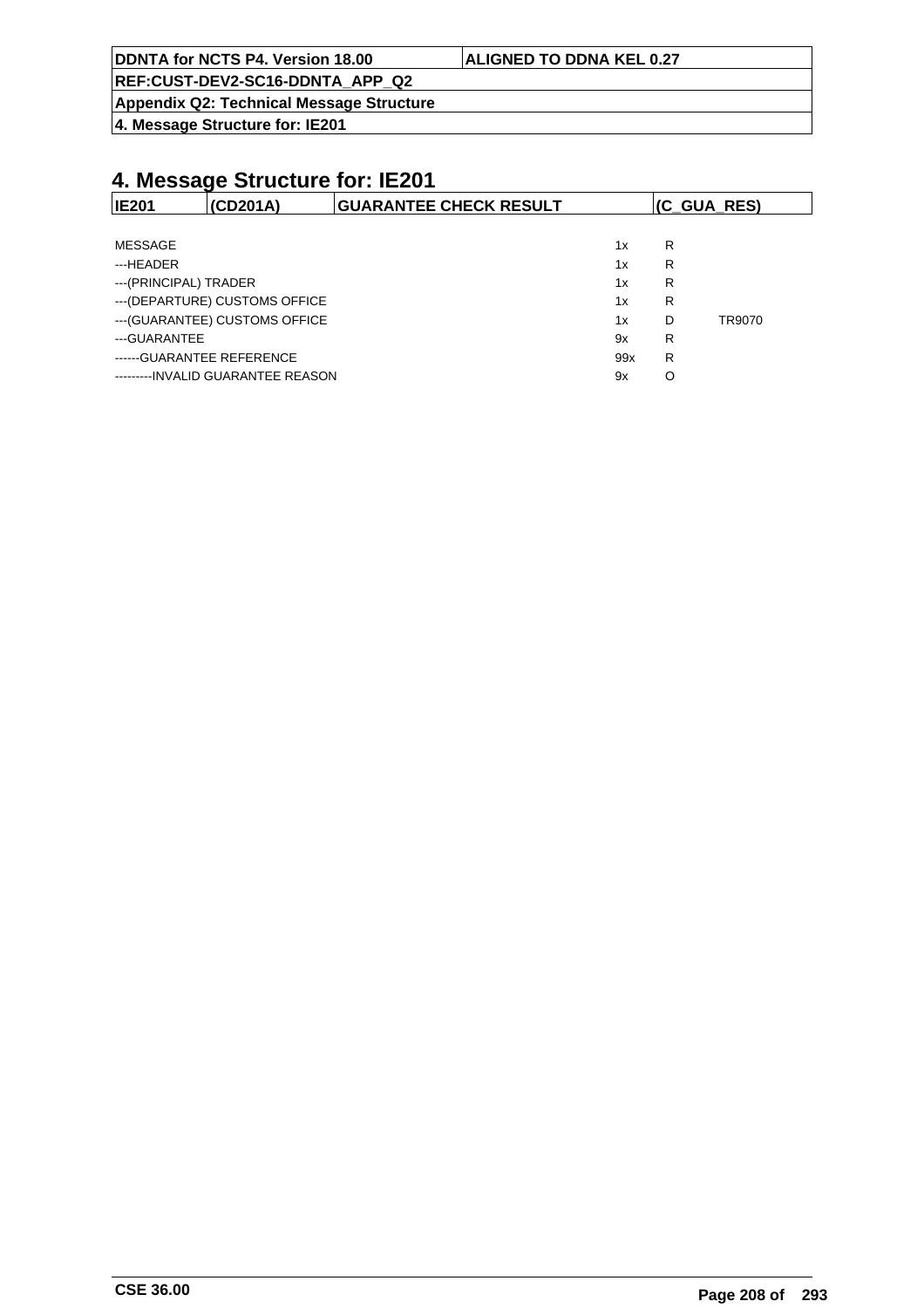# 4. Message Structure for: IE201

| IE201 | (CD201A) | GUARANTEE CHECK RESULT | (C_GUA_RES) |
|---|---|---|---|

| | | | |
|---|---|---|---|
| MESSAGE | 1x | R | |
| ---HEADER | 1x | R | |
| ---(PRINCIPAL) TRADER | 1x | R | |
| ---(DEPARTURE) CUSTOMS OFFICE | 1x | R | |
| ---(GUARANTEE) CUSTOMS OFFICE | 1x | D | TR9070 |
| ---GUARANTEE | 9x | R | |
| ------GUARANTEE REFERENCE | 99x | R | |
| ---------INVALID GUARANTEE REASON | 9x | O | |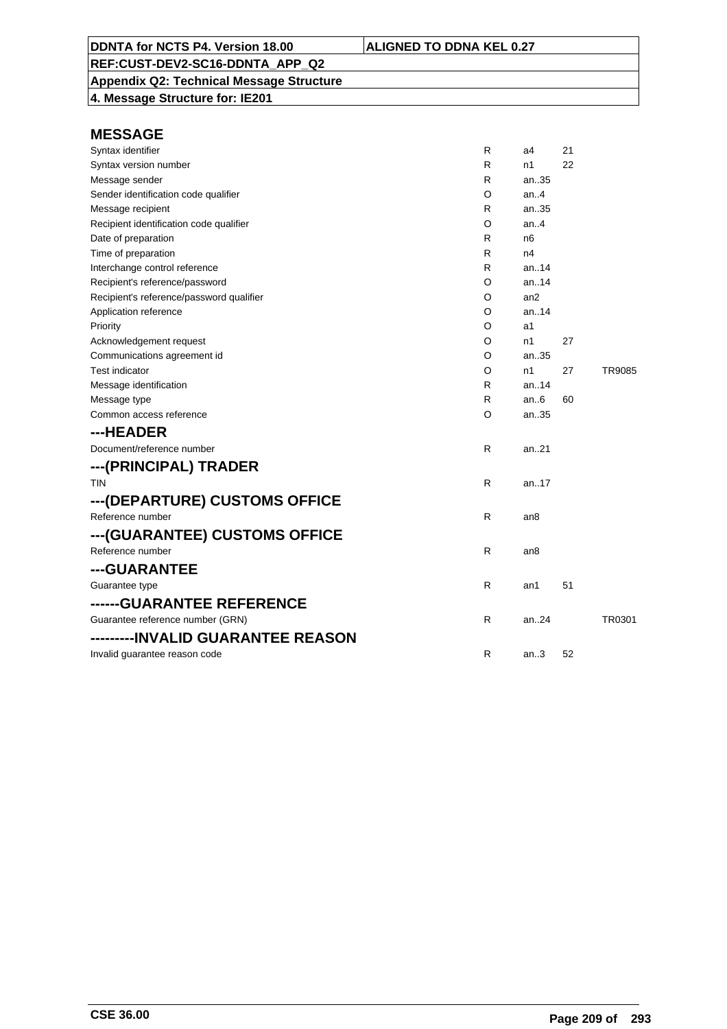## MESSAGE

| | | | | |
|---|---|---|---|---|
| Syntax identifier | R | a4 | 21 | |
| Syntax version number | R | n1 | 22 | |
| Message sender | R | an..35 | | |
| Sender identification code qualifier | O | an..4 | | |
| Message recipient | R | an..35 | | |
| Recipient identification code qualifier | O | an..4 | | |
| Date of preparation | R | n6 | | |
| Time of preparation | R | n4 | | |
| Interchange control reference | R | an..14 | | |
| Recipient's reference/password | O | an..14 | | |
| Recipient's reference/password qualifier | O | an2 | | |
| Application reference | O | an..14 | | |
| Priority | O | a1 | | |
| Acknowledgement request | O | n1 | 27 | |
| Communications agreement id | O | an..35 | | |
| Test indicator | O | n1 | 27 | TR9085 |
| Message identification | R | an..14 | | |
| Message type | R | an..6 | 60 | |
| Common access reference | O | an..35 | | |

## ---HEADER

| | | | | |
|---|---|---|---|---|
| Document/reference number | R | an..21 | | |

## ---(PRINCIPAL) TRADER

| | | | | |
|---|---|---|---|---|
| TIN | R | an..17 | | |

## ---(DEPARTURE) CUSTOMS OFFICE

| | | | | |
|---|---|---|---|---|
| Reference number | R | an8 | | |

## ---(GUARANTEE) CUSTOMS OFFICE

| | | | | |
|---|---|---|---|---|
| Reference number | R | an8 | | |

## ---GUARANTEE

| | | | | |
|---|---|---|---|---|
| Guarantee type | R | an1 | 51 | |

## ------GUARANTEE REFERENCE

| | | | | |
|---|---|---|---|---|
| Guarantee reference number (GRN) | R | an..24 | | TR0301 |

## ---------INVALID GUARANTEE REASON

| | | | | |
|---|---|---|---|---|
| Invalid guarantee reason code | R | an..3 | 52 | |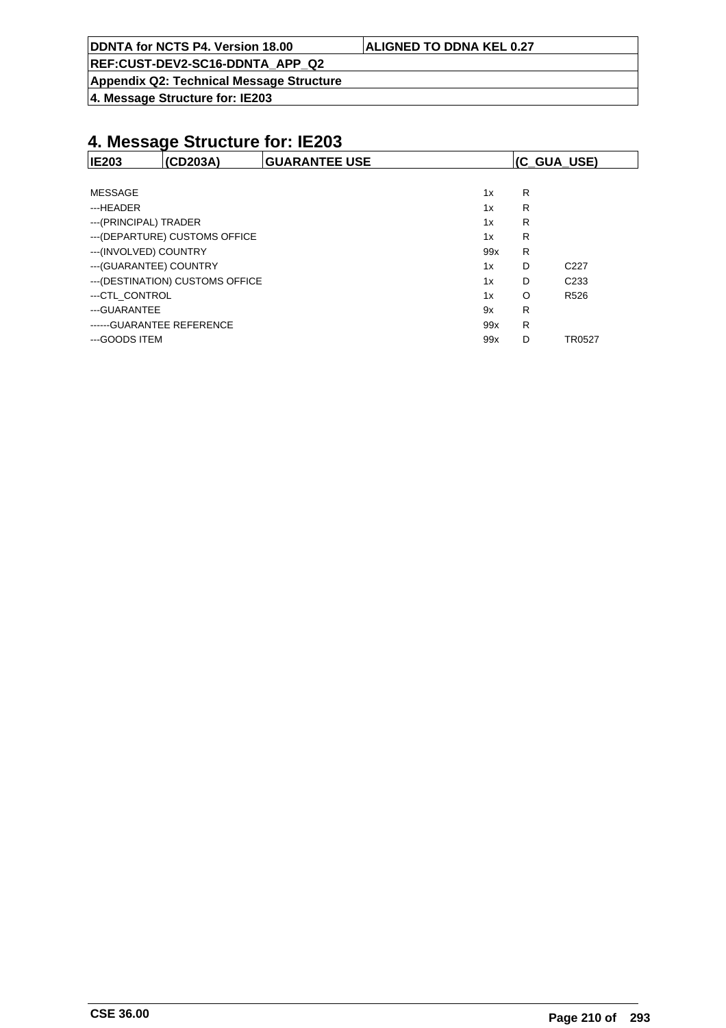# 4. Message Structure for: IE203

| IE203 | (CD203A) | GUARANTEE USE | (C_GUA_USE) |
|---|---|---|---|

| | | | |
|---|---|---|---|
| MESSAGE | 1x | R | |
| ---HEADER | 1x | R | |
| ---(PRINCIPAL) TRADER | 1x | R | |
| ---(DEPARTURE) CUSTOMS OFFICE | 1x | R | |
| ---(INVOLVED) COUNTRY | 99x | R | |
| ---(GUARANTEE) COUNTRY | 1x | D | C227 |
| ---(DESTINATION) CUSTOMS OFFICE | 1x | D | C233 |
| ---CTL_CONTROL | 1x | O | R526 |
| ---GUARANTEE | 9x | R | |
| ------GUARANTEE REFERENCE | 99x | R | |
| ---GOODS ITEM | 99x | D | TR0527 |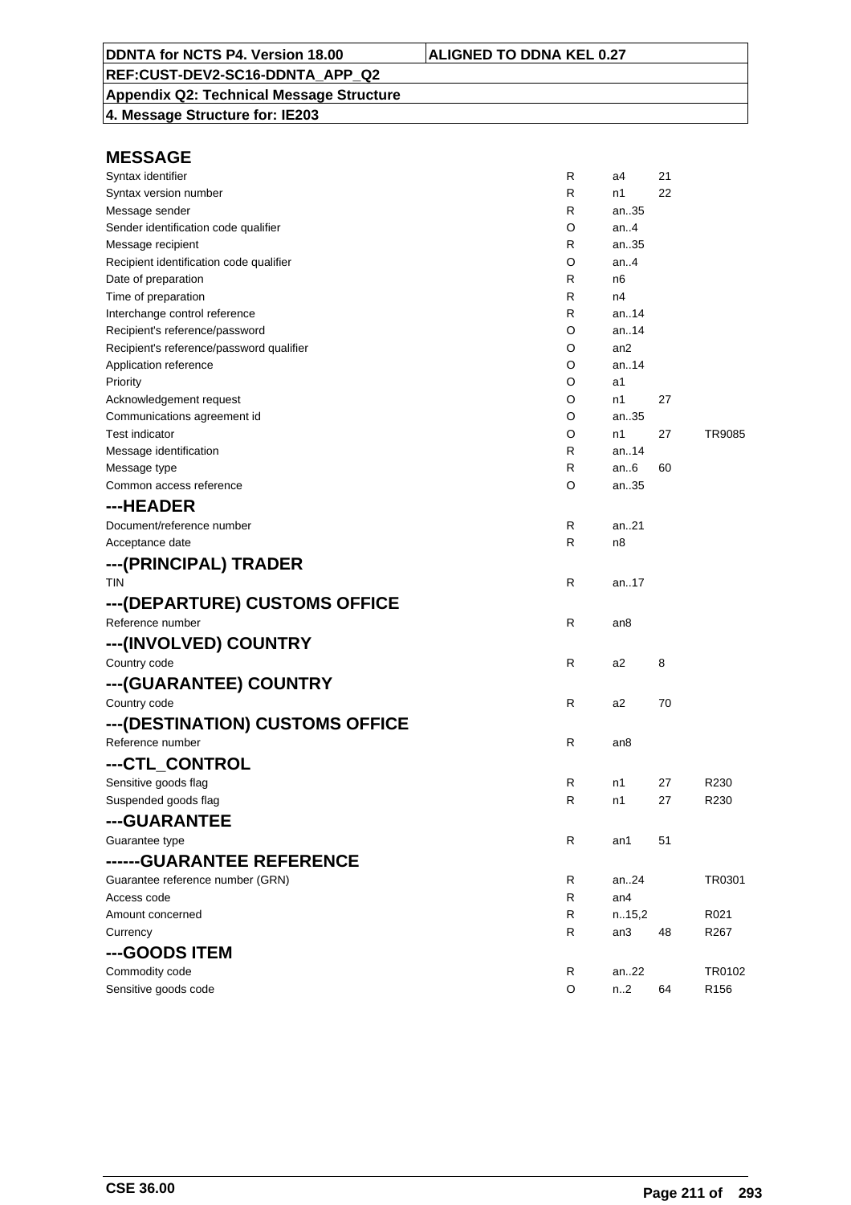## MESSAGE

| | | | | |
|---|---|---|---|---|
| Syntax identifier | R | a4 | 21 | |
| Syntax version number | R | n1 | 22 | |
| Message sender | R | an..35 | | |
| Sender identification code qualifier | O | an..4 | | |
| Message recipient | R | an..35 | | |
| Recipient identification code qualifier | O | an..4 | | |
| Date of preparation | R | n6 | | |
| Time of preparation | R | n4 | | |
| Interchange control reference | R | an..14 | | |
| Recipient's reference/password | O | an..14 | | |
| Recipient's reference/password qualifier | O | an2 | | |
| Application reference | O | an..14 | | |
| Priority | O | a1 | | |
| Acknowledgement request | O | n1 | 27 | |
| Communications agreement id | O | an..35 | | |
| Test indicator | O | n1 | 27 | TR9085 |
| Message identification | R | an..14 | | |
| Message type | R | an..6 | 60 | |
| Common access reference | O | an..35 | | |

## ---HEADER

| | | | | |
|---|---|---|---|---|
| Document/reference number | R | an..21 | | |
| Acceptance date | R | n8 | | |

## ---(PRINCIPAL) TRADER

| | | | | |
|---|---|---|---|---|
| TIN | R | an..17 | | |

## ---(DEPARTURE) CUSTOMS OFFICE

| | | | | |
|---|---|---|---|---|
| Reference number | R | an8 | | |

## ---(INVOLVED) COUNTRY

| | | | | |
|---|---|---|---|---|
| Country code | R | a2 | 8 | |

## ---(GUARANTEE) COUNTRY

| | | | | |
|---|---|---|---|---|
| Country code | R | a2 | 70 | |

## ---(DESTINATION) CUSTOMS OFFICE

| | | | | |
|---|---|---|---|---|
| Reference number | R | an8 | | |

## ---CTL_CONTROL

| | | | | |
|---|---|---|---|---|
| Sensitive goods flag | R | n1 | 27 | R230 |
| Suspended goods flag | R | n1 | 27 | R230 |

## ---GUARANTEE

| | | | | |
|---|---|---|---|---|
| Guarantee type | R | an1 | 51 | |

## ------GUARANTEE REFERENCE

| | | | | |
|---|---|---|---|---|
| Guarantee reference number (GRN) | R | an..24 | | TR0301 |
| Access code | R | an4 | | |
| Amount concerned | R | n..15,2 | | R021 |
| Currency | R | an3 | 48 | R267 |

## ---GOODS ITEM

| | | | | |
|---|---|---|---|---|
| Commodity code | R | an..22 | | TR0102 |
| Sensitive goods code | O | n..2 | 64 | R156 |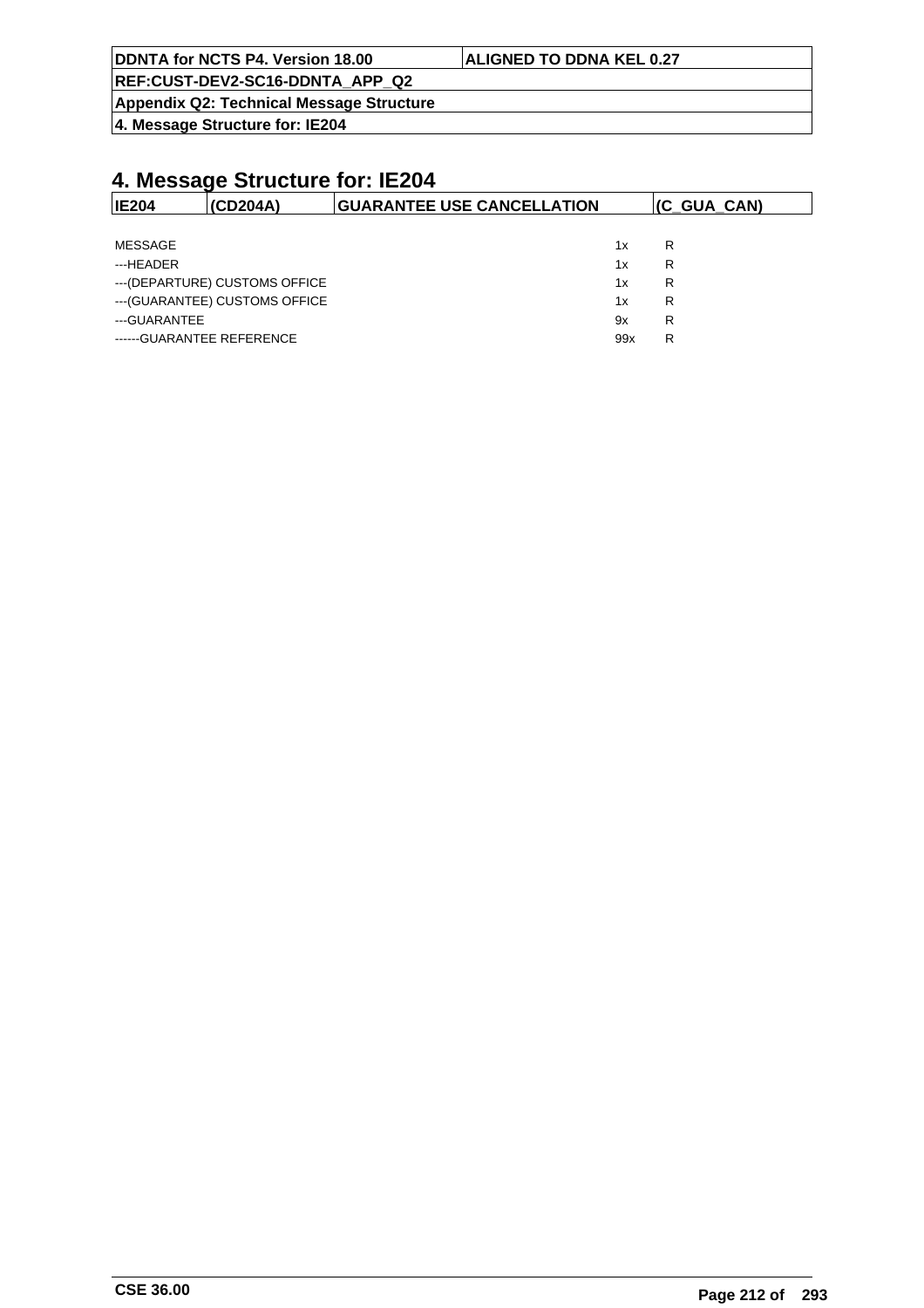# 4. Message Structure for: IE204

| IE204 | (CD204A) | GUARANTEE USE CANCELLATION | (C_GUA_CAN) |
|---|---|---|---|

| | | |
|---|---|---|
| MESSAGE | 1x | R |
| ---HEADER | 1x | R |
| ---(DEPARTURE) CUSTOMS OFFICE | 1x | R |
| ---(GUARANTEE) CUSTOMS OFFICE | 1x | R |
| ---GUARANTEE | 9x | R |
| ------GUARANTEE REFERENCE | 99x | R |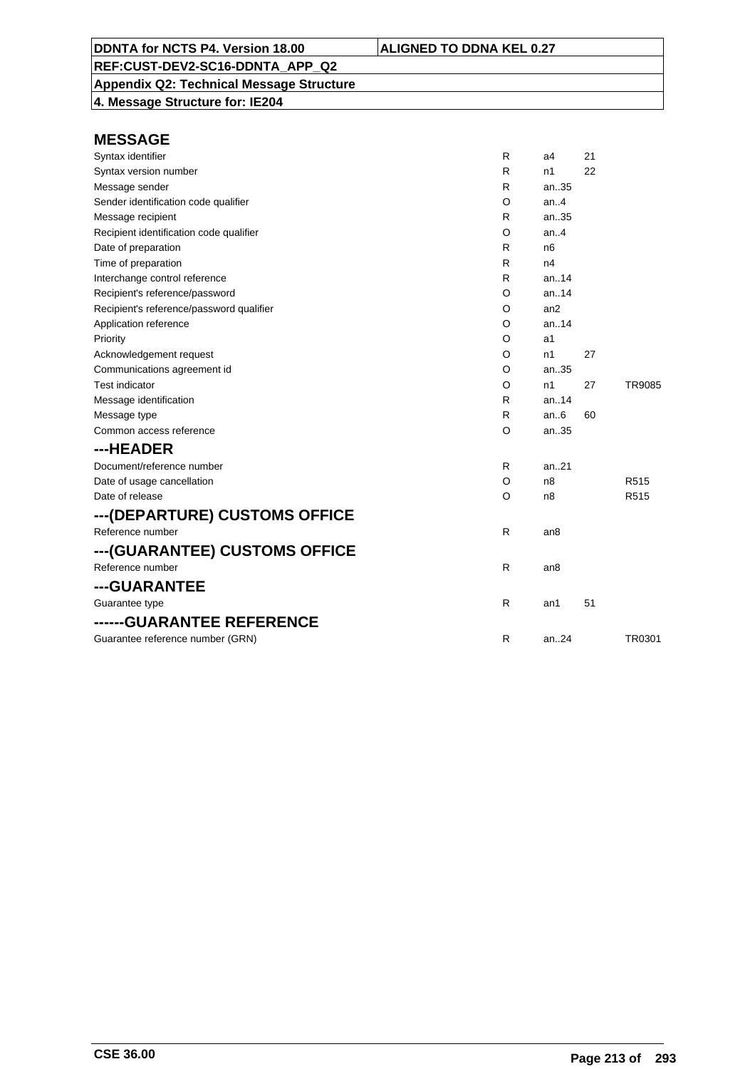**DDNTA for NCTS P4. Version 18.00** | **ALIGNED TO DDNA KEL 0.27**

**REF:CUST-DEV2-SC16-DDNTA_APP_Q2**

**Appendix Q2: Technical Message Structure**

**4. Message Structure for: IE204**

## MESSAGE

| | | | | |
|---|---|---|---|---|
| Syntax identifier | R | a4 | 21 | |
| Syntax version number | R | n1 | 22 | |
| Message sender | R | an..35 | | |
| Sender identification code qualifier | O | an..4 | | |
| Message recipient | R | an..35 | | |
| Recipient identification code qualifier | O | an..4 | | |
| Date of preparation | R | n6 | | |
| Time of preparation | R | n4 | | |
| Interchange control reference | R | an..14 | | |
| Recipient's reference/password | O | an..14 | | |
| Recipient's reference/password qualifier | O | an2 | | |
| Application reference | O | an..14 | | |
| Priority | O | a1 | | |
| Acknowledgement request | O | n1 | 27 | |
| Communications agreement id | O | an..35 | | |
| Test indicator | O | n1 | 27 | TR9085 |
| Message identification | R | an..14 | | |
| Message type | R | an..6 | 60 | |
| Common access reference | O | an..35 | | |

## ---HEADER

| | | | | |
|---|---|---|---|---|
| Document/reference number | R | an..21 | | |
| Date of usage cancellation | O | n8 | | R515 |
| Date of release | O | n8 | | R515 |

## ---(DEPARTURE) CUSTOMS OFFICE

| | | | | |
|---|---|---|---|---|
| Reference number | R | an8 | | |

## ---(GUARANTEE) CUSTOMS OFFICE

| | | | | |
|---|---|---|---|---|
| Reference number | R | an8 | | |

## ---GUARANTEE

| | | | | |
|---|---|---|---|---|
| Guarantee type | R | an1 | 51 | |

## ------GUARANTEE REFERENCE

| | | | | |
|---|---|---|---|---|
| Guarantee reference number (GRN) | R | an..24 | | TR0301 |

CSE 36.00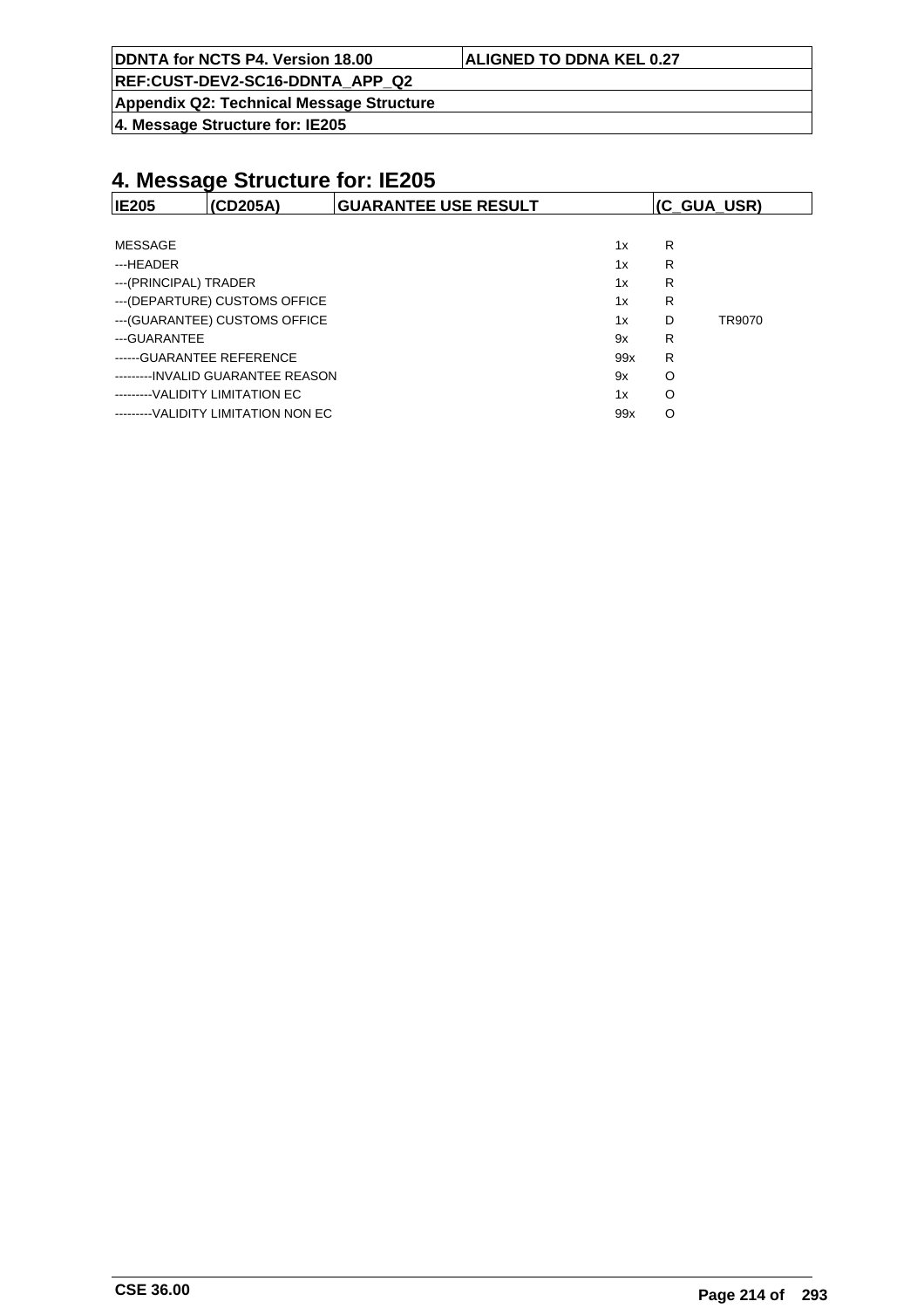# 4. Message Structure for: IE205

| IE205 | (CD205A) | GUARANTEE USE RESULT | | (C_GUA_USR) |
|---|---|---|---|---|
| MESSAGE | | 1x | R | |
| ---HEADER | | 1x | R | |
| ---(PRINCIPAL) TRADER | | 1x | R | |
| ---(DEPARTURE) CUSTOMS OFFICE | | 1x | R | |
| ---(GUARANTEE) CUSTOMS OFFICE | | 1x | D | TR9070 |
| ---GUARANTEE | | 9x | R | |
| ------GUARANTEE REFERENCE | | 99x | R | |
| ---------INVALID GUARANTEE REASON | | 9x | O | |
| ---------VALIDITY LIMITATION EC | | 1x | O | |
| ---------VALIDITY LIMITATION NON EC | | 99x | O | |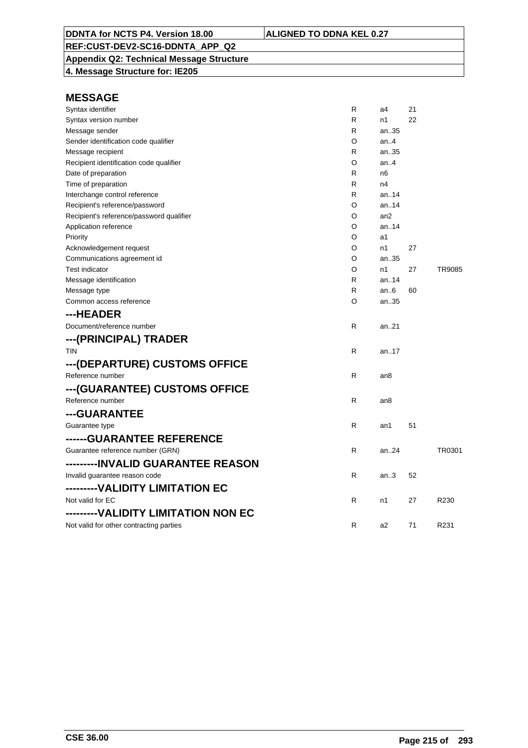**DDNTA for NCTS P4. Version 18.00** | **ALIGNED TO DDNA KEL 0.27**

**REF:CUST-DEV2-SC16-DDNTA_APP_Q2**

**Appendix Q2: Technical Message Structure**

**4. Message Structure for: IE205**

## MESSAGE

| | | | | |
|---|---|---|---|---|
| Syntax identifier | R | a4 | 21 | |
| Syntax version number | R | n1 | 22 | |
| Message sender | R | an..35 | | |
| Sender identification code qualifier | O | an..4 | | |
| Message recipient | R | an..35 | | |
| Recipient identification code qualifier | O | an..4 | | |
| Date of preparation | R | n6 | | |
| Time of preparation | R | n4 | | |
| Interchange control reference | R | an..14 | | |
| Recipient's reference/password | O | an..14 | | |
| Recipient's reference/password qualifier | O | an2 | | |
| Application reference | O | an..14 | | |
| Priority | O | a1 | | |
| Acknowledgement request | O | n1 | 27 | |
| Communications agreement id | O | an..35 | | |
| Test indicator | O | n1 | 27 | TR9085 |
| Message identification | R | an..14 | | |
| Message type | R | an..6 | 60 | |
| Common access reference | O | an..35 | | |

## ---HEADER

| | | | | |
|---|---|---|---|---|
| Document/reference number | R | an..21 | | |

## ---(PRINCIPAL) TRADER

| | | | | |
|---|---|---|---|---|
| TIN | R | an..17 | | |

## ---(DEPARTURE) CUSTOMS OFFICE

| | | | | |
|---|---|---|---|---|
| Reference number | R | an8 | | |

## ---(GUARANTEE) CUSTOMS OFFICE

| | | | | |
|---|---|---|---|---|
| Reference number | R | an8 | | |

## ---GUARANTEE

| | | | | |
|---|---|---|---|---|
| Guarantee type | R | an1 | 51 | |

## ------GUARANTEE REFERENCE

| | | | | |
|---|---|---|---|---|
| Guarantee reference number (GRN) | R | an..24 | | TR0301 |

## ---------INVALID GUARANTEE REASON

| | | | | |
|---|---|---|---|---|
| Invalid guarantee reason code | R | an..3 | 52 | |

## ---------VALIDITY LIMITATION EC

| | | | | |
|---|---|---|---|---|
| Not valid for EC | R | n1 | 27 | R230 |

## ---------VALIDITY LIMITATION NON EC

| | | | | |
|---|---|---|---|---|
| Not valid for other contracting parties | R | a2 | 71 | R231 |

**CSE 36.00**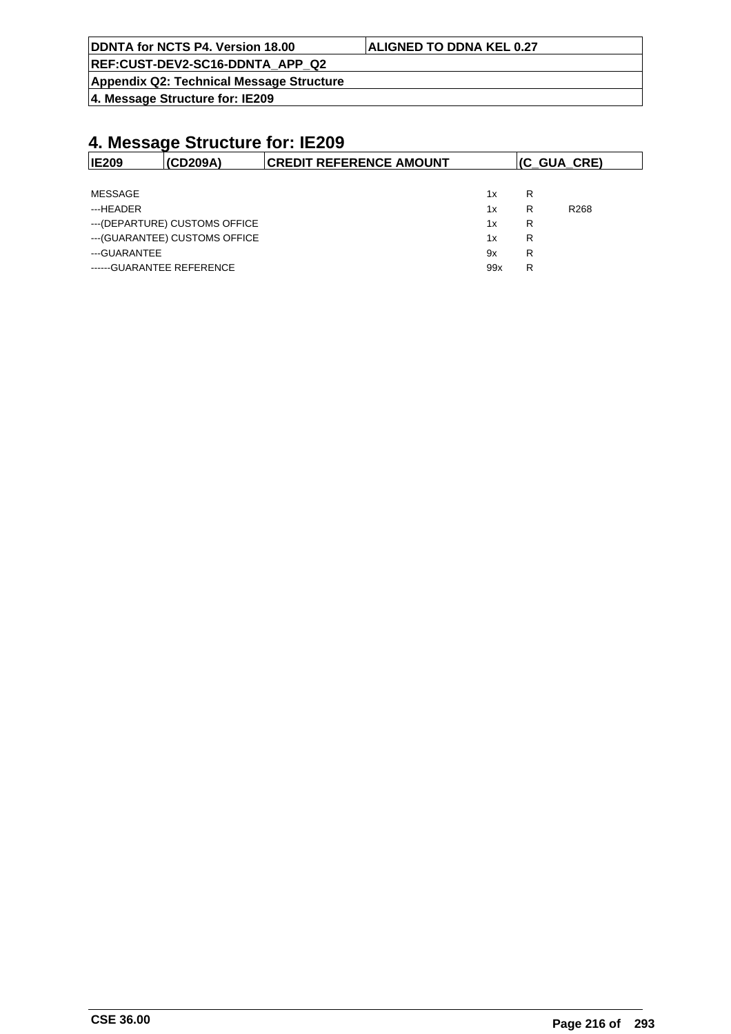# 4. Message Structure for: IE209

| IE209 | (CD209A) | CREDIT REFERENCE AMOUNT | (C_GUA_CRE) |
|---|---|---|---|

| | | | |
|---|---|---|---|
| MESSAGE | 1x | R | |
| ---HEADER | 1x | R | R268 |
| ---(DEPARTURE) CUSTOMS OFFICE | 1x | R | |
| ---(GUARANTEE) CUSTOMS OFFICE | 1x | R | |
| ---GUARANTEE | 9x | R | |
| ------GUARANTEE REFERENCE | 99x | R | |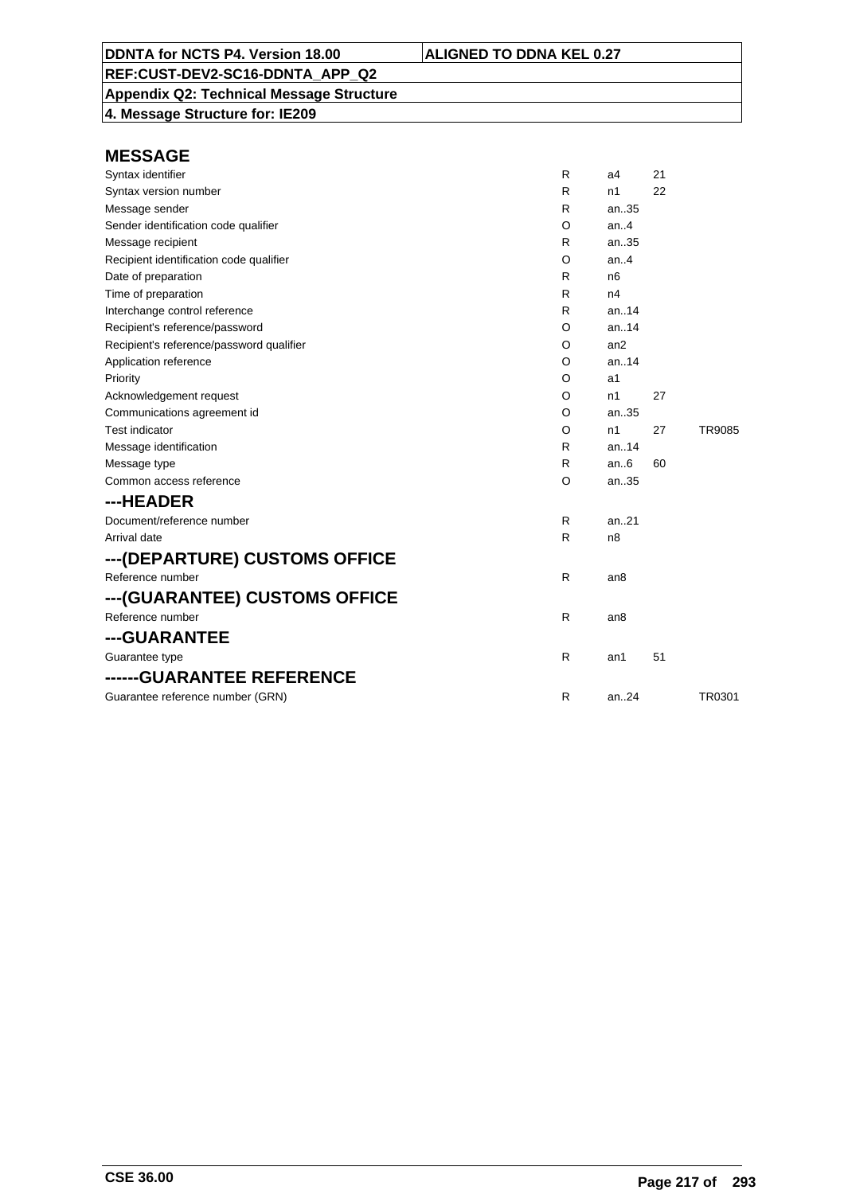| DDNTA for NCTS P4. Version 18.00 | ALIGNED TO DDNA KEL 0.27 |
|---|---|
| REF:CUST-DEV2-SC16-DDNTA_APP_Q2 | |
| Appendix Q2: Technical Message Structure | |
| 4. Message Structure for: IE209 | |

## MESSAGE

| | | | | |
|---|---|---|---|---|
| Syntax identifier | R | a4 | 21 | |
| Syntax version number | R | n1 | 22 | |
| Message sender | R | an..35 | | |
| Sender identification code qualifier | O | an..4 | | |
| Message recipient | R | an..35 | | |
| Recipient identification code qualifier | O | an..4 | | |
| Date of preparation | R | n6 | | |
| Time of preparation | R | n4 | | |
| Interchange control reference | R | an..14 | | |
| Recipient's reference/password | O | an..14 | | |
| Recipient's reference/password qualifier | O | an2 | | |
| Application reference | O | an..14 | | |
| Priority | O | a1 | | |
| Acknowledgement request | O | n1 | 27 | |
| Communications agreement id | O | an..35 | | |
| Test indicator | O | n1 | 27 | TR9085 |
| Message identification | R | an..14 | | |
| Message type | R | an..6 | 60 | |
| Common access reference | O | an..35 | | |

## ---HEADER

| | | | | |
|---|---|---|---|---|
| Document/reference number | R | an..21 | | |
| Arrival date | R | n8 | | |

## ---(DEPARTURE) CUSTOMS OFFICE

| | | | | |
|---|---|---|---|---|
| Reference number | R | an8 | | |

## ---(GUARANTEE) CUSTOMS OFFICE

| | | | | |
|---|---|---|---|---|
| Reference number | R | an8 | | |

## ---GUARANTEE

| | | | | |
|---|---|---|---|---|
| Guarantee type | R | an1 | 51 | |

## ------GUARANTEE REFERENCE

| | | | | |
|---|---|---|---|---|
| Guarantee reference number (GRN) | R | an..24 | | TR0301 |

CSE 36.00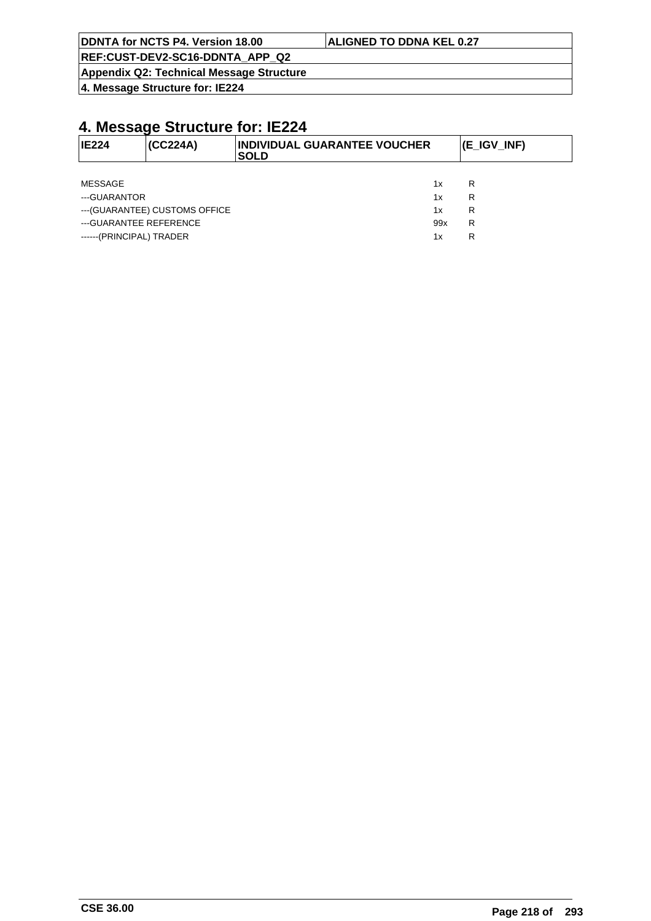# 4. Message Structure for: IE224

| IE224 | (CC224A) | INDIVIDUAL GUARANTEE VOUCHER SOLD | (E_IGV_INF) |
|---|---|---|---|

| | | |
|---|---|---|
| MESSAGE | 1x | R |
| ---GUARANTOR | 1x | R |
| ---(GUARANTEE) CUSTOMS OFFICE | 1x | R |
| ---GUARANTEE REFERENCE | 99x | R |
| ------(PRINCIPAL) TRADER | 1x | R |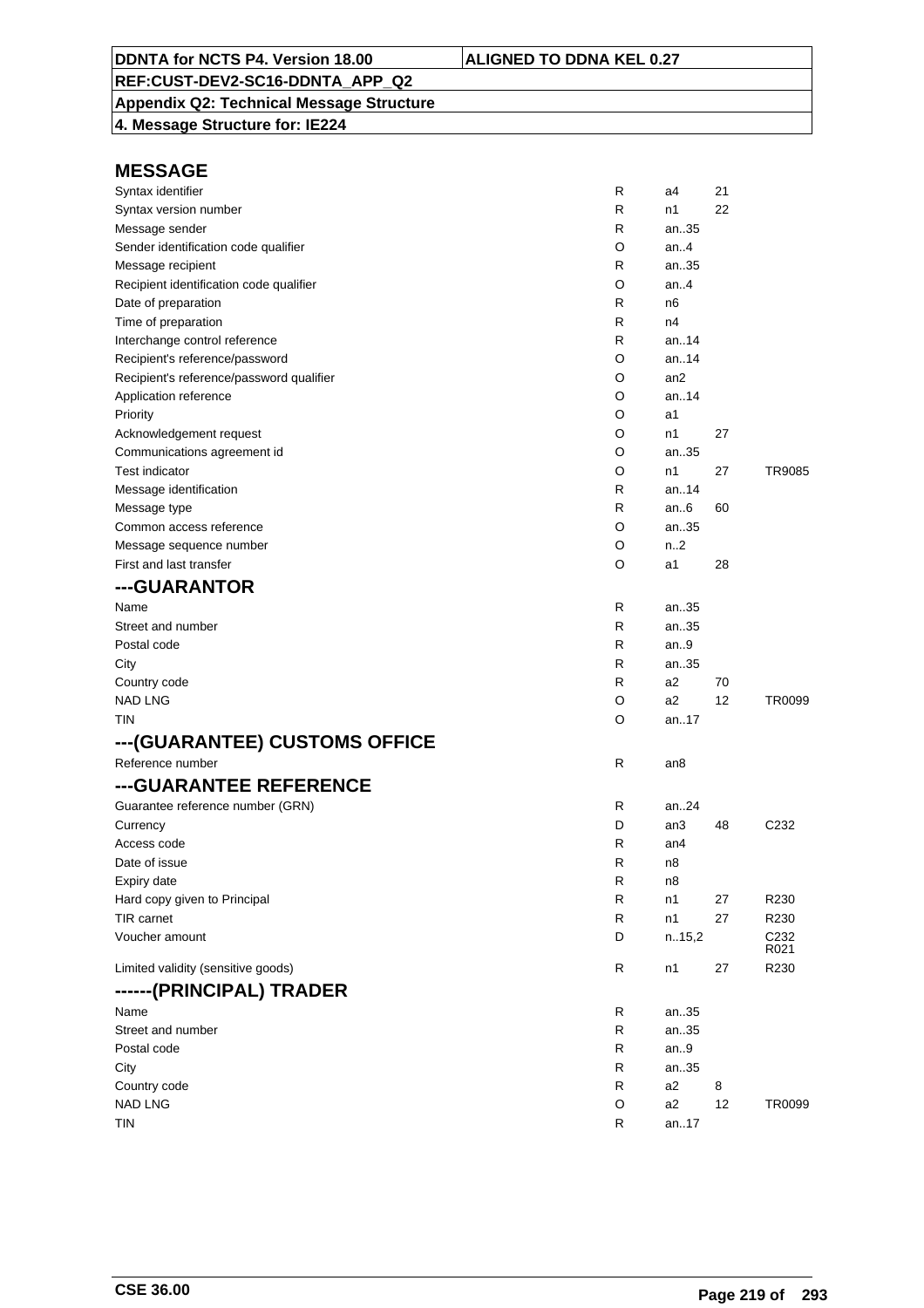| DDNTA for NCTS P4. Version 18.00 | ALIGNED TO DDNA KEL 0.27 |
|---|---|
| REF:CUST-DEV2-SC16-DDNTA_APP_Q2 | |
| Appendix Q2: Technical Message Structure | |
| 4. Message Structure for: IE224 | |

## MESSAGE

| | | | | |
|---|---|---|---|---|
| Syntax identifier | R | a4 | 21 | |
| Syntax version number | R | n1 | 22 | |
| Message sender | R | an..35 | | |
| Sender identification code qualifier | O | an..4 | | |
| Message recipient | R | an..35 | | |
| Recipient identification code qualifier | O | an..4 | | |
| Date of preparation | R | n6 | | |
| Time of preparation | R | n4 | | |
| Interchange control reference | R | an..14 | | |
| Recipient's reference/password | O | an..14 | | |
| Recipient's reference/password qualifier | O | an2 | | |
| Application reference | O | an..14 | | |
| Priority | O | a1 | | |
| Acknowledgement request | O | n1 | 27 | |
| Communications agreement id | O | an..35 | | |
| Test indicator | O | n1 | 27 | TR9085 |
| Message identification | R | an..14 | | |
| Message type | R | an..6 | 60 | |
| Common access reference | O | an..35 | | |
| Message sequence number | O | n..2 | | |
| First and last transfer | O | a1 | 28 | |

## ---GUARANTOR

| | | | | |
|---|---|---|---|---|
| Name | R | an..35 | | |
| Street and number | R | an..35 | | |
| Postal code | R | an..9 | | |
| City | R | an..35 | | |
| Country code | R | a2 | 70 | |
| NAD LNG | O | a2 | 12 | TR0099 |
| TIN | O | an..17 | | |

## ---(GUARANTEE) CUSTOMS OFFICE

| | | | | |
|---|---|---|---|---|
| Reference number | R | an8 | | |

## ---GUARANTEE REFERENCE

| | | | | |
|---|---|---|---|---|
| Guarantee reference number (GRN) | R | an..24 | | |
| Currency | D | an3 | 48 | C232 |
| Access code | R | an4 | | |
| Date of issue | R | n8 | | |
| Expiry date | R | n8 | | |
| Hard copy given to Principal | R | n1 | 27 | R230 |
| TIR carnet | R | n1 | 27 | R230 |
| Voucher amount | D | n..15,2 | | C232 R021 |
| Limited validity (sensitive goods) | R | n1 | 27 | R230 |

## ------(PRINCIPAL) TRADER

| | | | | |
|---|---|---|---|---|
| Name | R | an..35 | | |
| Street and number | R | an..35 | | |
| Postal code | R | an..9 | | |
| City | R | an..35 | | |
| Country code | R | a2 | 8 | |
| NAD LNG | O | a2 | 12 | TR0099 |
| TIN | R | an..17 | | |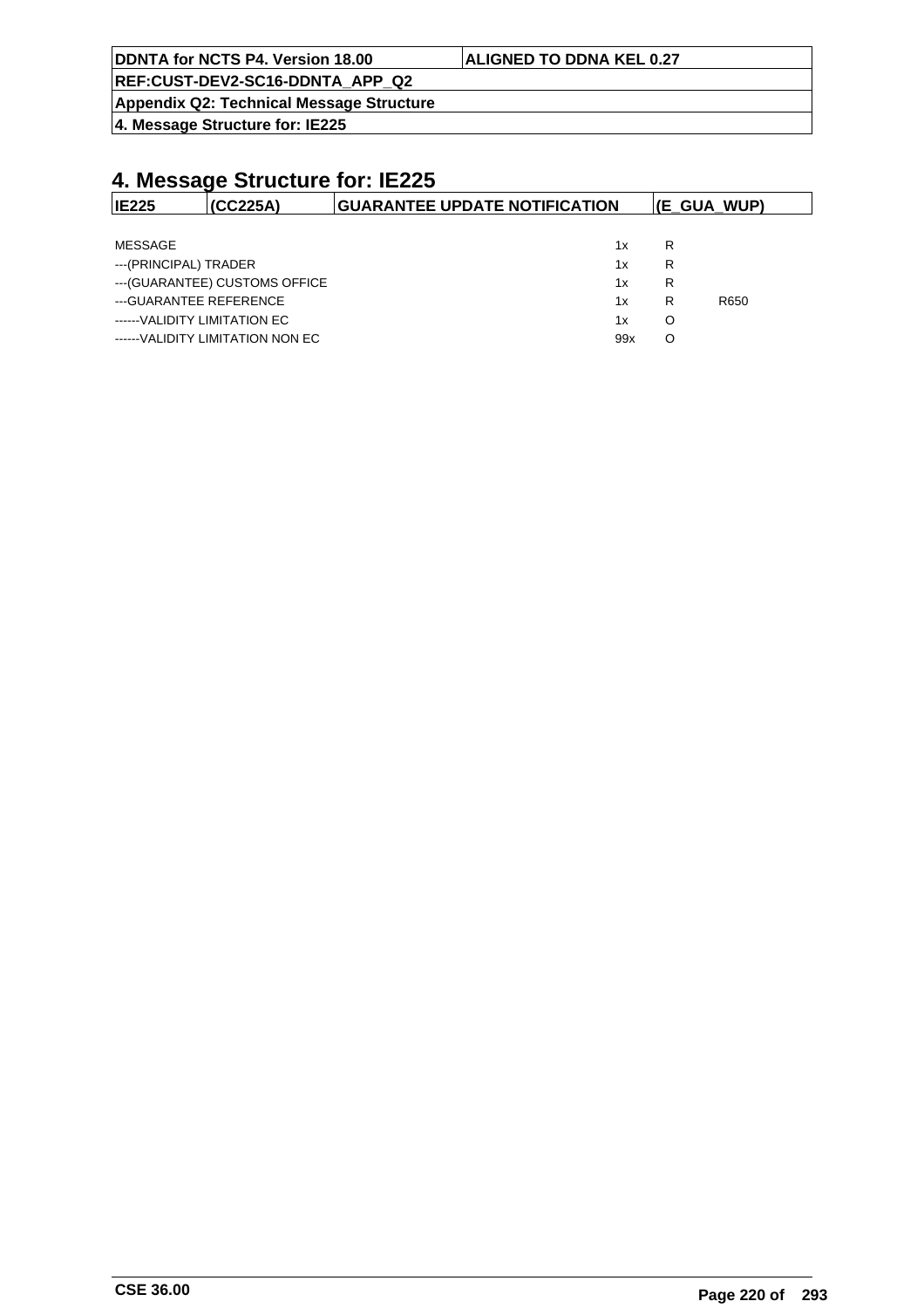# 4. Message Structure for: IE225

| IE225 | (CC225A) | GUARANTEE UPDATE NOTIFICATION | (E_GUA_WUP) |
|---|---|---|---|

| | | | |
|---|---|---|---|
| MESSAGE | 1x | R | |
| ---(PRINCIPAL) TRADER | 1x | R | |
| ---(GUARANTEE) CUSTOMS OFFICE | 1x | R | |
| ---GUARANTEE REFERENCE | 1x | R | R650 |
| ------VALIDITY LIMITATION EC | 1x | O | |
| ------VALIDITY LIMITATION NON EC | 99x | O | |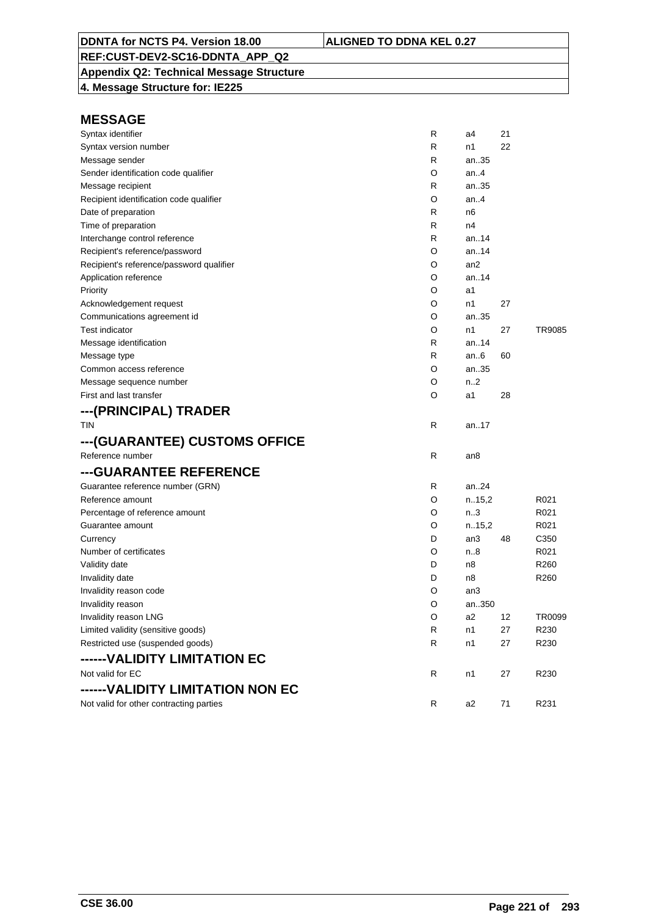| DDNTA for NCTS P4. Version 18.00 | ALIGNED TO DDNA KEL 0.27 |
|---|---|
| REF:CUST-DEV2-SC16-DDNTA_APP_Q2 | |
| Appendix Q2: Technical Message Structure | |
| 4. Message Structure for: IE225 | |

## MESSAGE

| | | | | |
|---|---|---|---|---|
| Syntax identifier | R | a4 | 21 | |
| Syntax version number | R | n1 | 22 | |
| Message sender | R | an..35 | | |
| Sender identification code qualifier | O | an..4 | | |
| Message recipient | R | an..35 | | |
| Recipient identification code qualifier | O | an..4 | | |
| Date of preparation | R | n6 | | |
| Time of preparation | R | n4 | | |
| Interchange control reference | R | an..14 | | |
| Recipient's reference/password | O | an..14 | | |
| Recipient's reference/password qualifier | O | an2 | | |
| Application reference | O | an..14 | | |
| Priority | O | a1 | | |
| Acknowledgement request | O | n1 | 27 | |
| Communications agreement id | O | an..35 | | |
| Test indicator | O | n1 | 27 | TR9085 |
| Message identification | R | an..14 | | |
| Message type | R | an..6 | 60 | |
| Common access reference | O | an..35 | | |
| Message sequence number | O | n..2 | | |
| First and last transfer | O | a1 | 28 | |

## ---(PRINCIPAL) TRADER

| | | | | |
|---|---|---|---|---|
| TIN | R | an..17 | | |

## ---(GUARANTEE) CUSTOMS OFFICE

| | | | | |
|---|---|---|---|---|
| Reference number | R | an8 | | |

## ---GUARANTEE REFERENCE

| | | | | |
|---|---|---|---|---|
| Guarantee reference number (GRN) | R | an..24 | | |
| Reference amount | O | n..15,2 | | R021 |
| Percentage of reference amount | O | n..3 | | R021 |
| Guarantee amount | O | n..15,2 | | R021 |
| Currency | D | an3 | 48 | C350 |
| Number of certificates | O | n..8 | | R021 |
| Validity date | D | n8 | | R260 |
| Invalidity date | D | n8 | | R260 |
| Invalidity reason code | O | an3 | | |
| Invalidity reason | O | an..350 | | |
| Invalidity reason LNG | O | a2 | 12 | TR0099 |
| Limited validity (sensitive goods) | R | n1 | 27 | R230 |
| Restricted use (suspended goods) | R | n1 | 27 | R230 |

## ------VALIDITY LIMITATION EC

| | | | | |
|---|---|---|---|---|
| Not valid for EC | R | n1 | 27 | R230 |

## ------VALIDITY LIMITATION NON EC

| | | | | |
|---|---|---|---|---|
| Not valid for other contracting parties | R | a2 | 71 | R231 |

CSE 36.00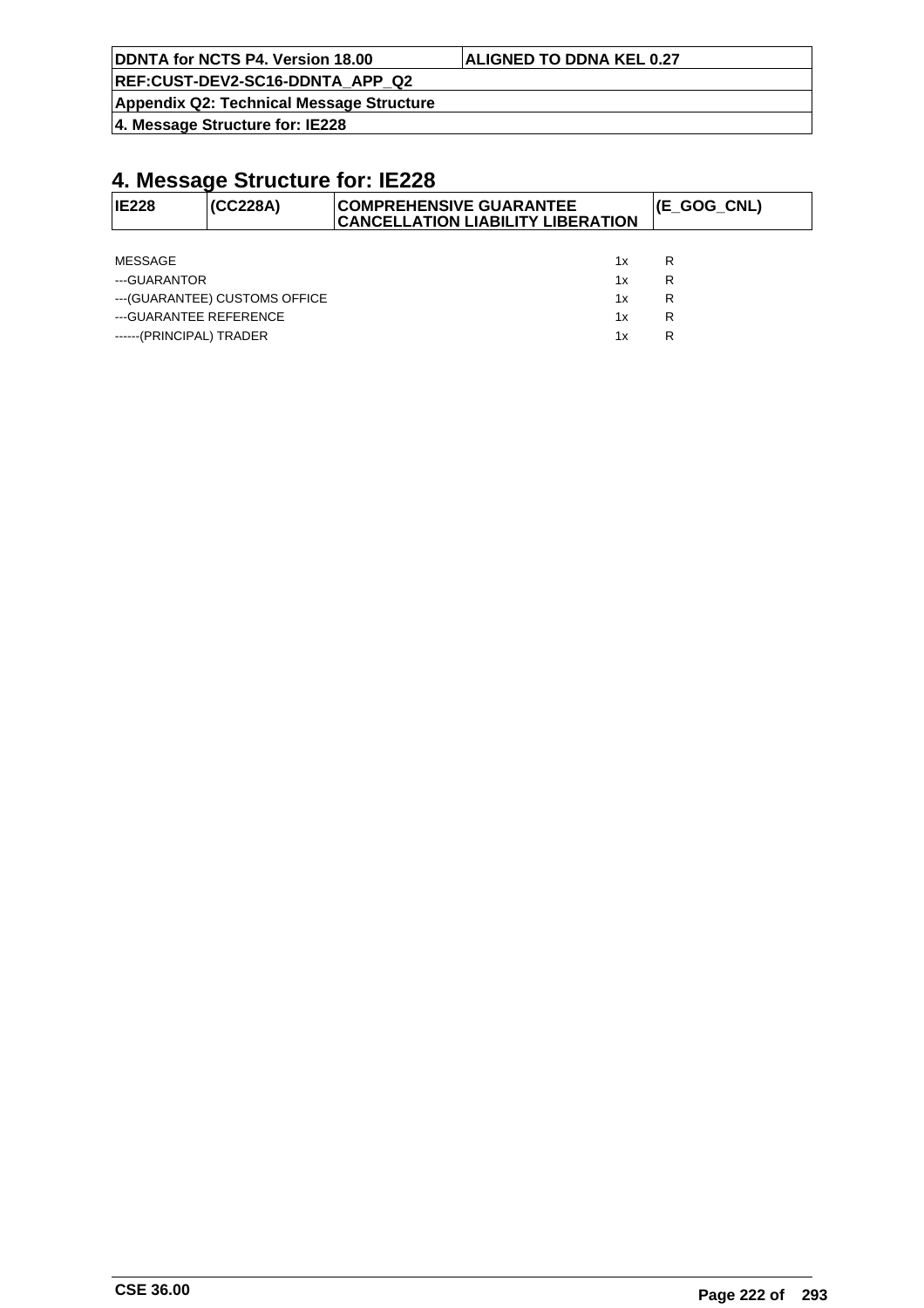# 4. Message Structure for: IE228

| IE228 | (CC228A) | COMPREHENSIVE GUARANTEE CANCELLATION LIABILITY LIBERATION | (E_GOG_CNL) |
|---|---|---|---|

| | | |
|---|---|---|
| MESSAGE | 1x | R |
| ---GUARANTOR | 1x | R |
| ---(GUARANTEE) CUSTOMS OFFICE | 1x | R |
| ---GUARANTEE REFERENCE | 1x | R |
| ------(PRINCIPAL) TRADER | 1x | R |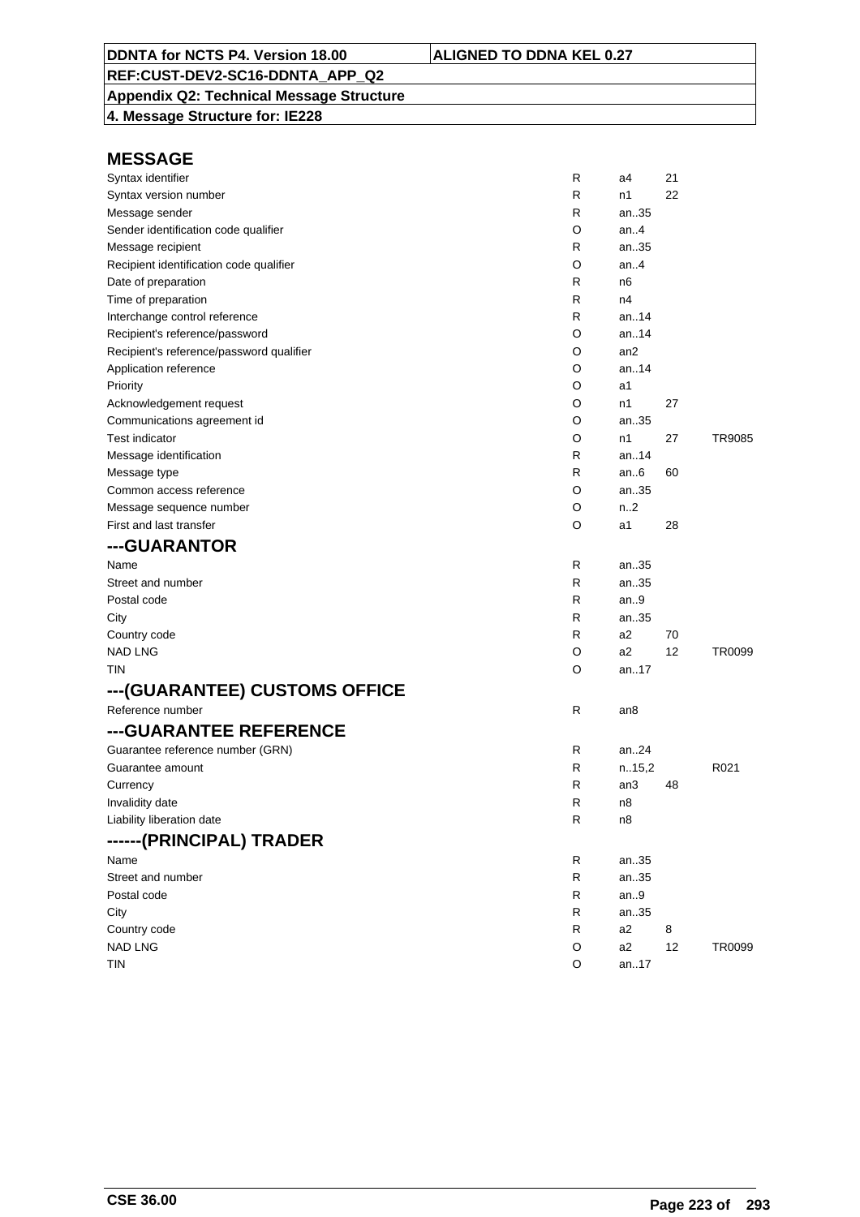| DDNTA for NCTS P4. Version 18.00 | ALIGNED TO DDNA KEL 0.27 |
|---|---|
| REF:CUST-DEV2-SC16-DDNTA_APP_Q2 | |
| Appendix Q2: Technical Message Structure | |
| 4. Message Structure for: IE228 | |

## MESSAGE

| | | | | |
|---|---|---|---|---|
| Syntax identifier | R | a4 | 21 | |
| Syntax version number | R | n1 | 22 | |
| Message sender | R | an..35 | | |
| Sender identification code qualifier | O | an..4 | | |
| Message recipient | R | an..35 | | |
| Recipient identification code qualifier | O | an..4 | | |
| Date of preparation | R | n6 | | |
| Time of preparation | R | n4 | | |
| Interchange control reference | R | an..14 | | |
| Recipient's reference/password | O | an..14 | | |
| Recipient's reference/password qualifier | O | an2 | | |
| Application reference | O | an..14 | | |
| Priority | O | a1 | | |
| Acknowledgement request | O | n1 | 27 | |
| Communications agreement id | O | an..35 | | |
| Test indicator | O | n1 | 27 | TR9085 |
| Message identification | R | an..14 | | |
| Message type | R | an..6 | 60 | |
| Common access reference | O | an..35 | | |
| Message sequence number | O | n..2 | | |
| First and last transfer | O | a1 | 28 | |

## ---GUARANTOR

| | | | | |
|---|---|---|---|---|
| Name | R | an..35 | | |
| Street and number | R | an..35 | | |
| Postal code | R | an..9 | | |
| City | R | an..35 | | |
| Country code | R | a2 | 70 | |
| NAD LNG | O | a2 | 12 | TR0099 |
| TIN | O | an..17 | | |

## ---(GUARANTEE) CUSTOMS OFFICE

| | | | | |
|---|---|---|---|---|
| Reference number | R | an8 | | |

## ---GUARANTEE REFERENCE

| | | | | |
|---|---|---|---|---|
| Guarantee reference number (GRN) | R | an..24 | | |
| Guarantee amount | R | n..15,2 | | R021 |
| Currency | R | an3 | 48 | |
| Invalidity date | R | n8 | | |
| Liability liberation date | R | n8 | | |

## ------(PRINCIPAL) TRADER

| | | | | |
|---|---|---|---|---|
| Name | R | an..35 | | |
| Street and number | R | an..35 | | |
| Postal code | R | an..9 | | |
| City | R | an..35 | | |
| Country code | R | a2 | 8 | |
| NAD LNG | O | a2 | 12 | TR0099 |
| TIN | O | an..17 | | |

CSE 36.00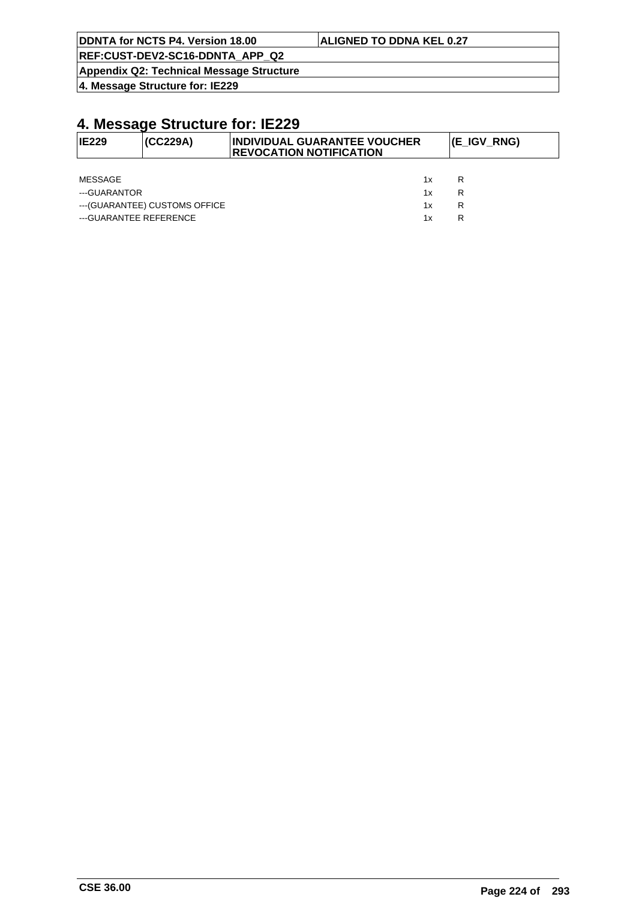# 4. Message Structure for: IE229

| IE229 | (CC229A) | INDIVIDUAL GUARANTEE VOUCHER REVOCATION NOTIFICATION | (E_IGV_RNG) |
|---|---|---|---|

| | | |
|---|---|---|
| MESSAGE | 1x | R |
| ---GUARANTOR | 1x | R |
| ---(GUARANTEE) CUSTOMS OFFICE | 1x | R |
| ---GUARANTEE REFERENCE | 1x | R |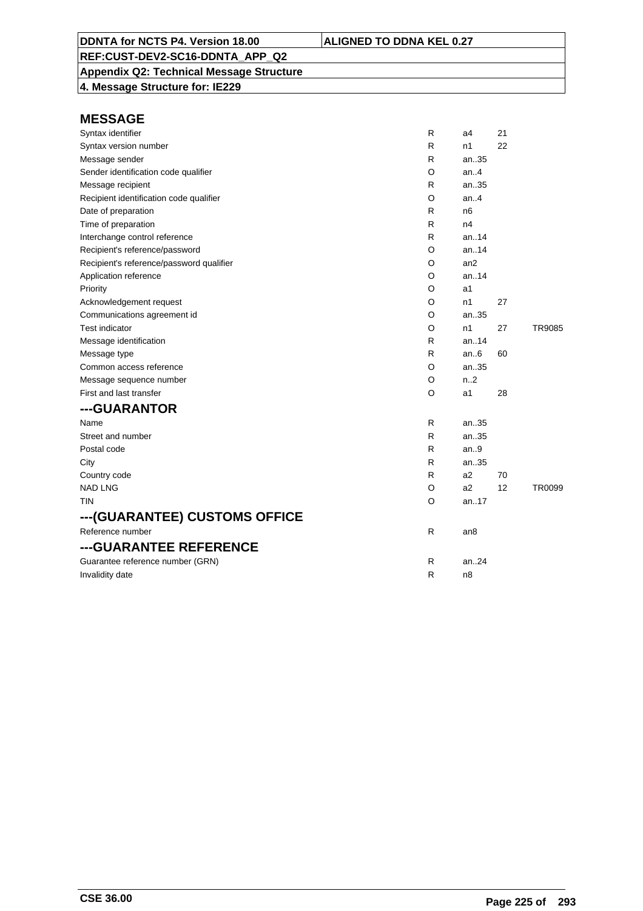| DDNTA for NCTS P4. Version 18.00 | ALIGNED TO DDNA KEL 0.27 |
|---|---|
| REF:CUST-DEV2-SC16-DDNTA_APP_Q2 | |
| Appendix Q2: Technical Message Structure | |
| 4. Message Structure for: IE229 | |

## MESSAGE

| | | | | |
|---|---|---|---|---|
| Syntax identifier | R | a4 | 21 | |
| Syntax version number | R | n1 | 22 | |
| Message sender | R | an..35 | | |
| Sender identification code qualifier | O | an..4 | | |
| Message recipient | R | an..35 | | |
| Recipient identification code qualifier | O | an..4 | | |
| Date of preparation | R | n6 | | |
| Time of preparation | R | n4 | | |
| Interchange control reference | R | an..14 | | |
| Recipient's reference/password | O | an..14 | | |
| Recipient's reference/password qualifier | O | an2 | | |
| Application reference | O | an..14 | | |
| Priority | O | a1 | | |
| Acknowledgement request | O | n1 | 27 | |
| Communications agreement id | O | an..35 | | |
| Test indicator | O | n1 | 27 | TR9085 |
| Message identification | R | an..14 | | |
| Message type | R | an..6 | 60 | |
| Common access reference | O | an..35 | | |
| Message sequence number | O | n..2 | | |
| First and last transfer | O | a1 | 28 | |

## ---GUARANTOR

| | | | | |
|---|---|---|---|---|
| Name | R | an..35 | | |
| Street and number | R | an..35 | | |
| Postal code | R | an..9 | | |
| City | R | an..35 | | |
| Country code | R | a2 | 70 | |
| NAD LNG | O | a2 | 12 | TR0099 |
| TIN | O | an..17 | | |

## ---(GUARANTEE) CUSTOMS OFFICE

| | | | | |
|---|---|---|---|---|
| Reference number | R | an8 | | |

## ---GUARANTEE REFERENCE

| | | | | |
|---|---|---|---|---|
| Guarantee reference number (GRN) | R | an..24 | | |
| Invalidity date | R | n8 | | |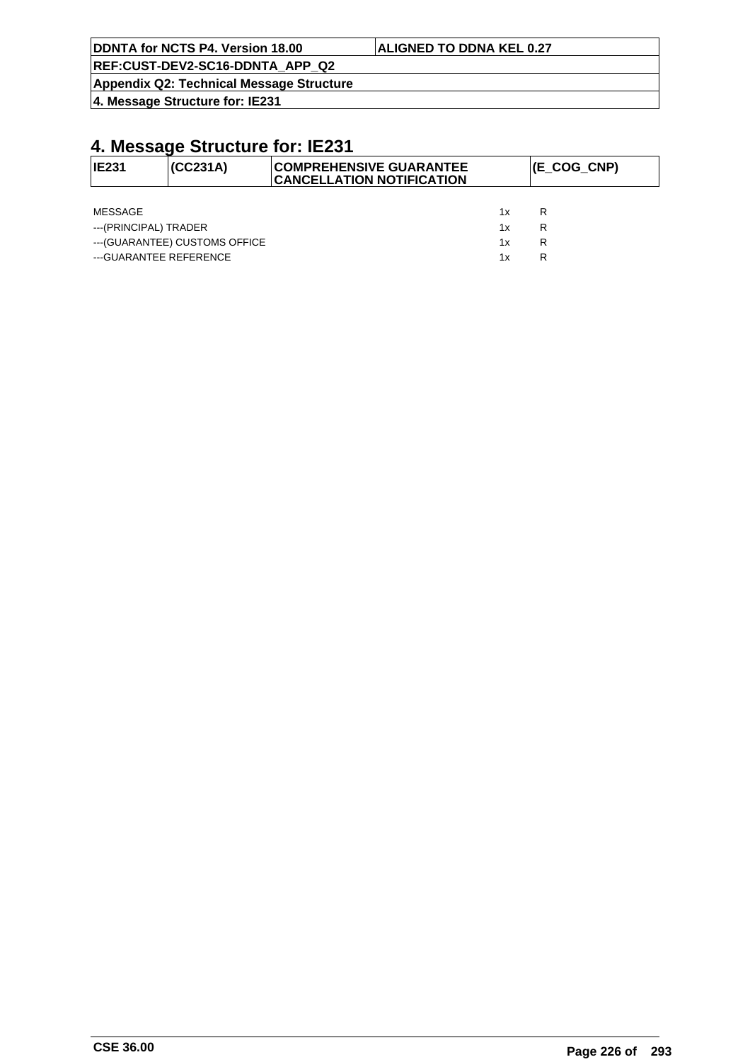# 4. Message Structure for: IE231

| IE231 | (CC231A) | COMPREHENSIVE GUARANTEE CANCELLATION NOTIFICATION | (E_COG_CNP) |
|---|---|---|---|

| | | |
|---|---|---|
| MESSAGE | 1x | R |
| ---(PRINCIPAL) TRADER | 1x | R |
| ---(GUARANTEE) CUSTOMS OFFICE | 1x | R |
| ---GUARANTEE REFERENCE | 1x | R |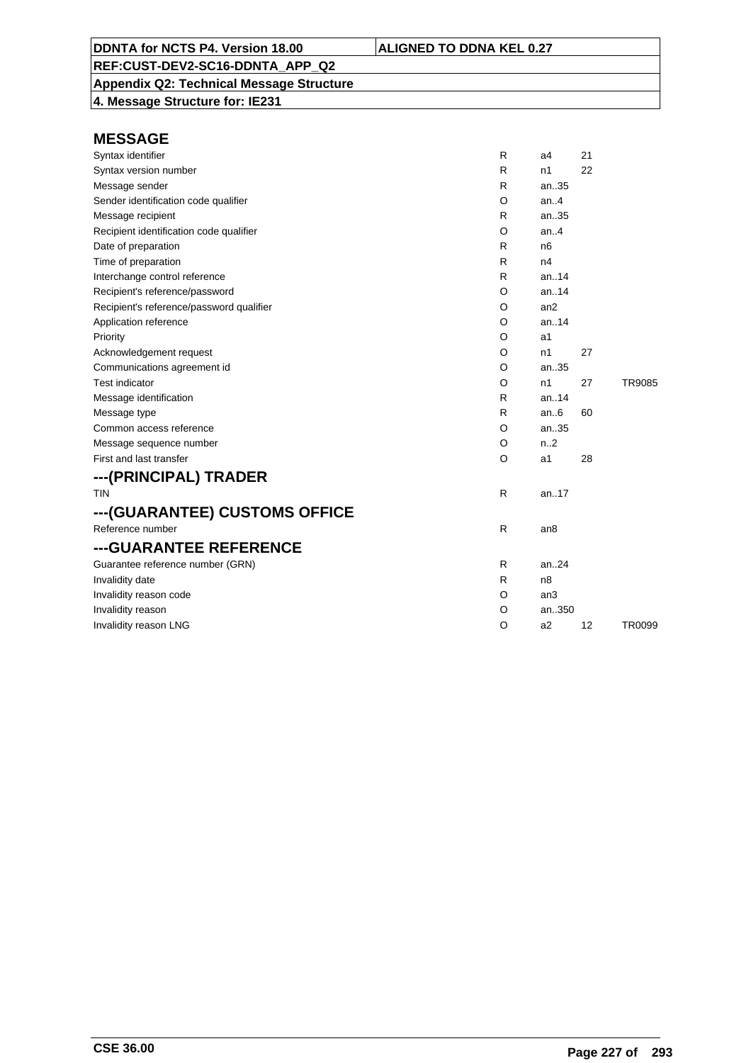## MESSAGE

| | | | | |
|---|---|---|---|---|
| Syntax identifier | R | a4 | 21 | |
| Syntax version number | R | n1 | 22 | |
| Message sender | R | an..35 | | |
| Sender identification code qualifier | O | an..4 | | |
| Message recipient | R | an..35 | | |
| Recipient identification code qualifier | O | an..4 | | |
| Date of preparation | R | n6 | | |
| Time of preparation | R | n4 | | |
| Interchange control reference | R | an..14 | | |
| Recipient's reference/password | O | an..14 | | |
| Recipient's reference/password qualifier | O | an2 | | |
| Application reference | O | an..14 | | |
| Priority | O | a1 | | |
| Acknowledgement request | O | n1 | 27 | |
| Communications agreement id | O | an..35 | | |
| Test indicator | O | n1 | 27 | TR9085 |
| Message identification | R | an..14 | | |
| Message type | R | an..6 | 60 | |
| Common access reference | O | an..35 | | |
| Message sequence number | O | n..2 | | |
| First and last transfer | O | a1 | 28 | |

## ---(PRINCIPAL) TRADER

| | | | | |
|---|---|---|---|---|
| TIN | R | an..17 | | |

## ---(GUARANTEE) CUSTOMS OFFICE

| | | | | |
|---|---|---|---|---|
| Reference number | R | an8 | | |

## ---GUARANTEE REFERENCE

| | | | | |
|---|---|---|---|---|
| Guarantee reference number (GRN) | R | an..24 | | |
| Invalidity date | R | n8 | | |
| Invalidity reason code | O | an3 | | |
| Invalidity reason | O | an..350 | | |
| Invalidity reason LNG | O | a2 | 12 | TR0099 |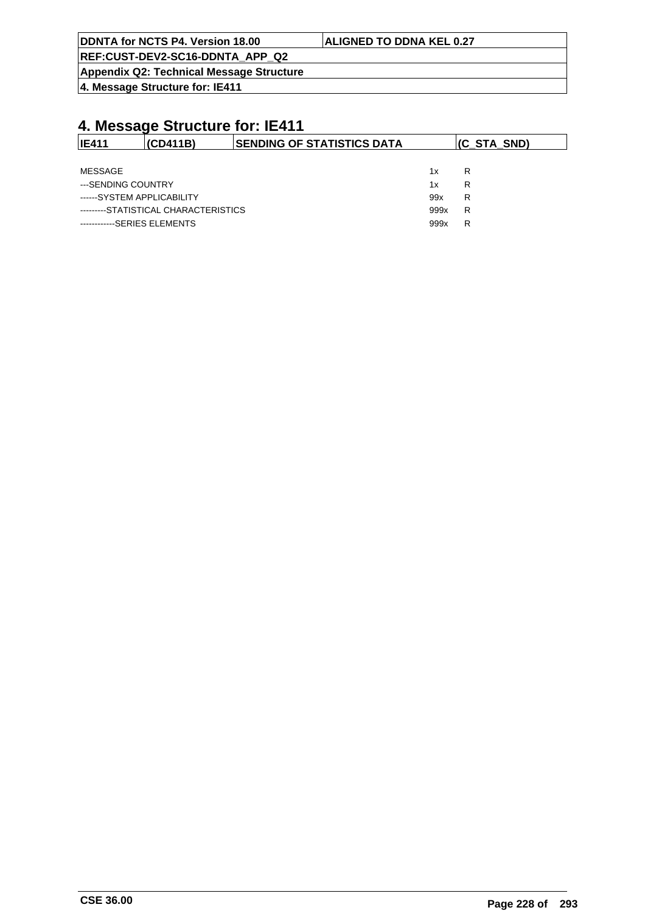# 4. Message Structure for: IE411

| IE411 | (CD411B) | SENDING OF STATISTICS DATA | (C_STA_SND) |
|---|---|---|---|

| | | |
|---|---|---|
| MESSAGE | 1x | R |
| ---SENDING COUNTRY | 1x | R |
| ------SYSTEM APPLICABILITY | 99x | R |
| ---------STATISTICAL CHARACTERISTICS | 999x | R |
| ------------SERIES ELEMENTS | 999x | R |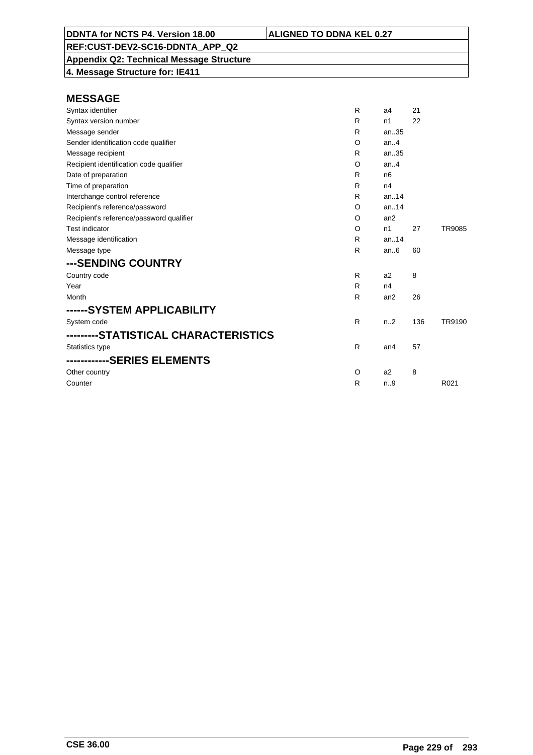**DDNTA for NCTS P4. Version 18.00** | **ALIGNED TO DDNA KEL 0.27**

**REF:CUST-DEV2-SC16-DDNTA_APP_Q2**

**Appendix Q2: Technical Message Structure**

**4. Message Structure for: IE411**

## MESSAGE

| | | | | |
|---|---|---|---|---|
| Syntax identifier | R | a4 | 21 | |
| Syntax version number | R | n1 | 22 | |
| Message sender | R | an..35 | | |
| Sender identification code qualifier | O | an..4 | | |
| Message recipient | R | an..35 | | |
| Recipient identification code qualifier | O | an..4 | | |
| Date of preparation | R | n6 | | |
| Time of preparation | R | n4 | | |
| Interchange control reference | R | an..14 | | |
| Recipient's reference/password | O | an..14 | | |
| Recipient's reference/password qualifier | O | an2 | | |
| Test indicator | O | n1 | 27 | TR9085 |
| Message identification | R | an..14 | | |
| Message type | R | an..6 | 60 | |

## ---SENDING COUNTRY

| | | | | |
|---|---|---|---|---|
| Country code | R | a2 | 8 | |
| Year | R | n4 | | |
| Month | R | an2 | 26 | |

## ------SYSTEM APPLICABILITY

| | | | | |
|---|---|---|---|---|
| System code | R | n..2 | 136 | TR9190 |

## ---------STATISTICAL CHARACTERISTICS

| | | | | |
|---|---|---|---|---|
| Statistics type | R | an4 | 57 | |

## ------------SERIES ELEMENTS

| | | | | |
|---|---|---|---|---|
| Other country | O | a2 | 8 | |
| Counter | R | n..9 | | R021 |

**CSE 36.00**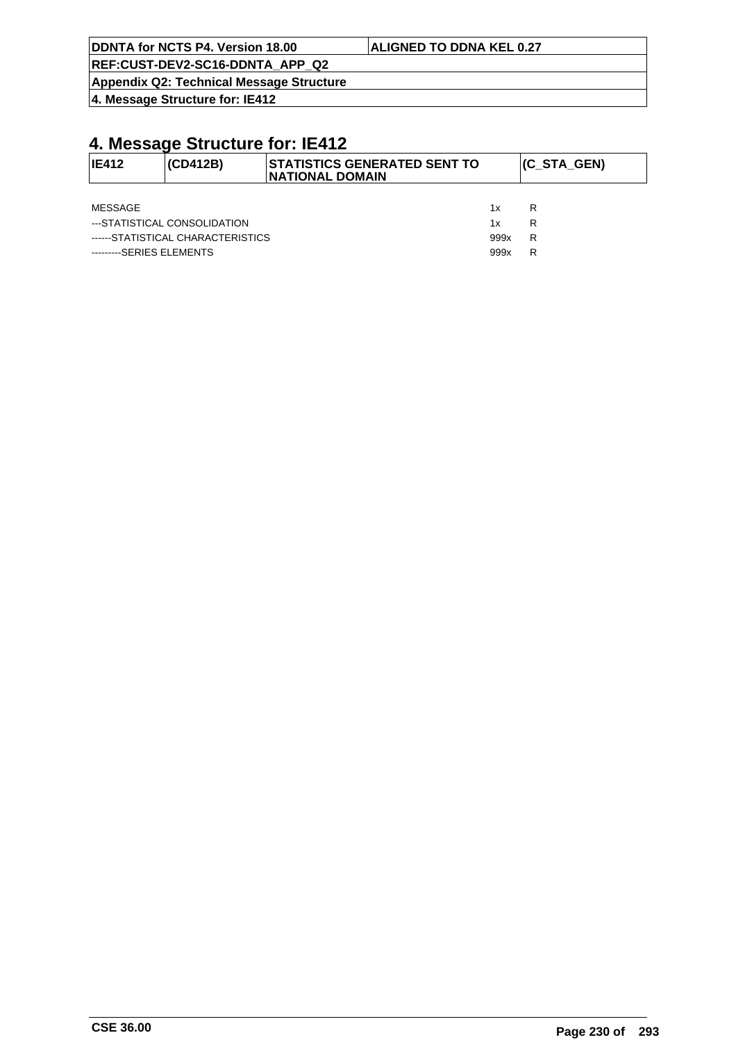# 4. Message Structure for: IE412

| IE412 | (CD412B) | STATISTICS GENERATED SENT TO NATIONAL DOMAIN | (C_STA_GEN) |
|---|---|---|---|

| | | |
|---|---|---|
| MESSAGE | 1x | R |
| ---STATISTICAL CONSOLIDATION | 1x | R |
| ------STATISTICAL CHARACTERISTICS | 999x | R |
| ---------SERIES ELEMENTS | 999x | R |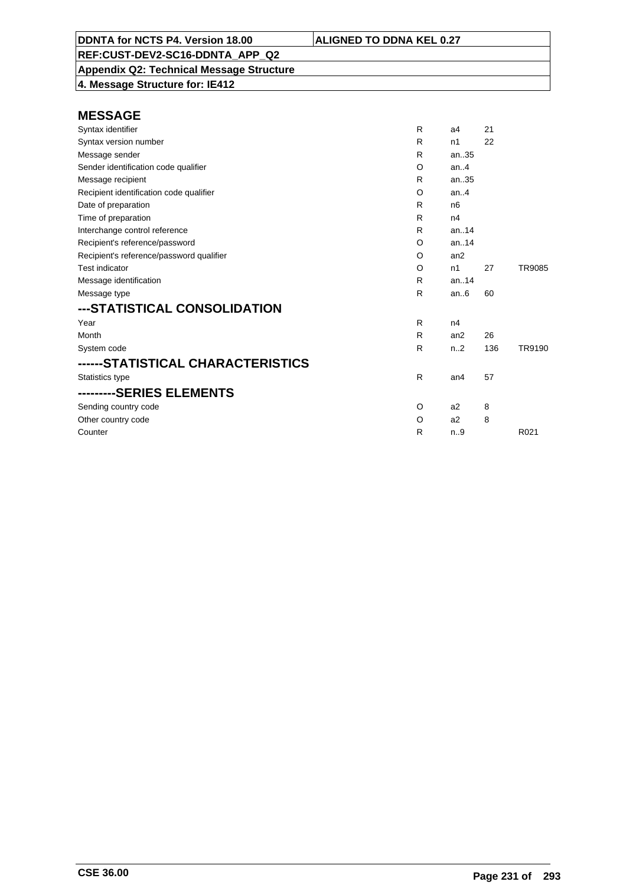# MESSAGE

| | | | | |
|---|---|---|---|---|
| Syntax identifier | R | a4 | 21 | |
| Syntax version number | R | n1 | 22 | |
| Message sender | R | an..35 | | |
| Sender identification code qualifier | O | an..4 | | |
| Message recipient | R | an..35 | | |
| Recipient identification code qualifier | O | an..4 | | |
| Date of preparation | R | n6 | | |
| Time of preparation | R | n4 | | |
| Interchange control reference | R | an..14 | | |
| Recipient's reference/password | O | an..14 | | |
| Recipient's reference/password qualifier | O | an2 | | |
| Test indicator | O | n1 | 27 | TR9085 |
| Message identification | R | an..14 | | |
| Message type | R | an..6 | 60 | |

## ---STATISTICAL CONSOLIDATION

| | | | | |
|---|---|---|---|---|
| Year | R | n4 | | |
| Month | R | an2 | 26 | |
| System code | R | n..2 | 136 | TR9190 |

## ------STATISTICAL CHARACTERISTICS

| | | | | |
|---|---|---|---|---|
| Statistics type | R | an4 | 57 | |

## ---------SERIES ELEMENTS

| | | | | |
|---|---|---|---|---|
| Sending country code | O | a2 | 8 | |
| Other country code | O | a2 | 8 | |
| Counter | R | n..9 | | R021 |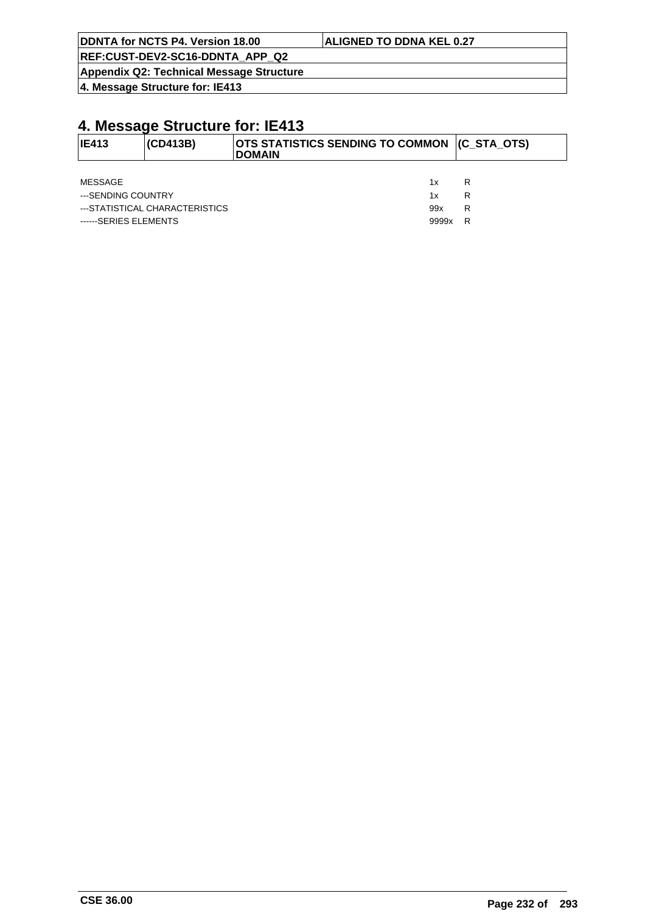# 4. Message Structure for: IE413

| IE413 | (CD413B) | OTS STATISTICS SENDING TO COMMON DOMAIN | (C_STA_OTS) |
|---|---|---|---|

| | | |
|---|---|---|
| MESSAGE | 1x | R |
| ---SENDING COUNTRY | 1x | R |
| ---STATISTICAL CHARACTERISTICS | 99x | R |
| ------SERIES ELEMENTS | 9999x | R |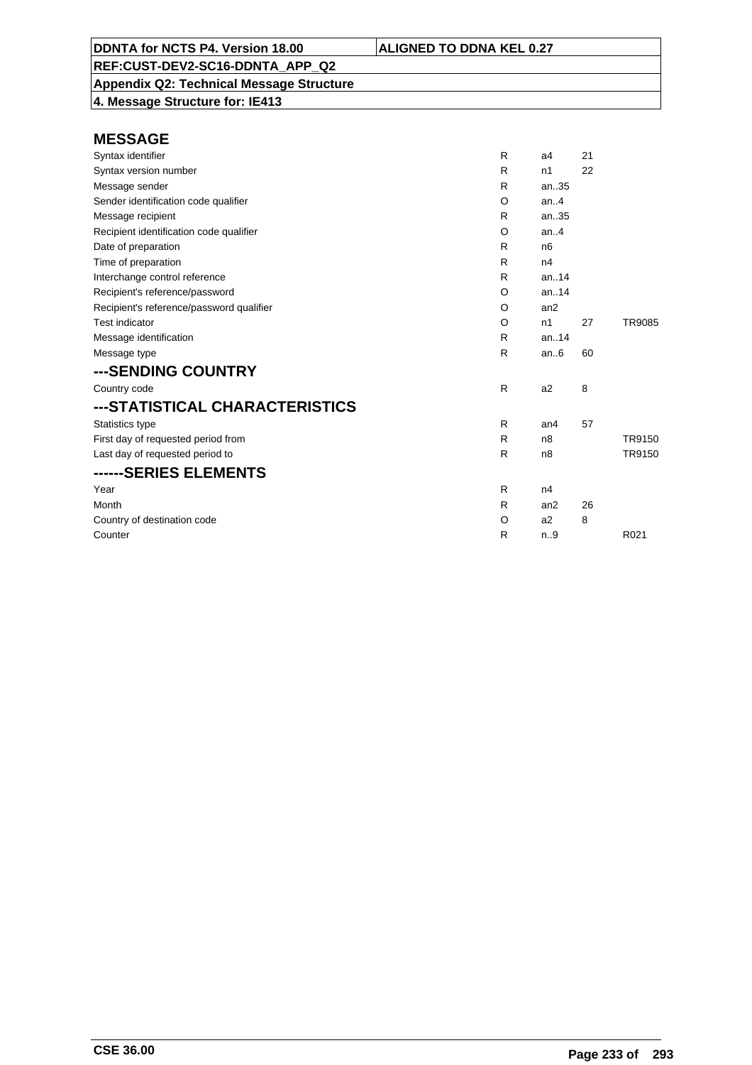# MESSAGE

| | | | | |
|---|---|---|---|---|
| Syntax identifier | R | a4 | 21 | |
| Syntax version number | R | n1 | 22 | |
| Message sender | R | an..35 | | |
| Sender identification code qualifier | O | an..4 | | |
| Message recipient | R | an..35 | | |
| Recipient identification code qualifier | O | an..4 | | |
| Date of preparation | R | n6 | | |
| Time of preparation | R | n4 | | |
| Interchange control reference | R | an..14 | | |
| Recipient's reference/password | O | an..14 | | |
| Recipient's reference/password qualifier | O | an2 | | |
| Test indicator | O | n1 | 27 | TR9085 |
| Message identification | R | an..14 | | |
| Message type | R | an..6 | 60 | |

## ---SENDING COUNTRY

| | | | | |
|---|---|---|---|---|
| Country code | R | a2 | 8 | |

## ---STATISTICAL CHARACTERISTICS

| | | | | |
|---|---|---|---|---|
| Statistics type | R | an4 | 57 | |
| First day of requested period from | R | n8 | | TR9150 |
| Last day of requested period to | R | n8 | | TR9150 |

## ------SERIES ELEMENTS

| | | | | |
|---|---|---|---|---|
| Year | R | n4 | | |
| Month | R | an2 | 26 | |
| Country of destination code | O | a2 | 8 | |
| Counter | R | n..9 | | R021 |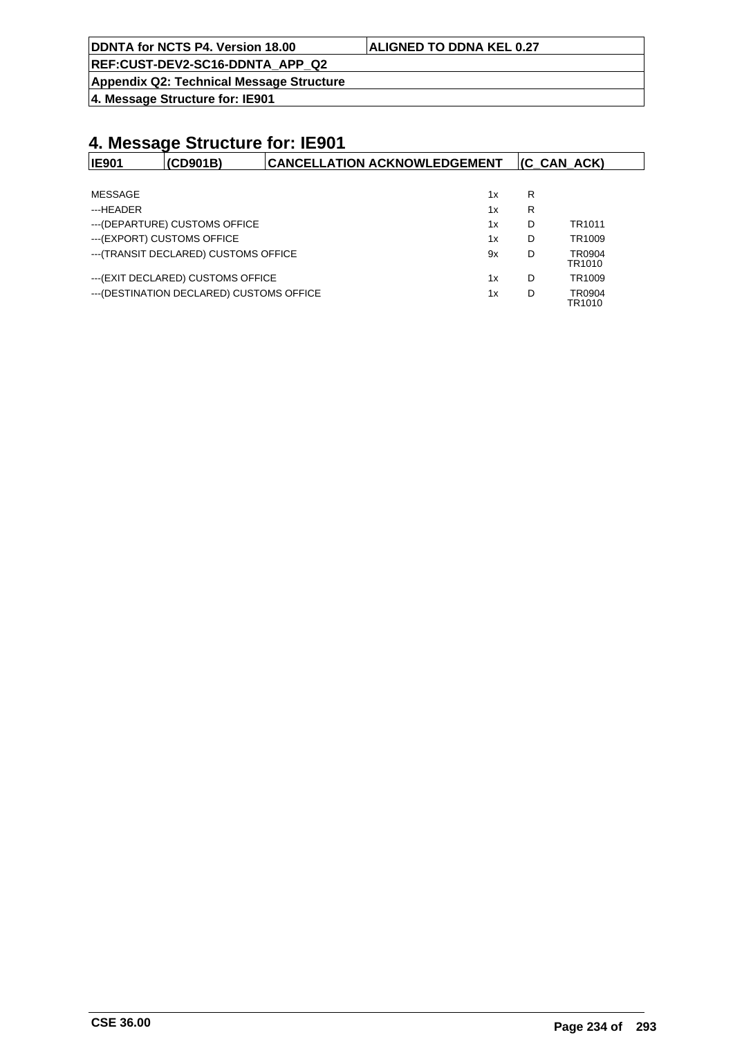# 4. Message Structure for: IE901

| IE901 | (CD901B) | CANCELLATION ACKNOWLEDGEMENT | (C_CAN_ACK) |
|---|---|---|---|

| | | | |
|---|---|---|---|
| MESSAGE | 1x | R | |
| ---HEADER | 1x | R | |
| ---(DEPARTURE) CUSTOMS OFFICE | 1x | D | TR1011 |
| ---(EXPORT) CUSTOMS OFFICE | 1x | D | TR1009 |
| ---(TRANSIT DECLARED) CUSTOMS OFFICE | 9x | D | TR0904 TR1010 |
| ---(EXIT DECLARED) CUSTOMS OFFICE | 1x | D | TR1009 |
| ---(DESTINATION DECLARED) CUSTOMS OFFICE | 1x | D | TR0904 TR1010 |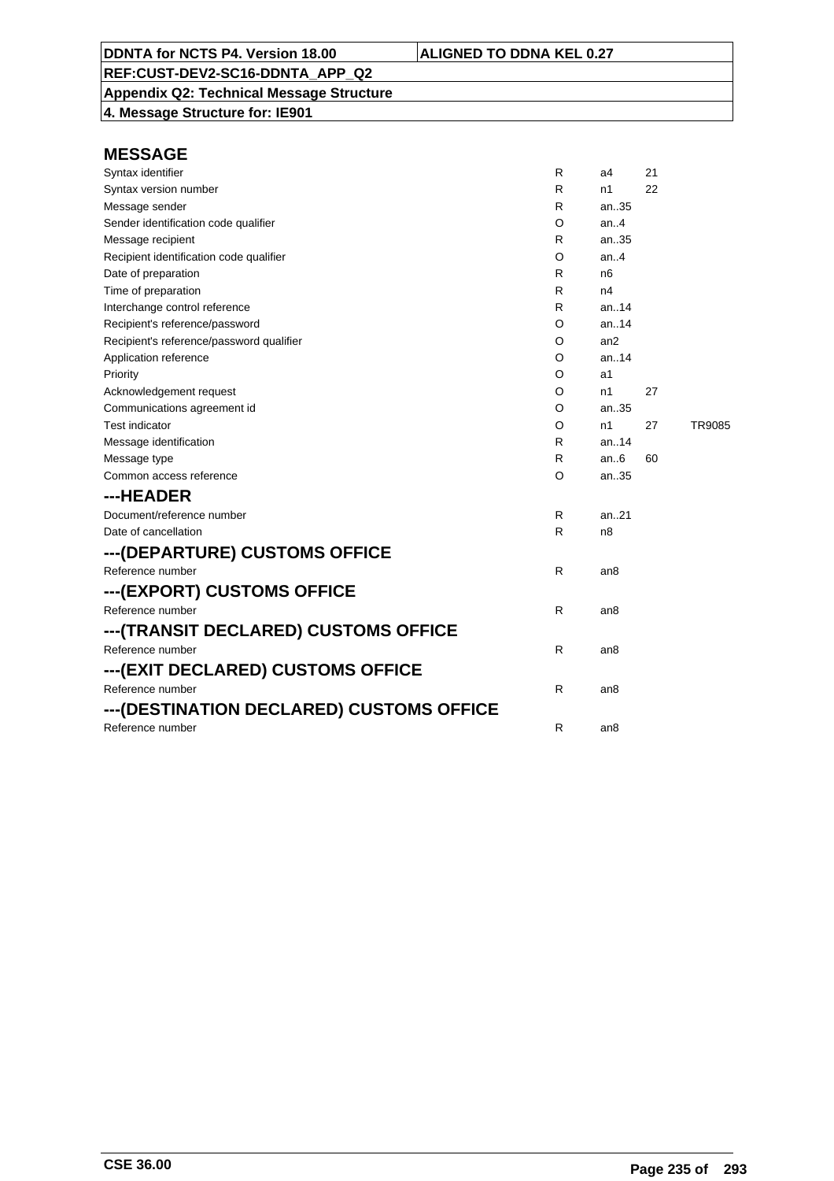## MESSAGE

| | | | | |
|---|---|---|---|---|
| Syntax identifier | R | a4 | 21 | |
| Syntax version number | R | n1 | 22 | |
| Message sender | R | an..35 | | |
| Sender identification code qualifier | O | an..4 | | |
| Message recipient | R | an..35 | | |
| Recipient identification code qualifier | O | an..4 | | |
| Date of preparation | R | n6 | | |
| Time of preparation | R | n4 | | |
| Interchange control reference | R | an..14 | | |
| Recipient's reference/password | O | an..14 | | |
| Recipient's reference/password qualifier | O | an2 | | |
| Application reference | O | an..14 | | |
| Priority | O | a1 | | |
| Acknowledgement request | O | n1 | 27 | |
| Communications agreement id | O | an..35 | | |
| Test indicator | O | n1 | 27 | TR9085 |
| Message identification | R | an..14 | | |
| Message type | R | an..6 | 60 | |
| Common access reference | O | an..35 | | |

## ---HEADER

| | | |
|---|---|---|
| Document/reference number | R | an..21 |
| Date of cancellation | R | n8 |

## ---(DEPARTURE) CUSTOMS OFFICE

| | | |
|---|---|---|
| Reference number | R | an8 |

## ---(EXPORT) CUSTOMS OFFICE

| | | |
|---|---|---|
| Reference number | R | an8 |

## ---(TRANSIT DECLARED) CUSTOMS OFFICE

| | | |
|---|---|---|
| Reference number | R | an8 |

## ---(EXIT DECLARED) CUSTOMS OFFICE

| | | |
|---|---|---|
| Reference number | R | an8 |

## ---(DESTINATION DECLARED) CUSTOMS OFFICE

| | | |
|---|---|---|
| Reference number | R | an8 |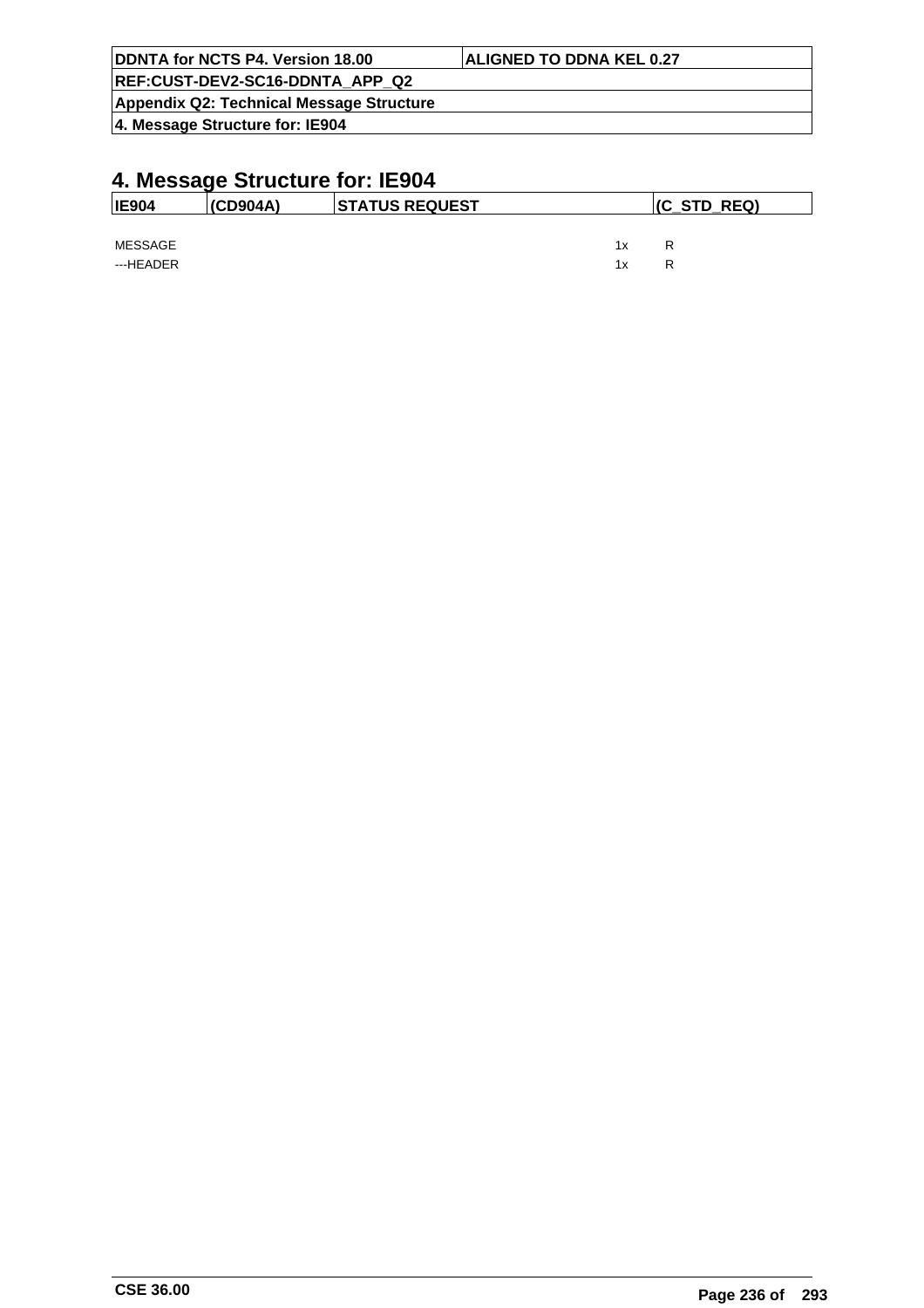# 4. Message Structure for: IE904

| IE904 | (CD904A) | STATUS REQUEST | (C_STD_REQ) |
|---|---|---|---|

| | | |
|---|---|---|
| MESSAGE | 1x | R |
| ---HEADER | 1x | R |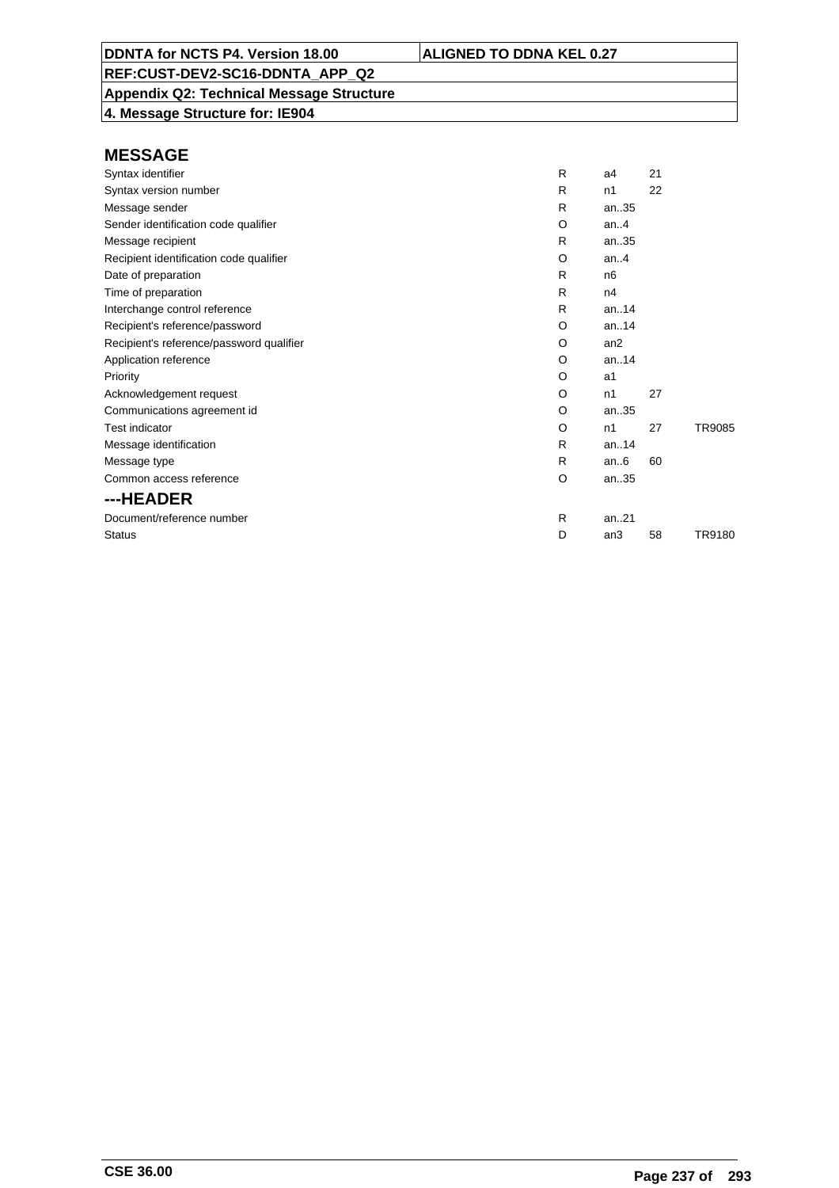**DDNTA for NCTS P4. Version 18.00** | **ALIGNED TO DDNA KEL 0.27**

**REF:CUST-DEV2-SC16-DDNTA_APP_Q2**

**Appendix Q2: Technical Message Structure**

**4. Message Structure for: IE904**

## MESSAGE

| | | | | |
|---|---|---|---|---|
| Syntax identifier | R | a4 | 21 | |
| Syntax version number | R | n1 | 22 | |
| Message sender | R | an..35 | | |
| Sender identification code qualifier | O | an..4 | | |
| Message recipient | R | an..35 | | |
| Recipient identification code qualifier | O | an..4 | | |
| Date of preparation | R | n6 | | |
| Time of preparation | R | n4 | | |
| Interchange control reference | R | an..14 | | |
| Recipient's reference/password | O | an..14 | | |
| Recipient's reference/password qualifier | O | an2 | | |
| Application reference | O | an..14 | | |
| Priority | O | a1 | | |
| Acknowledgement request | O | n1 | 27 | |
| Communications agreement id | O | an..35 | | |
| Test indicator | O | n1 | 27 | TR9085 |
| Message identification | R | an..14 | | |
| Message type | R | an..6 | 60 | |
| Common access reference | O | an..35 | | |

## ---HEADER

| | | | | |
|---|---|---|---|---|
| Document/reference number | R | an..21 | | |
| Status | D | an3 | 58 | TR9180 |

CSE 36.00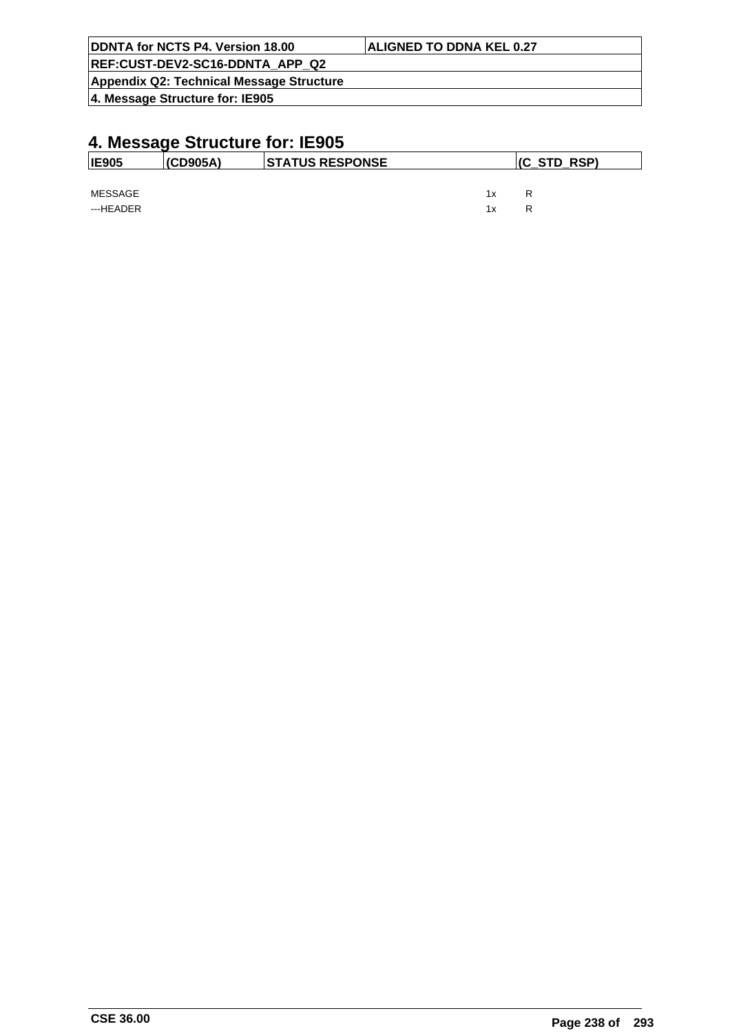# 4. Message Structure for: IE905

| IE905 | (CD905A) | STATUS RESPONSE | (C_STD_RSP) |
|---|---|---|---|

| | | |
|---|---|---|
| MESSAGE | 1x | R |
| ---HEADER | 1x | R |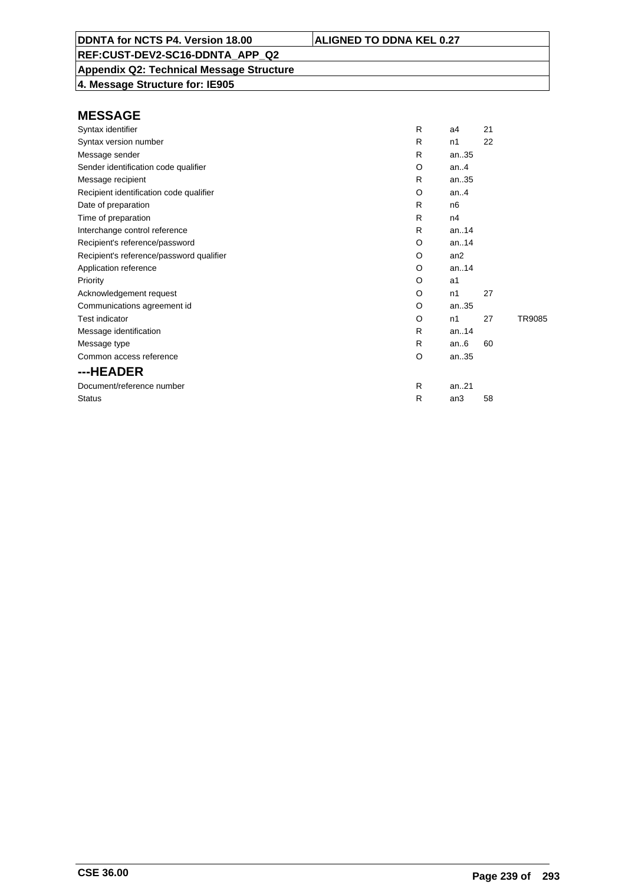**DDNTA for NCTS P4. Version 18.00** | **ALIGNED TO DDNA KEL 0.27**

**REF:CUST-DEV2-SC16-DDNTA_APP_Q2**

**Appendix Q2: Technical Message Structure**

**4. Message Structure for: IE905**

## MESSAGE

| | | | | |
|---|---|---|---|---|
| Syntax identifier | R | a4 | 21 | |
| Syntax version number | R | n1 | 22 | |
| Message sender | R | an..35 | | |
| Sender identification code qualifier | O | an..4 | | |
| Message recipient | R | an..35 | | |
| Recipient identification code qualifier | O | an..4 | | |
| Date of preparation | R | n6 | | |
| Time of preparation | R | n4 | | |
| Interchange control reference | R | an..14 | | |
| Recipient's reference/password | O | an..14 | | |
| Recipient's reference/password qualifier | O | an2 | | |
| Application reference | O | an..14 | | |
| Priority | O | a1 | | |
| Acknowledgement request | O | n1 | 27 | |
| Communications agreement id | O | an..35 | | |
| Test indicator | O | n1 | 27 | TR9085 |
| Message identification | R | an..14 | | |
| Message type | R | an..6 | 60 | |
| Common access reference | O | an..35 | | |

## ---HEADER

| | | | | |
|---|---|---|---|---|
| Document/reference number | R | an..21 | | |
| Status | R | an3 | 58 | |

**CSE 36.00**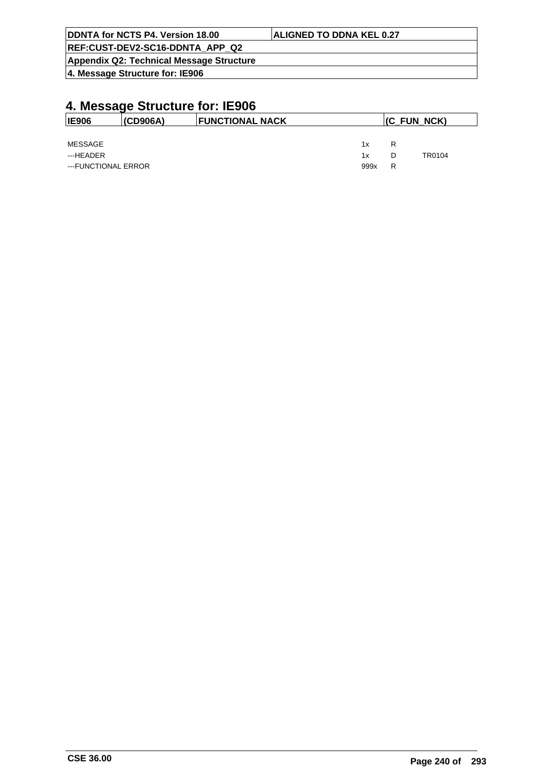# 4. Message Structure for: IE906

| IE906 | (CD906A) | FUNCTIONAL NACK | (C_FUN_NCK) |
|---|---|---|---|

| | | | |
|---|---|---|---|
| MESSAGE | 1x | R | |
| ---HEADER | 1x | D | TR0104 |
| ---FUNCTIONAL ERROR | 999x | R | |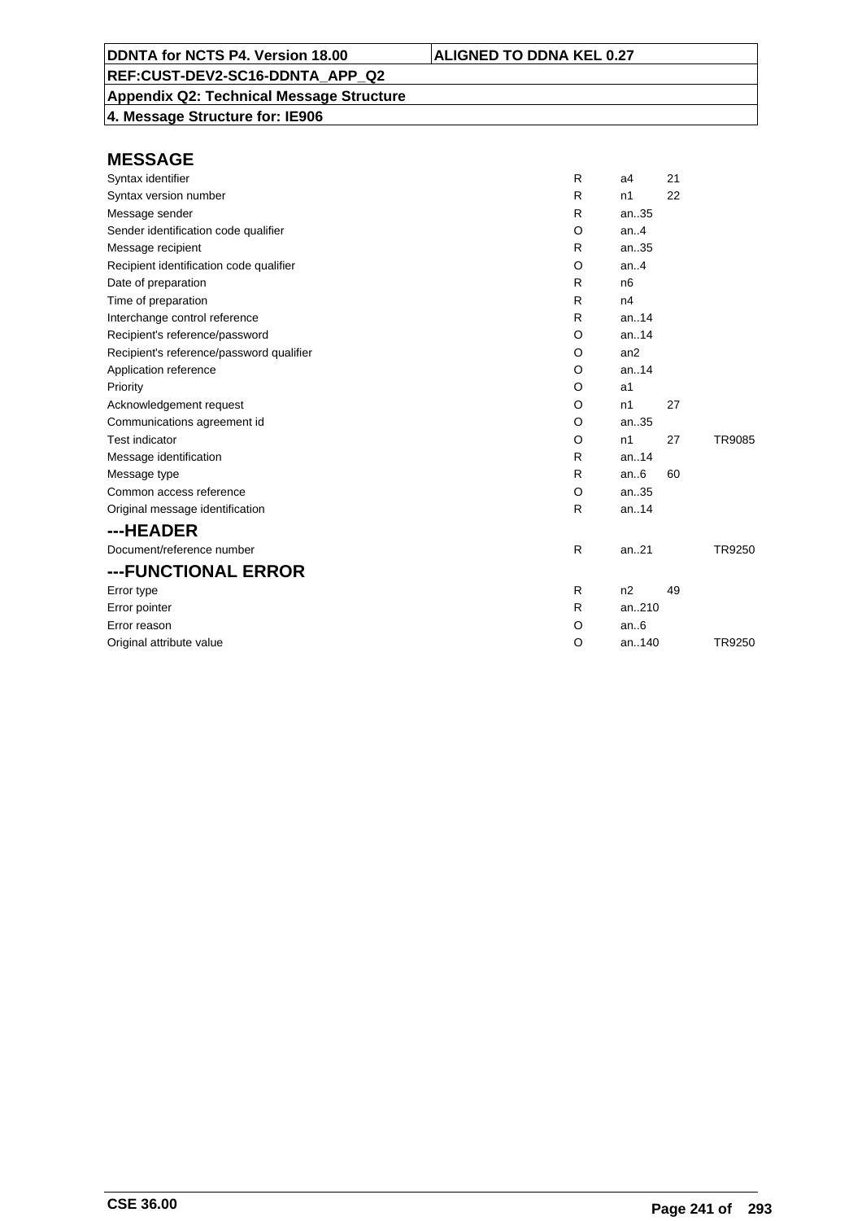# MESSAGE

| | | | | |
|---|---|---|---|---|
| Syntax identifier | R | a4 | 21 | |
| Syntax version number | R | n1 | 22 | |
| Message sender | R | an..35 | | |
| Sender identification code qualifier | O | an..4 | | |
| Message recipient | R | an..35 | | |
| Recipient identification code qualifier | O | an..4 | | |
| Date of preparation | R | n6 | | |
| Time of preparation | R | n4 | | |
| Interchange control reference | R | an..14 | | |
| Recipient's reference/password | O | an..14 | | |
| Recipient's reference/password qualifier | O | an2 | | |
| Application reference | O | an..14 | | |
| Priority | O | a1 | | |
| Acknowledgement request | O | n1 | 27 | |
| Communications agreement id | O | an..35 | | |
| Test indicator | O | n1 | 27 | TR9085 |
| Message identification | R | an..14 | | |
| Message type | R | an..6 | 60 | |
| Common access reference | O | an..35 | | |
| Original message identification | R | an..14 | | |

## ---HEADER

| | | | | |
|---|---|---|---|---|
| Document/reference number | R | an..21 | | TR9250 |

## ---FUNCTIONAL ERROR

| | | | | |
|---|---|---|---|---|
| Error type | R | n2 | 49 | |
| Error pointer | R | an..210 | | |
| Error reason | O | an..6 | | |
| Original attribute value | O | an..140 | | TR9250 |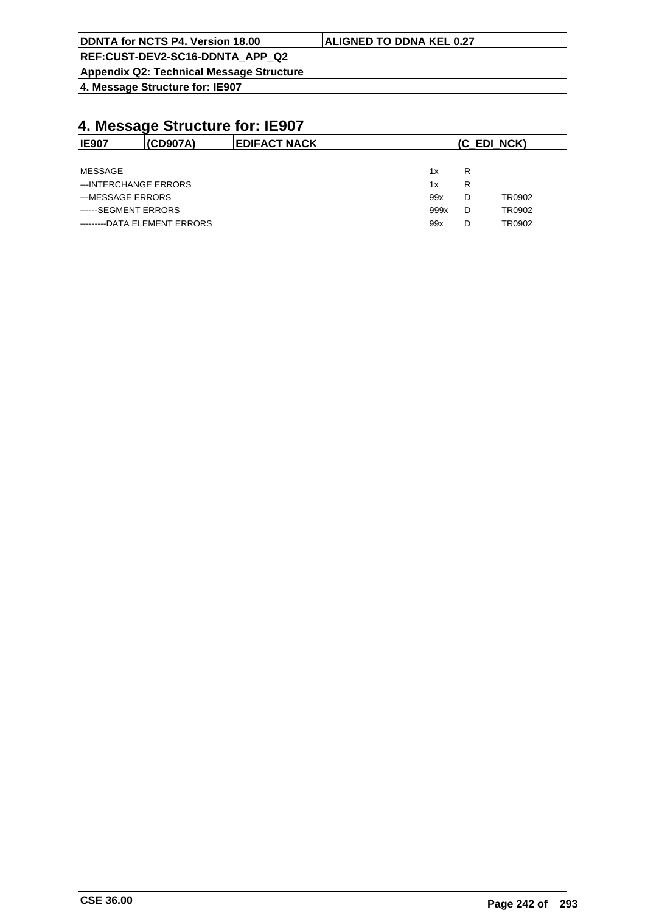# 4. Message Structure for: IE907

| IE907 | (CD907A) | EDIFACT NACK | (C_EDI_NCK) |
|---|---|---|---|

| | | | |
|---|---|---|---|
| MESSAGE | 1x | R | |
| ---INTERCHANGE ERRORS | 1x | R | |
| ---MESSAGE ERRORS | 99x | D | TR0902 |
| ------SEGMENT ERRORS | 999x | D | TR0902 |
| ---------DATA ELEMENT ERRORS | 99x | D | TR0902 |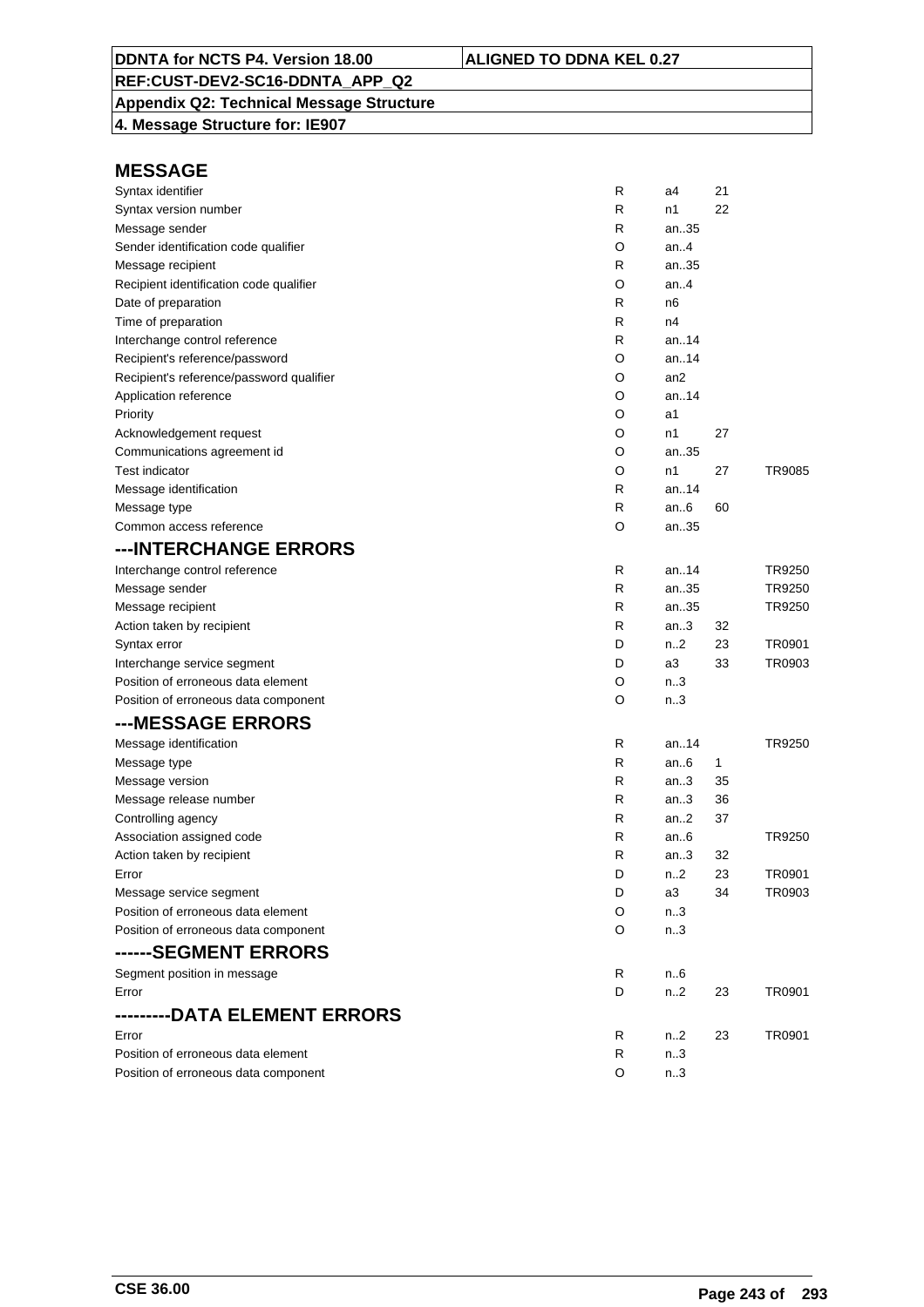| DDNTA for NCTS P4. Version 18.00 | ALIGNED TO DDNA KEL 0.27 |
|---|---|
| REF:CUST-DEV2-SC16-DDNTA_APP_Q2 | |
| Appendix Q2: Technical Message Structure | |
| 4. Message Structure for: IE907 | |

## MESSAGE

| | | | | |
|---|---|---|---|---|
| Syntax identifier | R | a4 | 21 | |
| Syntax version number | R | n1 | 22 | |
| Message sender | R | an..35 | | |
| Sender identification code qualifier | O | an..4 | | |
| Message recipient | R | an..35 | | |
| Recipient identification code qualifier | O | an..4 | | |
| Date of preparation | R | n6 | | |
| Time of preparation | R | n4 | | |
| Interchange control reference | R | an..14 | | |
| Recipient's reference/password | O | an..14 | | |
| Recipient's reference/password qualifier | O | an2 | | |
| Application reference | O | an..14 | | |
| Priority | O | a1 | | |
| Acknowledgement request | O | n1 | 27 | |
| Communications agreement id | O | an..35 | | |
| Test indicator | O | n1 | 27 | TR9085 |
| Message identification | R | an..14 | | |
| Message type | R | an..6 | 60 | |
| Common access reference | O | an..35 | | |

## ---INTERCHANGE ERRORS

| | | | | |
|---|---|---|---|---|
| Interchange control reference | R | an..14 | | TR9250 |
| Message sender | R | an..35 | | TR9250 |
| Message recipient | R | an..35 | | TR9250 |
| Action taken by recipient | R | an..3 | 32 | |
| Syntax error | D | n..2 | 23 | TR0901 |
| Interchange service segment | D | a3 | 33 | TR0903 |
| Position of erroneous data element | O | n..3 | | |
| Position of erroneous data component | O | n..3 | | |

## ---MESSAGE ERRORS

| | | | | |
|---|---|---|---|---|
| Message identification | R | an..14 | | TR9250 |
| Message type | R | an..6 | 1 | |
| Message version | R | an..3 | 35 | |
| Message release number | R | an..3 | 36 | |
| Controlling agency | R | an..2 | 37 | |
| Association assigned code | R | an..6 | | TR9250 |
| Action taken by recipient | R | an..3 | 32 | |
| Error | D | n..2 | 23 | TR0901 |
| Message service segment | D | a3 | 34 | TR0903 |
| Position of erroneous data element | O | n..3 | | |
| Position of erroneous data component | O | n..3 | | |

## ------SEGMENT ERRORS

| | | | | |
|---|---|---|---|---|
| Segment position in message | R | n..6 | | |
| Error | D | n..2 | 23 | TR0901 |

## ---------DATA ELEMENT ERRORS

| | | | | |
|---|---|---|---|---|
| Error | R | n..2 | 23 | TR0901 |
| Position of erroneous data element | R | n..3 | | |
| Position of erroneous data component | O | n..3 | | |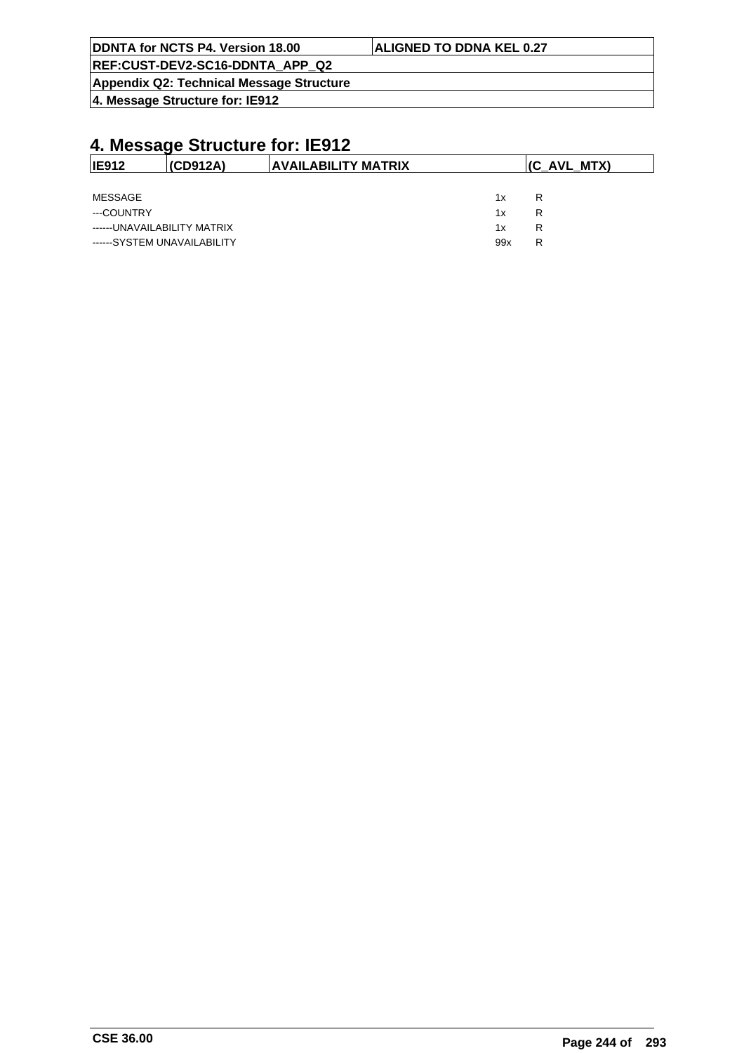# 4. Message Structure for: IE912

| IE912 | (CD912A) | AVAILABILITY MATRIX | (C_AVL_MTX) |
|---|---|---|---|

| | | |
|---|---|---|
| MESSAGE | 1x | R |
| ---COUNTRY | 1x | R |
| ------UNAVAILABILITY MATRIX | 1x | R |
| ------SYSTEM UNAVAILABILITY | 99x | R |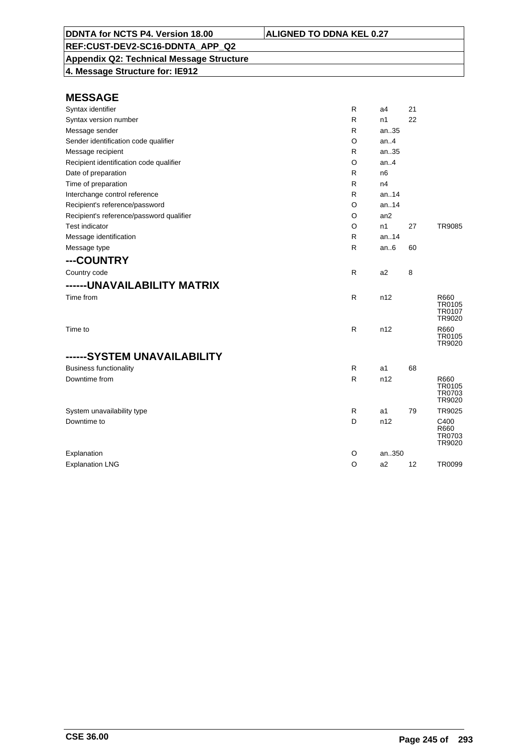**DDNTA for NCTS P4. Version 18.00** | **ALIGNED TO DDNA KEL 0.27**

**REF:CUST-DEV2-SC16-DDNTA_APP_Q2**

**Appendix Q2: Technical Message Structure**

**4. Message Structure for: IE912**

## MESSAGE

| | | | | |
|---|---|---|---|---|
| Syntax identifier | R | a4 | 21 | |
| Syntax version number | R | n1 | 22 | |
| Message sender | R | an..35 | | |
| Sender identification code qualifier | O | an..4 | | |
| Message recipient | R | an..35 | | |
| Recipient identification code qualifier | O | an..4 | | |
| Date of preparation | R | n6 | | |
| Time of preparation | R | n4 | | |
| Interchange control reference | R | an..14 | | |
| Recipient's reference/password | O | an..14 | | |
| Recipient's reference/password qualifier | O | an2 | | |
| Test indicator | O | n1 | 27 | TR9085 |
| Message identification | R | an..14 | | |
| Message type | R | an..6 | 60 | |

## ---COUNTRY

| | | | | |
|---|---|---|---|---|
| Country code | R | a2 | 8 | |

## ------UNAVAILABILITY MATRIX

| | | | | |
|---|---|---|---|---|
| Time from | R | n12 | | R660 TR0105 TR0107 TR9020 |
| Time to | R | n12 | | R660 TR0105 TR9020 |

## ------SYSTEM UNAVAILABILITY

| | | | | |
|---|---|---|---|---|
| Business functionality | R | a1 | 68 | |
| Downtime from | R | n12 | | R660 TR0105 TR0703 TR9020 |
| System unavailability type | R | a1 | 79 | TR9025 |
| Downtime to | D | n12 | | C400 R660 TR0703 TR9020 |
| Explanation | O | an..350 | | |
| Explanation LNG | O | a2 | 12 | TR0099 |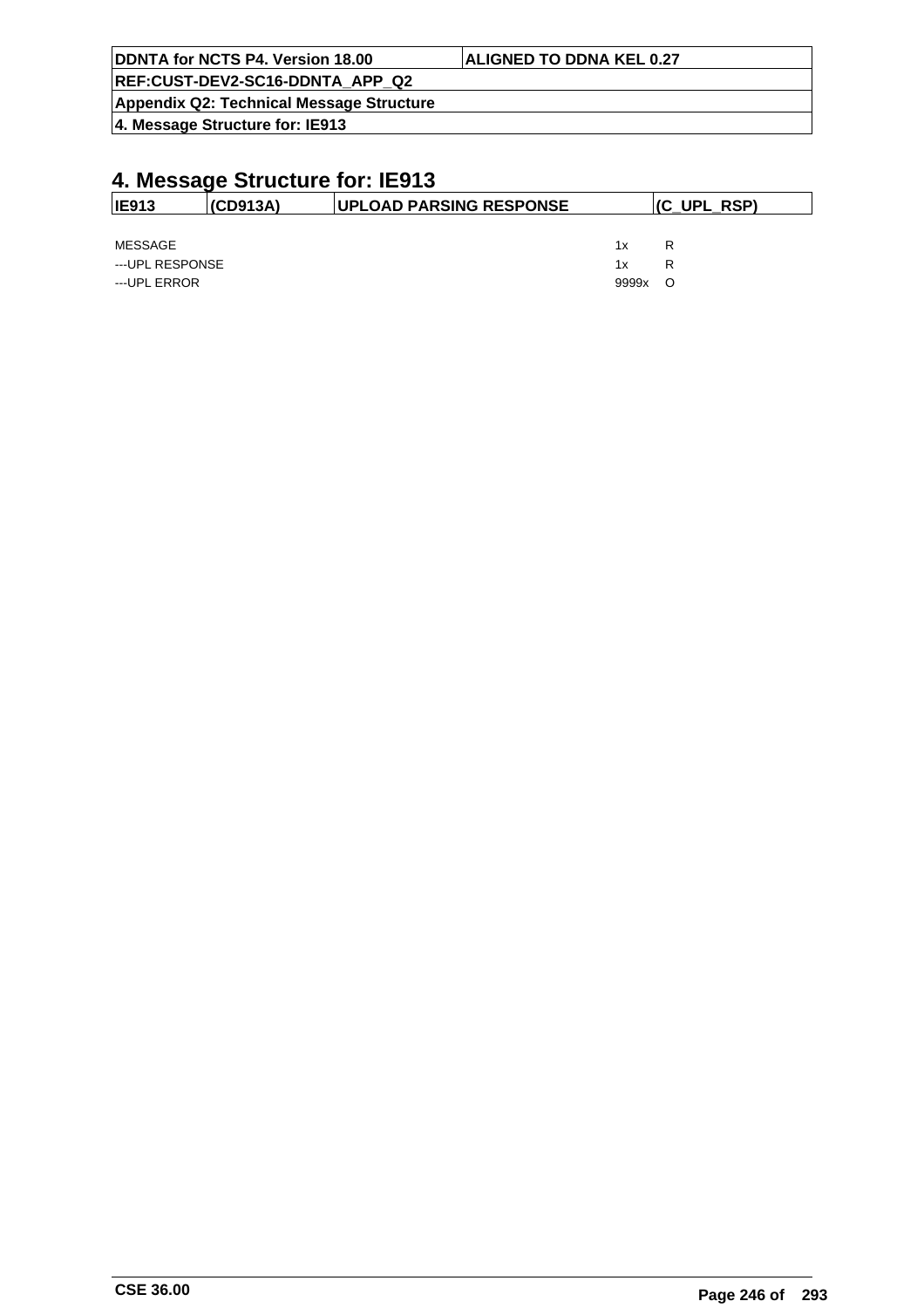# 4. Message Structure for: IE913

| IE913 | (CD913A) | UPLOAD PARSING RESPONSE | (C_UPL_RSP) |
|---|---|---|---|

| | | |
|---|---|---|
| MESSAGE | 1x | R |
| ---UPL RESPONSE | 1x | R |
| ---UPL ERROR | 9999x | O |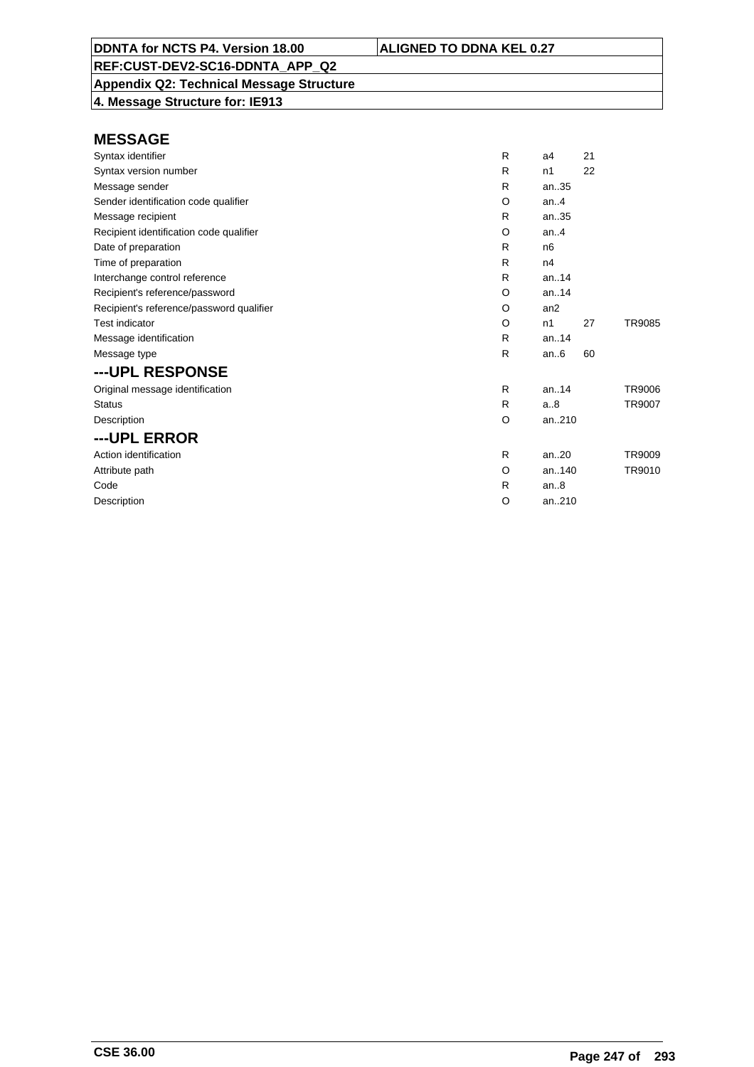DDNTA for NCTS P4. Version 18.00 | ALIGNED TO DDNA KEL 0.27

REF:CUST-DEV2-SC16-DDNTA_APP_Q2

Appendix Q2: Technical Message Structure

4. Message Structure for: IE913

## MESSAGE

| | | | | |
|---|---|---|---|---|
| Syntax identifier | R | a4 | 21 | |
| Syntax version number | R | n1 | 22 | |
| Message sender | R | an..35 | | |
| Sender identification code qualifier | O | an..4 | | |
| Message recipient | R | an..35 | | |
| Recipient identification code qualifier | O | an..4 | | |
| Date of preparation | R | n6 | | |
| Time of preparation | R | n4 | | |
| Interchange control reference | R | an..14 | | |
| Recipient's reference/password | O | an..14 | | |
| Recipient's reference/password qualifier | O | an2 | | |
| Test indicator | O | n1 | 27 | TR9085 |
| Message identification | R | an..14 | | |
| Message type | R | an..6 | 60 | |

## ---UPL RESPONSE

| | | | | |
|---|---|---|---|---|
| Original message identification | R | an..14 | | TR9006 |
| Status | R | a..8 | | TR9007 |
| Description | O | an..210 | | |

## ---UPL ERROR

| | | | | |
|---|---|---|---|---|
| Action identification | R | an..20 | | TR9009 |
| Attribute path | O | an..140 | | TR9010 |
| Code | R | an..8 | | |
| Description | O | an..210 | | |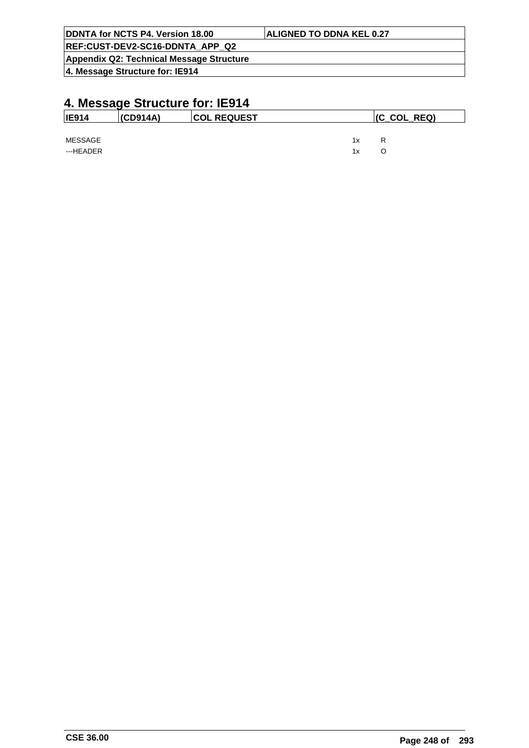# 4. Message Structure for: IE914

| IE914 | (CD914A) | COL REQUEST | (C_COL_REQ) |
|---|---|---|---|

| | | |
|---|---|---|
| MESSAGE | 1x | R |
| ---HEADER | 1x | O |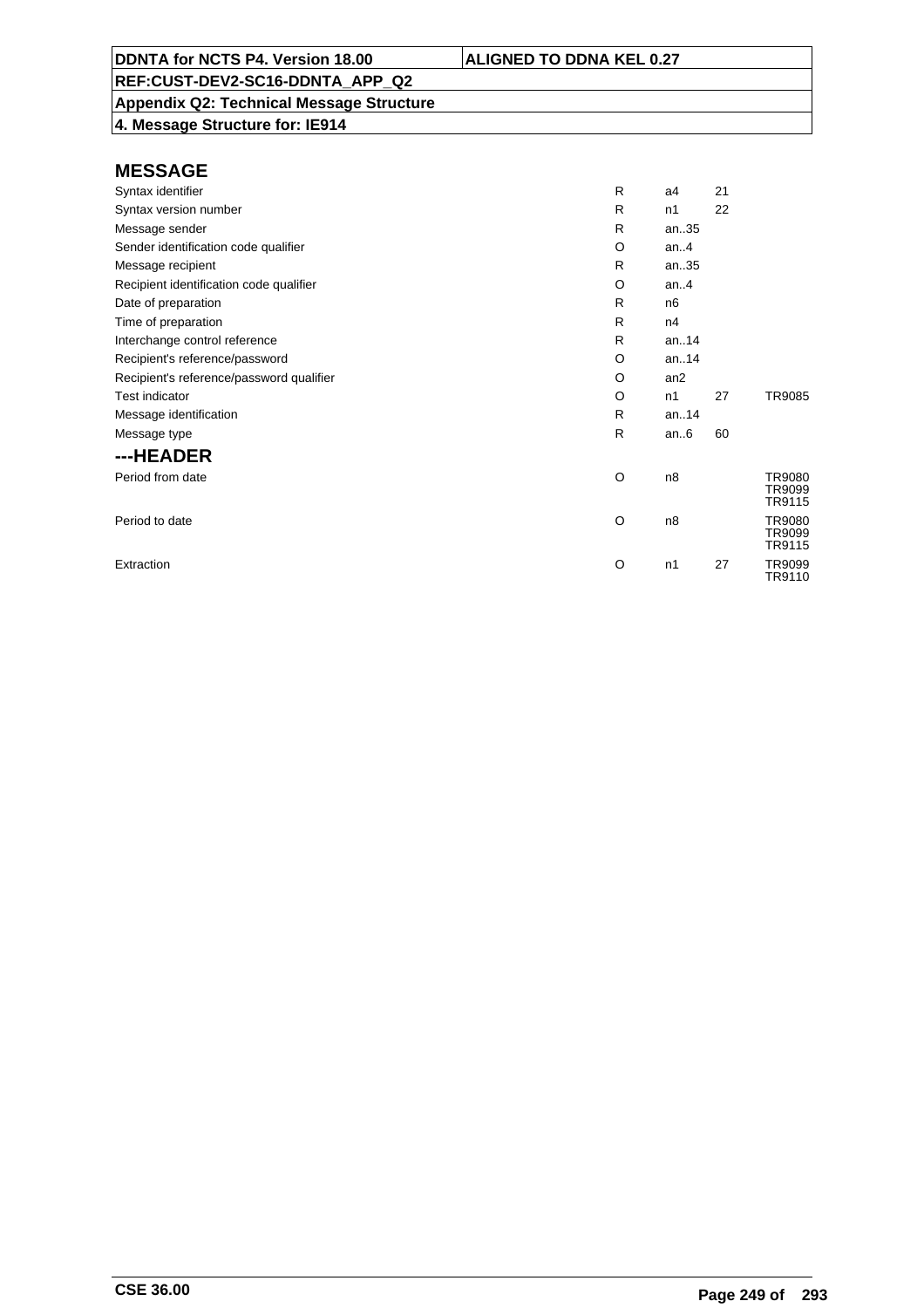## MESSAGE

| | | | | |
|---|---|---|---|---|
| Syntax identifier | R | a4 | 21 | |
| Syntax version number | R | n1 | 22 | |
| Message sender | R | an..35 | | |
| Sender identification code qualifier | O | an..4 | | |
| Message recipient | R | an..35 | | |
| Recipient identification code qualifier | O | an..4 | | |
| Date of preparation | R | n6 | | |
| Time of preparation | R | n4 | | |
| Interchange control reference | R | an..14 | | |
| Recipient's reference/password | O | an..14 | | |
| Recipient's reference/password qualifier | O | an2 | | |
| Test indicator | O | n1 | 27 | TR9085 |
| Message identification | R | an..14 | | |
| Message type | R | an..6 | 60 | |

## ---HEADER

| | | | | |
|---|---|---|---|---|
| Period from date | O | n8 | | TR9080 TR9099 TR9115 |
| Period to date | O | n8 | | TR9080 TR9099 TR9115 |
| Extraction | O | n1 | 27 | TR9099 TR9110 |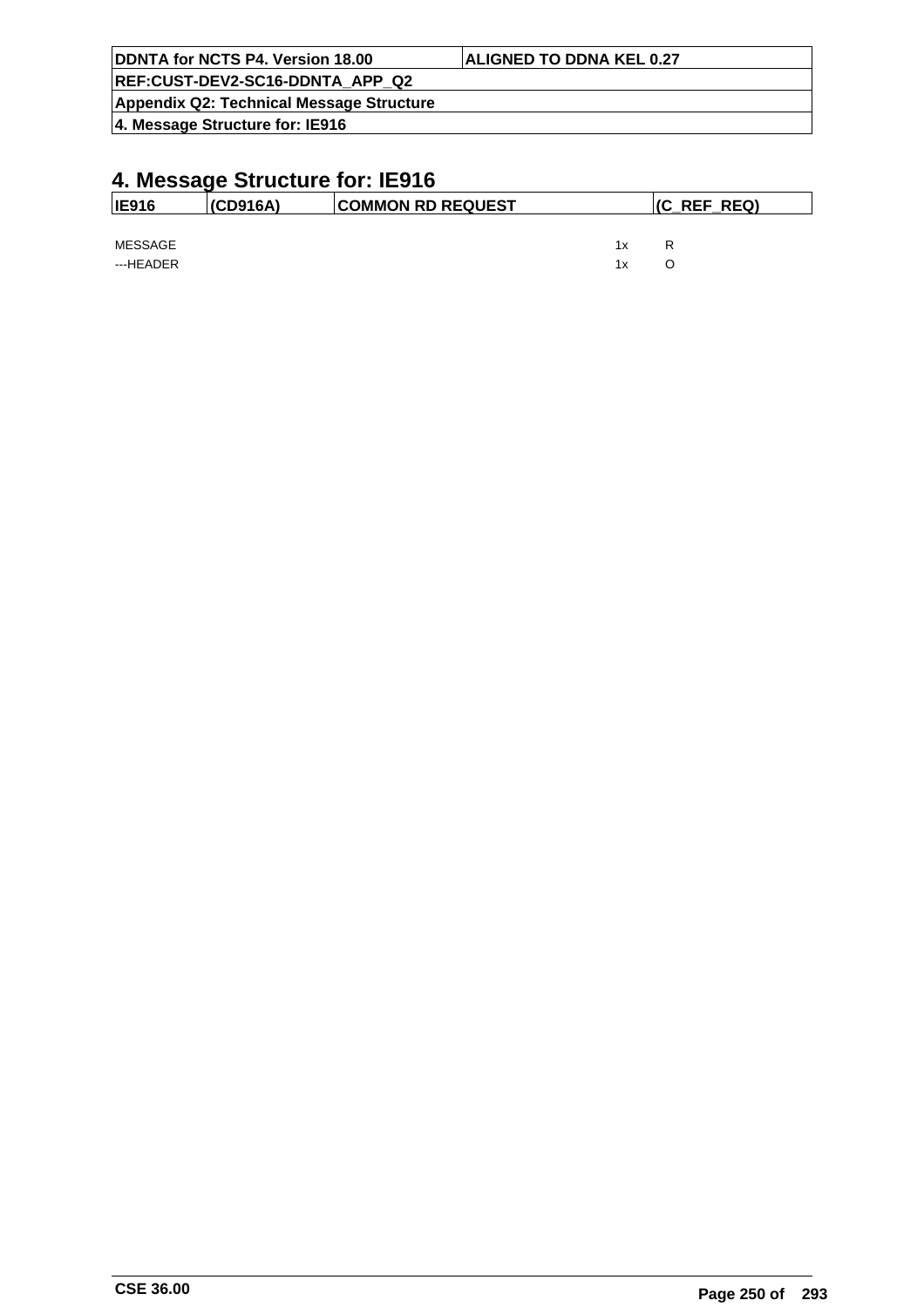# 4. Message Structure for: IE916

| IE916 | (CD916A) | COMMON RD REQUEST | (C_REF_REQ) |
|---|---|---|---|

| | | |
|---|---|---|
| MESSAGE | 1x | R |
| ---HEADER | 1x | O |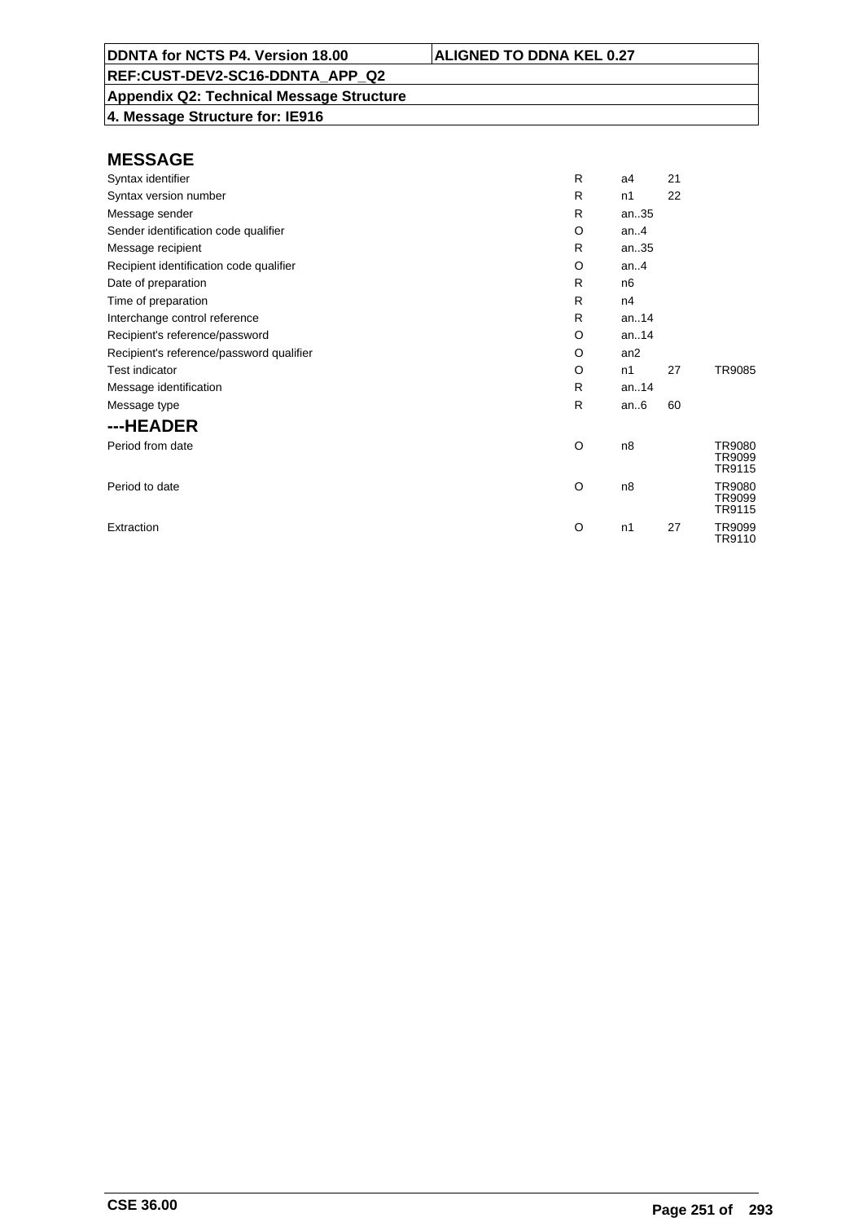**DDNTA for NCTS P4. Version 18.00** | **ALIGNED TO DDNA KEL 0.27**

**REF:CUST-DEV2-SC16-DDNTA_APP_Q2**

**Appendix Q2: Technical Message Structure**

**4. Message Structure for: IE916**

## MESSAGE

| | | | | |
|---|---|---|---|---|
| Syntax identifier | R | a4 | 21 | |
| Syntax version number | R | n1 | 22 | |
| Message sender | R | an..35 | | |
| Sender identification code qualifier | O | an..4 | | |
| Message recipient | R | an..35 | | |
| Recipient identification code qualifier | O | an..4 | | |
| Date of preparation | R | n6 | | |
| Time of preparation | R | n4 | | |
| Interchange control reference | R | an..14 | | |
| Recipient's reference/password | O | an..14 | | |
| Recipient's reference/password qualifier | O | an2 | | |
| Test indicator | O | n1 | 27 | TR9085 |
| Message identification | R | an..14 | | |
| Message type | R | an..6 | 60 | |

## ---HEADER

| | | | | |
|---|---|---|---|---|
| Period from date | O | n8 | | TR9080 TR9099 TR9115 |
| Period to date | O | n8 | | TR9080 TR9099 TR9115 |
| Extraction | O | n1 | 27 | TR9099 TR9110 |

CSE 36.00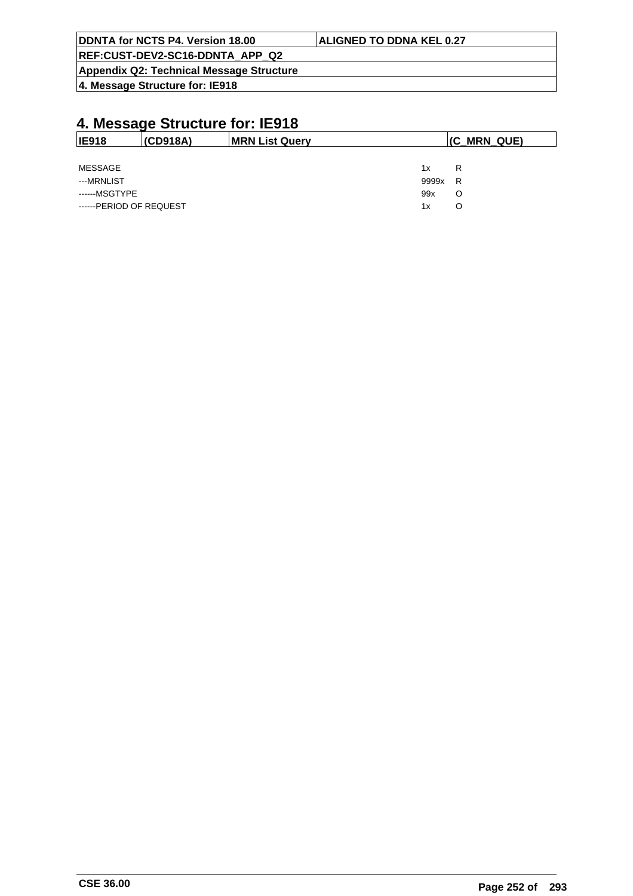# 4. Message Structure for: IE918

| IE918 | (CD918A) | MRN List Query | (C_MRN_QUE) |
|---|---|---|---|

| | | |
|---|---|---|
| MESSAGE | 1x | R |
| ---MRNLIST | 9999x | R |
| ------MSGTYPE | 99x | O |
| ------PERIOD OF REQUEST | 1x | O |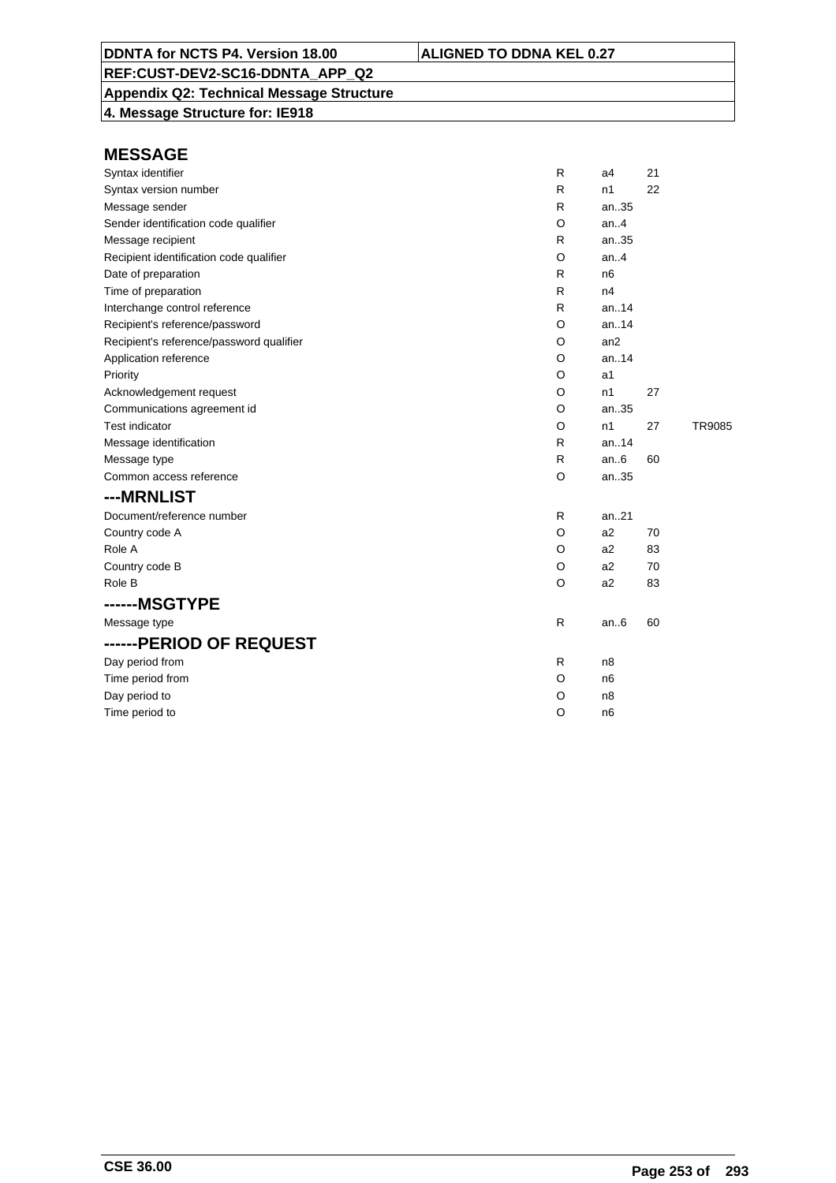DDNTA for NCTS P4. Version 18.00 | ALIGNED TO DDNA KEL 0.27

REF:CUST-DEV2-SC16-DDNTA_APP_Q2

**Appendix Q2: Technical Message Structure**

**4. Message Structure for: IE918**

## MESSAGE

| | | | | |
|---|---|---|---|---|
| Syntax identifier | R | a4 | 21 | |
| Syntax version number | R | n1 | 22 | |
| Message sender | R | an..35 | | |
| Sender identification code qualifier | O | an..4 | | |
| Message recipient | R | an..35 | | |
| Recipient identification code qualifier | O | an..4 | | |
| Date of preparation | R | n6 | | |
| Time of preparation | R | n4 | | |
| Interchange control reference | R | an..14 | | |
| Recipient's reference/password | O | an..14 | | |
| Recipient's reference/password qualifier | O | an2 | | |
| Application reference | O | an..14 | | |
| Priority | O | a1 | | |
| Acknowledgement request | O | n1 | 27 | |
| Communications agreement id | O | an..35 | | |
| Test indicator | O | n1 | 27 | TR9085 |
| Message identification | R | an..14 | | |
| Message type | R | an..6 | 60 | |
| Common access reference | O | an..35 | | |

## ---MRNLIST

| | | | | |
|---|---|---|---|---|
| Document/reference number | R | an..21 | | |
| Country code A | O | a2 | 70 | |
| Role A | O | a2 | 83 | |
| Country code B | O | a2 | 70 | |
| Role B | O | a2 | 83 | |

## ------MSGTYPE

| | | | | |
|---|---|---|---|---|
| Message type | R | an..6 | 60 | |

## ------PERIOD OF REQUEST

| | | | | |
|---|---|---|---|---|
| Day period from | R | n8 | | |
| Time period from | O | n6 | | |
| Day period to | O | n8 | | |
| Time period to | O | n6 | | |

CSE 36.00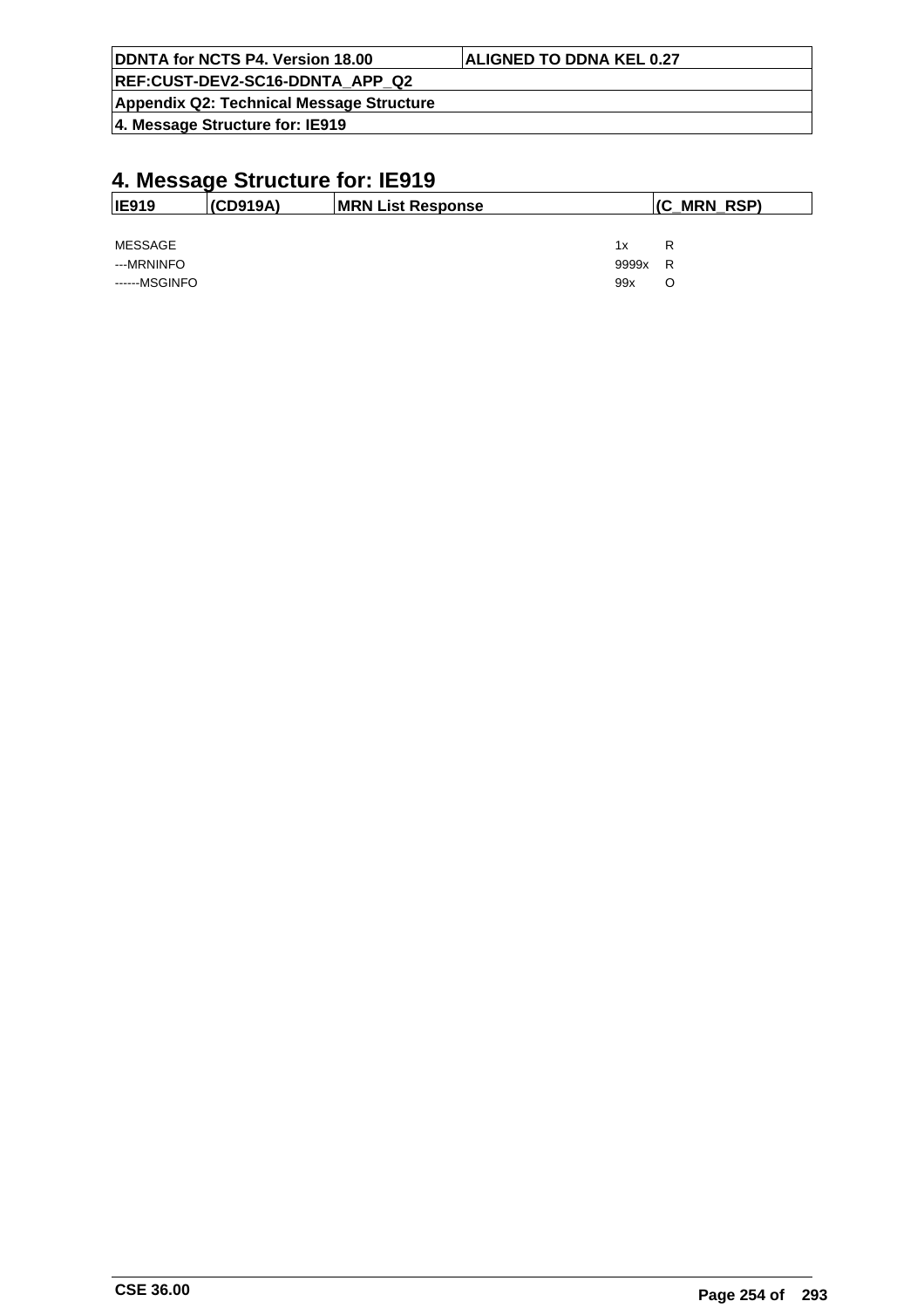# 4. Message Structure for: IE919

| IE919 | (CD919A) | MRN List Response | (C_MRN_RSP) |
|---|---|---|---|

| | | |
|---|---|---|
| MESSAGE | 1x | R |
| ---MRNINFO | 9999x | R |
| ------MSGINFO | 99x | O |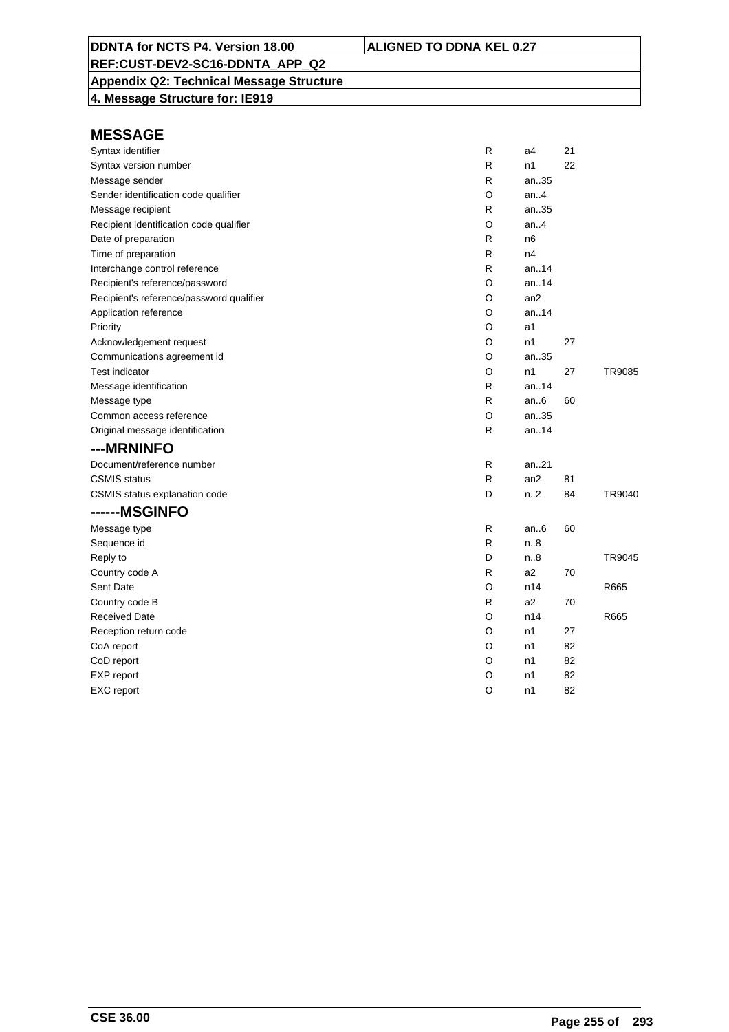# MESSAGE

| | | | | |
|---|---|---|---|---|
| Syntax identifier | R | a4 | 21 | |
| Syntax version number | R | n1 | 22 | |
| Message sender | R | an..35 | | |
| Sender identification code qualifier | O | an..4 | | |
| Message recipient | R | an..35 | | |
| Recipient identification code qualifier | O | an..4 | | |
| Date of preparation | R | n6 | | |
| Time of preparation | R | n4 | | |
| Interchange control reference | R | an..14 | | |
| Recipient's reference/password | O | an..14 | | |
| Recipient's reference/password qualifier | O | an2 | | |
| Application reference | O | an..14 | | |
| Priority | O | a1 | | |
| Acknowledgement request | O | n1 | 27 | |
| Communications agreement id | O | an..35 | | |
| Test indicator | O | n1 | 27 | TR9085 |
| Message identification | R | an..14 | | |
| Message type | R | an..6 | 60 | |
| Common access reference | O | an..35 | | |
| Original message identification | R | an..14 | | |

## ---MRNINFO

| | | | | |
|---|---|---|---|---|
| Document/reference number | R | an..21 | | |
| CSMIS status | R | an2 | 81 | |
| CSMIS status explanation code | D | n..2 | 84 | TR9040 |

## ------MSGINFO

| | | | | |
|---|---|---|---|---|
| Message type | R | an..6 | 60 | |
| Sequence id | R | n..8 | | |
| Reply to | D | n..8 | | TR9045 |
| Country code A | R | a2 | 70 | |
| Sent Date | O | n14 | | R665 |
| Country code B | R | a2 | 70 | |
| Received Date | O | n14 | | R665 |
| Reception return code | O | n1 | 27 | |
| CoA report | O | n1 | 82 | |
| CoD report | O | n1 | 82 | |
| EXP report | O | n1 | 82 | |
| EXC report | O | n1 | 82 | |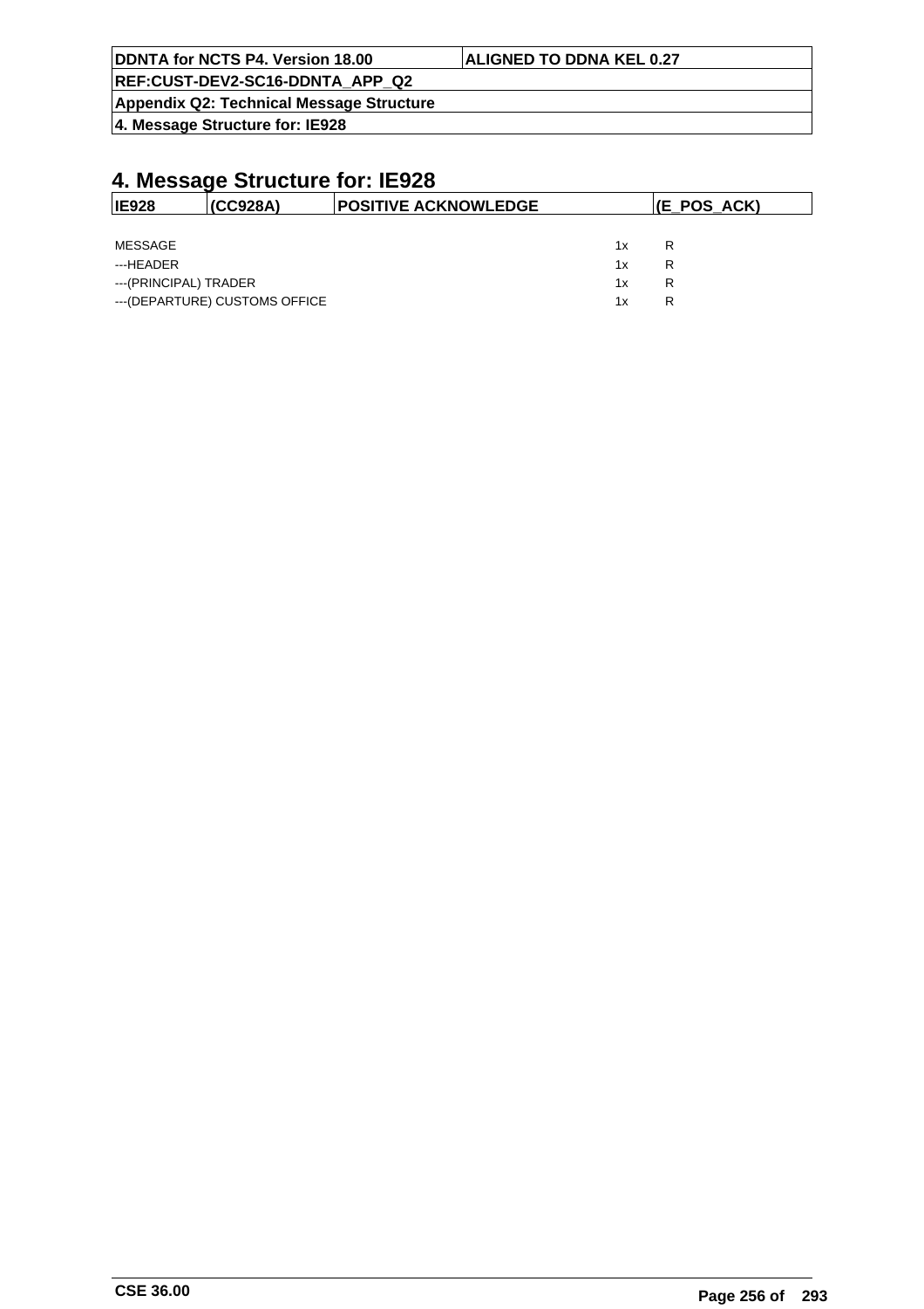# 4. Message Structure for: IE928

| IE928 | (CC928A) | POSITIVE ACKNOWLEDGE | (E_POS_ACK) |
|---|---|---|---|

| | | |
|---|---|---|
| MESSAGE | 1x | R |
| ---HEADER | 1x | R |
| ---(PRINCIPAL) TRADER | 1x | R |
| ---(DEPARTURE) CUSTOMS OFFICE | 1x | R |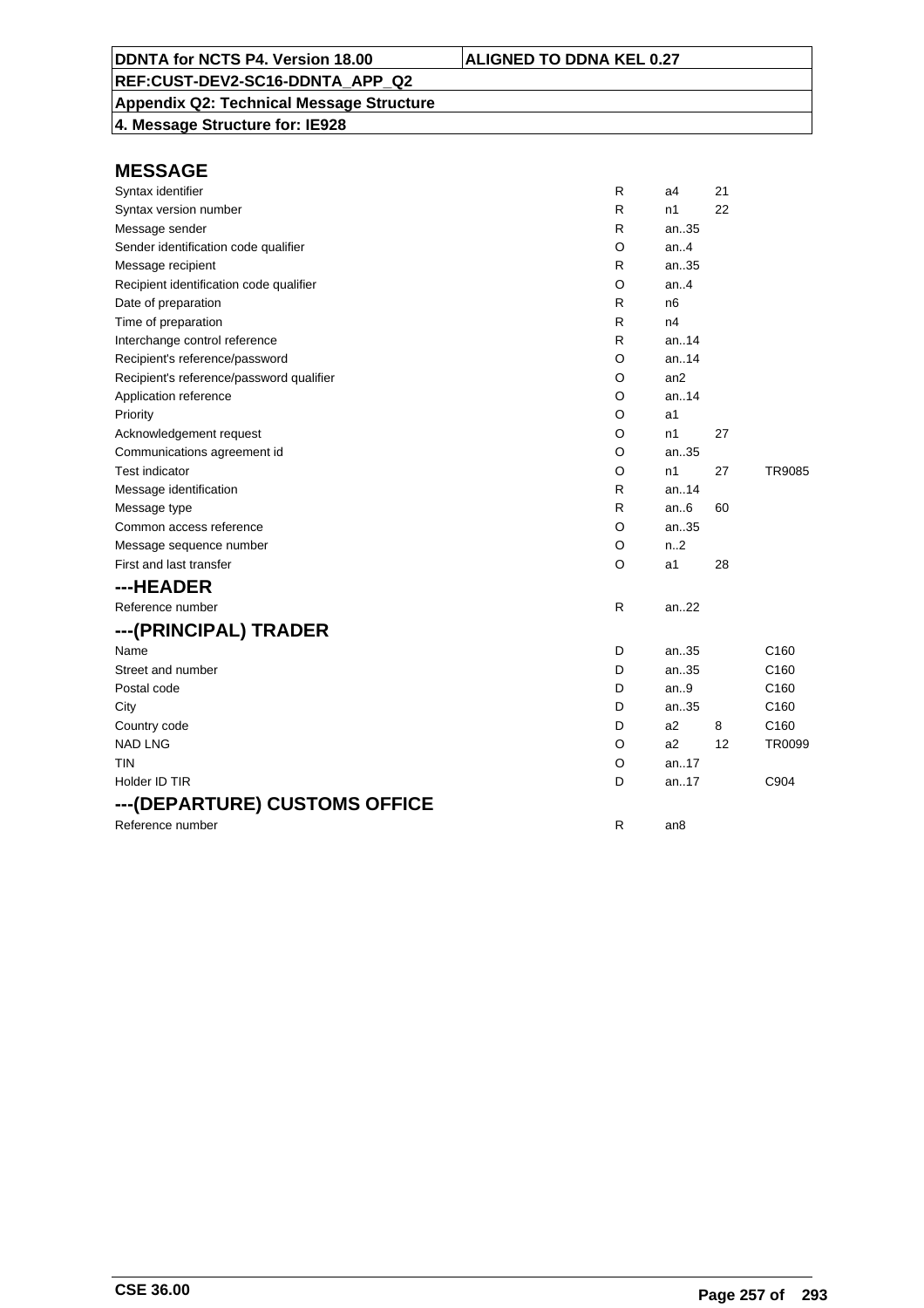DDNTA for NCTS P4. Version 18.00 | ALIGNED TO DDNA KEL 0.27

REF:CUST-DEV2-SC16-DDNTA_APP_Q2

Appendix Q2: Technical Message Structure

4. Message Structure for: IE928

## MESSAGE

| | | | | |
|---|---|---|---|---|
| Syntax identifier | R | a4 | 21 | |
| Syntax version number | R | n1 | 22 | |
| Message sender | R | an..35 | | |
| Sender identification code qualifier | O | an..4 | | |
| Message recipient | R | an..35 | | |
| Recipient identification code qualifier | O | an..4 | | |
| Date of preparation | R | n6 | | |
| Time of preparation | R | n4 | | |
| Interchange control reference | R | an..14 | | |
| Recipient's reference/password | O | an..14 | | |
| Recipient's reference/password qualifier | O | an2 | | |
| Application reference | O | an..14 | | |
| Priority | O | a1 | | |
| Acknowledgement request | O | n1 | 27 | |
| Communications agreement id | O | an..35 | | |
| Test indicator | O | n1 | 27 | TR9085 |
| Message identification | R | an..14 | | |
| Message type | R | an..6 | 60 | |
| Common access reference | O | an..35 | | |
| Message sequence number | O | n..2 | | |
| First and last transfer | O | a1 | 28 | |

## ---HEADER

| | | | | |
|---|---|---|---|---|
| Reference number | R | an..22 | | |

## ---(PRINCIPAL) TRADER

| | | | | |
|---|---|---|---|---|
| Name | D | an..35 | | C160 |
| Street and number | D | an..35 | | C160 |
| Postal code | D | an..9 | | C160 |
| City | D | an..35 | | C160 |
| Country code | D | a2 | 8 | C160 |
| NAD LNG | O | a2 | 12 | TR0099 |
| TIN | O | an..17 | | |
| Holder ID TIR | D | an..17 | | C904 |

## ---(DEPARTURE) CUSTOMS OFFICE

| | | | | |
|---|---|---|---|---|
| Reference number | R | an8 | | |

CSE 36.00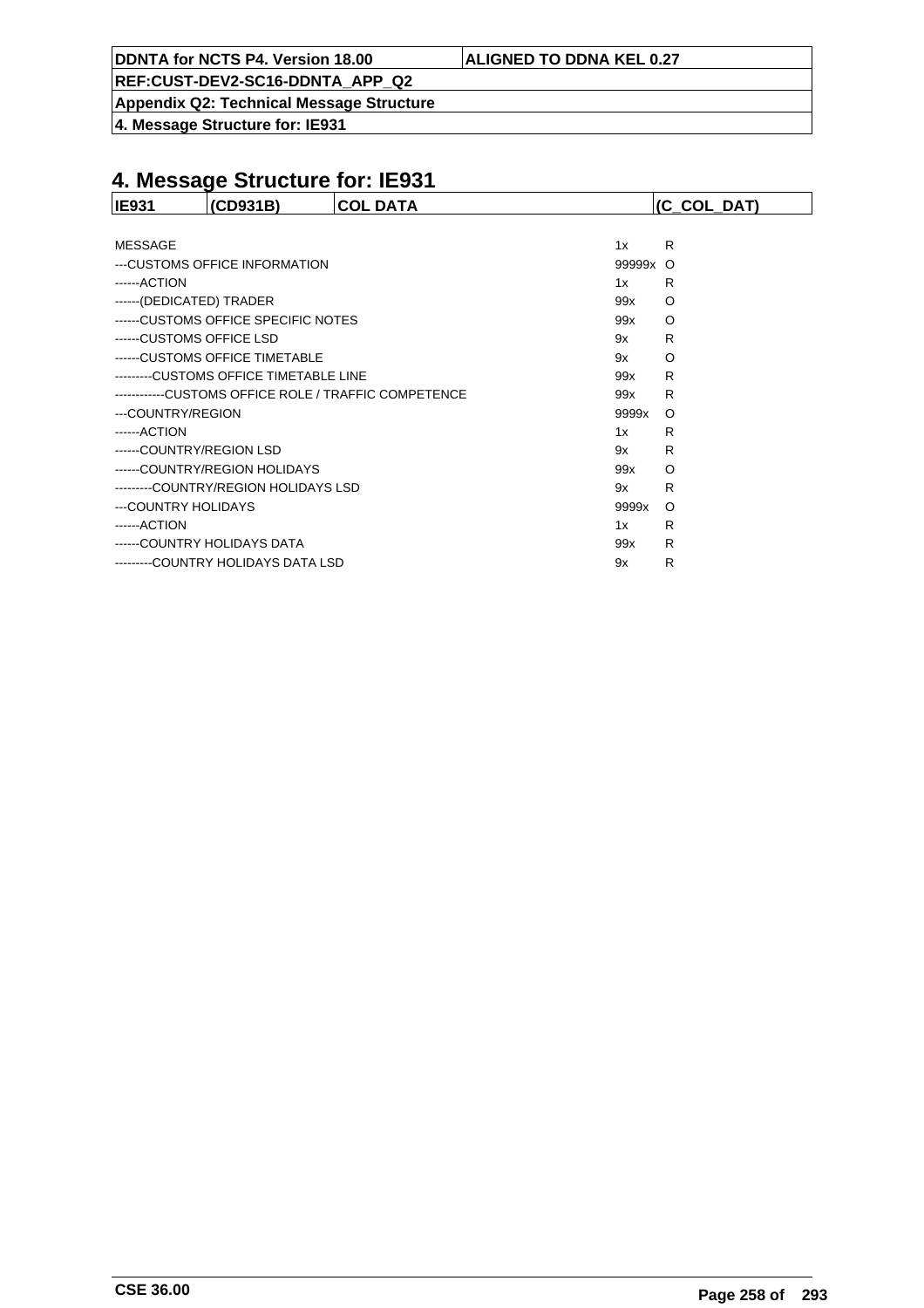# 4. Message Structure for: IE931

| IE931 | (CD931B) | COL DATA | (C_COL_DAT) |
|---|---|---|---|

| | | |
|---|---|---|
| MESSAGE | 1x | R |
| ---CUSTOMS OFFICE INFORMATION | 99999x | O |
| ------ACTION | 1x | R |
| ------(DEDICATED) TRADER | 99x | O |
| ------CUSTOMS OFFICE SPECIFIC NOTES | 99x | O |
| ------CUSTOMS OFFICE LSD | 9x | R |
| ------CUSTOMS OFFICE TIMETABLE | 9x | O |
| ---------CUSTOMS OFFICE TIMETABLE LINE | 99x | R |
| ------------CUSTOMS OFFICE ROLE / TRAFFIC COMPETENCE | 99x | R |
| ---COUNTRY/REGION | 9999x | O |
| ------ACTION | 1x | R |
| ------COUNTRY/REGION LSD | 9x | R |
| ------COUNTRY/REGION HOLIDAYS | 99x | O |
| ---------COUNTRY/REGION HOLIDAYS LSD | 9x | R |
| ---COUNTRY HOLIDAYS | 9999x | O |
| ------ACTION | 1x | R |
| ------COUNTRY HOLIDAYS DATA | 99x | R |
| ---------COUNTRY HOLIDAYS DATA LSD | 9x | R |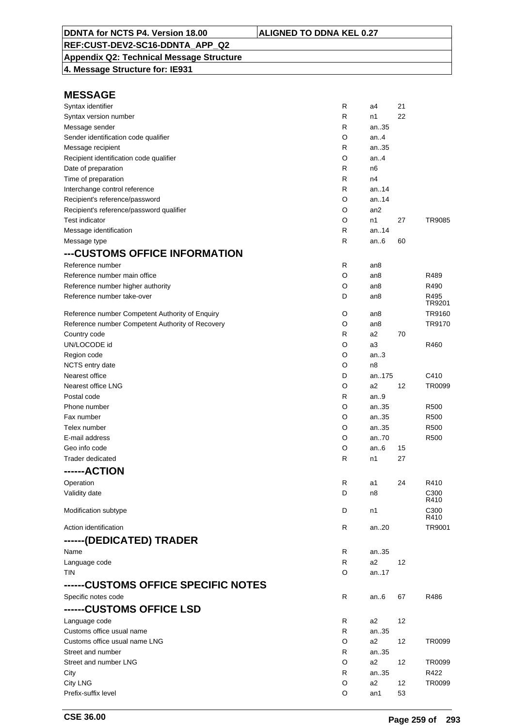**DDNTA for NCTS P4. Version 18.00** | **ALIGNED TO DDNA KEL 0.27**
**REF:CUST-DEV2-SC16-DDNTA_APP_Q2**
**Appendix Q2: Technical Message Structure**
**4. Message Structure for: IE931**

## MESSAGE

| | | | | |
|---|---|---|---|---|
| Syntax identifier | R | a4 | 21 | |
| Syntax version number | R | n1 | 22 | |
| Message sender | R | an..35 | | |
| Sender identification code qualifier | O | an..4 | | |
| Message recipient | R | an..35 | | |
| Recipient identification code qualifier | O | an..4 | | |
| Date of preparation | R | n6 | | |
| Time of preparation | R | n4 | | |
| Interchange control reference | R | an..14 | | |
| Recipient's reference/password | O | an..14 | | |
| Recipient's reference/password qualifier | O | an2 | | |
| Test indicator | O | n1 | 27 | TR9085 |
| Message identification | R | an..14 | | |
| Message type | R | an..6 | 60 | |

## ---CUSTOMS OFFICE INFORMATION

| | | | | |
|---|---|---|---|---|
| Reference number | R | an8 | | |
| Reference number main office | O | an8 | | R489 |
| Reference number higher authority | O | an8 | | R490 |
| Reference number take-over | D | an8 | | R495 TR9201 |
| Reference number Competent Authority of Enquiry | O | an8 | | TR9160 |
| Reference number Competent Authority of Recovery | O | an8 | | TR9170 |
| Country code | R | a2 | 70 | |
| UN/LOCODE id | O | a3 | | R460 |
| Region code | O | an..3 | | |
| NCTS entry date | O | n8 | | |
| Nearest office | D | an..175 | | C410 |
| Nearest office LNG | O | a2 | 12 | TR0099 |
| Postal code | R | an..9 | | |
| Phone number | O | an..35 | | R500 |
| Fax number | O | an..35 | | R500 |
| Telex number | O | an..35 | | R500 |
| E-mail address | O | an..70 | | R500 |
| Geo info code | O | an..6 | 15 | |
| Trader dedicated | R | n1 | 27 | |

## ------ACTION

| | | | | |
|---|---|---|---|---|
| Operation | R | a1 | 24 | R410 |
| Validity date | D | n8 | | C300 R410 |
| Modification subtype | D | n1 | | C300 R410 |
| Action identification | R | an..20 | | TR9001 |

## ------(DEDICATED) TRADER

| | | | | |
|---|---|---|---|---|
| Name | R | an..35 | | |
| Language code | R | a2 | 12 | |
| TIN | O | an..17 | | |

## ------CUSTOMS OFFICE SPECIFIC NOTES

| | | | | |
|---|---|---|---|---|
| Specific notes code | R | an..6 | 67 | R486 |

## ------CUSTOMS OFFICE LSD

| | | | | |
|---|---|---|---|---|
| Language code | R | a2 | 12 | |
| Customs office usual name | R | an..35 | | |
| Customs office usual name LNG | O | a2 | 12 | TR0099 |
| Street and number | R | an..35 | | |
| Street and number LNG | O | a2 | 12 | TR0099 |
| City | R | an..35 | | R422 |
| City LNG | O | a2 | 12 | TR0099 |
| Prefix-suffix level | O | an1 | 53 | |

**CSE 36.00**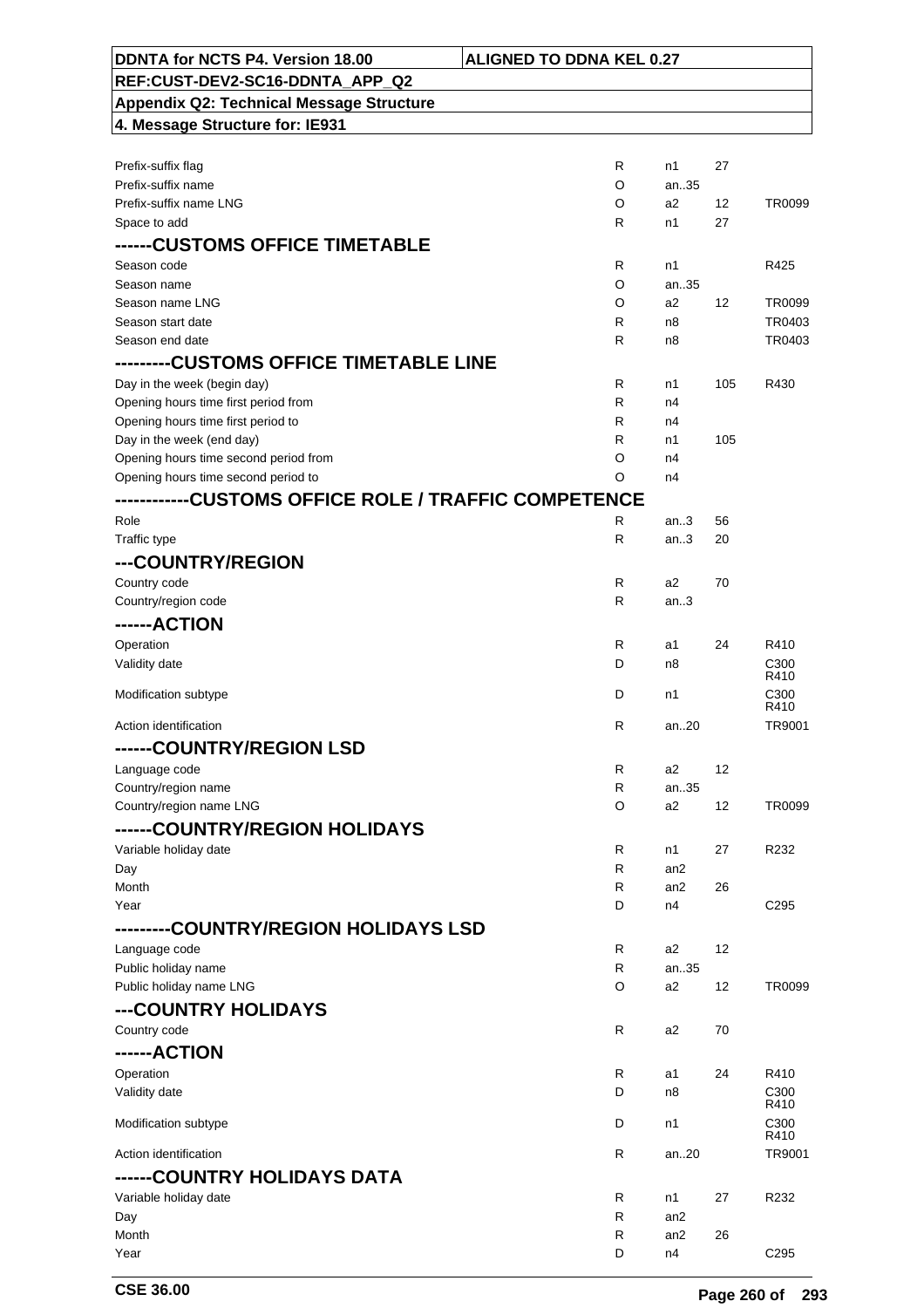| | | | | |
|---|---|---|---|---|
| Prefix-suffix flag | R | n1 | 27 | |
| Prefix-suffix name | O | an..35 | | |
| Prefix-suffix name LNG | O | a2 | 12 | TR0099 |
| Space to add | R | n1 | 27 | |
| **------CUSTOMS OFFICE TIMETABLE** | | | | |
| Season code | R | n1 | | R425 |
| Season name | O | an..35 | | |
| Season name LNG | O | a2 | 12 | TR0099 |
| Season start date | R | n8 | | TR0403 |
| Season end date | R | n8 | | TR0403 |
| **---------CUSTOMS OFFICE TIMETABLE LINE** | | | | |
| Day in the week (begin day) | R | n1 | 105 | R430 |
| Opening hours time first period from | R | n4 | | |
| Opening hours time first period to | R | n4 | | |
| Day in the week (end day) | R | n1 | 105 | |
| Opening hours time second period from | O | n4 | | |
| Opening hours time second period to | O | n4 | | |
| **------------CUSTOMS OFFICE ROLE / TRAFFIC COMPETENCE** | | | | |
| Role | R | an..3 | 56 | |
| Traffic type | R | an..3 | 20 | |
| **---COUNTRY/REGION** | | | | |
| Country code | R | a2 | 70 | |
| Country/region code | R | an..3 | | |
| **------ACTION** | | | | |
| Operation | R | a1 | 24 | R410 |
| Validity date | D | n8 | | C300 R410 |
| Modification subtype | D | n1 | | C300 R410 |
| Action identification | R | an..20 | | TR9001 |
| **------COUNTRY/REGION LSD** | | | | |
| Language code | R | a2 | 12 | |
| Country/region name | R | an..35 | | |
| Country/region name LNG | O | a2 | 12 | TR0099 |
| **------COUNTRY/REGION HOLIDAYS** | | | | |
| Variable holiday date | R | n1 | 27 | R232 |
| Day | R | an2 | | |
| Month | R | an2 | 26 | |
| Year | D | n4 | | C295 |
| **---------COUNTRY/REGION HOLIDAYS LSD** | | | | |
| Language code | R | a2 | 12 | |
| Public holiday name | R | an..35 | | |
| Public holiday name LNG | O | a2 | 12 | TR0099 |
| **---COUNTRY HOLIDAYS** | | | | |
| Country code | R | a2 | 70 | |
| **------ACTION** | | | | |
| Operation | R | a1 | 24 | R410 |
| Validity date | D | n8 | | C300 R410 |
| Modification subtype | D | n1 | | C300 R410 |
| Action identification | R | an..20 | | TR9001 |
| **------COUNTRY HOLIDAYS DATA** | | | | |
| Variable holiday date | R | n1 | 27 | R232 |
| Day | R | an2 | | |
| Month | R | an2 | 26 | |
| Year | D | n4 | | C295 |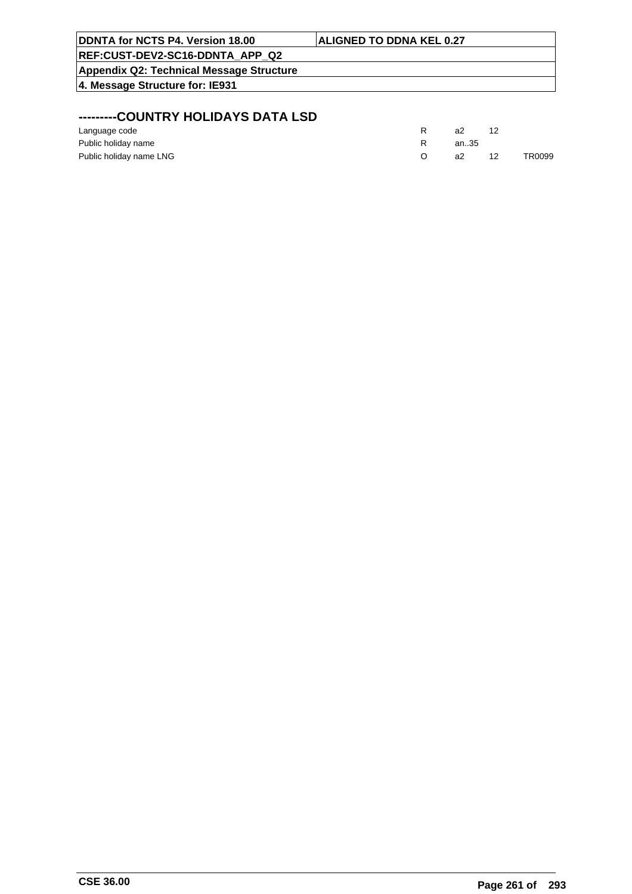## ---------COUNTRY HOLIDAYS DATA LSD

| | | | | |
|---|---|---|---|---|
| Language code | R | a2 | 12 | |
| Public holiday name | R | an..35 | | |
| Public holiday name LNG | O | a2 | 12 | TR0099 |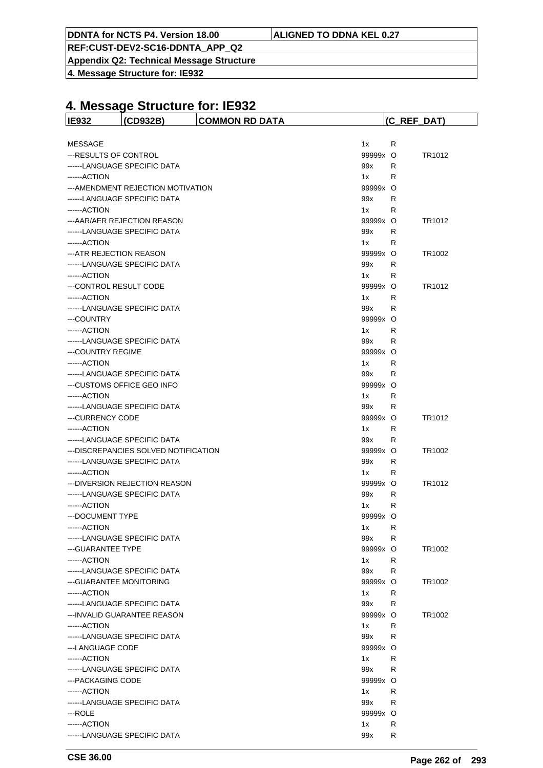# 4. Message Structure for: IE932

| IE932 | (CD932B) | COMMON RD DATA | (C_REF_DAT) |
|---|---|---|---|

| | | | |
|---|---|---|---|
| MESSAGE | 1x | R | |
| ---RESULTS OF CONTROL | 99999x | O | TR1012 |
| ------LANGUAGE SPECIFIC DATA | 99x | R | |
| ------ACTION | 1x | R | |
| ---AMENDMENT REJECTION MOTIVATION | 99999x | O | |
| ------LANGUAGE SPECIFIC DATA | 99x | R | |
| ------ACTION | 1x | R | |
| ---AAR/AER REJECTION REASON | 99999x | O | TR1012 |
| ------LANGUAGE SPECIFIC DATA | 99x | R | |
| ------ACTION | 1x | R | |
| ---ATR REJECTION REASON | 99999x | O | TR1002 |
| ------LANGUAGE SPECIFIC DATA | 99x | R | |
| ------ACTION | 1x | R | |
| ---CONTROL RESULT CODE | 99999x | O | TR1012 |
| ------ACTION | 1x | R | |
| ------LANGUAGE SPECIFIC DATA | 99x | R | |
| ---COUNTRY | 99999x | O | |
| ------ACTION | 1x | R | |
| ------LANGUAGE SPECIFIC DATA | 99x | R | |
| ---COUNTRY REGIME | 99999x | O | |
| ------ACTION | 1x | R | |
| ------LANGUAGE SPECIFIC DATA | 99x | R | |
| ---CUSTOMS OFFICE GEO INFO | 99999x | O | |
| ------ACTION | 1x | R | |
| ------LANGUAGE SPECIFIC DATA | 99x | R | |
| ---CURRENCY CODE | 99999x | O | TR1012 |
| ------ACTION | 1x | R | |
| ------LANGUAGE SPECIFIC DATA | 99x | R | |
| ---DISCREPANCIES SOLVED NOTIFICATION | 99999x | O | TR1002 |
| ------LANGUAGE SPECIFIC DATA | 99x | R | |
| ------ACTION | 1x | R | |
| ---DIVERSION REJECTION REASON | 99999x | O | TR1012 |
| ------LANGUAGE SPECIFIC DATA | 99x | R | |
| ------ACTION | 1x | R | |
| ---DOCUMENT TYPE | 99999x | O | |
| ------ACTION | 1x | R | |
| ------LANGUAGE SPECIFIC DATA | 99x | R | |
| ---GUARANTEE TYPE | 99999x | O | TR1002 |
| ------ACTION | 1x | R | |
| ------LANGUAGE SPECIFIC DATA | 99x | R | |
| ---GUARANTEE MONITORING | 99999x | O | TR1002 |
| ------ACTION | 1x | R | |
| ------LANGUAGE SPECIFIC DATA | 99x | R | |
| ---INVALID GUARANTEE REASON | 99999x | O | TR1002 |
| ------ACTION | 1x | R | |
| ------LANGUAGE SPECIFIC DATA | 99x | R | |
| ---LANGUAGE CODE | 99999x | O | |
| ------ACTION | 1x | R | |
| ------LANGUAGE SPECIFIC DATA | 99x | R | |
| ---PACKAGING CODE | 99999x | O | |
| ------ACTION | 1x | R | |
| ------LANGUAGE SPECIFIC DATA | 99x | R | |
| ---ROLE | 99999x | O | |
| ------ACTION | 1x | R | |
| ------LANGUAGE SPECIFIC DATA | 99x | R | |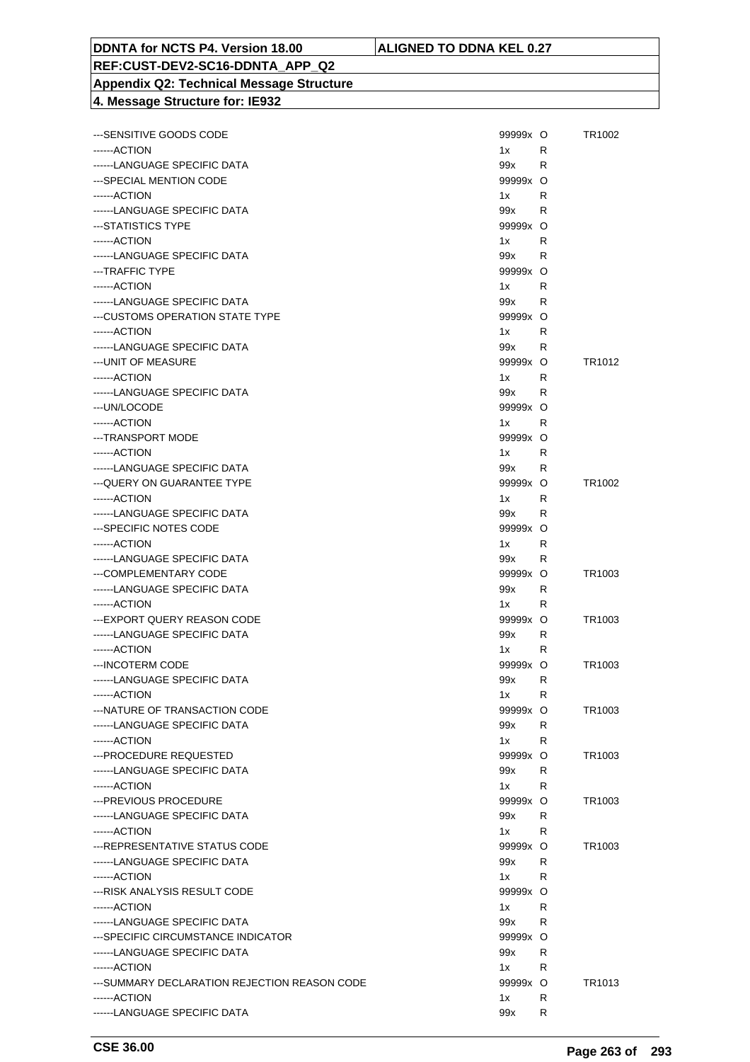| | | | |
|---|---|---|---|
| ---SENSITIVE GOODS CODE | 99999x | O | TR1002 |
| ------ACTION | 1x | R | |
| ------LANGUAGE SPECIFIC DATA | 99x | R | |
| ---SPECIAL MENTION CODE | 99999x | O | |
| ------ACTION | 1x | R | |
| ------LANGUAGE SPECIFIC DATA | 99x | R | |
| ---STATISTICS TYPE | 99999x | O | |
| ------ACTION | 1x | R | |
| ------LANGUAGE SPECIFIC DATA | 99x | R | |
| ---TRAFFIC TYPE | 99999x | O | |
| ------ACTION | 1x | R | |
| ------LANGUAGE SPECIFIC DATA | 99x | R | |
| ---CUSTOMS OPERATION STATE TYPE | 99999x | O | |
| ------ACTION | 1x | R | |
| ------LANGUAGE SPECIFIC DATA | 99x | R | |
| ---UNIT OF MEASURE | 99999x | O | TR1012 |
| ------ACTION | 1x | R | |
| ------LANGUAGE SPECIFIC DATA | 99x | R | |
| ---UN/LOCODE | 99999x | O | |
| ------ACTION | 1x | R | |
| ---TRANSPORT MODE | 99999x | O | |
| ------ACTION | 1x | R | |
| ------LANGUAGE SPECIFIC DATA | 99x | R | |
| ---QUERY ON GUARANTEE TYPE | 99999x | O | TR1002 |
| ------ACTION | 1x | R | |
| ------LANGUAGE SPECIFIC DATA | 99x | R | |
| ---SPECIFIC NOTES CODE | 99999x | O | |
| ------ACTION | 1x | R | |
| ------LANGUAGE SPECIFIC DATA | 99x | R | |
| ---COMPLEMENTARY CODE | 99999x | O | TR1003 |
| ------LANGUAGE SPECIFIC DATA | 99x | R | |
| ------ACTION | 1x | R | |
| ---EXPORT QUERY REASON CODE | 99999x | O | TR1003 |
| ------LANGUAGE SPECIFIC DATA | 99x | R | |
| ------ACTION | 1x | R | |
| ---INCOTERM CODE | 99999x | O | TR1003 |
| ------LANGUAGE SPECIFIC DATA | 99x | R | |
| ------ACTION | 1x | R | |
| ---NATURE OF TRANSACTION CODE | 99999x | O | TR1003 |
| ------LANGUAGE SPECIFIC DATA | 99x | R | |
| ------ACTION | 1x | R | |
| ---PROCEDURE REQUESTED | 99999x | O | TR1003 |
| ------LANGUAGE SPECIFIC DATA | 99x | R | |
| ------ACTION | 1x | R | |
| ---PREVIOUS PROCEDURE | 99999x | O | TR1003 |
| ------LANGUAGE SPECIFIC DATA | 99x | R | |
| ------ACTION | 1x | R | |
| ---REPRESENTATIVE STATUS CODE | 99999x | O | TR1003 |
| ------LANGUAGE SPECIFIC DATA | 99x | R | |
| ------ACTION | 1x | R | |
| ---RISK ANALYSIS RESULT CODE | 99999x | O | |
| ------ACTION | 1x | R | |
| ------LANGUAGE SPECIFIC DATA | 99x | R | |
| ---SPECIFIC CIRCUMSTANCE INDICATOR | 99999x | O | |
| ------LANGUAGE SPECIFIC DATA | 99x | R | |
| ------ACTION | 1x | R | |
| ---SUMMARY DECLARATION REJECTION REASON CODE | 99999x | O | TR1013 |
| ------ACTION | 1x | R | |
| ------LANGUAGE SPECIFIC DATA | 99x | R | |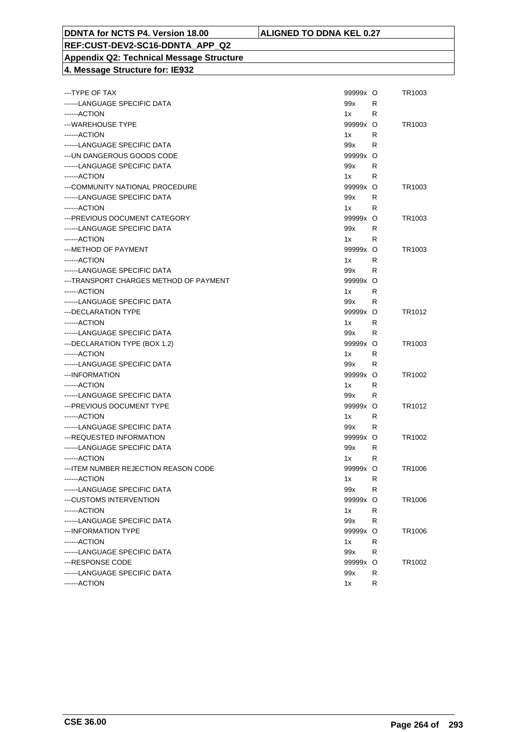| | | | |
|---|---|---|---|
| ---TYPE OF TAX | 99999x | O | TR1003 |
| ------LANGUAGE SPECIFIC DATA | 99x | R | |
| ------ACTION | 1x | R | |
| ---WAREHOUSE TYPE | 99999x | O | TR1003 |
| ------ACTION | 1x | R | |
| ------LANGUAGE SPECIFIC DATA | 99x | R | |
| ---UN DANGEROUS GOODS CODE | 99999x | O | |
| ------LANGUAGE SPECIFIC DATA | 99x | R | |
| ------ACTION | 1x | R | |
| ---COMMUNITY NATIONAL PROCEDURE | 99999x | O | TR1003 |
| ------LANGUAGE SPECIFIC DATA | 99x | R | |
| ------ACTION | 1x | R | |
| ---PREVIOUS DOCUMENT CATEGORY | 99999x | O | TR1003 |
| ------LANGUAGE SPECIFIC DATA | 99x | R | |
| ------ACTION | 1x | R | |
| ---METHOD OF PAYMENT | 99999x | O | TR1003 |
| ------ACTION | 1x | R | |
| ------LANGUAGE SPECIFIC DATA | 99x | R | |
| ---TRANSPORT CHARGES METHOD OF PAYMENT | 99999x | O | |
| ------ACTION | 1x | R | |
| ------LANGUAGE SPECIFIC DATA | 99x | R | |
| ---DECLARATION TYPE | 99999x | O | TR1012 |
| ------ACTION | 1x | R | |
| ------LANGUAGE SPECIFIC DATA | 99x | R | |
| ---DECLARATION TYPE (BOX 1.2) | 99999x | O | TR1003 |
| ------ACTION | 1x | R | |
| ------LANGUAGE SPECIFIC DATA | 99x | R | |
| ---INFORMATION | 99999x | O | TR1002 |
| ------ACTION | 1x | R | |
| ------LANGUAGE SPECIFIC DATA | 99x | R | |
| ---PREVIOUS DOCUMENT TYPE | 99999x | O | TR1012 |
| ------ACTION | 1x | R | |
| ------LANGUAGE SPECIFIC DATA | 99x | R | |
| ---REQUESTED INFORMATION | 99999x | O | TR1002 |
| ------LANGUAGE SPECIFIC DATA | 99x | R | |
| ------ACTION | 1x | R | |
| ---ITEM NUMBER REJECTION REASON CODE | 99999x | O | TR1006 |
| ------ACTION | 1x | R | |
| ------LANGUAGE SPECIFIC DATA | 99x | R | |
| ---CUSTOMS INTERVENTION | 99999x | O | TR1006 |
| ------ACTION | 1x | R | |
| ------LANGUAGE SPECIFIC DATA | 99x | R | |
| ---INFORMATION TYPE | 99999x | O | TR1006 |
| ------ACTION | 1x | R | |
| ------LANGUAGE SPECIFIC DATA | 99x | R | |
| ---RESPONSE CODE | 99999x | O | TR1002 |
| ------LANGUAGE SPECIFIC DATA | 99x | R | |
| ------ACTION | 1x | R | |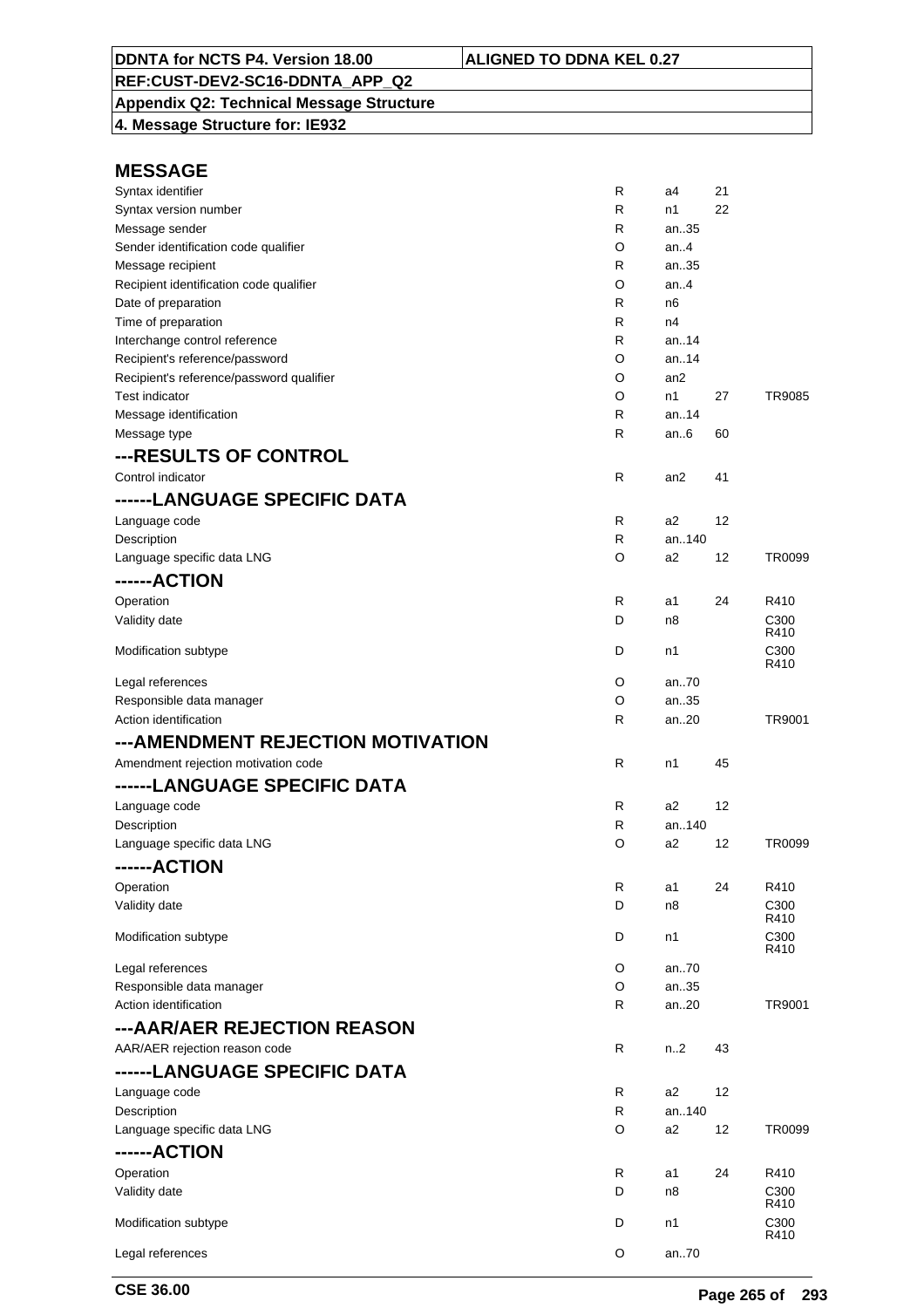DDNTA for NCTS P4. Version 18.00 | ALIGNED TO DDNA KEL 0.27

REF:CUST-DEV2-SC16-DDNTA_APP_Q2

Appendix Q2: Technical Message Structure

4. Message Structure for: IE932

## MESSAGE

| | | | | |
|---|---|---|---|---|
| Syntax identifier | R | a4 | 21 | |
| Syntax version number | R | n1 | 22 | |
| Message sender | R | an..35 | | |
| Sender identification code qualifier | O | an..4 | | |
| Message recipient | R | an..35 | | |
| Recipient identification code qualifier | O | an..4 | | |
| Date of preparation | R | n6 | | |
| Time of preparation | R | n4 | | |
| Interchange control reference | R | an..14 | | |
| Recipient's reference/password | O | an..14 | | |
| Recipient's reference/password qualifier | O | an2 | | |
| Test indicator | O | n1 | 27 | TR9085 |
| Message identification | R | an..14 | | |
| Message type | R | an..6 | 60 | |

## ---RESULTS OF CONTROL

| | | | | |
|---|---|---|---|---|
| Control indicator | R | an2 | 41 | |

## ------LANGUAGE SPECIFIC DATA

| | | | | |
|---|---|---|---|---|
| Language code | R | a2 | 12 | |
| Description | R | an..140 | | |
| Language specific data LNG | O | a2 | 12 | TR0099 |

## ------ACTION

| | | | | |
|---|---|---|---|---|
| Operation | R | a1 | 24 | R410 |
| Validity date | D | n8 | | C300 R410 |
| Modification subtype | D | n1 | | C300 R410 |
| Legal references | O | an..70 | | |
| Responsible data manager | O | an..35 | | |
| Action identification | R | an..20 | | TR9001 |

## ---AMENDMENT REJECTION MOTIVATION

| | | | | |
|---|---|---|---|---|
| Amendment rejection motivation code | R | n1 | 45 | |

## ------LANGUAGE SPECIFIC DATA

| | | | | |
|---|---|---|---|---|
| Language code | R | a2 | 12 | |
| Description | R | an..140 | | |
| Language specific data LNG | O | a2 | 12 | TR0099 |

## ------ACTION

| | | | | |
|---|---|---|---|---|
| Operation | R | a1 | 24 | R410 |
| Validity date | D | n8 | | C300 R410 |
| Modification subtype | D | n1 | | C300 R410 |
| Legal references | O | an..70 | | |
| Responsible data manager | O | an..35 | | |
| Action identification | R | an..20 | | TR9001 |

## ---AAR/AER REJECTION REASON

| | | | | |
|---|---|---|---|---|
| AAR/AER rejection reason code | R | n..2 | 43 | |

## ------LANGUAGE SPECIFIC DATA

| | | | | |
|---|---|---|---|---|
| Language code | R | a2 | 12 | |
| Description | R | an..140 | | |
| Language specific data LNG | O | a2 | 12 | TR0099 |

## ------ACTION

| | | | | |
|---|---|---|---|---|
| Operation | R | a1 | 24 | R410 |
| Validity date | D | n8 | | C300 R410 |
| Modification subtype | D | n1 | | C300 R410 |
| Legal references | O | an..70 | | |

CSE 36.00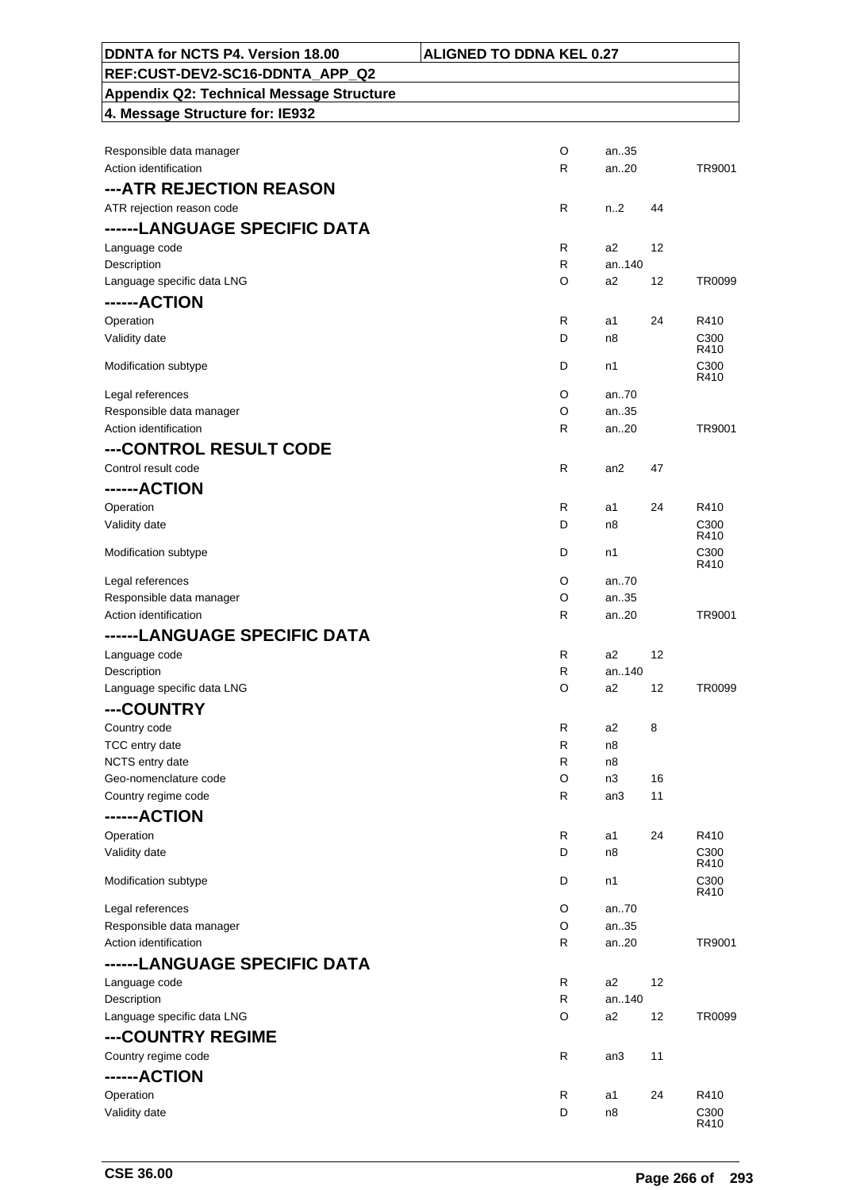| | | | | |
|---|---|---|---|---|
| Responsible data manager | O | an..35 | | |
| Action identification | R | an..20 | | TR9001 |
| **---ATR REJECTION REASON** | | | | |
| ATR rejection reason code | R | n..2 | 44 | |
| **------LANGUAGE SPECIFIC DATA** | | | | |
| Language code | R | a2 | 12 | |
| Description | R | an..140 | | |
| Language specific data LNG | O | a2 | 12 | TR0099 |
| **------ACTION** | | | | |
| Operation | R | a1 | 24 | R410 |
| Validity date | D | n8 | | C300 R410 |
| Modification subtype | D | n1 | | C300 R410 |
| Legal references | O | an..70 | | |
| Responsible data manager | O | an..35 | | |
| Action identification | R | an..20 | | TR9001 |
| **---CONTROL RESULT CODE** | | | | |
| Control result code | R | an2 | 47 | |
| **------ACTION** | | | | |
| Operation | R | a1 | 24 | R410 |
| Validity date | D | n8 | | C300 R410 |
| Modification subtype | D | n1 | | C300 R410 |
| Legal references | O | an..70 | | |
| Responsible data manager | O | an..35 | | |
| Action identification | R | an..20 | | TR9001 |
| **------LANGUAGE SPECIFIC DATA** | | | | |
| Language code | R | a2 | 12 | |
| Description | R | an..140 | | |
| Language specific data LNG | O | a2 | 12 | TR0099 |
| **---COUNTRY** | | | | |
| Country code | R | a2 | 8 | |
| TCC entry date | R | n8 | | |
| NCTS entry date | R | n8 | | |
| Geo-nomenclature code | O | n3 | 16 | |
| Country regime code | R | an3 | 11 | |
| **------ACTION** | | | | |
| Operation | R | a1 | 24 | R410 |
| Validity date | D | n8 | | C300 R410 |
| Modification subtype | D | n1 | | C300 R410 |
| Legal references | O | an..70 | | |
| Responsible data manager | O | an..35 | | |
| Action identification | R | an..20 | | TR9001 |
| **------LANGUAGE SPECIFIC DATA** | | | | |
| Language code | R | a2 | 12 | |
| Description | R | an..140 | | |
| Language specific data LNG | O | a2 | 12 | TR0099 |
| **---COUNTRY REGIME** | | | | |
| Country regime code | R | an3 | 11 | |
| **------ACTION** | | | | |
| Operation | R | a1 | 24 | R410 |
| Validity date | D | n8 | | C300 R410 |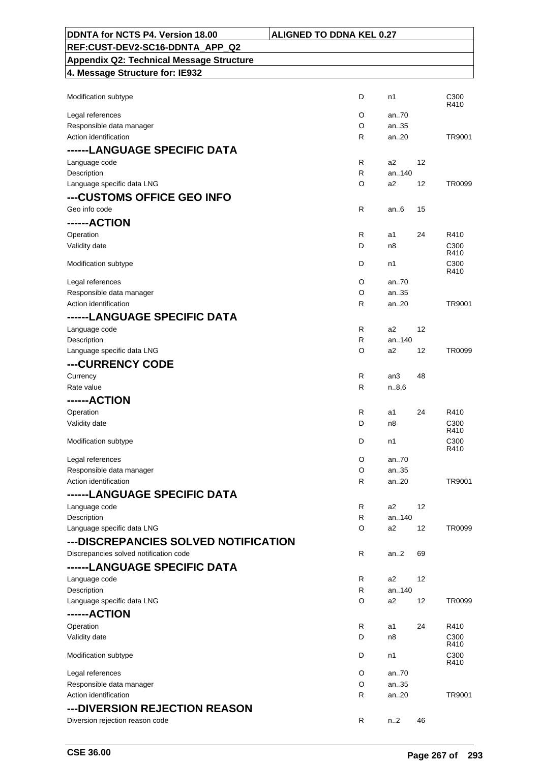| | | | | |
|---|---|---|---|---|
| Modification subtype | D | n1 | | C300 R410 |
| Legal references | O | an..70 | | |
| Responsible data manager | O | an..35 | | |
| Action identification | R | an..20 | | TR9001 |
| **------LANGUAGE SPECIFIC DATA** | | | | |
| Language code | R | a2 | 12 | |
| Description | R | an..140 | | |
| Language specific data LNG | O | a2 | 12 | TR0099 |
| **---CUSTOMS OFFICE GEO INFO** | | | | |
| Geo info code | R | an..6 | 15 | |
| **------ACTION** | | | | |
| Operation | R | a1 | 24 | R410 |
| Validity date | D | n8 | | C300 R410 |
| Modification subtype | D | n1 | | C300 R410 |
| Legal references | O | an..70 | | |
| Responsible data manager | O | an..35 | | |
| Action identification | R | an..20 | | TR9001 |
| **------LANGUAGE SPECIFIC DATA** | | | | |
| Language code | R | a2 | 12 | |
| Description | R | an..140 | | |
| Language specific data LNG | O | a2 | 12 | TR0099 |
| **---CURRENCY CODE** | | | | |
| Currency | R | an3 | 48 | |
| Rate value | R | n..8,6 | | |
| **------ACTION** | | | | |
| Operation | R | a1 | 24 | R410 |
| Validity date | D | n8 | | C300 R410 |
| Modification subtype | D | n1 | | C300 R410 |
| Legal references | O | an..70 | | |
| Responsible data manager | O | an..35 | | |
| Action identification | R | an..20 | | TR9001 |
| **------LANGUAGE SPECIFIC DATA** | | | | |
| Language code | R | a2 | 12 | |
| Description | R | an..140 | | |
| Language specific data LNG | O | a2 | 12 | TR0099 |
| **---DISCREPANCIES SOLVED NOTIFICATION** | | | | |
| Discrepancies solved notification code | R | an..2 | 69 | |
| **------LANGUAGE SPECIFIC DATA** | | | | |
| Language code | R | a2 | 12 | |
| Description | R | an..140 | | |
| Language specific data LNG | O | a2 | 12 | TR0099 |
| **------ACTION** | | | | |
| Operation | R | a1 | 24 | R410 |
| Validity date | D | n8 | | C300 R410 |
| Modification subtype | D | n1 | | C300 R410 |
| Legal references | O | an..70 | | |
| Responsible data manager | O | an..35 | | |
| Action identification | R | an..20 | | TR9001 |
| **---DIVERSION REJECTION REASON** | | | | |
| Diversion rejection reason code | R | n..2 | 46 | |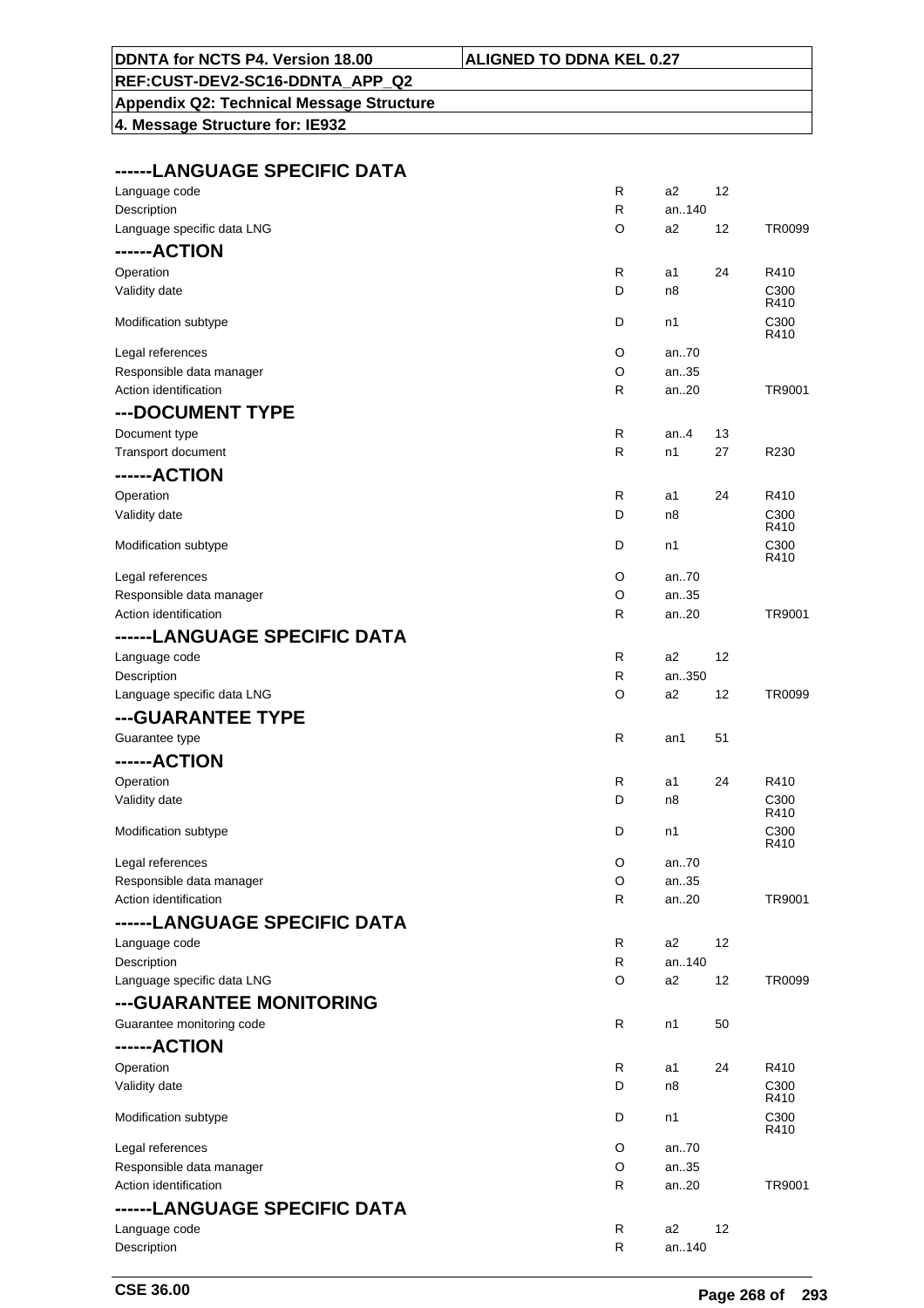DDNTA for NCTS P4. Version 18.00 | ALIGNED TO DDNA KEL 0.27

REF:CUST-DEV2-SC16-DDNTA_APP_Q2

Appendix Q2: Technical Message Structure

4. Message Structure for: IE932

### ------LANGUAGE SPECIFIC DATA

| | | | | |
|---|---|---|---|---|
| Language code | R | a2 | 12 | |
| Description | R | an..140 | | |
| Language specific data LNG | O | a2 | 12 | TR0099 |

### ------ACTION

| | | | | |
|---|---|---|---|---|
| Operation | R | a1 | 24 | R410 |
| Validity date | D | n8 | | C300 R410 |
| Modification subtype | D | n1 | | C300 R410 |
| Legal references | O | an..70 | | |
| Responsible data manager | O | an..35 | | |
| Action identification | R | an..20 | | TR9001 |

### ---DOCUMENT TYPE

| | | | | |
|---|---|---|---|---|
| Document type | R | an..4 | 13 | |
| Transport document | R | n1 | 27 | R230 |

### ------ACTION

| | | | | |
|---|---|---|---|---|
| Operation | R | a1 | 24 | R410 |
| Validity date | D | n8 | | C300 R410 |
| Modification subtype | D | n1 | | C300 R410 |
| Legal references | O | an..70 | | |
| Responsible data manager | O | an..35 | | |
| Action identification | R | an..20 | | TR9001 |

### ------LANGUAGE SPECIFIC DATA

| | | | | |
|---|---|---|---|---|
| Language code | R | a2 | 12 | |
| Description | R | an..350 | | |
| Language specific data LNG | O | a2 | 12 | TR0099 |

### ---GUARANTEE TYPE

| | | | | |
|---|---|---|---|---|
| Guarantee type | R | an1 | 51 | |

### ------ACTION

| | | | | |
|---|---|---|---|---|
| Operation | R | a1 | 24 | R410 |
| Validity date | D | n8 | | C300 R410 |
| Modification subtype | D | n1 | | C300 R410 |
| Legal references | O | an..70 | | |
| Responsible data manager | O | an..35 | | |
| Action identification | R | an..20 | | TR9001 |

### ------LANGUAGE SPECIFIC DATA

| | | | | |
|---|---|---|---|---|
| Language code | R | a2 | 12 | |
| Description | R | an..140 | | |
| Language specific data LNG | O | a2 | 12 | TR0099 |

### ---GUARANTEE MONITORING

| | | | | |
|---|---|---|---|---|
| Guarantee monitoring code | R | n1 | 50 | |

### ------ACTION

| | | | | |
|---|---|---|---|---|
| Operation | R | a1 | 24 | R410 |
| Validity date | D | n8 | | C300 R410 |
| Modification subtype | D | n1 | | C300 R410 |
| Legal references | O | an..70 | | |
| Responsible data manager | O | an..35 | | |
| Action identification | R | an..20 | | TR9001 |

### ------LANGUAGE SPECIFIC DATA

| | | | | |
|---|---|---|---|---|
| Language code | R | a2 | 12 | |
| Description | R | an..140 | | |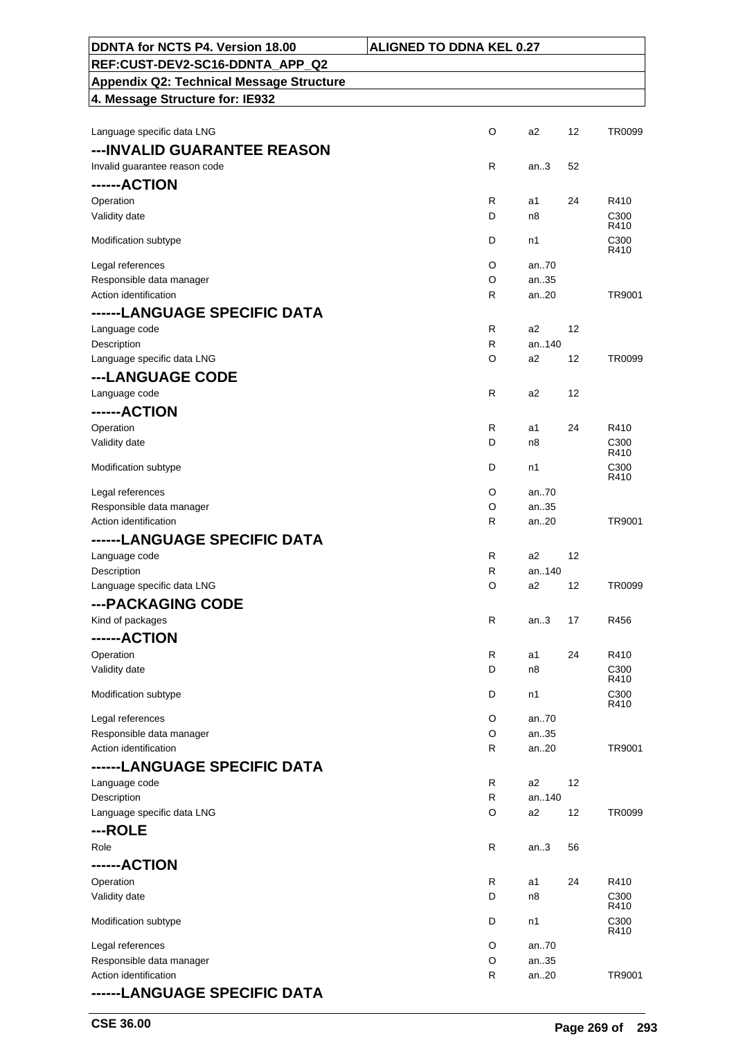| | | | | |
|---|---|---|---|---|
| Language specific data LNG | O | a2 | 12 | TR0099 |
| **---INVALID GUARANTEE REASON** | | | | |
| Invalid guarantee reason code | R | an..3 | 52 | |
| **------ACTION** | | | | |
| Operation | R | a1 | 24 | R410 |
| Validity date | D | n8 | | C300 R410 |
| Modification subtype | D | n1 | | C300 R410 |
| Legal references | O | an..70 | | |
| Responsible data manager | O | an..35 | | |
| Action identification | R | an..20 | | TR9001 |
| **------LANGUAGE SPECIFIC DATA** | | | | |
| Language code | R | a2 | 12 | |
| Description | R | an..140 | | |
| Language specific data LNG | O | a2 | 12 | TR0099 |
| **---LANGUAGE CODE** | | | | |
| Language code | R | a2 | 12 | |
| **------ACTION** | | | | |
| Operation | R | a1 | 24 | R410 |
| Validity date | D | n8 | | C300 R410 |
| Modification subtype | D | n1 | | C300 R410 |
| Legal references | O | an..70 | | |
| Responsible data manager | O | an..35 | | |
| Action identification | R | an..20 | | TR9001 |
| **------LANGUAGE SPECIFIC DATA** | | | | |
| Language code | R | a2 | 12 | |
| Description | R | an..140 | | |
| Language specific data LNG | O | a2 | 12 | TR0099 |
| **---PACKAGING CODE** | | | | |
| Kind of packages | R | an..3 | 17 | R456 |
| **------ACTION** | | | | |
| Operation | R | a1 | 24 | R410 |
| Validity date | D | n8 | | C300 R410 |
| Modification subtype | D | n1 | | C300 R410 |
| Legal references | O | an..70 | | |
| Responsible data manager | O | an..35 | | |
| Action identification | R | an..20 | | TR9001 |
| **------LANGUAGE SPECIFIC DATA** | | | | |
| Language code | R | a2 | 12 | |
| Description | R | an..140 | | |
| Language specific data LNG | O | a2 | 12 | TR0099 |
| **---ROLE** | | | | |
| Role | R | an..3 | 56 | |
| **------ACTION** | | | | |
| Operation | R | a1 | 24 | R410 |
| Validity date | D | n8 | | C300 R410 |
| Modification subtype | D | n1 | | C300 R410 |
| Legal references | O | an..70 | | |
| Responsible data manager | O | an..35 | | |
| Action identification | R | an..20 | | TR9001 |
| **------LANGUAGE SPECIFIC DATA** | | | | |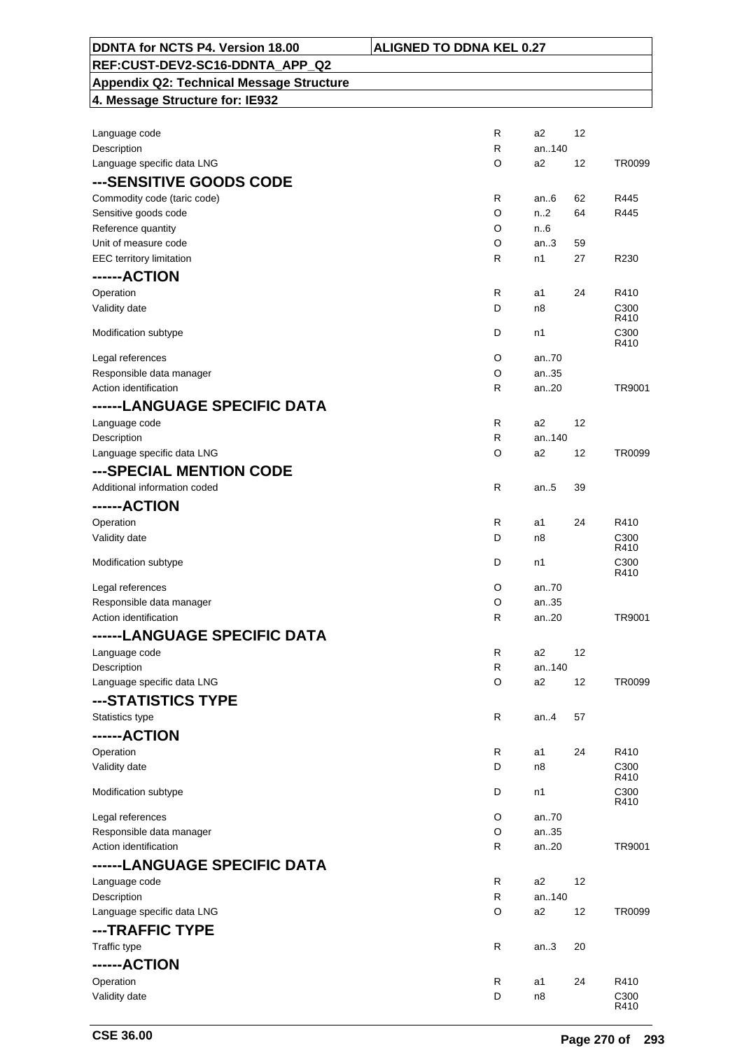| | | | | |
|---|---|---|---|---|
| Language code | R | a2 | 12 | |
| Description | R | an..140 | | |
| Language specific data LNG | O | a2 | 12 | TR0099 |
| **---SENSITIVE GOODS CODE** | | | | |
| Commodity code (taric code) | R | an..6 | 62 | R445 |
| Sensitive goods code | O | n..2 | 64 | R445 |
| Reference quantity | O | n..6 | | |
| Unit of measure code | O | an..3 | 59 | |
| EEC territory limitation | R | n1 | 27 | R230 |
| **------ACTION** | | | | |
| Operation | R | a1 | 24 | R410 |
| Validity date | D | n8 | | C300 R410 |
| Modification subtype | D | n1 | | C300 R410 |
| Legal references | O | an..70 | | |
| Responsible data manager | O | an..35 | | |
| Action identification | R | an..20 | | TR9001 |
| **------LANGUAGE SPECIFIC DATA** | | | | |
| Language code | R | a2 | 12 | |
| Description | R | an..140 | | |
| Language specific data LNG | O | a2 | 12 | TR0099 |
| **---SPECIAL MENTION CODE** | | | | |
| Additional information coded | R | an..5 | 39 | |
| **------ACTION** | | | | |
| Operation | R | a1 | 24 | R410 |
| Validity date | D | n8 | | C300 R410 |
| Modification subtype | D | n1 | | C300 R410 |
| Legal references | O | an..70 | | |
| Responsible data manager | O | an..35 | | |
| Action identification | R | an..20 | | TR9001 |
| **------LANGUAGE SPECIFIC DATA** | | | | |
| Language code | R | a2 | 12 | |
| Description | R | an..140 | | |
| Language specific data LNG | O | a2 | 12 | TR0099 |
| **---STATISTICS TYPE** | | | | |
| Statistics type | R | an..4 | 57 | |
| **------ACTION** | | | | |
| Operation | R | a1 | 24 | R410 |
| Validity date | D | n8 | | C300 R410 |
| Modification subtype | D | n1 | | C300 R410 |
| Legal references | O | an..70 | | |
| Responsible data manager | O | an..35 | | |
| Action identification | R | an..20 | | TR9001 |
| **------LANGUAGE SPECIFIC DATA** | | | | |
| Language code | R | a2 | 12 | |
| Description | R | an..140 | | |
| Language specific data LNG | O | a2 | 12 | TR0099 |
| **---TRAFFIC TYPE** | | | | |
| Traffic type | R | an..3 | 20 | |
| **------ACTION** | | | | |
| Operation | R | a1 | 24 | R410 |
| Validity date | D | n8 | | C300 R410 |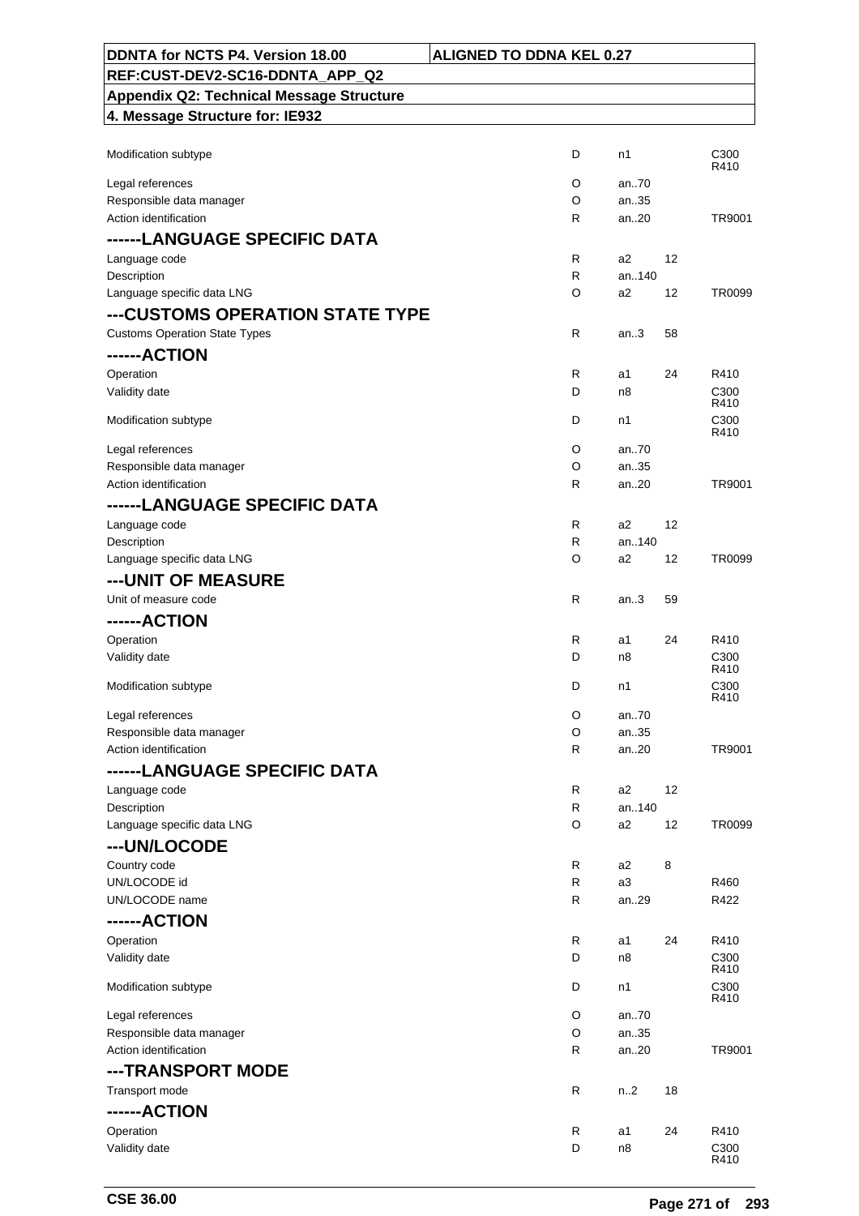| | | | | |
|---|---|---|---|---|
| Modification subtype | D | n1 | | C300 R410 |
| Legal references | O | an..70 | | |
| Responsible data manager | O | an..35 | | |
| Action identification | R | an..20 | | TR9001 |
| **------LANGUAGE SPECIFIC DATA** | | | | |
| Language code | R | a2 | 12 | |
| Description | R | an..140 | | |
| Language specific data LNG | O | a2 | 12 | TR0099 |
| **---CUSTOMS OPERATION STATE TYPE** | | | | |
| Customs Operation State Types | R | an..3 | 58 | |
| **------ACTION** | | | | |
| Operation | R | a1 | 24 | R410 |
| Validity date | D | n8 | | C300 R410 |
| Modification subtype | D | n1 | | C300 R410 |
| Legal references | O | an..70 | | |
| Responsible data manager | O | an..35 | | |
| Action identification | R | an..20 | | TR9001 |
| **------LANGUAGE SPECIFIC DATA** | | | | |
| Language code | R | a2 | 12 | |
| Description | R | an..140 | | |
| Language specific data LNG | O | a2 | 12 | TR0099 |
| **---UNIT OF MEASURE** | | | | |
| Unit of measure code | R | an..3 | 59 | |
| **------ACTION** | | | | |
| Operation | R | a1 | 24 | R410 |
| Validity date | D | n8 | | C300 R410 |
| Modification subtype | D | n1 | | C300 R410 |
| Legal references | O | an..70 | | |
| Responsible data manager | O | an..35 | | |
| Action identification | R | an..20 | | TR9001 |
| **------LANGUAGE SPECIFIC DATA** | | | | |
| Language code | R | a2 | 12 | |
| Description | R | an..140 | | |
| Language specific data LNG | O | a2 | 12 | TR0099 |
| **---UN/LOCODE** | | | | |
| Country code | R | a2 | 8 | |
| UN/LOCODE id | R | a3 | | R460 |
| UN/LOCODE name | R | an..29 | | R422 |
| **------ACTION** | | | | |
| Operation | R | a1 | 24 | R410 |
| Validity date | D | n8 | | C300 R410 |
| Modification subtype | D | n1 | | C300 R410 |
| Legal references | O | an..70 | | |
| Responsible data manager | O | an..35 | | |
| Action identification | R | an..20 | | TR9001 |
| **---TRANSPORT MODE** | | | | |
| Transport mode | R | n..2 | 18 | |
| **------ACTION** | | | | |
| Operation | R | a1 | 24 | R410 |
| Validity date | D | n8 | | C300 R410 |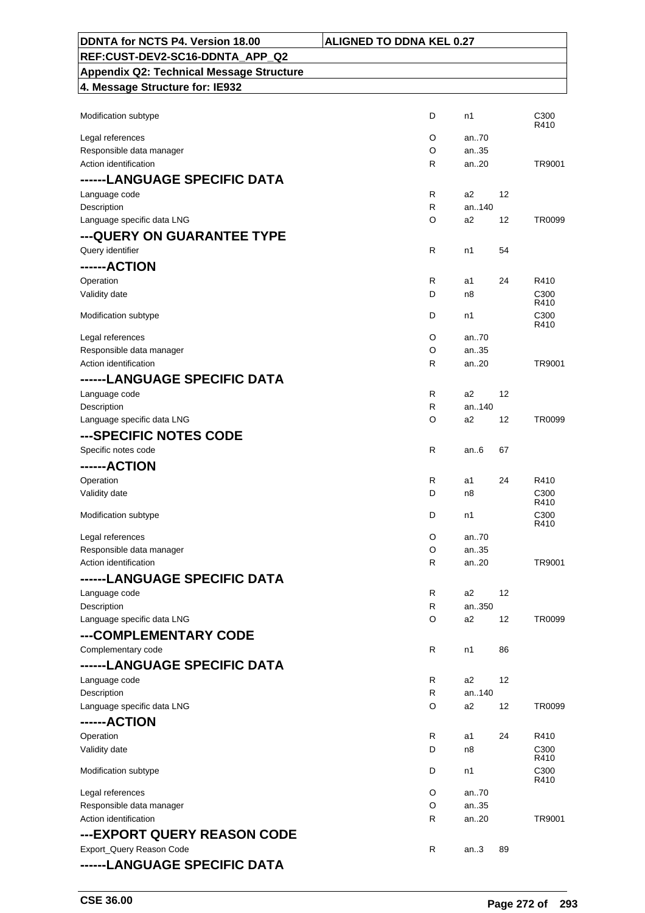| DDNTA for NCTS P4. Version 18.00 | ALIGNED TO DDNA KEL 0.27 |
|---|---|
| REF:CUST-DEV2-SC16-DDNTA_APP_Q2 | |
| Appendix Q2: Technical Message Structure | |
| 4. Message Structure for: IE932 | |

| | | | | |
|---|---|---|---|---|
| Modification subtype | D | n1 | | C300 R410 |
| Legal references | O | an..70 | | |
| Responsible data manager | O | an..35 | | |
| Action identification | R | an..20 | | TR9001 |
| **------LANGUAGE SPECIFIC DATA** | | | | |
| Language code | R | a2 | 12 | |
| Description | R | an..140 | | |
| Language specific data LNG | O | a2 | 12 | TR0099 |
| **---QUERY ON GUARANTEE TYPE** | | | | |
| Query identifier | R | n1 | 54 | |
| **------ACTION** | | | | |
| Operation | R | a1 | 24 | R410 |
| Validity date | D | n8 | | C300 R410 |
| Modification subtype | D | n1 | | C300 R410 |
| Legal references | O | an..70 | | |
| Responsible data manager | O | an..35 | | |
| Action identification | R | an..20 | | TR9001 |
| **------LANGUAGE SPECIFIC DATA** | | | | |
| Language code | R | a2 | 12 | |
| Description | R | an..140 | | |
| Language specific data LNG | O | a2 | 12 | TR0099 |
| **---SPECIFIC NOTES CODE** | | | | |
| Specific notes code | R | an..6 | 67 | |
| **------ACTION** | | | | |
| Operation | R | a1 | 24 | R410 |
| Validity date | D | n8 | | C300 R410 |
| Modification subtype | D | n1 | | C300 R410 |
| Legal references | O | an..70 | | |
| Responsible data manager | O | an..35 | | |
| Action identification | R | an..20 | | TR9001 |
| **------LANGUAGE SPECIFIC DATA** | | | | |
| Language code | R | a2 | 12 | |
| Description | R | an..350 | | |
| Language specific data LNG | O | a2 | 12 | TR0099 |
| **---COMPLEMENTARY CODE** | | | | |
| Complementary code | R | n1 | 86 | |
| **------LANGUAGE SPECIFIC DATA** | | | | |
| Language code | R | a2 | 12 | |
| Description | R | an..140 | | |
| Language specific data LNG | O | a2 | 12 | TR0099 |
| **------ACTION** | | | | |
| Operation | R | a1 | 24 | R410 |
| Validity date | D | n8 | | C300 R410 |
| Modification subtype | D | n1 | | C300 R410 |
| Legal references | O | an..70 | | |
| Responsible data manager | O | an..35 | | |
| Action identification | R | an..20 | | TR9001 |
| **---EXPORT QUERY REASON CODE** | | | | |
| Export_Query Reason Code | R | an..3 | 89 | |
| **------LANGUAGE SPECIFIC DATA** | | | | |

CSE 36.00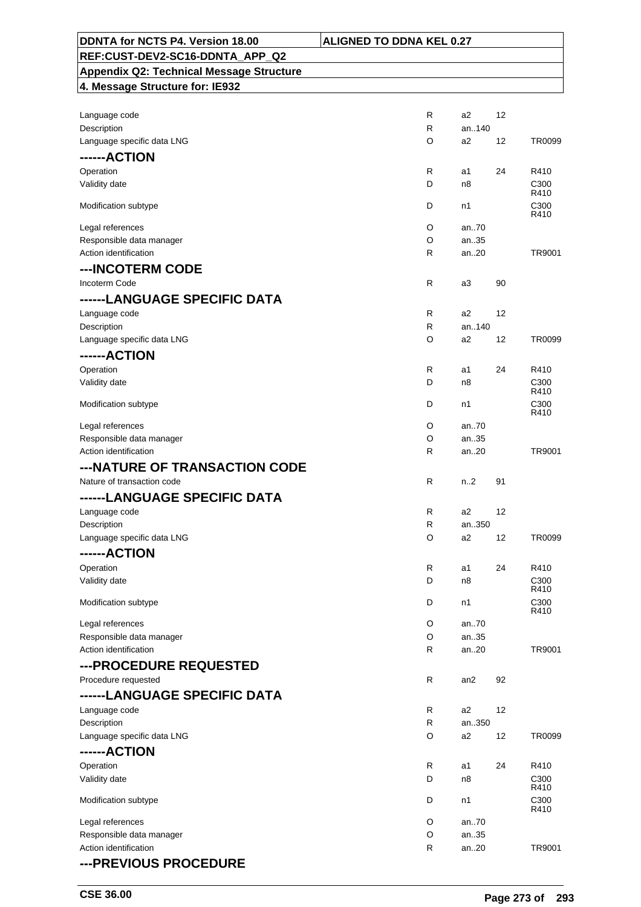| | | | | |
|---|---|---|---|---|
| Language code | R | a2 | 12 | |
| Description | R | an..140 | | |
| Language specific data LNG | O | a2 | 12 | TR0099 |
| **------ACTION** | | | | |
| Operation | R | a1 | 24 | R410 |
| Validity date | D | n8 | | C300 R410 |
| Modification subtype | D | n1 | | C300 R410 |
| Legal references | O | an..70 | | |
| Responsible data manager | O | an..35 | | |
| Action identification | R | an..20 | | TR9001 |
| **---INCOTERM CODE** | | | | |
| Incoterm Code | R | a3 | 90 | |
| **------LANGUAGE SPECIFIC DATA** | | | | |
| Language code | R | a2 | 12 | |
| Description | R | an..140 | | |
| Language specific data LNG | O | a2 | 12 | TR0099 |
| **------ACTION** | | | | |
| Operation | R | a1 | 24 | R410 |
| Validity date | D | n8 | | C300 R410 |
| Modification subtype | D | n1 | | C300 R410 |
| Legal references | O | an..70 | | |
| Responsible data manager | O | an..35 | | |
| Action identification | R | an..20 | | TR9001 |
| **---NATURE OF TRANSACTION CODE** | | | | |
| Nature of transaction code | R | n..2 | 91 | |
| **------LANGUAGE SPECIFIC DATA** | | | | |
| Language code | R | a2 | 12 | |
| Description | R | an..350 | | |
| Language specific data LNG | O | a2 | 12 | TR0099 |
| **------ACTION** | | | | |
| Operation | R | a1 | 24 | R410 |
| Validity date | D | n8 | | C300 R410 |
| Modification subtype | D | n1 | | C300 R410 |
| Legal references | O | an..70 | | |
| Responsible data manager | O | an..35 | | |
| Action identification | R | an..20 | | TR9001 |
| **---PROCEDURE REQUESTED** | | | | |
| Procedure requested | R | an2 | 92 | |
| **------LANGUAGE SPECIFIC DATA** | | | | |
| Language code | R | a2 | 12 | |
| Description | R | an..350 | | |
| Language specific data LNG | O | a2 | 12 | TR0099 |
| **------ACTION** | | | | |
| Operation | R | a1 | 24 | R410 |
| Validity date | D | n8 | | C300 R410 |
| Modification subtype | D | n1 | | C300 R410 |
| Legal references | O | an..70 | | |
| Responsible data manager | O | an..35 | | |
| Action identification | R | an..20 | | TR9001 |
| **---PREVIOUS PROCEDURE** | | | | |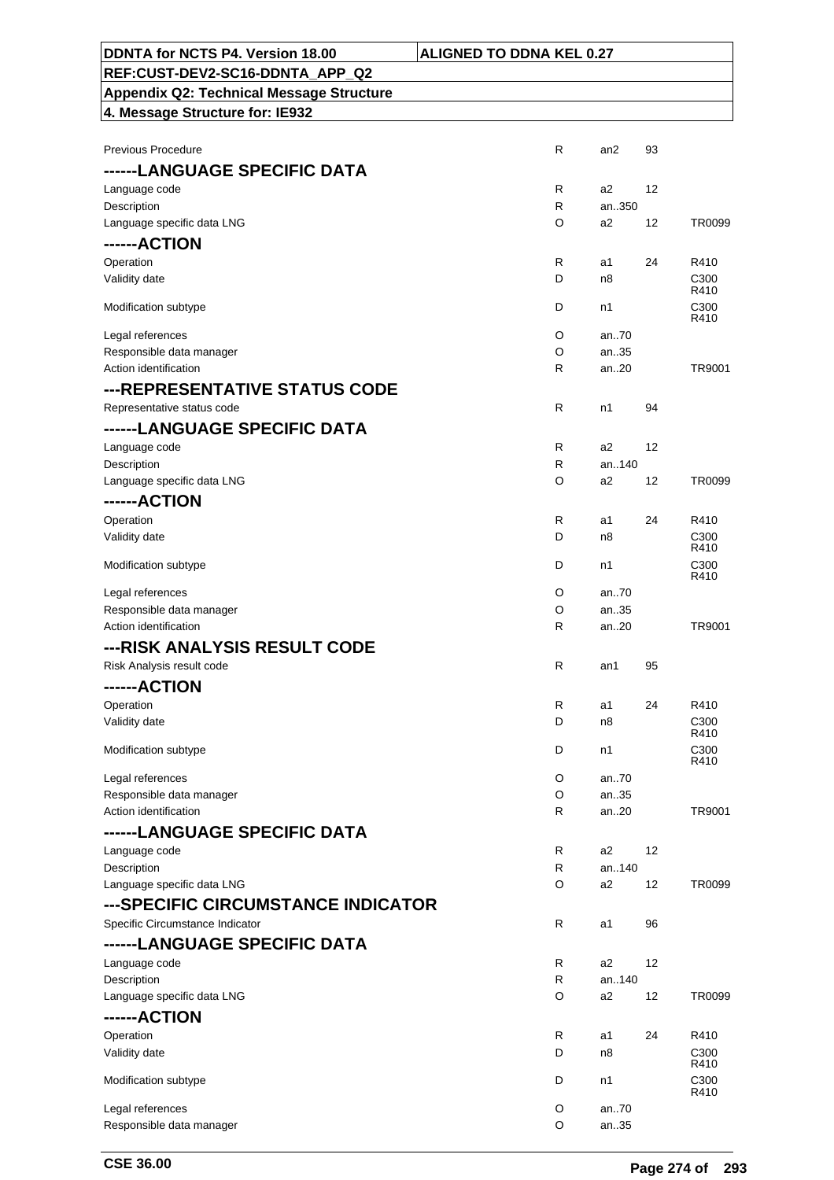| | | | | |
|---|---|---|---|---|
| Previous Procedure | R | an2 | 93 | |
| **------LANGUAGE SPECIFIC DATA** | | | | |
| Language code | R | a2 | 12 | |
| Description | R | an..350 | | |
| Language specific data LNG | O | a2 | 12 | TR0099 |
| **------ACTION** | | | | |
| Operation | R | a1 | 24 | R410 |
| Validity date | D | n8 | | C300 R410 |
| Modification subtype | D | n1 | | C300 R410 |
| Legal references | O | an..70 | | |
| Responsible data manager | O | an..35 | | |
| Action identification | R | an..20 | | TR9001 |
| **---REPRESENTATIVE STATUS CODE** | | | | |
| Representative status code | R | n1 | 94 | |
| **------LANGUAGE SPECIFIC DATA** | | | | |
| Language code | R | a2 | 12 | |
| Description | R | an..140 | | |
| Language specific data LNG | O | a2 | 12 | TR0099 |
| **------ACTION** | | | | |
| Operation | R | a1 | 24 | R410 |
| Validity date | D | n8 | | C300 R410 |
| Modification subtype | D | n1 | | C300 R410 |
| Legal references | O | an..70 | | |
| Responsible data manager | O | an..35 | | |
| Action identification | R | an..20 | | TR9001 |
| **---RISK ANALYSIS RESULT CODE** | | | | |
| Risk Analysis result code | R | an1 | 95 | |
| **------ACTION** | | | | |
| Operation | R | a1 | 24 | R410 |
| Validity date | D | n8 | | C300 R410 |
| Modification subtype | D | n1 | | C300 R410 |
| Legal references | O | an..70 | | |
| Responsible data manager | O | an..35 | | |
| Action identification | R | an..20 | | TR9001 |
| **------LANGUAGE SPECIFIC DATA** | | | | |
| Language code | R | a2 | 12 | |
| Description | R | an..140 | | |
| Language specific data LNG | O | a2 | 12 | TR0099 |
| **---SPECIFIC CIRCUMSTANCE INDICATOR** | | | | |
| Specific Circumstance Indicator | R | a1 | 96 | |
| **------LANGUAGE SPECIFIC DATA** | | | | |
| Language code | R | a2 | 12 | |
| Description | R | an..140 | | |
| Language specific data LNG | O | a2 | 12 | TR0099 |
| **------ACTION** | | | | |
| Operation | R | a1 | 24 | R410 |
| Validity date | D | n8 | | C300 R410 |
| Modification subtype | D | n1 | | C300 R410 |
| Legal references | O | an..70 | | |
| Responsible data manager | O | an..35 | | |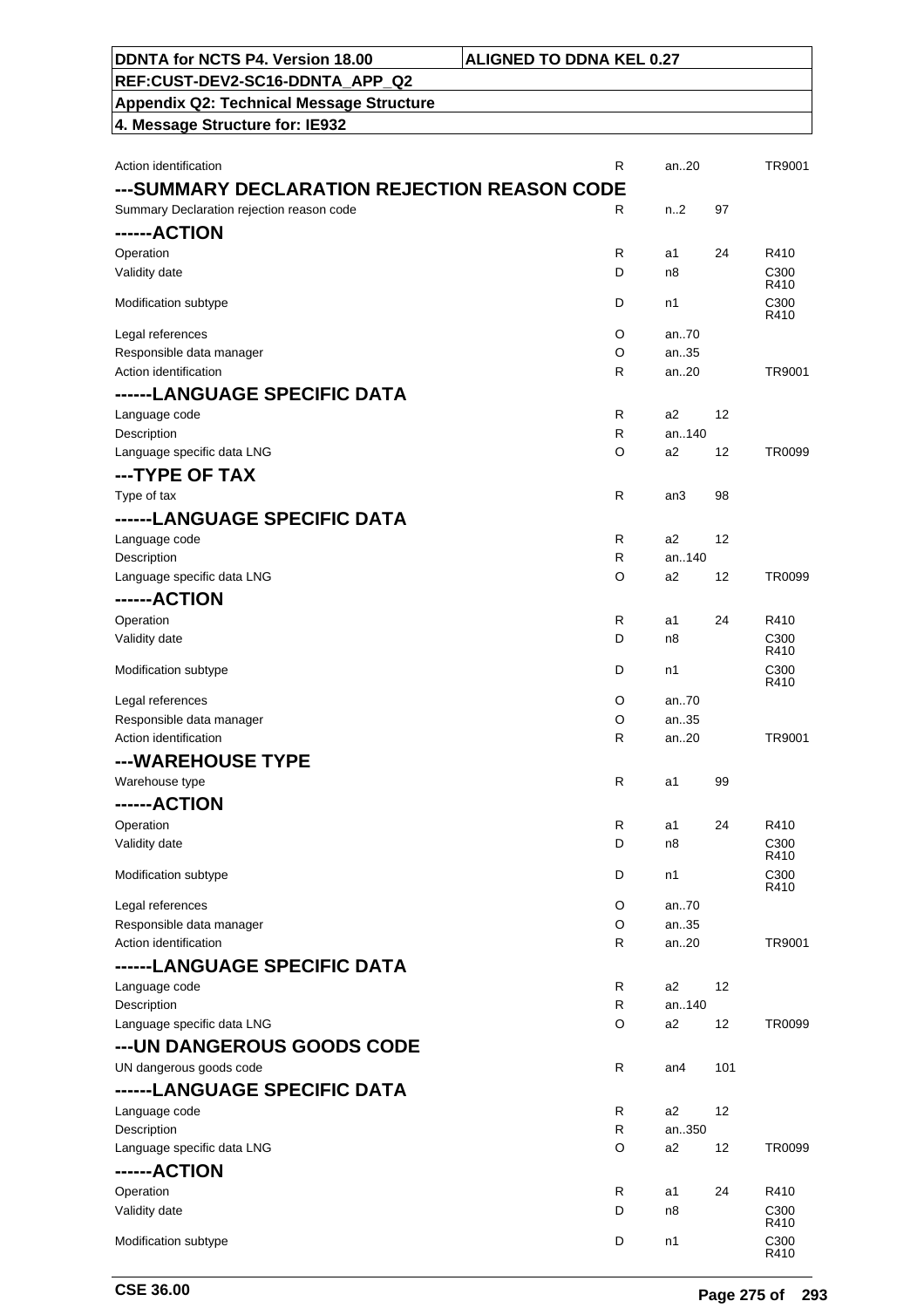| | | | | |
|---|---|---|---|---|
| Action identification | R | an..20 | | TR9001 |

### ---SUMMARY DECLARATION REJECTION REASON CODE

| | | | | |
|---|---|---|---|---|
| Summary Declaration rejection reason code | R | n..2 | 97 | |

### ------ACTION

| | | | | |
|---|---|---|---|---|
| Operation | R | a1 | 24 | R410 |
| Validity date | D | n8 | | C300 R410 |
| Modification subtype | D | n1 | | C300 R410 |
| Legal references | O | an..70 | | |
| Responsible data manager | O | an..35 | | |
| Action identification | R | an..20 | | TR9001 |

### ------LANGUAGE SPECIFIC DATA

| | | | | |
|---|---|---|---|---|
| Language code | R | a2 | 12 | |
| Description | R | an..140 | | |
| Language specific data LNG | O | a2 | 12 | TR0099 |

### ---TYPE OF TAX

| | | | | |
|---|---|---|---|---|
| Type of tax | R | an3 | 98 | |

### ------LANGUAGE SPECIFIC DATA

| | | | | |
|---|---|---|---|---|
| Language code | R | a2 | 12 | |
| Description | R | an..140 | | |
| Language specific data LNG | O | a2 | 12 | TR0099 |

### ------ACTION

| | | | | |
|---|---|---|---|---|
| Operation | R | a1 | 24 | R410 |
| Validity date | D | n8 | | C300 R410 |
| Modification subtype | D | n1 | | C300 R410 |
| Legal references | O | an..70 | | |
| Responsible data manager | O | an..35 | | |
| Action identification | R | an..20 | | TR9001 |

### ---WAREHOUSE TYPE

| | | | | |
|---|---|---|---|---|
| Warehouse type | R | a1 | 99 | |

### ------ACTION

| | | | | |
|---|---|---|---|---|
| Operation | R | a1 | 24 | R410 |
| Validity date | D | n8 | | C300 R410 |
| Modification subtype | D | n1 | | C300 R410 |
| Legal references | O | an..70 | | |
| Responsible data manager | O | an..35 | | |
| Action identification | R | an..20 | | TR9001 |

### ------LANGUAGE SPECIFIC DATA

| | | | | |
|---|---|---|---|---|
| Language code | R | a2 | 12 | |
| Description | R | an..140 | | |
| Language specific data LNG | O | a2 | 12 | TR0099 |

### ---UN DANGEROUS GOODS CODE

| | | | | |
|---|---|---|---|---|
| UN dangerous goods code | R | an4 | 101 | |

### ------LANGUAGE SPECIFIC DATA

| | | | | |
|---|---|---|---|---|
| Language code | R | a2 | 12 | |
| Description | R | an..350 | | |
| Language specific data LNG | O | a2 | 12 | TR0099 |

### ------ACTION

| | | | | |
|---|---|---|---|---|
| Operation | R | a1 | 24 | R410 |
| Validity date | D | n8 | | C300 R410 |
| Modification subtype | D | n1 | | C300 R410 |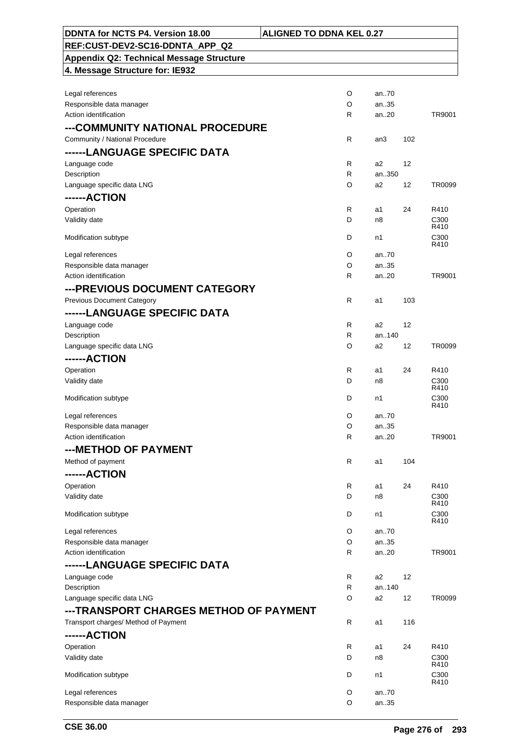| | | | | |
|---|---|---|---|---|
| Legal references | O | an..70 | | |
| Responsible data manager | O | an..35 | | |
| Action identification | R | an..20 | | TR9001 |
| **---COMMUNITY NATIONAL PROCEDURE** | | | | |
| Community / National Procedure | R | an3 | 102 | |
| **------LANGUAGE SPECIFIC DATA** | | | | |
| Language code | R | a2 | 12 | |
| Description | R | an..350 | | |
| Language specific data LNG | O | a2 | 12 | TR0099 |
| **------ACTION** | | | | |
| Operation | R | a1 | 24 | R410 |
| Validity date | D | n8 | | C300 R410 |
| Modification subtype | D | n1 | | C300 R410 |
| Legal references | O | an..70 | | |
| Responsible data manager | O | an..35 | | |
| Action identification | R | an..20 | | TR9001 |
| **---PREVIOUS DOCUMENT CATEGORY** | | | | |
| Previous Document Category | R | a1 | 103 | |
| **------LANGUAGE SPECIFIC DATA** | | | | |
| Language code | R | a2 | 12 | |
| Description | R | an..140 | | |
| Language specific data LNG | O | a2 | 12 | TR0099 |
| **------ACTION** | | | | |
| Operation | R | a1 | 24 | R410 |
| Validity date | D | n8 | | C300 R410 |
| Modification subtype | D | n1 | | C300 R410 |
| Legal references | O | an..70 | | |
| Responsible data manager | O | an..35 | | |
| Action identification | R | an..20 | | TR9001 |
| **---METHOD OF PAYMENT** | | | | |
| Method of payment | R | a1 | 104 | |
| **------ACTION** | | | | |
| Operation | R | a1 | 24 | R410 |
| Validity date | D | n8 | | C300 R410 |
| Modification subtype | D | n1 | | C300 R410 |
| Legal references | O | an..70 | | |
| Responsible data manager | O | an..35 | | |
| Action identification | R | an..20 | | TR9001 |
| **------LANGUAGE SPECIFIC DATA** | | | | |
| Language code | R | a2 | 12 | |
| Description | R | an..140 | | |
| Language specific data LNG | O | a2 | 12 | TR0099 |
| **---TRANSPORT CHARGES METHOD OF PAYMENT** | | | | |
| Transport charges/ Method of Payment | R | a1 | 116 | |
| **------ACTION** | | | | |
| Operation | R | a1 | 24 | R410 |
| Validity date | D | n8 | | C300 R410 |
| Modification subtype | D | n1 | | C300 R410 |
| Legal references | O | an..70 | | |
| Responsible data manager | O | an..35 | | |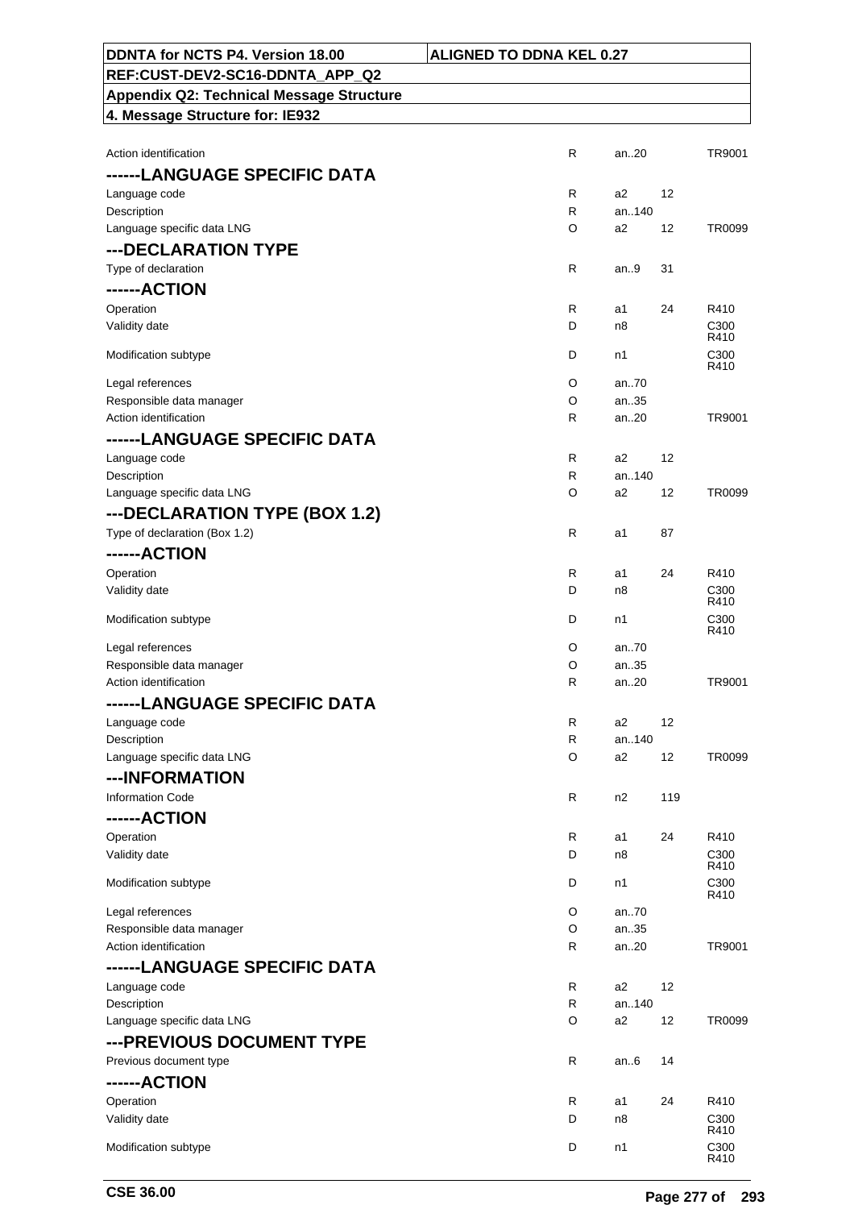| | | | | |
|---|---|---|---|---|
| Action identification | R | an..20 | | TR9001 |
| **------LANGUAGE SPECIFIC DATA** | | | | |
| Language code | R | a2 | 12 | |
| Description | R | an..140 | | |
| Language specific data LNG | O | a2 | 12 | TR0099 |
| **---DECLARATION TYPE** | | | | |
| Type of declaration | R | an..9 | 31 | |
| **------ACTION** | | | | |
| Operation | R | a1 | 24 | R410 |
| Validity date | D | n8 | | C300 R410 |
| Modification subtype | D | n1 | | C300 R410 |
| Legal references | O | an..70 | | |
| Responsible data manager | O | an..35 | | |
| Action identification | R | an..20 | | TR9001 |
| **------LANGUAGE SPECIFIC DATA** | | | | |
| Language code | R | a2 | 12 | |
| Description | R | an..140 | | |
| Language specific data LNG | O | a2 | 12 | TR0099 |
| **---DECLARATION TYPE (BOX 1.2)** | | | | |
| Type of declaration (Box 1.2) | R | a1 | 87 | |
| **------ACTION** | | | | |
| Operation | R | a1 | 24 | R410 |
| Validity date | D | n8 | | C300 R410 |
| Modification subtype | D | n1 | | C300 R410 |
| Legal references | O | an..70 | | |
| Responsible data manager | O | an..35 | | |
| Action identification | R | an..20 | | TR9001 |
| **------LANGUAGE SPECIFIC DATA** | | | | |
| Language code | R | a2 | 12 | |
| Description | R | an..140 | | |
| Language specific data LNG | O | a2 | 12 | TR0099 |
| **---INFORMATION** | | | | |
| Information Code | R | n2 | 119 | |
| **------ACTION** | | | | |
| Operation | R | a1 | 24 | R410 |
| Validity date | D | n8 | | C300 R410 |
| Modification subtype | D | n1 | | C300 R410 |
| Legal references | O | an..70 | | |
| Responsible data manager | O | an..35 | | |
| Action identification | R | an..20 | | TR9001 |
| **------LANGUAGE SPECIFIC DATA** | | | | |
| Language code | R | a2 | 12 | |
| Description | R | an..140 | | |
| Language specific data LNG | O | a2 | 12 | TR0099 |
| **---PREVIOUS DOCUMENT TYPE** | | | | |
| Previous document type | R | an..6 | 14 | |
| **------ACTION** | | | | |
| Operation | R | a1 | 24 | R410 |
| Validity date | D | n8 | | C300 R410 |
| Modification subtype | D | n1 | | C300 R410 |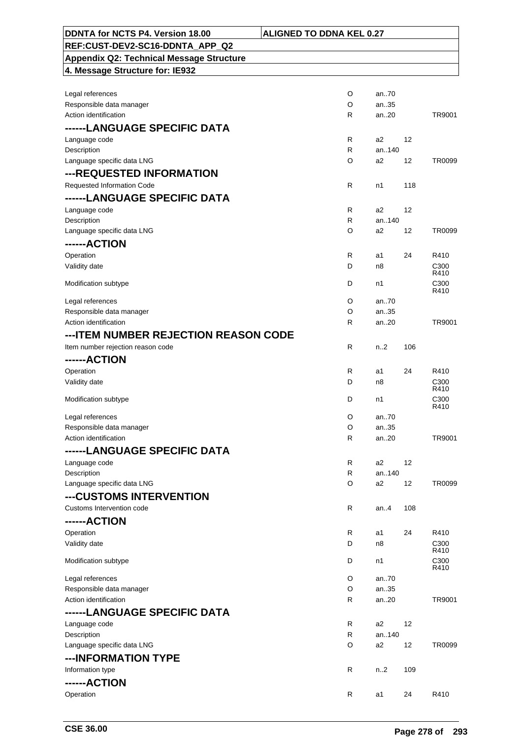| DDNTA for NCTS P4. Version 18.00 | ALIGNED TO DDNA KEL 0.27 |
|---|---|
| REF:CUST-DEV2-SC16-DDNTA_APP_Q2 | |
| Appendix Q2: Technical Message Structure | |
| 4. Message Structure for: IE932 | |

| | | | | |
|---|---|---|---|---|
| Legal references | O | an..70 | | |
| Responsible data manager | O | an..35 | | |
| Action identification | R | an..20 | | TR9001 |
| **------LANGUAGE SPECIFIC DATA** | | | | |
| Language code | R | a2 | 12 | |
| Description | R | an..140 | | |
| Language specific data LNG | O | a2 | 12 | TR0099 |
| **---REQUESTED INFORMATION** | | | | |
| Requested Information Code | R | n1 | 118 | |
| **------LANGUAGE SPECIFIC DATA** | | | | |
| Language code | R | a2 | 12 | |
| Description | R | an..140 | | |
| Language specific data LNG | O | a2 | 12 | TR0099 |
| **------ACTION** | | | | |
| Operation | R | a1 | 24 | R410 |
| Validity date | D | n8 | | C300 R410 |
| Modification subtype | D | n1 | | C300 R410 |
| Legal references | O | an..70 | | |
| Responsible data manager | O | an..35 | | |
| Action identification | R | an..20 | | TR9001 |
| **---ITEM NUMBER REJECTION REASON CODE** | | | | |
| Item number rejection reason code | R | n..2 | 106 | |
| **------ACTION** | | | | |
| Operation | R | a1 | 24 | R410 |
| Validity date | D | n8 | | C300 R410 |
| Modification subtype | D | n1 | | C300 R410 |
| Legal references | O | an..70 | | |
| Responsible data manager | O | an..35 | | |
| Action identification | R | an..20 | | TR9001 |
| **------LANGUAGE SPECIFIC DATA** | | | | |
| Language code | R | a2 | 12 | |
| Description | R | an..140 | | |
| Language specific data LNG | O | a2 | 12 | TR0099 |
| **---CUSTOMS INTERVENTION** | | | | |
| Customs Intervention code | R | an..4 | 108 | |
| **------ACTION** | | | | |
| Operation | R | a1 | 24 | R410 |
| Validity date | D | n8 | | C300 R410 |
| Modification subtype | D | n1 | | C300 R410 |
| Legal references | O | an..70 | | |
| Responsible data manager | O | an..35 | | |
| Action identification | R | an..20 | | TR9001 |
| **------LANGUAGE SPECIFIC DATA** | | | | |
| Language code | R | a2 | 12 | |
| Description | R | an..140 | | |
| Language specific data LNG | O | a2 | 12 | TR0099 |
| **---INFORMATION TYPE** | | | | |
| Information type | R | n..2 | 109 | |
| **------ACTION** | | | | |
| Operation | R | a1 | 24 | R410 |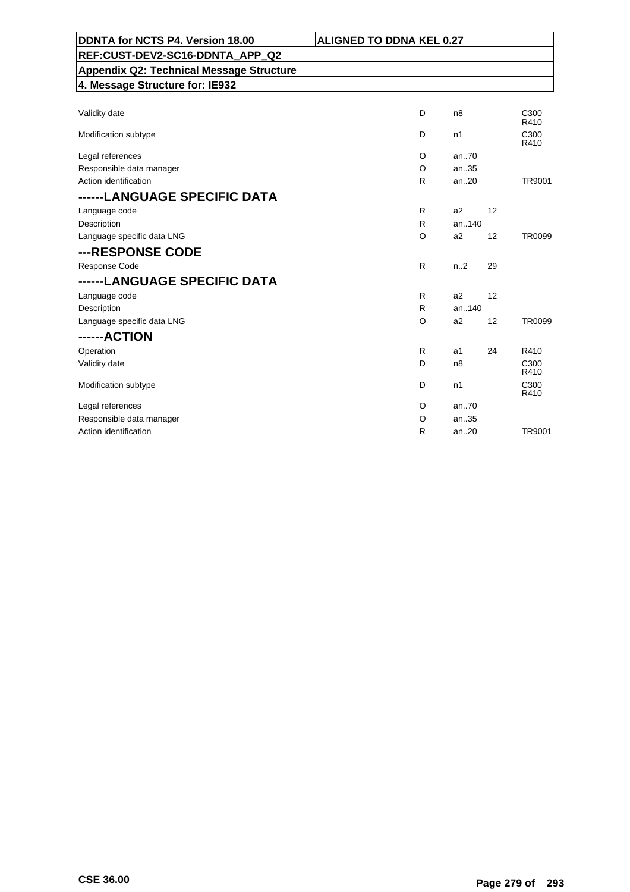| | | | | |
|---|---|---|---|---|
| Validity date | D | n8 | | C300 R410 |
| Modification subtype | D | n1 | | C300 R410 |
| Legal references | O | an..70 | | |
| Responsible data manager | O | an..35 | | |
| Action identification | R | an..20 | | TR9001 |
| **------LANGUAGE SPECIFIC DATA** | | | | |
| Language code | R | a2 | 12 | |
| Description | R | an..140 | | |
| Language specific data LNG | O | a2 | 12 | TR0099 |
| **---RESPONSE CODE** | | | | |
| Response Code | R | n..2 | 29 | |
| **------LANGUAGE SPECIFIC DATA** | | | | |
| Language code | R | a2 | 12 | |
| Description | R | an..140 | | |
| Language specific data LNG | O | a2 | 12 | TR0099 |
| **------ACTION** | | | | |
| Operation | R | a1 | 24 | R410 |
| Validity date | D | n8 | | C300 R410 |
| Modification subtype | D | n1 | | C300 R410 |
| Legal references | O | an..70 | | |
| Responsible data manager | O | an..35 | | |
| Action identification | R | an..20 | | TR9001 |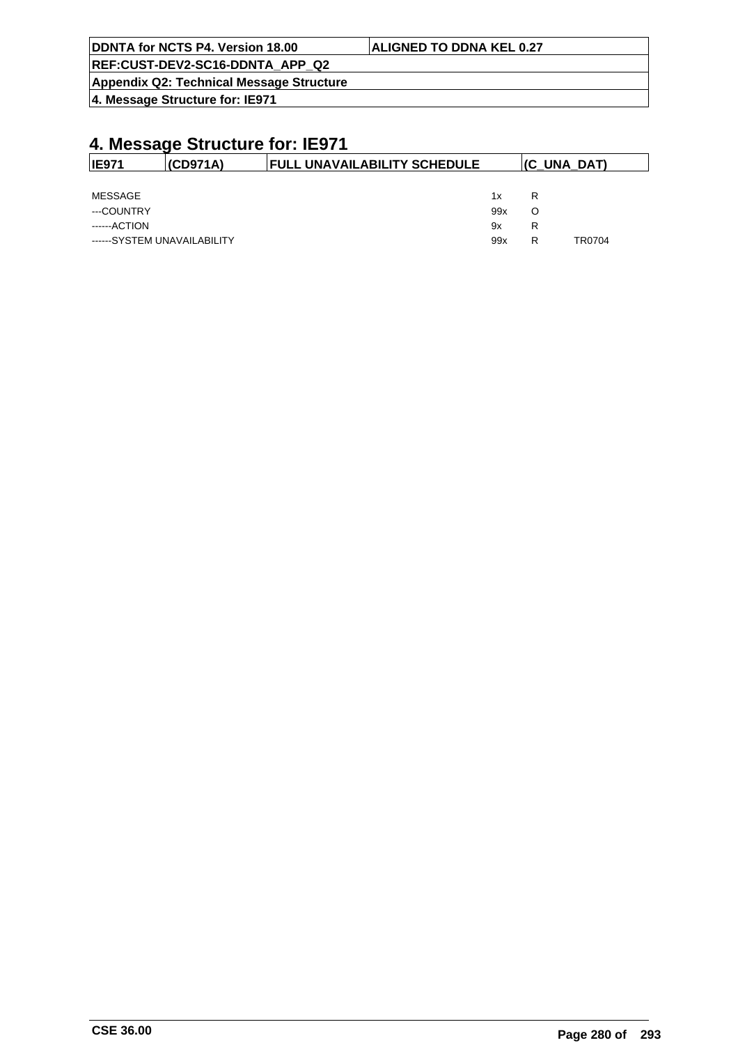# 4. Message Structure for: IE971

| IE971 | (CD971A) | FULL UNAVAILABILITY SCHEDULE | (C_UNA_DAT) |
|---|---|---|---|

| | | | |
|---|---|---|---|
| MESSAGE | 1x | R | |
| ---COUNTRY | 99x | O | |
| ------ACTION | 9x | R | |
| ------SYSTEM UNAVAILABILITY | 99x | R | TR0704 |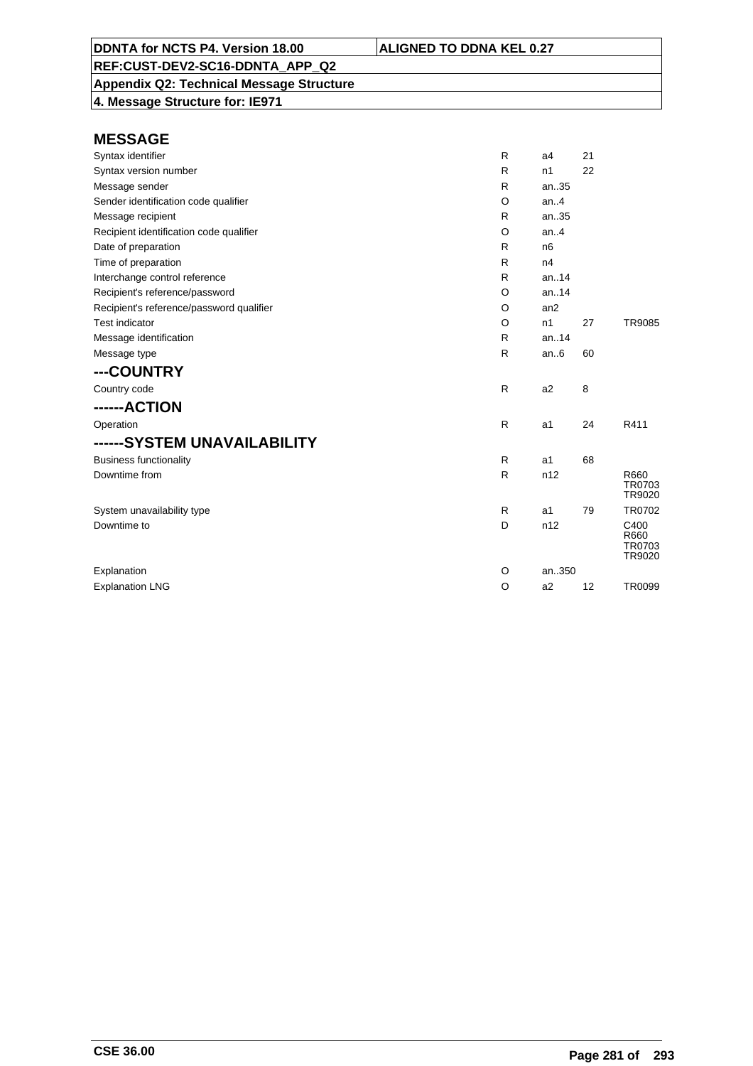**DDNTA for NCTS P4. Version 18.00** | **ALIGNED TO DDNA KEL 0.27**

**REF:CUST-DEV2-SC16-DDNTA_APP_Q2**

**Appendix Q2: Technical Message Structure**

**4. Message Structure for: IE971**

## MESSAGE

| | | | | |
|---|---|---|---|---|
| Syntax identifier | R | a4 | 21 | |
| Syntax version number | R | n1 | 22 | |
| Message sender | R | an..35 | | |
| Sender identification code qualifier | O | an..4 | | |
| Message recipient | R | an..35 | | |
| Recipient identification code qualifier | O | an..4 | | |
| Date of preparation | R | n6 | | |
| Time of preparation | R | n4 | | |
| Interchange control reference | R | an..14 | | |
| Recipient's reference/password | O | an..14 | | |
| Recipient's reference/password qualifier | O | an2 | | |
| Test indicator | O | n1 | 27 | TR9085 |
| Message identification | R | an..14 | | |
| Message type | R | an..6 | 60 | |

## ---COUNTRY

| | | | | |
|---|---|---|---|---|
| Country code | R | a2 | 8 | |

## ------ACTION

| | | | | |
|---|---|---|---|---|
| Operation | R | a1 | 24 | R411 |

## ------SYSTEM UNAVAILABILITY

| | | | | |
|---|---|---|---|---|
| Business functionality | R | a1 | 68 | |
| Downtime from | R | n12 | | R660 TR0703 TR9020 |
| System unavailability type | R | a1 | 79 | TR0702 |
| Downtime to | D | n12 | | C400 R660 TR0703 TR9020 |
| Explanation | O | an..350 | | |
| Explanation LNG | O | a2 | 12 | TR0099 |

CSE 36.00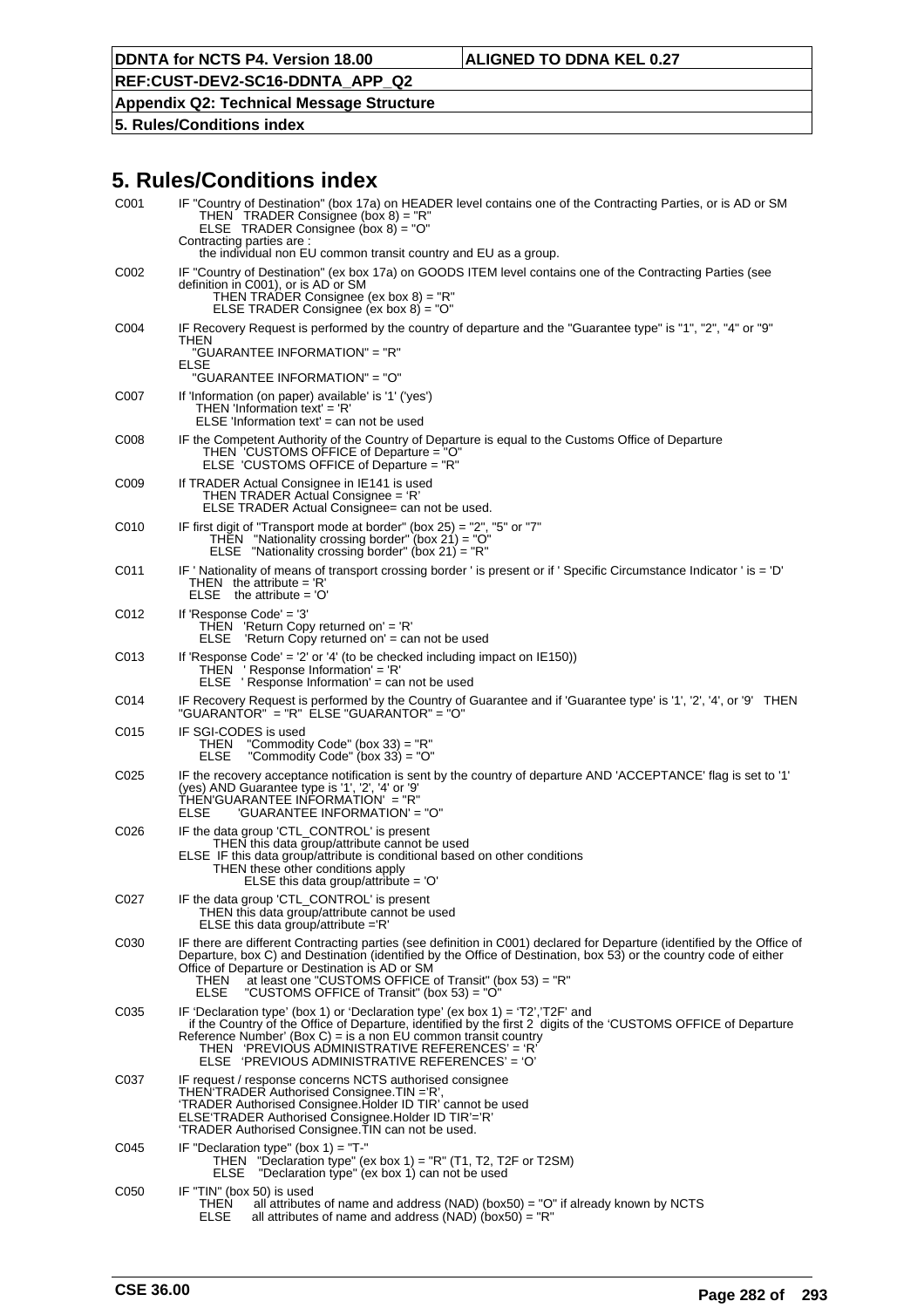# 5. Rules/Conditions index

| | |
|---|---|
| C001 | IF "Country of Destination" (box 17a) on HEADER level contains one of the Contracting Parties, or is AD or SM<br>THEN TRADER Consignee (box 8) = "R"<br>ELSE TRADER Consignee (box 8) = "O"<br>Contracting parties are :<br>the individual non EU common transit country and EU as a group. |
| C002 | IF "Country of Destination" (ex box 17a) on GOODS ITEM level contains one of the Contracting Parties (see definition in C001), or is AD or SM<br>THEN TRADER Consignee (ex box 8) = "R"<br>ELSE TRADER Consignee (ex box 8) = "O" |
| C004 | IF Recovery Request is performed by the country of departure and the "Guarantee type" is "1", "2", "4" or "9"<br>THEN<br>"GUARANTEE INFORMATION" = "R"<br>ELSE<br>"GUARANTEE INFORMATION" = "O" |
| C007 | If 'Information (on paper) available' is '1' ('yes')<br>THEN 'Information text' = 'R'<br>ELSE 'Information text' = can not be used |
| C008 | IF the Competent Authority of the Country of Departure is equal to the Customs Office of Departure<br>THEN 'CUSTOMS OFFICE of Departure = "O"<br>ELSE 'CUSTOMS OFFICE of Departure = "R" |
| C009 | If TRADER Actual Consignee in IE141 is used<br>THEN TRADER Actual Consignee = 'R'<br>ELSE TRADER Actual Consignee= can not be used. |
| C010 | IF first digit of "Transport mode at border" (box 25) = "2", "5" or "7"<br>THEN "Nationality crossing border" (box 21) = "O"<br>ELSE "Nationality crossing border" (box 21) = "R" |
| C011 | IF ' Nationality of means of transport crossing border ' is present or if ' Specific Circumstance Indicator ' is = 'D'<br>THEN the attribute = 'R'<br>ELSE the attribute = 'O' |
| C012 | If 'Response Code' = '3'<br>THEN 'Return Copy returned on' = 'R'<br>ELSE 'Return Copy returned on' = can not be used |
| C013 | If 'Response Code' = '2' or '4' (to be checked including impact on IE150))<br>THEN ' Response Information' = 'R'<br>ELSE ' Response Information' = can not be used |
| C014 | IF Recovery Request is performed by the Country of Guarantee and if 'Guarantee type' is '1', '2', '4', or '9' THEN "GUARANTOR" = "R" ELSE "GUARANTOR" = "O" |
| C015 | IF SGI-CODES is used<br>THEN "Commodity Code" (box 33) = "R"<br>ELSE "Commodity Code" (box 33) = "O" |
| C025 | IF the recovery acceptance notification is sent by the country of departure AND 'ACCEPTANCE' flag is set to '1' (yes) AND Guarantee type is '1', '2', '4' or '9'<br>THEN'GUARANTEE INFORMATION' = "R"<br>ELSE 'GUARANTEE INFORMATION' = "O" |
| C026 | IF the data group 'CTL_CONTROL' is present<br>THEN this data group/attribute cannot be used<br>ELSE IF this data group/attribute is conditional based on other conditions<br>THEN these other conditions apply<br>ELSE this data group/attribute = 'O' |
| C027 | IF the data group 'CTL_CONTROL' is present<br>THEN this data group/attribute cannot be used<br>ELSE this data group/attribute ='R' |
| C030 | IF there are different Contracting parties (see definition in C001) declared for Departure (identified by the Office of Departure, box C) and Destination (identified by the Office of Destination, box 53) or the country code of either Office of Departure or Destination is AD or SM<br>THEN at least one "CUSTOMS OFFICE of Transit" (box 53) = "R"<br>ELSE "CUSTOMS OFFICE of Transit" (box 53) = "O" |
| C035 | IF 'Declaration type' (box 1) or 'Declaration type' (ex box 1) = 'T2','T2F' and<br>if the Country of the Office of Departure, identified by the first 2 digits of the 'CUSTOMS OFFICE of Departure Reference Number' (Box C) = is a non EU common transit country<br>THEN 'PREVIOUS ADMINISTRATIVE REFERENCES' = 'R'<br>ELSE 'PREVIOUS ADMINISTRATIVE REFERENCES' = 'O' |
| C037 | IF request / response concerns NCTS authorised consignee<br>THEN'TRADER Authorised Consignee.TIN ='R',<br>'TRADER Authorised Consignee.Holder ID TIR' cannot be used<br>ELSE'TRADER Authorised Consignee.Holder ID TIR'='R'<br>'TRADER Authorised Consignee.TIN can not be used. |
| C045 | IF "Declaration type" (box 1) = "T-"<br>THEN "Declaration type" (ex box 1) = "R" (T1, T2, T2F or T2SM)<br>ELSE "Declaration type" (ex box 1) can not be used |
| C050 | IF "TIN" (box 50) is used<br>THEN all attributes of name and address (NAD) (box50) = "O" if already known by NCTS<br>ELSE all attributes of name and address (NAD) (box50) = "R" |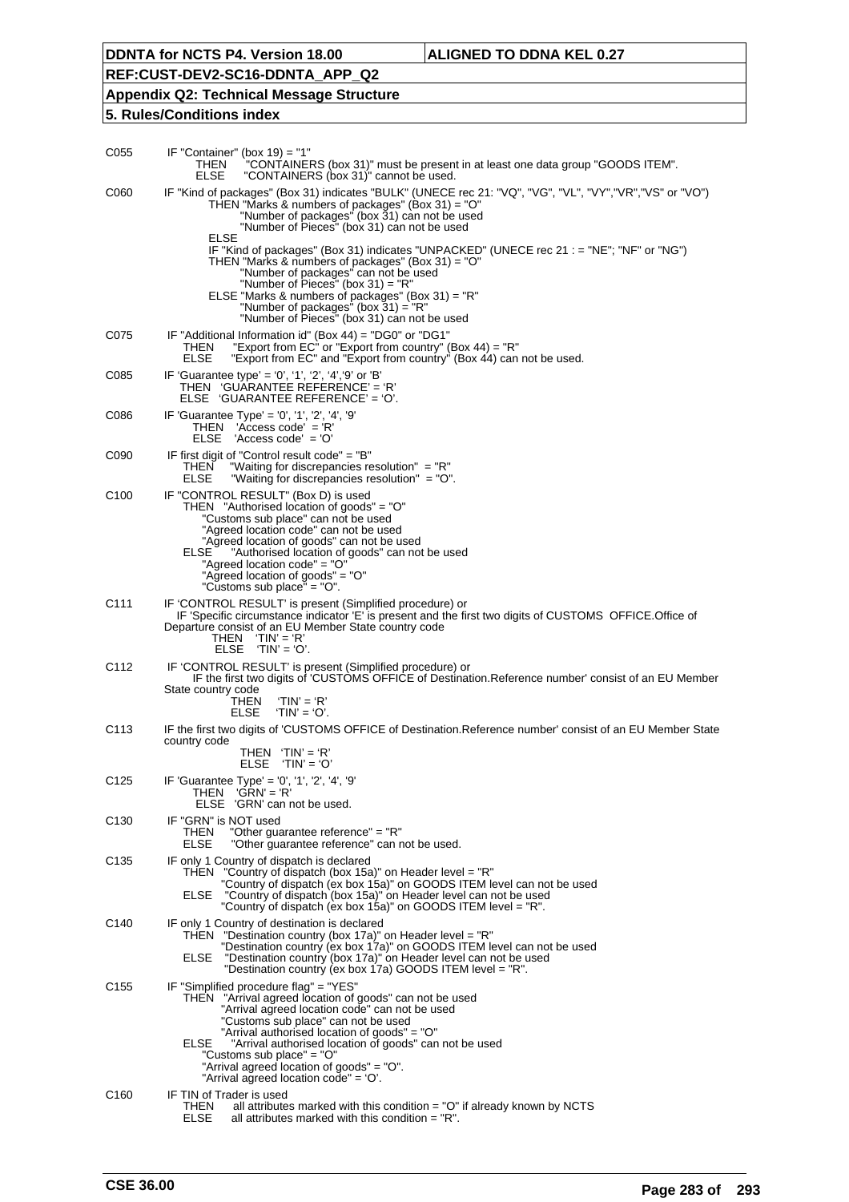| | |
|---|---|
| C055 | IF "Container" (box 19) = "1"<br>THEN "CONTAINERS (box 31)" must be present in at least one data group "GOODS ITEM".<br>ELSE "CONTAINERS (box 31)" cannot be used. |
| C060 | IF "Kind of packages" (Box 31) indicates "BULK" (UNECE rec 21: "VQ", "VG", "VL", "VY","VR","VS" or "VO")<br>THEN "Marks & numbers of packages" (Box 31) = "O"<br>"Number of packages" (box 31) can not be used<br>"Number of Pieces" (box 31) can not be used<br>ELSE<br>IF "Kind of packages" (Box 31) indicates "UNPACKED" (UNECE rec 21 : = "NE"; "NF" or "NG")<br>THEN "Marks & numbers of packages" (Box 31) = "O"<br>"Number of packages" can not be used<br>"Number of Pieces" (box 31) = "R"<br>ELSE "Marks & numbers of packages" (Box 31) = "R"<br>"Number of packages" (box 31) = "R"<br>"Number of Pieces" (box 31) can not be used |
| C075 | IF "Additional Information id" (Box 44) = "DG0" or "DG1"<br>THEN "Export from EC" or "Export from country" (Box 44) = "R"<br>ELSE "Export from EC" and "Export from country" (Box 44) can not be used. |
| C085 | IF 'Guarantee type' = '0', '1', '2', '4','9' or 'B'<br>THEN 'GUARANTEE REFERENCE' = 'R'<br>ELSE 'GUARANTEE REFERENCE' = 'O'. |
| C086 | IF 'Guarantee Type' = '0', '1', '2', '4', '9'<br>THEN 'Access code' = 'R'<br>ELSE 'Access code' = 'O' |
| C090 | IF first digit of "Control result code" = "B"<br>THEN "Waiting for discrepancies resolution" = "R"<br>ELSE "Waiting for discrepancies resolution" = "O". |
| C100 | IF "CONTROL RESULT" (Box D) is used<br>THEN "Authorised location of goods" = "O"<br>"Customs sub place" can not be used<br>"Agreed location code" can not be used<br>"Agreed location of goods" can not be used<br>ELSE "Authorised location of goods" can not be used<br>"Agreed location code" = "O"<br>"Agreed location of goods" = "O"<br>"Customs sub place" = "O". |
| C111 | IF 'CONTROL RESULT' is present (Simplified procedure) or<br>IF 'Specific circumstance indicator 'E' is present and the first two digits of CUSTOMS OFFICE.Office of Departure consist of an EU Member State country code<br>THEN 'TIN' = 'R'<br>ELSE 'TIN' = 'O'. |
| C112 | IF 'CONTROL RESULT' is present (Simplified procedure) or<br>IF the first two digits of 'CUSTOMS OFFICE of Destination.Reference number' consist of an EU Member State country code<br>THEN 'TIN' = 'R'<br>ELSE 'TIN' = 'O'. |
| C113 | IF the first two digits of 'CUSTOMS OFFICE of Destination.Reference number' consist of an EU Member State country code<br>THEN 'TIN' = 'R'<br>ELSE 'TIN' = 'O' |
| C125 | IF 'Guarantee Type' = '0', '1', '2', '4', '9'<br>THEN 'GRN' = 'R'<br>ELSE 'GRN' can not be used. |
| C130 | IF "GRN" is NOT used<br>THEN "Other guarantee reference" = "R"<br>ELSE "Other guarantee reference" can not be used. |
| C135 | IF only 1 Country of dispatch is declared<br>THEN "Country of dispatch (box 15a)" on Header level = "R"<br>"Country of dispatch (ex box 15a)" on GOODS ITEM level can not be used<br>ELSE "Country of dispatch (box 15a)" on Header level can not be used<br>"Country of dispatch (ex box 15a)" on GOODS ITEM level = "R". |
| C140 | IF only 1 Country of destination is declared<br>THEN "Destination country (box 17a)" on Header level = "R"<br>"Destination country (ex box 17a)" on GOODS ITEM level can not be used<br>ELSE "Destination country (box 17a)" on Header level can not be used<br>"Destination country (ex box 17a) GOODS ITEM level = "R". |
| C155 | IF "Simplified procedure flag" = "YES"<br>THEN "Arrival agreed location of goods" can not be used<br>"Arrival agreed location code" can not be used<br>"Customs sub place" can not be used<br>"Arrival authorised location of goods" = "O"<br>ELSE "Arrival authorised location of goods" can not be used<br>"Customs sub place" = "O"<br>"Arrival agreed location of goods" = "O".<br>"Arrival agreed location code" = 'O'. |
| C160 | IF TIN of Trader is used<br>THEN all attributes marked with this condition = "O" if already known by NCTS<br>ELSE all attributes marked with this condition = "R". |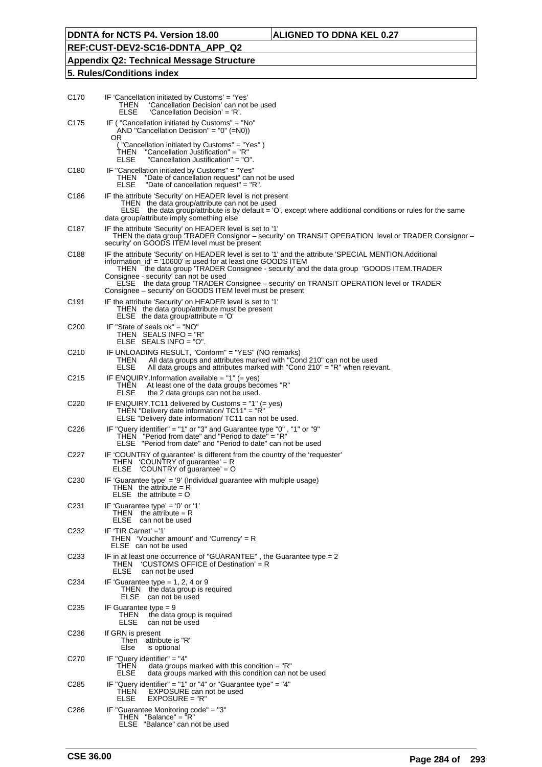| | |
|---|---|
| C170 | IF 'Cancellation initiated by Customs' = 'Yes'<br>THEN 'Cancellation Decision' can not be used<br>ELSE 'Cancellation Decision' = 'R'. |
| C175 | IF ( "Cancellation initiated by Customs" = "No"<br>AND "Cancellation Decision" = "0" (=N0))<br>OR<br>( "Cancellation initiated by Customs" = "Yes" )<br>THEN "Cancellation Justification" = "R"<br>ELSE "Cancellation Justification" = "O". |
| C180 | IF "Cancellation initiated by Customs" = "Yes"<br>THEN "Date of cancellation request" can not be used<br>ELSE "Date of cancellation request" = "R". |
| C186 | IF the attribute 'Security' on HEADER level is not present<br>THEN the data group/attribute can not be used<br>ELSE the data group/attribute is by default = 'O', except where additional conditions or rules for the same data group/attribute imply something else |
| C187 | IF the attribute 'Security' on HEADER level is set to '1'<br>THEN the data group 'TRADER Consignor – security' on TRANSIT OPERATION level or TRADER Consignor – security' on GOODS ITEM level must be present |
| C188 | IF the attribute 'Security' on HEADER level is set to '1' and the attribute 'SPECIAL MENTION.Additional information_id' = '10600' is used for at least one GOODS ITEM<br>THEN the data group 'TRADER Consignee - security' and the data group 'GOODS ITEM.TRADER Consignee - security' can not be used<br>ELSE the data group 'TRADER Consignee – security' on TRANSIT OPERATION level or TRADER Consignee – security' on GOODS ITEM level must be present |
| C191 | IF the attribute 'Security' on HEADER level is set to '1'<br>THEN the data group/attribute must be present<br>ELSE the data group/attribute = 'O' |
| C200 | IF "State of seals ok" = "NO"<br>THEN SEALS INFO = "R"<br>ELSE SEALS INFO = "O". |
| C210 | IF UNLOADING RESULT, "Conform" = "YES" (NO remarks)<br>THEN All data groups and attributes marked with "Cond 210" can not be used<br>ELSE All data groups and attributes marked with "Cond 210" = "R" when relevant. |
| C215 | IF ENQUIRY.Information available = "1" (= yes)<br>THEN At least one of the data groups becomes "R"<br>ELSE the 2 data groups can not be used. |
| C220 | IF ENQUIRY.TC11 delivered by Customs = "1" (= yes)<br>THEN "Delivery date information/ TC11" = "R"<br>ELSE "Delivery date information/ TC11 can not be used. |
| C226 | IF "Query identifier" = "1" or "3" and Guarantee type "0" , "1" or "9"<br>THEN "Period from date" and "Period to date" = "R"<br>ELSE "Period from date" and "Period to date" can not be used |
| C227 | IF 'COUNTRY of guarantee' is different from the country of the 'requester'<br>THEN 'COUNTRY of guarantee' = R<br>ELSE 'COUNTRY of guarantee' = O |
| C230 | IF 'Guarantee type' = '9' (Individual guarantee with multiple usage)<br>THEN the attribute = R<br>ELSE the attribute = O |
| C231 | IF 'Guarantee type' = '0' or '1'<br>THEN the attribute = R<br>ELSE can not be used |
| C232 | IF 'TIR Carnet' ='1'<br>THEN 'Voucher amount' and 'Currency' = R<br>ELSE can not be used |
| C233 | IF in at least one occurrence of "GUARANTEE" , the Guarantee type = 2<br>THEN 'CUSTOMS OFFICE of Destination' = R<br>ELSE can not be used |
| C234 | IF 'Guarantee type = 1, 2, 4 or 9<br>THEN the data group is required<br>ELSE can not be used |
| C235 | IF Guarantee type = 9<br>THEN the data group is required<br>ELSE can not be used |
| C236 | If GRN is present<br>Then attribute is "R"<br>Else is optional |
| C270 | IF "Query identifier" = "4"<br>THEN data groups marked with this condition = "R"<br>ELSE data groups marked with this condition can not be used |
| C285 | IF "Query identifier" = "1" or "4" or "Guarantee type" = "4"<br>THEN EXPOSURE can not be used<br>ELSE EXPOSURE = "R" |
| C286 | IF "Guarantee Monitoring code" = "3"<br>THEN "Balance" = "R"<br>ELSE "Balance" can not be used |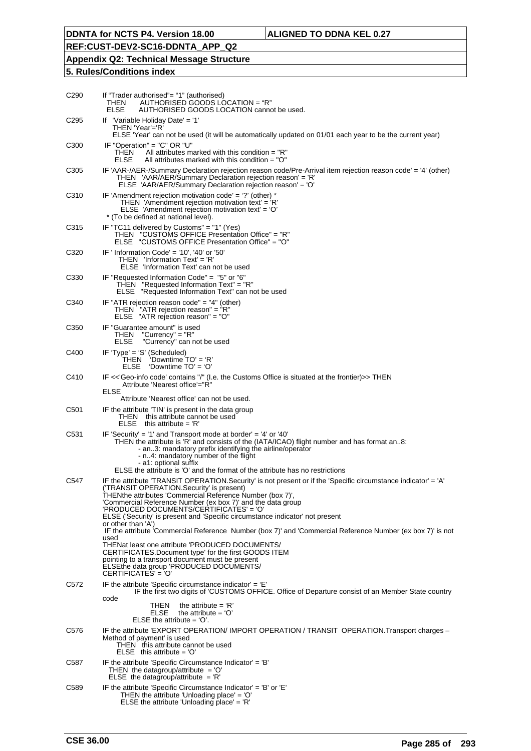| | |
|---|---|
| C290 | If "Trader authorised"= "1" (authorised)<br>THEN AUTHORISED GOODS LOCATION = "R"<br>ELSE AUTHORISED GOODS LOCATION cannot be used. |
| C295 | If 'Variable Holiday Date' = '1'<br>THEN 'Year'='R'<br>ELSE 'Year' can not be used (it will be automatically updated on 01/01 each year to be the current year) |
| C300 | IF "Operation" = "C" OR "U"<br>THEN All attributes marked with this condition = "R"<br>ELSE All attributes marked with this condition = "O" |
| C305 | IF 'AAR-/AER-/Summary Declaration rejection reason code/Pre-Arrival item rejection reason code' = '4' (other)<br>THEN 'AAR/AER/Summary Declaration rejection reason' = 'R'<br>ELSE 'AAR/AER/Summary Declaration rejection reason' = 'O' |
| C310 | IF 'Amendment rejection motivation code' = '?' (other) *<br>THEN 'Amendment rejection motivation text' = 'R'<br>ELSE 'Amendment rejection motivation text' = 'O'<br>* (To be defined at national level). |
| C315 | IF "TC11 delivered by Customs" = "1" (Yes)<br>THEN "CUSTOMS OFFICE Presentation Office" = "R"<br>ELSE "CUSTOMS OFFICE Presentation Office" = "O" |
| C320 | IF ' Information Code' = '10', '40' or '50'<br>THEN 'Information Text' = 'R'<br>ELSE 'Information Text' can not be used |
| C330 | IF "Requested Information Code" = "5" or "6"<br>THEN "Requested Information Text" = "R"<br>ELSE "Requested Information Text" can not be used |
| C340 | IF "ATR rejection reason code" = "4" (other)<br>THEN "ATR rejection reason" = "R"<br>ELSE "ATR rejection reason" = "O" |
| C350 | IF "Guarantee amount" is used<br>THEN "Currency" = "R"<br>ELSE "Currency" can not be used |
| C400 | IF 'Type' = 'S' (Scheduled)<br>THEN 'Downtime TO' = 'R'<br>ELSE 'Downtime TO' = 'O' |
| C410 | IF <<'Geo-info code' contains "/" (I.e. the Customs Office is situated at the frontier)>> THEN<br>Attribute 'Nearest office'="R"<br>ELSE<br>Attribute 'Nearest office' can not be used. |
| C501 | IF the attribute 'TIN' is present in the data group<br>THEN this attribute cannot be used<br>ELSE this attribute = 'R' |
| C531 | IF 'Security' = '1' and Transport mode at border' = '4' or '40'<br>THEN the attribute is 'R' and consists of the (IATA/ICAO) flight number and has format an..8:<br>- an..3: mandatory prefix identifying the airline/operator<br>- n..4: mandatory number of the flight<br>- a1: optional suffix<br>ELSE the attribute is 'O' and the format of the attribute has no restrictions |
| C547 | IF the attribute 'TRANSIT OPERATION.Security' is not present or if the 'Specific circumstance indicator' = 'A' ('TRANSIT OPERATION.Security' is present)<br>THENthe attributes 'Commercial Reference Number (box 7)', 'Commercial Reference Number (ex box 7)' and the data group 'PRODUCED DOCUMENTS/CERTIFICATES' = 'O'<br>ELSE ('Security' is present and 'Specific circumstance indicator' not present or other than 'A')<br>IF the attribute 'Commercial Reference Number (box 7)' and 'Commercial Reference Number (ex box 7)' is not used<br>THENat least one attribute 'PRODUCED DOCUMENTS/ CERTIFICATES.Document type' for the first GOODS ITEM pointing to a transport document must be present<br>ELSEthe data group 'PRODUCED DOCUMENTS/ CERTIFICATES' = 'O' |
| C572 | IF the attribute 'Specific circumstance indicator' = 'E'<br>IF the first two digits of 'CUSTOMS OFFICE. Office of Departure consist of an Member State country code<br>THEN the attribute = 'R'<br>ELSE the attribute = 'O'<br>ELSE the attribute = 'O'. |
| C576 | IF the attribute 'EXPORT OPERATION/ IMPORT OPERATION / TRANSIT OPERATION.Transport charges – Method of payment' is used<br>THEN this attribute cannot be used<br>ELSE this attribute = 'O' |
| C587 | IF the attribute 'Specific Circumstance Indicator' = 'B'<br>THEN the datagroup/attribute = 'O'<br>ELSE the datagroup/attribute = 'R' |
| C589 | IF the attribute 'Specific Circumstance Indicator' = 'B' or 'E'<br>THEN the attribute 'Unloading place' = 'O'<br>ELSE the attribute 'Unloading place' = 'R' |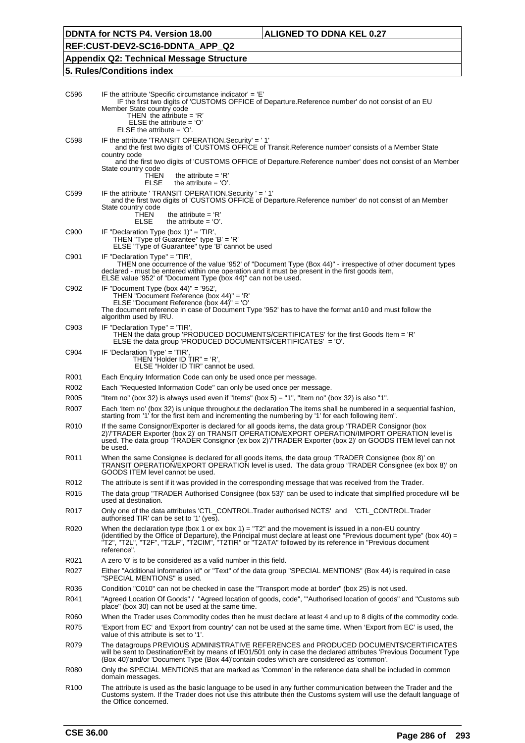C596 IF the attribute 'Specific circumstance indicator' = 'E'
IF the first two digits of 'CUSTOMS OFFICE of Departure.Reference number' do not consist of an EU Member State country code
THEN the attribute = 'R'
ELSE the attribute = 'O'
ELSE the attribute = 'O'.

C598 IF the attribute 'TRANSIT OPERATION.Security' = ' 1'
and the first two digits of 'CUSTOMS OFFICE of Transit.Reference number' consists of a Member State country code
and the first two digits of 'CUSTOMS OFFICE of Departure.Reference number' does not consist of an Member State country code
THEN the attribute = 'R'
ELSE the attribute = 'O'.

C599 IF the attribute ' TRANSIT OPERATION.Security ' = ' 1'
and the first two digits of 'CUSTOMS OFFICE of Departure.Reference number' do not consist of an Member State country code
THEN the attribute = 'R'
ELSE the attribute = 'O'.

C900 IF "Declaration Type (box 1)" = 'TIR',
THEN "Type of Guarantee" type 'B' = 'R'
ELSE "Type of Guarantee" type 'B' cannot be used

C901 IF "Declaration Type" = 'TIR',
THEN one occurrence of the value '952' of "Document Type (Box 44)" - irrespective of other document types declared - must be entered within one operation and it must be present in the first goods item,
ELSE value '952' of "Document Type (box 44)" can not be used.

C902 IF "Document Type (box 44)" = '952',
THEN "Document Reference (box 44)" = 'R'
ELSE "Document Reference (box 44)" = 'O'
The document reference in case of Document Type '952' has to have the format an10 and must follow the algorithm used by IRU.

C903 IF "Declaration Type" = 'TIR',
THEN the data group 'PRODUCED DOCUMENTS/CERTIFICATES' for the first Goods Item = 'R'
ELSE the data group 'PRODUCED DOCUMENTS/CERTIFICATES' = 'O'.

C904 IF 'Declaration Type' = 'TIR',
THEN "Holder ID TIR" = 'R',
ELSE "Holder ID TIR" cannot be used.

R001 Each Enquiry Information Code can only be used once per message.

R002 Each "Requested Information Code" can only be used once per message.

R005 "Item no" (box 32) is always used even if "Items" (box 5) = "1", "Item no" (box 32) is also "1".

R007 Each 'Item no' (box 32) is unique throughout the declaration The items shall be numbered in a sequential fashion, starting from '1' for the first item and incrementing the numbering by '1' for each following item".

R010 If the same Consignor/Exporter is declared for all goods items, the data group 'TRADER Consignor (box 2)'/'TRADER Exporter (box 2)' on TRANSIT OPERATION/EXPORT OPERATION/IMPORT OPERATION level is used. The data group 'TRADER Consignor (ex box 2)'/'TRADER Exporter (box 2)' on GOODS ITEM level can not be used.

R011 When the same Consignee is declared for all goods items, the data group 'TRADER Consignee (box 8)' on TRANSIT OPERATION/EXPORT OPERATION level is used. The data group 'TRADER Consignee (ex box 8)' on GOODS ITEM level cannot be used.

R012 The attribute is sent if it was provided in the corresponding message that was received from the Trader.

R015 The data group "TRADER Authorised Consignee (box 53)" can be used to indicate that simplified procedure will be used at destination.

R017 Only one of the data attributes 'CTL_CONTROL.Trader authorised NCTS' and 'CTL_CONTROL.Trader authorised TIR' can be set to '1' (yes).

R020 When the declaration type (box 1 or ex box 1) = "T2" and the movement is issued in a non-EU country (identified by the Office of Departure), the Principal must declare at least one "Previous document type" (box 40) = "T2", "T2L", "T2F", "T2LF", "T2CIM", "T2TIR" or "T2ATA" followed by its reference in "Previous document reference".

R021 A zero '0' is to be considered as a valid number in this field.

R027 Either "Additional information id" or "Text" of the data group "SPECIAL MENTIONS" (Box 44) is required in case "SPECIAL MENTIONS" is used.

R036 Condition "C010" can not be checked in case the "Transport mode at border" (box 25) is not used.

R041 "Agreed Location Of Goods" / "Agreed location of goods, code", "'Authorised location of goods" and "Customs sub place" (box 30) can not be used at the same time.

R060 When the Trader uses Commodity codes then he must declare at least 4 and up to 8 digits of the commodity code.

R075 'Export from EC' and 'Export from country' can not be used at the same time. When 'Export from EC' is used, the value of this attribute is set to '1'.

R079 The datagroups PREVIOUS ADMINISTRATIVE REFERENCES and PRODUCED DOCUMENTS/CERTIFICATES will be sent to Destination/Exit by means of IE01/501 only in case the declared attributes 'Previous Document Type (Box 40)'and/or 'Document Type (Box 44)'contain codes which are considered as 'common'.

R080 Only the SPECIAL MENTIONS that are marked as 'Common' in the reference data shall be included in common domain messages.

R100 The attribute is used as the basic language to be used in any further communication between the Trader and the Customs system. If the Trader does not use this attribute then the Customs system will use the default language of the Office concerned.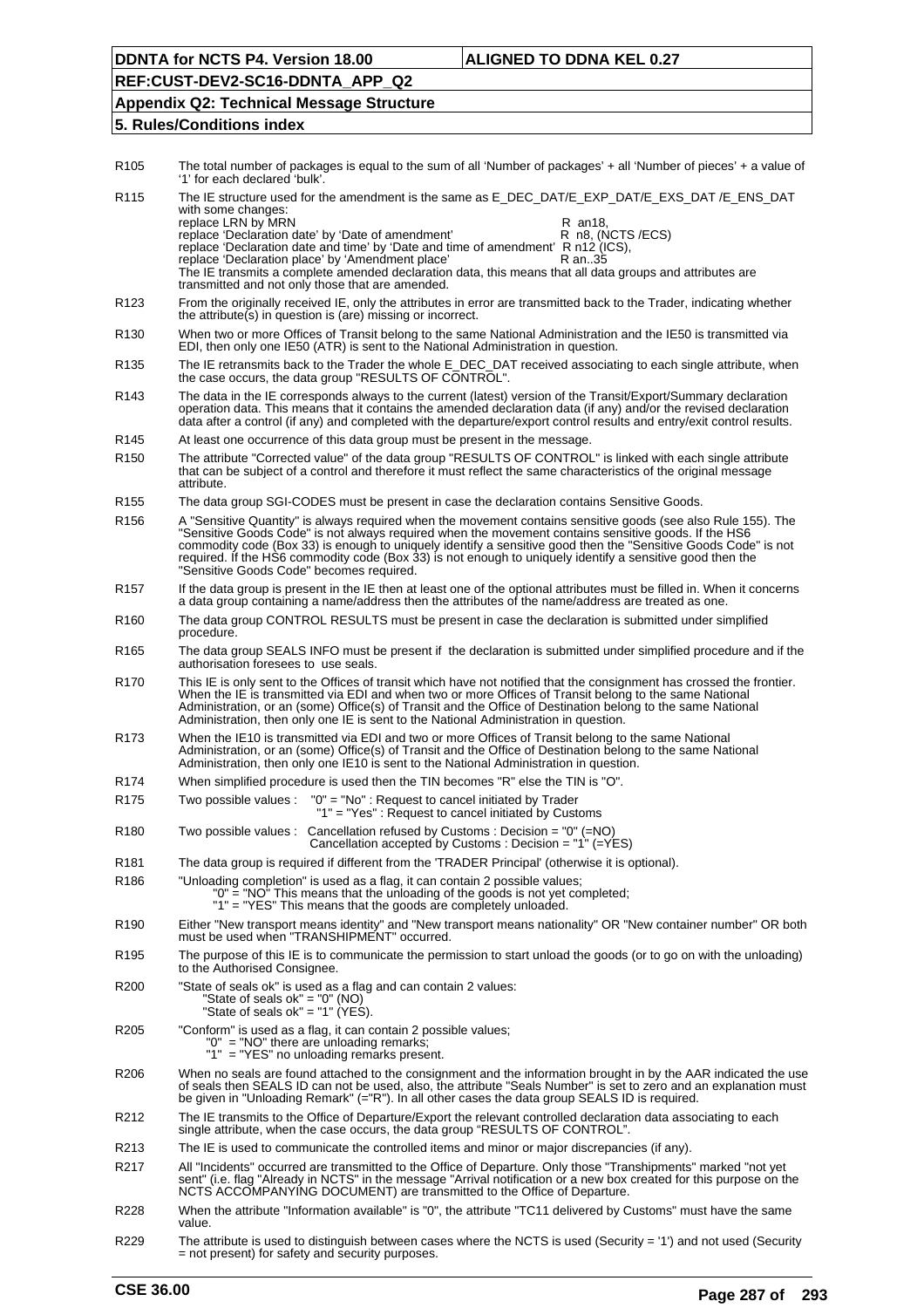| | |
|---|---|
| R105 | The total number of packages is equal to the sum of all 'Number of packages' + all 'Number of pieces' + a value of '1' for each declared 'bulk'. |
| R115 | The IE structure used for the amendment is the same as E_DEC_DAT/E_EXP_DAT/E_EXS_DAT /E_ENS_DAT with some changes:<br>replace LRN by MRN R an18,<br>replace 'Declaration date' by 'Date of amendment' R n8, (NCTS /ECS)<br>replace 'Declaration date and time' by 'Date and time of amendment' R n12 (ICS),<br>replace 'Declaration place' by 'Amendment place' R an..35<br>The IE transmits a complete amended declaration data, this means that all data groups and attributes are transmitted and not only those that are amended. |
| R123 | From the originally received IE, only the attributes in error are transmitted back to the Trader, indicating whether the attribute(s) in question is (are) missing or incorrect. |
| R130 | When two or more Offices of Transit belong to the same National Administration and the IE50 is transmitted via EDI, then only one IE50 (ATR) is sent to the National Administration in question. |
| R135 | The IE retransmits back to the Trader the whole E_DEC_DAT received associating to each single attribute, when the case occurs, the data group "RESULTS OF CONTROL". |
| R143 | The data in the IE corresponds always to the current (latest) version of the Transit/Export/Summary declaration operation data. This means that it contains the amended declaration data (if any) and/or the revised declaration data after a control (if any) and completed with the departure/export control results and entry/exit control results. |
| R145 | At least one occurrence of this data group must be present in the message. |
| R150 | The attribute "Corrected value" of the data group "RESULTS OF CONTROL" is linked with each single attribute that can be subject of a control and therefore it must reflect the same characteristics of the original message attribute. |
| R155 | The data group SGI-CODES must be present in case the declaration contains Sensitive Goods. |
| R156 | A "Sensitive Quantity" is always required when the movement contains sensitive goods (see also Rule 155). The "Sensitive Goods Code" is not always required when the movement contains sensitive goods. If the HS6 commodity code (Box 33) is enough to uniquely identify a sensitive good then the "Sensitive Goods Code" is not required. If the HS6 commodity code (Box 33) is not enough to uniquely identify a sensitive good then the "Sensitive Goods Code" becomes required. |
| R157 | If the data group is present in the IE then at least one of the optional attributes must be filled in. When it concerns a data group containing a name/address then the attributes of the name/address are treated as one. |
| R160 | The data group CONTROL RESULTS must be present in case the declaration is submitted under simplified procedure. |
| R165 | The data group SEALS INFO must be present if the declaration is submitted under simplified procedure and if the authorisation foresees to use seals. |
| R170 | This IE is only sent to the Offices of transit which have not notified that the consignment has crossed the frontier. When the IE is transmitted via EDI and when two or more Offices of Transit belong to the same National Administration, or an (some) Office(s) of Transit and the Office of Destination belong to the same National Administration, then only one IE is sent to the National Administration in question. |
| R173 | When the IE10 is transmitted via EDI and two or more Offices of Transit belong to the same National Administration, or an (some) Office(s) of Transit and the Office of Destination belong to the same National Administration, then only one IE10 is sent to the National Administration in question. |
| R174 | When simplified procedure is used then the TIN becomes "R" else the TIN is "O". |
| R175 | Two possible values : "0" = "No" : Request to cancel initiated by Trader<br>"1" = "Yes" : Request to cancel initiated by Customs |
| R180 | Two possible values : Cancellation refused by Customs : Decision = "0" (=NO)<br>Cancellation accepted by Customs : Decision = "1" (=YES) |
| R181 | The data group is required if different from the 'TRADER Principal' (otherwise it is optional). |
| R186 | "Unloading completion" is used as a flag, it can contain 2 possible values;<br>"0" = "NO" This means that the unloading of the goods is not yet completed;<br>"1" = "YES" This means that the goods are completely unloaded. |
| R190 | Either "New transport means identity" and "New transport means nationality" OR "New container number" OR both must be used when "TRANSHIPMENT" occurred. |
| R195 | The purpose of this IE is to communicate the permission to start unload the goods (or to go on with the unloading) to the Authorised Consignee. |
| R200 | "State of seals ok" is used as a flag and can contain 2 values:<br>"State of seals ok" = "0" (NO)<br>"State of seals ok" = "1" (YES). |
| R205 | "Conform" is used as a flag, it can contain 2 possible values;<br>"0" = "NO" there are unloading remarks;<br>"1" = "YES" no unloading remarks present. |
| R206 | When no seals are found attached to the consignment and the information brought in by the AAR indicated the use of seals then SEALS ID can not be used, also, the attribute "Seals Number" is set to zero and an explanation must be given in "Unloading Remark" (="R"). In all other cases the data group SEALS ID is required. |
| R212 | The IE transmits to the Office of Departure/Export the relevant controlled declaration data associating to each single attribute, when the case occurs, the data group "RESULTS OF CONTROL". |
| R213 | The IE is used to communicate the controlled items and minor or major discrepancies (if any). |
| R217 | All "Incidents" occurred are transmitted to the Office of Departure. Only those "Transhipments" marked "not yet sent" (i.e. flag "Already in NCTS" in the message "Arrival notification or a new box created for this purpose on the NCTS ACCOMPANYING DOCUMENT) are transmitted to the Office of Departure. |
| R228 | When the attribute "Information available" is "0", the attribute "TC11 delivered by Customs" must have the same value. |
| R229 | The attribute is used to distinguish between cases where the NCTS is used (Security = '1') and not used (Security = not present) for safety and security purposes. |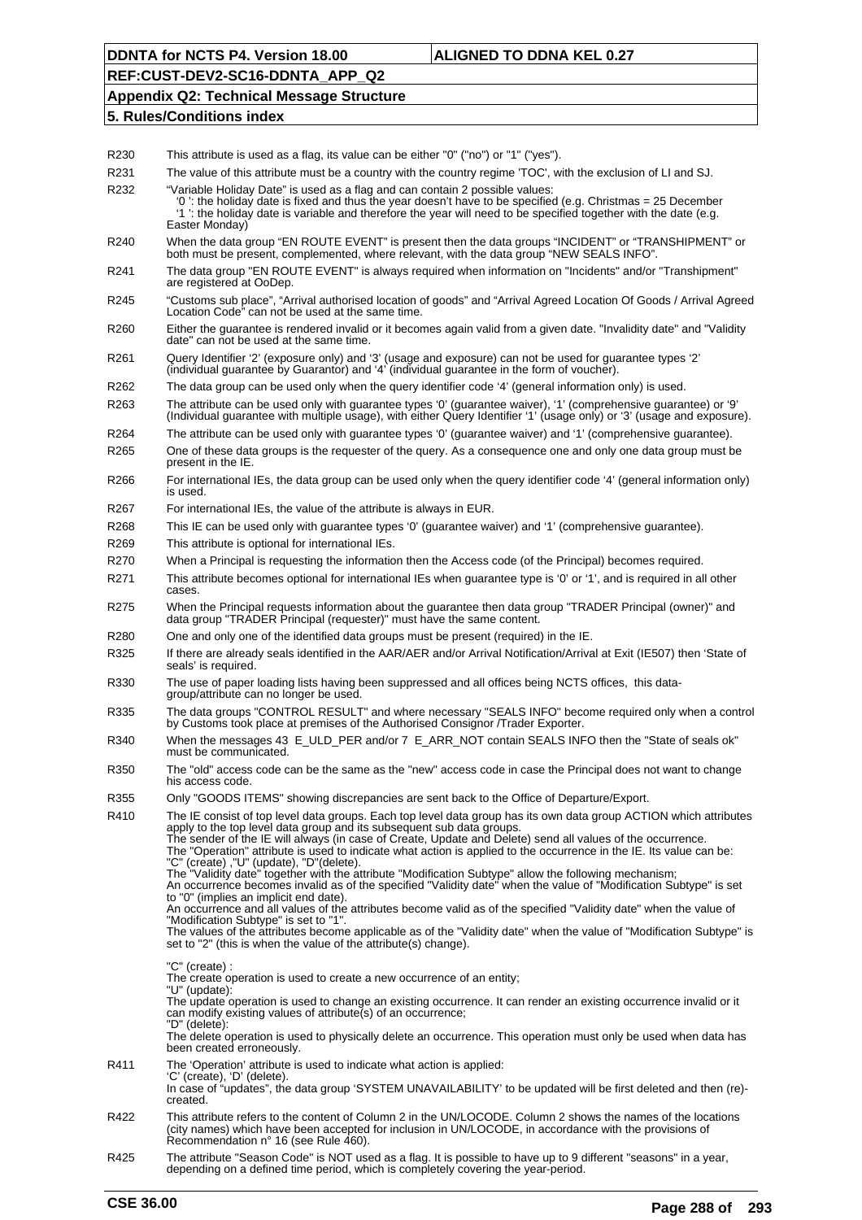| | |
|---|---|
| R230 | This attribute is used as a flag, its value can be either "0" ("no") or "1" ("yes"). |
| R231 | The value of this attribute must be a country with the country regime 'TOC', with the exclusion of LI and SJ. |
| R232 | "Variable Holiday Date" is used as a flag and can contain 2 possible values: '0 ': the holiday date is fixed and thus the year doesn't have to be specified (e.g. Christmas = 25 December '1 ': the holiday date is variable and therefore the year will need to be specified together with the date (e.g. Easter Monday) |
| R240 | When the data group "EN ROUTE EVENT" is present then the data groups "INCIDENT" or "TRANSHIPMENT" or both must be present, complemented, where relevant, with the data group "NEW SEALS INFO". |
| R241 | The data group "EN ROUTE EVENT" is always required when information on "Incidents" and/or "Transhipment" are registered at OoDep. |
| R245 | "Customs sub place", "Arrival authorised location of goods" and "Arrival Agreed Location Of Goods / Arrival Agreed Location Code" can not be used at the same time. |
| R260 | Either the guarantee is rendered invalid or it becomes again valid from a given date. "Invalidity date" and "Validity date" can not be used at the same time. |
| R261 | Query Identifier '2' (exposure only) and '3' (usage and exposure) can not be used for guarantee types '2' (individual guarantee by Guarantor) and '4' (individual guarantee in the form of voucher). |
| R262 | The data group can be used only when the query identifier code '4' (general information only) is used. |
| R263 | The attribute can be used only with guarantee types '0' (guarantee waiver), '1' (comprehensive guarantee) or '9' (Individual guarantee with multiple usage), with either Query Identifier '1' (usage only) or '3' (usage and exposure). |
| R264 | The attribute can be used only with guarantee types '0' (guarantee waiver) and '1' (comprehensive guarantee). |
| R265 | One of these data groups is the requester of the query. As a consequence one and only one data group must be present in the IE. |
| R266 | For international IEs, the data group can be used only when the query identifier code '4' (general information only) is used. |
| R267 | For international IEs, the value of the attribute is always in EUR. |
| R268 | This IE can be used only with guarantee types '0' (guarantee waiver) and '1' (comprehensive guarantee). |
| R269 | This attribute is optional for international IEs. |
| R270 | When a Principal is requesting the information then the Access code (of the Principal) becomes required. |
| R271 | This attribute becomes optional for international IEs when guarantee type is '0' or '1', and is required in all other cases. |
| R275 | When the Principal requests information about the guarantee then data group "TRADER Principal (owner)" and data group "TRADER Principal (requester)" must have the same content. |
| R280 | One and only one of the identified data groups must be present (required) in the IE. |
| R325 | If there are already seals identified in the AAR/AER and/or Arrival Notification/Arrival at Exit (IE507) then 'State of seals' is required. |
| R330 | The use of paper loading lists having been suppressed and all offices being NCTS offices, this data-group/attribute can no longer be used. |
| R335 | The data groups "CONTROL RESULT" and where necessary "SEALS INFO" become required only when a control by Customs took place at premises of the Authorised Consignor /Trader Exporter. |
| R340 | When the messages 43 E_ULD_PER and/or 7 E_ARR_NOT contain SEALS INFO then the "State of seals ok" must be communicated. |
| R350 | The "old" access code can be the same as the "new" access code in case the Principal does not want to change his access code. |
| R355 | Only "GOODS ITEMS" showing discrepancies are sent back to the Office of Departure/Export. |
| R410 | The IE consist of top level data groups. Each top level data group has its own data group ACTION which attributes apply to the top level data group and its subsequent sub data groups.<br>The sender of the IE will always (in case of Create, Update and Delete) send all values of the occurrence.<br>The "Operation" attribute is used to indicate what action is applied to the occurrence in the IE. Its value can be: "C" (create) ,"U" (update), "D"(delete).<br>The "Validity date" together with the attribute "Modification Subtype" allow the following mechanism;<br>An occurrence becomes invalid as of the specified "Validity date" when the value of "Modification Subtype" is set to "0" (implies an implicit end date).<br>An occurrence and all values of the attributes become valid as of the specified "Validity date" when the value of "Modification Subtype" is set to "1".<br>The values of the attributes become applicable as of the "Validity date" when the value of "Modification Subtype" is set to "2" (this is when the value of the attribute(s) change).<br><br>"C" (create) :<br>The create operation is used to create a new occurrence of an entity;<br>"U" (update):<br>The update operation is used to change an existing occurrence. It can render an existing occurrence invalid or it can modify existing values of attribute(s) of an occurrence;<br>"D" (delete):<br>The delete operation is used to physically delete an occurrence. This operation must only be used when data has been created erroneously. |
| R411 | The 'Operation' attribute is used to indicate what action is applied:<br>'C' (create), 'D' (delete).<br>In case of "updates", the data group 'SYSTEM UNAVAILABILITY' to be updated will be first deleted and then (re)-created. |
| R422 | This attribute refers to the content of Column 2 in the UN/LOCODE. Column 2 shows the names of the locations (city names) which have been accepted for inclusion in UN/LOCODE, in accordance with the provisions of Recommendation n° 16 (see Rule 460). |
| R425 | The attribute "Season Code" is NOT used as a flag. It is possible to have up to 9 different "seasons" in a year, depending on a defined time period, which is completely covering the year-period. |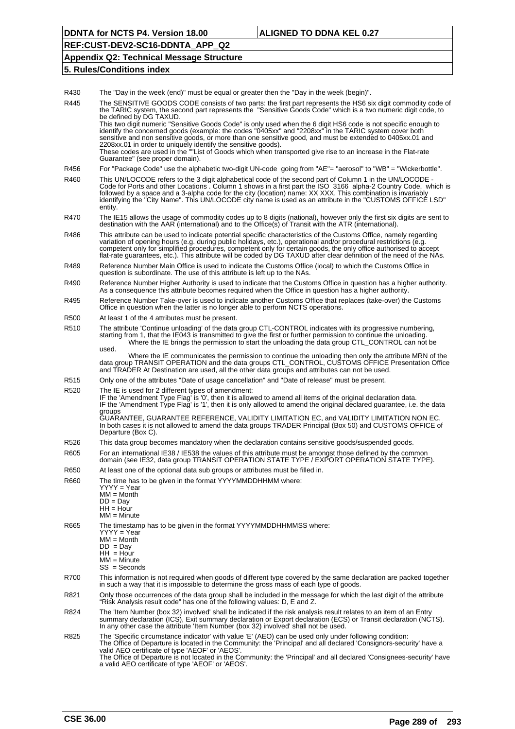| | |
|---|---|
| R430 | The "Day in the week (end)" must be equal or greater then the "Day in the week (begin)". |
| R445 | The SENSITIVE GOODS CODE consists of two parts: the first part represents the HS6 six digit commodity code of the TARIC system, the second part represents the "Sensitive Goods Code" which is a two numeric digit code, to be defined by DG TAXUD.<br>This two digit numeric "Sensitive Goods Code" is only used when the 6 digit HS6 code is not specific enough to identify the concerned goods (example: the codes "0405xx" and "2208xx" in the TARIC system cover both sensitive and non sensitive goods, or more than one sensitive good, and must be extended to 0405xx.01 and 2208xx.01 in order to uniquely identify the sensitive goods).<br>These codes are used in the ""List of Goods which when transported give rise to an increase in the Flat-rate Guarantee" (see proper domain). |
| R456 | For "Package Code" use the alphabetic two-digit UN-code going from "AE"= "aerosol" to "WB" = "Wickerbottle". |
| R460 | This UN/LOCODE refers to the 3 digit alphabetical code of the second part of Column 1 in the UN/LOCODE - Code for Ports and other Locations . Column 1 shows in a first part the ISO 3166 alpha-2 Country Code, which is followed by a space and a 3-alpha code for the city (location) name: XX XXX. This combination is invariably identifying the "City Name". This UN/LOCODE city name is used as an attribute in the "CUSTOMS OFFICE LSD" entity. |
| R470 | The IE15 allows the usage of commodity codes up to 8 digits (national), however only the first six digits are sent to destination with the AAR (international) and to the Office(s) of Transit with the ATR (international). |
| R486 | This attribute can be used to indicate potential specific characteristics of the Customs Office, namely regarding variation of opening hours (e.g. during public holidays, etc.), operational and/or procedural restrictions (e.g. competent only for simplified procedures, competent only for certain goods, the only office authorised to accept flat-rate guarantees, etc.). This attribute will be coded by DG TAXUD after clear definition of the need of the NAs. |
| R489 | Reference Number Main Office is used to indicate the Customs Office (local) to which the Customs Office in question is subordinate. The use of this attribute is left up to the NAs. |
| R490 | Reference Number Higher Authority is used to indicate that the Customs Office in question has a higher authority. As a consequence this attribute becomes required when the Office in question has a higher authority. |
| R495 | Reference Number Take-over is used to indicate another Customs Office that replaces (take-over) the Customs Office in question when the latter is no longer able to perform NCTS operations. |
| R500 | At least 1 of the 4 attributes must be present. |
| R510 | The attribute 'Continue unloading' of the data group CTL-CONTROL indicates with its progressive numbering, starting from 1, that the IE043 is transmitted to give the first or further permission to continue the unloading.<br>Where the IE brings the permission to start the unloading the data group CTL_CONTROL can not be used.<br>Where the IE communicates the permission to continue the unloading then only the attribute MRN of the data group TRANSIT OPERATION and the data groups CTL_CONTROL, CUSTOMS OFFICE Presentation Office and TRADER At Destination are used, all the other data groups and attributes can not be used. |
| R515 | Only one of the attributes "Date of usage cancellation" and "Date of release" must be present. |
| R520 | The IE is used for 2 different types of amendment:<br>IF the 'Amendment Type Flag' is '0', then it is allowed to amend all items of the original declaration data.<br>IF the 'Amendment Type Flag' is '1', then it is only allowed to amend the original declared guarantee, i.e. the data groups<br>GUARANTEE, GUARANTEE REFERENCE, VALIDITY LIMITATION EC, and VALIDITY LIMITATION NON EC.<br>In both cases it is not allowed to amend the data groups TRADER Principal (Box 50) and CUSTOMS OFFICE of Departure (Box C). |
| R526 | This data group becomes mandatory when the declaration contains sensitive goods/suspended goods. |
| R605 | For an international IE38 / IE538 the values of this attribute must be amongst those defined by the common domain (see IE32, data group TRANSIT OPERATION STATE TYPE / EXPORT OPERATION STATE TYPE). |
| R650 | At least one of the optional data sub groups or attributes must be filled in. |
| R660 | The time has to be given in the format YYYYMMDDHHMM where:<br>YYYY = Year<br>MM = Month<br>DD = Day<br>HH = Hour<br>MM = Minute |
| R665 | The timestamp has to be given in the format YYYYMMDDHHMMSS where:<br>YYYY = Year<br>MM = Month<br>DD = Day<br>HH = Hour<br>MM = Minute<br>SS = Seconds |
| R700 | This information is not required when goods of different type covered by the same declaration are packed together in such a way that it is impossible to determine the gross mass of each type of goods. |
| R821 | Only those occurrences of the data group shall be included in the message for which the last digit of the attribute "Risk Analysis result code" has one of the following values: D, E and Z. |
| R824 | The 'Item Number (box 32) involved' shall be indicated if the risk analysis result relates to an item of an Entry summary declaration (ICS), Exit summary declaration or Export declaration (ECS) or Transit declaration (NCTS). In any other case the attribute 'Item Number (box 32) involved' shall not be used. |
| R825 | The 'Specific circumstance indicator' with value 'E' (AEO) can be used only under following condition:<br>The Office of Departure is located in the Community: the 'Principal' and all declared 'Consignors-security' have a valid AEO certificate of type 'AEOF' or 'AEOS'.<br>The Office of Departure is not located in the Community: the 'Principal' and all declared 'Consignees-security' have a valid AEO certificate of type 'AEOF' or 'AEOS'. |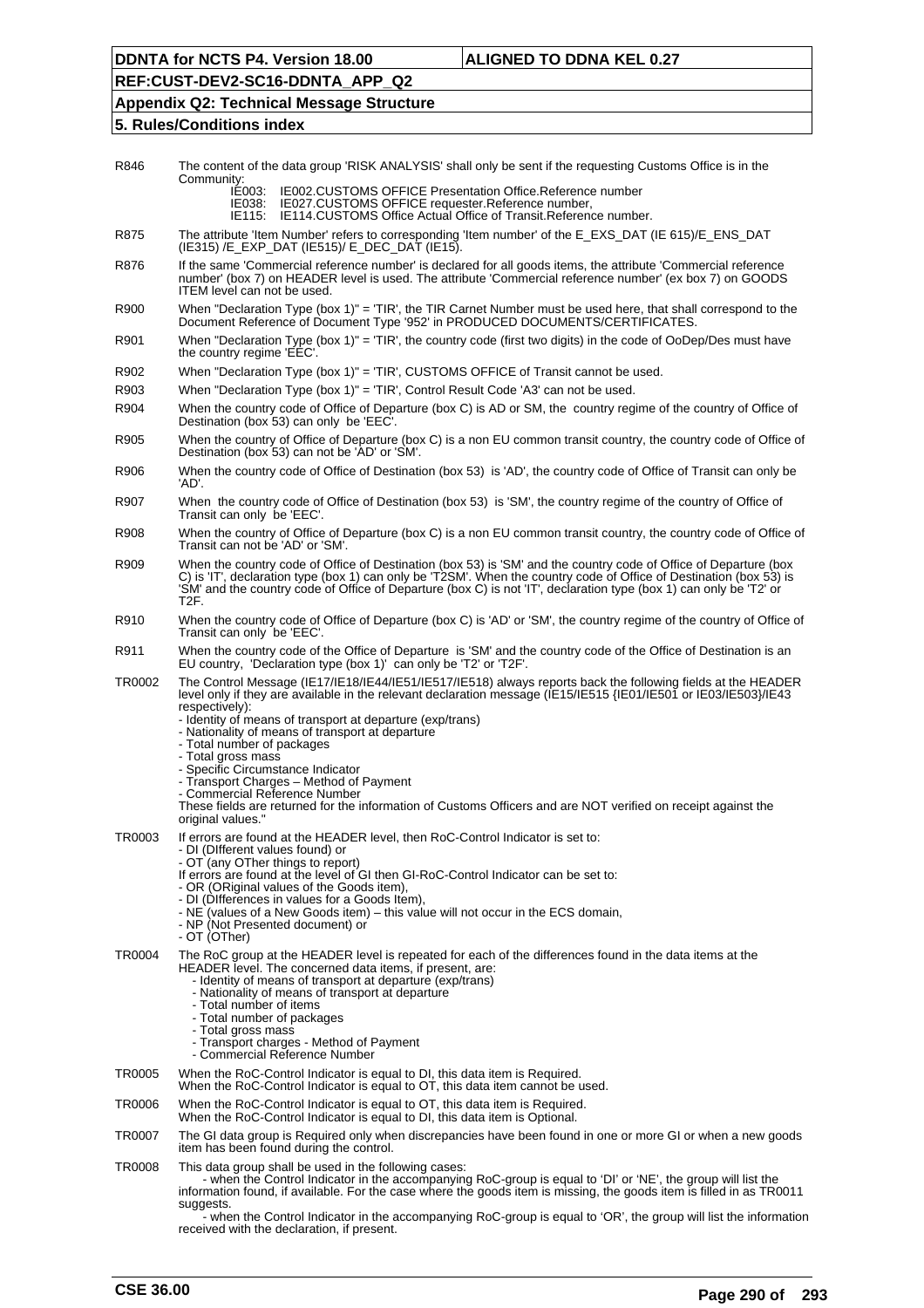| | |
|---|---|
| R846 | The content of the data group 'RISK ANALYSIS' shall only be sent if the requesting Customs Office is in the Community:<br>IE003: IE002.CUSTOMS OFFICE Presentation Office.Reference number<br>IE038: IE027.CUSTOMS OFFICE requester.Reference number,<br>IE115: IE114.CUSTOMS Office Actual Office of Transit.Reference number. |
| R875 | The attribute 'Item Number' refers to corresponding 'Item number' of the E_EXS_DAT (IE 615)/E_ENS_DAT (IE315) /E_EXP_DAT (IE515)/ E_DEC_DAT (IE15). |
| R876 | If the same 'Commercial reference number' is declared for all goods items, the attribute 'Commercial reference number' (box 7) on HEADER level is used. The attribute 'Commercial reference number' (ex box 7) on GOODS ITEM level can not be used. |
| R900 | When "Declaration Type (box 1)" = 'TIR', the TIR Carnet Number must be used here, that shall correspond to the Document Reference of Document Type '952' in PRODUCED DOCUMENTS/CERTIFICATES. |
| R901 | When "Declaration Type (box 1)" = 'TIR', the country code (first two digits) in the code of OoDep/Des must have the country regime 'EEC'. |
| R902 | When "Declaration Type (box 1)" = 'TIR', CUSTOMS OFFICE of Transit cannot be used. |
| R903 | When "Declaration Type (box 1)" = 'TIR', Control Result Code 'A3' can not be used. |
| R904 | When the country code of Office of Departure (box C) is AD or SM, the country regime of the country of Office of Destination (box 53) can only be 'EEC'. |
| R905 | When the country of Office of Departure (box C) is a non EU common transit country, the country code of Office of Destination (box 53) can not be 'AD' or 'SM'. |
| R906 | When the country code of Office of Destination (box 53) is 'AD', the country code of Office of Transit can only be 'AD'. |
| R907 | When the country code of Office of Destination (box 53) is 'SM', the country regime of the country of Office of Transit can only be 'EEC'. |
| R908 | When the country of Office of Departure (box C) is a non EU common transit country, the country code of Office of Transit can not be 'AD' or 'SM'. |
| R909 | When the country code of Office of Destination (box 53) is 'SM' and the country code of Office of Departure (box C) is 'IT', declaration type (box 1) can only be 'T2SM'. When the country code of Office of Destination (box 53) is 'SM' and the country code of Office of Departure (box C) is not 'IT', declaration type (box 1) can only be 'T2' or T2F. |
| R910 | When the country code of Office of Departure (box C) is 'AD' or 'SM', the country regime of the country of Office of Transit can only be 'EEC'. |
| R911 | When the country code of the Office of Departure is 'SM' and the country code of the Office of Destination is an EU country, 'Declaration type (box 1)' can only be 'T2' or 'T2F'. |
| TR0002 | The Control Message (IE17/IE18/IE44/IE51/IE517/IE518) always reports back the following fields at the HEADER level only if they are available in the relevant declaration message (IE15/IE515 {IE01/IE501 or IE03/IE503}/IE43 respectively):<br>- Identity of means of transport at departure (exp/trans)<br>- Nationality of means of transport at departure<br>- Total number of packages<br>- Total gross mass<br>- Specific Circumstance Indicator<br>- Transport Charges – Method of Payment<br>- Commercial Reference Number<br>These fields are returned for the information of Customs Officers and are NOT verified on receipt against the original values." |
| TR0003 | If errors are found at the HEADER level, then RoC-Control Indicator is set to:<br>- DI (DIfferent values found) or<br>- OT (any OTher things to report)<br>If errors are found at the level of GI then GI-RoC-Control Indicator can be set to:<br>- OR (ORiginal values of the Goods item),<br>- DI (DIfferences in values for a Goods Item),<br>- NE (values of a New Goods item) – this value will not occur in the ECS domain,<br>- NP (Not Presented document) or<br>- OT (OTher) |
| TR0004 | The RoC group at the HEADER level is repeated for each of the differences found in the data items at the HEADER level. The concerned data items, if present, are:<br>- Identity of means of transport at departure (exp/trans)<br>- Nationality of means of transport at departure<br>- Total number of items<br>- Total number of packages<br>- Total gross mass<br>- Transport charges - Method of Payment<br>- Commercial Reference Number |
| TR0005 | When the RoC-Control Indicator is equal to DI, this data item is Required.<br>When the RoC-Control Indicator is equal to OT, this data item cannot be used. |
| TR0006 | When the RoC-Control Indicator is equal to OT, this data item is Required.<br>When the RoC-Control Indicator is equal to DI, this data item is Optional. |
| TR0007 | The GI data group is Required only when discrepancies have been found in one or more GI or when a new goods item has been found during the control. |
| TR0008 | This data group shall be used in the following cases:<br>- when the Control Indicator in the accompanying RoC-group is equal to 'DI' or 'NE', the group will list the information found, if available. For the case where the goods item is missing, the goods item is filled in as TR0011 suggests.<br>- when the Control Indicator in the accompanying RoC-group is equal to 'OR', the group will list the information received with the declaration, if present. |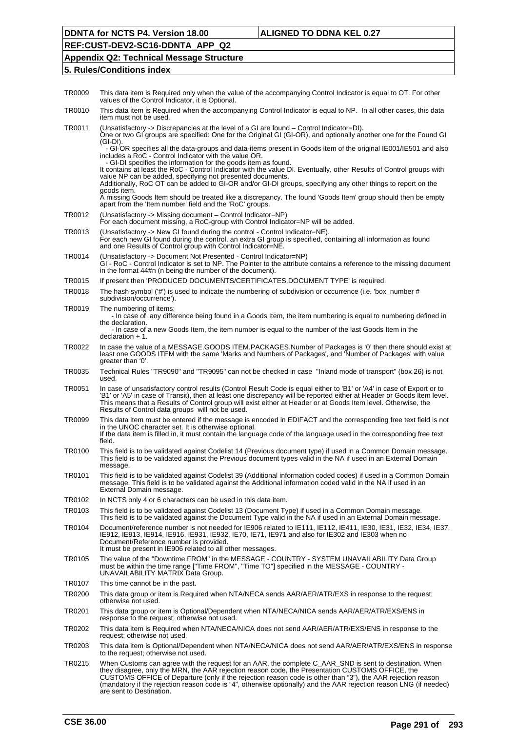| | |
|---|---|
| TR0009 | This data item is Required only when the value of the accompanying Control Indicator is equal to OT. For other values of the Control Indicator, it is Optional. |
| TR0010 | This data item is Required when the accompanying Control Indicator is equal to NP. In all other cases, this data item must not be used. |
| TR0011 | (Unsatisfactory -> Discrepancies at the level of a GI are found – Control Indicator=DI).<br>One or two GI groups are specified: One for the Original GI (GI-OR), and optionally another one for the Found GI (GI-DI).<br>- GI-OR specifies all the data-groups and data-items present in Goods item of the original IE001/IE501 and also includes a RoC - Control Indicator with the value OR.<br>- GI-DI specifies the information for the goods item as found.<br>It contains at least the RoC - Control Indicator with the value DI. Eventually, other Results of Control groups with value NP can be added, specifying not presented documents.<br>Additionally, RoC OT can be added to GI-OR and/or GI-DI groups, specifying any other things to report on the goods item.<br>A missing Goods Item should be treated like a discrepancy. The found 'Goods Item' group should then be empty apart from the 'Item number' field and the 'RoC' groups. |
| TR0012 | (Unsatisfactory -> Missing document – Control Indicator=NP)<br>For each document missing, a RoC-group with Control Indicator=NP will be added. |
| TR0013 | (Unsatisfactory -> New GI found during the control - Control Indicator=NE).<br>For each new GI found during the control, an extra GI group is specified, containing all information as found and one Results of Control group with Control Indicator=NE. |
| TR0014 | (Unsatisfactory -> Document Not Presented - Control Indicator=NP)<br>GI - RoC - Control Indicator is set to NP. The Pointer to the attribute contains a reference to the missing document in the format 44#n (n being the number of the document). |
| TR0015 | If present then 'PRODUCED DOCUMENTS/CERTIFICATES.DOCUMENT TYPE' is required. |
| TR0018 | The hash symbol ('#') is used to indicate the numbering of subdivision or occurrence (i.e. 'box_number # subdivision/occurrence'). |
| TR0019 | The numbering of items:<br>- In case of any difference being found in a Goods Item, the item numbering is equal to numbering defined in the declaration.<br>- In case of a new Goods Item, the item number is equal to the number of the last Goods Item in the declaration + 1. |
| TR0022 | In case the value of a MESSAGE.GOODS ITEM.PACKAGES.Number of Packages is '0' then there should exist at least one GOODS ITEM with the same 'Marks and Numbers of Packages', and 'Number of Packages' with value greater than '0'. |
| TR0035 | Technical Rules "TR9090" and "TR9095" can not be checked in case "Inland mode of transport" (box 26) is not used. |
| TR0051 | In case of unsatisfactory control results (Control Result Code is equal either to 'B1' or 'A4' in case of Export or to 'B1' or 'A5' in case of Transit), then at least one discrepancy will be reported either at Header or Goods Item level. This means that a Results of Control group will exist either at Header or at Goods Item level. Otherwise, the Results of Control data groups will not be used. |
| TR0099 | This data item must be entered if the message is encoded in EDIFACT and the corresponding free text field is not in the UNOC character set. It is otherwise optional.<br>If the data item is filled in, it must contain the language code of the language used in the corresponding free text field. |
| TR0100 | This field is to be validated against Codelist 14 (Previous document type) if used in a Common Domain message. This field is to be validated against the Previous document types valid in the NA if used in an External Domain message. |
| TR0101 | This field is to be validated against Codelist 39 (Additional information coded codes) if used in a Common Domain message. This field is to be validated against the Additional information coded valid in the NA if used in an External Domain message. |
| TR0102 | In NCTS only 4 or 6 characters can be used in this data item. |
| TR0103 | This field is to be validated against Codelist 13 (Document Type) if used in a Common Domain message.<br>This field is to be validated against the Document Type valid in the NA if used in an External Domain message. |
| TR0104 | Document/reference number is not needed for IE906 related to IE111, IE112, IE411, IE30, IE31, IE32, IE34, IE37, IE912, IE913, IE914, IE916, IE931, IE932, IE70, IE71, IE971 and also for IE302 and IE303 when no Document/Reference number is provided.<br>It must be present in IE906 related to all other messages. |
| TR0105 | The value of the "Downtime FROM" in the MESSAGE - COUNTRY - SYSTEM UNAVAILABILITY Data Group must be within the time range ["Time FROM", "Time TO"] specified in the MESSAGE - COUNTRY - UNAVAILABILITY MATRIX Data Group. |
| TR0107 | This time cannot be in the past. |
| TR0200 | This data group or item is Required when NTA/NECA sends AAR/AER/ATR/EXS in response to the request; otherwise not used. |
| TR0201 | This data group or item is Optional/Dependent when NTA/NECA/NICA sends AAR/AER/ATR/EXS/ENS in response to the request; otherwise not used. |
| TR0202 | This data item is Required when NTA/NECA/NICA does not send AAR/AER/ATR/EXS/ENS in response to the request; otherwise not used. |
| TR0203 | This data item is Optional/Dependent when NTA/NECA/NICA does not send AAR/AER/ATR/EXS/ENS in response to the request; otherwise not used. |
| TR0215 | When Customs can agree with the request for an AAR, the complete C_AAR_SND is sent to destination. When they disagree, only the MRN, the AAR rejection reason code, the Presentation CUSTOMS OFFICE, the CUSTOMS OFFICE of Departure (only if the rejection reason code is other than "3"), the AAR rejection reason (mandatory if the rejection reason code is "4", otherwise optionally) and the AAR rejection reason LNG (if needed) are sent to Destination. |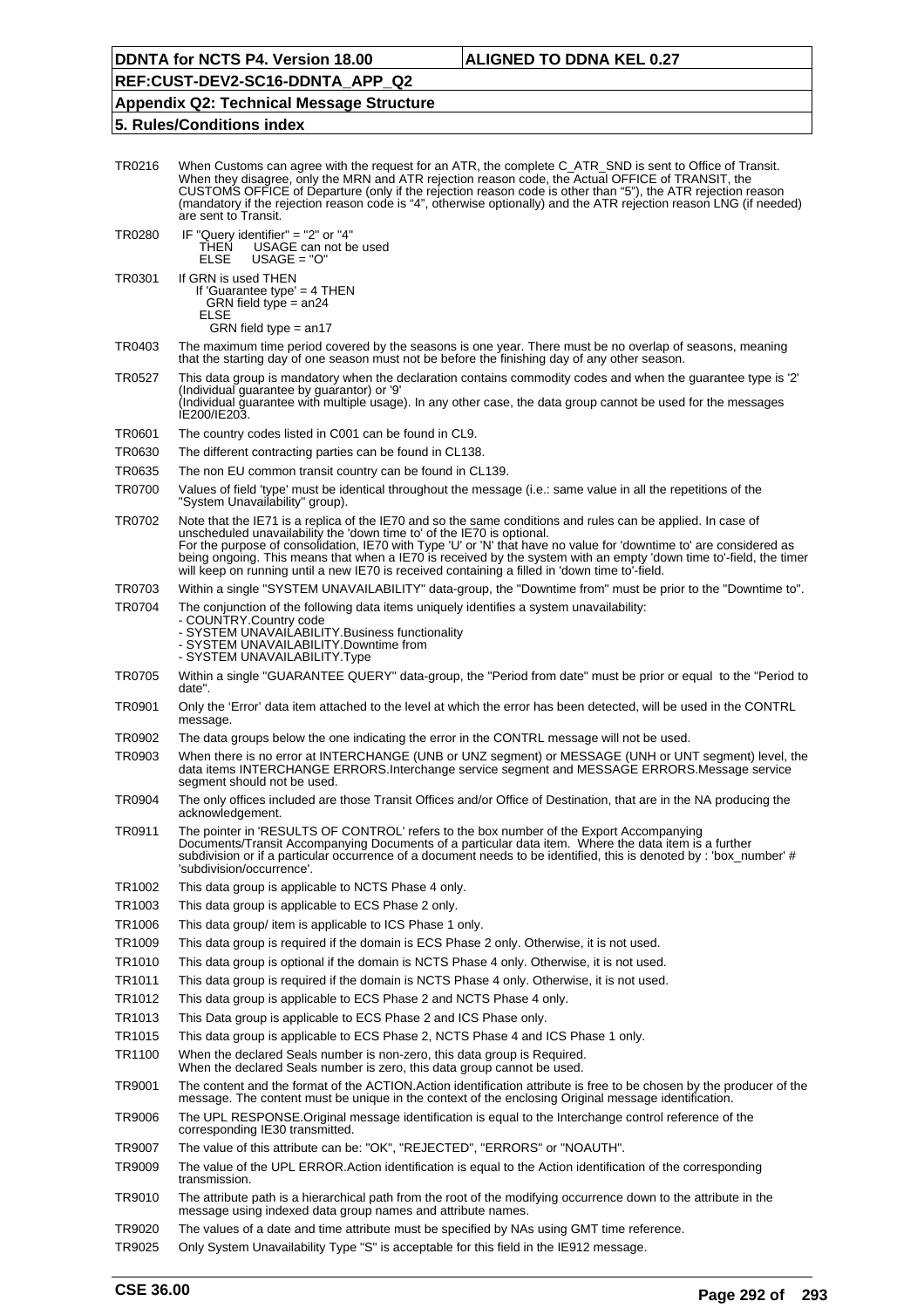| | |
|---|---|
| TR0216 | When Customs can agree with the request for an ATR, the complete C_ATR_SND is sent to Office of Transit. When they disagree, only the MRN and ATR rejection reason code, the Actual OFFICE of TRANSIT, the CUSTOMS OFFICE of Departure (only if the rejection reason code is other than "5"), the ATR rejection reason (mandatory if the rejection reason code is "4", otherwise optionally) and the ATR rejection reason LNG (if needed) are sent to Transit. |
| TR0280 | IF "Query identifier" = "2" or "4"<br>THEN USAGE can not be used<br>ELSE USAGE = "O" |
| TR0301 | If GRN is used THEN<br>If 'Guarantee type' = 4 THEN<br>GRN field type = an24<br>ELSE<br>GRN field type = an17 |
| TR0403 | The maximum time period covered by the seasons is one year. There must be no overlap of seasons, meaning that the starting day of one season must not be before the finishing day of any other season. |
| TR0527 | This data group is mandatory when the declaration contains commodity codes and when the guarantee type is '2' (Individual guarantee by guarantor) or '9'<br>(Individual guarantee with multiple usage). In any other case, the data group cannot be used for the messages IE200/IE203. |
| TR0601 | The country codes listed in C001 can be found in CL9. |
| TR0630 | The different contracting parties can be found in CL138. |
| TR0635 | The non EU common transit country can be found in CL139. |
| TR0700 | Values of field 'type' must be identical throughout the message (i.e.: same value in all the repetitions of the "System Unavailability" group). |
| TR0702 | Note that the IE71 is a replica of the IE70 and so the same conditions and rules can be applied. In case of unscheduled unavailability the 'down time to' of the IE70 is optional.<br>For the purpose of consolidation, IE70 with Type 'U' or 'N' that have no value for 'downtime to' are considered as being ongoing. This means that when a IE70 is received by the system with an empty 'down time to'-field, the timer will keep on running until a new IE70 is received containing a filled in 'down time to'-field. |
| TR0703 | Within a single "SYSTEM UNAVAILABILITY" data-group, the "Downtime from" must be prior to the "Downtime to". |
| TR0704 | The conjunction of the following data items uniquely identifies a system unavailability:<br>- COUNTRY.Country code<br>- SYSTEM UNAVAILABILITY.Business functionality<br>- SYSTEM UNAVAILABILITY.Downtime from<br>- SYSTEM UNAVAILABILITY.Type |
| TR0705 | Within a single "GUARANTEE QUERY" data-group, the "Period from date" must be prior or equal to the "Period to date". |
| TR0901 | Only the 'Error' data item attached to the level at which the error has been detected, will be used in the CONTRL message. |
| TR0902 | The data groups below the one indicating the error in the CONTRL message will not be used. |
| TR0903 | When there is no error at INTERCHANGE (UNB or UNZ segment) or MESSAGE (UNH or UNT segment) level, the data items INTERCHANGE ERRORS.Interchange service segment and MESSAGE ERRORS.Message service segment should not be used. |
| TR0904 | The only offices included are those Transit Offices and/or Office of Destination, that are in the NA producing the acknowledgement. |
| TR0911 | The pointer in 'RESULTS OF CONTROL' refers to the box number of the Export Accompanying Documents/Transit Accompanying Documents of a particular data item. Where the data item is a further subdivision or if a particular occurrence of a document needs to be identified, this is denoted by : 'box_number' # 'subdivision/occurrence'. |
| TR1002 | This data group is applicable to NCTS Phase 4 only. |
| TR1003 | This data group is applicable to ECS Phase 2 only. |
| TR1006 | This data group/ item is applicable to ICS Phase 1 only. |
| TR1009 | This data group is required if the domain is ECS Phase 2 only. Otherwise, it is not used. |
| TR1010 | This data group is optional if the domain is NCTS Phase 4 only. Otherwise, it is not used. |
| TR1011 | This data group is required if the domain is NCTS Phase 4 only. Otherwise, it is not used. |
| TR1012 | This data group is applicable to ECS Phase 2 and NCTS Phase 4 only. |
| TR1013 | This Data group is applicable to ECS Phase 2 and ICS Phase only. |
| TR1015 | This data group is applicable to ECS Phase 2, NCTS Phase 4 and ICS Phase 1 only. |
| TR1100 | When the declared Seals number is non-zero, this data group is Required.<br>When the declared Seals number is zero, this data group cannot be used. |
| TR9001 | The content and the format of the ACTION.Action identification attribute is free to be chosen by the producer of the message. The content must be unique in the context of the enclosing Original message identification. |
| TR9006 | The UPL RESPONSE.Original message identification is equal to the Interchange control reference of the corresponding IE30 transmitted. |
| TR9007 | The value of this attribute can be: "OK", "REJECTED", "ERRORS" or "NOAUTH". |
| TR9009 | The value of the UPL ERROR.Action identification is equal to the Action identification of the corresponding transmission. |
| TR9010 | The attribute path is a hierarchical path from the root of the modifying occurrence down to the attribute in the message using indexed data group names and attribute names. |
| TR9020 | The values of a date and time attribute must be specified by NAs using GMT time reference. |
| TR9025 | Only System Unavailability Type "S" is acceptable for this field in the IE912 message. |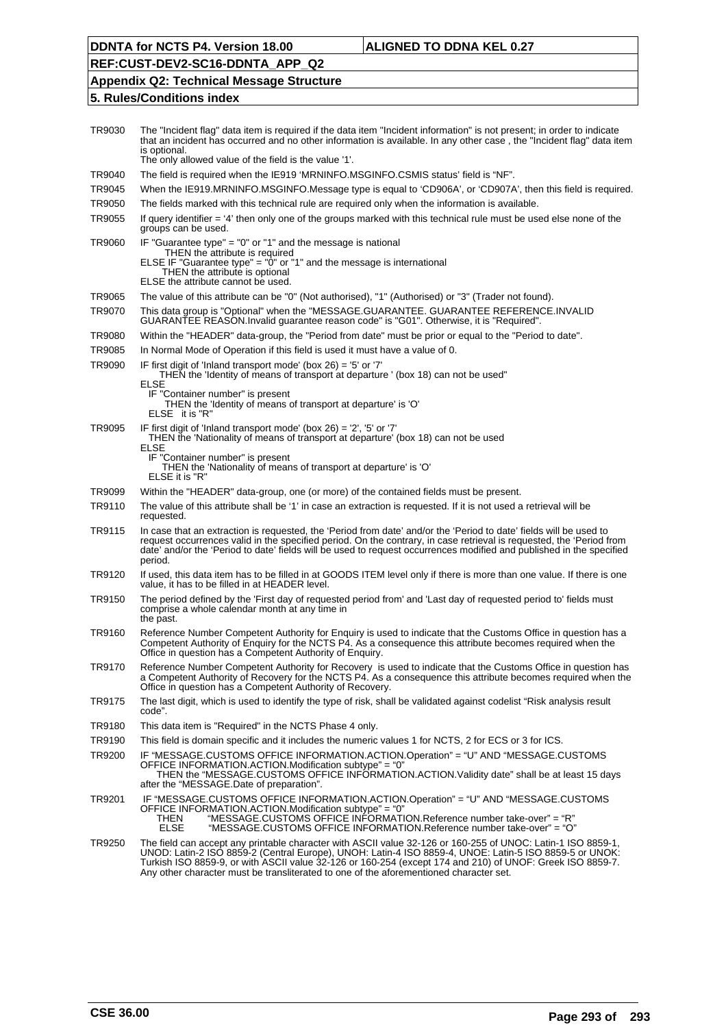| | |
|---|---|
| TR9030 | The "Incident flag" data item is required if the data item "Incident information" is not present; in order to indicate that an incident has occurred and no other information is available. In any other case , the "Incident flag" data item is optional.<br>The only allowed value of the field is the value '1'. |
| TR9040 | The field is required when the IE919 'MRNINFO.MSGINFO.CSMIS status' field is "NF". |
| TR9045 | When the IE919.MRNINFO.MSGINFO.Message type is equal to 'CD906A', or 'CD907A', then this field is required. |
| TR9050 | The fields marked with this technical rule are required only when the information is available. |
| TR9055 | If query identifier = '4' then only one of the groups marked with this technical rule must be used else none of the groups can be used. |
| TR9060 | IF "Guarantee type" = "0" or "1" and the message is national<br>THEN the attribute is required<br>ELSE IF "Guarantee type" = "0" or "1" and the message is international<br>THEN the attribute is optional<br>ELSE the attribute cannot be used. |
| TR9065 | The value of this attribute can be "0" (Not authorised), "1" (Authorised) or "3" (Trader not found). |
| TR9070 | This data group is "Optional" when the "MESSAGE.GUARANTEE. GUARANTEE REFERENCE.INVALID GUARANTEE REASON.Invalid guarantee reason code" is "G01". Otherwise, it is "Required". |
| TR9080 | Within the "HEADER" data-group, the "Period from date" must be prior or equal to the "Period to date". |
| TR9085 | In Normal Mode of Operation if this field is used it must have a value of 0. |
| TR9090 | IF first digit of 'Inland transport mode' (box 26) = '5' or '7'<br>THEN the 'Identity of means of transport at departure ' (box 18) can not be used"<br>ELSE<br>IF "Container number" is present<br>THEN the 'Identity of means of transport at departure' is 'O'<br>ELSE it is "R" |
| TR9095 | IF first digit of 'Inland transport mode' (box 26) = '2', '5' or '7'<br>THEN the 'Nationality of means of transport at departure' (box 18) can not be used<br>ELSE<br>IF "Container number" is present<br>THEN the 'Nationality of means of transport at departure' is 'O'<br>ELSE it is "R" |
| TR9099 | Within the "HEADER" data-group, one (or more) of the contained fields must be present. |
| TR9110 | The value of this attribute shall be '1' in case an extraction is requested. If it is not used a retrieval will be requested. |
| TR9115 | In case that an extraction is requested, the 'Period from date' and/or the 'Period to date' fields will be used to request occurrences valid in the specified period. On the contrary, in case retrieval is requested, the 'Period from date' and/or the 'Period to date' fields will be used to request occurrences modified and published in the specified period. |
| TR9120 | If used, this data item has to be filled in at GOODS ITEM level only if there is more than one value. If there is one value, it has to be filled in at HEADER level. |
| TR9150 | The period defined by the 'First day of requested period from' and 'Last day of requested period to' fields must comprise a whole calendar month at any time in the past. |
| TR9160 | Reference Number Competent Authority for Enquiry is used to indicate that the Customs Office in question has a Competent Authority of Enquiry for the NCTS P4. As a consequence this attribute becomes required when the Office in question has a Competent Authority of Enquiry. |
| TR9170 | Reference Number Competent Authority for Recovery is used to indicate that the Customs Office in question has a Competent Authority of Recovery for the NCTS P4. As a consequence this attribute becomes required when the Office in question has a Competent Authority of Recovery. |
| TR9175 | The last digit, which is used to identify the type of risk, shall be validated against codelist "Risk analysis result code". |
| TR9180 | This data item is "Required" in the NCTS Phase 4 only. |
| TR9190 | This field is domain specific and it includes the numeric values 1 for NCTS, 2 for ECS or 3 for ICS. |
| TR9200 | IF "MESSAGE.CUSTOMS OFFICE INFORMATION.ACTION.Operation" = "U" AND "MESSAGE.CUSTOMS OFFICE INFORMATION.ACTION.Modification subtype" = "0"<br>THEN the "MESSAGE.CUSTOMS OFFICE INFORMATION.ACTION.Validity date" shall be at least 15 days after the "MESSAGE.Date of preparation". |
| TR9201 | IF "MESSAGE.CUSTOMS OFFICE INFORMATION.ACTION.Operation" = "U" AND "MESSAGE.CUSTOMS OFFICE INFORMATION.ACTION.Modification subtype" = "0"<br>THEN "MESSAGE.CUSTOMS OFFICE INFORMATION.Reference number take-over" = "R"<br>ELSE "MESSAGE.CUSTOMS OFFICE INFORMATION.Reference number take-over" = "O" |
| TR9250 | The field can accept any printable character with ASCII value 32-126 or 160-255 of UNOC: Latin-1 ISO 8859-1, UNOD: Latin-2 ISO 8859-2 (Central Europe), UNOH: Latin-4 ISO 8859-4, UNOE: Latin-5 ISO 8859-5 or UNOK: Turkish ISO 8859-9, or with ASCII value 32-126 or 160-254 (except 174 and 210) of UNOF: Greek ISO 8859-7. Any other character must be transliterated to one of the aforementioned character set. |